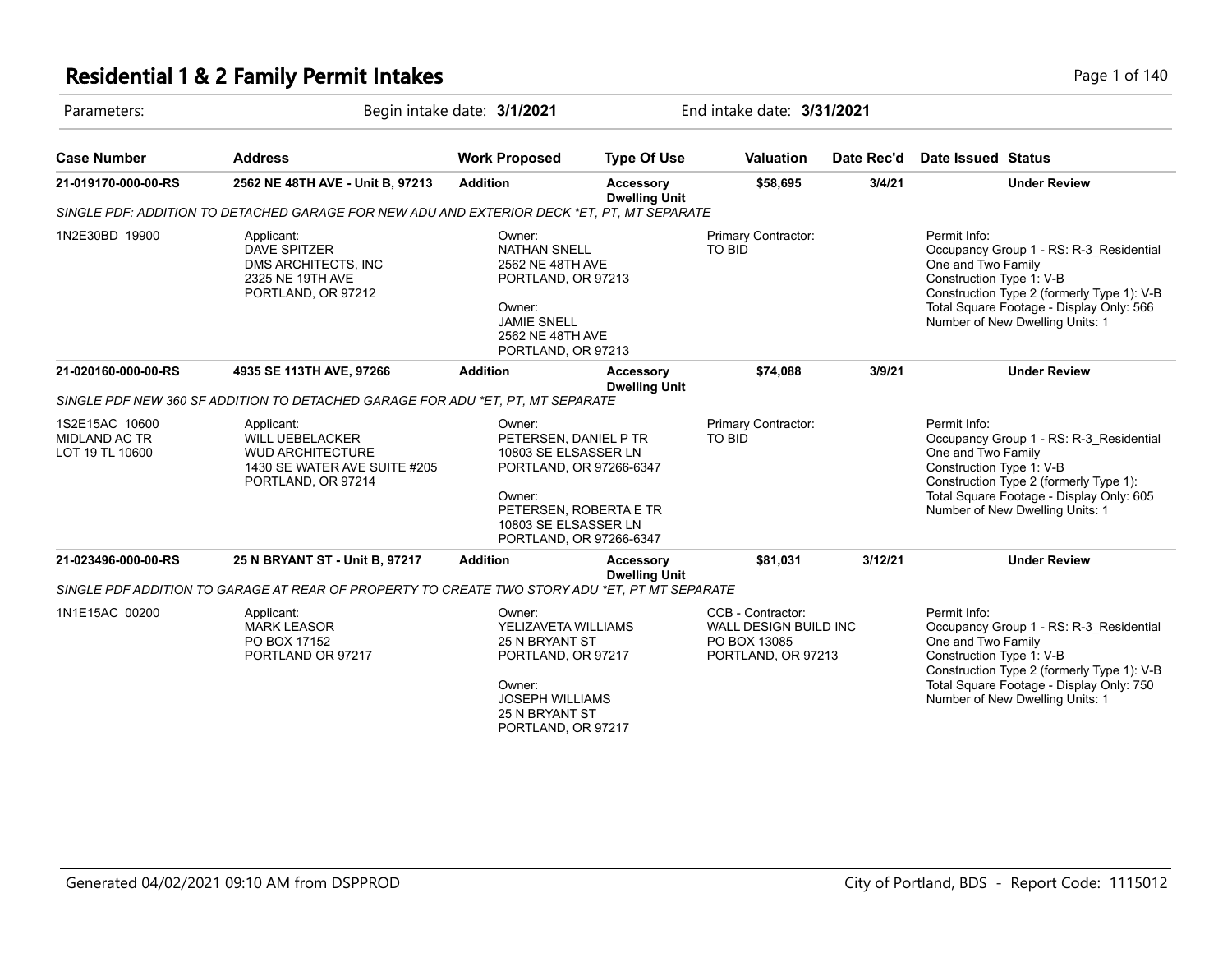# Residential 1 & 2 Family Permit Intakes

Parameters: Begin intake date: **3/1/2021** End intake date: **3/31/2021**

| Case Number | Address | Work Proposed | Type Of Use | Valuation | Date Rec'd | Date Issued | Status |
|---|---|---|---|---|---|---|---|
| **21-019170-000-00-RS** | **2562 NE 48TH AVE - Unit B, 97213** | **Addition** | **Accessory Dwelling Unit** | **$58,695** | **3/4/21** | | **Under Review** |

*SINGLE PDF: ADDITION TO DETACHED GARAGE FOR NEW ADU AND EXTERIOR DECK *ET, PT, MT SEPARATE*

1N2E30BD 19900

Applicant:
DAVE SPITZER
DMS ARCHITECTS, INC
2325 NE 19TH AVE
PORTLAND, OR 97212

Owner:
NATHAN SNELL
2562 NE 48TH AVE
PORTLAND, OR 97213

Owner:
JAMIE SNELL
2562 NE 48TH AVE
PORTLAND, OR 97213

Primary Contractor:
TO BID

Permit Info:
Occupancy Group 1 - RS: R-3_Residential One and Two Family
Construction Type 1: V-B
Construction Type 2 (formerly Type 1): V-B
Total Square Footage - Display Only: 566
Number of New Dwelling Units: 1

| Case Number | Address | Work Proposed | Type Of Use | Valuation | Date Rec'd | Date Issued | Status |
|---|---|---|---|---|---|---|---|
| **21-020160-000-00-RS** | **4935 SE 113TH AVE, 97266** | **Addition** | **Accessory Dwelling Unit** | **$74,088** | **3/9/21** | | **Under Review** |

*SINGLE PDF NEW 360 SF ADDITION TO DETACHED GARAGE FOR ADU *ET, PT, MT SEPARATE*

1S2E15AC 10600
MIDLAND AC TR
LOT 19 TL 10600

Applicant:
WILL UEBELACKER
WUD ARCHITECTURE
1430 SE WATER AVE SUITE #205
PORTLAND, OR 97214

Owner:
PETERSEN, DANIEL P TR
10803 SE ELSASSER LN
PORTLAND, OR 97266-6347

Owner:
PETERSEN, ROBERTA E TR
10803 SE ELSASSER LN
PORTLAND, OR 97266-6347

Primary Contractor:
TO BID

Permit Info:
Occupancy Group 1 - RS: R-3_Residential One and Two Family
Construction Type 1: V-B
Construction Type 2 (formerly Type 1):
Total Square Footage - Display Only: 605
Number of New Dwelling Units: 1

| Case Number | Address | Work Proposed | Type Of Use | Valuation | Date Rec'd | Date Issued | Status |
|---|---|---|---|---|---|---|---|
| **21-023496-000-00-RS** | **25 N BRYANT ST - Unit B, 97217** | **Addition** | **Accessory Dwelling Unit** | **$81,031** | **3/12/21** | | **Under Review** |

*SINGLE PDF ADDITION TO GARAGE AT REAR OF PROPERTY TO CREATE TWO STORY ADU *ET, PT MT SEPARATE*

1N1E15AC 00200

Applicant:
MARK LEASOR
PO BOX 17152
PORTLAND OR 97217

Owner:
YELIZAVETA WILLIAMS
25 N BRYANT ST
PORTLAND, OR 97217

Owner:
JOSEPH WILLIAMS
25 N BRYANT ST
PORTLAND, OR 97217

CCB - Contractor:
WALL DESIGN BUILD INC
PO BOX 13085
PORTLAND, OR 97213

Permit Info:
Occupancy Group 1 - RS: R-3_Residential One and Two Family
Construction Type 1: V-B
Construction Type 2 (formerly Type 1): V-B
Total Square Footage - Display Only: 750
Number of New Dwelling Units: 1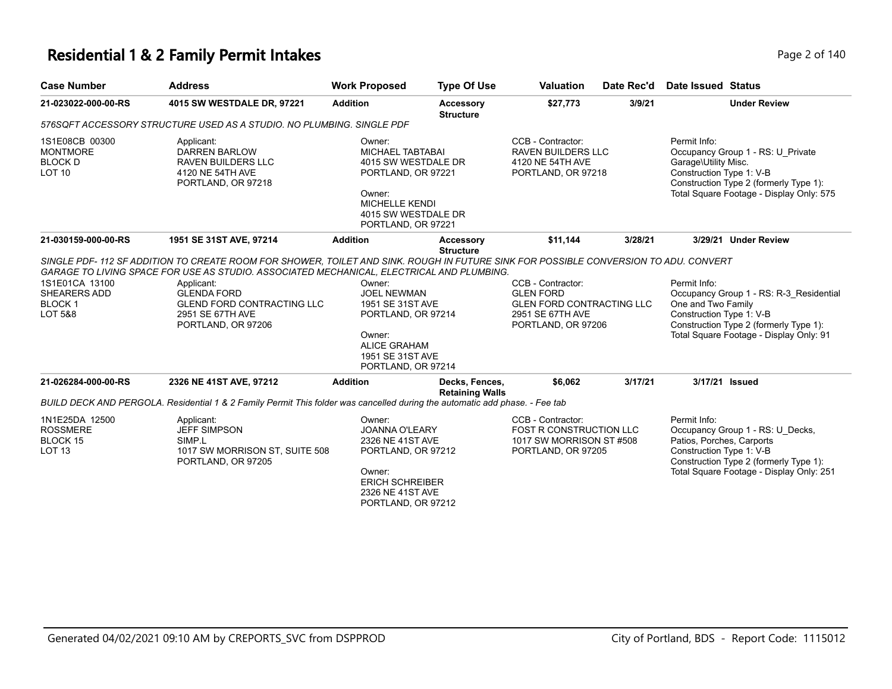# Residential 1 & 2 Family Permit Intakes

| Case Number | Address | Work Proposed | Type Of Use | Valuation | Date Rec'd | Date Issued | Status |
|---|---|---|---|---|---|---|---|
| 21-023022-000-00-RS | 4015 SW WESTDALE DR, 97221 | Addition | Accessory Structure | $27,773 | 3/9/21 | | Under Review |
| 21-030159-000-00-RS | 1951 SE 31ST AVE, 97214 | Addition | Accessory Structure | $11,144 | 3/28/21 | 3/29/21 | Under Review |
| 21-026284-000-00-RS | 2326 NE 41ST AVE, 97212 | Addition | Decks, Fences, Retaining Walls | $6,062 | 3/17/21 | 3/17/21 | Issued |

## 21-023022-000-00-RS — 4015 SW WESTDALE DR, 97221

*576SQFT ACCESSORY STRUCTURE USED AS A STUDIO. NO PLUMBING. SINGLE PDF*

1S1E08CB 00300
MONTMORE
BLOCK D
LOT 10

Applicant:
DARREN BARLOW
RAVEN BUILDERS LLC
4120 NE 54TH AVE
PORTLAND, OR 97218

Owner:
MICHAEL TABTABAI
4015 SW WESTDALE DR
PORTLAND, OR 97221

Owner:
MICHELLE KENDI
4015 SW WESTDALE DR
PORTLAND, OR 97221

CCB - Contractor:
RAVEN BUILDERS LLC
4120 NE 54TH AVE
PORTLAND, OR 97218

Permit Info:
Occupancy Group 1 - RS: U_Private Garage\Utility Misc.
Construction Type 1: V-B
Construction Type 2 (formerly Type 1):
Total Square Footage - Display Only: 575

## 21-030159-000-00-RS — 1951 SE 31ST AVE, 97214

*SINGLE PDF- 112 SF ADDITION TO CREATE ROOM FOR SHOWER, TOILET AND SINK. ROUGH IN FUTURE SINK FOR POSSIBLE CONVERSION TO ADU. CONVERT GARAGE TO LIVING SPACE FOR USE AS STUDIO. ASSOCIATED MECHANICAL, ELECTRICAL AND PLUMBING.*

1S1E01CA 13100
SHEARERS ADD
BLOCK 1
LOT 5&8

Applicant:
GLENDA FORD
GLEND FORD CONTRACTING LLC
2951 SE 67TH AVE
PORTLAND, OR 97206

Owner:
JOEL NEWMAN
1951 SE 31ST AVE
PORTLAND, OR 97214

Owner:
ALICE GRAHAM
1951 SE 31ST AVE
PORTLAND, OR 97214

CCB - Contractor:
GLEN FORD
GLEN FORD CONTRACTING LLC
2951 SE 67TH AVE
PORTLAND, OR 97206

Permit Info:
Occupancy Group 1 - RS: R-3_Residential One and Two Family
Construction Type 1: V-B
Construction Type 2 (formerly Type 1):
Total Square Footage - Display Only: 91

## 21-026284-000-00-RS — 2326 NE 41ST AVE, 97212

*BUILD DECK AND PERGOLA. Residential 1 & 2 Family Permit This folder was cancelled during the automatic add phase. - Fee tab*

1N1E25DA 12500
ROSSMERE
BLOCK 15
LOT 13

Applicant:
JEFF SIMPSON
SIMP.L
1017 SW MORRISON ST, SUITE 508
PORTLAND, OR 97205

Owner:
JOANNA O'LEARY
2326 NE 41ST AVE
PORTLAND, OR 97212

Owner:
ERICH SCHREIBER
2326 NE 41ST AVE
PORTLAND, OR 97212

CCB - Contractor:
FOST R CONSTRUCTION LLC
1017 SW MORRISON ST #508
PORTLAND, OR 97205

Permit Info:
Occupancy Group 1 - RS: U_Decks, Patios, Porches, Carports
Construction Type 1: V-B
Construction Type 2 (formerly Type 1):
Total Square Footage - Display Only: 251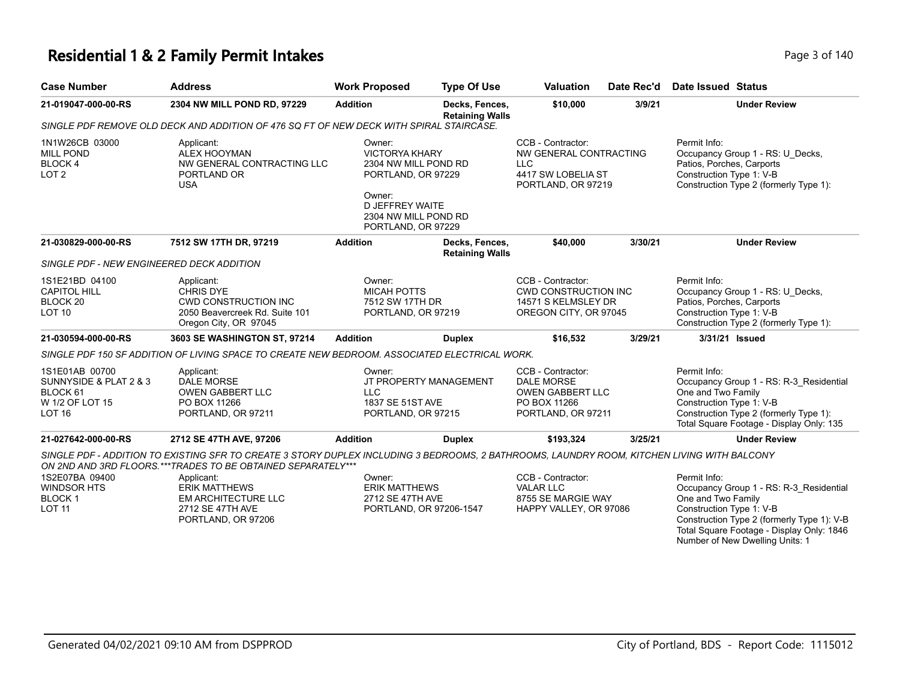# Residential 1 & 2 Family Permit Intakes

| Case Number | Address | Work Proposed | Type Of Use | Valuation | Date Rec'd | Date Issued | Status |
|---|---|---|---|---|---|---|---|
| 21-019047-000-00-RS | 2304 NW MILL POND RD, 97229 | Addition | Decks, Fences, Retaining Walls | $10,000 | 3/9/21 | | Under Review |

SINGLE PDF REMOVE OLD DECK AND ADDITION OF 476 SQ FT OF NEW DECK WITH SPIRAL STAIRCASE.

1N1W26CB 03000
MILL POND
BLOCK 4
LOT 2

Applicant:
ALEX HOOYMAN
NW GENERAL CONTRACTING LLC
PORTLAND OR
USA

Owner:
VICTORYA KHARY
2304 NW MILL POND RD
PORTLAND, OR 97229

Owner:
D JEFFREY WAITE
2304 NW MILL POND RD
PORTLAND, OR 97229

CCB - Contractor:
NW GENERAL CONTRACTING LLC
4417 SW LOBELIA ST
PORTLAND, OR 97219

Permit Info:
Occupancy Group 1 - RS: U_Decks, Patios, Porches, Carports
Construction Type 1: V-B
Construction Type 2 (formerly Type 1):

| Case Number | Address | Work Proposed | Type Of Use | Valuation | Date Rec'd | Date Issued | Status |
|---|---|---|---|---|---|---|---|
| 21-030829-000-00-RS | 7512 SW 17TH DR, 97219 | Addition | Decks, Fences, Retaining Walls | $40,000 | 3/30/21 | | Under Review |

SINGLE PDF - NEW ENGINEERED DECK ADDITION

1S1E21BD 04100
CAPITOL HILL
BLOCK 20
LOT 10

Applicant:
CHRIS DYE
CWD CONSTRUCTION INC
2050 Beavercreek Rd. Suite 101
Oregon City, OR 97045

Owner:
MICAH POTTS
7512 SW 17TH DR
PORTLAND, OR 97219

CCB - Contractor:
CWD CONSTRUCTION INC
14571 S KELMSLEY DR
OREGON CITY, OR 97045

Permit Info:
Occupancy Group 1 - RS: U_Decks, Patios, Porches, Carports
Construction Type 1: V-B
Construction Type 2 (formerly Type 1):

| Case Number | Address | Work Proposed | Type Of Use | Valuation | Date Rec'd | Date Issued | Status |
|---|---|---|---|---|---|---|---|
| 21-030594-000-00-RS | 3603 SE WASHINGTON ST, 97214 | Addition | Duplex | $16,532 | 3/29/21 | 3/31/21 | Issued |

SINGLE PDF 150 SF ADDITION OF LIVING SPACE TO CREATE NEW BEDROOM. ASSOCIATED ELECTRICAL WORK.

1S1E01AB 00700
SUNNYSIDE & PLAT 2 & 3
BLOCK 61
W 1/2 OF LOT 15
LOT 16

Applicant:
DALE MORSE
OWEN GABBERT LLC
PO BOX 11266
PORTLAND, OR 97211

Owner:
JT PROPERTY MANAGEMENT LLC
1837 SE 51ST AVE
PORTLAND, OR 97215

CCB - Contractor:
DALE MORSE
OWEN GABBERT LLC
PO BOX 11266
PORTLAND, OR 97211

Permit Info:
Occupancy Group 1 - RS: R-3_Residential One and Two Family
Construction Type 1: V-B
Construction Type 2 (formerly Type 1):
Total Square Footage - Display Only: 135

| Case Number | Address | Work Proposed | Type Of Use | Valuation | Date Rec'd | Date Issued | Status |
|---|---|---|---|---|---|---|---|
| 21-027642-000-00-RS | 2712 SE 47TH AVE, 97206 | Addition | Duplex | $193,324 | 3/25/21 | | Under Review |

SINGLE PDF - ADDITION TO EXISTING SFR TO CREATE 3 STORY DUPLEX INCLUDING 3 BEDROOMS, 2 BATHROOMS, LAUNDRY ROOM, KITCHEN LIVING WITH BALCONY ON 2ND AND 3RD FLOORS.***TRADES TO BE OBTAINED SEPARATELY***

1S2E07BA 09400
WINDSOR HTS
BLOCK 1
LOT 11

Applicant:
ERIK MATTHEWS
EM ARCHITECTURE LLC
2712 SE 47TH AVE
PORTLAND, OR 97206

Owner:
ERIK MATTHEWS
2712 SE 47TH AVE
PORTLAND, OR 97206-1547

CCB - Contractor:
VALAR LLC
8755 SE MARGIE WAY
HAPPY VALLEY, OR 97086

Permit Info:
Occupancy Group 1 - RS: R-3_Residential One and Two Family
Construction Type 1: V-B
Construction Type 2 (formerly Type 1): V-B
Total Square Footage - Display Only: 1846
Number of New Dwelling Units: 1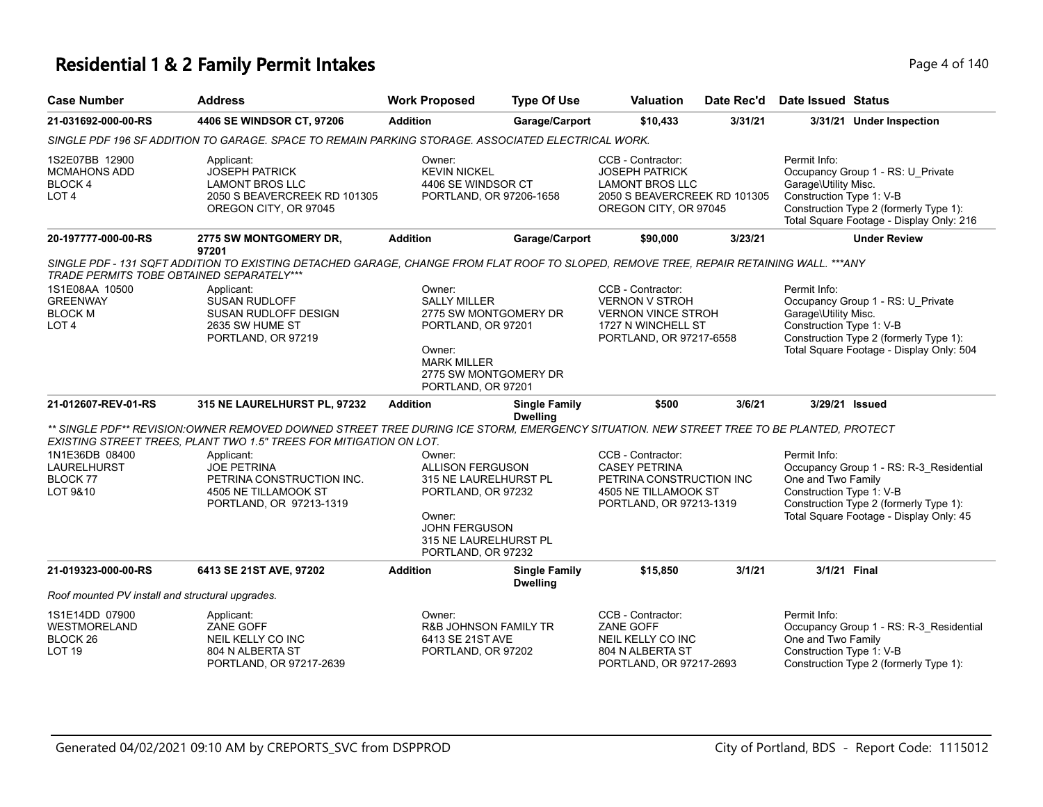# Residential 1 & 2 Family Permit Intakes

| Case Number | Address | Work Proposed | Type Of Use | Valuation | Date Rec'd | Date Issued | Status |
|---|---|---|---|---|---|---|---|
| 21-031692-000-00-RS | 4406 SE WINDSOR CT, 97206 | Addition | Garage/Carport | $10,433 | 3/31/21 | 3/31/21 | Under Inspection |

*SINGLE PDF 196 SF ADDITION TO GARAGE. SPACE TO REMAIN PARKING STORAGE. ASSOCIATED ELECTRICAL WORK.*

1S2E07BB 12900
MCMAHONS ADD
BLOCK 4
LOT 4

Applicant:
JOSEPH PATRICK
LAMONT BROS LLC
2050 S BEAVERCREEK RD 101305
OREGON CITY, OR 97045

Owner:
KEVIN NICKEL
4406 SE WINDSOR CT
PORTLAND, OR 97206-1658

CCB - Contractor:
JOSEPH PATRICK
LAMONT BROS LLC
2050 S BEAVERCREEK RD 101305
OREGON CITY, OR 97045

Permit Info:
Occupancy Group 1 - RS: U_Private Garage\Utility Misc.
Construction Type 1: V-B
Construction Type 2 (formerly Type 1):
Total Square Footage - Display Only: 216

| Case Number | Address | Work Proposed | Type Of Use | Valuation | Date Rec'd | Date Issued | Status |
|---|---|---|---|---|---|---|---|
| 20-197777-000-00-RS | 2775 SW MONTGOMERY DR, 97201 | Addition | Garage/Carport | $90,000 | 3/23/21 | | Under Review |

*SINGLE PDF - 131 SQFT ADDITION TO EXISTING DETACHED GARAGE, CHANGE FROM FLAT ROOF TO SLOPED, REMOVE TREE, REPAIR RETAINING WALL. ***ANY TRADE PERMITS TOBE OBTAINED SEPARATELY****

1S1E08AA 10500
GREENWAY
BLOCK M
LOT 4

Applicant:
SUSAN RUDLOFF
SUSAN RUDLOFF DESIGN
2635 SW HUME ST
PORTLAND, OR 97219

Owner:
SALLY MILLER
2775 SW MONTGOMERY DR
PORTLAND, OR 97201

Owner:
MARK MILLER
2775 SW MONTGOMERY DR
PORTLAND, OR 97201

CCB - Contractor:
VERNON V STROH
VERNON VINCE STROH
1727 N WINCHELL ST
PORTLAND, OR 97217-6558

Permit Info:
Occupancy Group 1 - RS: U_Private Garage\Utility Misc.
Construction Type 1: V-B
Construction Type 2 (formerly Type 1):
Total Square Footage - Display Only: 504

| Case Number | Address | Work Proposed | Type Of Use | Valuation | Date Rec'd | Date Issued | Status |
|---|---|---|---|---|---|---|---|
| 21-012607-REV-01-RS | 315 NE LAURELHURST PL, 97232 | Addition | Single Family Dwelling | $500 | 3/6/21 | 3/29/21 | Issued |

*** SINGLE PDF** REVISION:OWNER REMOVED DOWNED STREET TREE DURING ICE STORM, EMERGENCY SITUATION. NEW STREET TREE TO BE PLANTED, PROTECT EXISTING STREET TREES, PLANT TWO 1.5" TREES FOR MITIGATION ON LOT.*

1N1E36DB 08400
LAURELHURST
BLOCK 77
LOT 9&10

Applicant:
JOE PETRINA
PETRINA CONSTRUCTION INC.
4505 NE TILLAMOOK ST
PORTLAND, OR 97213-1319

Owner:
ALLISON FERGUSON
315 NE LAURELHURST PL
PORTLAND, OR 97232

Owner:
JOHN FERGUSON
315 NE LAURELHURST PL
PORTLAND, OR 97232

CCB - Contractor:
CASEY PETRINA
PETRINA CONSTRUCTION INC
4505 NE TILLAMOOK ST
PORTLAND, OR 97213-1319

Permit Info:
Occupancy Group 1 - RS: R-3_Residential One and Two Family
Construction Type 1: V-B
Construction Type 2 (formerly Type 1):
Total Square Footage - Display Only: 45

| Case Number | Address | Work Proposed | Type Of Use | Valuation | Date Rec'd | Date Issued | Status |
|---|---|---|---|---|---|---|---|
| 21-019323-000-00-RS | 6413 SE 21ST AVE, 97202 | Addition | Single Family Dwelling | $15,850 | 3/1/21 | 3/1/21 | Final |

*Roof mounted PV install and structural upgrades.*

1S1E14DD 07900
WESTMORELAND
BLOCK 26
LOT 19

Applicant:
ZANE GOFF
NEIL KELLY CO INC
804 N ALBERTA ST
PORTLAND, OR 97217-2639

Owner:
R&B JOHNSON FAMILY TR
6413 SE 21ST AVE
PORTLAND, OR 97202

CCB - Contractor:
ZANE GOFF
NEIL KELLY CO INC
804 N ALBERTA ST
PORTLAND, OR 97217-2693

Permit Info:
Occupancy Group 1 - RS: R-3_Residential One and Two Family
Construction Type 1: V-B
Construction Type 2 (formerly Type 1):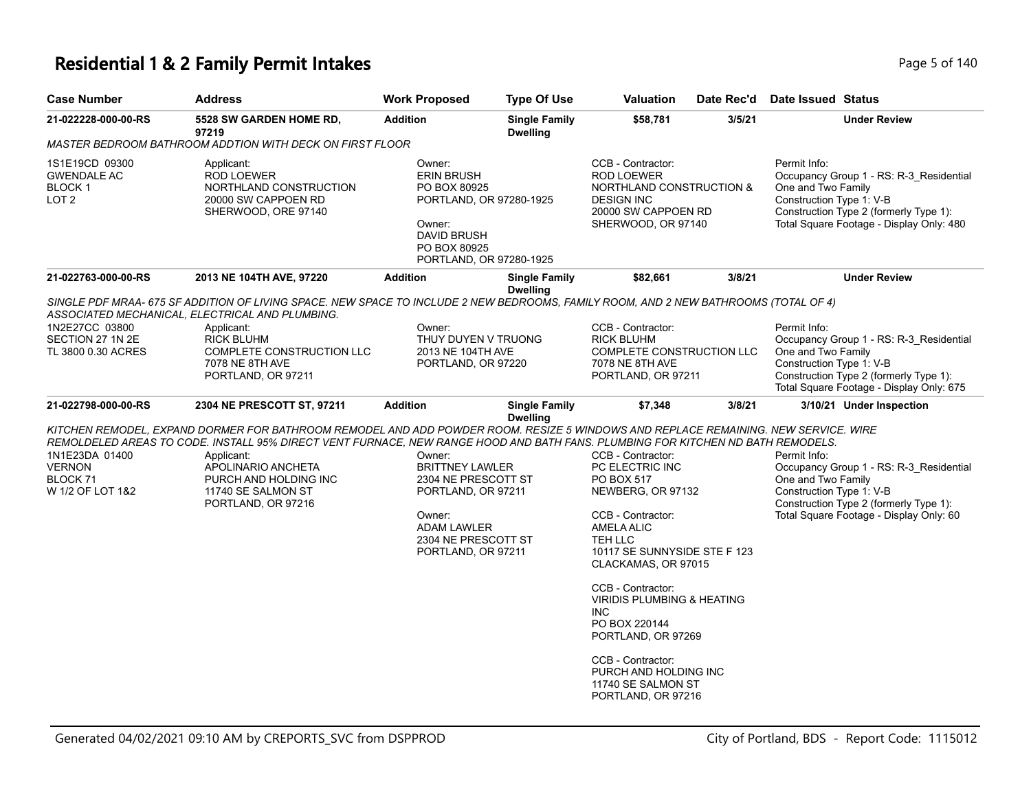# Residential 1 & 2 Family Permit Intakes

| Case Number | Address | Work Proposed | Type Of Use | Valuation | Date Rec'd | Date Issued | Status |
|---|---|---|---|---|---|---|---|
| 21-022228-000-00-RS | 5528 SW GARDEN HOME RD, 97219 | Addition | Single Family Dwelling | $58,781 | 3/5/21 | | Under Review |

*MASTER BEDROOM BATHROOM ADDTION WITH DECK ON FIRST FLOOR*

1S1E19CD 09300
GWENDALE AC
BLOCK 1
LOT 2

Applicant:
ROD LOEWER
NORTHLAND CONSTRUCTION
20000 SW CAPPOEN RD
SHERWOOD, ORE 97140

Owner:
ERIN BRUSH
PO BOX 80925
PORTLAND, OR 97280-1925

Owner:
DAVID BRUSH
PO BOX 80925
PORTLAND, OR 97280-1925

CCB - Contractor:
ROD LOEWER
NORTHLAND CONSTRUCTION & DESIGN INC
20000 SW CAPPOEN RD
SHERWOOD, OR 97140

Permit Info:
Occupancy Group 1 - RS: R-3_Residential One and Two Family
Construction Type 1: V-B
Construction Type 2 (formerly Type 1):
Total Square Footage - Display Only: 480

---

| Case Number | Address | Work Proposed | Type Of Use | Valuation | Date Rec'd | Date Issued | Status |
|---|---|---|---|---|---|---|---|
| 21-022763-000-00-RS | 2013 NE 104TH AVE, 97220 | Addition | Single Family Dwelling | $82,661 | 3/8/21 | | Under Review |

*SINGLE PDF MRAA- 675 SF ADDITION OF LIVING SPACE. NEW SPACE TO INCLUDE 2 NEW BEDROOMS, FAMILY ROOM, AND 2 NEW BATHROOMS (TOTAL OF 4) ASSOCIATED MECHANICAL, ELECTRICAL AND PLUMBING.*

1N2E27CC 03800
SECTION 27 1N 2E
TL 3800 0.30 ACRES

Applicant:
RICK BLUHM
COMPLETE CONSTRUCTION LLC
7078 NE 8TH AVE
PORTLAND, OR 97211

Owner:
THUY DUYEN V TRUONG
2013 NE 104TH AVE
PORTLAND, OR 97220

CCB - Contractor:
RICK BLUHM
COMPLETE CONSTRUCTION LLC
7078 NE 8TH AVE
PORTLAND, OR 97211

Permit Info:
Occupancy Group 1 - RS: R-3_Residential One and Two Family
Construction Type 1: V-B
Construction Type 2 (formerly Type 1):
Total Square Footage - Display Only: 675

---

| Case Number | Address | Work Proposed | Type Of Use | Valuation | Date Rec'd | Date Issued | Status |
|---|---|---|---|---|---|---|---|
| 21-022798-000-00-RS | 2304 NE PRESCOTT ST, 97211 | Addition | Single Family Dwelling | $7,348 | 3/8/21 | 3/10/21 | Under Inspection |

*KITCHEN REMODEL, EXPAND DORMER FOR BATHROOM REMODEL AND ADD POWDER ROOM. RESIZE 5 WINDOWS AND REPLACE REMAINING. NEW SERVICE. WIRE REMOLDELED AREAS TO CODE. INSTALL 95% DIRECT VENT FURNACE, NEW RANGE HOOD AND BATH FANS. PLUMBING FOR KITCHEN ND BATH REMODELS.*

1N1E23DA 01400
VERNON
BLOCK 71
W 1/2 OF LOT 1&2

Applicant:
APOLINARIO ANCHETA
PURCH AND HOLDING INC
11740 SE SALMON ST
PORTLAND, OR 97216

Owner:
BRITTNEY LAWLER
2304 NE PRESCOTT ST
PORTLAND, OR 97211

Owner:
ADAM LAWLER
2304 NE PRESCOTT ST
PORTLAND, OR 97211

CCB - Contractor:
PC ELECTRIC INC
PO BOX 517
NEWBERG, OR 97132

CCB - Contractor:
AMELA ALIC
TEH LLC
10117 SE SUNNYSIDE STE F 123
CLACKAMAS, OR 97015

CCB - Contractor:
VIRIDIS PLUMBING & HEATING INC
PO BOX 220144
PORTLAND, OR 97269

CCB - Contractor:
PURCH AND HOLDING INC
11740 SE SALMON ST
PORTLAND, OR 97216

Permit Info:
Occupancy Group 1 - RS: R-3_Residential One and Two Family
Construction Type 1: V-B
Construction Type 2 (formerly Type 1):
Total Square Footage - Display Only: 60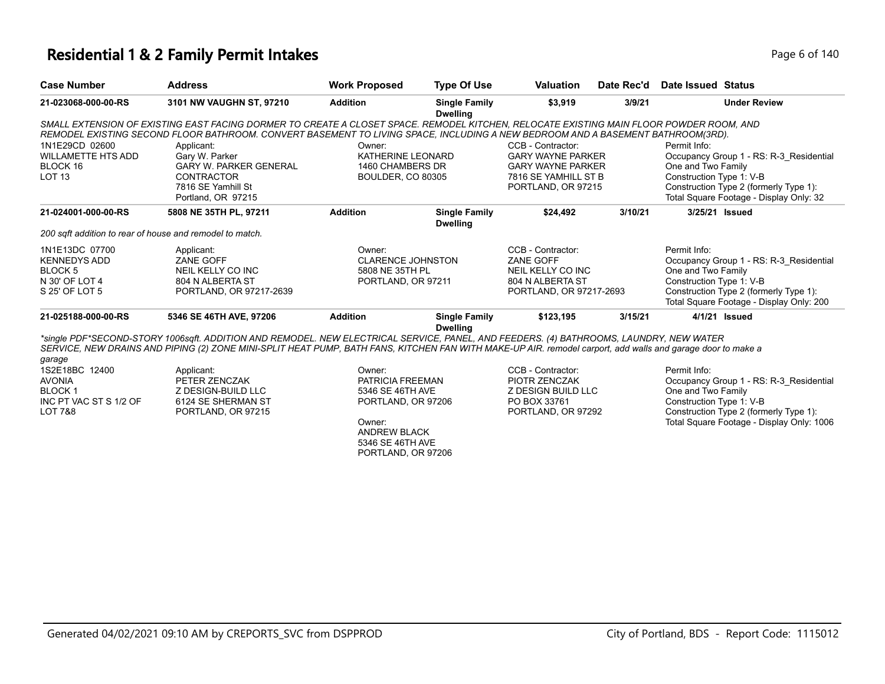# Residential 1 & 2 Family Permit Intakes

| Case Number | Address | Work Proposed | Type Of Use | Valuation | Date Rec'd | Date Issued | Status |
|---|---|---|---|---|---|---|---|
| 21-023068-000-00-RS | 3101 NW VAUGHN ST, 97210 | Addition | Single Family Dwelling | $3,919 | 3/9/21 | | Under Review |

*SMALL EXTENSION OF EXISTING EAST FACING DORMER TO CREATE A CLOSET SPACE. REMODEL KITCHEN, RELOCATE EXISTING MAIN FLOOR POWDER ROOM, AND REMODEL EXISTING SECOND FLOOR BATHROOM. CONVERT BASEMENT TO LIVING SPACE, INCLUDING A NEW BEDROOM AND A BASEMENT BATHROOM(3RD).*

| Property | Applicant | Owner | CCB - Contractor | Permit Info |
|---|---|---|---|---|
| 1N1E29CD 02600<br>WILLAMETTE HTS ADD<br>BLOCK 16<br>LOT 13 | Applicant:<br>Gary W. Parker<br>GARY W. PARKER GENERAL CONTRACTOR<br>7816 SE Yamhill St<br>Portland, OR 97215 | Owner:<br>KATHERINE LEONARD<br>1460 CHAMBERS DR<br>BOULDER, CO 80305 | CCB - Contractor:<br>GARY WAYNE PARKER<br>GARY WAYNE PARKER<br>7816 SE YAMHILL ST B<br>PORTLAND, OR 97215 | Permit Info:<br>Occupancy Group 1 - RS: R-3_Residential One and Two Family<br>Construction Type 1: V-B<br>Construction Type 2 (formerly Type 1):<br>Total Square Footage - Display Only: 32 |

| Case Number | Address | Work Proposed | Type Of Use | Valuation | Date Rec'd | Date Issued | Status |
|---|---|---|---|---|---|---|---|
| 21-024001-000-00-RS | 5808 NE 35TH PL, 97211 | Addition | Single Family Dwelling | $24,492 | 3/10/21 | 3/25/21 | Issued |

*200 sqft addition to rear of house and remodel to match.*

| Property | Applicant | Owner | CCB - Contractor | Permit Info |
|---|---|---|---|---|
| 1N1E13DC 07700<br>KENNEDYS ADD<br>BLOCK 5<br>N 30' OF LOT 4<br>S 25' OF LOT 5 | Applicant:<br>ZANE GOFF<br>NEIL KELLY CO INC<br>804 N ALBERTA ST<br>PORTLAND, OR 97217-2639 | Owner:<br>CLARENCE JOHNSTON<br>5808 NE 35TH PL<br>PORTLAND, OR 97211 | CCB - Contractor:<br>ZANE GOFF<br>NEIL KELLY CO INC<br>804 N ALBERTA ST<br>PORTLAND, OR 97217-2693 | Permit Info:<br>Occupancy Group 1 - RS: R-3_Residential One and Two Family<br>Construction Type 1: V-B<br>Construction Type 2 (formerly Type 1):<br>Total Square Footage - Display Only: 200 |

| Case Number | Address | Work Proposed | Type Of Use | Valuation | Date Rec'd | Date Issued | Status |
|---|---|---|---|---|---|---|---|
| 21-025188-000-00-RS | 5346 SE 46TH AVE, 97206 | Addition | Single Family Dwelling | $123,195 | 3/15/21 | 4/1/21 | Issued |

*\*single PDF\*SECOND-STORY 1006sqft. ADDITION AND REMODEL. NEW ELECTRICAL SERVICE, PANEL, AND FEEDERS. (4) BATHROOMS, LAUNDRY, NEW WATER SERVICE, NEW DRAINS AND PIPING (2) ZONE MINI-SPLIT HEAT PUMP, BATH FANS, KITCHEN FAN WITH MAKE-UP AIR. remodel carport, add walls and garage door to make a garage*

| Property | Applicant | Owner | CCB - Contractor | Permit Info |
|---|---|---|---|---|
| 1S2E18BC 12400<br>AVONIA<br>BLOCK 1<br>INC PT VAC ST S 1/2 OF LOT 7&8 | Applicant:<br>PETER ZENCZAK<br>Z DESIGN-BUILD LLC<br>6124 SE SHERMAN ST<br>PORTLAND, OR 97215 | Owner:<br>PATRICIA FREEMAN<br>5346 SE 46TH AVE<br>PORTLAND, OR 97206<br><br>Owner:<br>ANDREW BLACK<br>5346 SE 46TH AVE<br>PORTLAND, OR 97206 | CCB - Contractor:<br>PIOTR ZENCZAK<br>Z DESIGN BUILD LLC<br>PO BOX 33761<br>PORTLAND, OR 97292 | Permit Info:<br>Occupancy Group 1 - RS: R-3_Residential One and Two Family<br>Construction Type 1: V-B<br>Construction Type 2 (formerly Type 1):<br>Total Square Footage - Display Only: 1006 |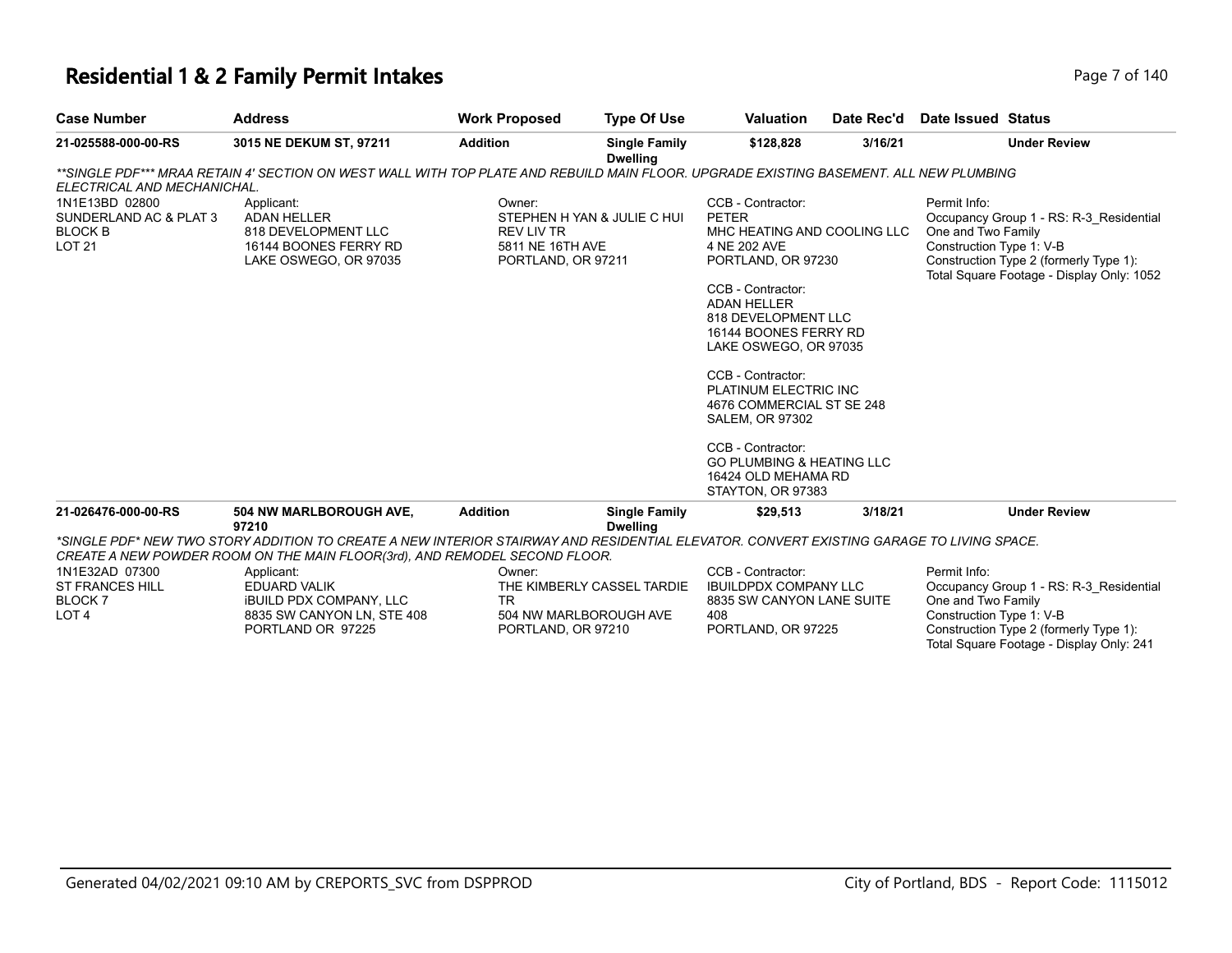# Residential 1 & 2 Family Permit Intakes

| Case Number | Address | Work Proposed | Type Of Use | Valuation | Date Rec'd | Date Issued | Status |
|---|---|---|---|---|---|---|---|
| 21-025588-000-00-RS | 3015 NE DEKUM ST, 97211 | Addition | Single Family Dwelling | $128,828 | 3/16/21 | | Under Review |

*\*\*SINGLE PDF\*\*\* MRAA RETAIN 4' SECTION ON WEST WALL WITH TOP PLATE AND REBUILD MAIN FLOOR. UPGRADE EXISTING BASEMENT. ALL NEW PLUMBING ELECTRICAL AND MECHANICHAL.*

1N1E13BD 02800
SUNDERLAND AC & PLAT 3
BLOCK B
LOT 21

Applicant:
ADAN HELLER
818 DEVELOPMENT LLC
16144 BOONES FERRY RD
LAKE OSWEGO, OR 97035

Owner:
STEPHEN H YAN & JULIE C HUI
REV LIV TR
5811 NE 16TH AVE
PORTLAND, OR 97211

CCB - Contractor:
PETER
MHC HEATING AND COOLING LLC
4 NE 202 AVE
PORTLAND, OR 97230

CCB - Contractor:
ADAN HELLER
818 DEVELOPMENT LLC
16144 BOONES FERRY RD
LAKE OSWEGO, OR 97035

CCB - Contractor:
PLATINUM ELECTRIC INC
4676 COMMERCIAL ST SE 248
SALEM, OR 97302

CCB - Contractor:
GO PLUMBING & HEATING LLC
16424 OLD MEHAMA RD
STAYTON, OR 97383

Permit Info:
Occupancy Group 1 - RS: R-3_Residential One and Two Family
Construction Type 1: V-B
Construction Type 2 (formerly Type 1):
Total Square Footage - Display Only: 1052

| Case Number | Address | Work Proposed | Type Of Use | Valuation | Date Rec'd | Date Issued | Status |
|---|---|---|---|---|---|---|---|
| 21-026476-000-00-RS | 504 NW MARLBOROUGH AVE, 97210 | Addition | Single Family Dwelling | $29,513 | 3/18/21 | | Under Review |

*\*SINGLE PDF\* NEW TWO STORY ADDITION TO CREATE A NEW INTERIOR STAIRWAY AND RESIDENTIAL ELEVATOR. CONVERT EXISTING GARAGE TO LIVING SPACE. CREATE A NEW POWDER ROOM ON THE MAIN FLOOR(3rd), AND REMODEL SECOND FLOOR.*

1N1E32AD 07300
ST FRANCES HILL
BLOCK 7
LOT 4

Applicant:
EDUARD VALIK
iBUILD PDX COMPANY, LLC
8835 SW CANYON LN, STE 408
PORTLAND OR 97225

Owner:
THE KIMBERLY CASSEL TARDIE TR
504 NW MARLBOROUGH AVE
PORTLAND, OR 97210

CCB - Contractor:
IBUILDPDX COMPANY LLC
8835 SW CANYON LANE SUITE 408
PORTLAND, OR 97225

Permit Info:
Occupancy Group 1 - RS: R-3_Residential One and Two Family
Construction Type 1: V-B
Construction Type 2 (formerly Type 1):
Total Square Footage - Display Only: 241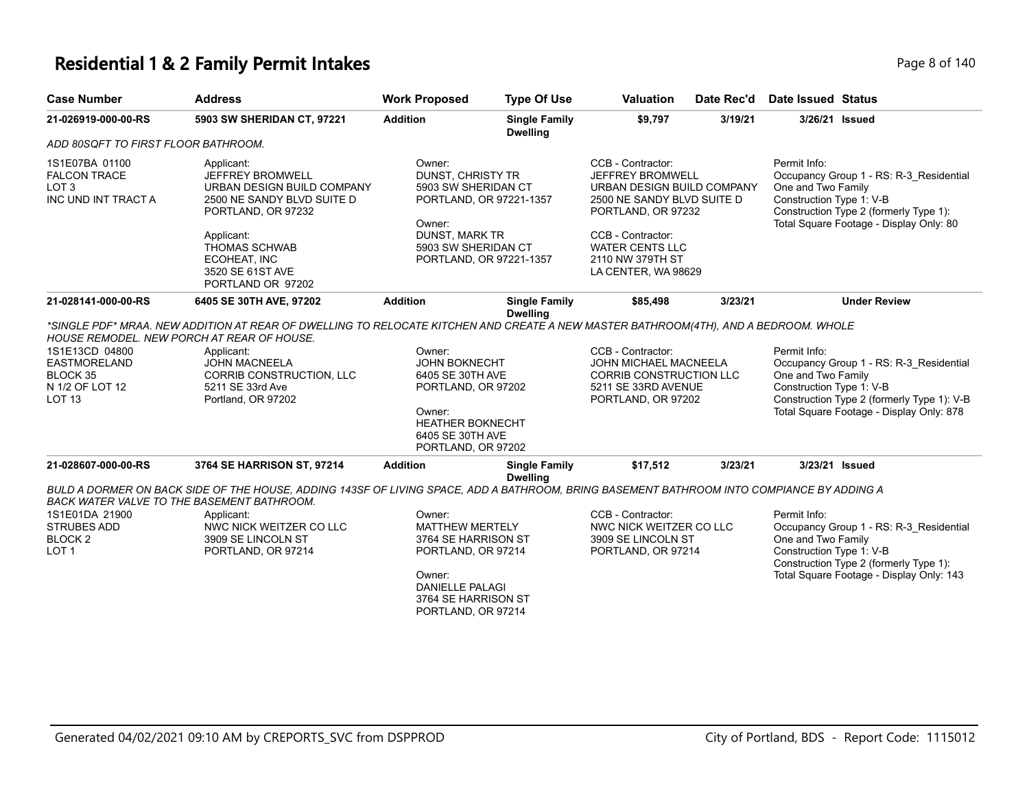# Residential 1 & 2 Family Permit Intakes

| Case Number | Address | Work Proposed | Type Of Use | Valuation | Date Rec'd | Date Issued | Status |
|---|---|---|---|---|---|---|---|
| 21-026919-000-00-RS | 5903 SW SHERIDAN CT, 97221 | Addition | Single Family Dwelling | $9,797 | 3/19/21 | 3/26/21 | Issued |

*ADD 80SQFT TO FIRST FLOOR BATHROOM.*

1S1E07BA 01100
FALCON TRACE
LOT 3
INC UND INT TRACT A

Applicant:
JEFFREY BROMWELL
URBAN DESIGN BUILD COMPANY
2500 NE SANDY BLVD SUITE D
PORTLAND, OR 97232

Applicant:
THOMAS SCHWAB
ECOHEAT, INC
3520 SE 61ST AVE
PORTLAND OR 97202

Owner:
DUNST, CHRISTY TR
5903 SW SHERIDAN CT
PORTLAND, OR 97221-1357

Owner:
DUNST, MARK TR
5903 SW SHERIDAN CT
PORTLAND, OR 97221-1357

CCB - Contractor:
JEFFREY BROMWELL
URBAN DESIGN BUILD COMPANY
2500 NE SANDY BLVD SUITE D
PORTLAND, OR 97232

CCB - Contractor:
WATER CENTS LLC
2110 NW 379TH ST
LA CENTER, WA 98629

Permit Info:
Occupancy Group 1 - RS: R-3_Residential One and Two Family
Construction Type 1: V-B
Construction Type 2 (formerly Type 1):
Total Square Footage - Display Only: 80

| Case Number | Address | Work Proposed | Type Of Use | Valuation | Date Rec'd | Date Issued | Status |
|---|---|---|---|---|---|---|---|
| 21-028141-000-00-RS | 6405 SE 30TH AVE, 97202 | Addition | Single Family Dwelling | $85,498 | 3/23/21 | | Under Review |

*\*SINGLE PDF\* MRAA. NEW ADDITION AT REAR OF DWELLING TO RELOCATE KITCHEN AND CREATE A NEW MASTER BATHROOM(4TH), AND A BEDROOM. WHOLE HOUSE REMODEL. NEW PORCH AT REAR OF HOUSE.*

1S1E13CD 04800
EASTMORELAND
BLOCK 35
N 1/2 OF LOT 12
LOT 13

Applicant:
JOHN MACNEELA
CORRIB CONSTRUCTION, LLC
5211 SE 33rd Ave
Portland, OR 97202

Owner:
JOHN BOKNECHT
6405 SE 30TH AVE
PORTLAND, OR 97202

Owner:
HEATHER BOKNECHT
6405 SE 30TH AVE
PORTLAND, OR 97202

CCB - Contractor:
JOHN MICHAEL MACNEELA
CORRIB CONSTRUCTION LLC
5211 SE 33RD AVENUE
PORTLAND, OR 97202

Permit Info:
Occupancy Group 1 - RS: R-3_Residential One and Two Family
Construction Type 1: V-B
Construction Type 2 (formerly Type 1): V-B
Total Square Footage - Display Only: 878

| Case Number | Address | Work Proposed | Type Of Use | Valuation | Date Rec'd | Date Issued | Status |
|---|---|---|---|---|---|---|---|
| 21-028607-000-00-RS | 3764 SE HARRISON ST, 97214 | Addition | Single Family Dwelling | $17,512 | 3/23/21 | 3/23/21 | Issued |

*BULD A DORMER ON BACK SIDE OF THE HOUSE, ADDING 143SF OF LIVING SPACE, ADD A BATHROOM, BRING BASEMENT BATHROOM INTO COMPIANCE BY ADDING A BACK WATER VALVE TO THE BASEMENT BATHROOM.*

1S1E01DA 21900
STRUBES ADD
BLOCK 2
LOT 1

Applicant:
NWC NICK WEITZER CO LLC
3909 SE LINCOLN ST
PORTLAND, OR 97214

Owner:
MATTHEW MERTELY
3764 SE HARRISON ST
PORTLAND, OR 97214

Owner:
DANIELLE PALAGI
3764 SE HARRISON ST
PORTLAND, OR 97214

CCB - Contractor:
NWC NICK WEITZER CO LLC
3909 SE LINCOLN ST
PORTLAND, OR 97214

Permit Info:
Occupancy Group 1 - RS: R-3_Residential One and Two Family
Construction Type 1: V-B
Construction Type 2 (formerly Type 1):
Total Square Footage - Display Only: 143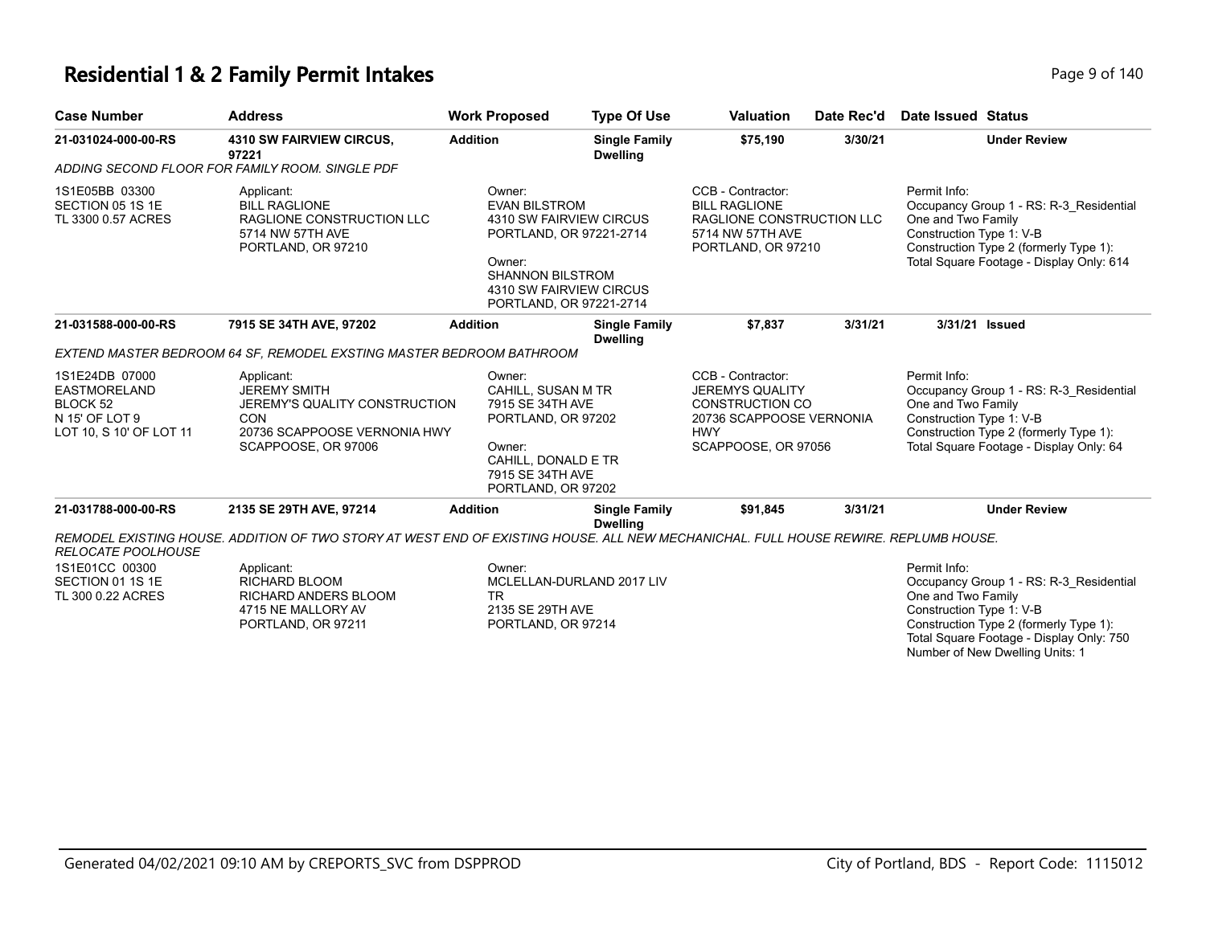# Residential 1 & 2 Family Permit Intakes

| Case Number | Address | Work Proposed | Type Of Use | Valuation | Date Rec'd | Date Issued | Status |
|---|---|---|---|---|---|---|---|
| 21-031024-000-00-RS | 4310 SW FAIRVIEW CIRCUS, 97221 | Addition | Single Family Dwelling | $75,190 | 3/30/21 | | Under Review |

*ADDING SECOND FLOOR FOR FAMILY ROOM. SINGLE PDF*

1S1E05BB 03300
SECTION 05 1S 1E
TL 3300 0.57 ACRES

Applicant:
BILL RAGLIONE
RAGLIONE CONSTRUCTION LLC
5714 NW 57TH AVE
PORTLAND, OR 97210

Owner:
EVAN BILSTROM
4310 SW FAIRVIEW CIRCUS
PORTLAND, OR 97221-2714

Owner:
SHANNON BILSTROM
4310 SW FAIRVIEW CIRCUS
PORTLAND, OR 97221-2714

CCB - Contractor:
BILL RAGLIONE
RAGLIONE CONSTRUCTION LLC
5714 NW 57TH AVE
PORTLAND, OR 97210

Permit Info:
Occupancy Group 1 - RS: R-3_Residential One and Two Family
Construction Type 1: V-B
Construction Type 2 (formerly Type 1):
Total Square Footage - Display Only: 614

| Case Number | Address | Work Proposed | Type Of Use | Valuation | Date Rec'd | Date Issued | Status |
|---|---|---|---|---|---|---|---|
| 21-031588-000-00-RS | 7915 SE 34TH AVE, 97202 | Addition | Single Family Dwelling | $7,837 | 3/31/21 | 3/31/21 | Issued |

*EXTEND MASTER BEDROOM 64 SF, REMODEL EXSTING MASTER BEDROOM BATHROOM*

1S1E24DB 07000
EASTMORELAND
BLOCK 52
N 15' OF LOT 9
LOT 10, S 10' OF LOT 11

Applicant:
JEREMY SMITH
JEREMY'S QUALITY CONSTRUCTION CON
20736 SCAPPOOSE VERNONIA HWY
SCAPPOOSE, OR 97006

Owner:
CAHILL, SUSAN M TR
7915 SE 34TH AVE
PORTLAND, OR 97202

Owner:
CAHILL, DONALD E TR
7915 SE 34TH AVE
PORTLAND, OR 97202

CCB - Contractor:
JEREMYS QUALITY CONSTRUCTION CO
20736 SCAPPOOSE VERNONIA HWY
SCAPPOOSE, OR 97056

Permit Info:
Occupancy Group 1 - RS: R-3_Residential One and Two Family
Construction Type 1: V-B
Construction Type 2 (formerly Type 1):
Total Square Footage - Display Only: 64

| Case Number | Address | Work Proposed | Type Of Use | Valuation | Date Rec'd | Date Issued | Status |
|---|---|---|---|---|---|---|---|
| 21-031788-000-00-RS | 2135 SE 29TH AVE, 97214 | Addition | Single Family Dwelling | $91,845 | 3/31/21 | | Under Review |

*REMODEL EXISTING HOUSE. ADDITION OF TWO STORY AT WEST END OF EXISTING HOUSE. ALL NEW MECHANICHAL. FULL HOUSE REWIRE. REPLUMB HOUSE. RELOCATE POOLHOUSE*

1S1E01CC 00300
SECTION 01 1S 1E
TL 300 0.22 ACRES

Applicant:
RICHARD BLOOM
RICHARD ANDERS BLOOM
4715 NE MALLORY AV
PORTLAND, OR 97211

Owner:
MCLELLAN-DURLAND 2017 LIV TR
2135 SE 29TH AVE
PORTLAND, OR 97214

Permit Info:
Occupancy Group 1 - RS: R-3_Residential One and Two Family
Construction Type 1: V-B
Construction Type 2 (formerly Type 1):
Total Square Footage - Display Only: 750
Number of New Dwelling Units: 1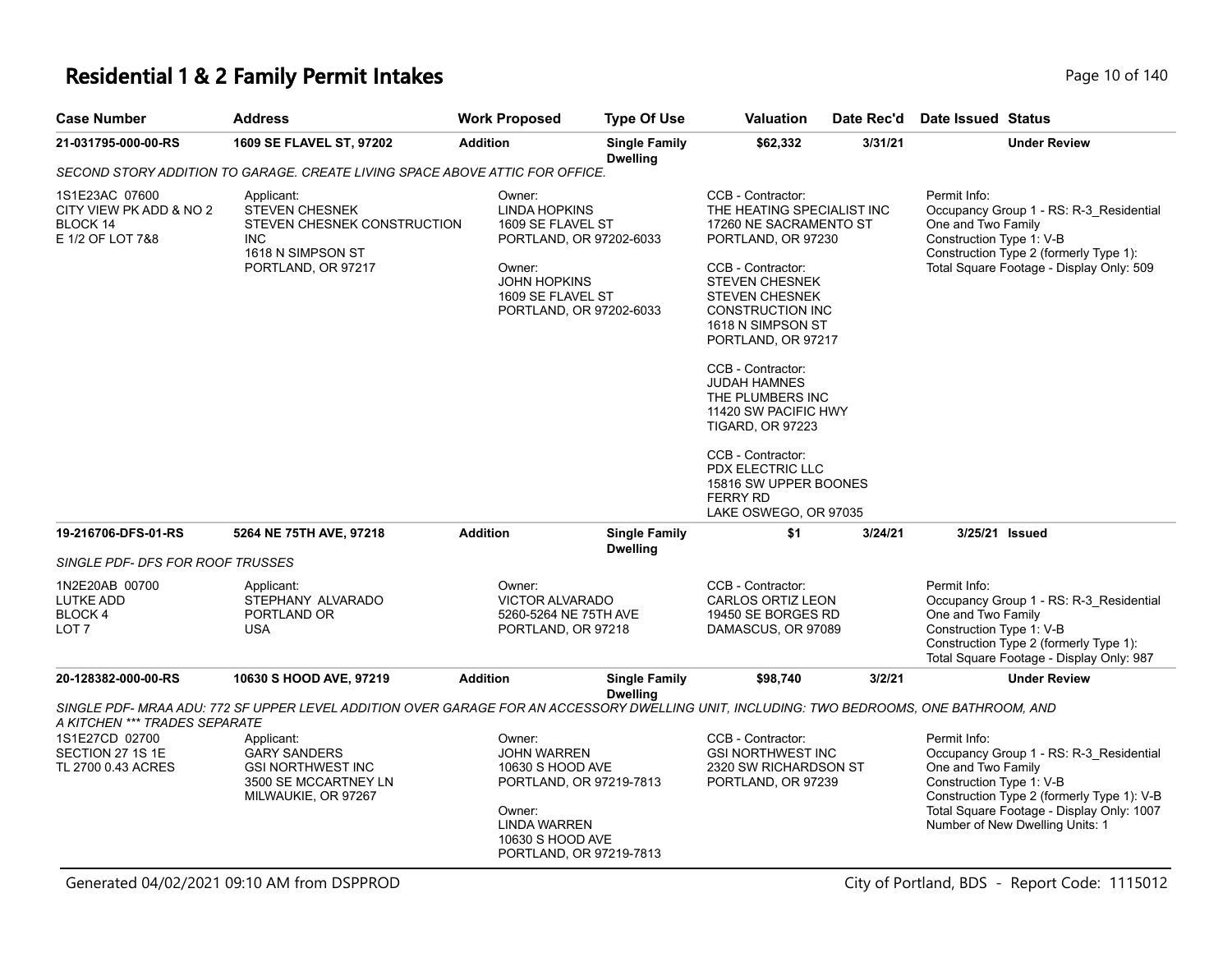# Residential 1 & 2 Family Permit Intakes

| Case Number | Address | Work Proposed | Type Of Use | Valuation | Date Rec'd | Date Issued | Status |
|---|---|---|---|---|---|---|---|
| 21-031795-000-00-RS | 1609 SE FLAVEL ST, 97202 | Addition | Single Family Dwelling | $62,332 | 3/31/21 | | Under Review |

*SECOND STORY ADDITION TO GARAGE. CREATE LIVING SPACE ABOVE ATTIC FOR OFFICE.*

1S1E23AC 07600
CITY VIEW PK ADD & NO 2
BLOCK 14
E 1/2 OF LOT 7&8

Applicant:
STEVEN CHESNEK
STEVEN CHESNEK CONSTRUCTION INC
1618 N SIMPSON ST
PORTLAND, OR 97217

Owner:
LINDA HOPKINS
1609 SE FLAVEL ST
PORTLAND, OR 97202-6033

Owner:
JOHN HOPKINS
1609 SE FLAVEL ST
PORTLAND, OR 97202-6033

CCB - Contractor:
THE HEATING SPECIALIST INC
17260 NE SACRAMENTO ST
PORTLAND, OR 97230

CCB - Contractor:
STEVEN CHESNEK
STEVEN CHESNEK CONSTRUCTION INC
1618 N SIMPSON ST
PORTLAND, OR 97217

CCB - Contractor:
JUDAH HAMNES
THE PLUMBERS INC
11420 SW PACIFIC HWY
TIGARD, OR 97223

CCB - Contractor:
PDX ELECTRIC LLC
15816 SW UPPER BOONES FERRY RD
LAKE OSWEGO, OR 97035

Permit Info:
Occupancy Group 1 - RS: R-3_Residential One and Two Family
Construction Type 1: V-B
Construction Type 2 (formerly Type 1):
Total Square Footage - Display Only: 509

| Case Number | Address | Work Proposed | Type Of Use | Valuation | Date Rec'd | Date Issued | Status |
|---|---|---|---|---|---|---|---|
| 19-216706-DFS-01-RS | 5264 NE 75TH AVE, 97218 | Addition | Single Family Dwelling | $1 | 3/24/21 | 3/25/21 | Issued |

*SINGLE PDF- DFS FOR ROOF TRUSSES*

1N2E20AB 00700
LUTKE ADD
BLOCK 4
LOT 7

Applicant:
STEPHANY ALVARADO
PORTLAND OR
USA

Owner:
VICTOR ALVARADO
5260-5264 NE 75TH AVE
PORTLAND, OR 97218

CCB - Contractor:
CARLOS ORTIZ LEON
19450 SE BORGES RD
DAMASCUS, OR 97089

Permit Info:
Occupancy Group 1 - RS: R-3_Residential One and Two Family
Construction Type 1: V-B
Construction Type 2 (formerly Type 1):
Total Square Footage - Display Only: 987

| Case Number | Address | Work Proposed | Type Of Use | Valuation | Date Rec'd | Date Issued | Status |
|---|---|---|---|---|---|---|---|
| 20-128382-000-00-RS | 10630 S HOOD AVE, 97219 | Addition | Single Family Dwelling | $98,740 | 3/2/21 | | Under Review |

*SINGLE PDF- MRAA ADU: 772 SF UPPER LEVEL ADDITION OVER GARAGE FOR AN ACCESSORY DWELLING UNIT, INCLUDING: TWO BEDROOMS, ONE BATHROOM, AND A KITCHEN *** TRADES SEPARATE*

1S1E27CD 02700
SECTION 27 1S 1E
TL 2700 0.43 ACRES

Applicant:
GARY SANDERS
GSI NORTHWEST INC
3500 SE MCCARTNEY LN
MILWAUKIE, OR 97267

Owner:
JOHN WARREN
10630 S HOOD AVE
PORTLAND, OR 97219-7813

Owner:
LINDA WARREN
10630 S HOOD AVE
PORTLAND, OR 97219-7813

CCB - Contractor:
GSI NORTHWEST INC
2320 SW RICHARDSON ST
PORTLAND, OR 97239

Permit Info:
Occupancy Group 1 - RS: R-3_Residential One and Two Family
Construction Type 1: V-B
Construction Type 2 (formerly Type 1): V-B
Total Square Footage - Display Only: 1007
Number of New Dwelling Units: 1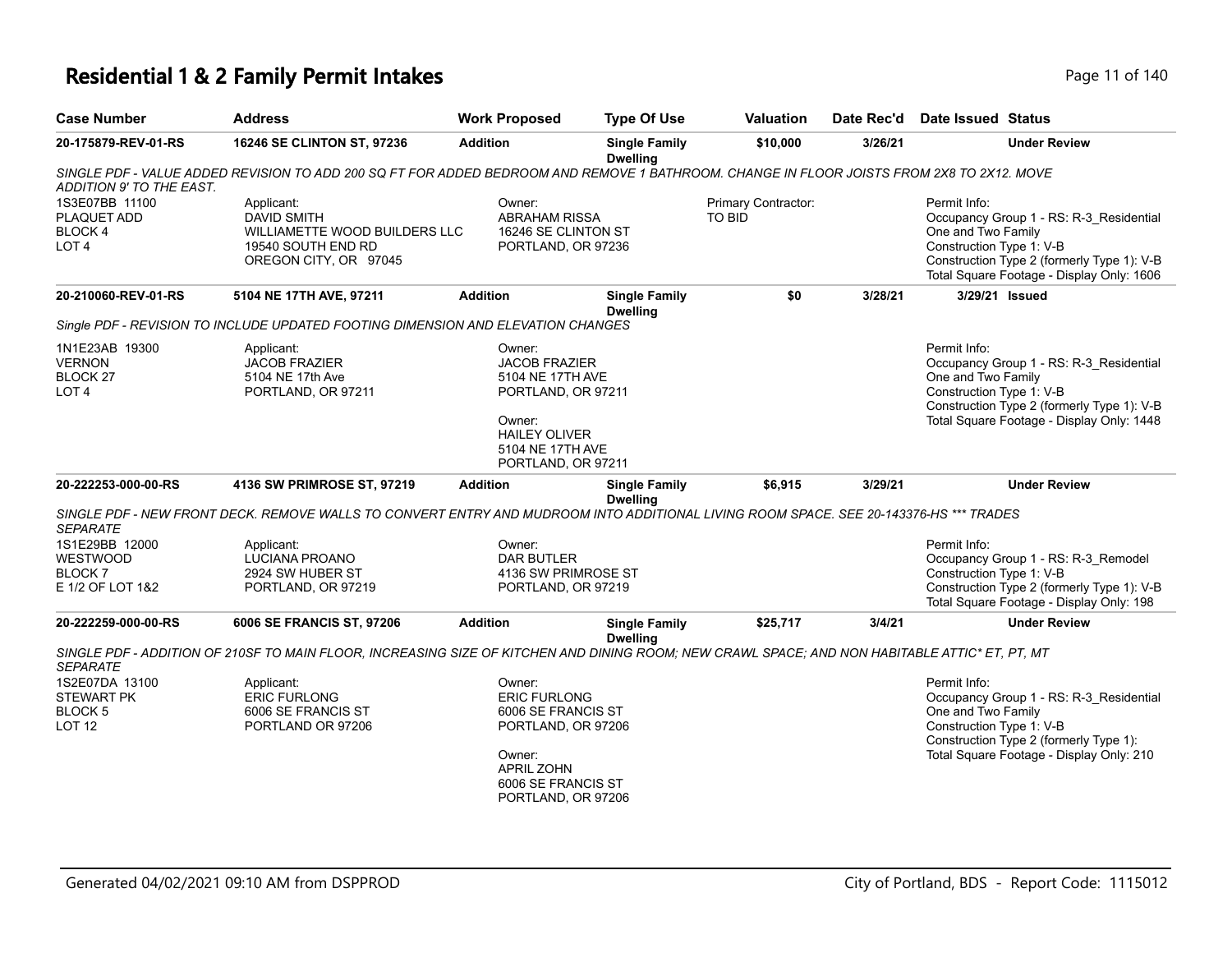# Residential 1 & 2 Family Permit Intakes

| Case Number | Address | Work Proposed | Type Of Use | Valuation | Date Rec'd | Date Issued | Status |
|---|---|---|---|---|---|---|---|
| 20-175879-REV-01-RS | 16246 SE CLINTON ST, 97236 | Addition | Single Family Dwelling | $10,000 | 3/26/21 | | Under Review |
| 20-210060-REV-01-RS | 5104 NE 17TH AVE, 97211 | Addition | Single Family Dwelling | $0 | 3/28/21 | 3/29/21 | Issued |
| 20-222253-000-00-RS | 4136 SW PRIMROSE ST, 97219 | Addition | Single Family Dwelling | $6,915 | 3/29/21 | | Under Review |
| 20-222259-000-00-RS | 6006 SE FRANCIS ST, 97206 | Addition | Single Family Dwelling | $25,717 | 3/4/21 | | Under Review |

## 20-175879-REV-01-RS

SINGLE PDF - VALUE ADDED REVISION TO ADD 200 SQ FT FOR ADDED BEDROOM AND REMOVE 1 BATHROOM. CHANGE IN FLOOR JOISTS FROM 2X8 TO 2X12. MOVE ADDITION 9' TO THE EAST.

1S3E07BB 11100
PLAQUET ADD
BLOCK 4
LOT 4

Applicant:
DAVID SMITH
WILLIAMETTE WOOD BUILDERS LLC
19540 SOUTH END RD
OREGON CITY, OR 97045

Owner:
ABRAHAM RISSA
16246 SE CLINTON ST
PORTLAND, OR 97236

Primary Contractor:
TO BID

Permit Info:
Occupancy Group 1 - RS: R-3_Residential One and Two Family
Construction Type 1: V-B
Construction Type 2 (formerly Type 1): V-B
Total Square Footage - Display Only: 1606

## 20-210060-REV-01-RS

Single PDF - REVISION TO INCLUDE UPDATED FOOTING DIMENSION AND ELEVATION CHANGES

1N1E23AB 19300
VERNON
BLOCK 27
LOT 4

Applicant:
JACOB FRAZIER
5104 NE 17th Ave
PORTLAND, OR 97211

Owner:
JACOB FRAZIER
5104 NE 17TH AVE
PORTLAND, OR 97211

Owner:
HAILEY OLIVER
5104 NE 17TH AVE
PORTLAND, OR 97211

Permit Info:
Occupancy Group 1 - RS: R-3_Residential One and Two Family
Construction Type 1: V-B
Construction Type 2 (formerly Type 1): V-B
Total Square Footage - Display Only: 1448

## 20-222253-000-00-RS

SINGLE PDF - NEW FRONT DECK. REMOVE WALLS TO CONVERT ENTRY AND MUDROOM INTO ADDITIONAL LIVING ROOM SPACE. SEE 20-143376-HS *** TRADES SEPARATE

1S1E29BB 12000
WESTWOOD
BLOCK 7
E 1/2 OF LOT 1&2

Applicant:
LUCIANA PROANO
2924 SW HUBER ST
PORTLAND, OR 97219

Owner:
DAR BUTLER
4136 SW PRIMROSE ST
PORTLAND, OR 97219

Permit Info:
Occupancy Group 1 - RS: R-3_Remodel
Construction Type 1: V-B
Construction Type 2 (formerly Type 1): V-B
Total Square Footage - Display Only: 198

## 20-222259-000-00-RS

SINGLE PDF - ADDITION OF 210SF TO MAIN FLOOR, INCREASING SIZE OF KITCHEN AND DINING ROOM; NEW CRAWL SPACE; AND NON HABITABLE ATTIC* ET, PT, MT SEPARATE

1S2E07DA 13100
STEWART PK
BLOCK 5
LOT 12

Applicant:
ERIC FURLONG
6006 SE FRANCIS ST
PORTLAND OR 97206

Owner:
ERIC FURLONG
6006 SE FRANCIS ST
PORTLAND, OR 97206

Owner:
APRIL ZOHN
6006 SE FRANCIS ST
PORTLAND, OR 97206

Permit Info:
Occupancy Group 1 - RS: R-3_Residential One and Two Family
Construction Type 1: V-B
Construction Type 2 (formerly Type 1):
Total Square Footage - Display Only: 210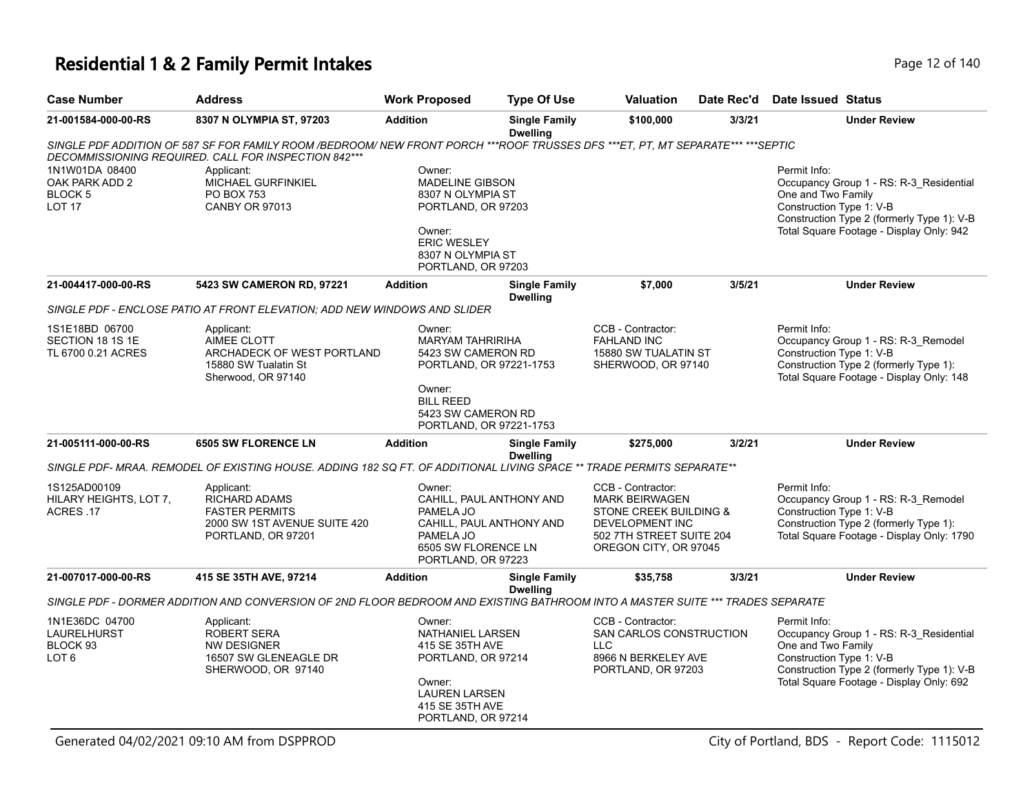# Residential 1 & 2 Family Permit Intakes

| Case Number | Address | Work Proposed | Type Of Use | Valuation | Date Rec'd | Date Issued | Status |
|---|---|---|---|---|---|---|---|
| 21-001584-000-00-RS | 8307 N OLYMPIA ST, 97203 | Addition | Single Family Dwelling | $100,000 | 3/3/21 | | Under Review |

SINGLE PDF ADDITION OF 587 SF FOR FAMILY ROOM /BEDROOM/ NEW FRONT PORCH ***ROOF TRUSSES DFS ***ET, PT, MT SEPARATE*** ***SEPTIC DECOMMISSIONING REQUIRED. CALL FOR INSPECTION 842***

1N1W01DA 08400
OAK PARK ADD 2
BLOCK 5
LOT 17

Applicant:
MICHAEL GURFINKIEL
PO BOX 753
CANBY OR 97013

Owner:
MADELINE GIBSON
8307 N OLYMPIA ST
PORTLAND, OR 97203

Owner:
ERIC WESLEY
8307 N OLYMPIA ST
PORTLAND, OR 97203

Permit Info:
Occupancy Group 1 - RS: R-3_Residential One and Two Family
Construction Type 1: V-B
Construction Type 2 (formerly Type 1): V-B
Total Square Footage - Display Only: 942

| Case Number | Address | Work Proposed | Type Of Use | Valuation | Date Rec'd | Date Issued | Status |
|---|---|---|---|---|---|---|---|
| 21-004417-000-00-RS | 5423 SW CAMERON RD, 97221 | Addition | Single Family Dwelling | $7,000 | 3/5/21 | | Under Review |

SINGLE PDF - ENCLOSE PATIO AT FRONT ELEVATION; ADD NEW WINDOWS AND SLIDER

1S1E18BD 06700
SECTION 18 1S 1E
TL 6700 0.21 ACRES

Applicant:
AIMEE CLOTT
ARCHADECK OF WEST PORTLAND
15880 SW Tualatin St
Sherwood, OR 97140

Owner:
MARYAM TAHRIRIHA
5423 SW CAMERON RD
PORTLAND, OR 97221-1753

Owner:
BILL REED
5423 SW CAMERON RD
PORTLAND, OR 97221-1753

CCB - Contractor:
FAHLAND INC
15880 SW TUALATIN ST
SHERWOOD, OR 97140

Permit Info:
Occupancy Group 1 - RS: R-3_Remodel
Construction Type 1: V-B
Construction Type 2 (formerly Type 1):
Total Square Footage - Display Only: 148

| Case Number | Address | Work Proposed | Type Of Use | Valuation | Date Rec'd | Date Issued | Status |
|---|---|---|---|---|---|---|---|
| 21-005111-000-00-RS | 6505 SW FLORENCE LN | Addition | Single Family Dwelling | $275,000 | 3/2/21 | | Under Review |

SINGLE PDF- MRAA. REMODEL OF EXISTING HOUSE. ADDING 182 SQ FT. OF ADDITIONAL LIVING SPACE ** TRADE PERMITS SEPARATE**

1S125AD00109
HILARY HEIGHTS, LOT 7, ACRES .17

Applicant:
RICHARD ADAMS
FASTER PERMITS
2000 SW 1ST AVENUE SUITE 420
PORTLAND, OR 97201

Owner:
CAHILL, PAUL ANTHONY AND PAMELA JO
CAHILL, PAUL ANTHONY AND PAMELA JO
6505 SW FLORENCE LN
PORTLAND, OR 97223

CCB - Contractor:
MARK BEIRWAGEN
STONE CREEK BUILDING & DEVELOPMENT INC
502 7TH STREET SUITE 204
OREGON CITY, OR 97045

Permit Info:
Occupancy Group 1 - RS: R-3_Remodel
Construction Type 1: V-B
Construction Type 2 (formerly Type 1):
Total Square Footage - Display Only: 1790

| Case Number | Address | Work Proposed | Type Of Use | Valuation | Date Rec'd | Date Issued | Status |
|---|---|---|---|---|---|---|---|
| 21-007017-000-00-RS | 415 SE 35TH AVE, 97214 | Addition | Single Family Dwelling | $35,758 | 3/3/21 | | Under Review |

SINGLE PDF - DORMER ADDITION AND CONVERSION OF 2ND FLOOR BEDROOM AND EXISTING BATHROOM INTO A MASTER SUITE *** TRADES SEPARATE

1N1E36DC 04700
LAURELHURST
BLOCK 93
LOT 6

Applicant:
ROBERT SERA
NW DESIGNER
16507 SW GLENEAGLE DR
SHERWOOD, OR 97140

Owner:
NATHANIEL LARSEN
415 SE 35TH AVE
PORTLAND, OR 97214

Owner:
LAUREN LARSEN
415 SE 35TH AVE
PORTLAND, OR 97214

CCB - Contractor:
SAN CARLOS CONSTRUCTION LLC
8966 N BERKELEY AVE
PORTLAND, OR 97203

Permit Info:
Occupancy Group 1 - RS: R-3_Residential One and Two Family
Construction Type 1: V-B
Construction Type 2 (formerly Type 1): V-B
Total Square Footage - Display Only: 692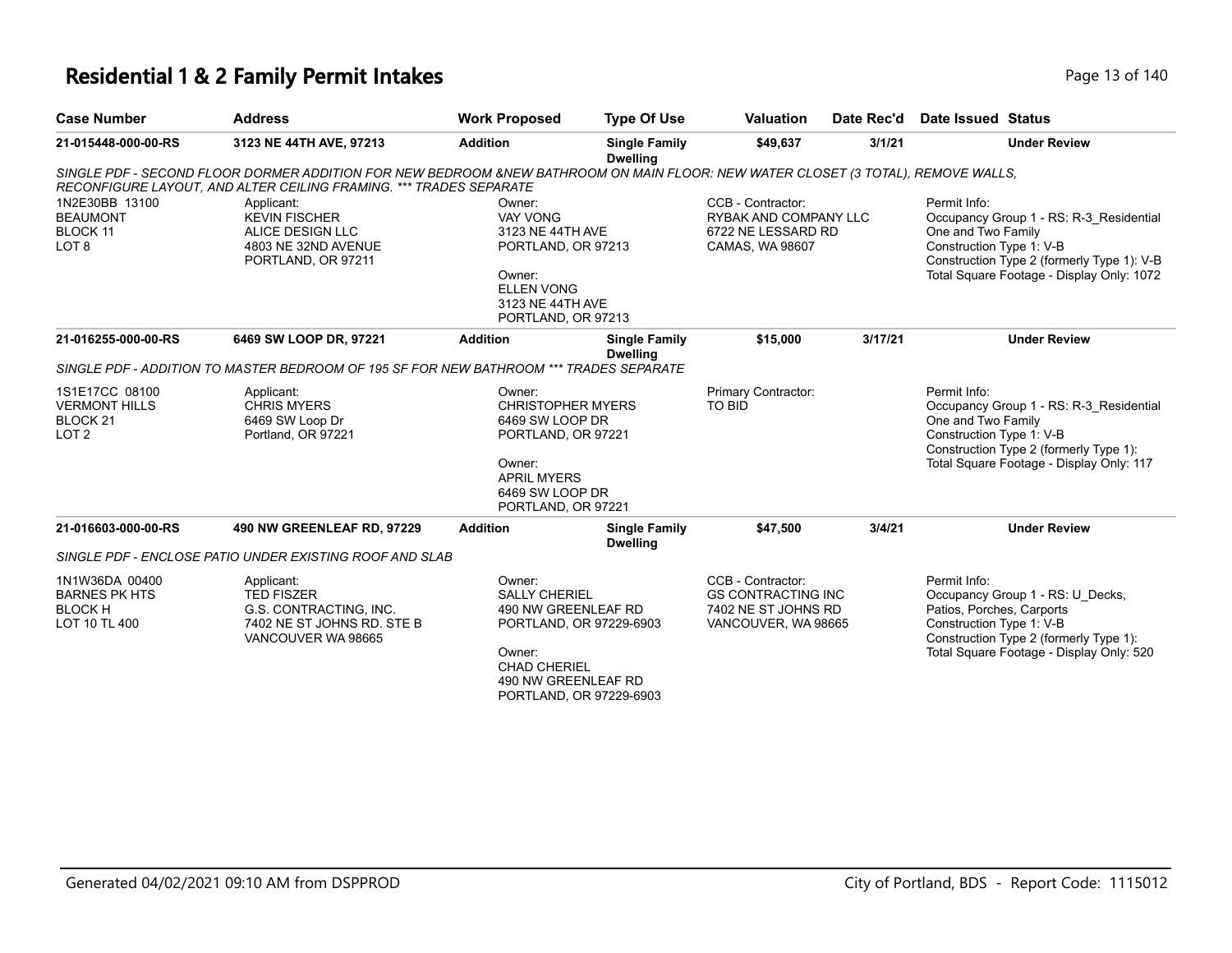# Residential 1 & 2 Family Permit Intakes

| Case Number | Address | Work Proposed | Type Of Use | Valuation | Date Rec'd | Date Issued | Status |
|---|---|---|---|---|---|---|---|
| 21-015448-000-00-RS | 3123 NE 44TH AVE, 97213 | Addition | Single Family Dwelling | $49,637 | 3/1/21 | | Under Review |

*SINGLE PDF - SECOND FLOOR DORMER ADDITION FOR NEW BEDROOM &NEW BATHROOM ON MAIN FLOOR: NEW WATER CLOSET (3 TOTAL), REMOVE WALLS, RECONFIGURE LAYOUT, AND ALTER CEILING FRAMING. *** TRADES SEPARATE*

1N2E30BB 13100
BEAUMONT
BLOCK 11
LOT 8

Applicant:
KEVIN FISCHER
ALICE DESIGN LLC
4803 NE 32ND AVENUE
PORTLAND, OR 97211

Owner:
VAY VONG
3123 NE 44TH AVE
PORTLAND, OR 97213

Owner:
ELLEN VONG
3123 NE 44TH AVE
PORTLAND, OR 97213

CCB - Contractor:
RYBAK AND COMPANY LLC
6722 NE LESSARD RD
CAMAS, WA 98607

Permit Info:
Occupancy Group 1 - RS: R-3_Residential One and Two Family
Construction Type 1: V-B
Construction Type 2 (formerly Type 1): V-B
Total Square Footage - Display Only: 1072

| Case Number | Address | Work Proposed | Type Of Use | Valuation | Date Rec'd | Date Issued | Status |
|---|---|---|---|---|---|---|---|
| 21-016255-000-00-RS | 6469 SW LOOP DR, 97221 | Addition | Single Family Dwelling | $15,000 | 3/17/21 | | Under Review |

*SINGLE PDF - ADDITION TO MASTER BEDROOM OF 195 SF FOR NEW BATHROOM *** TRADES SEPARATE*

1S1E17CC 08100
VERMONT HILLS
BLOCK 21
LOT 2

Applicant:
CHRIS MYERS
6469 SW Loop Dr
Portland, OR 97221

Owner:
CHRISTOPHER MYERS
6469 SW LOOP DR
PORTLAND, OR 97221

Owner:
APRIL MYERS
6469 SW LOOP DR
PORTLAND, OR 97221

Primary Contractor:
TO BID

Permit Info:
Occupancy Group 1 - RS: R-3_Residential One and Two Family
Construction Type 1: V-B
Construction Type 2 (formerly Type 1):
Total Square Footage - Display Only: 117

| Case Number | Address | Work Proposed | Type Of Use | Valuation | Date Rec'd | Date Issued | Status |
|---|---|---|---|---|---|---|---|
| 21-016603-000-00-RS | 490 NW GREENLEAF RD, 97229 | Addition | Single Family Dwelling | $47,500 | 3/4/21 | | Under Review |

*SINGLE PDF - ENCLOSE PATIO UNDER EXISTING ROOF AND SLAB*

1N1W36DA 00400
BARNES PK HTS
BLOCK H
LOT 10 TL 400

Applicant:
TED FISZER
G.S. CONTRACTING, INC.
7402 NE ST JOHNS RD. STE B
VANCOUVER WA 98665

Owner:
SALLY CHERIEL
490 NW GREENLEAF RD
PORTLAND, OR 97229-6903

Owner:
CHAD CHERIEL
490 NW GREENLEAF RD
PORTLAND, OR 97229-6903

CCB - Contractor:
GS CONTRACTING INC
7402 NE ST JOHNS RD
VANCOUVER, WA 98665

Permit Info:
Occupancy Group 1 - RS: U_Decks, Patios, Porches, Carports
Construction Type 1: V-B
Construction Type 2 (formerly Type 1):
Total Square Footage - Display Only: 520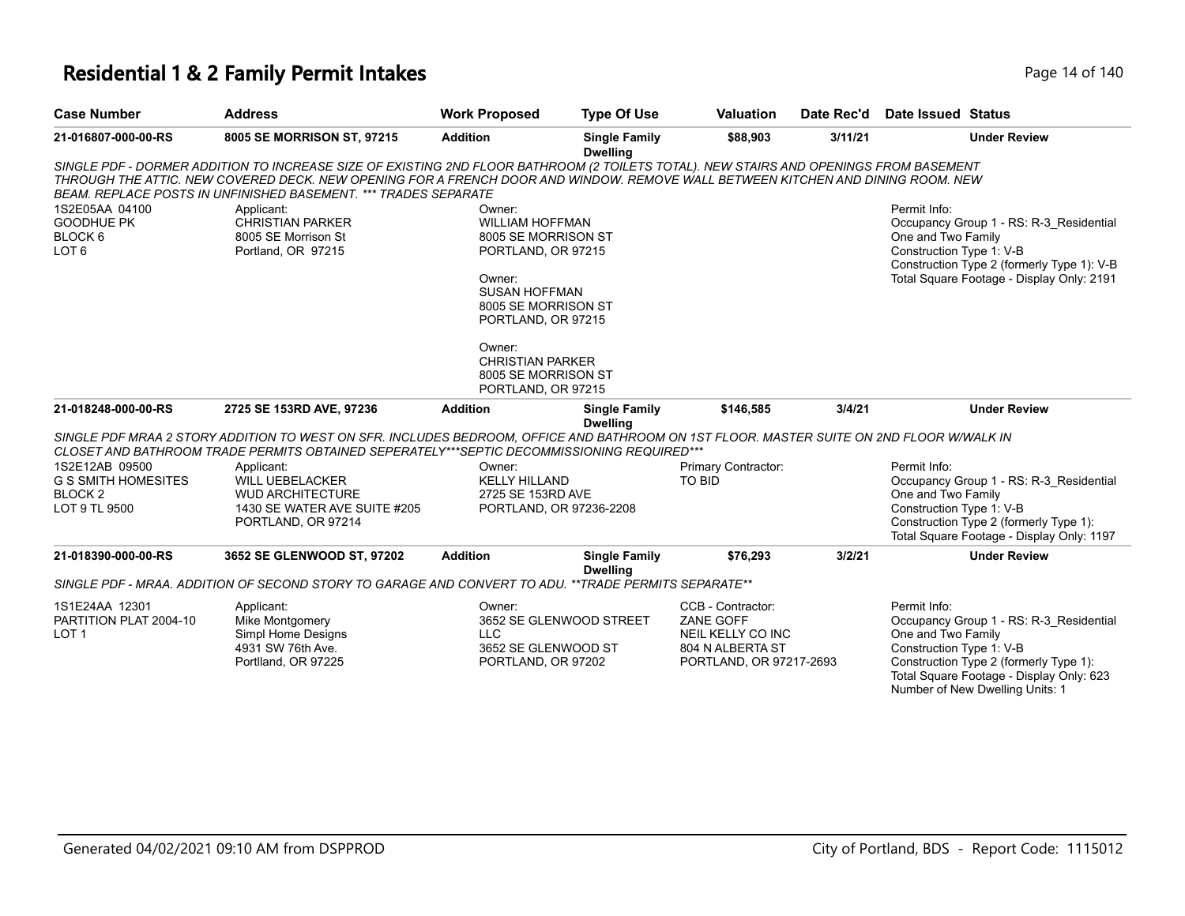# Residential 1 & 2 Family Permit Intakes

| Case Number | Address | Work Proposed | Type Of Use | Valuation | Date Rec'd | Date Issued | Status |
|---|---|---|---|---|---|---|---|
| 21-016807-000-00-RS | 8005 SE MORRISON ST, 97215 | Addition | Single Family Dwelling | $88,903 | 3/11/21 | | Under Review |

*SINGLE PDF - DORMER ADDITION TO INCREASE SIZE OF EXISTING 2ND FLOOR BATHROOM (2 TOILETS TOTAL). NEW STAIRS AND OPENINGS FROM BASEMENT THROUGH THE ATTIC. NEW COVERED DECK. NEW OPENING FOR A FRENCH DOOR AND WINDOW. REMOVE WALL BETWEEN KITCHEN AND DINING ROOM. NEW BEAM. REPLACE POSTS IN UNFINISHED BASEMENT. *** TRADES SEPARATE*

1S2E05AA 04100
GOODHUE PK
BLOCK 6
LOT 6

Applicant:
CHRISTIAN PARKER
8005 SE Morrison St
Portland, OR 97215

Owner:
WILLIAM HOFFMAN
8005 SE MORRISON ST
PORTLAND, OR 97215

Owner:
SUSAN HOFFMAN
8005 SE MORRISON ST
PORTLAND, OR 97215

Owner:
CHRISTIAN PARKER
8005 SE MORRISON ST
PORTLAND, OR 97215

Permit Info:
Occupancy Group 1 - RS: R-3_Residential One and Two Family
Construction Type 1: V-B
Construction Type 2 (formerly Type 1): V-B
Total Square Footage - Display Only: 2191

| Case Number | Address | Work Proposed | Type Of Use | Valuation | Date Rec'd | Date Issued | Status |
|---|---|---|---|---|---|---|---|
| 21-018248-000-00-RS | 2725 SE 153RD AVE, 97236 | Addition | Single Family Dwelling | $146,585 | 3/4/21 | | Under Review |

*SINGLE PDF MRAA 2 STORY ADDITION TO WEST ON SFR. INCLUDES BEDROOM, OFFICE AND BATHROOM ON 1ST FLOOR. MASTER SUITE ON 2ND FLOOR W/WALK IN CLOSET AND BATHROOM TRADE PERMITS OBTAINED SEPERATELY***SEPTIC DECOMMISSIONING REQUIRED****

1S2E12AB 09500
G S SMITH HOMESITES
BLOCK 2
LOT 9 TL 9500

Applicant:
WILL UEBELACKER
WUD ARCHITECTURE
1430 SE WATER AVE SUITE #205
PORTLAND, OR 97214

Owner:
KELLY HILLAND
2725 SE 153RD AVE
PORTLAND, OR 97236-2208

Primary Contractor:
TO BID

Permit Info:
Occupancy Group 1 - RS: R-3_Residential One and Two Family
Construction Type 1: V-B
Construction Type 2 (formerly Type 1):
Total Square Footage - Display Only: 1197

| Case Number | Address | Work Proposed | Type Of Use | Valuation | Date Rec'd | Date Issued | Status |
|---|---|---|---|---|---|---|---|
| 21-018390-000-00-RS | 3652 SE GLENWOOD ST, 97202 | Addition | Single Family Dwelling | $76,293 | 3/2/21 | | Under Review |

*SINGLE PDF - MRAA. ADDITION OF SECOND STORY TO GARAGE AND CONVERT TO ADU. **TRADE PERMITS SEPARATE***

1S1E24AA 12301
PARTITION PLAT 2004-10
LOT 1

Applicant:
Mike Montgomery
Simpl Home Designs
4931 SW 76th Ave.
Portlland, OR 97225

Owner:
3652 SE GLENWOOD STREET LLC
3652 SE GLENWOOD ST
PORTLAND, OR 97202

CCB - Contractor:
ZANE GOFF
NEIL KELLY CO INC
804 N ALBERTA ST
PORTLAND, OR 97217-2693

Permit Info:
Occupancy Group 1 - RS: R-3_Residential One and Two Family
Construction Type 1: V-B
Construction Type 2 (formerly Type 1):
Total Square Footage - Display Only: 623
Number of New Dwelling Units: 1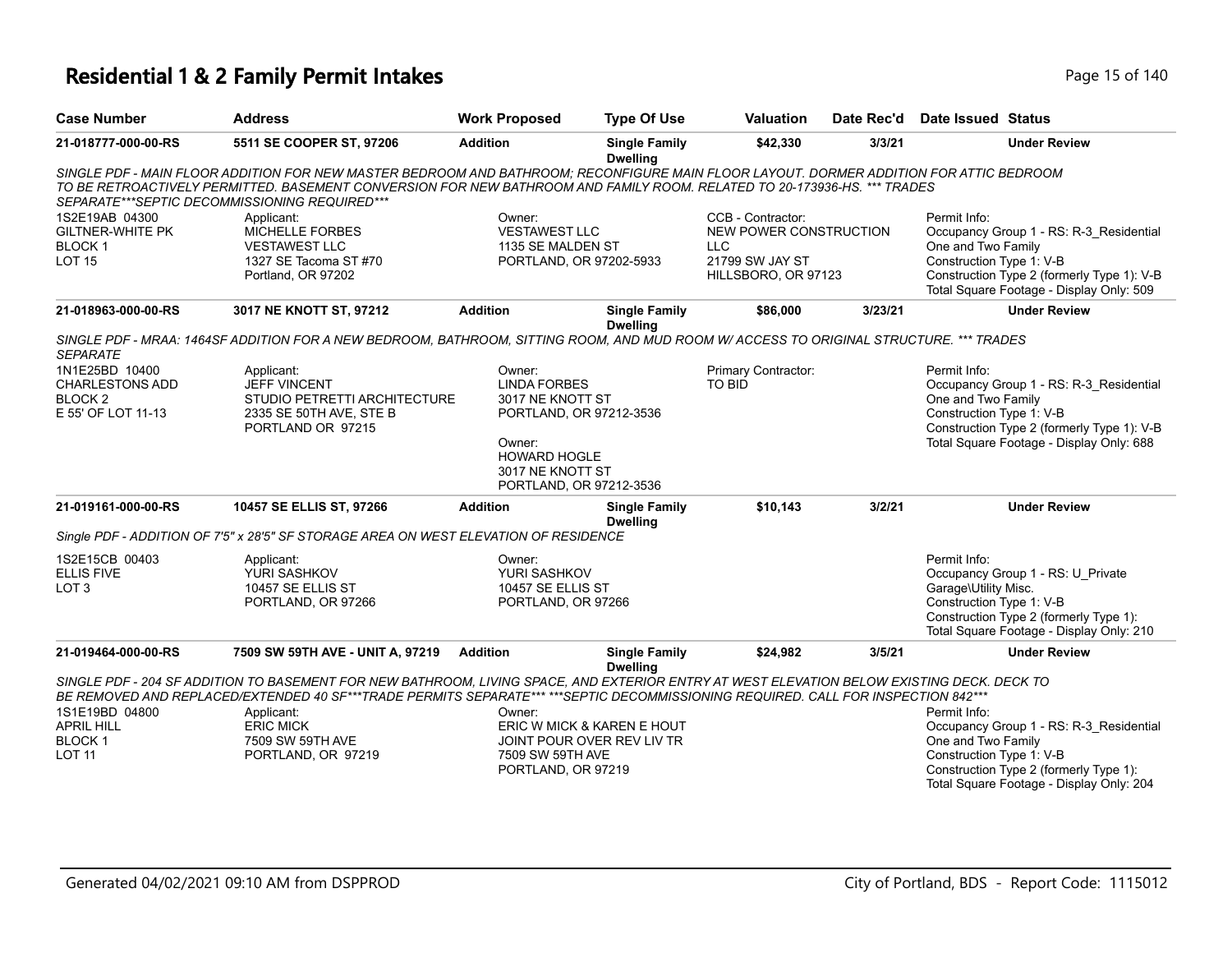# Residential 1 & 2 Family Permit Intakes

| Case Number | Address | Work Proposed | Type Of Use | Valuation | Date Rec'd | Date Issued | Status |
|---|---|---|---|---|---|---|---|
| 21-018777-000-00-RS | 5511 SE COOPER ST, 97206 | Addition | Single Family Dwelling | $42,330 | 3/3/21 | | Under Review |

*SINGLE PDF - MAIN FLOOR ADDITION FOR NEW MASTER BEDROOM AND BATHROOM; RECONFIGURE MAIN FLOOR LAYOUT. DORMER ADDITION FOR ATTIC BEDROOM TO BE RETROACTIVELY PERMITTED. BASEMENT CONVERSION FOR NEW BATHROOM AND FAMILY ROOM. RELATED TO 20-173936-HS. *** TRADES SEPARATE***SEPTIC DECOMMISSIONING REQUIRED****

1S2E19AB 04300
GILTNER-WHITE PK
BLOCK 1
LOT 15

Applicant:
MICHELLE FORBES
VESTAWEST LLC
1327 SE Tacoma ST #70
Portland, OR 97202

Owner:
VESTAWEST LLC
1135 SE MALDEN ST
PORTLAND, OR 97202-5933

CCB - Contractor:
NEW POWER CONSTRUCTION LLC
21799 SW JAY ST
HILLSBORO, OR 97123

Permit Info:
Occupancy Group 1 - RS: R-3_Residential One and Two Family
Construction Type 1: V-B
Construction Type 2 (formerly Type 1): V-B
Total Square Footage - Display Only: 509

| Case Number | Address | Work Proposed | Type Of Use | Valuation | Date Rec'd | Date Issued | Status |
|---|---|---|---|---|---|---|---|
| 21-018963-000-00-RS | 3017 NE KNOTT ST, 97212 | Addition | Single Family Dwelling | $86,000 | 3/23/21 | | Under Review |

*SINGLE PDF - MRAA: 1464SF ADDITION FOR A NEW BEDROOM, BATHROOM, SITTING ROOM, AND MUD ROOM W/ ACCESS TO ORIGINAL STRUCTURE. *** TRADES SEPARATE*

1N1E25BD 10400
CHARLESTONS ADD
BLOCK 2
E 55' OF LOT 11-13

Applicant:
JEFF VINCENT
STUDIO PETRETTI ARCHITECTURE
2335 SE 50TH AVE, STE B
PORTLAND OR 97215

Owner:
LINDA FORBES
3017 NE KNOTT ST
PORTLAND, OR 97212-3536

Owner:
HOWARD HOGLE
3017 NE KNOTT ST
PORTLAND, OR 97212-3536

Primary Contractor:
TO BID

Permit Info:
Occupancy Group 1 - RS: R-3_Residential One and Two Family
Construction Type 1: V-B
Construction Type 2 (formerly Type 1): V-B
Total Square Footage - Display Only: 688

| Case Number | Address | Work Proposed | Type Of Use | Valuation | Date Rec'd | Date Issued | Status |
|---|---|---|---|---|---|---|---|
| 21-019161-000-00-RS | 10457 SE ELLIS ST, 97266 | Addition | Single Family Dwelling | $10,143 | 3/2/21 | | Under Review |

*Single PDF - ADDITION OF 7'5" x 28'5" SF STORAGE AREA ON WEST ELEVATION OF RESIDENCE*

1S2E15CB 00403
ELLIS FIVE
LOT 3

Applicant:
YURI SASHKOV
10457 SE ELLIS ST
PORTLAND, OR 97266

Owner:
YURI SASHKOV
10457 SE ELLIS ST
PORTLAND, OR 97266

Permit Info:
Occupancy Group 1 - RS: U_Private Garage\Utility Misc.
Construction Type 1: V-B
Construction Type 2 (formerly Type 1):
Total Square Footage - Display Only: 210

| Case Number | Address | Work Proposed | Type Of Use | Valuation | Date Rec'd | Date Issued | Status |
|---|---|---|---|---|---|---|---|
| 21-019464-000-00-RS | 7509 SW 59TH AVE - UNIT A, 97219 | Addition | Single Family Dwelling | $24,982 | 3/5/21 | | Under Review |

*SINGLE PDF - 204 SF ADDITION TO BASEMENT FOR NEW BATHROOM, LIVING SPACE, AND EXTERIOR ENTRY AT WEST ELEVATION BELOW EXISTING DECK. DECK TO BE REMOVED AND REPLACED/EXTENDED 40 SF***TRADE PERMITS SEPARATE*** ***SEPTIC DECOMMISSIONING REQUIRED. CALL FOR INSPECTION 842****

1S1E19BD 04800
APRIL HILL
BLOCK 1
LOT 11

Applicant:
ERIC MICK
7509 SW 59TH AVE
PORTLAND, OR 97219

Owner:
ERIC W MICK & KAREN E HOUT
JOINT POUR OVER REV LIV TR
7509 SW 59TH AVE
PORTLAND, OR 97219

Permit Info:
Occupancy Group 1 - RS: R-3_Residential One and Two Family
Construction Type 1: V-B
Construction Type 2 (formerly Type 1):
Total Square Footage - Display Only: 204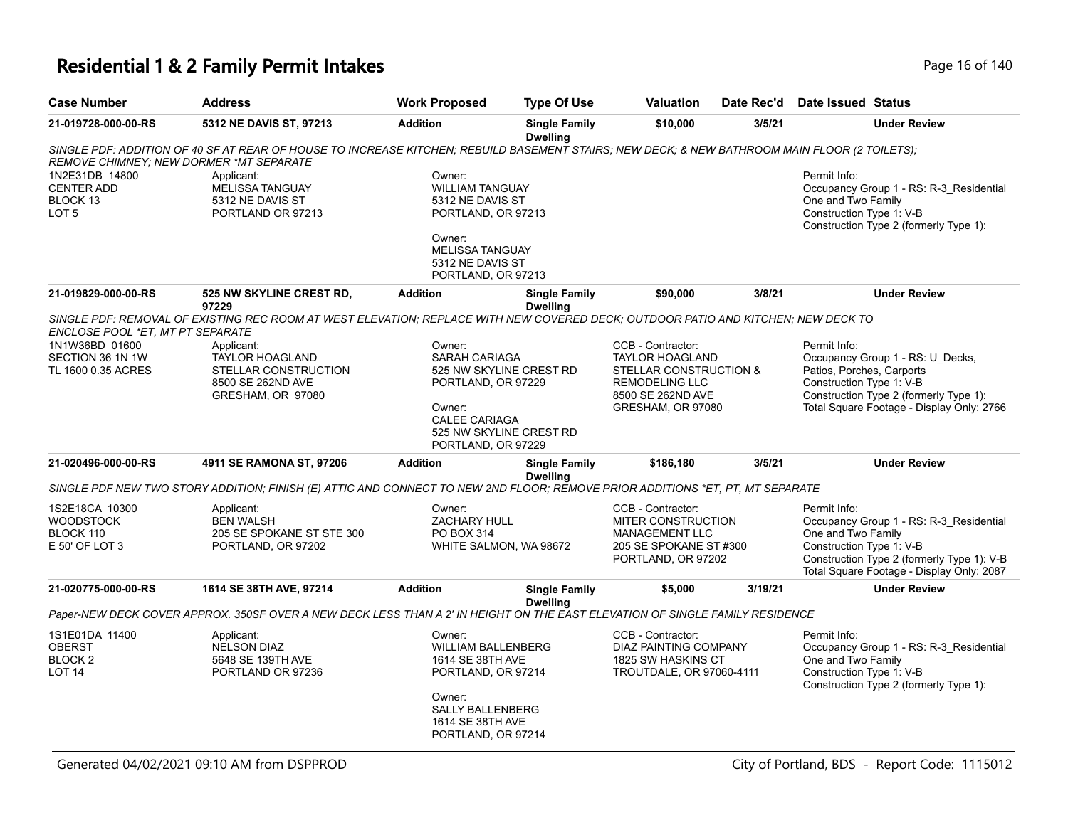# Residential 1 & 2 Family Permit Intakes

| Case Number | Address | Work Proposed | Type Of Use | Valuation | Date Rec'd | Date Issued | Status |
|---|---|---|---|---|---|---|---|
| 21-019728-000-00-RS | 5312 NE DAVIS ST, 97213 | Addition | Single Family Dwelling | $10,000 | 3/5/21 | | Under Review |

*SINGLE PDF: ADDITION OF 40 SF AT REAR OF HOUSE TO INCREASE KITCHEN; REBUILD BASEMENT STAIRS; NEW DECK; & NEW BATHROOM MAIN FLOOR (2 TOILETS); REMOVE CHIMNEY; NEW DORMER \*MT SEPARATE*

1N2E31DB 14800
CENTER ADD
BLOCK 13
LOT 5

Applicant:
MELISSA TANGUAY
5312 NE DAVIS ST
PORTLAND OR 97213

Owner:
WILLIAM TANGUAY
5312 NE DAVIS ST
PORTLAND, OR 97213

Owner:
MELISSA TANGUAY
5312 NE DAVIS ST
PORTLAND, OR 97213

Permit Info:
Occupancy Group 1 - RS: R-3_Residential One and Two Family
Construction Type 1: V-B
Construction Type 2 (formerly Type 1):

| Case Number | Address | Work Proposed | Type Of Use | Valuation | Date Rec'd | Date Issued | Status |
|---|---|---|---|---|---|---|---|
| 21-019829-000-00-RS | 525 NW SKYLINE CREST RD, 97229 | Addition | Single Family Dwelling | $90,000 | 3/8/21 | | Under Review |

*SINGLE PDF: REMOVAL OF EXISTING REC ROOM AT WEST ELEVATION; REPLACE WITH NEW COVERED DECK; OUTDOOR PATIO AND KITCHEN; NEW DECK TO ENCLOSE POOL \*ET, MT PT SEPARATE*

1N1W36BD 01600
SECTION 36 1N 1W
TL 1600 0.35 ACRES

Applicant:
TAYLOR HOAGLAND
STELLAR CONSTRUCTION
8500 SE 262ND AVE
GRESHAM, OR 97080

Owner:
SARAH CARIAGA
525 NW SKYLINE CREST RD
PORTLAND, OR 97229

Owner:
CALEE CARIAGA
525 NW SKYLINE CREST RD
PORTLAND, OR 97229

CCB - Contractor:
TAYLOR HOAGLAND
STELLAR CONSTRUCTION & REMODELING LLC
8500 SE 262ND AVE
GRESHAM, OR 97080

Permit Info:
Occupancy Group 1 - RS: U_Decks, Patios, Porches, Carports
Construction Type 1: V-B
Construction Type 2 (formerly Type 1):
Total Square Footage - Display Only: 2766

| Case Number | Address | Work Proposed | Type Of Use | Valuation | Date Rec'd | Date Issued | Status |
|---|---|---|---|---|---|---|---|
| 21-020496-000-00-RS | 4911 SE RAMONA ST, 97206 | Addition | Single Family Dwelling | $186,180 | 3/5/21 | | Under Review |

*SINGLE PDF NEW TWO STORY ADDITION; FINISH (E) ATTIC AND CONNECT TO NEW 2ND FLOOR; REMOVE PRIOR ADDITIONS \*ET, PT, MT SEPARATE*

1S2E18CA 10300
WOODSTOCK
BLOCK 110
E 50' OF LOT 3

Applicant:
BEN WALSH
205 SE SPOKANE ST STE 300
PORTLAND, OR 97202

Owner:
ZACHARY HULL
PO BOX 314
WHITE SALMON, WA 98672

CCB - Contractor:
MITER CONSTRUCTION MANAGEMENT LLC
205 SE SPOKANE ST #300
PORTLAND, OR 97202

Permit Info:
Occupancy Group 1 - RS: R-3_Residential One and Two Family
Construction Type 1: V-B
Construction Type 2 (formerly Type 1): V-B
Total Square Footage - Display Only: 2087

| Case Number | Address | Work Proposed | Type Of Use | Valuation | Date Rec'd | Date Issued | Status |
|---|---|---|---|---|---|---|---|
| 21-020775-000-00-RS | 1614 SE 38TH AVE, 97214 | Addition | Single Family Dwelling | $5,000 | 3/19/21 | | Under Review |

*Paper-NEW DECK COVER APPROX. 350SF OVER A NEW DECK LESS THAN A 2' IN HEIGHT ON THE EAST ELEVATION OF SINGLE FAMILY RESIDENCE*

1S1E01DA 11400
OBERST
BLOCK 2
LOT 14

Applicant:
NELSON DIAZ
5648 SE 139TH AVE
PORTLAND OR 97236

Owner:
WILLIAM BALLENBERG
1614 SE 38TH AVE
PORTLAND, OR 97214

Owner:
SALLY BALLENBERG
1614 SE 38TH AVE
PORTLAND, OR 97214

CCB - Contractor:
DIAZ PAINTING COMPANY
1825 SW HASKINS CT
TROUTDALE, OR 97060-4111

Permit Info:
Occupancy Group 1 - RS: R-3_Residential One and Two Family
Construction Type 1: V-B
Construction Type 2 (formerly Type 1):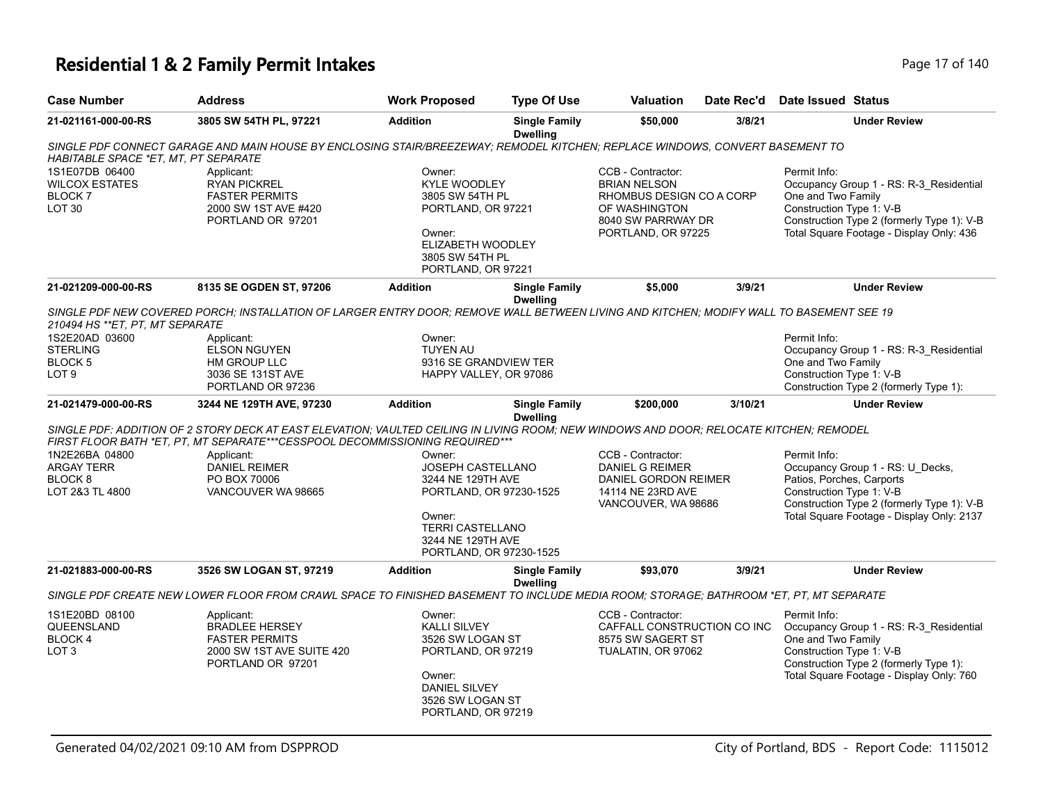# Residential 1 & 2 Family Permit Intakes

| Case Number | Address | Work Proposed | Type Of Use | Valuation | Date Rec'd | Date Issued | Status |
|---|---|---|---|---|---|---|---|
| 21-021161-000-00-RS | 3805 SW 54TH PL, 97221 | Addition | Single Family Dwelling | $50,000 | 3/8/21 | | Under Review |

SINGLE PDF CONNECT GARAGE AND MAIN HOUSE BY ENCLOSING STAIR/BREEZEWAY; REMODEL KITCHEN; REPLACE WINDOWS, CONVERT BASEMENT TO HABITABLE SPACE *ET, MT, PT SEPARATE

1S1E07DB 06400
WILCOX ESTATES
BLOCK 7
LOT 30

Applicant:
RYAN PICKREL
FASTER PERMITS
2000 SW 1ST AVE #420
PORTLAND OR 97201

Owner:
KYLE WOODLEY
3805 SW 54TH PL
PORTLAND, OR 97221

Owner:
ELIZABETH WOODLEY
3805 SW 54TH PL
PORTLAND, OR 97221

CCB - Contractor:
BRIAN NELSON
RHOMBUS DESIGN CO A CORP OF WASHINGTON
8040 SW PARRWAY DR
PORTLAND, OR 97225

Permit Info:
Occupancy Group 1 - RS: R-3_Residential One and Two Family
Construction Type 1: V-B
Construction Type 2 (formerly Type 1): V-B
Total Square Footage - Display Only: 436

| Case Number | Address | Work Proposed | Type Of Use | Valuation | Date Rec'd | Date Issued | Status |
|---|---|---|---|---|---|---|---|
| 21-021209-000-00-RS | 8135 SE OGDEN ST, 97206 | Addition | Single Family Dwelling | $5,000 | 3/9/21 | | Under Review |

SINGLE PDF NEW COVERED PORCH; INSTALLATION OF LARGER ENTRY DOOR; REMOVE WALL BETWEEN LIVING AND KITCHEN; MODIFY WALL TO BASEMENT SEE 19 210494 HS **ET, PT, MT SEPARATE

1S2E20AD 03600
STERLING
BLOCK 5
LOT 9

Applicant:
ELSON NGUYEN
HM GROUP LLC
3036 SE 131ST AVE
PORTLAND OR 97236

Owner:
TUYEN AU
9316 SE GRANDVIEW TER
HAPPY VALLEY, OR 97086

Permit Info:
Occupancy Group 1 - RS: R-3_Residential One and Two Family
Construction Type 1: V-B
Construction Type 2 (formerly Type 1):

| Case Number | Address | Work Proposed | Type Of Use | Valuation | Date Rec'd | Date Issued | Status |
|---|---|---|---|---|---|---|---|
| 21-021479-000-00-RS | 3244 NE 129TH AVE, 97230 | Addition | Single Family Dwelling | $200,000 | 3/10/21 | | Under Review |

SINGLE PDF: ADDITION OF 2 STORY DECK AT EAST ELEVATION; VAULTED CEILING IN LIVING ROOM; NEW WINDOWS AND DOOR; RELOCATE KITCHEN; REMODEL FIRST FLOOR BATH *ET, PT, MT SEPARATE***CESSPOOL DECOMMISSIONING REQUIRED***

1N2E26BA 04800
ARGAY TERR
BLOCK 8
LOT 2&3 TL 4800

Applicant:
DANIEL REIMER
PO BOX 70006
VANCOUVER WA 98665

Owner:
JOSEPH CASTELLANO
3244 NE 129TH AVE
PORTLAND, OR 97230-1525

Owner:
TERRI CASTELLANO
3244 NE 129TH AVE
PORTLAND, OR 97230-1525

CCB - Contractor:
DANIEL G REIMER
DANIEL GORDON REIMER
14114 NE 23RD AVE
VANCOUVER, WA 98686

Permit Info:
Occupancy Group 1 - RS: U_Decks, Patios, Porches, Carports
Construction Type 1: V-B
Construction Type 2 (formerly Type 1): V-B
Total Square Footage - Display Only: 2137

| Case Number | Address | Work Proposed | Type Of Use | Valuation | Date Rec'd | Date Issued | Status |
|---|---|---|---|---|---|---|---|
| 21-021883-000-00-RS | 3526 SW LOGAN ST, 97219 | Addition | Single Family Dwelling | $93,070 | 3/9/21 | | Under Review |

SINGLE PDF CREATE NEW LOWER FLOOR FROM CRAWL SPACE TO FINISHED BASEMENT TO INCLUDE MEDIA ROOM; STORAGE; BATHROOM *ET, PT, MT SEPARATE

1S1E20BD 08100
QUEENSLAND
BLOCK 4
LOT 3

Applicant:
BRADLEE HERSEY
FASTER PERMITS
2000 SW 1ST AVE SUITE 420
PORTLAND OR 97201

Owner:
KALLI SILVEY
3526 SW LOGAN ST
PORTLAND, OR 97219

Owner:
DANIEL SILVEY
3526 SW LOGAN ST
PORTLAND, OR 97219

CCB - Contractor:
CAFFALL CONSTRUCTION CO INC
8575 SW SAGERT ST
TUALATIN, OR 97062

Permit Info:
Occupancy Group 1 - RS: R-3_Residential One and Two Family
Construction Type 1: V-B
Construction Type 2 (formerly Type 1):
Total Square Footage - Display Only: 760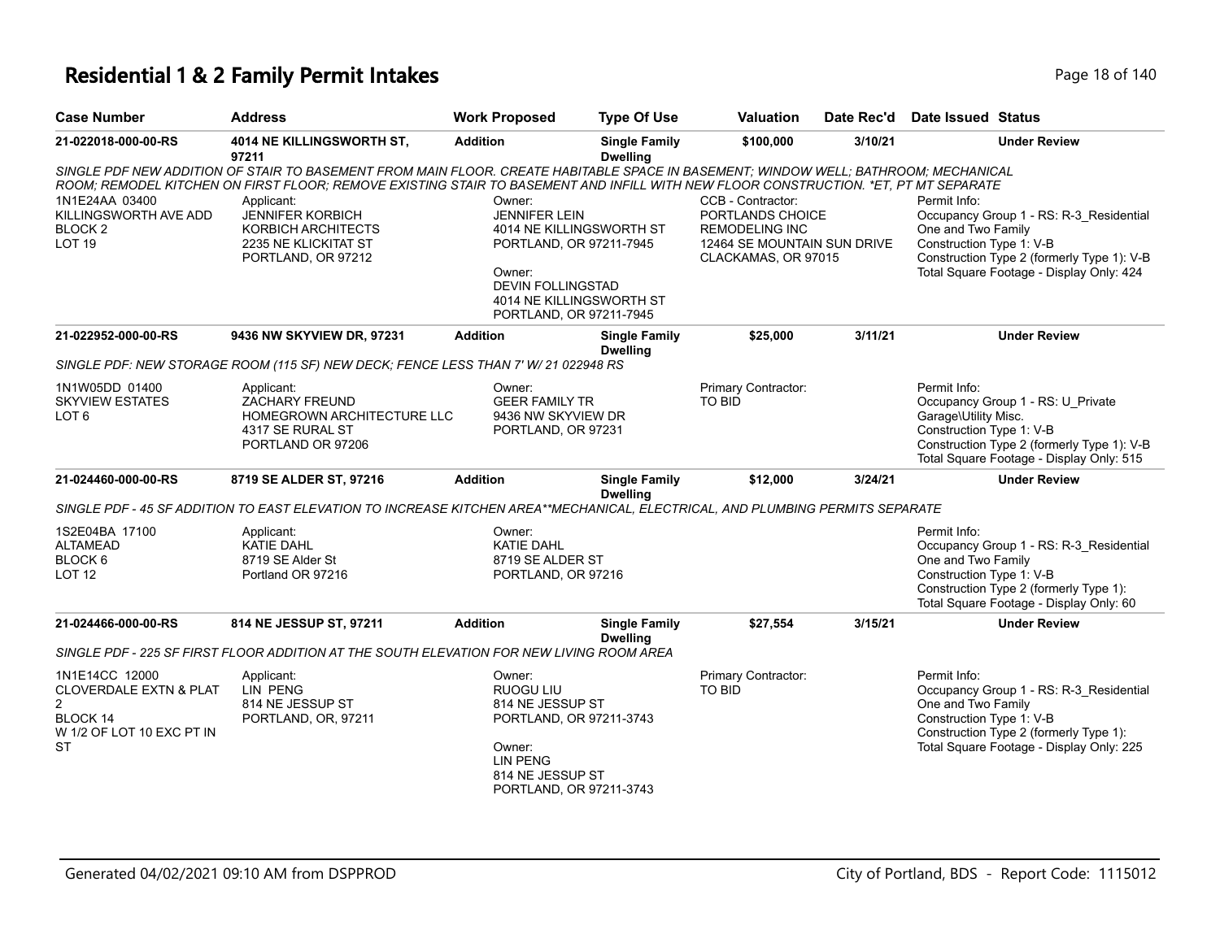# Residential 1 & 2 Family Permit Intakes

| Case Number | Address | Work Proposed | Type Of Use | Valuation | Date Rec'd | Date Issued | Status |
|---|---|---|---|---|---|---|---|
| 21-022018-000-00-RS | 4014 NE KILLINGSWORTH ST, 97211 | Addition | Single Family Dwelling | $100,000 | 3/10/21 | | Under Review |

*SINGLE PDF NEW ADDITION OF STAIR TO BASEMENT FROM MAIN FLOOR. CREATE HABITABLE SPACE IN BASEMENT; WINDOW WELL; BATHROOM; MECHANICAL ROOM; REMODEL KITCHEN ON FIRST FLOOR; REMOVE EXISTING STAIR TO BASEMENT AND INFILL WITH NEW FLOOR CONSTRUCTION. *ET, PT MT SEPARATE*

1N1E24AA 03400
KILLINGSWORTH AVE ADD
BLOCK 2
LOT 19

Applicant:
JENNIFER KORBICH
KORBICH ARCHITECTS
2235 NE KLICKITAT ST
PORTLAND, OR 97212

Owner:
JENNIFER LEIN
4014 NE KILLINGSWORTH ST
PORTLAND, OR 97211-7945

Owner:
DEVIN FOLLINGSTAD
4014 NE KILLINGSWORTH ST
PORTLAND, OR 97211-7945

CCB - Contractor:
PORTLANDS CHOICE
REMODELING INC
12464 SE MOUNTAIN SUN DRIVE
CLACKAMAS, OR 97015

Permit Info:
Occupancy Group 1 - RS: R-3_Residential One and Two Family
Construction Type 1: V-B
Construction Type 2 (formerly Type 1): V-B
Total Square Footage - Display Only: 424

| Case Number | Address | Work Proposed | Type Of Use | Valuation | Date Rec'd | Date Issued | Status |
|---|---|---|---|---|---|---|---|
| 21-022952-000-00-RS | 9436 NW SKYVIEW DR, 97231 | Addition | Single Family Dwelling | $25,000 | 3/11/21 | | Under Review |

*SINGLE PDF: NEW STORAGE ROOM (115 SF) NEW DECK; FENCE LESS THAN 7' W/ 21 022948 RS*

1N1W05DD 01400
SKYVIEW ESTATES
LOT 6

Applicant:
ZACHARY FREUND
HOMEGROWN ARCHITECTURE LLC
4317 SE RURAL ST
PORTLAND OR 97206

Owner:
GEER FAMILY TR
9436 NW SKYVIEW DR
PORTLAND, OR 97231

Primary Contractor:
TO BID

Permit Info:
Occupancy Group 1 - RS: U_Private Garage\Utility Misc.
Construction Type 1: V-B
Construction Type 2 (formerly Type 1): V-B
Total Square Footage - Display Only: 515

| Case Number | Address | Work Proposed | Type Of Use | Valuation | Date Rec'd | Date Issued | Status |
|---|---|---|---|---|---|---|---|
| 21-024460-000-00-RS | 8719 SE ALDER ST, 97216 | Addition | Single Family Dwelling | $12,000 | 3/24/21 | | Under Review |

*SINGLE PDF - 45 SF ADDITION TO EAST ELEVATION TO INCREASE KITCHEN AREA**MECHANICAL, ELECTRICAL, AND PLUMBING PERMITS SEPARATE*

1S2E04BA 17100
ALTAMEAD
BLOCK 6
LOT 12

Applicant:
KATIE DAHL
8719 SE Alder St
Portland OR 97216

Owner:
KATIE DAHL
8719 SE ALDER ST
PORTLAND, OR 97216

Permit Info:
Occupancy Group 1 - RS: R-3_Residential One and Two Family
Construction Type 1: V-B
Construction Type 2 (formerly Type 1):
Total Square Footage - Display Only: 60

| Case Number | Address | Work Proposed | Type Of Use | Valuation | Date Rec'd | Date Issued | Status |
|---|---|---|---|---|---|---|---|
| 21-024466-000-00-RS | 814 NE JESSUP ST, 97211 | Addition | Single Family Dwelling | $27,554 | 3/15/21 | | Under Review |

*SINGLE PDF - 225 SF FIRST FLOOR ADDITION AT THE SOUTH ELEVATION FOR NEW LIVING ROOM AREA*

1N1E14CC 12000
CLOVERDALE EXTN & PLAT 2
BLOCK 14
W 1/2 OF LOT 10 EXC PT IN ST

Applicant:
LIN PENG
814 NE JESSUP ST
PORTLAND, OR, 97211

Owner:
RUOGU LIU
814 NE JESSUP ST
PORTLAND, OR 97211-3743

Owner:
LIN PENG
814 NE JESSUP ST
PORTLAND, OR 97211-3743

Primary Contractor:
TO BID

Permit Info:
Occupancy Group 1 - RS: R-3_Residential One and Two Family
Construction Type 1: V-B
Construction Type 2 (formerly Type 1):
Total Square Footage - Display Only: 225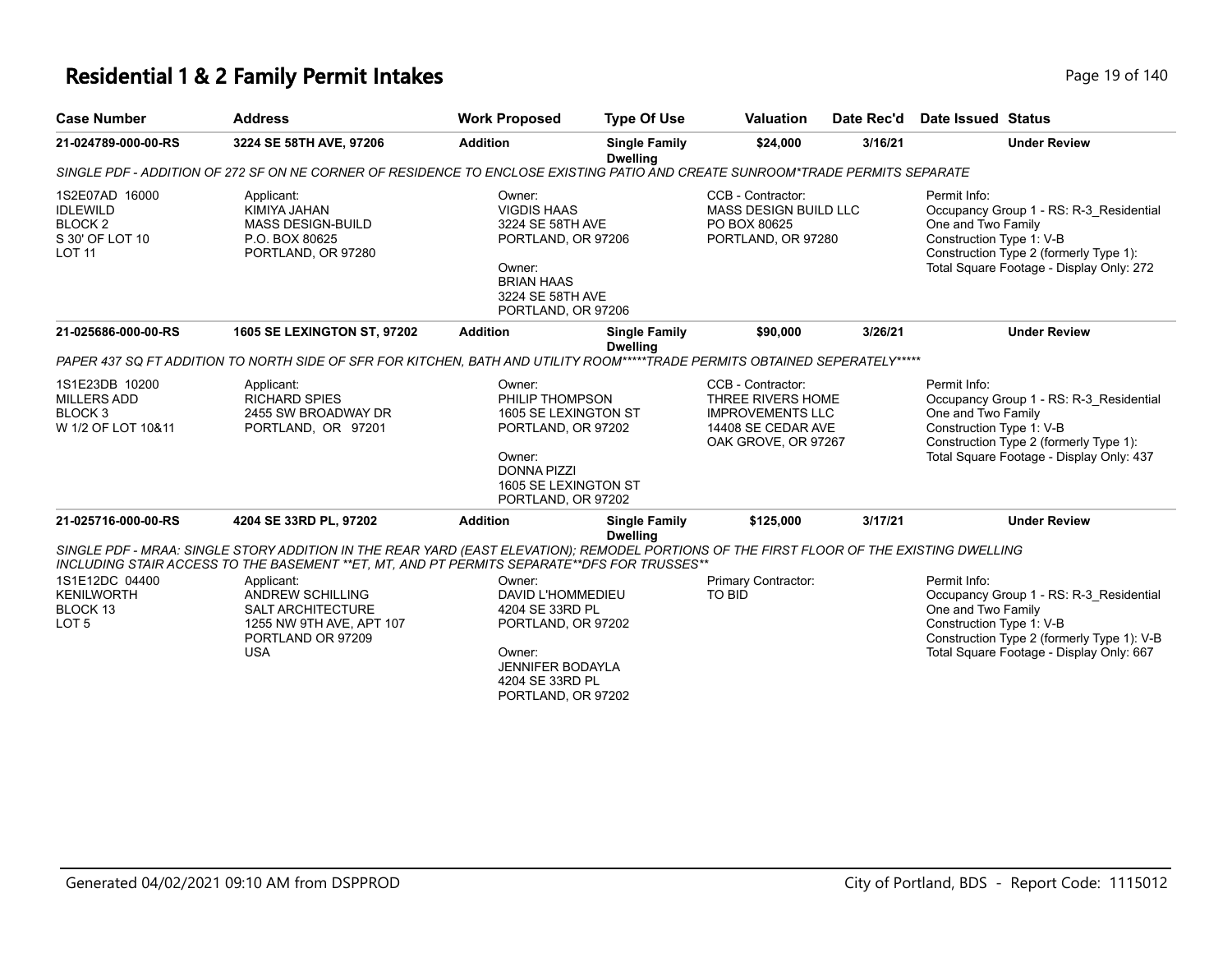# Residential 1 & 2 Family Permit Intakes

| Case Number | Address | Work Proposed | Type Of Use | Valuation | Date Rec'd | Date Issued | Status |
|---|---|---|---|---|---|---|---|
| 21-024789-000-00-RS | 3224 SE 58TH AVE, 97206 | Addition | Single Family Dwelling | $24,000 | 3/16/21 | | Under Review |

*SINGLE PDF - ADDITION OF 272 SF ON NE CORNER OF RESIDENCE TO ENCLOSE EXISTING PATIO AND CREATE SUNROOM*TRADE PERMITS SEPARATE*

1S2E07AD 16000
IDLEWILD
BLOCK 2
S 30' OF LOT 10
LOT 11

Applicant:
KIMIYA JAHAN
MASS DESIGN-BUILD
P.O. BOX 80625
PORTLAND, OR 97280

Owner:
VIGDIS HAAS
3224 SE 58TH AVE
PORTLAND, OR 97206

Owner:
BRIAN HAAS
3224 SE 58TH AVE
PORTLAND, OR 97206

CCB - Contractor:
MASS DESIGN BUILD LLC
PO BOX 80625
PORTLAND, OR 97280

Permit Info:
Occupancy Group 1 - RS: R-3_Residential One and Two Family
Construction Type 1: V-B
Construction Type 2 (formerly Type 1):
Total Square Footage - Display Only: 272

| Case Number | Address | Work Proposed | Type Of Use | Valuation | Date Rec'd | Date Issued | Status |
|---|---|---|---|---|---|---|---|
| 21-025686-000-00-RS | 1605 SE LEXINGTON ST, 97202 | Addition | Single Family Dwelling | $90,000 | 3/26/21 | | Under Review |

*PAPER 437 SQ FT ADDITION TO NORTH SIDE OF SFR FOR KITCHEN, BATH AND UTILITY ROOM*****TRADE PERMITS OBTAINED SEPERATELY******

1S1E23DB 10200
MILLERS ADD
BLOCK 3
W 1/2 OF LOT 10&11

Applicant:
RICHARD SPIES
2455 SW BROADWAY DR
PORTLAND, OR 97201

Owner:
PHILIP THOMPSON
1605 SE LEXINGTON ST
PORTLAND, OR 97202

Owner:
DONNA PIZZI
1605 SE LEXINGTON ST
PORTLAND, OR 97202

CCB - Contractor:
THREE RIVERS HOME IMPROVEMENTS LLC
14408 SE CEDAR AVE
OAK GROVE, OR 97267

Permit Info:
Occupancy Group 1 - RS: R-3_Residential One and Two Family
Construction Type 1: V-B
Construction Type 2 (formerly Type 1):
Total Square Footage - Display Only: 437

| Case Number | Address | Work Proposed | Type Of Use | Valuation | Date Rec'd | Date Issued | Status |
|---|---|---|---|---|---|---|---|
| 21-025716-000-00-RS | 4204 SE 33RD PL, 97202 | Addition | Single Family Dwelling | $125,000 | 3/17/21 | | Under Review |

*SINGLE PDF - MRAA: SINGLE STORY ADDITION IN THE REAR YARD (EAST ELEVATION); REMODEL PORTIONS OF THE FIRST FLOOR OF THE EXISTING DWELLING INCLUDING STAIR ACCESS TO THE BASEMENT **ET, MT, AND PT PERMITS SEPARATE**DFS FOR TRUSSES***

1S1E12DC 04400
KENILWORTH
BLOCK 13
LOT 5

Applicant:
ANDREW SCHILLING
SALT ARCHITECTURE
1255 NW 9TH AVE, APT 107
PORTLAND OR 97209
USA

Owner:
DAVID L'HOMMEDIEU
4204 SE 33RD PL
PORTLAND, OR 97202

Owner:
JENNIFER BODAYLA
4204 SE 33RD PL
PORTLAND, OR 97202

Primary Contractor:
TO BID

Permit Info:
Occupancy Group 1 - RS: R-3_Residential One and Two Family
Construction Type 1: V-B
Construction Type 2 (formerly Type 1): V-B
Total Square Footage - Display Only: 667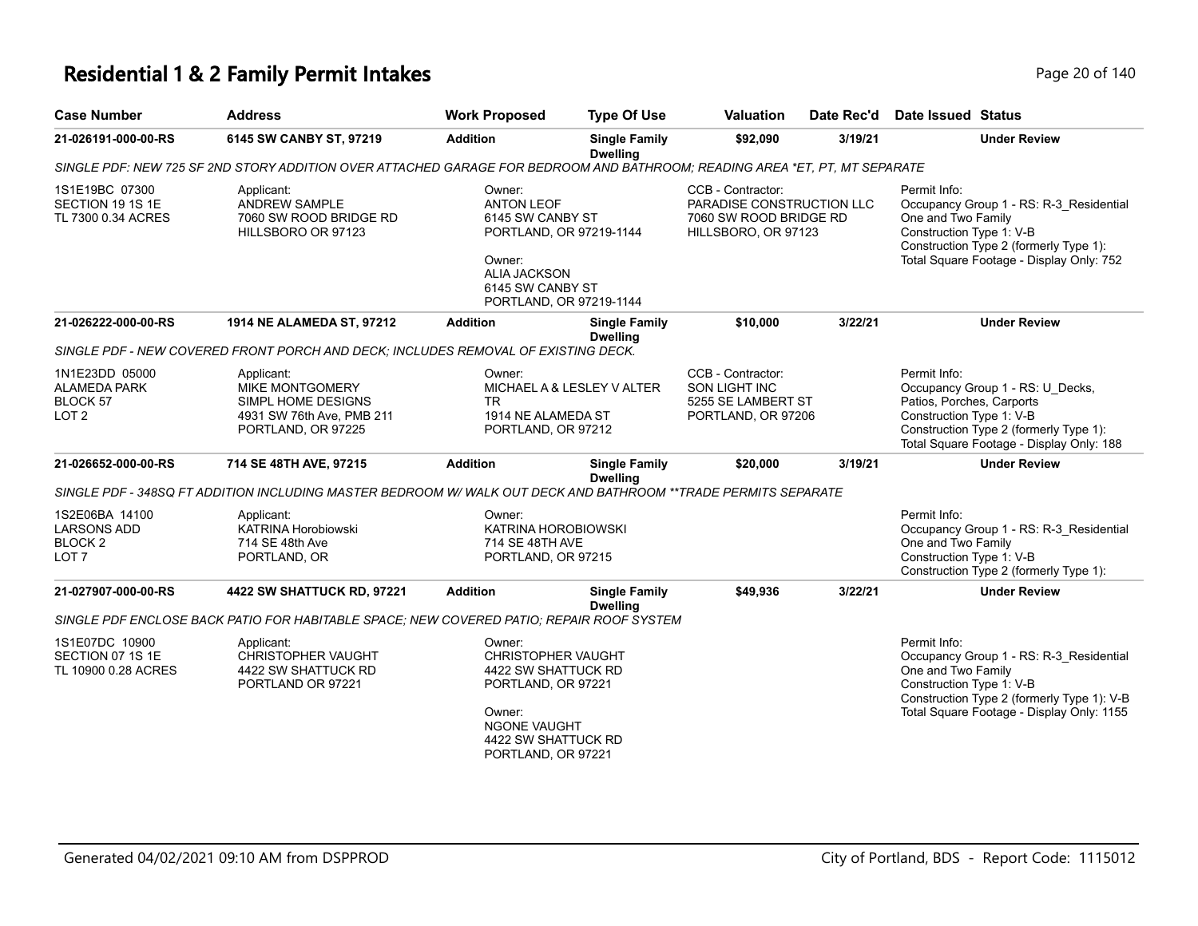# Residential 1 & 2 Family Permit Intakes

| Case Number | Address | Work Proposed | Type Of Use | Valuation | Date Rec'd | Date Issued | Status |
|---|---|---|---|---|---|---|---|
| 21-026191-000-00-RS | 6145 SW CANBY ST, 97219 | Addition | Single Family Dwelling | $92,090 | 3/19/21 | | Under Review |

SINGLE PDF: NEW 725 SF 2ND STORY ADDITION OVER ATTACHED GARAGE FOR BEDROOM AND BATHROOM; READING AREA *ET, PT, MT SEPARATE

1S1E19BC 07300
SECTION 19 1S 1E
TL 7300 0.34 ACRES

Applicant:
ANDREW SAMPLE
7060 SW ROOD BRIDGE RD
HILLSBORO OR 97123

Owner:
ANTON LEOF
6145 SW CANBY ST
PORTLAND, OR 97219-1144

Owner:
ALIA JACKSON
6145 SW CANBY ST
PORTLAND, OR 97219-1144

CCB - Contractor:
PARADISE CONSTRUCTION LLC
7060 SW ROOD BRIDGE RD
HILLSBORO, OR 97123

Permit Info:
Occupancy Group 1 - RS: R-3_Residential One and Two Family
Construction Type 1: V-B
Construction Type 2 (formerly Type 1):
Total Square Footage - Display Only: 752

| Case Number | Address | Work Proposed | Type Of Use | Valuation | Date Rec'd | Date Issued | Status |
|---|---|---|---|---|---|---|---|
| 21-026222-000-00-RS | 1914 NE ALAMEDA ST, 97212 | Addition | Single Family Dwelling | $10,000 | 3/22/21 | | Under Review |

SINGLE PDF - NEW COVERED FRONT PORCH AND DECK; INCLUDES REMOVAL OF EXISTING DECK.

1N1E23DD 05000
ALAMEDA PARK
BLOCK 57
LOT 2

Applicant:
MIKE MONTGOMERY
SIMPL HOME DESIGNS
4931 SW 76th Ave, PMB 211
PORTLAND, OR 97225

Owner:
MICHAEL A & LESLEY V ALTER TR
1914 NE ALAMEDA ST
PORTLAND, OR 97212

CCB - Contractor:
SON LIGHT INC
5255 SE LAMBERT ST
PORTLAND, OR 97206

Permit Info:
Occupancy Group 1 - RS: U_Decks, Patios, Porches, Carports
Construction Type 1: V-B
Construction Type 2 (formerly Type 1):
Total Square Footage - Display Only: 188

| Case Number | Address | Work Proposed | Type Of Use | Valuation | Date Rec'd | Date Issued | Status |
|---|---|---|---|---|---|---|---|
| 21-026652-000-00-RS | 714 SE 48TH AVE, 97215 | Addition | Single Family Dwelling | $20,000 | 3/19/21 | | Under Review |

SINGLE PDF - 348SQ FT ADDITION INCLUDING MASTER BEDROOM W/ WALK OUT DECK AND BATHROOM **TRADE PERMITS SEPARATE

1S2E06BA 14100
LARSONS ADD
BLOCK 2
LOT 7

Applicant:
KATRINA Horobiowski
714 SE 48th Ave
PORTLAND, OR

Owner:
KATRINA HOROBIOWSKI
714 SE 48TH AVE
PORTLAND, OR 97215

Permit Info:
Occupancy Group 1 - RS: R-3_Residential One and Two Family
Construction Type 1: V-B
Construction Type 2 (formerly Type 1):

| Case Number | Address | Work Proposed | Type Of Use | Valuation | Date Rec'd | Date Issued | Status |
|---|---|---|---|---|---|---|---|
| 21-027907-000-00-RS | 4422 SW SHATTUCK RD, 97221 | Addition | Single Family Dwelling | $49,936 | 3/22/21 | | Under Review |

SINGLE PDF ENCLOSE BACK PATIO FOR HABITABLE SPACE; NEW COVERED PATIO; REPAIR ROOF SYSTEM

1S1E07DC 10900
SECTION 07 1S 1E
TL 10900 0.28 ACRES

Applicant:
CHRISTOPHER VAUGHT
4422 SW SHATTUCK RD
PORTLAND OR 97221

Owner:
CHRISTOPHER VAUGHT
4422 SW SHATTUCK RD
PORTLAND, OR 97221

Owner:
NGONE VAUGHT
4422 SW SHATTUCK RD
PORTLAND, OR 97221

Permit Info:
Occupancy Group 1 - RS: R-3_Residential One and Two Family
Construction Type 1: V-B
Construction Type 2 (formerly Type 1): V-B
Total Square Footage - Display Only: 1155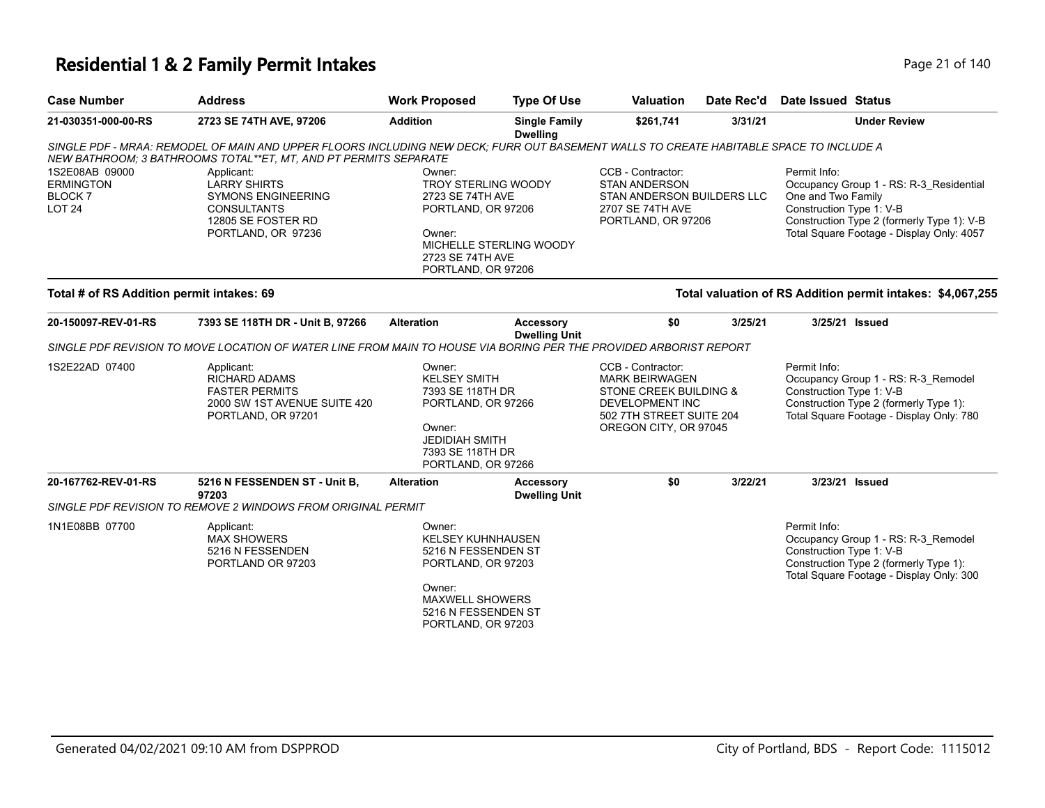# Residential 1 & 2 Family Permit Intakes

| Case Number | Address | Work Proposed | Type Of Use | Valuation | Date Rec'd | Date Issued | Status |
|---|---|---|---|---|---|---|---|
| **21-030351-000-00-RS** | **2723 SE 74TH AVE, 97206** | **Addition** | **Single Family Dwelling** | **$261,741** | **3/31/21** | | **Under Review** |

*SINGLE PDF - MRAA: REMODEL OF MAIN AND UPPER FLOORS INCLUDING NEW DECK; FURR OUT BASEMENT WALLS TO CREATE HABITABLE SPACE TO INCLUDE A NEW BATHROOM; 3 BATHROOMS TOTAL**ET, MT, AND PT PERMITS SEPARATE*

1S2E08AB 09000
ERMINGTON
BLOCK 7
LOT 24

Applicant:
LARRY SHIRTS
SYMONS ENGINEERING CONSULTANTS
12805 SE FOSTER RD
PORTLAND, OR 97236

Owner:
TROY STERLING WOODY
2723 SE 74TH AVE
PORTLAND, OR 97206

Owner:
MICHELLE STERLING WOODY
2723 SE 74TH AVE
PORTLAND, OR 97206

CCB - Contractor:
STAN ANDERSON
STAN ANDERSON BUILDERS LLC
2707 SE 74TH AVE
PORTLAND, OR 97206

Permit Info:
Occupancy Group 1 - RS: R-3_Residential One and Two Family
Construction Type 1: V-B
Construction Type 2 (formerly Type 1): V-B
Total Square Footage - Display Only: 4057

**Total # of RS Addition permit intakes: 69**

**Total valuation of RS Addition permit intakes: $4,067,255**

| Case Number | Address | Work Proposed | Type Of Use | Valuation | Date Rec'd | Date Issued | Status |
|---|---|---|---|---|---|---|---|
| **20-150097-REV-01-RS** | **7393 SE 118TH DR - Unit B, 97266** | **Alteration** | **Accessory Dwelling Unit** | **$0** | **3/25/21** | **3/25/21** | **Issued** |

*SINGLE PDF REVISION TO MOVE LOCATION OF WATER LINE FROM MAIN TO HOUSE VIA BORING PER THE PROVIDED ARBORIST REPORT*

1S2E22AD 07400

Applicant:
RICHARD ADAMS
FASTER PERMITS
2000 SW 1ST AVENUE SUITE 420
PORTLAND, OR 97201

Owner:
KELSEY SMITH
7393 SE 118TH DR
PORTLAND, OR 97266

Owner:
JEDIDIAH SMITH
7393 SE 118TH DR
PORTLAND, OR 97266

CCB - Contractor:
MARK BEIRWAGEN
STONE CREEK BUILDING & DEVELOPMENT INC
502 7TH STREET SUITE 204
OREGON CITY, OR 97045

Permit Info:
Occupancy Group 1 - RS: R-3_Remodel
Construction Type 1: V-B
Construction Type 2 (formerly Type 1):
Total Square Footage - Display Only: 780

| Case Number | Address | Work Proposed | Type Of Use | Valuation | Date Rec'd | Date Issued | Status |
|---|---|---|---|---|---|---|---|
| **20-167762-REV-01-RS** | **5216 N FESSENDEN ST - Unit B, 97203** | **Alteration** | **Accessory Dwelling Unit** | **$0** | **3/22/21** | **3/23/21** | **Issued** |

*SINGLE PDF REVISION TO REMOVE 2 WINDOWS FROM ORIGINAL PERMIT*

1N1E08BB 07700

Applicant:
MAX SHOWERS
5216 N FESSENDEN
PORTLAND OR 97203

Owner:
KELSEY KUHNHAUSEN
5216 N FESSENDEN ST
PORTLAND, OR 97203

Owner:
MAXWELL SHOWERS
5216 N FESSENDEN ST
PORTLAND, OR 97203

Permit Info:
Occupancy Group 1 - RS: R-3_Remodel
Construction Type 1: V-B
Construction Type 2 (formerly Type 1):
Total Square Footage - Display Only: 300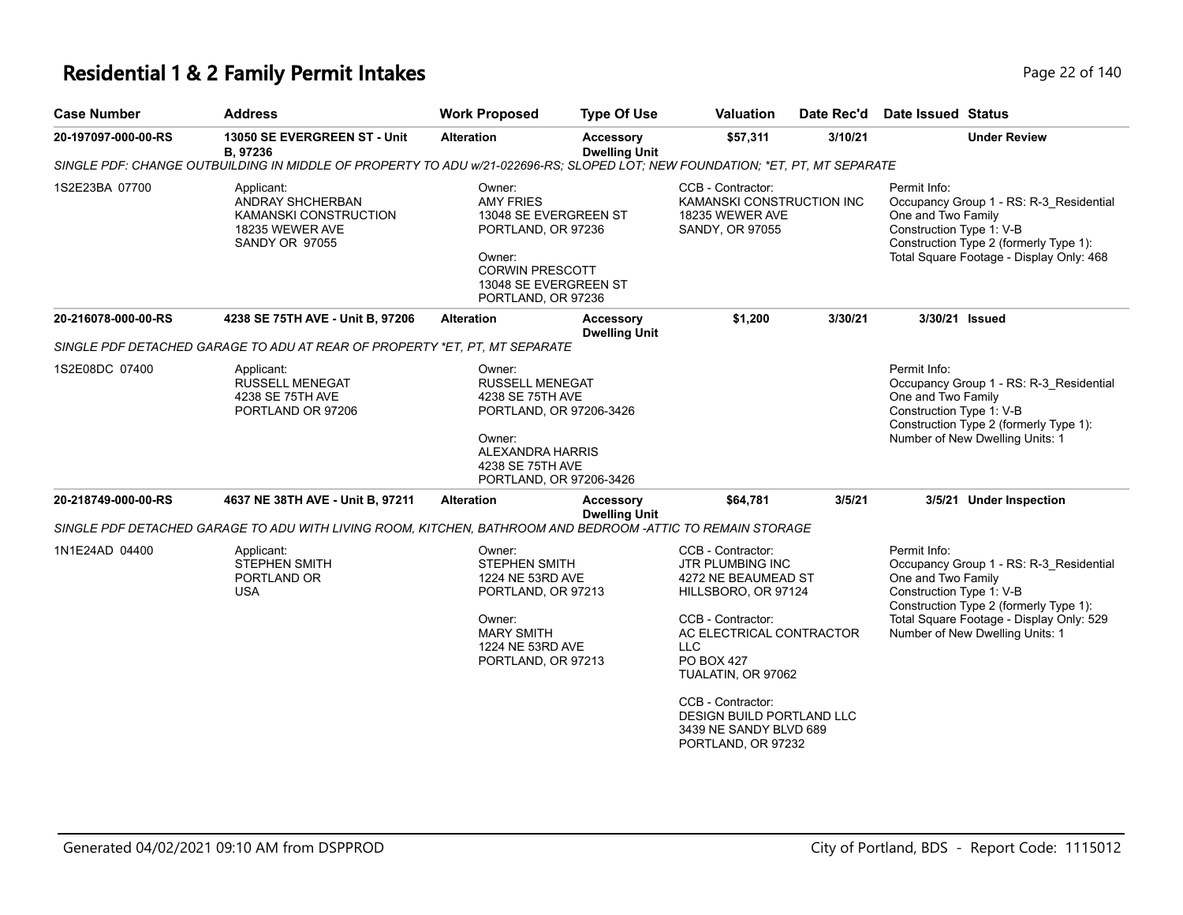# Residential 1 & 2 Family Permit Intakes

| Case Number | Address | Work Proposed | Type Of Use | Valuation | Date Rec'd | Date Issued | Status |
|---|---|---|---|---|---|---|---|
| 20-197097-000-00-RS | 13050 SE EVERGREEN ST - Unit B, 97236 | Alteration | Accessory Dwelling Unit | $57,311 | 3/10/21 | | Under Review |

*SINGLE PDF: CHANGE OUTBUILDING IN MIDDLE OF PROPERTY TO ADU w/21-022696-RS; SLOPED LOT; NEW FOUNDATION; *ET, PT, MT SEPARATE*

1S2E23BA 07700

Applicant:
ANDRAY SHCHERBAN
KAMANSKI CONSTRUCTION
18235 WEWER AVE
SANDY OR 97055

Owner:
AMY FRIES
13048 SE EVERGREEN ST
PORTLAND, OR 97236

Owner:
CORWIN PRESCOTT
13048 SE EVERGREEN ST
PORTLAND, OR 97236

CCB - Contractor:
KAMANSKI CONSTRUCTION INC
18235 WEWER AVE
SANDY, OR 97055

Permit Info:
Occupancy Group 1 - RS: R-3_Residential One and Two Family
Construction Type 1: V-B
Construction Type 2 (formerly Type 1):
Total Square Footage - Display Only: 468

| Case Number | Address | Work Proposed | Type Of Use | Valuation | Date Rec'd | Date Issued | Status |
|---|---|---|---|---|---|---|---|
| 20-216078-000-00-RS | 4238 SE 75TH AVE - Unit B, 97206 | Alteration | Accessory Dwelling Unit | $1,200 | 3/30/21 | 3/30/21 | Issued |

*SINGLE PDF DETACHED GARAGE TO ADU AT REAR OF PROPERTY *ET, PT, MT SEPARATE*

1S2E08DC 07400

Applicant:
RUSSELL MENEGAT
4238 SE 75TH AVE
PORTLAND OR 97206

Owner:
RUSSELL MENEGAT
4238 SE 75TH AVE
PORTLAND, OR 97206-3426

Owner:
ALEXANDRA HARRIS
4238 SE 75TH AVE
PORTLAND, OR 97206-3426

Permit Info:
Occupancy Group 1 - RS: R-3_Residential One and Two Family
Construction Type 1: V-B
Construction Type 2 (formerly Type 1):
Number of New Dwelling Units: 1

| Case Number | Address | Work Proposed | Type Of Use | Valuation | Date Rec'd | Date Issued | Status |
|---|---|---|---|---|---|---|---|
| 20-218749-000-00-RS | 4637 NE 38TH AVE - Unit B, 97211 | Alteration | Accessory Dwelling Unit | $64,781 | 3/5/21 | 3/5/21 | Under Inspection |

*SINGLE PDF DETACHED GARAGE TO ADU WITH LIVING ROOM, KITCHEN, BATHROOM AND BEDROOM -ATTIC TO REMAIN STORAGE*

1N1E24AD 04400

Applicant:
STEPHEN SMITH
PORTLAND OR
USA

Owner:
STEPHEN SMITH
1224 NE 53RD AVE
PORTLAND, OR 97213

Owner:
MARY SMITH
1224 NE 53RD AVE
PORTLAND, OR 97213

CCB - Contractor:
JTR PLUMBING INC
4272 NE BEAUMEAD ST
HILLSBORO, OR 97124

CCB - Contractor:
AC ELECTRICAL CONTRACTOR LLC
PO BOX 427
TUALATIN, OR 97062

CCB - Contractor:
DESIGN BUILD PORTLAND LLC
3439 NE SANDY BLVD 689
PORTLAND, OR 97232

Permit Info:
Occupancy Group 1 - RS: R-3_Residential One and Two Family
Construction Type 1: V-B
Construction Type 2 (formerly Type 1):
Total Square Footage - Display Only: 529
Number of New Dwelling Units: 1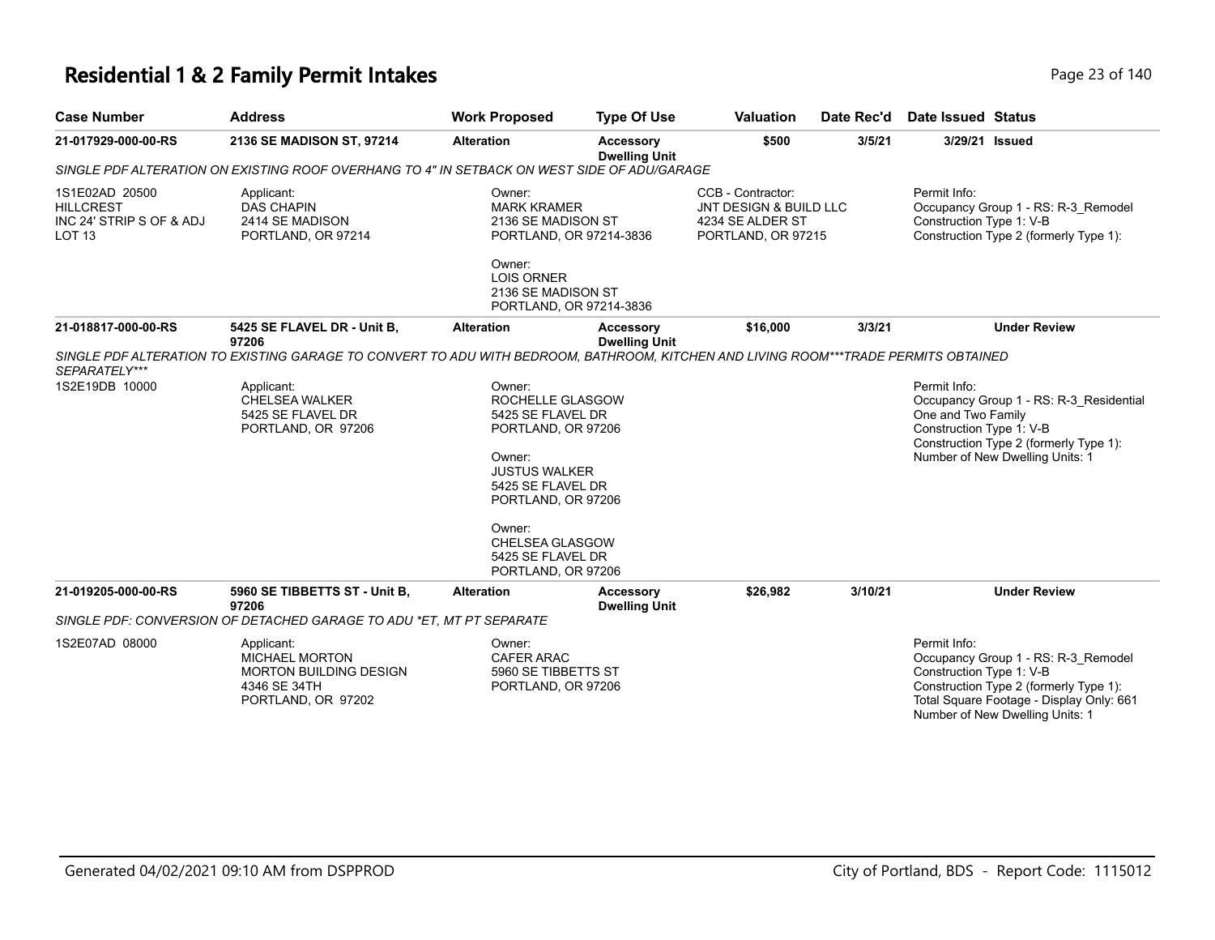# Residential 1 & 2 Family Permit Intakes

| Case Number | Address | Work Proposed | Type Of Use | Valuation | Date Rec'd | Date Issued | Status |
|---|---|---|---|---|---|---|---|
| 21-017929-000-00-RS | 2136 SE MADISON ST, 97214 | Alteration | Accessory Dwelling Unit | $500 | 3/5/21 | 3/29/21 | Issued |

SINGLE PDF ALTERATION ON EXISTING ROOF OVERHANG TO 4" IN SETBACK ON WEST SIDE OF ADU/GARAGE

1S1E02AD 20500
HILLCREST
INC 24' STRIP S OF & ADJ
LOT 13

Applicant:
DAS CHAPIN
2414 SE MADISON
PORTLAND, OR 97214

Owner:
MARK KRAMER
2136 SE MADISON ST
PORTLAND, OR 97214-3836

Owner:
LOIS ORNER
2136 SE MADISON ST
PORTLAND, OR 97214-3836

CCB - Contractor:
JNT DESIGN & BUILD LLC
4234 SE ALDER ST
PORTLAND, OR 97215

Permit Info:
Occupancy Group 1 - RS: R-3_Remodel
Construction Type 1: V-B
Construction Type 2 (formerly Type 1):

| Case Number | Address | Work Proposed | Type Of Use | Valuation | Date Rec'd | Date Issued | Status |
|---|---|---|---|---|---|---|---|
| 21-018817-000-00-RS | 5425 SE FLAVEL DR - Unit B, 97206 | Alteration | Accessory Dwelling Unit | $16,000 | 3/3/21 | | Under Review |

SINGLE PDF ALTERATION TO EXISTING GARAGE TO CONVERT TO ADU WITH BEDROOM, BATHROOM, KITCHEN AND LIVING ROOM***TRADE PERMITS OBTAINED SEPARATELY***

1S2E19DB 10000

Applicant:
CHELSEA WALKER
5425 SE FLAVEL DR
PORTLAND, OR 97206

Owner:
ROCHELLE GLASGOW
5425 SE FLAVEL DR
PORTLAND, OR 97206

Owner:
JUSTUS WALKER
5425 SE FLAVEL DR
PORTLAND, OR 97206

Owner:
CHELSEA GLASGOW
5425 SE FLAVEL DR
PORTLAND, OR 97206

Permit Info:
Occupancy Group 1 - RS: R-3_Residential One and Two Family
Construction Type 1: V-B
Construction Type 2 (formerly Type 1):
Number of New Dwelling Units: 1

| Case Number | Address | Work Proposed | Type Of Use | Valuation | Date Rec'd | Date Issued | Status |
|---|---|---|---|---|---|---|---|
| 21-019205-000-00-RS | 5960 SE TIBBETTS ST - Unit B, 97206 | Alteration | Accessory Dwelling Unit | $26,982 | 3/10/21 | | Under Review |

SINGLE PDF: CONVERSION OF DETACHED GARAGE TO ADU *ET, MT PT SEPARATE

1S2E07AD 08000

Applicant:
MICHAEL MORTON
MORTON BUILDING DESIGN
4346 SE 34TH
PORTLAND, OR 97202

Owner:
CAFER ARAC
5960 SE TIBBETTS ST
PORTLAND, OR 97206

Permit Info:
Occupancy Group 1 - RS: R-3_Remodel
Construction Type 1: V-B
Construction Type 2 (formerly Type 1):
Total Square Footage - Display Only: 661
Number of New Dwelling Units: 1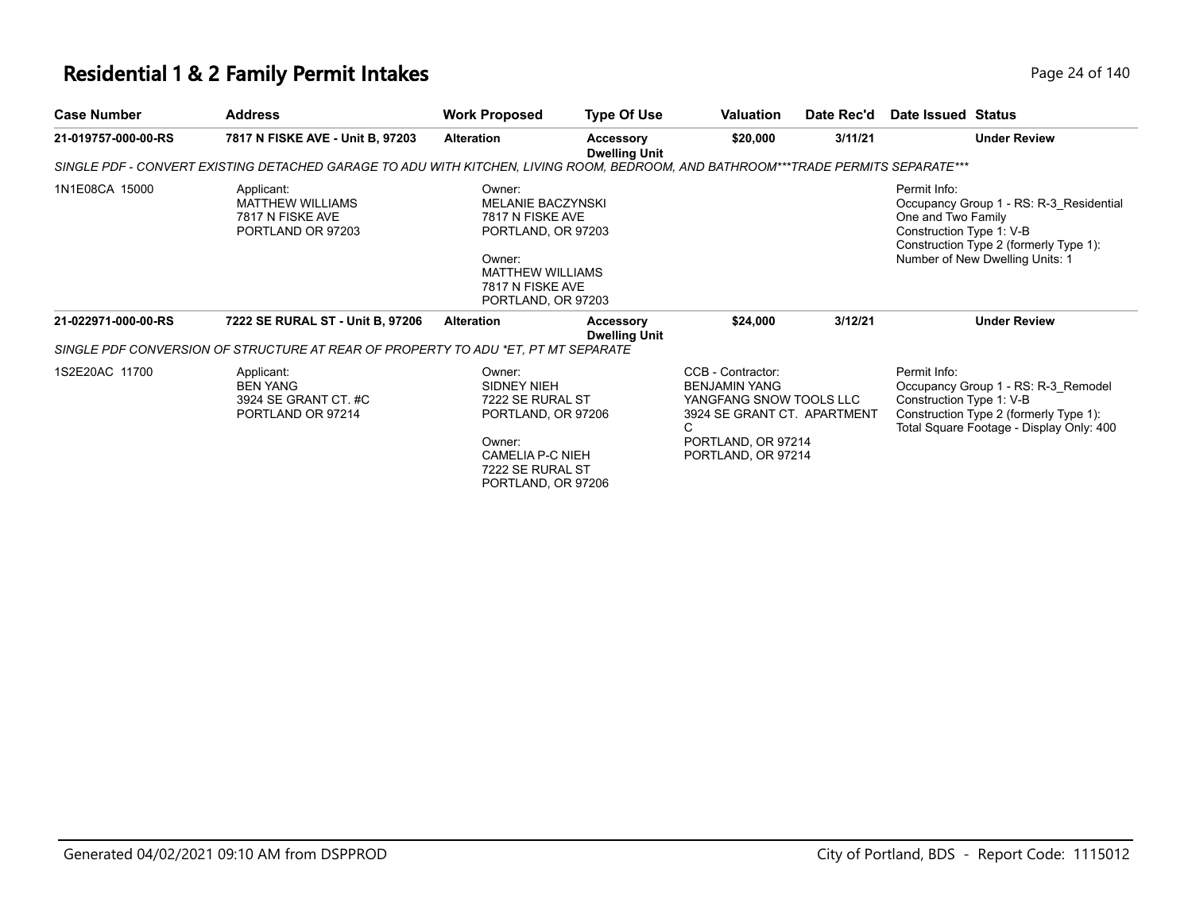# Residential 1 & 2 Family Permit Intakes

| Case Number | Address | Work Proposed | Type Of Use | Valuation | Date Rec'd | Date Issued | Status |
|---|---|---|---|---|---|---|---|
| 21-019757-000-00-RS | 7817 N FISKE AVE - Unit B, 97203 | Alteration | Accessory Dwelling Unit | $20,000 | 3/11/21 | | Under Review |

*SINGLE PDF - CONVERT EXISTING DETACHED GARAGE TO ADU WITH KITCHEN, LIVING ROOM, BEDROOM, AND BATHROOM***TRADE PERMITS SEPARATE****

1N1E08CA 15000

Applicant:
MATTHEW WILLIAMS
7817 N FISKE AVE
PORTLAND OR 97203

Owner:
MELANIE BACZYNSKI
7817 N FISKE AVE
PORTLAND, OR 97203

Owner:
MATTHEW WILLIAMS
7817 N FISKE AVE
PORTLAND, OR 97203

Permit Info:
Occupancy Group 1 - RS: R-3_Residential One and Two Family
Construction Type 1: V-B
Construction Type 2 (formerly Type 1):
Number of New Dwelling Units: 1

| Case Number | Address | Work Proposed | Type Of Use | Valuation | Date Rec'd | Date Issued | Status |
|---|---|---|---|---|---|---|---|
| 21-022971-000-00-RS | 7222 SE RURAL ST - Unit B, 97206 | Alteration | Accessory Dwelling Unit | $24,000 | 3/12/21 | | Under Review |

*SINGLE PDF CONVERSION OF STRUCTURE AT REAR OF PROPERTY TO ADU *ET, PT MT SEPARATE*

1S2E20AC 11700

Applicant:
BEN YANG
3924 SE GRANT CT. #C
PORTLAND OR 97214

Owner:
SIDNEY NIEH
7222 SE RURAL ST
PORTLAND, OR 97206

Owner:
CAMELIA P-C NIEH
7222 SE RURAL ST
PORTLAND, OR 97206

CCB - Contractor:
BENJAMIN YANG
YANGFANG SNOW TOOLS LLC
3924 SE GRANT CT. APARTMENT C
PORTLAND, OR 97214
PORTLAND, OR 97214

Permit Info:
Occupancy Group 1 - RS: R-3_Remodel
Construction Type 1: V-B
Construction Type 2 (formerly Type 1):
Total Square Footage - Display Only: 400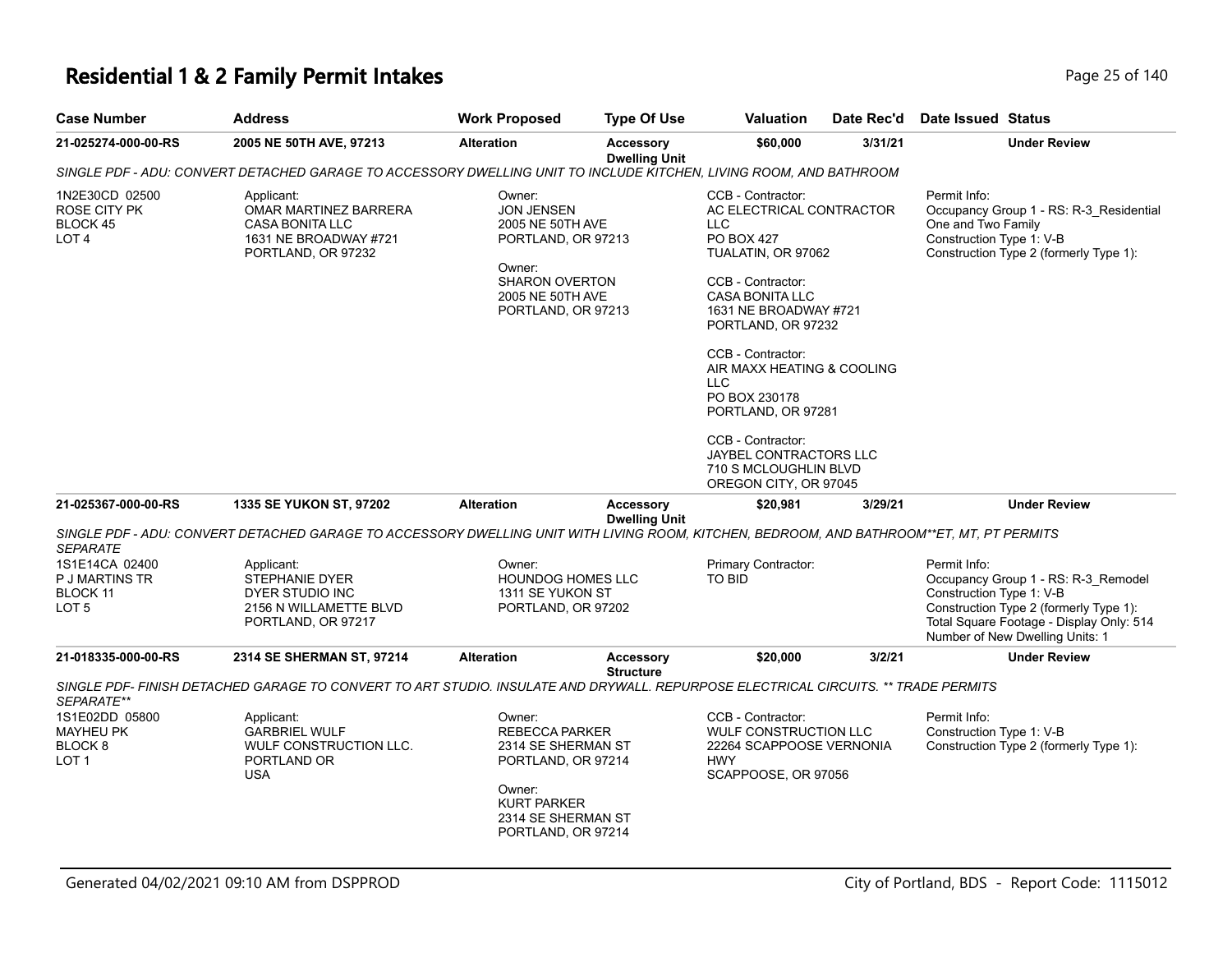# Residential 1 & 2 Family Permit Intakes

| Case Number | Address | Work Proposed | Type Of Use | Valuation | Date Rec'd | Date Issued | Status |
|---|---|---|---|---|---|---|---|
| 21-025274-000-00-RS | 2005 NE 50TH AVE, 97213 | Alteration | Accessory Dwelling Unit | $60,000 | 3/31/21 | | Under Review |

*SINGLE PDF - ADU: CONVERT DETACHED GARAGE TO ACCESSORY DWELLING UNIT TO INCLUDE KITCHEN, LIVING ROOM, AND BATHROOM*

1N2E30CD 02500
ROSE CITY PK
BLOCK 45
LOT 4

Applicant:
OMAR MARTINEZ BARRERA
CASA BONITA LLC
1631 NE BROADWAY #721
PORTLAND, OR 97232

Owner:
JON JENSEN
2005 NE 50TH AVE
PORTLAND, OR 97213

Owner:
SHARON OVERTON
2005 NE 50TH AVE
PORTLAND, OR 97213

CCB - Contractor:
AC ELECTRICAL CONTRACTOR LLC
PO BOX 427
TUALATIN, OR 97062

CCB - Contractor:
CASA BONITA LLC
1631 NE BROADWAY #721
PORTLAND, OR 97232

CCB - Contractor:
AIR MAXX HEATING & COOLING LLC
PO BOX 230178
PORTLAND, OR 97281

CCB - Contractor:
JAYBEL CONTRACTORS LLC
710 S MCLOUGHLIN BLVD
OREGON CITY, OR 97045

Permit Info:
Occupancy Group 1 - RS: R-3_Residential One and Two Family
Construction Type 1: V-B
Construction Type 2 (formerly Type 1):

| Case Number | Address | Work Proposed | Type Of Use | Valuation | Date Rec'd | Date Issued | Status |
|---|---|---|---|---|---|---|---|
| 21-025367-000-00-RS | 1335 SE YUKON ST, 97202 | Alteration | Accessory Dwelling Unit | $20,981 | 3/29/21 | | Under Review |

*SINGLE PDF - ADU: CONVERT DETACHED GARAGE TO ACCESSORY DWELLING UNIT WITH LIVING ROOM, KITCHEN, BEDROOM, AND BATHROOM**ET, MT, PT PERMITS SEPARATE*

1S1E14CA 02400
P J MARTINS TR
BLOCK 11
LOT 5

Applicant:
STEPHANIE DYER
DYER STUDIO INC
2156 N WILLAMETTE BLVD
PORTLAND, OR 97217

Owner:
HOUNDOG HOMES LLC
1311 SE YUKON ST
PORTLAND, OR 97202

Primary Contractor:
TO BID

Permit Info:
Occupancy Group 1 - RS: R-3_Remodel
Construction Type 1: V-B
Construction Type 2 (formerly Type 1):
Total Square Footage - Display Only: 514
Number of New Dwelling Units: 1

| Case Number | Address | Work Proposed | Type Of Use | Valuation | Date Rec'd | Date Issued | Status |
|---|---|---|---|---|---|---|---|
| 21-018335-000-00-RS | 2314 SE SHERMAN ST, 97214 | Alteration | Accessory Structure | $20,000 | 3/2/21 | | Under Review |

*SINGLE PDF- FINISH DETACHED GARAGE TO CONVERT TO ART STUDIO. INSULATE AND DRYWALL. REPURPOSE ELECTRICAL CIRCUITS. ** TRADE PERMITS SEPARATE***

1S1E02DD 05800
MAYHEU PK
BLOCK 8
LOT 1

Applicant:
GARBRIEL WULF
WULF CONSTRUCTION LLC.
PORTLAND OR
USA

Owner:
REBECCA PARKER
2314 SE SHERMAN ST
PORTLAND, OR 97214

Owner:
KURT PARKER
2314 SE SHERMAN ST
PORTLAND, OR 97214

CCB - Contractor:
WULF CONSTRUCTION LLC
22264 SCAPPOOSE VERNONIA HWY
SCAPPOOSE, OR 97056

Permit Info:
Construction Type 1: V-B
Construction Type 2 (formerly Type 1):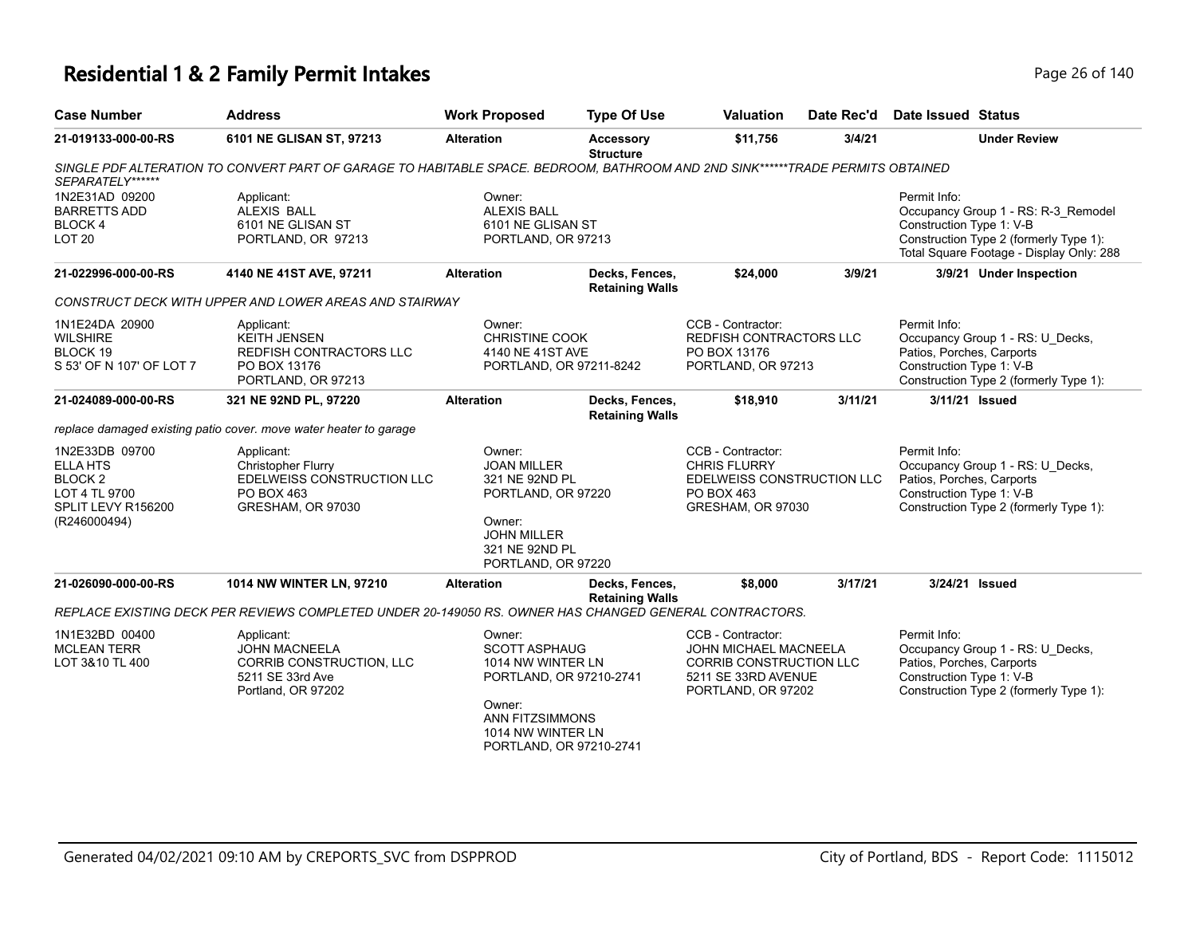# Residential 1 & 2 Family Permit Intakes

| Case Number | Address | Work Proposed | Type Of Use | Valuation | Date Rec'd | Date Issued | Status |
|---|---|---|---|---|---|---|---|
| 21-019133-000-00-RS | 6101 NE GLISAN ST, 97213 | Alteration | Accessory Structure | $11,756 | 3/4/21 | | Under Review |

*SINGLE PDF ALTERATION TO CONVERT PART OF GARAGE TO HABITABLE SPACE. BEDROOM, BATHROOM AND 2ND SINK******TRADE PERMITS OBTAINED SEPARATELY******

1N2E31AD 09200
BARRETTS ADD
BLOCK 4
LOT 20

Applicant:
ALEXIS BALL
6101 NE GLISAN ST
PORTLAND, OR 97213

Owner:
ALEXIS BALL
6101 NE GLISAN ST
PORTLAND, OR 97213

Permit Info:
Occupancy Group 1 - RS: R-3_Remodel
Construction Type 1: V-B
Construction Type 2 (formerly Type 1):
Total Square Footage - Display Only: 288

| Case Number | Address | Work Proposed | Type Of Use | Valuation | Date Rec'd | Date Issued | Status |
|---|---|---|---|---|---|---|---|
| 21-022996-000-00-RS | 4140 NE 41ST AVE, 97211 | Alteration | Decks, Fences, Retaining Walls | $24,000 | 3/9/21 | 3/9/21 | Under Inspection |

*CONSTRUCT DECK WITH UPPER AND LOWER AREAS AND STAIRWAY*

1N1E24DA 20900
WILSHIRE
BLOCK 19
S 53' OF N 107' OF LOT 7

Applicant:
KEITH JENSEN
REDFISH CONTRACTORS LLC
PO BOX 13176
PORTLAND, OR 97213

Owner:
CHRISTINE COOK
4140 NE 41ST AVE
PORTLAND, OR 97211-8242

CCB - Contractor:
REDFISH CONTRACTORS LLC
PO BOX 13176
PORTLAND, OR 97213

Permit Info:
Occupancy Group 1 - RS: U_Decks, Patios, Porches, Carports
Construction Type 1: V-B
Construction Type 2 (formerly Type 1):

| Case Number | Address | Work Proposed | Type Of Use | Valuation | Date Rec'd | Date Issued | Status |
|---|---|---|---|---|---|---|---|
| 21-024089-000-00-RS | 321 NE 92ND PL, 97220 | Alteration | Decks, Fences, Retaining Walls | $18,910 | 3/11/21 | 3/11/21 | Issued |

*replace damaged existing patio cover. move water heater to garage*

1N2E33DB 09700
ELLA HTS
BLOCK 2
LOT 4 TL 9700
SPLIT LEVY R156200
(R246000494)

Applicant:
Christopher Flurry
EDELWEISS CONSTRUCTION LLC
PO BOX 463
GRESHAM, OR 97030

Owner:
JOAN MILLER
321 NE 92ND PL
PORTLAND, OR 97220

Owner:
JOHN MILLER
321 NE 92ND PL
PORTLAND, OR 97220

CCB - Contractor:
CHRIS FLURRY
EDELWEISS CONSTRUCTION LLC
PO BOX 463
GRESHAM, OR 97030

Permit Info:
Occupancy Group 1 - RS: U_Decks, Patios, Porches, Carports
Construction Type 1: V-B
Construction Type 2 (formerly Type 1):

| Case Number | Address | Work Proposed | Type Of Use | Valuation | Date Rec'd | Date Issued | Status |
|---|---|---|---|---|---|---|---|
| 21-026090-000-00-RS | 1014 NW WINTER LN, 97210 | Alteration | Decks, Fences, Retaining Walls | $8,000 | 3/17/21 | 3/24/21 | Issued |

*REPLACE EXISTING DECK PER REVIEWS COMPLETED UNDER 20-149050 RS. OWNER HAS CHANGED GENERAL CONTRACTORS.*

1N1E32BD 00400
MCLEAN TERR
LOT 3&10 TL 400

Applicant:
JOHN MACNEELA
CORRIB CONSTRUCTION, LLC
5211 SE 33rd Ave
Portland, OR 97202

Owner:
SCOTT ASPHAUG
1014 NW WINTER LN
PORTLAND, OR 97210-2741

Owner:
ANN FITZSIMMONS
1014 NW WINTER LN
PORTLAND, OR 97210-2741

CCB - Contractor:
JOHN MICHAEL MACNEELA
CORRIB CONSTRUCTION LLC
5211 SE 33RD AVENUE
PORTLAND, OR 97202

Permit Info:
Occupancy Group 1 - RS: U_Decks, Patios, Porches, Carports
Construction Type 1: V-B
Construction Type 2 (formerly Type 1):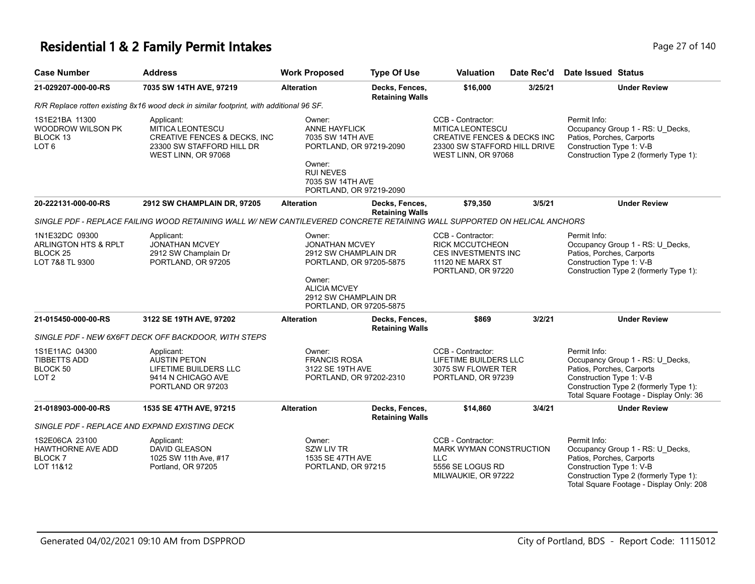# Residential 1 & 2 Family Permit Intakes

| Case Number | Address | Work Proposed | Type Of Use | Valuation | Date Rec'd | Date Issued | Status |
|---|---|---|---|---|---|---|---|
| 21-029207-000-00-RS | 7035 SW 14TH AVE, 97219 | Alteration | Decks, Fences, Retaining Walls | $16,000 | 3/25/21 | | Under Review |

*R/R Replace rotten existing 8x16 wood deck in similar footprint, with additional 96 SF.*

| | | | | |
|---|---|---|---|---|
| 1S1E21BA 11300<br>WOODROW WILSON PK<br>BLOCK 13<br>LOT 6 | Applicant:<br>MITICA LEONTESCU<br>CREATIVE FENCES & DECKS, INC<br>23300 SW STAFFORD HILL DR<br>WEST LINN, OR 97068 | Owner:<br>ANNE HAYFLICK<br>7035 SW 14TH AVE<br>PORTLAND, OR 97219-2090<br><br>Owner:<br>RUI NEVES<br>7035 SW 14TH AVE<br>PORTLAND, OR 97219-2090 | CCB - Contractor:<br>MITICA LEONTESCU<br>CREATIVE FENCES & DECKS INC<br>23300 SW STAFFORD HILL DRIVE<br>WEST LINN, OR 97068 | Permit Info:<br>Occupancy Group 1 - RS: U_Decks, Patios, Porches, Carports<br>Construction Type 1: V-B<br>Construction Type 2 (formerly Type 1): |

| Case Number | Address | Work Proposed | Type Of Use | Valuation | Date Rec'd | Date Issued | Status |
|---|---|---|---|---|---|---|---|
| 20-222131-000-00-RS | 2912 SW CHAMPLAIN DR, 97205 | Alteration | Decks, Fences, Retaining Walls | $79,350 | 3/5/21 | | Under Review |

*SINGLE PDF - REPLACE FAILING WOOD RETAINING WALL W/ NEW CANTILEVERED CONCRETE RETAINING WALL SUPPORTED ON HELICAL ANCHORS*

| | | | | |
|---|---|---|---|---|
| 1N1E32DC 09300<br>ARLINGTON HTS & RPLT<br>BLOCK 25<br>LOT 7&8 TL 9300 | Applicant:<br>JONATHAN MCVEY<br>2912 SW Champlain Dr<br>PORTLAND, OR 97205 | Owner:<br>JONATHAN MCVEY<br>2912 SW CHAMPLAIN DR<br>PORTLAND, OR 97205-5875<br><br>Owner:<br>ALICIA MCVEY<br>2912 SW CHAMPLAIN DR<br>PORTLAND, OR 97205-5875 | CCB - Contractor:<br>RICK MCCUTCHEON<br>CES INVESTMENTS INC<br>11120 NE MARX ST<br>PORTLAND, OR 97220 | Permit Info:<br>Occupancy Group 1 - RS: U_Decks, Patios, Porches, Carports<br>Construction Type 1: V-B<br>Construction Type 2 (formerly Type 1): |

| Case Number | Address | Work Proposed | Type Of Use | Valuation | Date Rec'd | Date Issued | Status |
|---|---|---|---|---|---|---|---|
| 21-015450-000-00-RS | 3122 SE 19TH AVE, 97202 | Alteration | Decks, Fences, Retaining Walls | $869 | 3/2/21 | | Under Review |

*SINGLE PDF - NEW 6X6FT DECK OFF BACKDOOR, WITH STEPS*

| | | | | |
|---|---|---|---|---|
| 1S1E11AC 04300<br>TIBBETTS ADD<br>BLOCK 50<br>LOT 2 | Applicant:<br>AUSTIN PETON<br>LIFETIME BUILDERS LLC<br>9414 N CHICAGO AVE<br>PORTLAND OR 97203 | Owner:<br>FRANCIS ROSA<br>3122 SE 19TH AVE<br>PORTLAND, OR 97202-2310 | CCB - Contractor:<br>LIFETIME BUILDERS LLC<br>3075 SW FLOWER TER<br>PORTLAND, OR 97239 | Permit Info:<br>Occupancy Group 1 - RS: U_Decks, Patios, Porches, Carports<br>Construction Type 1: V-B<br>Construction Type 2 (formerly Type 1):<br>Total Square Footage - Display Only: 36 |

| Case Number | Address | Work Proposed | Type Of Use | Valuation | Date Rec'd | Date Issued | Status |
|---|---|---|---|---|---|---|---|
| 21-018903-000-00-RS | 1535 SE 47TH AVE, 97215 | Alteration | Decks, Fences, Retaining Walls | $14,860 | 3/4/21 | | Under Review |

*SINGLE PDF - REPLACE AND EXPAND EXISTING DECK*

| | | | | |
|---|---|---|---|---|
| 1S2E06CA 23100<br>HAWTHORNE AVE ADD<br>BLOCK 7<br>LOT 11&12 | Applicant:<br>DAVID GLEASON<br>1025 SW 11th Ave, #17<br>Portland, OR 97205 | Owner:<br>SZW LIV TR<br>1535 SE 47TH AVE<br>PORTLAND, OR 97215 | CCB - Contractor:<br>MARK WYMAN CONSTRUCTION LLC<br>5556 SE LOGUS RD<br>MILWAUKIE, OR 97222 | Permit Info:<br>Occupancy Group 1 - RS: U_Decks, Patios, Porches, Carports<br>Construction Type 1: V-B<br>Construction Type 2 (formerly Type 1):<br>Total Square Footage - Display Only: 208 |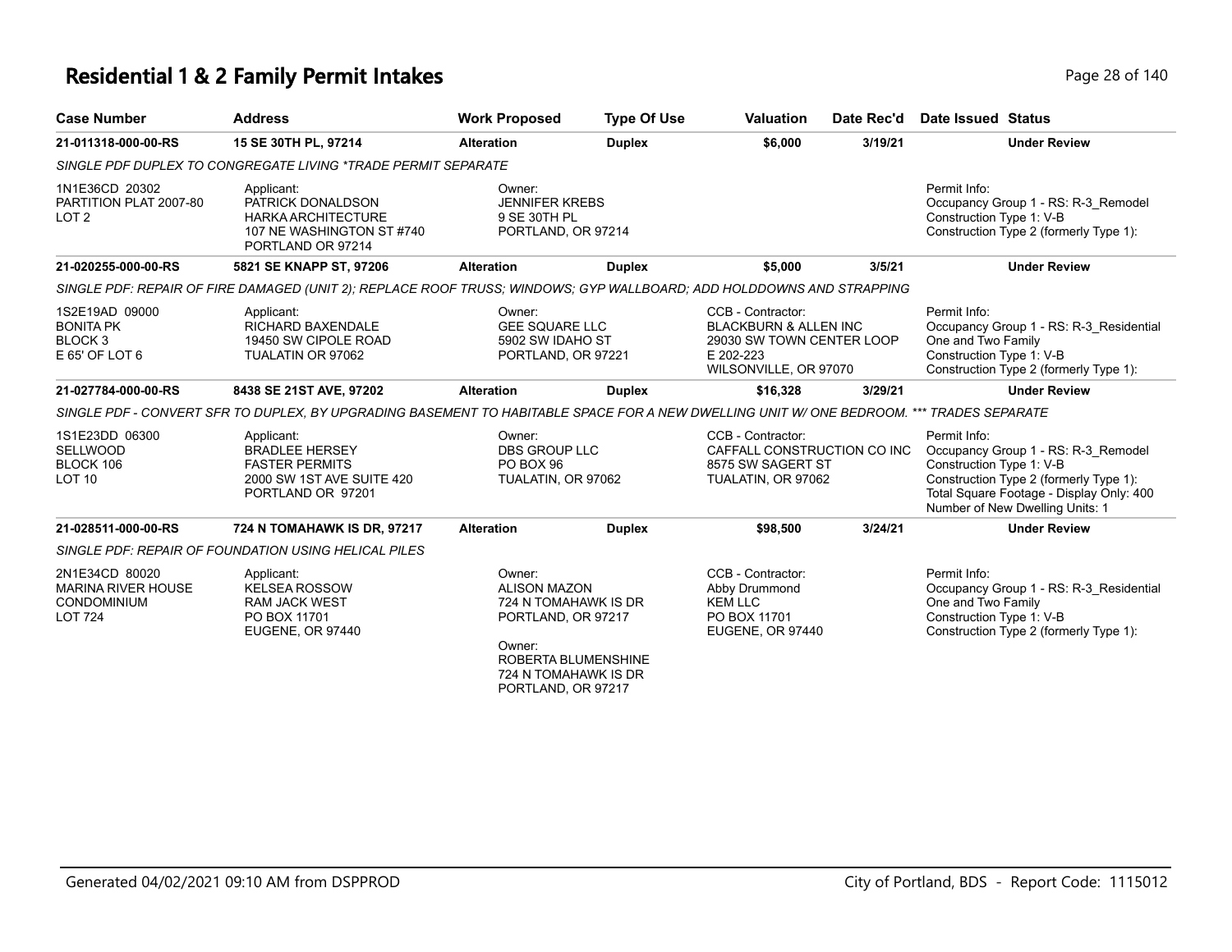# Residential 1 & 2 Family Permit Intakes

| Case Number | Address | Work Proposed | Type Of Use | Valuation | Date Rec'd | Date Issued | Status |
|---|---|---|---|---|---|---|---|
| **21-011318-000-00-RS** | **15 SE 30TH PL, 97214** | **Alteration** | **Duplex** | **$6,000** | **3/19/21** | | **Under Review** |
| *SINGLE PDF DUPLEX TO CONGREGATE LIVING *TRADE PERMIT SEPARATE* | | | | | | | |
| 1N1E36CD 20302<br>PARTITION PLAT 2007-80<br>LOT 2 | Applicant:<br>PATRICK DONALDSON<br>HARKA ARCHITECTURE<br>107 NE WASHINGTON ST #740<br>PORTLAND OR 97214 | Owner:<br>JENNIFER KREBS<br>9 SE 30TH PL<br>PORTLAND, OR 97214 | | | | Permit Info:<br>Occupancy Group 1 - RS: R-3_Remodel<br>Construction Type 1: V-B<br>Construction Type 2 (formerly Type 1): | |
| **21-020255-000-00-RS** | **5821 SE KNAPP ST, 97206** | **Alteration** | **Duplex** | **$5,000** | **3/5/21** | | **Under Review** |
| *SINGLE PDF: REPAIR OF FIRE DAMAGED (UNIT 2); REPLACE ROOF TRUSS; WINDOWS; GYP WALLBOARD; ADD HOLDDOWNS AND STRAPPING* | | | | | | | |
| 1S2E19AD 09000<br>BONITA PK<br>BLOCK 3<br>E 65' OF LOT 6 | Applicant:<br>RICHARD BAXENDALE<br>19450 SW CIPOLE ROAD<br>TUALATIN OR 97062 | Owner:<br>GEE SQUARE LLC<br>5902 SW IDAHO ST<br>PORTLAND, OR 97221 | | CCB - Contractor:<br>BLACKBURN & ALLEN INC<br>29030 SW TOWN CENTER LOOP<br>E 202-223<br>WILSONVILLE, OR 97070 | | Permit Info:<br>Occupancy Group 1 - RS: R-3_Residential One and Two Family<br>Construction Type 1: V-B<br>Construction Type 2 (formerly Type 1): | |
| **21-027784-000-00-RS** | **8438 SE 21ST AVE, 97202** | **Alteration** | **Duplex** | **$16,328** | **3/29/21** | | **Under Review** |
| *SINGLE PDF - CONVERT SFR TO DUPLEX, BY UPGRADING BASEMENT TO HABITABLE SPACE FOR A NEW DWELLING UNIT W/ ONE BEDROOM. *** TRADES SEPARATE* | | | | | | | |
| 1S1E23DD 06300<br>SELLWOOD<br>BLOCK 106<br>LOT 10 | Applicant:<br>BRADLEE HERSEY<br>FASTER PERMITS<br>2000 SW 1ST AVE SUITE 420<br>PORTLAND OR 97201 | Owner:<br>DBS GROUP LLC<br>PO BOX 96<br>TUALATIN, OR 97062 | | CCB - Contractor:<br>CAFFALL CONSTRUCTION CO INC<br>8575 SW SAGERT ST<br>TUALATIN, OR 97062 | | Permit Info:<br>Occupancy Group 1 - RS: R-3_Remodel<br>Construction Type 1: V-B<br>Construction Type 2 (formerly Type 1):<br>Total Square Footage - Display Only: 400<br>Number of New Dwelling Units: 1 | |
| **21-028511-000-00-RS** | **724 N TOMAHAWK IS DR, 97217** | **Alteration** | **Duplex** | **$98,500** | **3/24/21** | | **Under Review** |
| *SINGLE PDF: REPAIR OF FOUNDATION USING HELICAL PILES* | | | | | | | |
| 2N1E34CD 80020<br>MARINA RIVER HOUSE CONDOMINIUM<br>LOT 724 | Applicant:<br>KELSEA ROSSOW<br>RAM JACK WEST<br>PO BOX 11701<br>EUGENE, OR 97440 | Owner:<br>ALISON MAZON<br>724 N TOMAHAWK IS DR<br>PORTLAND, OR 97217<br><br>Owner:<br>ROBERTA BLUMENSHINE<br>724 N TOMAHAWK IS DR<br>PORTLAND, OR 97217 | | CCB - Contractor:<br>Abby Drummond<br>KEM LLC<br>PO BOX 11701<br>EUGENE, OR 97440 | | Permit Info:<br>Occupancy Group 1 - RS: R-3_Residential One and Two Family<br>Construction Type 1: V-B<br>Construction Type 2 (formerly Type 1): | |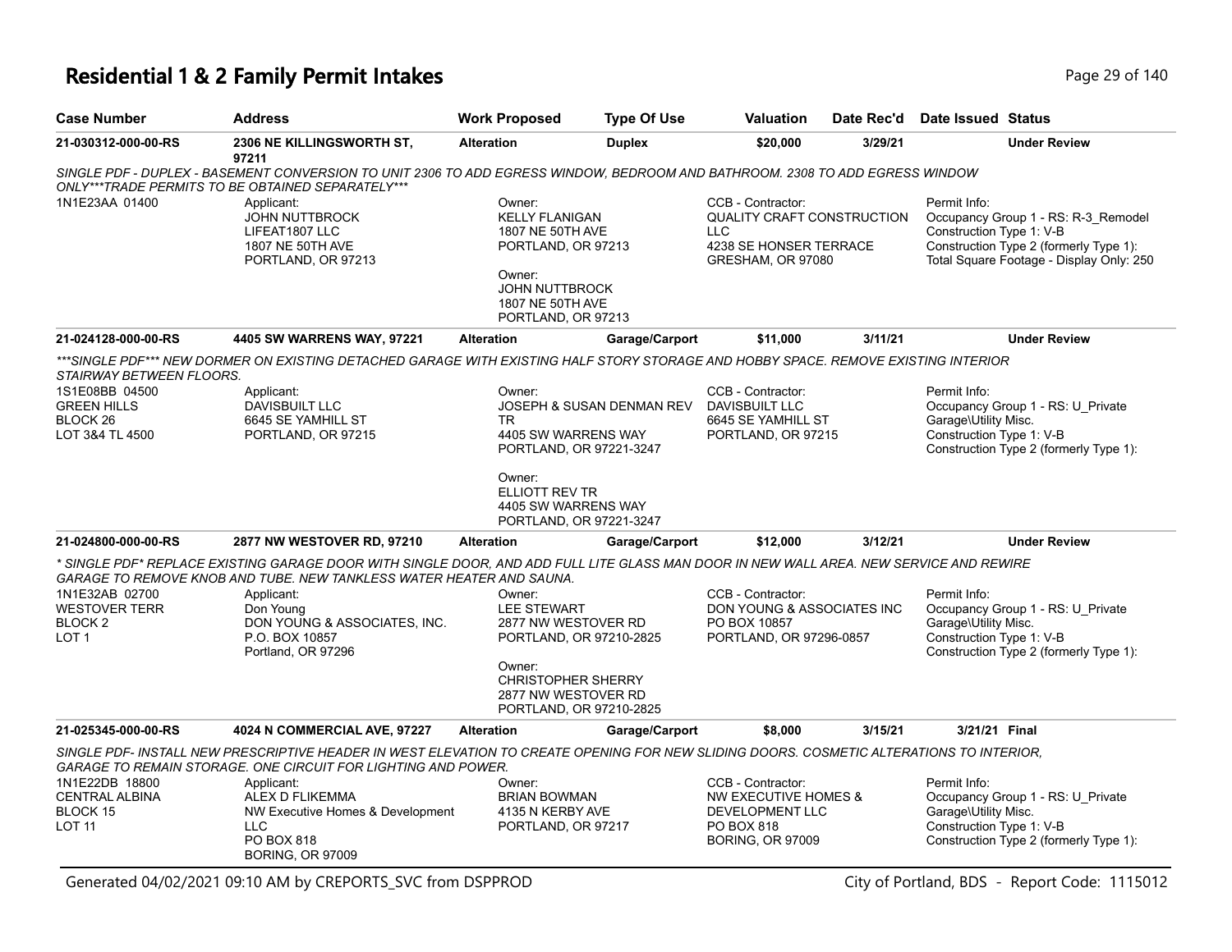# Residential 1 & 2 Family Permit Intakes

| Case Number | Address | Work Proposed | Type Of Use | Valuation | Date Rec'd | Date Issued | Status |
|---|---|---|---|---|---|---|---|
| 21-030312-000-00-RS | 2306 NE KILLINGSWORTH ST, 97211 | Alteration | Duplex | $20,000 | 3/29/21 | | Under Review |

SINGLE PDF - DUPLEX - BASEMENT CONVERSION TO UNIT 2306 TO ADD EGRESS WINDOW, BEDROOM AND BATHROOM. 2308 TO ADD EGRESS WINDOW ONLY***TRADE PERMITS TO BE OBTAINED SEPARATELY***

1N1E23AA 01400

Applicant:
JOHN NUTTBROCK
LIFEAT1807 LLC
1807 NE 50TH AVE
PORTLAND, OR 97213

Owner:
KELLY FLANIGAN
1807 NE 50TH AVE
PORTLAND, OR 97213

Owner:
JOHN NUTTBROCK
1807 NE 50TH AVE
PORTLAND, OR 97213

CCB - Contractor:
QUALITY CRAFT CONSTRUCTION LLC
4238 SE HONSER TERRACE
GRESHAM, OR 97080

Permit Info:
Occupancy Group 1 - RS: R-3_Remodel
Construction Type 1: V-B
Construction Type 2 (formerly Type 1):
Total Square Footage - Display Only: 250

| Case Number | Address | Work Proposed | Type Of Use | Valuation | Date Rec'd | Date Issued | Status |
|---|---|---|---|---|---|---|---|
| 21-024128-000-00-RS | 4405 SW WARRENS WAY, 97221 | Alteration | Garage/Carport | $11,000 | 3/11/21 | | Under Review |

***SINGLE PDF*** NEW DORMER ON EXISTING DETACHED GARAGE WITH EXISTING HALF STORY STORAGE AND HOBBY SPACE. REMOVE EXISTING INTERIOR STAIRWAY BETWEEN FLOORS.

1S1E08BB 04500
GREEN HILLS
BLOCK 26
LOT 3&4 TL 4500

Applicant:
DAVISBUILT LLC
6645 SE YAMHILL ST
PORTLAND, OR 97215

Owner:
JOSEPH & SUSAN DENMAN REV TR
4405 SW WARRENS WAY
PORTLAND, OR 97221-3247

Owner:
ELLIOTT REV TR
4405 SW WARRENS WAY
PORTLAND, OR 97221-3247

CCB - Contractor:
DAVISBUILT LLC
6645 SE YAMHILL ST
PORTLAND, OR 97215

Permit Info:
Occupancy Group 1 - RS: U_Private Garage\Utility Misc.
Construction Type 1: V-B
Construction Type 2 (formerly Type 1):

| Case Number | Address | Work Proposed | Type Of Use | Valuation | Date Rec'd | Date Issued | Status |
|---|---|---|---|---|---|---|---|
| 21-024800-000-00-RS | 2877 NW WESTOVER RD, 97210 | Alteration | Garage/Carport | $12,000 | 3/12/21 | | Under Review |

* SINGLE PDF* REPLACE EXISTING GARAGE DOOR WITH SINGLE DOOR, AND ADD FULL LITE GLASS MAN DOOR IN NEW WALL AREA. NEW SERVICE AND REWIRE GARAGE TO REMOVE KNOB AND TUBE. NEW TANKLESS WATER HEATER AND SAUNA.

1N1E32AB 02700
WESTOVER TERR
BLOCK 2
LOT 1

Applicant:
Don Young
DON YOUNG & ASSOCIATES, INC.
P.O. BOX 10857
Portland, OR 97296

Owner:
LEE STEWART
2877 NW WESTOVER RD
PORTLAND, OR 97210-2825

Owner:
CHRISTOPHER SHERRY
2877 NW WESTOVER RD
PORTLAND, OR 97210-2825

CCB - Contractor:
DON YOUNG & ASSOCIATES INC
PO BOX 10857
PORTLAND, OR 97296-0857

Permit Info:
Occupancy Group 1 - RS: U_Private Garage\Utility Misc.
Construction Type 1: V-B
Construction Type 2 (formerly Type 1):

| Case Number | Address | Work Proposed | Type Of Use | Valuation | Date Rec'd | Date Issued | Status |
|---|---|---|---|---|---|---|---|
| 21-025345-000-00-RS | 4024 N COMMERCIAL AVE, 97227 | Alteration | Garage/Carport | $8,000 | 3/15/21 | 3/21/21 | Final |

SINGLE PDF- INSTALL NEW PRESCRIPTIVE HEADER IN WEST ELEVATION TO CREATE OPENING FOR NEW SLIDING DOORS. COSMETIC ALTERATIONS TO INTERIOR, GARAGE TO REMAIN STORAGE. ONE CIRCUIT FOR LIGHTING AND POWER.

1N1E22DB 18800
CENTRAL ALBINA
BLOCK 15
LOT 11

Applicant:
ALEX D FLIKEMMA
NW Executive Homes & Development LLC
PO BOX 818
BORING, OR 97009

Owner:
BRIAN BOWMAN
4135 N KERBY AVE
PORTLAND, OR 97217

CCB - Contractor:
NW EXECUTIVE HOMES & DEVELOPMENT LLC
PO BOX 818
BORING, OR 97009

Permit Info:
Occupancy Group 1 - RS: U_Private Garage\Utility Misc.
Construction Type 1: V-B
Construction Type 2 (formerly Type 1):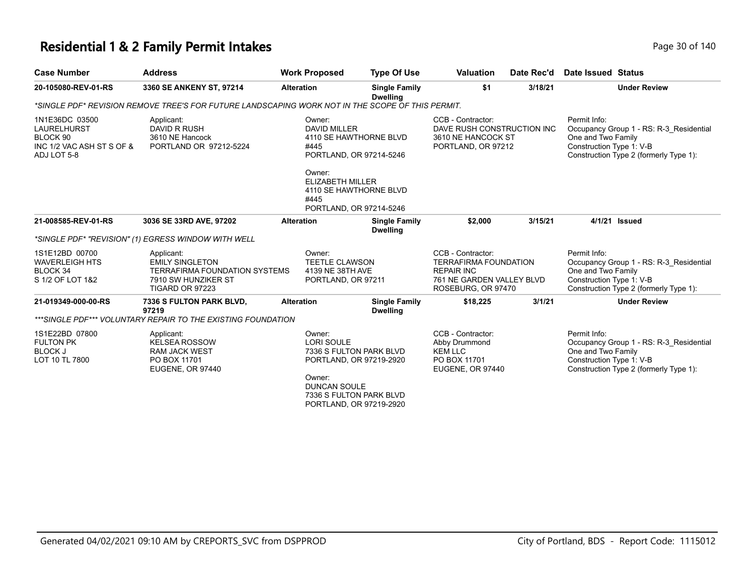# Residential 1 & 2 Family Permit Intakes

| Case Number | Address | Work Proposed | Type Of Use | Valuation | Date Rec'd | Date Issued | Status |
|---|---|---|---|---|---|---|---|
| 20-105080-REV-01-RS | 3360 SE ANKENY ST, 97214 | Alteration | Single Family Dwelling | $1 | 3/18/21 | | Under Review |
| *SINGLE PDF* REVISION REMOVE TREE'S FOR FUTURE LANDSCAPING WORK NOT IN THE SCOPE OF THIS PERMIT. | | | | | | | |
| 1N1E36DC 03500 LAURELHURST BLOCK 90 INC 1/2 VAC ASH ST S OF & ADJ LOT 5-8 | Applicant: DAVID R RUSH 3610 NE Hancock PORTLAND OR 97212-5224 | Owner: DAVID MILLER 4110 SE HAWTHORNE BLVD #445 PORTLAND, OR 97214-5246<br>Owner: ELIZABETH MILLER 4110 SE HAWTHORNE BLVD #445 PORTLAND, OR 97214-5246 | | CCB - Contractor: DAVE RUSH CONSTRUCTION INC 3610 NE HANCOCK ST PORTLAND, OR 97212 | | Permit Info: Occupancy Group 1 - RS: R-3_Residential One and Two Family Construction Type 1: V-B Construction Type 2 (formerly Type 1): | |
| 21-008585-REV-01-RS | 3036 SE 33RD AVE, 97202 | Alteration | Single Family Dwelling | $2,000 | 3/15/21 | 4/1/21 | Issued |
| *SINGLE PDF* "REVISION" (1) EGRESS WINDOW WITH WELL | | | | | | | |
| 1S1E12BD 00700 WAVERLEIGH HTS BLOCK 34 S 1/2 OF LOT 1&2 | Applicant: EMILY SINGLETON TERRAFIRMA FOUNDATION SYSTEMS 7910 SW HUNZIKER ST TIGARD OR 97223 | Owner: TEETLE CLAWSON 4139 NE 38TH AVE PORTLAND, OR 97211 | | CCB - Contractor: TERRAFIRMA FOUNDATION REPAIR INC 761 NE GARDEN VALLEY BLVD ROSEBURG, OR 97470 | | Permit Info: Occupancy Group 1 - RS: R-3_Residential One and Two Family Construction Type 1: V-B Construction Type 2 (formerly Type 1): | |
| 21-019349-000-00-RS | 7336 S FULTON PARK BLVD, 97219 | Alteration | Single Family Dwelling | $18,225 | 3/1/21 | | Under Review |
| ***SINGLE PDF*** VOLUNTARY REPAIR TO THE EXISTING FOUNDATION | | | | | | | |
| 1S1E22BD 07800 FULTON PK BLOCK J LOT 10 TL 7800 | Applicant: KELSEA ROSSOW RAM JACK WEST PO BOX 11701 EUGENE, OR 97440 | Owner: LORI SOULE 7336 S FULTON PARK BLVD PORTLAND, OR 97219-2920<br>Owner: DUNCAN SOULE 7336 S FULTON PARK BLVD PORTLAND, OR 97219-2920 | | CCB - Contractor: Abby Drummond KEM LLC PO BOX 11701 EUGENE, OR 97440 | | Permit Info: Occupancy Group 1 - RS: R-3_Residential One and Two Family Construction Type 1: V-B Construction Type 2 (formerly Type 1): | |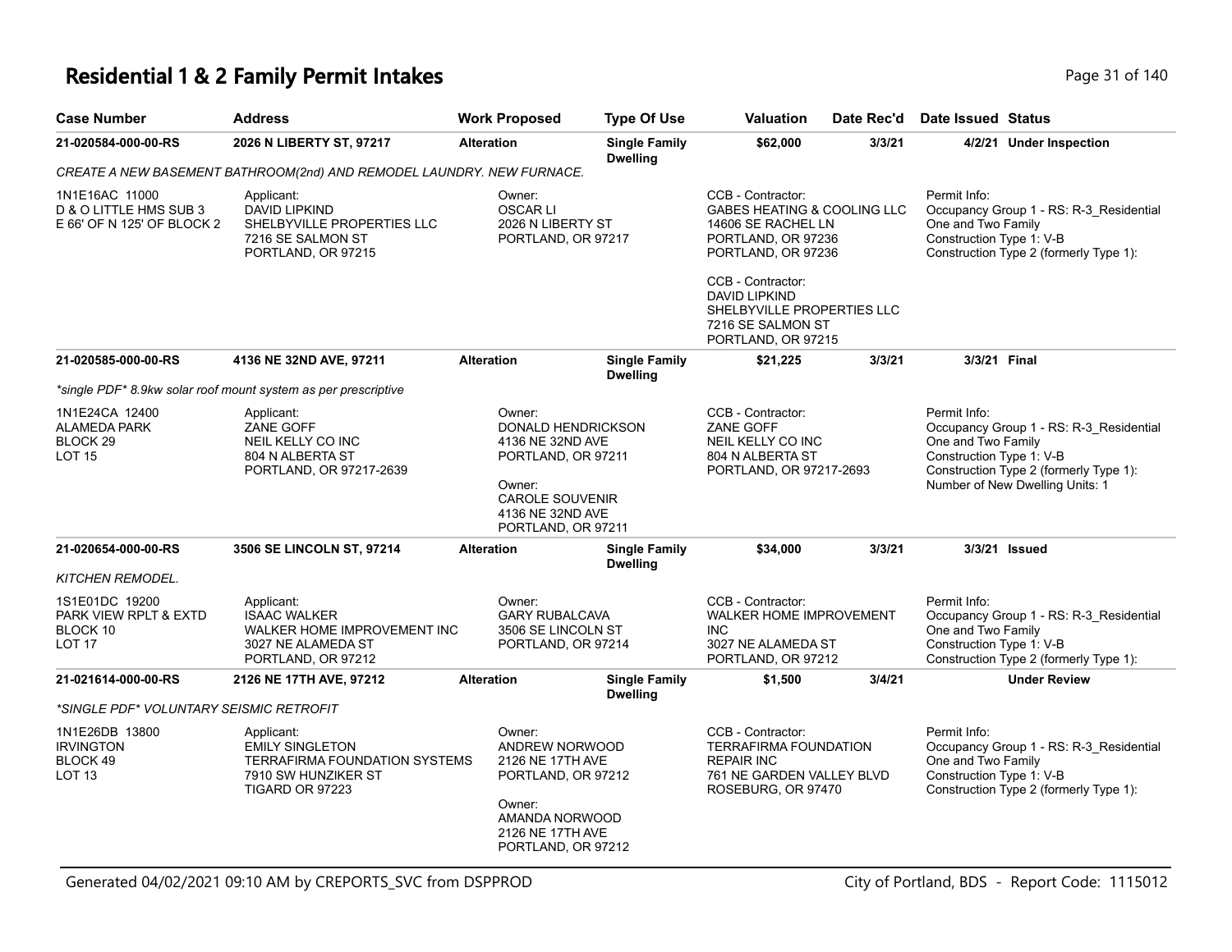# Residential 1 & 2 Family Permit Intakes

| Case Number | Address | Work Proposed | Type Of Use | Valuation | Date Rec'd | Date Issued | Status |
|---|---|---|---|---|---|---|---|
| 21-020584-000-00-RS | 2026 N LIBERTY ST, 97217 | Alteration | Single Family Dwelling | $62,000 | 3/3/21 | 4/2/21 | Under Inspection |
| *CREATE A NEW BASEMENT BATHROOM(2nd) AND REMODEL LAUNDRY. NEW FURNACE.* | | | | | | | |
| 1N1E16AC 11000<br>D & O LITTLE HMS SUB 3<br>E 66' OF N 125' OF BLOCK 2 | Applicant:<br>DAVID LIPKIND<br>SHELBYVILLE PROPERTIES LLC<br>7216 SE SALMON ST<br>PORTLAND, OR 97215 | Owner:<br>OSCAR LI<br>2026 N LIBERTY ST<br>PORTLAND, OR 97217 | | CCB - Contractor:<br>GABES HEATING & COOLING LLC<br>14606 SE RACHEL LN<br>PORTLAND, OR 97236<br>PORTLAND, OR 97236<br><br>CCB - Contractor:<br>DAVID LIPKIND<br>SHELBYVILLE PROPERTIES LLC<br>7216 SE SALMON ST<br>PORTLAND, OR 97215 | | Permit Info:<br>Occupancy Group 1 - RS: R-3_Residential One and Two Family<br>Construction Type 1: V-B<br>Construction Type 2 (formerly Type 1): | |
| 21-020585-000-00-RS | 4136 NE 32ND AVE, 97211 | Alteration | Single Family Dwelling | $21,225 | 3/3/21 | 3/3/21 | Final |
| *\*single PDF\* 8.9kw solar roof mount system as per prescriptive* | | | | | | | |
| 1N1E24CA 12400<br>ALAMEDA PARK<br>BLOCK 29<br>LOT 15 | Applicant:<br>ZANE GOFF<br>NEIL KELLY CO INC<br>804 N ALBERTA ST<br>PORTLAND, OR 97217-2639 | Owner:<br>DONALD HENDRICKSON<br>4136 NE 32ND AVE<br>PORTLAND, OR 97211<br><br>Owner:<br>CAROLE SOUVENIR<br>4136 NE 32ND AVE<br>PORTLAND, OR 97211 | | CCB - Contractor:<br>ZANE GOFF<br>NEIL KELLY CO INC<br>804 N ALBERTA ST<br>PORTLAND, OR 97217-2693 | | Permit Info:<br>Occupancy Group 1 - RS: R-3_Residential One and Two Family<br>Construction Type 1: V-B<br>Construction Type 2 (formerly Type 1):<br>Number of New Dwelling Units: 1 | |
| 21-020654-000-00-RS | 3506 SE LINCOLN ST, 97214 | Alteration | Single Family Dwelling | $34,000 | 3/3/21 | 3/3/21 | Issued |
| *KITCHEN REMODEL.* | | | | | | | |
| 1S1E01DC 19200<br>PARK VIEW RPLT & EXTD<br>BLOCK 10<br>LOT 17 | Applicant:<br>ISAAC WALKER<br>WALKER HOME IMPROVEMENT INC<br>3027 NE ALAMEDA ST<br>PORTLAND, OR 97212 | Owner:<br>GARY RUBALCAVA<br>3506 SE LINCOLN ST<br>PORTLAND, OR 97214 | | CCB - Contractor:<br>WALKER HOME IMPROVEMENT INC<br>3027 NE ALAMEDA ST<br>PORTLAND, OR 97212 | | Permit Info:<br>Occupancy Group 1 - RS: R-3_Residential One and Two Family<br>Construction Type 1: V-B<br>Construction Type 2 (formerly Type 1): | |
| 21-021614-000-00-RS | 2126 NE 17TH AVE, 97212 | Alteration | Single Family Dwelling | $1,500 | 3/4/21 | | Under Review |
| *\*SINGLE PDF\* VOLUNTARY SEISMIC RETROFIT* | | | | | | | |
| 1N1E26DB 13800<br>IRVINGTON<br>BLOCK 49<br>LOT 13 | Applicant:<br>EMILY SINGLETON<br>TERRAFIRMA FOUNDATION SYSTEMS<br>7910 SW HUNZIKER ST<br>TIGARD OR 97223 | Owner:<br>ANDREW NORWOOD<br>2126 NE 17TH AVE<br>PORTLAND, OR 97212<br><br>Owner:<br>AMANDA NORWOOD<br>2126 NE 17TH AVE<br>PORTLAND, OR 97212 | | CCB - Contractor:<br>TERRAFIRMA FOUNDATION REPAIR INC<br>761 NE GARDEN VALLEY BLVD<br>ROSEBURG, OR 97470 | | Permit Info:<br>Occupancy Group 1 - RS: R-3_Residential One and Two Family<br>Construction Type 1: V-B<br>Construction Type 2 (formerly Type 1): | |

Generated 04/02/2021 09:10 AM by CREPORTS_SVC from DSPPROD — City of Portland, BDS - Report Code: 1115012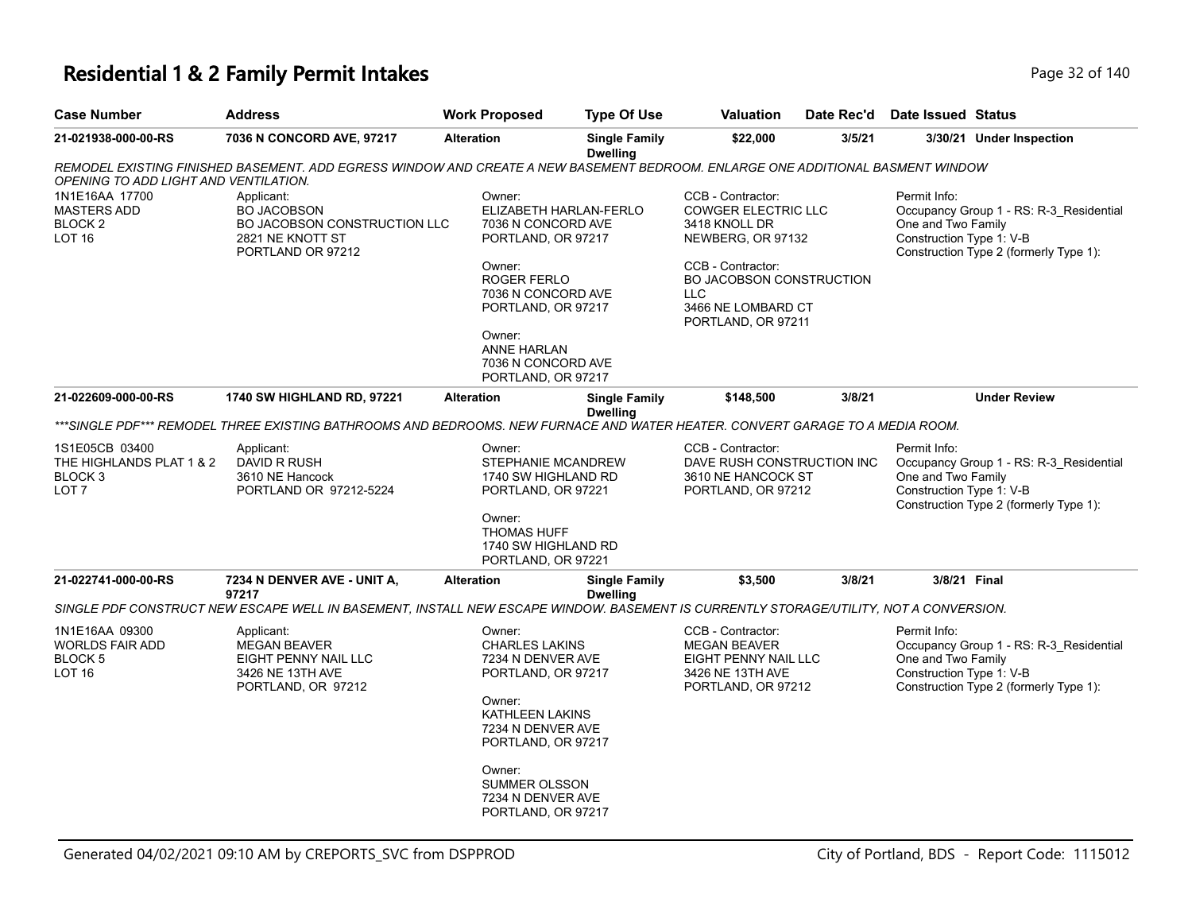# Residential 1 & 2 Family Permit Intakes

| Case Number | Address | Work Proposed | Type Of Use | Valuation | Date Rec'd | Date Issued | Status |
|---|---|---|---|---|---|---|---|
| 21-021938-000-00-RS | 7036 N CONCORD AVE, 97217 | Alteration | Single Family Dwelling | $22,000 | 3/5/21 | 3/30/21 | Under Inspection |

*REMODEL EXISTING FINISHED BASEMENT. ADD EGRESS WINDOW AND CREATE A NEW BASEMENT BEDROOM. ENLARGE ONE ADDITIONAL BASMENT WINDOW OPENING TO ADD LIGHT AND VENTILATION.*

1N1E16AA 17700
MASTERS ADD
BLOCK 2
LOT 16

Applicant:
BO JACOBSON
BO JACOBSON CONSTRUCTION LLC
2821 NE KNOTT ST
PORTLAND OR 97212

Owner:
ELIZABETH HARLAN-FERLO
7036 N CONCORD AVE
PORTLAND, OR 97217

Owner:
ROGER FERLO
7036 N CONCORD AVE
PORTLAND, OR 97217

Owner:
ANNE HARLAN
7036 N CONCORD AVE
PORTLAND, OR 97217

CCB - Contractor:
COWGER ELECTRIC LLC
3418 KNOLL DR
NEWBERG, OR 97132

CCB - Contractor:
BO JACOBSON CONSTRUCTION LLC
3466 NE LOMBARD CT
PORTLAND, OR 97211

Permit Info:
Occupancy Group 1 - RS: R-3_Residential One and Two Family
Construction Type 1: V-B
Construction Type 2 (formerly Type 1):

| Case Number | Address | Work Proposed | Type Of Use | Valuation | Date Rec'd | Date Issued | Status |
|---|---|---|---|---|---|---|---|
| 21-022609-000-00-RS | 1740 SW HIGHLAND RD, 97221 | Alteration | Single Family Dwelling | $148,500 | 3/8/21 | | Under Review |

****SINGLE PDF*** REMODEL THREE EXISTING BATHROOMS AND BEDROOMS. NEW FURNACE AND WATER HEATER. CONVERT GARAGE TO A MEDIA ROOM.*

1S1E05CB 03400
THE HIGHLANDS PLAT 1 & 2
BLOCK 3
LOT 7

Applicant:
DAVID R RUSH
3610 NE Hancock
PORTLAND OR 97212-5224

Owner:
STEPHANIE MCANDREW
1740 SW HIGHLAND RD
PORTLAND, OR 97221

Owner:
THOMAS HUFF
1740 SW HIGHLAND RD
PORTLAND, OR 97221

CCB - Contractor:
DAVE RUSH CONSTRUCTION INC
3610 NE HANCOCK ST
PORTLAND, OR 97212

Permit Info:
Occupancy Group 1 - RS: R-3_Residential One and Two Family
Construction Type 1: V-B
Construction Type 2 (formerly Type 1):

| Case Number | Address | Work Proposed | Type Of Use | Valuation | Date Rec'd | Date Issued | Status |
|---|---|---|---|---|---|---|---|
| 21-022741-000-00-RS | 7234 N DENVER AVE - UNIT A, 97217 | Alteration | Single Family Dwelling | $3,500 | 3/8/21 | 3/8/21 | Final |

*SINGLE PDF CONSTRUCT NEW ESCAPE WELL IN BASEMENT, INSTALL NEW ESCAPE WINDOW. BASEMENT IS CURRENTLY STORAGE/UTILITY, NOT A CONVERSION.*

1N1E16AA 09300
WORLDS FAIR ADD
BLOCK 5
LOT 16

Applicant:
MEGAN BEAVER
EIGHT PENNY NAIL LLC
3426 NE 13TH AVE
PORTLAND, OR 97212

Owner:
CHARLES LAKINS
7234 N DENVER AVE
PORTLAND, OR 97217

Owner:
KATHLEEN LAKINS
7234 N DENVER AVE
PORTLAND, OR 97217

Owner:
SUMMER OLSSON
7234 N DENVER AVE
PORTLAND, OR 97217

CCB - Contractor:
MEGAN BEAVER
EIGHT PENNY NAIL LLC
3426 NE 13TH AVE
PORTLAND, OR 97212

Permit Info:
Occupancy Group 1 - RS: R-3_Residential One and Two Family
Construction Type 1: V-B
Construction Type 2 (formerly Type 1):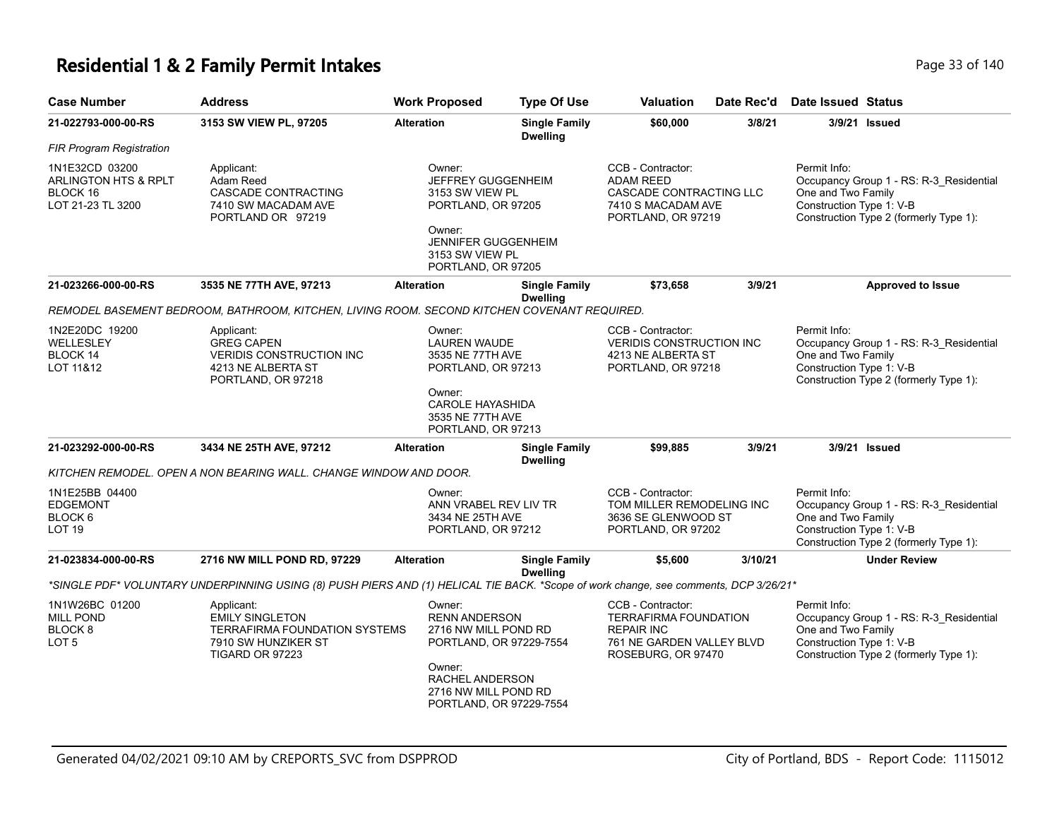# Residential 1 & 2 Family Permit Intakes

| Case Number | Address | Work Proposed | Type Of Use | Valuation | Date Rec'd | Date Issued | Status |
|---|---|---|---|---|---|---|---|
| **21-022793-000-00-RS** | **3153 SW VIEW PL, 97205** | **Alteration** | **Single Family Dwelling** | **$60,000** | **3/8/21** | **3/9/21** | **Issued** |

*FIR Program Registration*

1N1E32CD 03200
ARLINGTON HTS & RPLT
BLOCK 16
LOT 21-23 TL 3200

Applicant:
Adam Reed
CASCADE CONTRACTING
7410 SW MACADAM AVE
PORTLAND OR 97219

Owner:
JEFFREY GUGGENHEIM
3153 SW VIEW PL
PORTLAND, OR 97205

Owner:
JENNIFER GUGGENHEIM
3153 SW VIEW PL
PORTLAND, OR 97205

CCB - Contractor:
ADAM REED
CASCADE CONTRACTING LLC
7410 S MACADAM AVE
PORTLAND, OR 97219

Permit Info:
Occupancy Group 1 - RS: R-3_Residential One and Two Family
Construction Type 1: V-B
Construction Type 2 (formerly Type 1):

---

| Case Number | Address | Work Proposed | Type Of Use | Valuation | Date Rec'd | Date Issued | Status |
|---|---|---|---|---|---|---|---|
| **21-023266-000-00-RS** | **3535 NE 77TH AVE, 97213** | **Alteration** | **Single Family Dwelling** | **$73,658** | **3/9/21** | | **Approved to Issue** |

*REMODEL BASEMENT BEDROOM, BATHROOM, KITCHEN, LIVING ROOM. SECOND KITCHEN COVENANT REQUIRED.*

1N2E20DC 19200
WELLESLEY
BLOCK 14
LOT 11&12

Applicant:
GREG CAPEN
VERIDIS CONSTRUCTION INC
4213 NE ALBERTA ST
PORTLAND, OR 97218

Owner:
LAUREN WAUDE
3535 NE 77TH AVE
PORTLAND, OR 97213

Owner:
CAROLE HAYASHIDA
3535 NE 77TH AVE
PORTLAND, OR 97213

CCB - Contractor:
VERIDIS CONSTRUCTION INC
4213 NE ALBERTA ST
PORTLAND, OR 97218

Permit Info:
Occupancy Group 1 - RS: R-3_Residential One and Two Family
Construction Type 1: V-B
Construction Type 2 (formerly Type 1):

---

| Case Number | Address | Work Proposed | Type Of Use | Valuation | Date Rec'd | Date Issued | Status |
|---|---|---|---|---|---|---|---|
| **21-023292-000-00-RS** | **3434 NE 25TH AVE, 97212** | **Alteration** | **Single Family Dwelling** | **$99,885** | **3/9/21** | **3/9/21** | **Issued** |

*KITCHEN REMODEL. OPEN A NON BEARING WALL. CHANGE WINDOW AND DOOR.*

1N1E25BB 04400
EDGEMONT
BLOCK 6
LOT 19

Owner:
ANN VRABEL REV LIV TR
3434 NE 25TH AVE
PORTLAND, OR 97212

CCB - Contractor:
TOM MILLER REMODELING INC
3636 SE GLENWOOD ST
PORTLAND, OR 97202

Permit Info:
Occupancy Group 1 - RS: R-3_Residential One and Two Family
Construction Type 1: V-B
Construction Type 2 (formerly Type 1):

---

| Case Number | Address | Work Proposed | Type Of Use | Valuation | Date Rec'd | Date Issued | Status |
|---|---|---|---|---|---|---|---|
| **21-023834-000-00-RS** | **2716 NW MILL POND RD, 97229** | **Alteration** | **Single Family Dwelling** | **$5,600** | **3/10/21** | | **Under Review** |

*\*SINGLE PDF\* VOLUNTARY UNDERPINNING USING (8) PUSH PIERS AND (1) HELICAL TIE BACK. \*Scope of work change, see comments, DCP 3/26/21\**

1N1W26BC 01200
MILL POND
BLOCK 8
LOT 5

Applicant:
EMILY SINGLETON
TERRAFIRMA FOUNDATION SYSTEMS
7910 SW HUNZIKER ST
TIGARD OR 97223

Owner:
RENN ANDERSON
2716 NW MILL POND RD
PORTLAND, OR 97229-7554

Owner:
RACHEL ANDERSON
2716 NW MILL POND RD
PORTLAND, OR 97229-7554

CCB - Contractor:
TERRAFIRMA FOUNDATION REPAIR INC
761 NE GARDEN VALLEY BLVD
ROSEBURG, OR 97470

Permit Info:
Occupancy Group 1 - RS: R-3_Residential One and Two Family
Construction Type 1: V-B
Construction Type 2 (formerly Type 1):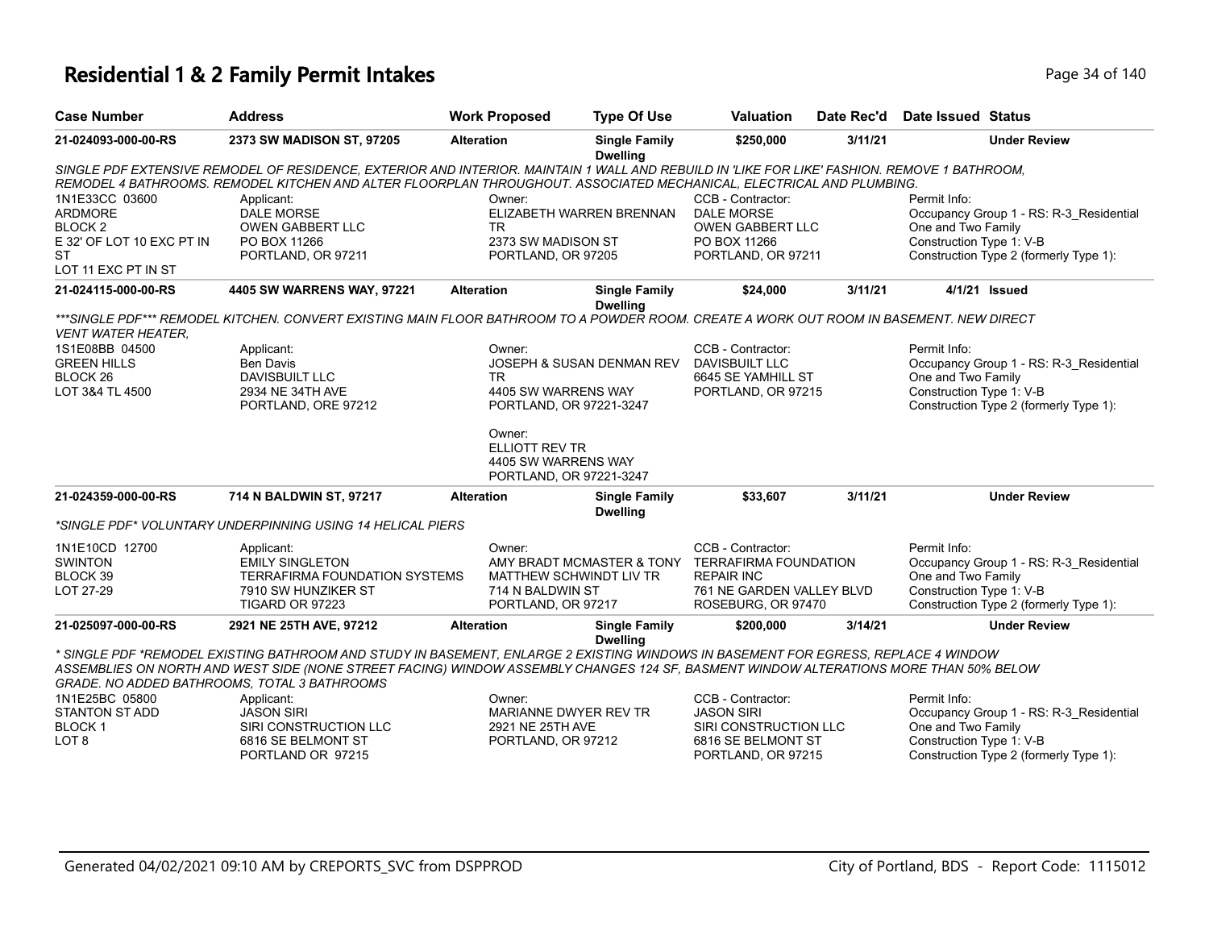# Residential 1 & 2 Family Permit Intakes

| Case Number | Address | Work Proposed | Type Of Use | Valuation | Date Rec'd | Date Issued | Status |
|---|---|---|---|---|---|---|---|
| 21-024093-000-00-RS | 2373 SW MADISON ST, 97205 | Alteration | Single Family Dwelling | $250,000 | 3/11/21 | | Under Review |

SINGLE PDF EXTENSIVE REMODEL OF RESIDENCE, EXTERIOR AND INTERIOR. MAINTAIN 1 WALL AND REBUILD IN 'LIKE FOR LIKE' FASHION. REMOVE 1 BATHROOM, REMODEL 4 BATHROOMS. REMODEL KITCHEN AND ALTER FLOORPLAN THROUGHOUT. ASSOCIATED MECHANICAL, ELECTRICAL AND PLUMBING.

1N1E33CC 03600
ARDMORE
BLOCK 2
E 32' OF LOT 10 EXC PT IN ST
LOT 11 EXC PT IN ST

Applicant:
DALE MORSE
OWEN GABBERT LLC
PO BOX 11266
PORTLAND, OR 97211

Owner:
ELIZABETH WARREN BRENNAN TR
2373 SW MADISON ST
PORTLAND, OR 97205

CCB - Contractor:
DALE MORSE
OWEN GABBERT LLC
PO BOX 11266
PORTLAND, OR 97211

Permit Info:
Occupancy Group 1 - RS: R-3_Residential One and Two Family
Construction Type 1: V-B
Construction Type 2 (formerly Type 1):

| Case Number | Address | Work Proposed | Type Of Use | Valuation | Date Rec'd | Date Issued | Status |
|---|---|---|---|---|---|---|---|
| 21-024115-000-00-RS | 4405 SW WARRENS WAY, 97221 | Alteration | Single Family Dwelling | $24,000 | 3/11/21 | 4/1/21 | Issued |

***SINGLE PDF*** REMODEL KITCHEN. CONVERT EXISTING MAIN FLOOR BATHROOM TO A POWDER ROOM. CREATE A WORK OUT ROOM IN BASEMENT. NEW DIRECT VENT WATER HEATER,

1S1E08BB 04500
GREEN HILLS
BLOCK 26
LOT 3&4 TL 4500

Applicant:
Ben Davis
DAVISBUILT LLC
2934 NE 34TH AVE
PORTLAND, ORE 97212

Owner:
JOSEPH & SUSAN DENMAN REV TR
4405 SW WARRENS WAY
PORTLAND, OR 97221-3247

Owner:
ELLIOTT REV TR
4405 SW WARRENS WAY
PORTLAND, OR 97221-3247

CCB - Contractor:
DAVISBUILT LLC
6645 SE YAMHILL ST
PORTLAND, OR 97215

Permit Info:
Occupancy Group 1 - RS: R-3_Residential One and Two Family
Construction Type 1: V-B
Construction Type 2 (formerly Type 1):

| Case Number | Address | Work Proposed | Type Of Use | Valuation | Date Rec'd | Date Issued | Status |
|---|---|---|---|---|---|---|---|
| 21-024359-000-00-RS | 714 N BALDWIN ST, 97217 | Alteration | Single Family Dwelling | $33,607 | 3/11/21 | | Under Review |

*SINGLE PDF* VOLUNTARY UNDERPINNING USING 14 HELICAL PIERS

1N1E10CD 12700
SWINTON
BLOCK 39
LOT 27-29

Applicant:
EMILY SINGLETON
TERRAFIRMA FOUNDATION SYSTEMS
7910 SW HUNZIKER ST
TIGARD OR 97223

Owner:
AMY BRADT MCMASTER & TONY MATTHEW SCHWINDT LIV TR
714 N BALDWIN ST
PORTLAND, OR 97217

CCB - Contractor:
TERRAFIRMA FOUNDATION REPAIR INC
761 NE GARDEN VALLEY BLVD
ROSEBURG, OR 97470

Permit Info:
Occupancy Group 1 - RS: R-3_Residential One and Two Family
Construction Type 1: V-B
Construction Type 2 (formerly Type 1):

| Case Number | Address | Work Proposed | Type Of Use | Valuation | Date Rec'd | Date Issued | Status |
|---|---|---|---|---|---|---|---|
| 21-025097-000-00-RS | 2921 NE 25TH AVE, 97212 | Alteration | Single Family Dwelling | $200,000 | 3/14/21 | | Under Review |

* SINGLE PDF *REMODEL EXISTING BATHROOM AND STUDY IN BASEMENT, ENLARGE 2 EXISTING WINDOWS IN BASEMENT FOR EGRESS, REPLACE 4 WINDOW ASSEMBLIES ON NORTH AND WEST SIDE (NONE STREET FACING) WINDOW ASSEMBLY CHANGES 124 SF, BASMENT WINDOW ALTERATIONS MORE THAN 50% BELOW GRADE. NO ADDED BATHROOMS, TOTAL 3 BATHROOMS

1N1E25BC 05800
STANTON ST ADD
BLOCK 1
LOT 8

Applicant:
JASON SIRI
SIRI CONSTRUCTION LLC
6816 SE BELMONT ST
PORTLAND OR 97215

Owner:
MARIANNE DWYER REV TR
2921 NE 25TH AVE
PORTLAND, OR 97212

CCB - Contractor:
JASON SIRI
SIRI CONSTRUCTION LLC
6816 SE BELMONT ST
PORTLAND, OR 97215

Permit Info:
Occupancy Group 1 - RS: R-3_Residential One and Two Family
Construction Type 1: V-B
Construction Type 2 (formerly Type 1):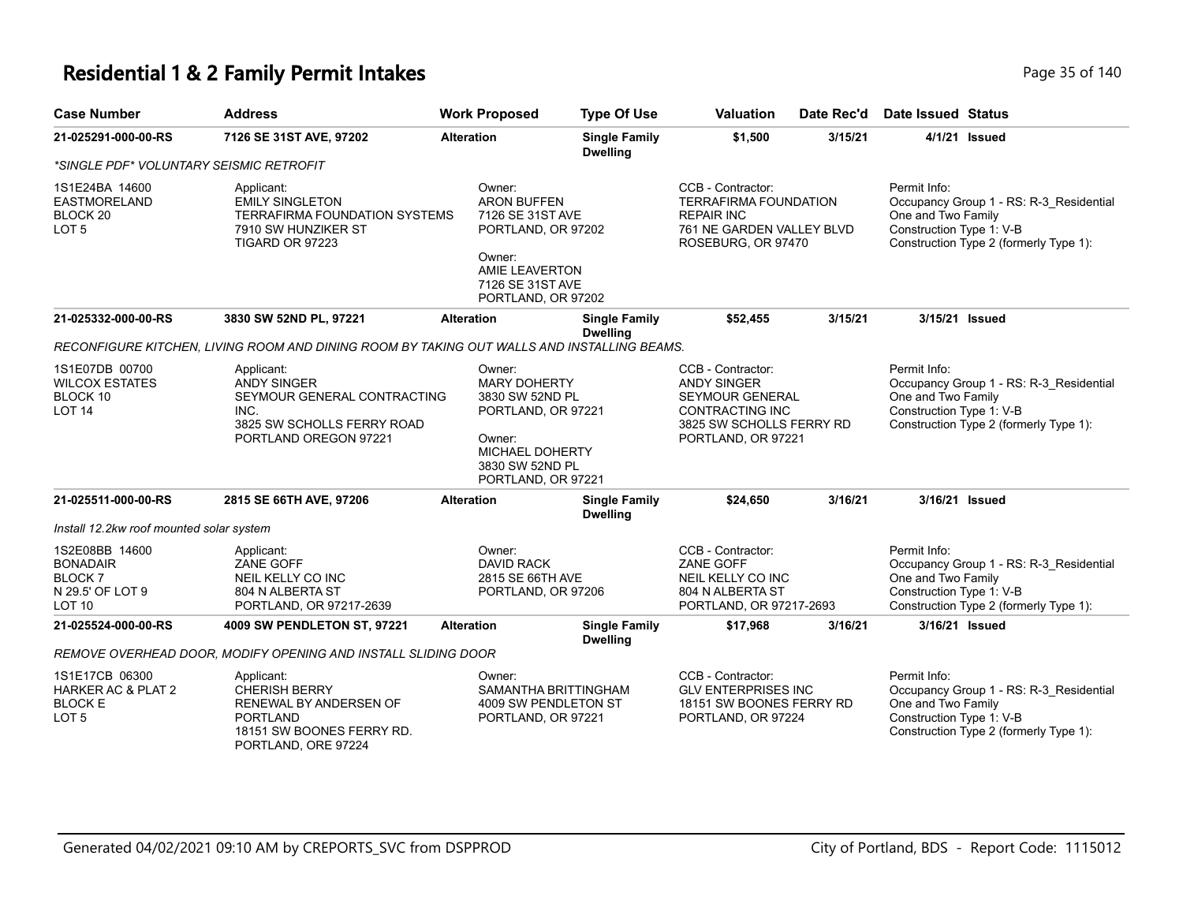# Residential 1 & 2 Family Permit Intakes

| Case Number | Address | Work Proposed | Type Of Use | Valuation | Date Rec'd | Date Issued | Status |
|---|---|---|---|---|---|---|---|
| 21-025291-000-00-RS | 7126 SE 31ST AVE, 97202 | Alteration | Single Family Dwelling | $1,500 | 3/15/21 | 4/1/21 | Issued |

*SINGLE PDF* VOLUNTARY SEISMIC RETROFIT

1S1E24BA 14600
EASTMORELAND
BLOCK 20
LOT 5

Applicant:
EMILY SINGLETON
TERRAFIRMA FOUNDATION SYSTEMS
7910 SW HUNZIKER ST
TIGARD OR 97223

Owner:
ARON BUFFEN
7126 SE 31ST AVE
PORTLAND, OR 97202

Owner:
AMIE LEAVERTON
7126 SE 31ST AVE
PORTLAND, OR 97202

CCB - Contractor:
TERRAFIRMA FOUNDATION REPAIR INC
761 NE GARDEN VALLEY BLVD
ROSEBURG, OR 97470

Permit Info:
Occupancy Group 1 - RS: R-3_Residential One and Two Family
Construction Type 1: V-B
Construction Type 2 (formerly Type 1):

| Case Number | Address | Work Proposed | Type Of Use | Valuation | Date Rec'd | Date Issued | Status |
|---|---|---|---|---|---|---|---|
| 21-025332-000-00-RS | 3830 SW 52ND PL, 97221 | Alteration | Single Family Dwelling | $52,455 | 3/15/21 | 3/15/21 | Issued |

RECONFIGURE KITCHEN, LIVING ROOM AND DINING ROOM BY TAKING OUT WALLS AND INSTALLING BEAMS.

1S1E07DB 00700
WILCOX ESTATES
BLOCK 10
LOT 14

Applicant:
ANDY SINGER
SEYMOUR GENERAL CONTRACTING INC.
3825 SW SCHOLLS FERRY ROAD
PORTLAND OREGON 97221

Owner:
MARY DOHERTY
3830 SW 52ND PL
PORTLAND, OR 97221

Owner:
MICHAEL DOHERTY
3830 SW 52ND PL
PORTLAND, OR 97221

CCB - Contractor:
ANDY SINGER
SEYMOUR GENERAL CONTRACTING INC
3825 SW SCHOLLS FERRY RD
PORTLAND, OR 97221

Permit Info:
Occupancy Group 1 - RS: R-3_Residential One and Two Family
Construction Type 1: V-B
Construction Type 2 (formerly Type 1):

| Case Number | Address | Work Proposed | Type Of Use | Valuation | Date Rec'd | Date Issued | Status |
|---|---|---|---|---|---|---|---|
| 21-025511-000-00-RS | 2815 SE 66TH AVE, 97206 | Alteration | Single Family Dwelling | $24,650 | 3/16/21 | 3/16/21 | Issued |

Install 12.2kw roof mounted solar system

1S2E08BB 14600
BONADAIR
BLOCK 7
N 29.5' OF LOT 9
LOT 10

Applicant:
ZANE GOFF
NEIL KELLY CO INC
804 N ALBERTA ST
PORTLAND, OR 97217-2639

Owner:
DAVID RACK
2815 SE 66TH AVE
PORTLAND, OR 97206

CCB - Contractor:
ZANE GOFF
NEIL KELLY CO INC
804 N ALBERTA ST
PORTLAND, OR 97217-2693

Permit Info:
Occupancy Group 1 - RS: R-3_Residential One and Two Family
Construction Type 1: V-B
Construction Type 2 (formerly Type 1):

| Case Number | Address | Work Proposed | Type Of Use | Valuation | Date Rec'd | Date Issued | Status |
|---|---|---|---|---|---|---|---|
| 21-025524-000-00-RS | 4009 SW PENDLETON ST, 97221 | Alteration | Single Family Dwelling | $17,968 | 3/16/21 | 3/16/21 | Issued |

REMOVE OVERHEAD DOOR, MODIFY OPENING AND INSTALL SLIDING DOOR

1S1E17CB 06300
HARKER AC & PLAT 2
BLOCK E
LOT 5

Applicant:
CHERISH BERRY
RENEWAL BY ANDERSEN OF PORTLAND
18151 SW BOONES FERRY RD.
PORTLAND, ORE 97224

Owner:
SAMANTHA BRITTINGHAM
4009 SW PENDLETON ST
PORTLAND, OR 97221

CCB - Contractor:
GLV ENTERPRISES INC
18151 SW BOONES FERRY RD
PORTLAND, OR 97224

Permit Info:
Occupancy Group 1 - RS: R-3_Residential One and Two Family
Construction Type 1: V-B
Construction Type 2 (formerly Type 1):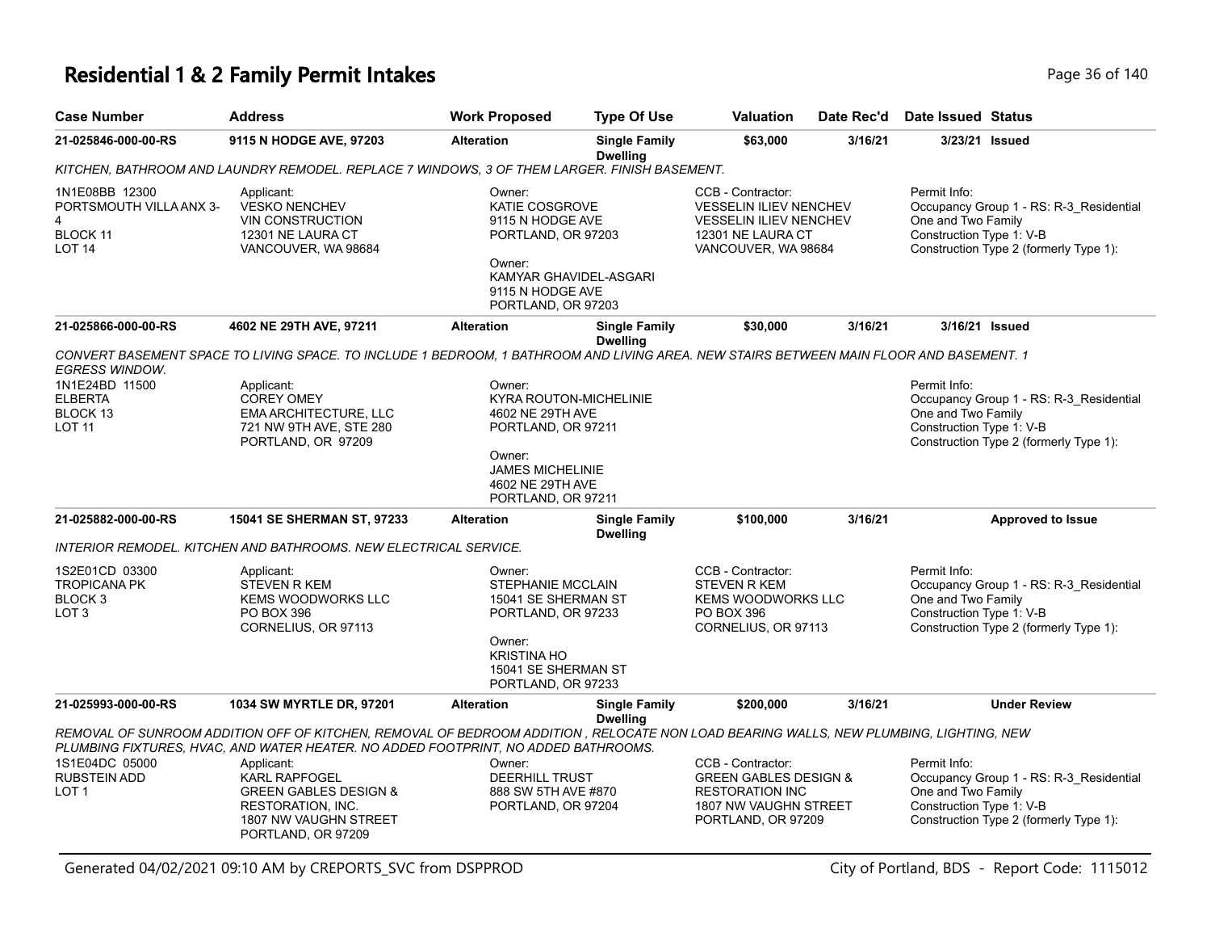# Residential 1 & 2 Family Permit Intakes

| Case Number | Address | Work Proposed | Type Of Use | Valuation | Date Rec'd | Date Issued | Status |
|---|---|---|---|---|---|---|---|
| 21-025846-000-00-RS | 9115 N HODGE AVE, 97203 | Alteration | Single Family Dwelling | $63,000 | 3/16/21 | 3/23/21 | Issued |

KITCHEN, BATHROOM AND LAUNDRY REMODEL. REPLACE 7 WINDOWS, 3 OF THEM LARGER. FINISH BASEMENT.

1N1E08BB 12300
PORTSMOUTH VILLA ANX 3-4
BLOCK 11
LOT 14

Applicant:
VESKO NENCHEV
VIN CONSTRUCTION
12301 NE LAURA CT
VANCOUVER, WA 98684

Owner:
KATIE COSGROVE
9115 N HODGE AVE
PORTLAND, OR 97203

Owner:
KAMYAR GHAVIDEL-ASGARI
9115 N HODGE AVE
PORTLAND, OR 97203

CCB - Contractor:
VESSELIN ILIEV NENCHEV
VESSELIN ILIEV NENCHEV
12301 NE LAURA CT
VANCOUVER, WA 98684

Permit Info:
Occupancy Group 1 - RS: R-3_Residential One and Two Family
Construction Type 1: V-B
Construction Type 2 (formerly Type 1):

| Case Number | Address | Work Proposed | Type Of Use | Valuation | Date Rec'd | Date Issued | Status |
|---|---|---|---|---|---|---|---|
| 21-025866-000-00-RS | 4602 NE 29TH AVE, 97211 | Alteration | Single Family Dwelling | $30,000 | 3/16/21 | 3/16/21 | Issued |

CONVERT BASEMENT SPACE TO LIVING SPACE. TO INCLUDE 1 BEDROOM, 1 BATHROOM AND LIVING AREA. NEW STAIRS BETWEEN MAIN FLOOR AND BASEMENT. 1 EGRESS WINDOW.

1N1E24BD 11500
ELBERTA
BLOCK 13
LOT 11

Applicant:
COREY OMEY
EMA ARCHITECTURE, LLC
721 NW 9TH AVE, STE 280
PORTLAND, OR 97209

Owner:
KYRA ROUTON-MICHELINIE
4602 NE 29TH AVE
PORTLAND, OR 97211

Owner:
JAMES MICHELINIE
4602 NE 29TH AVE
PORTLAND, OR 97211

Permit Info:
Occupancy Group 1 - RS: R-3_Residential One and Two Family
Construction Type 1: V-B
Construction Type 2 (formerly Type 1):

| Case Number | Address | Work Proposed | Type Of Use | Valuation | Date Rec'd | Date Issued | Status |
|---|---|---|---|---|---|---|---|
| 21-025882-000-00-RS | 15041 SE SHERMAN ST, 97233 | Alteration | Single Family Dwelling | $100,000 | 3/16/21 | | Approved to Issue |

INTERIOR REMODEL. KITCHEN AND BATHROOMS. NEW ELECTRICAL SERVICE.

1S2E01CD 03300
TROPICANA PK
BLOCK 3
LOT 3

Applicant:
STEVEN R KEM
KEMS WOODWORKS LLC
PO BOX 396
CORNELIUS, OR 97113

Owner:
STEPHANIE MCCLAIN
15041 SE SHERMAN ST
PORTLAND, OR 97233

Owner:
KRISTINA HO
15041 SE SHERMAN ST
PORTLAND, OR 97233

CCB - Contractor:
STEVEN R KEM
KEMS WOODWORKS LLC
PO BOX 396
CORNELIUS, OR 97113

Permit Info:
Occupancy Group 1 - RS: R-3_Residential One and Two Family
Construction Type 1: V-B
Construction Type 2 (formerly Type 1):

| Case Number | Address | Work Proposed | Type Of Use | Valuation | Date Rec'd | Date Issued | Status |
|---|---|---|---|---|---|---|---|
| 21-025993-000-00-RS | 1034 SW MYRTLE DR, 97201 | Alteration | Single Family Dwelling | $200,000 | 3/16/21 | | Under Review |

REMOVAL OF SUNROOM ADDITION OFF OF KITCHEN, REMOVAL OF BEDROOM ADDITION , RELOCATE NON LOAD BEARING WALLS, NEW PLUMBING, LIGHTING, NEW PLUMBING FIXTURES, HVAC, AND WATER HEATER. NO ADDED FOOTPRINT, NO ADDED BATHROOMS.

1S1E04DC 05000
RUBSTEIN ADD
LOT 1

Applicant:
KARL RAPFOGEL
GREEN GABLES DESIGN & RESTORATION, INC.
1807 NW VAUGHN STREET
PORTLAND, OR 97209

Owner:
DEERHILL TRUST
888 SW 5TH AVE #870
PORTLAND, OR 97204

CCB - Contractor:
GREEN GABLES DESIGN & RESTORATION INC
1807 NW VAUGHN STREET
PORTLAND, OR 97209

Permit Info:
Occupancy Group 1 - RS: R-3_Residential One and Two Family
Construction Type 1: V-B
Construction Type 2 (formerly Type 1):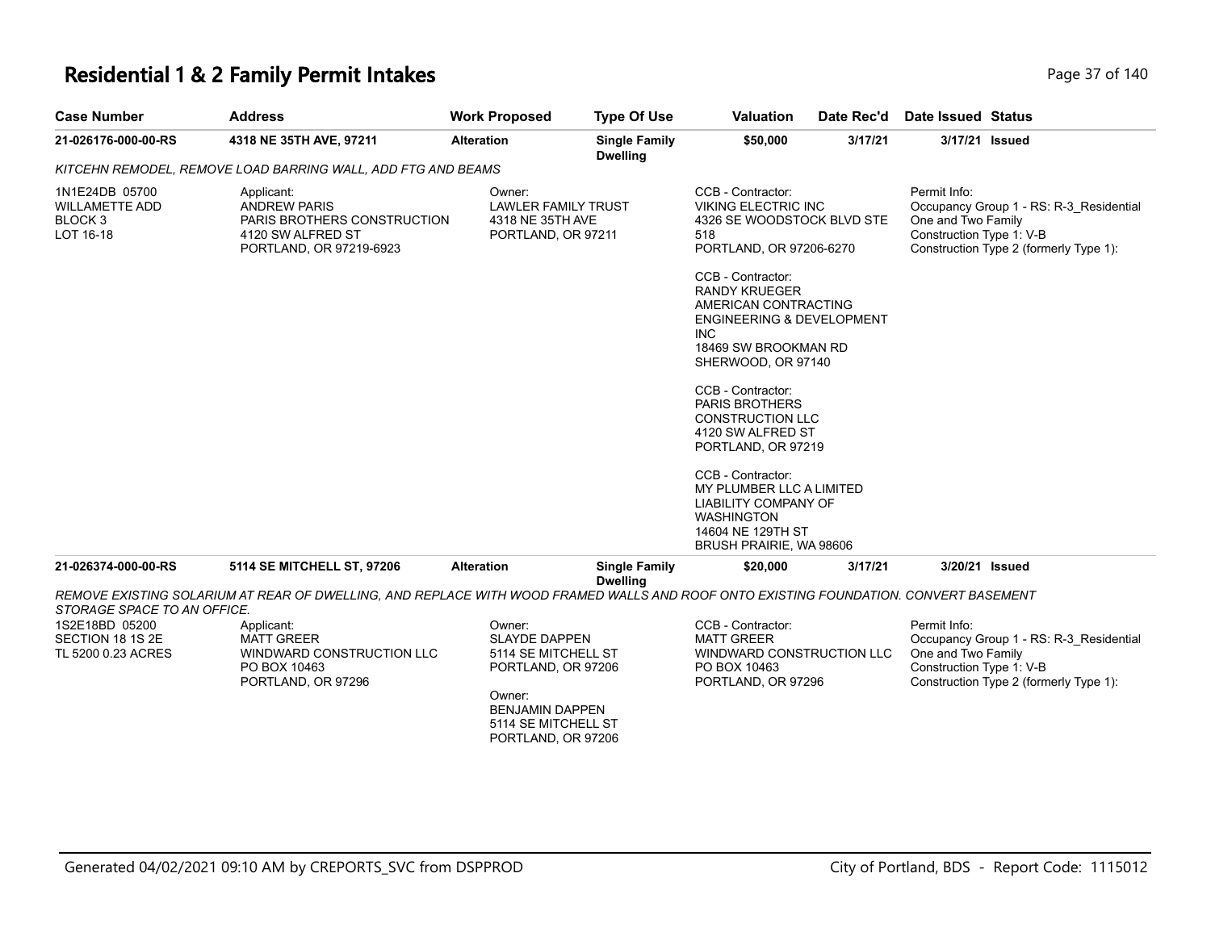# Residential 1 & 2 Family Permit Intakes

| Case Number | Address | Work Proposed | Type Of Use | Valuation | Date Rec'd | Date Issued | Status |
|---|---|---|---|---|---|---|---|
| 21-026176-000-00-RS | 4318 NE 35TH AVE, 97211 | Alteration | Single Family Dwelling | $50,000 | 3/17/21 | 3/17/21 | Issued |

*KITCEHN REMODEL, REMOVE LOAD BARRING WALL, ADD FTG AND BEAMS*

1N1E24DB 05700
WILLAMETTE ADD
BLOCK 3
LOT 16-18

Applicant:
ANDREW PARIS
PARIS BROTHERS CONSTRUCTION
4120 SW ALFRED ST
PORTLAND, OR 97219-6923

Owner:
LAWLER FAMILY TRUST
4318 NE 35TH AVE
PORTLAND, OR 97211

CCB - Contractor:
VIKING ELECTRIC INC
4326 SE WOODSTOCK BLVD STE 518
PORTLAND, OR 97206-6270

CCB - Contractor:
RANDY KRUEGER
AMERICAN CONTRACTING ENGINEERING & DEVELOPMENT INC
18469 SW BROOKMAN RD
SHERWOOD, OR 97140

CCB - Contractor:
PARIS BROTHERS CONSTRUCTION LLC
4120 SW ALFRED ST
PORTLAND, OR 97219

CCB - Contractor:
MY PLUMBER LLC A LIMITED LIABILITY COMPANY OF WASHINGTON
14604 NE 129TH ST
BRUSH PRAIRIE, WA 98606

Permit Info:
Occupancy Group 1 - RS: R-3_Residential One and Two Family
Construction Type 1: V-B
Construction Type 2 (formerly Type 1):

| Case Number | Address | Work Proposed | Type Of Use | Valuation | Date Rec'd | Date Issued | Status |
|---|---|---|---|---|---|---|---|
| 21-026374-000-00-RS | 5114 SE MITCHELL ST, 97206 | Alteration | Single Family Dwelling | $20,000 | 3/17/21 | 3/20/21 | Issued |

*REMOVE EXISTING SOLARIUM AT REAR OF DWELLING, AND REPLACE WITH WOOD FRAMED WALLS AND ROOF ONTO EXISTING FOUNDATION. CONVERT BASEMENT STORAGE SPACE TO AN OFFICE.*

1S2E18BD 05200
SECTION 18 1S 2E
TL 5200 0.23 ACRES

Applicant:
MATT GREER
WINDWARD CONSTRUCTION LLC
PO BOX 10463
PORTLAND, OR 97296

Owner:
SLAYDE DAPPEN
5114 SE MITCHELL ST
PORTLAND, OR 97206

Owner:
BENJAMIN DAPPEN
5114 SE MITCHELL ST
PORTLAND, OR 97206

CCB - Contractor:
MATT GREER
WINDWARD CONSTRUCTION LLC
PO BOX 10463
PORTLAND, OR 97296

Permit Info:
Occupancy Group 1 - RS: R-3_Residential One and Two Family
Construction Type 1: V-B
Construction Type 2 (formerly Type 1):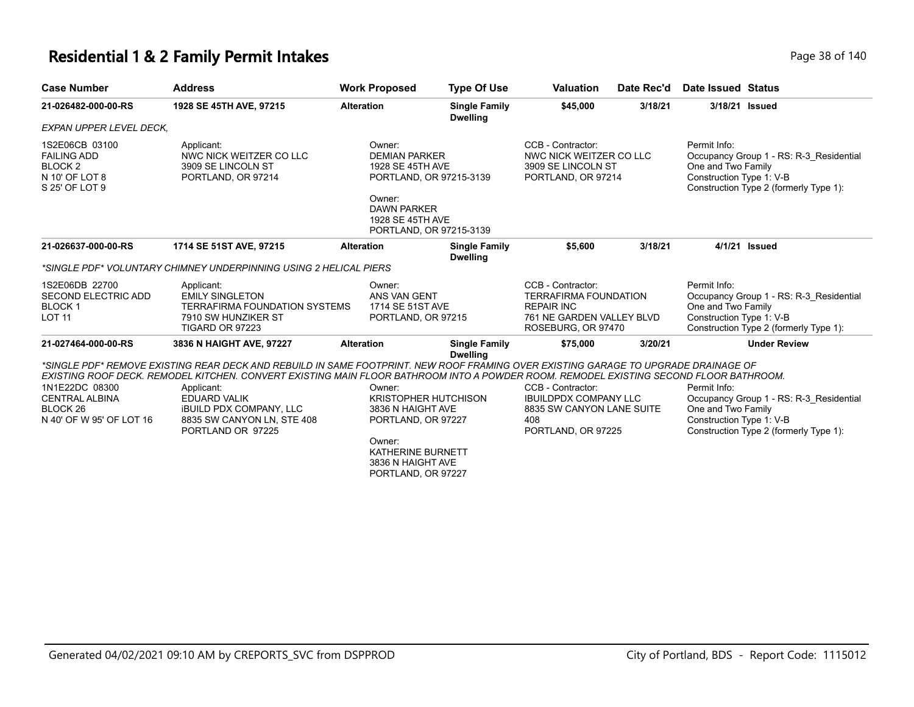# Residential 1 & 2 Family Permit Intakes

| Case Number | Address | Work Proposed | Type Of Use | Valuation | Date Rec'd | Date Issued | Status |
|---|---|---|---|---|---|---|---|
| 21-026482-000-00-RS | 1928 SE 45TH AVE, 97215 | Alteration | Single Family Dwelling | $45,000 | 3/18/21 | 3/18/21 | Issued |

*EXPAN UPPER LEVEL DECK,*

1S2E06CB 03100
FAILING ADD
BLOCK 2
N 10' OF LOT 8
S 25' OF LOT 9

Applicant:
NWC NICK WEITZER CO LLC
3909 SE LINCOLN ST
PORTLAND, OR 97214

Owner:
DEMIAN PARKER
1928 SE 45TH AVE
PORTLAND, OR 97215-3139

Owner:
DAWN PARKER
1928 SE 45TH AVE
PORTLAND, OR 97215-3139

CCB - Contractor:
NWC NICK WEITZER CO LLC
3909 SE LINCOLN ST
PORTLAND, OR 97214

Permit Info:
Occupancy Group 1 - RS: R-3_Residential One and Two Family
Construction Type 1: V-B
Construction Type 2 (formerly Type 1):

| Case Number | Address | Work Proposed | Type Of Use | Valuation | Date Rec'd | Date Issued | Status |
|---|---|---|---|---|---|---|---|
| 21-026637-000-00-RS | 1714 SE 51ST AVE, 97215 | Alteration | Single Family Dwelling | $5,600 | 3/18/21 | 4/1/21 | Issued |

*\*SINGLE PDF\* VOLUNTARY CHIMNEY UNDERPINNING USING 2 HELICAL PIERS*

1S2E06DB 22700
SECOND ELECTRIC ADD
BLOCK 1
LOT 11

Applicant:
EMILY SINGLETON
TERRAFIRMA FOUNDATION SYSTEMS
7910 SW HUNZIKER ST
TIGARD OR 97223

Owner:
ANS VAN GENT
1714 SE 51ST AVE
PORTLAND, OR 97215

CCB - Contractor:
TERRAFIRMA FOUNDATION REPAIR INC
761 NE GARDEN VALLEY BLVD
ROSEBURG, OR 97470

Permit Info:
Occupancy Group 1 - RS: R-3_Residential One and Two Family
Construction Type 1: V-B
Construction Type 2 (formerly Type 1):

| Case Number | Address | Work Proposed | Type Of Use | Valuation | Date Rec'd | Date Issued | Status |
|---|---|---|---|---|---|---|---|
| 21-027464-000-00-RS | 3836 N HAIGHT AVE, 97227 | Alteration | Single Family Dwelling | $75,000 | 3/20/21 | | Under Review |

*\*SINGLE PDF\* REMOVE EXISTING REAR DECK AND REBUILD IN SAME FOOTPRINT. NEW ROOF FRAMING OVER EXISTING GARAGE TO UPGRADE DRAINAGE OF EXISTING ROOF DECK. REMODEL KITCHEN. CONVERT EXISTING MAIN FLOOR BATHROOM INTO A POWDER ROOM. REMODEL EXISTING SECOND FLOOR BATHROOM.*

1N1E22DC 08300
CENTRAL ALBINA
BLOCK 26
N 40' OF W 95' OF LOT 16

Applicant:
EDUARD VALIK
iBUILD PDX COMPANY, LLC
8835 SW CANYON LN, STE 408
PORTLAND OR 97225

Owner:
KRISTOPHER HUTCHISON
3836 N HAIGHT AVE
PORTLAND, OR 97227

Owner:
KATHERINE BURNETT
3836 N HAIGHT AVE
PORTLAND, OR 97227

CCB - Contractor:
IBUILDPDX COMPANY LLC
8835 SW CANYON LANE SUITE 408
PORTLAND, OR 97225

Permit Info:
Occupancy Group 1 - RS: R-3_Residential One and Two Family
Construction Type 1: V-B
Construction Type 2 (formerly Type 1):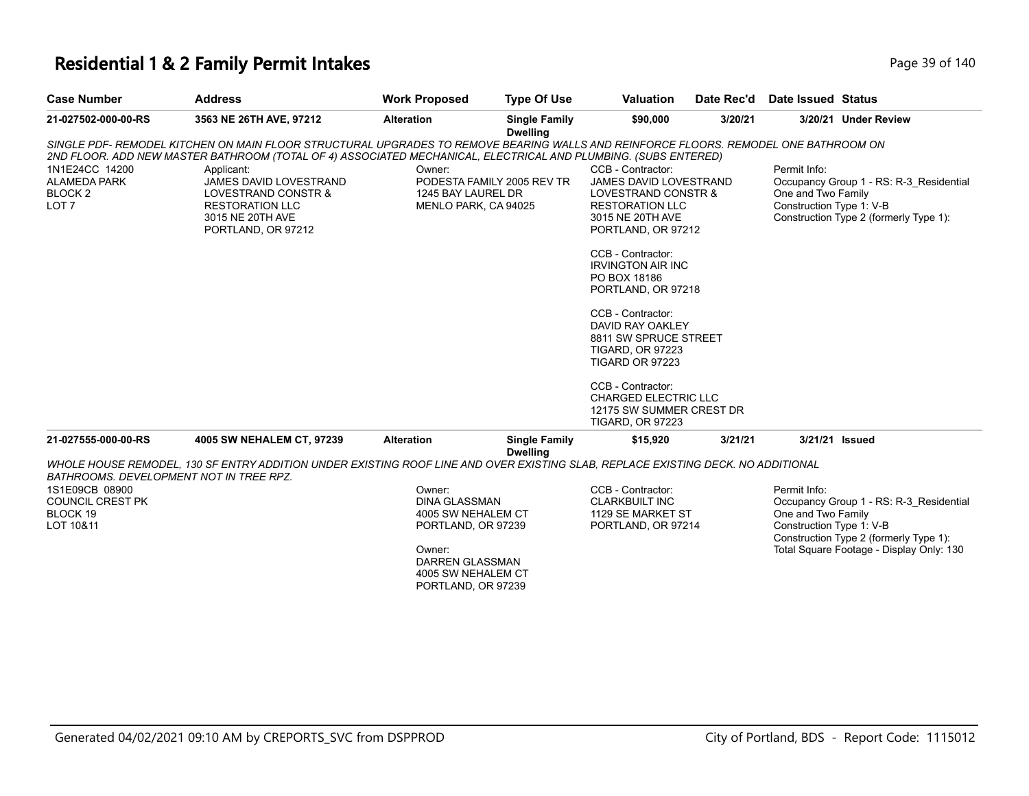# Residential 1 & 2 Family Permit Intakes

| Case Number | Address | Work Proposed | Type Of Use | Valuation | Date Rec'd | Date Issued | Status |
|---|---|---|---|---|---|---|---|
| 21-027502-000-00-RS | 3563 NE 26TH AVE, 97212 | Alteration | Single Family Dwelling | $90,000 | 3/20/21 | 3/20/21 | Under Review |

*SINGLE PDF- REMODEL KITCHEN ON MAIN FLOOR STRUCTURAL UPGRADES TO REMOVE BEARING WALLS AND REINFORCE FLOORS. REMODEL ONE BATHROOM ON 2ND FLOOR. ADD NEW MASTER BATHROOM (TOTAL OF 4) ASSOCIATED MECHANICAL, ELECTRICAL AND PLUMBING. (SUBS ENTERED)*

1N1E24CC 14200
ALAMEDA PARK
BLOCK 2
LOT 7

Applicant:
JAMES DAVID LOVESTRAND
LOVESTRAND CONSTR &
RESTORATION LLC
3015 NE 20TH AVE
PORTLAND, OR 97212

Owner:
PODESTA FAMILY 2005 REV TR
1245 BAY LAUREL DR
MENLO PARK, CA 94025

CCB - Contractor:
JAMES DAVID LOVESTRAND
LOVESTRAND CONSTR &
RESTORATION LLC
3015 NE 20TH AVE
PORTLAND, OR 97212

CCB - Contractor:
IRVINGTON AIR INC
PO BOX 18186
PORTLAND, OR 97218

CCB - Contractor:
DAVID RAY OAKLEY
8811 SW SPRUCE STREET
TIGARD, OR 97223
TIGARD OR 97223

CCB - Contractor:
CHARGED ELECTRIC LLC
12175 SW SUMMER CREST DR
TIGARD, OR 97223

Permit Info:
Occupancy Group 1 - RS: R-3_Residential One and Two Family
Construction Type 1: V-B
Construction Type 2 (formerly Type 1):

| Case Number | Address | Work Proposed | Type Of Use | Valuation | Date Rec'd | Date Issued | Status |
|---|---|---|---|---|---|---|---|
| 21-027555-000-00-RS | 4005 SW NEHALEM CT, 97239 | Alteration | Single Family Dwelling | $15,920 | 3/21/21 | 3/21/21 | Issued |

*WHOLE HOUSE REMODEL, 130 SF ENTRY ADDITION UNDER EXISTING ROOF LINE AND OVER EXISTING SLAB, REPLACE EXISTING DECK. NO ADDITIONAL BATHROOMS. DEVELOPMENT NOT IN TREE RPZ.*

1S1E09CB 08900
COUNCIL CREST PK
BLOCK 19
LOT 10&11

Owner:
DINA GLASSMAN
4005 SW NEHALEM CT
PORTLAND, OR 97239

Owner:
DARREN GLASSMAN
4005 SW NEHALEM CT
PORTLAND, OR 97239

CCB - Contractor:
CLARKBUILT INC
1129 SE MARKET ST
PORTLAND, OR 97214

Permit Info:
Occupancy Group 1 - RS: R-3_Residential One and Two Family
Construction Type 1: V-B
Construction Type 2 (formerly Type 1):
Total Square Footage - Display Only: 130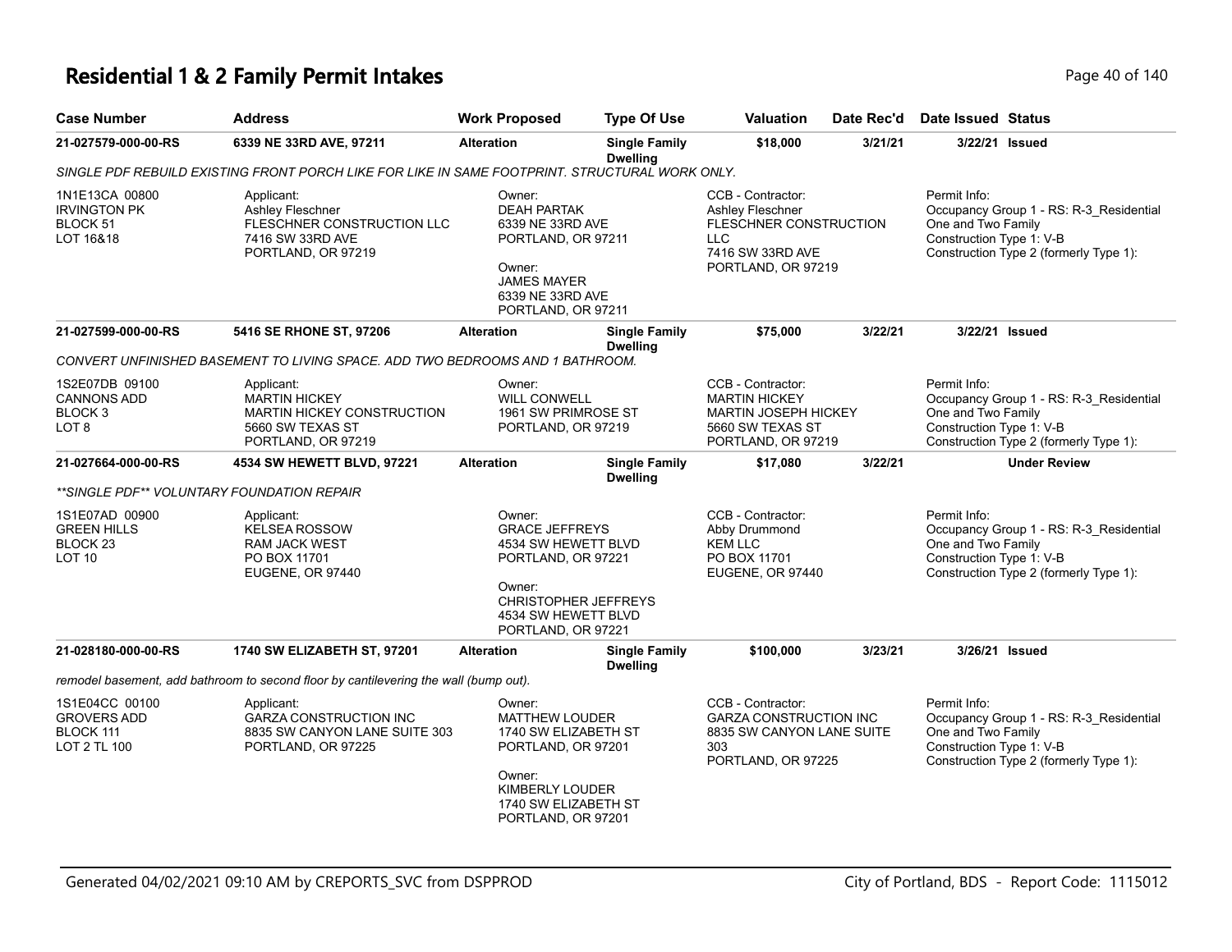# Residential 1 & 2 Family Permit Intakes

| Case Number | Address | Work Proposed | Type Of Use | Valuation | Date Rec'd | Date Issued | Status |
|---|---|---|---|---|---|---|---|
| 21-027579-000-00-RS | 6339 NE 33RD AVE, 97211 | Alteration | Single Family Dwelling | $18,000 | 3/21/21 | 3/22/21 | Issued |

*SINGLE PDF REBUILD EXISTING FRONT PORCH LIKE FOR LIKE IN SAME FOOTPRINT. STRUCTURAL WORK ONLY.*

| | | | | |
|---|---|---|---|---|
| 1N1E13CA 00800<br>IRVINGTON PK<br>BLOCK 51<br>LOT 16&18 | Applicant:<br>Ashley Fleschner<br>FLESCHNER CONSTRUCTION LLC<br>7416 SW 33RD AVE<br>PORTLAND, OR 97219 | Owner:<br>DEAH PARTAK<br>6339 NE 33RD AVE<br>PORTLAND, OR 97211<br>Owner:<br>JAMES MAYER<br>6339 NE 33RD AVE<br>PORTLAND, OR 97211 | CCB - Contractor:<br>Ashley Fleschner<br>FLESCHNER CONSTRUCTION LLC<br>7416 SW 33RD AVE<br>PORTLAND, OR 97219 | Permit Info:<br>Occupancy Group 1 - RS: R-3_Residential One and Two Family<br>Construction Type 1: V-B<br>Construction Type 2 (formerly Type 1): |

| Case Number | Address | Work Proposed | Type Of Use | Valuation | Date Rec'd | Date Issued | Status |
|---|---|---|---|---|---|---|---|
| 21-027599-000-00-RS | 5416 SE RHONE ST, 97206 | Alteration | Single Family Dwelling | $75,000 | 3/22/21 | 3/22/21 | Issued |

*CONVERT UNFINISHED BASEMENT TO LIVING SPACE. ADD TWO BEDROOMS AND 1 BATHROOM.*

| | | | | |
|---|---|---|---|---|
| 1S2E07DB 09100<br>CANNONS ADD<br>BLOCK 3<br>LOT 8 | Applicant:<br>MARTIN HICKEY<br>MARTIN HICKEY CONSTRUCTION<br>5660 SW TEXAS ST<br>PORTLAND, OR 97219 | Owner:<br>WILL CONWELL<br>1961 SW PRIMROSE ST<br>PORTLAND, OR 97219 | CCB - Contractor:<br>MARTIN HICKEY<br>MARTIN JOSEPH HICKEY<br>5660 SW TEXAS ST<br>PORTLAND, OR 97219 | Permit Info:<br>Occupancy Group 1 - RS: R-3_Residential One and Two Family<br>Construction Type 1: V-B<br>Construction Type 2 (formerly Type 1): |

| Case Number | Address | Work Proposed | Type Of Use | Valuation | Date Rec'd | Date Issued | Status |
|---|---|---|---|---|---|---|---|
| 21-027664-000-00-RS | 4534 SW HEWETT BLVD, 97221 | Alteration | Single Family Dwelling | $17,080 | 3/22/21 | | Under Review |

*\*\*SINGLE PDF\*\* VOLUNTARY FOUNDATION REPAIR*

| | | | | |
|---|---|---|---|---|
| 1S1E07AD 00900<br>GREEN HILLS<br>BLOCK 23<br>LOT 10 | Applicant:<br>KELSEA ROSSOW<br>RAM JACK WEST<br>PO BOX 11701<br>EUGENE, OR 97440 | Owner:<br>GRACE JEFFREYS<br>4534 SW HEWETT BLVD<br>PORTLAND, OR 97221<br>Owner:<br>CHRISTOPHER JEFFREYS<br>4534 SW HEWETT BLVD<br>PORTLAND, OR 97221 | CCB - Contractor:<br>Abby Drummond<br>KEM LLC<br>PO BOX 11701<br>EUGENE, OR 97440 | Permit Info:<br>Occupancy Group 1 - RS: R-3_Residential One and Two Family<br>Construction Type 1: V-B<br>Construction Type 2 (formerly Type 1): |

| Case Number | Address | Work Proposed | Type Of Use | Valuation | Date Rec'd | Date Issued | Status |
|---|---|---|---|---|---|---|---|
| 21-028180-000-00-RS | 1740 SW ELIZABETH ST, 97201 | Alteration | Single Family Dwelling | $100,000 | 3/23/21 | 3/26/21 | Issued |

*remodel basement, add bathroom to second floor by cantilevering the wall (bump out).*

| | | | | |
|---|---|---|---|---|
| 1S1E04CC 00100<br>GROVERS ADD<br>BLOCK 111<br>LOT 2 TL 100 | Applicant:<br>GARZA CONSTRUCTION INC<br>8835 SW CANYON LANE SUITE 303<br>PORTLAND, OR 97225 | Owner:<br>MATTHEW LOUDER<br>1740 SW ELIZABETH ST<br>PORTLAND, OR 97201<br>Owner:<br>KIMBERLY LOUDER<br>1740 SW ELIZABETH ST<br>PORTLAND, OR 97201 | CCB - Contractor:<br>GARZA CONSTRUCTION INC<br>8835 SW CANYON LANE SUITE 303<br>PORTLAND, OR 97225 | Permit Info:<br>Occupancy Group 1 - RS: R-3_Residential One and Two Family<br>Construction Type 1: V-B<br>Construction Type 2 (formerly Type 1): |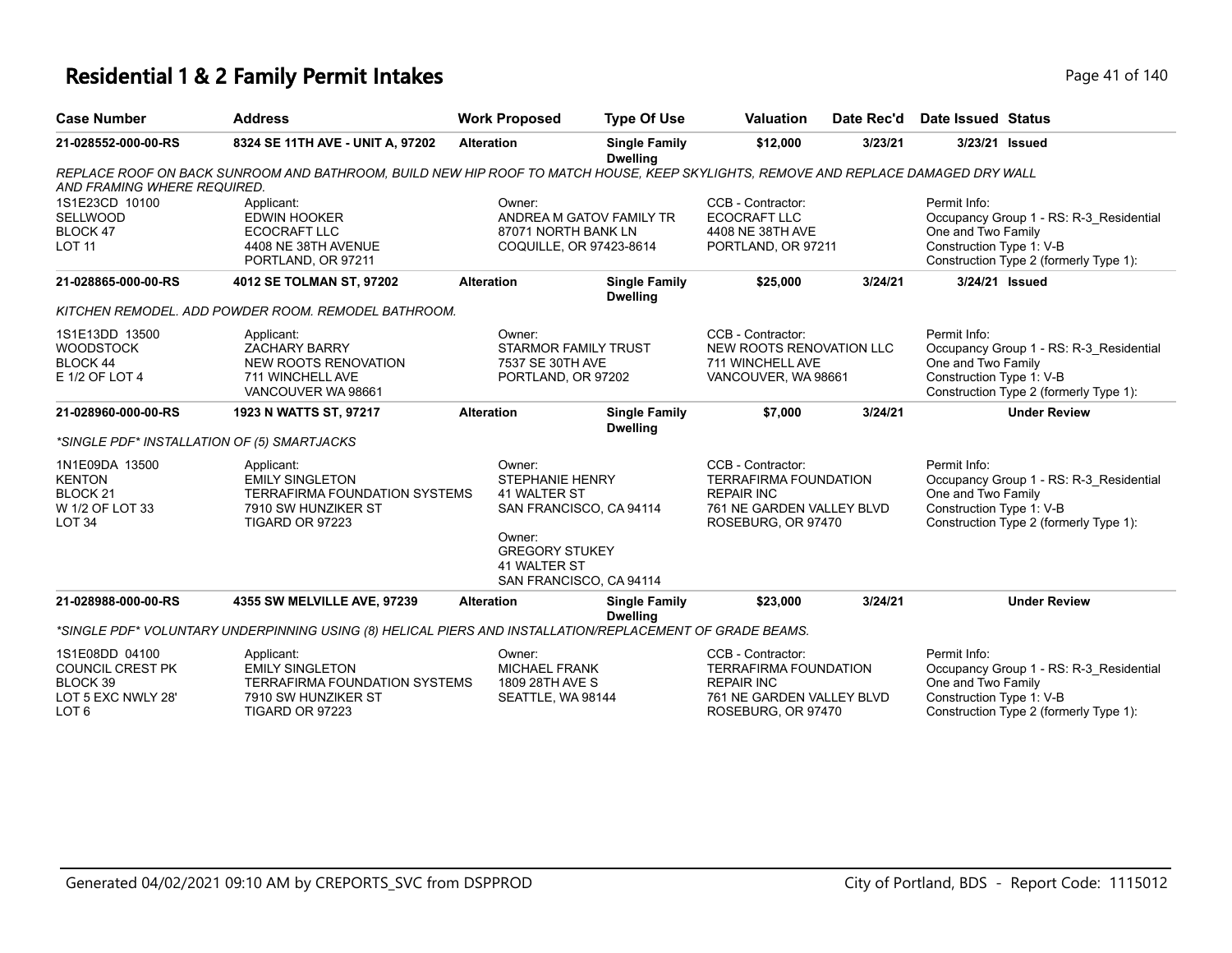# Residential 1 & 2 Family Permit Intakes

| Case Number | Address | Work Proposed | Type Of Use | Valuation | Date Rec'd | Date Issued | Status |
|---|---|---|---|---|---|---|---|
| 21-028552-000-00-RS | 8324 SE 11TH AVE - UNIT A, 97202 | Alteration | Single Family Dwelling | $12,000 | 3/23/21 | 3/23/21 | Issued |

*REPLACE ROOF ON BACK SUNROOM AND BATHROOM, BUILD NEW HIP ROOF TO MATCH HOUSE, KEEP SKYLIGHTS, REMOVE AND REPLACE DAMAGED DRY WALL AND FRAMING WHERE REQUIRED.*

1S1E23CD 10100
SELLWOOD
BLOCK 47
LOT 11

Applicant:
EDWIN HOOKER
ECOCRAFT LLC
4408 NE 38TH AVENUE
PORTLAND, OR 97211

Owner:
ANDREA M GATOV FAMILY TR
87071 NORTH BANK LN
COQUILLE, OR 97423-8614

CCB - Contractor:
ECOCRAFT LLC
4408 NE 38TH AVE
PORTLAND, OR 97211

Permit Info:
Occupancy Group 1 - RS: R-3_Residential One and Two Family
Construction Type 1: V-B
Construction Type 2 (formerly Type 1):

| Case Number | Address | Work Proposed | Type Of Use | Valuation | Date Rec'd | Date Issued | Status |
|---|---|---|---|---|---|---|---|
| 21-028865-000-00-RS | 4012 SE TOLMAN ST, 97202 | Alteration | Single Family Dwelling | $25,000 | 3/24/21 | 3/24/21 | Issued |

*KITCHEN REMODEL. ADD POWDER ROOM. REMODEL BATHROOM.*

1S1E13DD 13500
WOODSTOCK
BLOCK 44
E 1/2 OF LOT 4

Applicant:
ZACHARY BARRY
NEW ROOTS RENOVATION
711 WINCHELL AVE
VANCOUVER WA 98661

Owner:
STARMOR FAMILY TRUST
7537 SE 30TH AVE
PORTLAND, OR 97202

CCB - Contractor:
NEW ROOTS RENOVATION LLC
711 WINCHELL AVE
VANCOUVER, WA 98661

Permit Info:
Occupancy Group 1 - RS: R-3_Residential One and Two Family
Construction Type 1: V-B
Construction Type 2 (formerly Type 1):

| Case Number | Address | Work Proposed | Type Of Use | Valuation | Date Rec'd | Date Issued | Status |
|---|---|---|---|---|---|---|---|
| 21-028960-000-00-RS | 1923 N WATTS ST, 97217 | Alteration | Single Family Dwelling | $7,000 | 3/24/21 | | Under Review |

*\*SINGLE PDF\* INSTALLATION OF (5) SMARTJACKS*

1N1E09DA 13500
KENTON
BLOCK 21
W 1/2 OF LOT 33
LOT 34

Applicant:
EMILY SINGLETON
TERRAFIRMA FOUNDATION SYSTEMS
7910 SW HUNZIKER ST
TIGARD OR 97223

Owner:
STEPHANIE HENRY
41 WALTER ST
SAN FRANCISCO, CA 94114

Owner:
GREGORY STUKEY
41 WALTER ST
SAN FRANCISCO, CA 94114

CCB - Contractor:
TERRAFIRMA FOUNDATION REPAIR INC
761 NE GARDEN VALLEY BLVD
ROSEBURG, OR 97470

Permit Info:
Occupancy Group 1 - RS: R-3_Residential One and Two Family
Construction Type 1: V-B
Construction Type 2 (formerly Type 1):

| Case Number | Address | Work Proposed | Type Of Use | Valuation | Date Rec'd | Date Issued | Status |
|---|---|---|---|---|---|---|---|
| 21-028988-000-00-RS | 4355 SW MELVILLE AVE, 97239 | Alteration | Single Family Dwelling | $23,000 | 3/24/21 | | Under Review |

*\*SINGLE PDF\* VOLUNTARY UNDERPINNING USING (8) HELICAL PIERS AND INSTALLATION/REPLACEMENT OF GRADE BEAMS.*

1S1E08DD 04100
COUNCIL CREST PK
BLOCK 39
LOT 5 EXC NWLY 28'
LOT 6

Applicant:
EMILY SINGLETON
TERRAFIRMA FOUNDATION SYSTEMS
7910 SW HUNZIKER ST
TIGARD OR 97223

Owner:
MICHAEL FRANK
1809 28TH AVE S
SEATTLE, WA 98144

CCB - Contractor:
TERRAFIRMA FOUNDATION REPAIR INC
761 NE GARDEN VALLEY BLVD
ROSEBURG, OR 97470

Permit Info:
Occupancy Group 1 - RS: R-3_Residential One and Two Family
Construction Type 1: V-B
Construction Type 2 (formerly Type 1):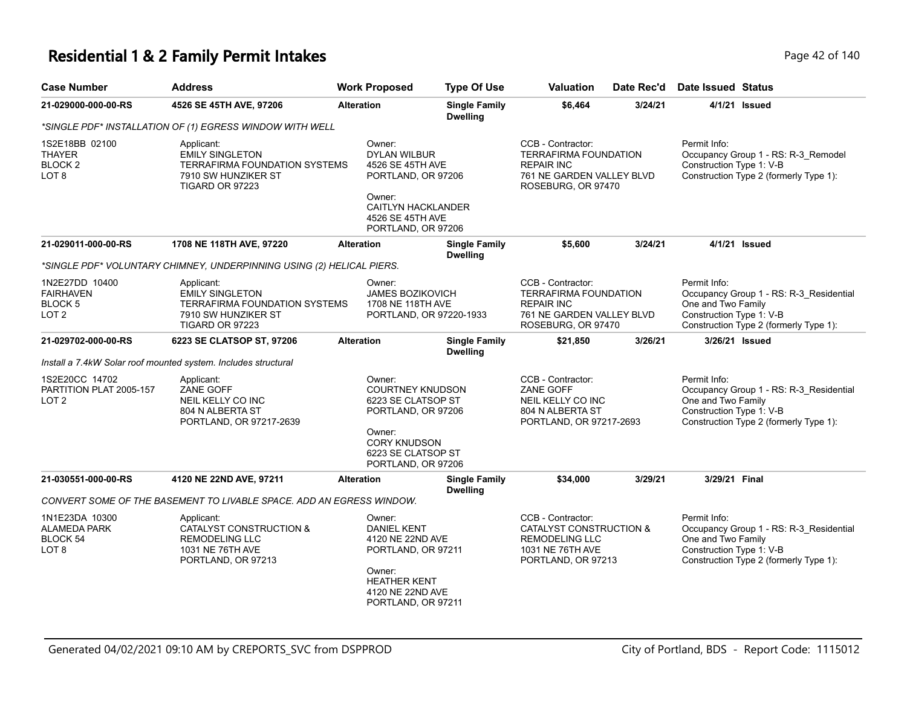# Residential 1 & 2 Family Permit Intakes

| Case Number | Address | Work Proposed | Type Of Use | Valuation | Date Rec'd | Date Issued | Status |
|---|---|---|---|---|---|---|---|
| **21-029000-000-00-RS** | **4526 SE 45TH AVE, 97206** | **Alteration** | **Single Family Dwelling** | **$6,464** | **3/24/21** | **4/1/21** | **Issued** |
| *\*SINGLE PDF\* INSTALLATION OF (1) EGRESS WINDOW WITH WELL* | | | | | | | |
| 1S2E18BB 02100<br>THAYER<br>BLOCK 2<br>LOT 8 | Applicant:<br>EMILY SINGLETON<br>TERRAFIRMA FOUNDATION SYSTEMS<br>7910 SW HUNZIKER ST<br>TIGARD OR 97223 | Owner:<br>DYLAN WILBUR<br>4526 SE 45TH AVE<br>PORTLAND, OR 97206<br>Owner:<br>CAITLYN HACKLANDER<br>4526 SE 45TH AVE<br>PORTLAND, OR 97206 | | CCB - Contractor:<br>TERRAFIRMA FOUNDATION REPAIR INC<br>761 NE GARDEN VALLEY BLVD<br>ROSEBURG, OR 97470 | | Permit Info:<br>Occupancy Group 1 - RS: R-3_Remodel<br>Construction Type 1: V-B<br>Construction Type 2 (formerly Type 1): | |
| **21-029011-000-00-RS** | **1708 NE 118TH AVE, 97220** | **Alteration** | **Single Family Dwelling** | **$5,600** | **3/24/21** | **4/1/21** | **Issued** |
| *\*SINGLE PDF\* VOLUNTARY CHIMNEY, UNDERPINNING USING (2) HELICAL PIERS.* | | | | | | | |
| 1N2E27DD 10400<br>FAIRHAVEN<br>BLOCK 5<br>LOT 2 | Applicant:<br>EMILY SINGLETON<br>TERRAFIRMA FOUNDATION SYSTEMS<br>7910 SW HUNZIKER ST<br>TIGARD OR 97223 | Owner:<br>JAMES BOZIKOVICH<br>1708 NE 118TH AVE<br>PORTLAND, OR 97220-1933 | | CCB - Contractor:<br>TERRAFIRMA FOUNDATION REPAIR INC<br>761 NE GARDEN VALLEY BLVD<br>ROSEBURG, OR 97470 | | Permit Info:<br>Occupancy Group 1 - RS: R-3_Residential One and Two Family<br>Construction Type 1: V-B<br>Construction Type 2 (formerly Type 1): | |
| **21-029702-000-00-RS** | **6223 SE CLATSOP ST, 97206** | **Alteration** | **Single Family Dwelling** | **$21,850** | **3/26/21** | **3/26/21** | **Issued** |
| *Install a 7.4kW Solar roof mounted system. Includes structural* | | | | | | | |
| 1S2E20CC 14702<br>PARTITION PLAT 2005-157<br>LOT 2 | Applicant:<br>ZANE GOFF<br>NEIL KELLY CO INC<br>804 N ALBERTA ST<br>PORTLAND, OR 97217-2639 | Owner:<br>COURTNEY KNUDSON<br>6223 SE CLATSOP ST<br>PORTLAND, OR 97206<br>Owner:<br>CORY KNUDSON<br>6223 SE CLATSOP ST<br>PORTLAND, OR 97206 | | CCB - Contractor:<br>ZANE GOFF<br>NEIL KELLY CO INC<br>804 N ALBERTA ST<br>PORTLAND, OR 97217-2693 | | Permit Info:<br>Occupancy Group 1 - RS: R-3_Residential One and Two Family<br>Construction Type 1: V-B<br>Construction Type 2 (formerly Type 1): | |
| **21-030551-000-00-RS** | **4120 NE 22ND AVE, 97211** | **Alteration** | **Single Family Dwelling** | **$34,000** | **3/29/21** | **3/29/21** | **Final** |
| *CONVERT SOME OF THE BASEMENT TO LIVABLE SPACE. ADD AN EGRESS WINDOW.* | | | | | | | |
| 1N1E23DA 10300<br>ALAMEDA PARK<br>BLOCK 54<br>LOT 8 | Applicant:<br>CATALYST CONSTRUCTION & REMODELING LLC<br>1031 NE 76TH AVE<br>PORTLAND, OR 97213 | Owner:<br>DANIEL KENT<br>4120 NE 22ND AVE<br>PORTLAND, OR 97211<br>Owner:<br>HEATHER KENT<br>4120 NE 22ND AVE<br>PORTLAND, OR 97211 | | CCB - Contractor:<br>CATALYST CONSTRUCTION & REMODELING LLC<br>1031 NE 76TH AVE<br>PORTLAND, OR 97213 | | Permit Info:<br>Occupancy Group 1 - RS: R-3_Residential One and Two Family<br>Construction Type 1: V-B<br>Construction Type 2 (formerly Type 1): | |

Generated 04/02/2021 09:10 AM by CREPORTS_SVC from DSPPROD — City of Portland, BDS - Report Code: 1115012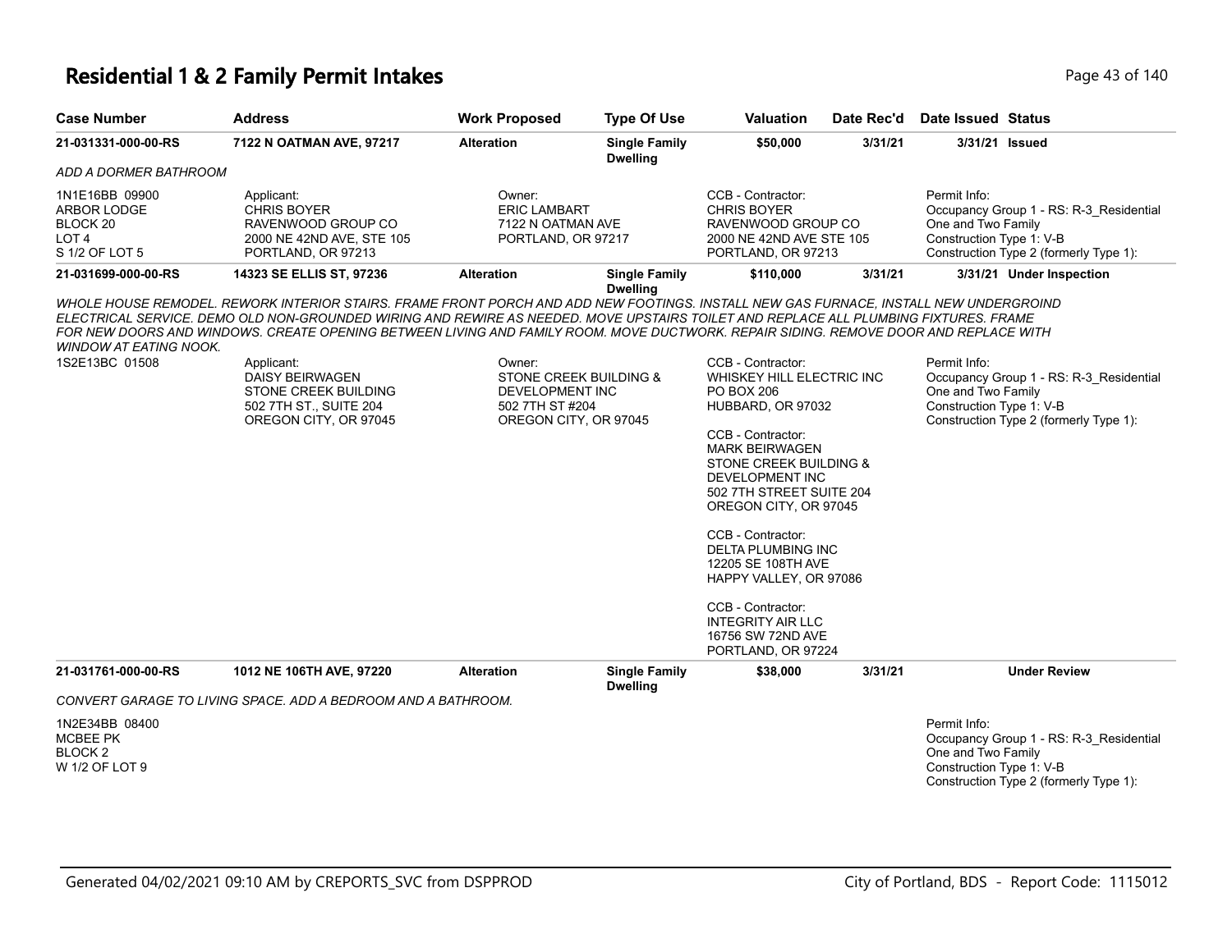# Residential 1 & 2 Family Permit Intakes

| Case Number | Address | Work Proposed | Type Of Use | Valuation | Date Rec'd | Date Issued | Status |
|---|---|---|---|---|---|---|---|
| 21-031331-000-00-RS | 7122 N OATMAN AVE, 97217 | Alteration | Single Family Dwelling | $50,000 | 3/31/21 | 3/31/21 | Issued |

*ADD A DORMER BATHROOM*

1N1E16BB 09900
ARBOR LODGE
BLOCK 20
LOT 4
S 1/2 OF LOT 5

Applicant:
CHRIS BOYER
RAVENWOOD GROUP CO
2000 NE 42ND AVE, STE 105
PORTLAND, OR 97213

Owner:
ERIC LAMBART
7122 N OATMAN AVE
PORTLAND, OR 97217

CCB - Contractor:
CHRIS BOYER
RAVENWOOD GROUP CO
2000 NE 42ND AVE STE 105
PORTLAND, OR 97213

Permit Info:
Occupancy Group 1 - RS: R-3_Residential One and Two Family
Construction Type 1: V-B
Construction Type 2 (formerly Type 1):

| Case Number | Address | Work Proposed | Type Of Use | Valuation | Date Rec'd | Date Issued | Status |
|---|---|---|---|---|---|---|---|
| 21-031699-000-00-RS | 14323 SE ELLIS ST, 97236 | Alteration | Single Family Dwelling | $110,000 | 3/31/21 | 3/31/21 | Under Inspection |

*WHOLE HOUSE REMODEL. REWORK INTERIOR STAIRS. FRAME FRONT PORCH AND ADD NEW FOOTINGS. INSTALL NEW GAS FURNACE, INSTALL NEW UNDERGROIND ELECTRICAL SERVICE. DEMO OLD NON-GROUNDED WIRING AND REWIRE AS NEEDED. MOVE UPSTAIRS TOILET AND REPLACE ALL PLUMBING FIXTURES. FRAME FOR NEW DOORS AND WINDOWS. CREATE OPENING BETWEEN LIVING AND FAMILY ROOM. MOVE DUCTWORK. REPAIR SIDING. REMOVE DOOR AND REPLACE WITH WINDOW AT EATING NOOK.*

1S2E13BC 01508

Applicant:
DAISY BEIRWAGEN
STONE CREEK BUILDING
502 7TH ST., SUITE 204
OREGON CITY, OR 97045

Owner:
STONE CREEK BUILDING & DEVELOPMENT INC
502 7TH ST #204
OREGON CITY, OR 97045

CCB - Contractor:
WHISKEY HILL ELECTRIC INC
PO BOX 206
HUBBARD, OR 97032

CCB - Contractor:
MARK BEIRWAGEN
STONE CREEK BUILDING & DEVELOPMENT INC
502 7TH STREET SUITE 204
OREGON CITY, OR 97045

CCB - Contractor:
DELTA PLUMBING INC
12205 SE 108TH AVE
HAPPY VALLEY, OR 97086

CCB - Contractor:
INTEGRITY AIR LLC
16756 SW 72ND AVE
PORTLAND, OR 97224

Permit Info:
Occupancy Group 1 - RS: R-3_Residential One and Two Family
Construction Type 1: V-B
Construction Type 2 (formerly Type 1):

| Case Number | Address | Work Proposed | Type Of Use | Valuation | Date Rec'd | Date Issued | Status |
|---|---|---|---|---|---|---|---|
| 21-031761-000-00-RS | 1012 NE 106TH AVE, 97220 | Alteration | Single Family Dwelling | $38,000 | 3/31/21 | | Under Review |

*CONVERT GARAGE TO LIVING SPACE. ADD A BEDROOM AND A BATHROOM.*

1N2E34BB 08400
MCBEE PK
BLOCK 2
W 1/2 OF LOT 9

Permit Info:
Occupancy Group 1 - RS: R-3_Residential One and Two Family
Construction Type 1: V-B
Construction Type 2 (formerly Type 1):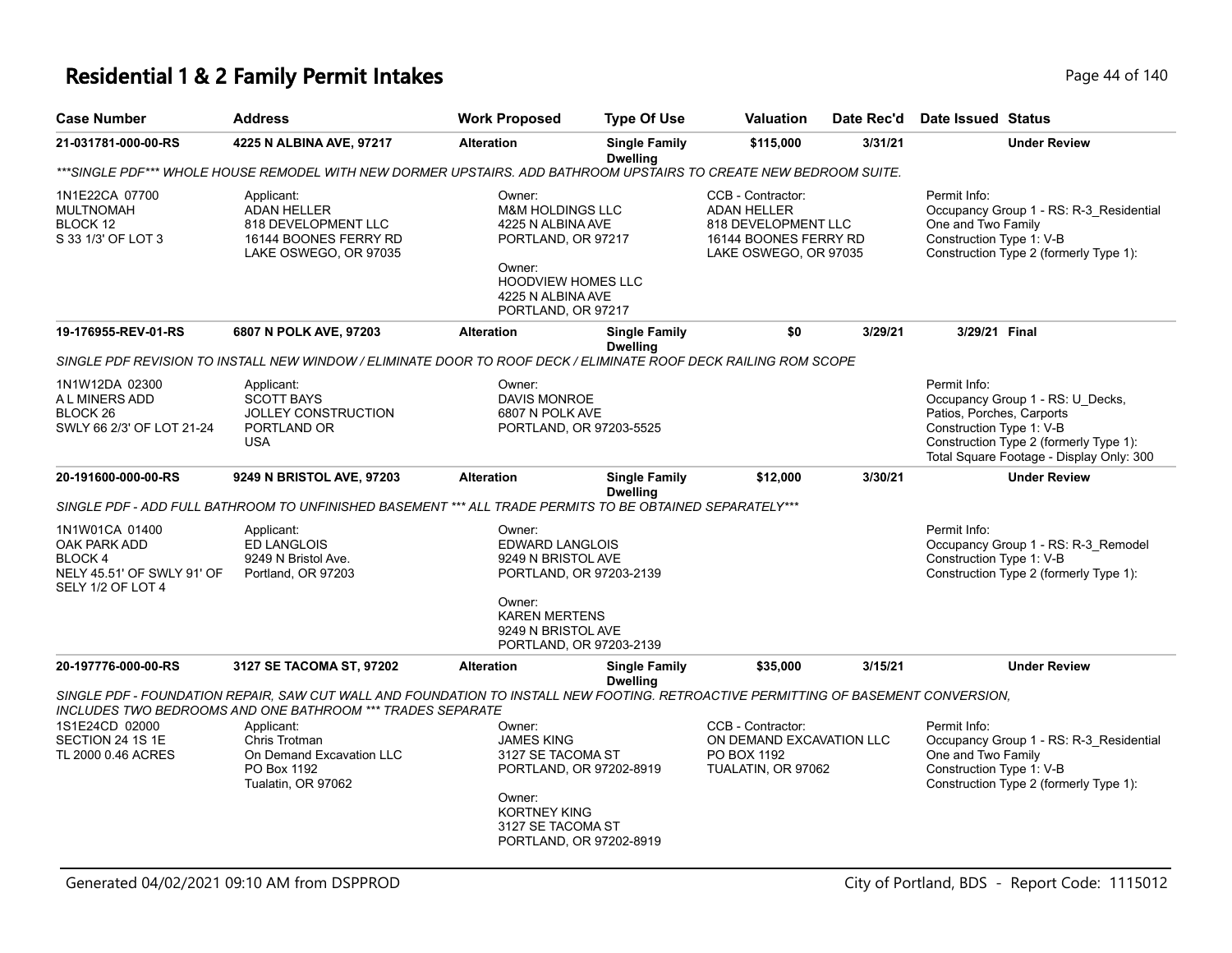# Residential 1 & 2 Family Permit Intakes

| Case Number | Address | Work Proposed | Type Of Use | Valuation | Date Rec'd | Date Issued | Status |
|---|---|---|---|---|---|---|---|
| 21-031781-000-00-RS | 4225 N ALBINA AVE, 97217 | Alteration | Single Family Dwelling | $115,000 | 3/31/21 | | Under Review |

*\*\*\*SINGLE PDF\*\*\* WHOLE HOUSE REMODEL WITH NEW DORMER UPSTAIRS. ADD BATHROOM UPSTAIRS TO CREATE NEW BEDROOM SUITE.*

1N1E22CA 07700
MULTNOMAH
BLOCK 12
S 33 1/3' OF LOT 3

Applicant:
ADAN HELLER
818 DEVELOPMENT LLC
16144 BOONES FERRY RD
LAKE OSWEGO, OR 97035

Owner:
M&M HOLDINGS LLC
4225 N ALBINA AVE
PORTLAND, OR 97217

Owner:
HOODVIEW HOMES LLC
4225 N ALBINA AVE
PORTLAND, OR 97217

CCB - Contractor:
ADAN HELLER
818 DEVELOPMENT LLC
16144 BOONES FERRY RD
LAKE OSWEGO, OR 97035

Permit Info:
Occupancy Group 1 - RS: R-3_Residential One and Two Family
Construction Type 1: V-B
Construction Type 2 (formerly Type 1):

---

| Case Number | Address | Work Proposed | Type Of Use | Valuation | Date Rec'd | Date Issued | Status |
|---|---|---|---|---|---|---|---|
| 19-176955-REV-01-RS | 6807 N POLK AVE, 97203 | Alteration | Single Family Dwelling | $0 | 3/29/21 | 3/29/21 | Final |

*SINGLE PDF REVISION TO INSTALL NEW WINDOW / ELIMINATE DOOR TO ROOF DECK / ELIMINATE ROOF DECK RAILING ROM SCOPE*

1N1W12DA 02300
A L MINERS ADD
BLOCK 26
SWLY 66 2/3' OF LOT 21-24

Applicant:
SCOTT BAYS
JOLLEY CONSTRUCTION
PORTLAND OR
USA

Owner:
DAVIS MONROE
6807 N POLK AVE
PORTLAND, OR 97203-5525

Permit Info:
Occupancy Group 1 - RS: U_Decks, Patios, Porches, Carports
Construction Type 1: V-B
Construction Type 2 (formerly Type 1):
Total Square Footage - Display Only: 300

---

| Case Number | Address | Work Proposed | Type Of Use | Valuation | Date Rec'd | Date Issued | Status |
|---|---|---|---|---|---|---|---|
| 20-191600-000-00-RS | 9249 N BRISTOL AVE, 97203 | Alteration | Single Family Dwelling | $12,000 | 3/30/21 | | Under Review |

*SINGLE PDF - ADD FULL BATHROOM TO UNFINISHED BASEMENT \*\*\* ALL TRADE PERMITS TO BE OBTAINED SEPARATELY\*\*\**

1N1W01CA 01400
OAK PARK ADD
BLOCK 4
NELY 45.51' OF SWLY 91' OF SELY 1/2 OF LOT 4

Applicant:
ED LANGLOIS
9249 N Bristol Ave.
Portland, OR 97203

Owner:
EDWARD LANGLOIS
9249 N BRISTOL AVE
PORTLAND, OR 97203-2139

Owner:
KAREN MERTENS
9249 N BRISTOL AVE
PORTLAND, OR 97203-2139

Permit Info:
Occupancy Group 1 - RS: R-3_Remodel
Construction Type 1: V-B
Construction Type 2 (formerly Type 1):

---

| Case Number | Address | Work Proposed | Type Of Use | Valuation | Date Rec'd | Date Issued | Status |
|---|---|---|---|---|---|---|---|
| 20-197776-000-00-RS | 3127 SE TACOMA ST, 97202 | Alteration | Single Family Dwelling | $35,000 | 3/15/21 | | Under Review |

*SINGLE PDF - FOUNDATION REPAIR, SAW CUT WALL AND FOUNDATION TO INSTALL NEW FOOTING. RETROACTIVE PERMITTING OF BASEMENT CONVERSION, INCLUDES TWO BEDROOMS AND ONE BATHROOM \*\*\* TRADES SEPARATE*

1S1E24CD 02000
SECTION 24 1S 1E
TL 2000 0.46 ACRES

Applicant:
Chris Trotman
On Demand Excavation LLC
PO Box 1192
Tualatin, OR 97062

Owner:
JAMES KING
3127 SE TACOMA ST
PORTLAND, OR 97202-8919

Owner:
KORTNEY KING
3127 SE TACOMA ST
PORTLAND, OR 97202-8919

CCB - Contractor:
ON DEMAND EXCAVATION LLC
PO BOX 1192
TUALATIN, OR 97062

Permit Info:
Occupancy Group 1 - RS: R-3_Residential One and Two Family
Construction Type 1: V-B
Construction Type 2 (formerly Type 1):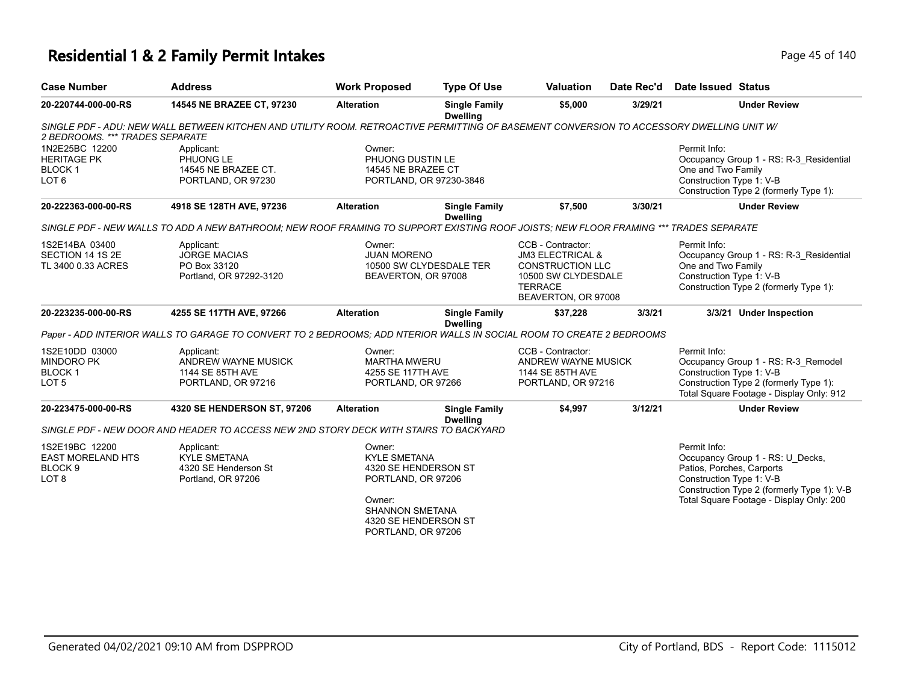# Residential 1 & 2 Family Permit Intakes

| Case Number | Address | Work Proposed | Type Of Use | Valuation | Date Rec'd | Date Issued | Status |
|---|---|---|---|---|---|---|---|
| 20-220744-000-00-RS | 14545 NE BRAZEE CT, 97230 | Alteration | Single Family Dwelling | $5,000 | 3/29/21 | | Under Review |

*SINGLE PDF - ADU: NEW WALL BETWEEN KITCHEN AND UTILITY ROOM. RETROACTIVE PERMITTING OF BASEMENT CONVERSION TO ACCESSORY DWELLING UNIT W/ 2 BEDROOMS. *** TRADES SEPARATE*

1N2E25BC 12200
HERITAGE PK
BLOCK 1
LOT 6

Applicant:
PHUONG LE
14545 NE BRAZEE CT.
PORTLAND, OR 97230

Owner:
PHUONG DUSTIN LE
14545 NE BRAZEE CT
PORTLAND, OR 97230-3846

Permit Info:
Occupancy Group 1 - RS: R-3_Residential One and Two Family
Construction Type 1: V-B
Construction Type 2 (formerly Type 1):

| Case Number | Address | Work Proposed | Type Of Use | Valuation | Date Rec'd | Date Issued | Status |
|---|---|---|---|---|---|---|---|
| 20-222363-000-00-RS | 4918 SE 128TH AVE, 97236 | Alteration | Single Family Dwelling | $7,500 | 3/30/21 | | Under Review |

*SINGLE PDF - NEW WALLS TO ADD A NEW BATHROOM; NEW ROOF FRAMING TO SUPPORT EXISTING ROOF JOISTS; NEW FLOOR FRAMING *** TRADES SEPARATE*

1S2E14BA 03400
SECTION 14 1S 2E
TL 3400 0.33 ACRES

Applicant:
JORGE MACIAS
PO Box 33120
Portland, OR 97292-3120

Owner:
JUAN MORENO
10500 SW CLYDESDALE TER
BEAVERTON, OR 97008

CCB - Contractor:
JM3 ELECTRICAL & CONSTRUCTION LLC
10500 SW CLYDESDALE TERRACE
BEAVERTON, OR 97008

Permit Info:
Occupancy Group 1 - RS: R-3_Residential One and Two Family
Construction Type 1: V-B
Construction Type 2 (formerly Type 1):

| Case Number | Address | Work Proposed | Type Of Use | Valuation | Date Rec'd | Date Issued | Status |
|---|---|---|---|---|---|---|---|
| 20-223235-000-00-RS | 4255 SE 117TH AVE, 97266 | Alteration | Single Family Dwelling | $37,228 | 3/3/21 | 3/3/21 | Under Inspection |

*Paper - ADD INTERIOR WALLS TO GARAGE TO CONVERT TO 2 BEDROOMS; ADD NTERIOR WALLS IN SOCIAL ROOM TO CREATE 2 BEDROOMS*

1S2E10DD 03000
MINDORO PK
BLOCK 1
LOT 5

Applicant:
ANDREW WAYNE MUSICK
1144 SE 85TH AVE
PORTLAND, OR 97216

Owner:
MARTHA MWERU
4255 SE 117TH AVE
PORTLAND, OR 97266

CCB - Contractor:
ANDREW WAYNE MUSICK
1144 SE 85TH AVE
PORTLAND, OR 97216

Permit Info:
Occupancy Group 1 - RS: R-3_Remodel
Construction Type 1: V-B
Construction Type 2 (formerly Type 1):
Total Square Footage - Display Only: 912

| Case Number | Address | Work Proposed | Type Of Use | Valuation | Date Rec'd | Date Issued | Status |
|---|---|---|---|---|---|---|---|
| 20-223475-000-00-RS | 4320 SE HENDERSON ST, 97206 | Alteration | Single Family Dwelling | $4,997 | 3/12/21 | | Under Review |

*SINGLE PDF - NEW DOOR AND HEADER TO ACCESS NEW 2ND STORY DECK WITH STAIRS TO BACKYARD*

1S2E19BC 12200
EAST MORELAND HTS
BLOCK 9
LOT 8

Applicant:
KYLE SMETANA
4320 SE Henderson St
Portland, OR 97206

Owner:
KYLE SMETANA
4320 SE HENDERSON ST
PORTLAND, OR 97206

Owner:
SHANNON SMETANA
4320 SE HENDERSON ST
PORTLAND, OR 97206

Permit Info:
Occupancy Group 1 - RS: U_Decks, Patios, Porches, Carports
Construction Type 1: V-B
Construction Type 2 (formerly Type 1): V-B
Total Square Footage - Display Only: 200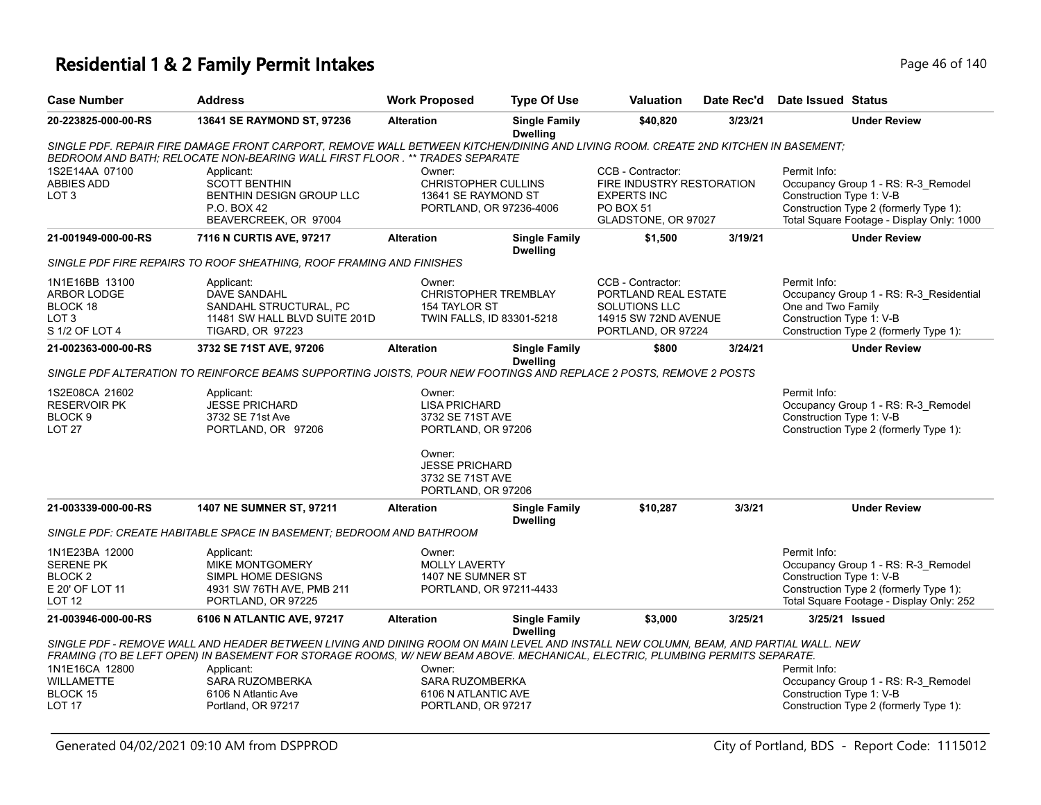# Residential 1 & 2 Family Permit Intakes

| Case Number | Address | Work Proposed | Type Of Use | Valuation | Date Rec'd | Date Issued | Status |
|---|---|---|---|---|---|---|---|
| 20-223825-000-00-RS | 13641 SE RAYMOND ST, 97236 | Alteration | Single Family Dwelling | $40,820 | 3/23/21 | | Under Review |

SINGLE PDF. REPAIR FIRE DAMAGE FRONT CARPORT, REMOVE WALL BETWEEN KITCHEN/DINING AND LIVING ROOM. CREATE 2ND KITCHEN IN BASEMENT; BEDROOM AND BATH; RELOCATE NON-BEARING WALL FIRST FLOOR . ** TRADES SEPARATE

1S2E14AA 07100
ABBIES ADD
LOT 3

Applicant:
SCOTT BENTHIN
BENTHIN DESIGN GROUP LLC
P.O. BOX 42
BEAVERCREEK, OR 97004

Owner:
CHRISTOPHER CULLINS
13641 SE RAYMOND ST
PORTLAND, OR 97236-4006

CCB - Contractor:
FIRE INDUSTRY RESTORATION EXPERTS INC
PO BOX 51
GLADSTONE, OR 97027

Permit Info:
Occupancy Group 1 - RS: R-3_Remodel
Construction Type 1: V-B
Construction Type 2 (formerly Type 1):
Total Square Footage - Display Only: 1000

| Case Number | Address | Work Proposed | Type Of Use | Valuation | Date Rec'd | Date Issued | Status |
|---|---|---|---|---|---|---|---|
| 21-001949-000-00-RS | 7116 N CURTIS AVE, 97217 | Alteration | Single Family Dwelling | $1,500 | 3/19/21 | | Under Review |

SINGLE PDF FIRE REPAIRS TO ROOF SHEATHING, ROOF FRAMING AND FINISHES

1N1E16BB 13100
ARBOR LODGE
BLOCK 18
LOT 3
S 1/2 OF LOT 4

Applicant:
DAVE SANDAHL
SANDAHL STRUCTURAL, PC
11481 SW HALL BLVD SUITE 201D
TIGARD, OR 97223

Owner:
CHRISTOPHER TREMBLAY
154 TAYLOR ST
TWIN FALLS, ID 83301-5218

CCB - Contractor:
PORTLAND REAL ESTATE SOLUTIONS LLC
14915 SW 72ND AVENUE
PORTLAND, OR 97224

Permit Info:
Occupancy Group 1 - RS: R-3_Residential One and Two Family
Construction Type 1: V-B
Construction Type 2 (formerly Type 1):

| Case Number | Address | Work Proposed | Type Of Use | Valuation | Date Rec'd | Date Issued | Status |
|---|---|---|---|---|---|---|---|
| 21-002363-000-00-RS | 3732 SE 71ST AVE, 97206 | Alteration | Single Family Dwelling | $800 | 3/24/21 | | Under Review |

SINGLE PDF ALTERATION TO REINFORCE BEAMS SUPPORTING JOISTS, POUR NEW FOOTINGS AND REPLACE 2 POSTS, REMOVE 2 POSTS

1S2E08CA 21602
RESERVOIR PK
BLOCK 9
LOT 27

Applicant:
JESSE PRICHARD
3732 SE 71st Ave
PORTLAND, OR 97206

Owner:
LISA PRICHARD
3732 SE 71ST AVE
PORTLAND, OR 97206

Owner:
JESSE PRICHARD
3732 SE 71ST AVE
PORTLAND, OR 97206

Permit Info:
Occupancy Group 1 - RS: R-3_Remodel
Construction Type 1: V-B
Construction Type 2 (formerly Type 1):

| Case Number | Address | Work Proposed | Type Of Use | Valuation | Date Rec'd | Date Issued | Status |
|---|---|---|---|---|---|---|---|
| 21-003339-000-00-RS | 1407 NE SUMNER ST, 97211 | Alteration | Single Family Dwelling | $10,287 | 3/3/21 | | Under Review |

SINGLE PDF: CREATE HABITABLE SPACE IN BASEMENT; BEDROOM AND BATHROOM

1N1E23BA 12000
SERENE PK
BLOCK 2
E 20' OF LOT 11
LOT 12

Applicant:
MIKE MONTGOMERY
SIMPL HOME DESIGNS
4931 SW 76TH AVE, PMB 211
PORTLAND, OR 97225

Owner:
MOLLY LAVERTY
1407 NE SUMNER ST
PORTLAND, OR 97211-4433

Permit Info:
Occupancy Group 1 - RS: R-3_Remodel
Construction Type 1: V-B
Construction Type 2 (formerly Type 1):
Total Square Footage - Display Only: 252

| Case Number | Address | Work Proposed | Type Of Use | Valuation | Date Rec'd | Date Issued | Status |
|---|---|---|---|---|---|---|---|
| 21-003946-000-00-RS | 6106 N ATLANTIC AVE, 97217 | Alteration | Single Family Dwelling | $3,000 | 3/25/21 | 3/25/21 | Issued |

SINGLE PDF - REMOVE WALL AND HEADER BETWEEN LIVING AND DINING ROOM ON MAIN LEVEL AND INSTALL NEW COLUMN, BEAM, AND PARTIAL WALL. NEW FRAMING (TO BE LEFT OPEN) IN BASEMENT FOR STORAGE ROOMS, W/ NEW BEAM ABOVE. MECHANICAL, ELECTRIC, PLUMBING PERMITS SEPARATE.

1N1E16CA 12800
WILLAMETTE
BLOCK 15
LOT 17

Applicant:
SARA RUZOMBERKA
6106 N Atlantic Ave
Portland, OR 97217

Owner:
SARA RUZOMBERKA
6106 N ATLANTIC AVE
PORTLAND, OR 97217

Permit Info:
Occupancy Group 1 - RS: R-3_Remodel
Construction Type 1: V-B
Construction Type 2 (formerly Type 1):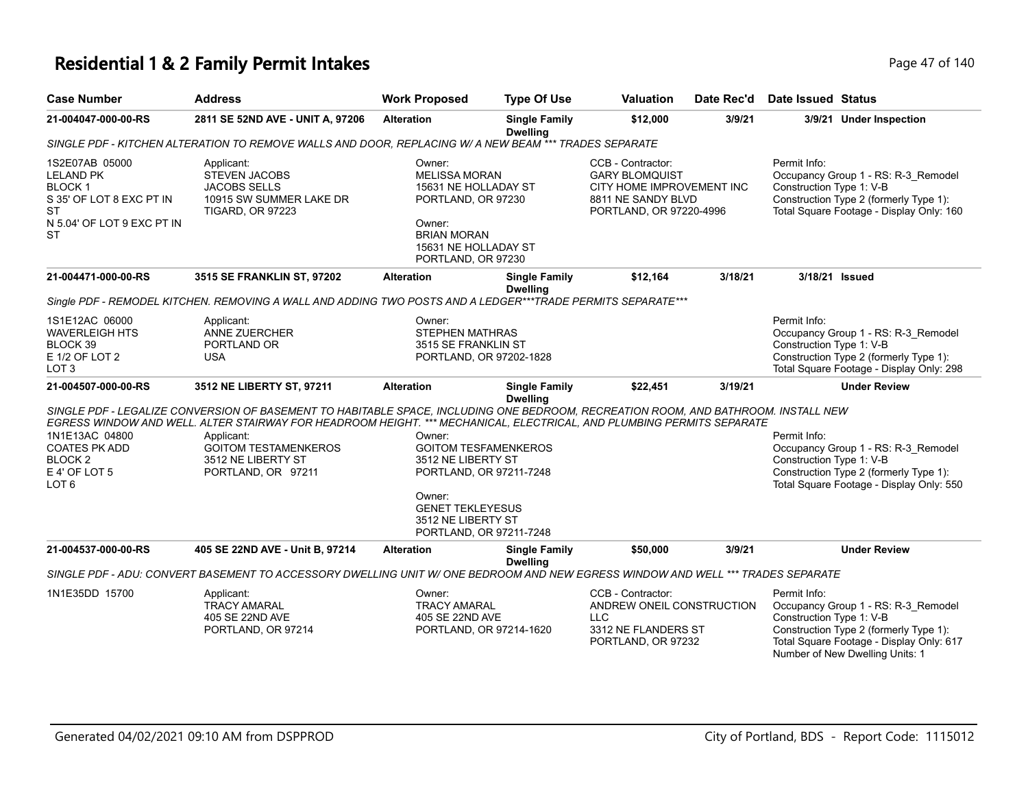# Residential 1 & 2 Family Permit Intakes

| Case Number | Address | Work Proposed | Type Of Use | Valuation | Date Rec'd | Date Issued | Status |
|---|---|---|---|---|---|---|---|
| 21-004047-000-00-RS | 2811 SE 52ND AVE - UNIT A, 97206 | Alteration | Single Family Dwelling | $12,000 | 3/9/21 | 3/9/21 | Under Inspection |

*SINGLE PDF - KITCHEN ALTERATION TO REMOVE WALLS AND DOOR, REPLACING W/ A NEW BEAM *** TRADES SEPARATE*

1S2E07AB 05000
LELAND PK
BLOCK 1
S 35' OF LOT 8 EXC PT IN ST
N 5.04' OF LOT 9 EXC PT IN ST

Applicant:
STEVEN JACOBS
JACOBS SELLS
10915 SW SUMMER LAKE DR
TIGARD, OR 97223

Owner:
MELISSA MORAN
15631 NE HOLLADAY ST
PORTLAND, OR 97230

Owner:
BRIAN MORAN
15631 NE HOLLADAY ST
PORTLAND, OR 97230

CCB - Contractor:
GARY BLOMQUIST
CITY HOME IMPROVEMENT INC
8811 NE SANDY BLVD
PORTLAND, OR 97220-4996

Permit Info:
Occupancy Group 1 - RS: R-3_Remodel
Construction Type 1: V-B
Construction Type 2 (formerly Type 1):
Total Square Footage - Display Only: 160

| Case Number | Address | Work Proposed | Type Of Use | Valuation | Date Rec'd | Date Issued | Status |
|---|---|---|---|---|---|---|---|
| 21-004471-000-00-RS | 3515 SE FRANKLIN ST, 97202 | Alteration | Single Family Dwelling | $12,164 | 3/18/21 | 3/18/21 | Issued |

*Single PDF - REMODEL KITCHEN. REMOVING A WALL AND ADDING TWO POSTS AND A LEDGER***TRADE PERMITS SEPARATE****

1S1E12AC 06000
WAVERLEIGH HTS
BLOCK 39
E 1/2 OF LOT 2
LOT 3

Applicant:
ANNE ZUERCHER
PORTLAND OR
USA

Owner:
STEPHEN MATHRAS
3515 SE FRANKLIN ST
PORTLAND, OR 97202-1828

Permit Info:
Occupancy Group 1 - RS: R-3_Remodel
Construction Type 1: V-B
Construction Type 2 (formerly Type 1):
Total Square Footage - Display Only: 298

| Case Number | Address | Work Proposed | Type Of Use | Valuation | Date Rec'd | Date Issued | Status |
|---|---|---|---|---|---|---|---|
| 21-004507-000-00-RS | 3512 NE LIBERTY ST, 97211 | Alteration | Single Family Dwelling | $22,451 | 3/19/21 | | Under Review |

*SINGLE PDF - LEGALIZE CONVERSION OF BASEMENT TO HABITABLE SPACE, INCLUDING ONE BEDROOM, RECREATION ROOM, AND BATHROOM. INSTALL NEW EGRESS WINDOW AND WELL. ALTER STAIRWAY FOR HEADROOM HEIGHT. *** MECHANICAL, ELECTRICAL, AND PLUMBING PERMITS SEPARATE*

1N1E13AC 04800
COATES PK ADD
BLOCK 2
E 4' OF LOT 5
LOT 6

Applicant:
GOITOM TESTAMENKEROS
3512 NE LIBERTY ST
PORTLAND, OR 97211

Owner:
GOITOM TESFAMENKEROS
3512 NE LIBERTY ST
PORTLAND, OR 97211-7248

Owner:
GENET TEKLEYESUS
3512 NE LIBERTY ST
PORTLAND, OR 97211-7248

Permit Info:
Occupancy Group 1 - RS: R-3_Remodel
Construction Type 1: V-B
Construction Type 2 (formerly Type 1):
Total Square Footage - Display Only: 550

| Case Number | Address | Work Proposed | Type Of Use | Valuation | Date Rec'd | Date Issued | Status |
|---|---|---|---|---|---|---|---|
| 21-004537-000-00-RS | 405 SE 22ND AVE - Unit B, 97214 | Alteration | Single Family Dwelling | $50,000 | 3/9/21 | | Under Review |

*SINGLE PDF - ADU: CONVERT BASEMENT TO ACCESSORY DWELLING UNIT W/ ONE BEDROOM AND NEW EGRESS WINDOW AND WELL *** TRADES SEPARATE*

1N1E35DD 15700

Applicant:
TRACY AMARAL
405 SE 22ND AVE
PORTLAND, OR 97214

Owner:
TRACY AMARAL
405 SE 22ND AVE
PORTLAND, OR 97214-1620

CCB - Contractor:
ANDREW ONEIL CONSTRUCTION LLC
3312 NE FLANDERS ST
PORTLAND, OR 97232

Permit Info:
Occupancy Group 1 - RS: R-3_Remodel
Construction Type 1: V-B
Construction Type 2 (formerly Type 1):
Total Square Footage - Display Only: 617
Number of New Dwelling Units: 1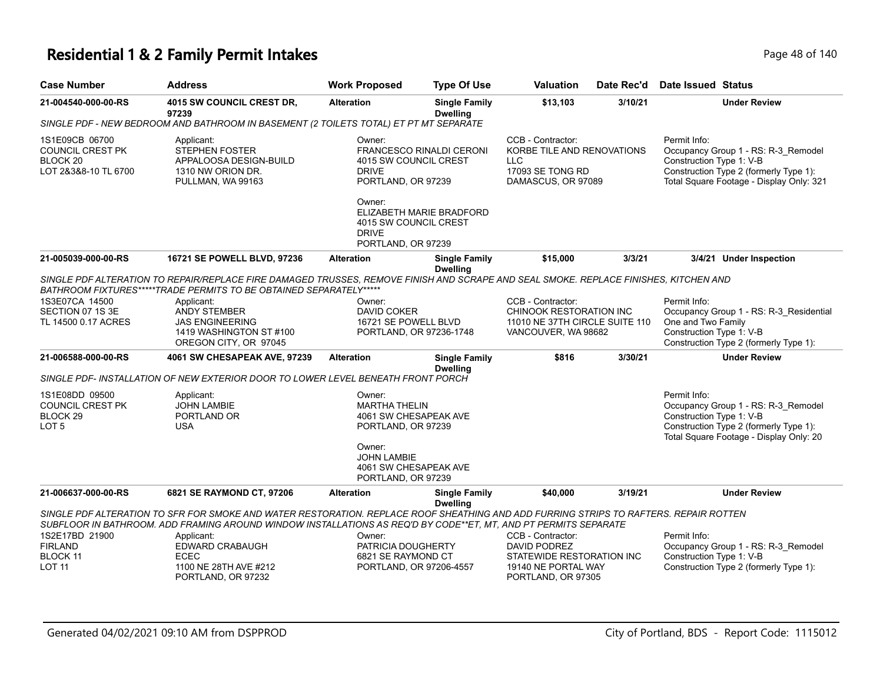# Residential 1 & 2 Family Permit Intakes

| Case Number | Address | Work Proposed | Type Of Use | Valuation | Date Rec'd | Date Issued | Status |
|---|---|---|---|---|---|---|---|
| 21-004540-000-00-RS | 4015 SW COUNCIL CREST DR, 97239 | Alteration | Single Family Dwelling | $13,103 | 3/10/21 | | Under Review |

SINGLE PDF - NEW BEDROOM AND BATHROOM IN BASEMENT (2 TOILETS TOTAL) ET PT MT SEPARATE

| | | | | |
|---|---|---|---|---|
| 1S1E09CB 06700<br>COUNCIL CREST PK<br>BLOCK 20<br>LOT 2&3&8-10 TL 6700 | Applicant:<br>STEPHEN FOSTER<br>APPALOOSA DESIGN-BUILD<br>1310 NW ORION DR.<br>PULLMAN, WA 99163 | Owner:<br>FRANCESCO RINALDI CERONI<br>4015 SW COUNCIL CREST DRIVE<br>PORTLAND, OR 97239<br><br>Owner:<br>ELIZABETH MARIE BRADFORD<br>4015 SW COUNCIL CREST DRIVE<br>PORTLAND, OR 97239 | CCB - Contractor:<br>KORBE TILE AND RENOVATIONS LLC<br>17093 SE TONG RD<br>DAMASCUS, OR 97089 | Permit Info:<br>Occupancy Group 1 - RS: R-3_Remodel<br>Construction Type 1: V-B<br>Construction Type 2 (formerly Type 1):<br>Total Square Footage - Display Only: 321 |

| Case Number | Address | Work Proposed | Type Of Use | Valuation | Date Rec'd | Date Issued | Status |
|---|---|---|---|---|---|---|---|
| 21-005039-000-00-RS | 16721 SE POWELL BLVD, 97236 | Alteration | Single Family Dwelling | $15,000 | 3/3/21 | 3/4/21 | Under Inspection |

SINGLE PDF ALTERATION TO REPAIR/REPLACE FIRE DAMAGED TRUSSES, REMOVE FINISH AND SCRAPE AND SEAL SMOKE. REPLACE FINISHES, KITCHEN AND BATHROOM FIXTURES*****TRADE PERMITS TO BE OBTAINED SEPARATELY*****

| | | | | |
|---|---|---|---|---|
| 1S3E07CA 14500<br>SECTION 07 1S 3E<br>TL 14500 0.17 ACRES | Applicant:<br>ANDY STEMBER<br>JAS ENGINEERING<br>1419 WASHINGTON ST #100<br>OREGON CITY, OR 97045 | Owner:<br>DAVID COKER<br>16721 SE POWELL BLVD<br>PORTLAND, OR 97236-1748 | CCB - Contractor:<br>CHINOOK RESTORATION INC<br>11010 NE 37TH CIRCLE SUITE 110<br>VANCOUVER, WA 98682 | Permit Info:<br>Occupancy Group 1 - RS: R-3_Residential One and Two Family<br>Construction Type 1: V-B<br>Construction Type 2 (formerly Type 1): |

| Case Number | Address | Work Proposed | Type Of Use | Valuation | Date Rec'd | Date Issued | Status |
|---|---|---|---|---|---|---|---|
| 21-006588-000-00-RS | 4061 SW CHESAPEAK AVE, 97239 | Alteration | Single Family Dwelling | $816 | 3/30/21 | | Under Review |

SINGLE PDF- INSTALLATION OF NEW EXTERIOR DOOR TO LOWER LEVEL BENEATH FRONT PORCH

| | | | | |
|---|---|---|---|---|
| 1S1E08DD 09500<br>COUNCIL CREST PK<br>BLOCK 29<br>LOT 5 | Applicant:<br>JOHN LAMBIE<br>PORTLAND OR<br>USA | Owner:<br>MARTHA THELIN<br>4061 SW CHESAPEAK AVE<br>PORTLAND, OR 97239<br><br>Owner:<br>JOHN LAMBIE<br>4061 SW CHESAPEAK AVE<br>PORTLAND, OR 97239 | | Permit Info:<br>Occupancy Group 1 - RS: R-3_Remodel<br>Construction Type 1: V-B<br>Construction Type 2 (formerly Type 1):<br>Total Square Footage - Display Only: 20 |

| Case Number | Address | Work Proposed | Type Of Use | Valuation | Date Rec'd | Date Issued | Status |
|---|---|---|---|---|---|---|---|
| 21-006637-000-00-RS | 6821 SE RAYMOND CT, 97206 | Alteration | Single Family Dwelling | $40,000 | 3/19/21 | | Under Review |

SINGLE PDF ALTERATION TO SFR FOR SMOKE AND WATER RESTORATION. REPLACE ROOF SHEATHING AND ADD FURRING STRIPS TO RAFTERS. REPAIR ROTTEN SUBFLOOR IN BATHROOM. ADD FRAMING AROUND WINDOW INSTALLATIONS AS REQ'D BY CODE**ET, MT, AND PT PERMITS SEPARATE

| | | | | |
|---|---|---|---|---|
| 1S2E17BD 21900<br>FIRLAND<br>BLOCK 11<br>LOT 11 | Applicant:<br>EDWARD CRABAUGH<br>ECEC<br>1100 NE 28TH AVE #212<br>PORTLAND, OR 97232 | Owner:<br>PATRICIA DOUGHERTY<br>6821 SE RAYMOND CT<br>PORTLAND, OR 97206-4557 | CCB - Contractor:<br>DAVID PODREZ<br>STATEWIDE RESTORATION INC<br>19140 NE PORTAL WAY<br>PORTLAND, OR 97305 | Permit Info:<br>Occupancy Group 1 - RS: R-3_Remodel<br>Construction Type 1: V-B<br>Construction Type 2 (formerly Type 1): |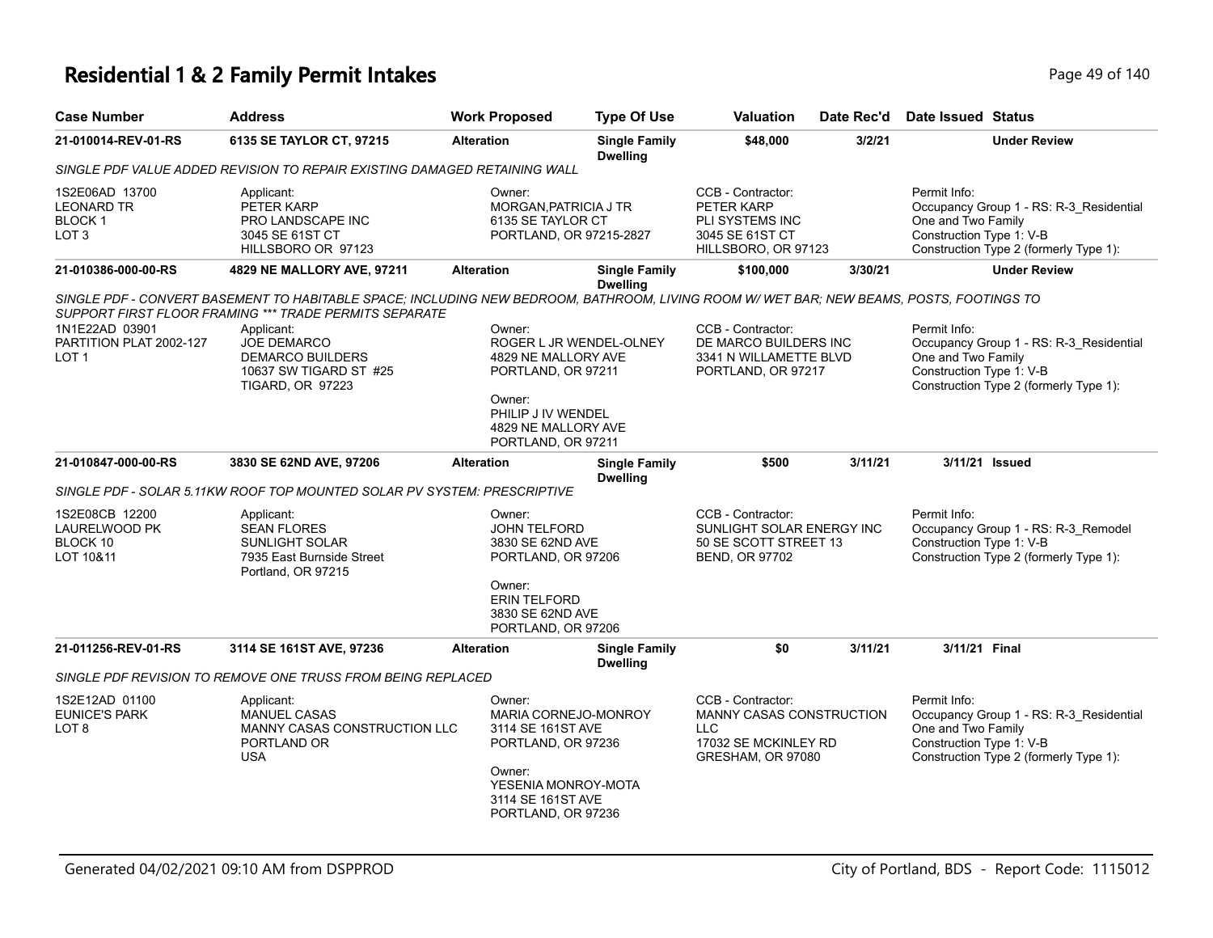# Residential 1 & 2 Family Permit Intakes

| Case Number | Address | Work Proposed | Type Of Use | Valuation | Date Rec'd | Date Issued | Status |
|---|---|---|---|---|---|---|---|
| 21-010014-REV-01-RS | 6135 SE TAYLOR CT, 97215 | Alteration | Single Family Dwelling | $48,000 | 3/2/21 | | Under Review |

*SINGLE PDF VALUE ADDED REVISION TO REPAIR EXISTING DAMAGED RETAINING WALL*

1S2E06AD 13700
LEONARD TR
BLOCK 1
LOT 3

Applicant:
PETER KARP
PRO LANDSCAPE INC
3045 SE 61ST CT
HILLSBORO OR 97123

Owner:
MORGAN,PATRICIA J TR
6135 SE TAYLOR CT
PORTLAND, OR 97215-2827

CCB - Contractor:
PETER KARP
PLI SYSTEMS INC
3045 SE 61ST CT
HILLSBORO, OR 97123

Permit Info:
Occupancy Group 1 - RS: R-3_Residential One and Two Family
Construction Type 1: V-B
Construction Type 2 (formerly Type 1):

| Case Number | Address | Work Proposed | Type Of Use | Valuation | Date Rec'd | Date Issued | Status |
|---|---|---|---|---|---|---|---|
| 21-010386-000-00-RS | 4829 NE MALLORY AVE, 97211 | Alteration | Single Family Dwelling | $100,000 | 3/30/21 | | Under Review |

*SINGLE PDF - CONVERT BASEMENT TO HABITABLE SPACE; INCLUDING NEW BEDROOM, BATHROOM, LIVING ROOM W/ WET BAR; NEW BEAMS, POSTS, FOOTINGS TO SUPPORT FIRST FLOOR FRAMING *** TRADE PERMITS SEPARATE*

1N1E22AD 03901
PARTITION PLAT 2002-127
LOT 1

Applicant:
JOE DEMARCO
DEMARCO BUILDERS
10637 SW TIGARD ST #25
TIGARD, OR 97223

Owner:
ROGER L JR WENDEL-OLNEY
4829 NE MALLORY AVE
PORTLAND, OR 97211

Owner:
PHILIP J IV WENDEL
4829 NE MALLORY AVE
PORTLAND, OR 97211

CCB - Contractor:
DE MARCO BUILDERS INC
3341 N WILLAMETTE BLVD
PORTLAND, OR 97217

Permit Info:
Occupancy Group 1 - RS: R-3_Residential One and Two Family
Construction Type 1: V-B
Construction Type 2 (formerly Type 1):

| Case Number | Address | Work Proposed | Type Of Use | Valuation | Date Rec'd | Date Issued | Status |
|---|---|---|---|---|---|---|---|
| 21-010847-000-00-RS | 3830 SE 62ND AVE, 97206 | Alteration | Single Family Dwelling | $500 | 3/11/21 | 3/11/21 | Issued |

*SINGLE PDF - SOLAR 5.11KW ROOF TOP MOUNTED SOLAR PV SYSTEM: PRESCRIPTIVE*

1S2E08CB 12200
LAURELWOOD PK
BLOCK 10
LOT 10&11

Applicant:
SEAN FLORES
SUNLIGHT SOLAR
7935 East Burnside Street
Portland, OR 97215

Owner:
JOHN TELFORD
3830 SE 62ND AVE
PORTLAND, OR 97206

Owner:
ERIN TELFORD
3830 SE 62ND AVE
PORTLAND, OR 97206

CCB - Contractor:
SUNLIGHT SOLAR ENERGY INC
50 SE SCOTT STREET 13
BEND, OR 97702

Permit Info:
Occupancy Group 1 - RS: R-3_Remodel
Construction Type 1: V-B
Construction Type 2 (formerly Type 1):

| Case Number | Address | Work Proposed | Type Of Use | Valuation | Date Rec'd | Date Issued | Status |
|---|---|---|---|---|---|---|---|
| 21-011256-REV-01-RS | 3114 SE 161ST AVE, 97236 | Alteration | Single Family Dwelling | $0 | 3/11/21 | 3/11/21 | Final |

*SINGLE PDF REVISION TO REMOVE ONE TRUSS FROM BEING REPLACED*

1S2E12AD 01100
EUNICE'S PARK
LOT 8

Applicant:
MANUEL CASAS
MANNY CASAS CONSTRUCTION LLC
PORTLAND OR
USA

Owner:
MARIA CORNEJO-MONROY
3114 SE 161ST AVE
PORTLAND, OR 97236

Owner:
YESENIA MONROY-MOTA
3114 SE 161ST AVE
PORTLAND, OR 97236

CCB - Contractor:
MANNY CASAS CONSTRUCTION LLC
17032 SE MCKINLEY RD
GRESHAM, OR 97080

Permit Info:
Occupancy Group 1 - RS: R-3_Residential One and Two Family
Construction Type 1: V-B
Construction Type 2 (formerly Type 1):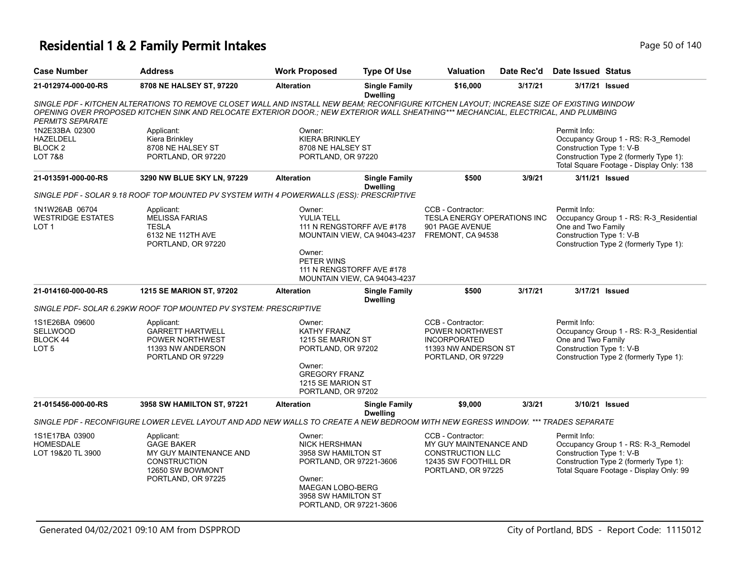# Residential 1 & 2 Family Permit Intakes

| Case Number | Address | Work Proposed | Type Of Use | Valuation | Date Rec'd | Date Issued | Status |
|---|---|---|---|---|---|---|---|
| 21-012974-000-00-RS | 8708 NE HALSEY ST, 97220 | Alteration | Single Family Dwelling | $16,000 | 3/17/21 | 3/17/21 | Issued |

*SINGLE PDF - KITCHEN ALTERATIONS TO REMOVE CLOSET WALL AND INSTALL NEW BEAM; RECONFIGURE KITCHEN LAYOUT; INCREASE SIZE OF EXISTING WINDOW OPENING OVER PROPOSED KITCHEN SINK AND RELOCATE EXTERIOR DOOR.; NEW EXTERIOR WALL SHEATHING*** MECHANCIAL, ELECTRICAL, AND PLUMBING PERMITS SEPARATE*

1N2E33BA 02300
HAZELDELL
BLOCK 2
LOT 7&8

Applicant:
Kiera Brinkley
8708 NE HALSEY ST
PORTLAND, OR 97220

Owner:
KIERA BRINKLEY
8708 NE HALSEY ST
PORTLAND, OR 97220

Permit Info:
Occupancy Group 1 - RS: R-3_Remodel
Construction Type 1: V-B
Construction Type 2 (formerly Type 1):
Total Square Footage - Display Only: 138

| Case Number | Address | Work Proposed | Type Of Use | Valuation | Date Rec'd | Date Issued | Status |
|---|---|---|---|---|---|---|---|
| 21-013591-000-00-RS | 3290 NW BLUE SKY LN, 97229 | Alteration | Single Family Dwelling | $500 | 3/9/21 | 3/11/21 | Issued |

*SINGLE PDF - SOLAR 9.18 ROOF TOP MOUNTED PV SYSTEM WITH 4 POWERWALLS (ESS): PRESCRIPTIVE*

1N1W26AB 06704
WESTRIDGE ESTATES
LOT 1

Applicant:
MELISSA FARIAS
TESLA
6132 NE 112TH AVE
PORTLAND, OR 97220

Owner:
YULIA TELL
111 N RENGSTORFF AVE #178
MOUNTAIN VIEW, CA 94043-4237

Owner:
PETER WINS
111 N RENGSTORFF AVE #178
MOUNTAIN VIEW, CA 94043-4237

CCB - Contractor:
TESLA ENERGY OPERATIONS INC
901 PAGE AVENUE
FREMONT, CA 94538

Permit Info:
Occupancy Group 1 - RS: R-3_Residential One and Two Family
Construction Type 1: V-B
Construction Type 2 (formerly Type 1):

| Case Number | Address | Work Proposed | Type Of Use | Valuation | Date Rec'd | Date Issued | Status |
|---|---|---|---|---|---|---|---|
| 21-014160-000-00-RS | 1215 SE MARION ST, 97202 | Alteration | Single Family Dwelling | $500 | 3/17/21 | 3/17/21 | Issued |

*SINGLE PDF- SOLAR 6.29KW ROOF TOP MOUNTED PV SYSTEM: PRESCRIPTIVE*

1S1E26BA 09600
SELLWOOD
BLOCK 44
LOT 5

Applicant:
GARRETT HARTWELL
POWER NORTHWEST
11393 NW ANDERSON
PORTLAND OR 97229

Owner:
KATHY FRANZ
1215 SE MARION ST
PORTLAND, OR 97202

Owner:
GREGORY FRANZ
1215 SE MARION ST
PORTLAND, OR 97202

CCB - Contractor:
POWER NORTHWEST INCORPORATED
11393 NW ANDERSON ST
PORTLAND, OR 97229

Permit Info:
Occupancy Group 1 - RS: R-3_Residential One and Two Family
Construction Type 1: V-B
Construction Type 2 (formerly Type 1):

| Case Number | Address | Work Proposed | Type Of Use | Valuation | Date Rec'd | Date Issued | Status |
|---|---|---|---|---|---|---|---|
| 21-015456-000-00-RS | 3958 SW HAMILTON ST, 97221 | Alteration | Single Family Dwelling | $9,000 | 3/3/21 | 3/10/21 | Issued |

*SINGLE PDF - RECONFIGURE LOWER LEVEL LAYOUT AND ADD NEW WALLS TO CREATE A NEW BEDROOM WITH NEW EGRESS WINDOW. *** TRADES SEPARATE*

1S1E17BA 03900
HOMESDALE
LOT 19&20 TL 3900

Applicant:
GAGE BAKER
MY GUY MAINTENANCE AND CONSTRUCTION
12650 SW BOWMONT
PORTLAND, OR 97225

Owner:
NICK HERSHMAN
3958 SW HAMILTON ST
PORTLAND, OR 97221-3606

Owner:
MAEGAN LOBO-BERG
3958 SW HAMILTON ST
PORTLAND, OR 97221-3606

CCB - Contractor:
MY GUY MAINTENANCE AND CONSTRUCTION LLC
12435 SW FOOTHILL DR
PORTLAND, OR 97225

Permit Info:
Occupancy Group 1 - RS: R-3_Remodel
Construction Type 1: V-B
Construction Type 2 (formerly Type 1):
Total Square Footage - Display Only: 99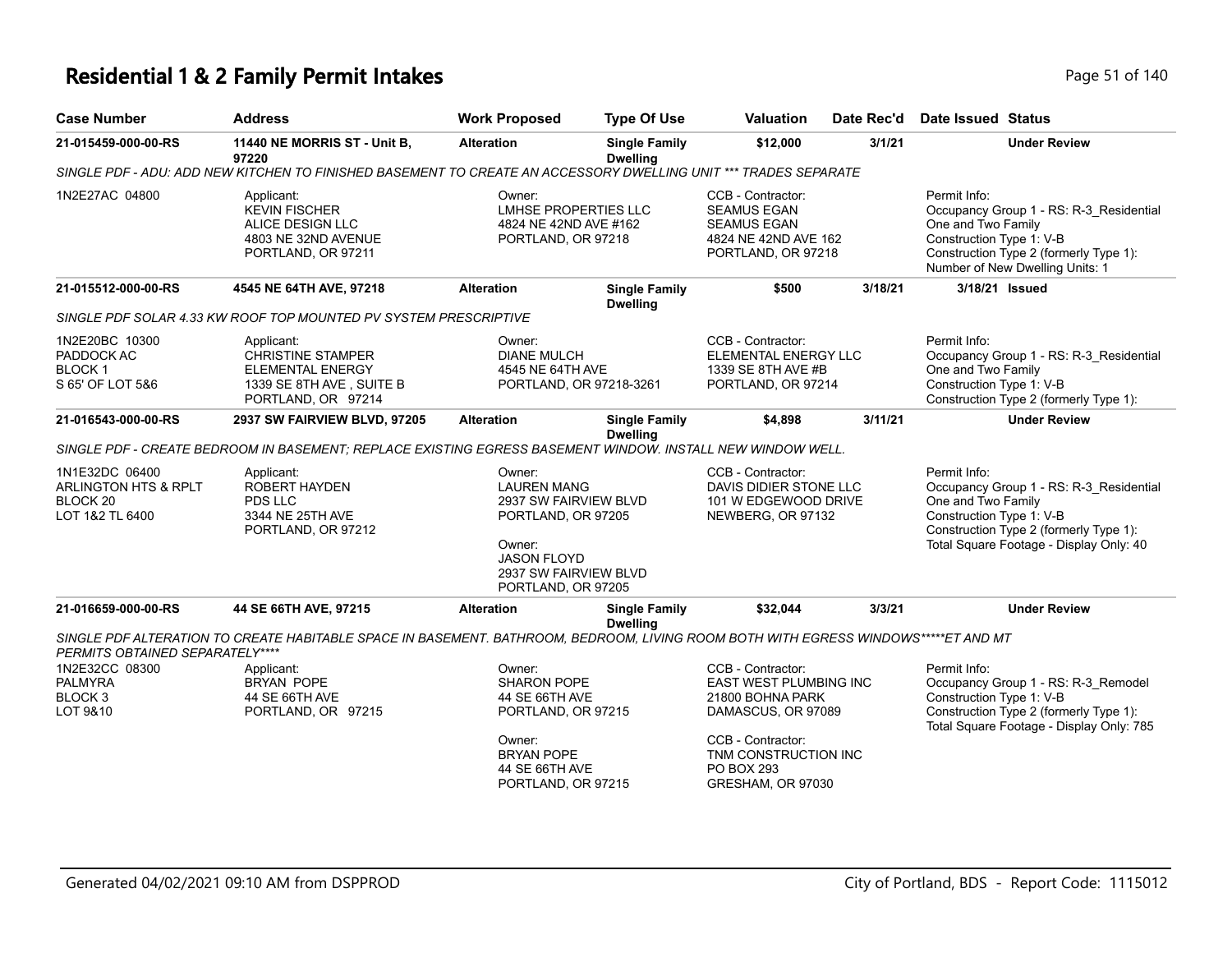# Residential 1 & 2 Family Permit Intakes

| Case Number | Address | Work Proposed | Type Of Use | Valuation | Date Rec'd | Date Issued | Status |
|---|---|---|---|---|---|---|---|
| 21-015459-000-00-RS | 11440 NE MORRIS ST - Unit B, 97220 | Alteration | Single Family Dwelling | $12,000 | 3/1/21 | | Under Review |

*SINGLE PDF - ADU: ADD NEW KITCHEN TO FINISHED BASEMENT TO CREATE AN ACCESSORY DWELLING UNIT *** TRADES SEPARATE*

1N2E27AC 04800

Applicant:
KEVIN FISCHER
ALICE DESIGN LLC
4803 NE 32ND AVENUE
PORTLAND, OR 97211

Owner:
LMHSE PROPERTIES LLC
4824 NE 42ND AVE #162
PORTLAND, OR 97218

CCB - Contractor:
SEAMUS EGAN
SEAMUS EGAN
4824 NE 42ND AVE 162
PORTLAND, OR 97218

Permit Info:
Occupancy Group 1 - RS: R-3_Residential One and Two Family
Construction Type 1: V-B
Construction Type 2 (formerly Type 1):
Number of New Dwelling Units: 1

| Case Number | Address | Work Proposed | Type Of Use | Valuation | Date Rec'd | Date Issued | Status |
|---|---|---|---|---|---|---|---|
| 21-015512-000-00-RS | 4545 NE 64TH AVE, 97218 | Alteration | Single Family Dwelling | $500 | 3/18/21 | 3/18/21 | Issued |

*SINGLE PDF SOLAR 4.33 KW ROOF TOP MOUNTED PV SYSTEM PRESCRIPTIVE*

1N2E20BC 10300
PADDOCK AC
BLOCK 1
S 65' OF LOT 5&6

Applicant:
CHRISTINE STAMPER
ELEMENTAL ENERGY
1339 SE 8TH AVE , SUITE B
PORTLAND, OR 97214

Owner:
DIANE MULCH
4545 NE 64TH AVE
PORTLAND, OR 97218-3261

CCB - Contractor:
ELEMENTAL ENERGY LLC
1339 SE 8TH AVE #B
PORTLAND, OR 97214

Permit Info:
Occupancy Group 1 - RS: R-3_Residential One and Two Family
Construction Type 1: V-B
Construction Type 2 (formerly Type 1):

| Case Number | Address | Work Proposed | Type Of Use | Valuation | Date Rec'd | Date Issued | Status |
|---|---|---|---|---|---|---|---|
| 21-016543-000-00-RS | 2937 SW FAIRVIEW BLVD, 97205 | Alteration | Single Family Dwelling | $4,898 | 3/11/21 | | Under Review |

*SINGLE PDF - CREATE BEDROOM IN BASEMENT; REPLACE EXISTING EGRESS BASEMENT WINDOW. INSTALL NEW WINDOW WELL.*

1N1E32DC 06400
ARLINGTON HTS & RPLT
BLOCK 20
LOT 1&2 TL 6400

Applicant:
ROBERT HAYDEN
PDS LLC
3344 NE 25TH AVE
PORTLAND, OR 97212

Owner:
LAUREN MANG
2937 SW FAIRVIEW BLVD
PORTLAND, OR 97205

Owner:
JASON FLOYD
2937 SW FAIRVIEW BLVD
PORTLAND, OR 97205

CCB - Contractor:
DAVIS DIDIER STONE LLC
101 W EDGEWOOD DRIVE
NEWBERG, OR 97132

Permit Info:
Occupancy Group 1 - RS: R-3_Residential One and Two Family
Construction Type 1: V-B
Construction Type 2 (formerly Type 1):
Total Square Footage - Display Only: 40

| Case Number | Address | Work Proposed | Type Of Use | Valuation | Date Rec'd | Date Issued | Status |
|---|---|---|---|---|---|---|---|
| 21-016659-000-00-RS | 44 SE 66TH AVE, 97215 | Alteration | Single Family Dwelling | $32,044 | 3/3/21 | | Under Review |

*SINGLE PDF ALTERATION TO CREATE HABITABLE SPACE IN BASEMENT. BATHROOM, BEDROOM, LIVING ROOM BOTH WITH EGRESS WINDOWS*****ET AND MT PERMITS OBTAINED SEPARATELY*****

1N2E32CC 08300
PALMYRA
BLOCK 3
LOT 9&10

Applicant:
BRYAN POPE
44 SE 66TH AVE
PORTLAND, OR 97215

Owner:
SHARON POPE
44 SE 66TH AVE
PORTLAND, OR 97215

Owner:
BRYAN POPE
44 SE 66TH AVE
PORTLAND, OR 97215

CCB - Contractor:
EAST WEST PLUMBING INC
21800 BOHNA PARK
DAMASCUS, OR 97089

CCB - Contractor:
TNM CONSTRUCTION INC
PO BOX 293
GRESHAM, OR 97030

Permit Info:
Occupancy Group 1 - RS: R-3_Remodel
Construction Type 1: V-B
Construction Type 2 (formerly Type 1):
Total Square Footage - Display Only: 785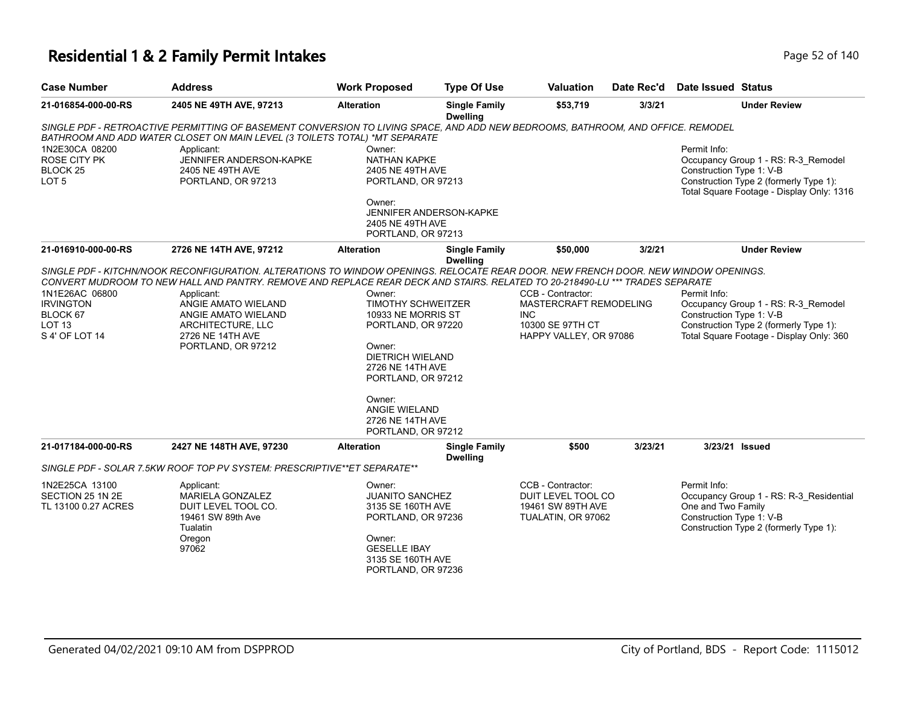# Residential 1 & 2 Family Permit Intakes

| Case Number | Address | Work Proposed | Type Of Use | Valuation | Date Rec'd | Date Issued | Status |
|---|---|---|---|---|---|---|---|
| 21-016854-000-00-RS | 2405 NE 49TH AVE, 97213 | Alteration | Single Family Dwelling | $53,719 | 3/3/21 | | Under Review |

*SINGLE PDF - RETROACTIVE PERMITTING OF BASEMENT CONVERSION TO LIVING SPACE, AND ADD NEW BEDROOMS, BATHROOM, AND OFFICE. REMODEL BATHROOM AND ADD WATER CLOSET ON MAIN LEVEL (3 TOILETS TOTAL) *MT SEPARATE*

1N2E30CA 08200
ROSE CITY PK
BLOCK 25
LOT 5

Applicant:
JENNIFER ANDERSON-KAPKE
2405 NE 49TH AVE
PORTLAND, OR 97213

Owner:
NATHAN KAPKE
2405 NE 49TH AVE
PORTLAND, OR 97213

Owner:
JENNIFER ANDERSON-KAPKE
2405 NE 49TH AVE
PORTLAND, OR 97213

Permit Info:
Occupancy Group 1 - RS: R-3_Remodel
Construction Type 1: V-B
Construction Type 2 (formerly Type 1):
Total Square Footage - Display Only: 1316

| Case Number | Address | Work Proposed | Type Of Use | Valuation | Date Rec'd | Date Issued | Status |
|---|---|---|---|---|---|---|---|
| 21-016910-000-00-RS | 2726 NE 14TH AVE, 97212 | Alteration | Single Family Dwelling | $50,000 | 3/2/21 | | Under Review |

*SINGLE PDF - KITCHN/NOOK RECONFIGURATION. ALTERATIONS TO WINDOW OPENINGS. RELOCATE REAR DOOR. NEW FRENCH DOOR. NEW WINDOW OPENINGS. CONVERT MUDROOM TO NEW HALL AND PANTRY. REMOVE AND REPLACE REAR DECK AND STAIRS. RELATED TO 20-218490-LU *** TRADES SEPARATE*

1N1E26AC 06800
IRVINGTON
BLOCK 67
LOT 13
S 4' OF LOT 14

Applicant:
ANGIE AMATO WIELAND
ANGIE AMATO WIELAND
ARCHITECTURE, LLC
2726 NE 14TH AVE
PORTLAND, OR 97212

Owner:
TIMOTHY SCHWEITZER
10933 NE MORRIS ST
PORTLAND, OR 97220

Owner:
DIETRICH WIELAND
2726 NE 14TH AVE
PORTLAND, OR 97212

Owner:
ANGIE WIELAND
2726 NE 14TH AVE
PORTLAND, OR 97212

CCB - Contractor:
MASTERCRAFT REMODELING
INC
10300 SE 97TH CT
HAPPY VALLEY, OR 97086

Permit Info:
Occupancy Group 1 - RS: R-3_Remodel
Construction Type 1: V-B
Construction Type 2 (formerly Type 1):
Total Square Footage - Display Only: 360

| Case Number | Address | Work Proposed | Type Of Use | Valuation | Date Rec'd | Date Issued | Status |
|---|---|---|---|---|---|---|---|
| 21-017184-000-00-RS | 2427 NE 148TH AVE, 97230 | Alteration | Single Family Dwelling | $500 | 3/23/21 | 3/23/21 | Issued |

*SINGLE PDF - SOLAR 7.5KW ROOF TOP PV SYSTEM: PRESCRIPTIVE**ET SEPARATE***

1N2E25CA 13100
SECTION 25 1N 2E
TL 13100 0.27 ACRES

Applicant:
MARIELA GONZALEZ
DUIT LEVEL TOOL CO.
19461 SW 89th Ave
Tualatin
Oregon
97062

Owner:
JUANITO SANCHEZ
3135 SE 160TH AVE
PORTLAND, OR 97236

Owner:
GESELLE IBAY
3135 SE 160TH AVE
PORTLAND, OR 97236

CCB - Contractor:
DUIT LEVEL TOOL CO
19461 SW 89TH AVE
TUALATIN, OR 97062

Permit Info:
Occupancy Group 1 - RS: R-3_Residential One and Two Family
Construction Type 1: V-B
Construction Type 2 (formerly Type 1):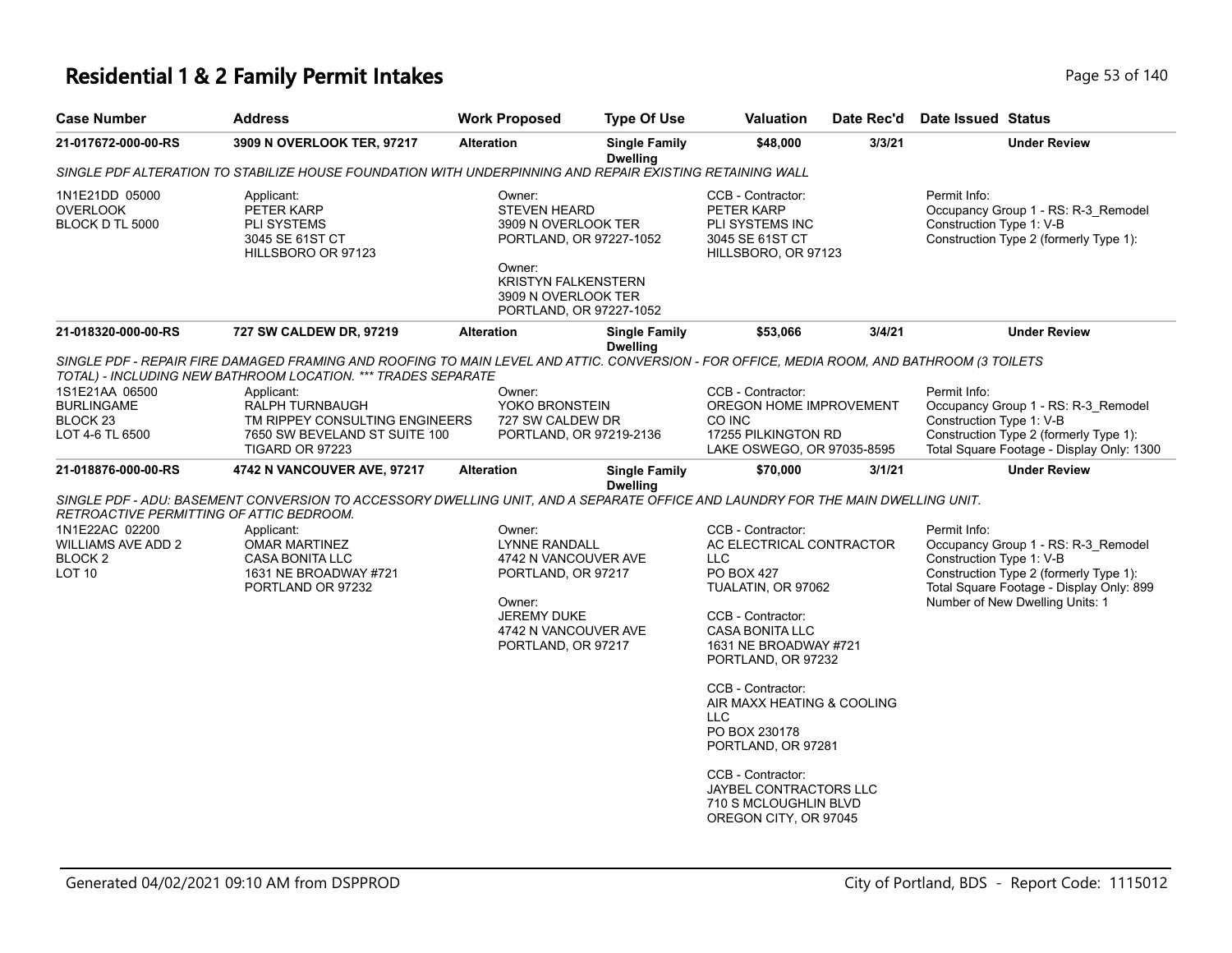# Residential 1 & 2 Family Permit Intakes

| Case Number | Address | Work Proposed | Type Of Use | Valuation | Date Rec'd | Date Issued | Status |
|---|---|---|---|---|---|---|---|
| 21-017672-000-00-RS | 3909 N OVERLOOK TER, 97217 | Alteration | Single Family Dwelling | $48,000 | 3/3/21 | | Under Review |

*SINGLE PDF ALTERATION TO STABILIZE HOUSE FOUNDATION WITH UNDERPINNING AND REPAIR EXISTING RETAINING WALL*

1N1E21DD 05000
OVERLOOK
BLOCK D TL 5000

Applicant:
PETER KARP
PLI SYSTEMS
3045 SE 61ST CT
HILLSBORO OR 97123

Owner:
STEVEN HEARD
3909 N OVERLOOK TER
PORTLAND, OR 97227-1052

Owner:
KRISTYN FALKENSTERN
3909 N OVERLOOK TER
PORTLAND, OR 97227-1052

CCB - Contractor:
PETER KARP
PLI SYSTEMS INC
3045 SE 61ST CT
HILLSBORO, OR 97123

Permit Info:
Occupancy Group 1 - RS: R-3_Remodel
Construction Type 1: V-B
Construction Type 2 (formerly Type 1):

| Case Number | Address | Work Proposed | Type Of Use | Valuation | Date Rec'd | Date Issued | Status |
|---|---|---|---|---|---|---|---|
| 21-018320-000-00-RS | 727 SW CALDEW DR, 97219 | Alteration | Single Family Dwelling | $53,066 | 3/4/21 | | Under Review |

*SINGLE PDF - REPAIR FIRE DAMAGED FRAMING AND ROOFING TO MAIN LEVEL AND ATTIC. CONVERSION - FOR OFFICE, MEDIA ROOM, AND BATHROOM (3 TOILETS TOTAL) - INCLUDING NEW BATHROOM LOCATION. \*\*\* TRADES SEPARATE*

1S1E21AA 06500
BURLINGAME
BLOCK 23
LOT 4-6 TL 6500

Applicant:
RALPH TURNBAUGH
TM RIPPEY CONSULTING ENGINEERS
7650 SW BEVELAND ST SUITE 100
TIGARD OR 97223

Owner:
YOKO BRONSTEIN
727 SW CALDEW DR
PORTLAND, OR 97219-2136

CCB - Contractor:
OREGON HOME IMPROVEMENT CO INC
17255 PILKINGTON RD
LAKE OSWEGO, OR 97035-8595

Permit Info:
Occupancy Group 1 - RS: R-3_Remodel
Construction Type 1: V-B
Construction Type 2 (formerly Type 1):
Total Square Footage - Display Only: 1300

| Case Number | Address | Work Proposed | Type Of Use | Valuation | Date Rec'd | Date Issued | Status |
|---|---|---|---|---|---|---|---|
| 21-018876-000-00-RS | 4742 N VANCOUVER AVE, 97217 | Alteration | Single Family Dwelling | $70,000 | 3/1/21 | | Under Review |

*SINGLE PDF - ADU: BASEMENT CONVERSION TO ACCESSORY DWELLING UNIT, AND A SEPARATE OFFICE AND LAUNDRY FOR THE MAIN DWELLING UNIT. RETROACTIVE PERMITTING OF ATTIC BEDROOM.*

1N1E22AC 02200
WILLIAMS AVE ADD 2
BLOCK 2
LOT 10

Applicant:
OMAR MARTINEZ
CASA BONITA LLC
1631 NE BROADWAY #721
PORTLAND OR 97232

Owner:
LYNNE RANDALL
4742 N VANCOUVER AVE
PORTLAND, OR 97217

Owner:
JEREMY DUKE
4742 N VANCOUVER AVE
PORTLAND, OR 97217

CCB - Contractor:
AC ELECTRICAL CONTRACTOR LLC
PO BOX 427
TUALATIN, OR 97062

CCB - Contractor:
CASA BONITA LLC
1631 NE BROADWAY #721
PORTLAND, OR 97232

CCB - Contractor:
AIR MAXX HEATING & COOLING LLC
PO BOX 230178
PORTLAND, OR 97281

CCB - Contractor:
JAYBEL CONTRACTORS LLC
710 S MCLOUGHLIN BLVD
OREGON CITY, OR 97045

Permit Info:
Occupancy Group 1 - RS: R-3_Remodel
Construction Type 1: V-B
Construction Type 2 (formerly Type 1):
Total Square Footage - Display Only: 899
Number of New Dwelling Units: 1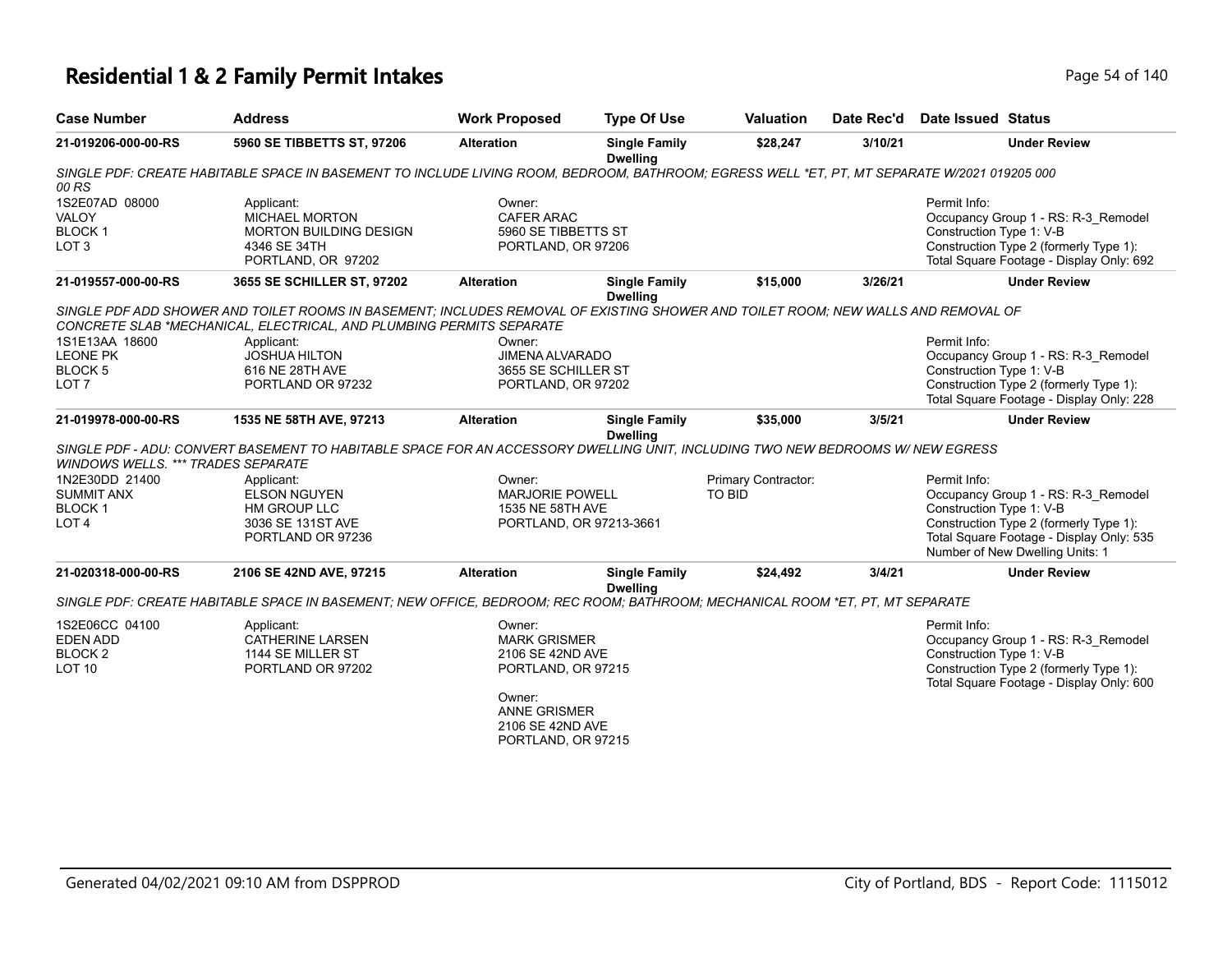# Residential 1 & 2 Family Permit Intakes

| Case Number | Address | Work Proposed | Type Of Use | Valuation | Date Rec'd | Date Issued | Status |
|---|---|---|---|---|---|---|---|
| 21-019206-000-00-RS | 5960 SE TIBBETTS ST, 97206 | Alteration | Single Family Dwelling | $28,247 | 3/10/21 | | Under Review |

*SINGLE PDF: CREATE HABITABLE SPACE IN BASEMENT TO INCLUDE LIVING ROOM, BEDROOM, BATHROOM; EGRESS WELL *ET, PT, MT SEPARATE W/2021 019205 000 00 RS*

1S2E07AD 08000
VALOY
BLOCK 1
LOT 3

Applicant:
MICHAEL MORTON
MORTON BUILDING DESIGN
4346 SE 34TH
PORTLAND, OR 97202

Owner:
CAFER ARAC
5960 SE TIBBETTS ST
PORTLAND, OR 97206

Permit Info:
Occupancy Group 1 - RS: R-3_Remodel
Construction Type 1: V-B
Construction Type 2 (formerly Type 1):
Total Square Footage - Display Only: 692

| Case Number | Address | Work Proposed | Type Of Use | Valuation | Date Rec'd | Date Issued | Status |
|---|---|---|---|---|---|---|---|
| 21-019557-000-00-RS | 3655 SE SCHILLER ST, 97202 | Alteration | Single Family Dwelling | $15,000 | 3/26/21 | | Under Review |

*SINGLE PDF ADD SHOWER AND TOILET ROOMS IN BASEMENT; INCLUDES REMOVAL OF EXISTING SHOWER AND TOILET ROOM; NEW WALLS AND REMOVAL OF CONCRETE SLAB *MECHANICAL, ELECTRICAL, AND PLUMBING PERMITS SEPARATE*

1S1E13AA 18600
LEONE PK
BLOCK 5
LOT 7

Applicant:
JOSHUA HILTON
616 NE 28TH AVE
PORTLAND OR 97232

Owner:
JIMENA ALVARADO
3655 SE SCHILLER ST
PORTLAND, OR 97202

Permit Info:
Occupancy Group 1 - RS: R-3_Remodel
Construction Type 1: V-B
Construction Type 2 (formerly Type 1):
Total Square Footage - Display Only: 228

| Case Number | Address | Work Proposed | Type Of Use | Valuation | Date Rec'd | Date Issued | Status |
|---|---|---|---|---|---|---|---|
| 21-019978-000-00-RS | 1535 NE 58TH AVE, 97213 | Alteration | Single Family Dwelling | $35,000 | 3/5/21 | | Under Review |

*SINGLE PDF - ADU: CONVERT BASEMENT TO HABITABLE SPACE FOR AN ACCESSORY DWELLING UNIT, INCLUDING TWO NEW BEDROOMS W/ NEW EGRESS WINDOWS WELLS. *** TRADES SEPARATE*

1N2E30DD 21400
SUMMIT ANX
BLOCK 1
LOT 4

Applicant:
ELSON NGUYEN
HM GROUP LLC
3036 SE 131ST AVE
PORTLAND OR 97236

Owner:
MARJORIE POWELL
1535 NE 58TH AVE
PORTLAND, OR 97213-3661

Primary Contractor:
TO BID

Permit Info:
Occupancy Group 1 - RS: R-3_Remodel
Construction Type 1: V-B
Construction Type 2 (formerly Type 1):
Total Square Footage - Display Only: 535
Number of New Dwelling Units: 1

| Case Number | Address | Work Proposed | Type Of Use | Valuation | Date Rec'd | Date Issued | Status |
|---|---|---|---|---|---|---|---|
| 21-020318-000-00-RS | 2106 SE 42ND AVE, 97215 | Alteration | Single Family Dwelling | $24,492 | 3/4/21 | | Under Review |

*SINGLE PDF: CREATE HABITABLE SPACE IN BASEMENT; NEW OFFICE, BEDROOM; REC ROOM; BATHROOM; MECHANICAL ROOM *ET, PT, MT SEPARATE*

1S2E06CC 04100
EDEN ADD
BLOCK 2
LOT 10

Applicant:
CATHERINE LARSEN
1144 SE MILLER ST
PORTLAND OR 97202

Owner:
MARK GRISMER
2106 SE 42ND AVE
PORTLAND, OR 97215

Owner:
ANNE GRISMER
2106 SE 42ND AVE
PORTLAND, OR 97215

Permit Info:
Occupancy Group 1 - RS: R-3_Remodel
Construction Type 1: V-B
Construction Type 2 (formerly Type 1):
Total Square Footage - Display Only: 600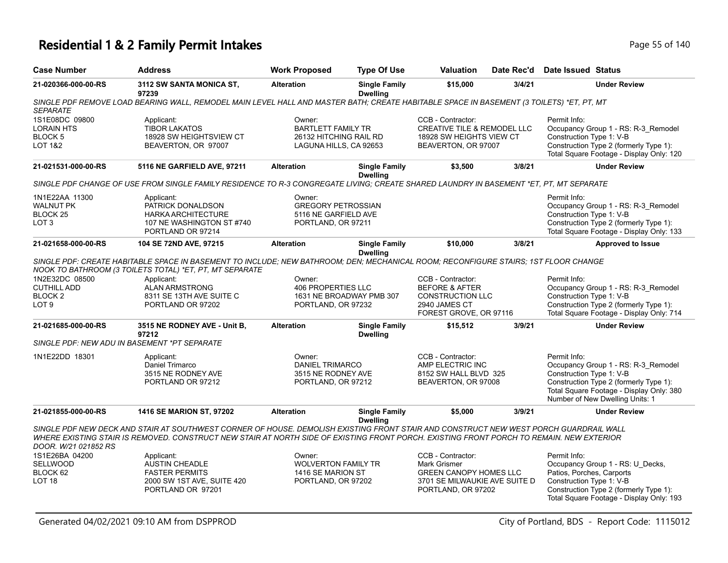# Residential 1 & 2 Family Permit Intakes

| Case Number | Address | Work Proposed | Type Of Use | Valuation | Date Rec'd | Date Issued | Status |
|---|---|---|---|---|---|---|---|
| 21-020366-000-00-RS | 3112 SW SANTA MONICA ST, 97239 | Alteration | Single Family Dwelling | $15,000 | 3/4/21 | | Under Review |

SINGLE PDF REMOVE LOAD BEARING WALL, REMODEL MAIN LEVEL HALL AND MASTER BATH; CREATE HABITABLE SPACE IN BASEMENT (3 TOILETS) *ET, PT, MT SEPARATE

1S1E08DC 09800
LORAIN HTS
BLOCK 5
LOT 1&2

Applicant:
TIBOR LAKATOS
18928 SW HEIGHTSVIEW CT
BEAVERTON, OR 97007

Owner:
BARTLETT FAMILY TR
26132 HITCHING RAIL RD
LAGUNA HILLS, CA 92653

CCB - Contractor:
CREATIVE TILE & REMODEL LLC
18928 SW HEIGHTS VIEW CT
BEAVERTON, OR 97007

Permit Info:
Occupancy Group 1 - RS: R-3_Remodel
Construction Type 1: V-B
Construction Type 2 (formerly Type 1):
Total Square Footage - Display Only: 120

| Case Number | Address | Work Proposed | Type Of Use | Valuation | Date Rec'd | Date Issued | Status |
|---|---|---|---|---|---|---|---|
| 21-021531-000-00-RS | 5116 NE GARFIELD AVE, 97211 | Alteration | Single Family Dwelling | $3,500 | 3/8/21 | | Under Review |

SINGLE PDF CHANGE OF USE FROM SINGLE FAMILY RESIDENCE TO R-3 CONGREGATE LIVING; CREATE SHARED LAUNDRY IN BASEMENT *ET, PT, MT SEPARATE

1N1E22AA 11300
WALNUT PK
BLOCK 25
LOT 3

Applicant:
PATRICK DONALDSON
HARKA ARCHITECTURE
107 NE WASHINGTON ST #740
PORTLAND OR 97214

Owner:
GREGORY PETROSSIAN
5116 NE GARFIELD AVE
PORTLAND, OR 97211

Permit Info:
Occupancy Group 1 - RS: R-3_Remodel
Construction Type 1: V-B
Construction Type 2 (formerly Type 1):
Total Square Footage - Display Only: 133

| Case Number | Address | Work Proposed | Type Of Use | Valuation | Date Rec'd | Date Issued | Status |
|---|---|---|---|---|---|---|---|
| 21-021658-000-00-RS | 104 SE 72ND AVE, 97215 | Alteration | Single Family Dwelling | $10,000 | 3/8/21 | | Approved to Issue |

SINGLE PDF: CREATE HABITABLE SPACE IN BASEMENT TO INCLUDE; NEW BATHROOM; DEN; MECHANICAL ROOM; RECONFIGURE STAIRS; 1ST FLOOR CHANGE NOOK TO BATHROOM (3 TOILETS TOTAL) *ET, PT, MT SEPARATE

1N2E32DC 08500
CUTHILL ADD
BLOCK 2
LOT 9

Applicant:
ALAN ARMSTRONG
8311 SE 13TH AVE SUITE C
PORTLAND OR 97202

Owner:
406 PROPERTIES LLC
1631 NE BROADWAY PMB 307
PORTLAND, OR 97232

CCB - Contractor:
BEFORE & AFTER
CONSTRUCTION LLC
2940 JAMES CT
FOREST GROVE, OR 97116

Permit Info:
Occupancy Group 1 - RS: R-3_Remodel
Construction Type 1: V-B
Construction Type 2 (formerly Type 1):
Total Square Footage - Display Only: 714

| Case Number | Address | Work Proposed | Type Of Use | Valuation | Date Rec'd | Date Issued | Status |
|---|---|---|---|---|---|---|---|
| 21-021685-000-00-RS | 3515 NE RODNEY AVE - Unit B, 97212 | Alteration | Single Family Dwelling | $15,512 | 3/9/21 | | Under Review |

SINGLE PDF: NEW ADU IN BASEMENT *PT SEPARATE

1N1E22DD 18301

Applicant:
Daniel Trimarco
3515 NE RODNEY AVE
PORTLAND OR 97212

Owner:
DANIEL TRIMARCO
3515 NE RODNEY AVE
PORTLAND, OR 97212

CCB - Contractor:
AMP ELECTRIC INC
8152 SW HALL BLVD 325
BEAVERTON, OR 97008

Permit Info:
Occupancy Group 1 - RS: R-3_Remodel
Construction Type 1: V-B
Construction Type 2 (formerly Type 1):
Total Square Footage - Display Only: 380
Number of New Dwelling Units: 1

| Case Number | Address | Work Proposed | Type Of Use | Valuation | Date Rec'd | Date Issued | Status |
|---|---|---|---|---|---|---|---|
| 21-021855-000-00-RS | 1416 SE MARION ST, 97202 | Alteration | Single Family Dwelling | $5,000 | 3/9/21 | | Under Review |

SINGLE PDF NEW DECK AND STAIR AT SOUTHWEST CORNER OF HOUSE. DEMOLISH EXISTING FRONT STAIR AND CONSTRUCT NEW WEST PORCH GUARDRAIL WALL WHERE EXISTING STAIR IS REMOVED. CONSTRUCT NEW STAIR AT NORTH SIDE OF EXISTING FRONT PORCH. EXISTING FRONT PORCH TO REMAIN. NEW EXTERIOR DOOR. W/21 021852 RS

1S1E26BA 04200
SELLWOOD
BLOCK 62
LOT 18

Applicant:
AUSTIN CHEADLE
FASTER PERMITS
2000 SW 1ST AVE, SUITE 420
PORTLAND OR 97201

Owner:
WOLVERTON FAMILY TR
1416 SE MARION ST
PORTLAND, OR 97202

CCB - Contractor:
Mark Grismer
GREEN CANOPY HOMES LLC
3701 SE MILWAUKIE AVE SUITE D
PORTLAND, OR 97202

Permit Info:
Occupancy Group 1 - RS: U_Decks, Patios, Porches, Carports
Construction Type 1: V-B
Construction Type 2 (formerly Type 1):
Total Square Footage - Display Only: 193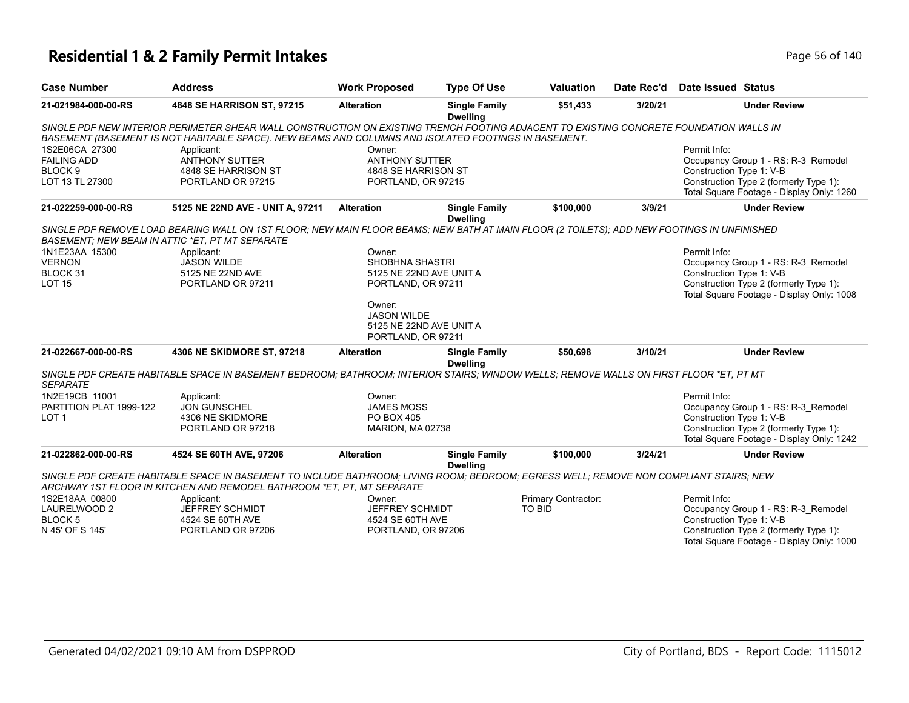# Residential 1 & 2 Family Permit Intakes

| Case Number | Address | Work Proposed | Type Of Use | Valuation | Date Rec'd | Date Issued | Status |
|---|---|---|---|---|---|---|---|
| 21-021984-000-00-RS | 4848 SE HARRISON ST, 97215 | Alteration | Single Family Dwelling | $51,433 | 3/20/21 | | Under Review |
| SINGLE PDF NEW INTERIOR PERIMETER SHEAR WALL CONSTRUCTION ON EXISTING TRENCH FOOTING ADJACENT TO EXISTING CONCRETE FOUNDATION WALLS IN BASEMENT (BASEMENT IS NOT HABITABLE SPACE). NEW BEAMS AND COLUMNS AND ISOLATED FOOTINGS IN BASEMENT. | | | | | | | |
| 1S2E06CA 27300<br>FAILING ADD<br>BLOCK 9<br>LOT 13 TL 27300 | Applicant:<br>ANTHONY SUTTER<br>4848 SE HARRISON ST<br>PORTLAND OR 97215 | Owner:<br>ANTHONY SUTTER<br>4848 SE HARRISON ST<br>PORTLAND, OR 97215 | | | | Permit Info:<br>Occupancy Group 1 - RS: R-3_Remodel<br>Construction Type 1: V-B<br>Construction Type 2 (formerly Type 1):<br>Total Square Footage - Display Only: 1260 | |
| 21-022259-000-00-RS | 5125 NE 22ND AVE - UNIT A, 97211 | Alteration | Single Family Dwelling | $100,000 | 3/9/21 | | Under Review |
| SINGLE PDF REMOVE LOAD BEARING WALL ON 1ST FLOOR; NEW MAIN FLOOR BEAMS; NEW BATH AT MAIN FLOOR (2 TOILETS); ADD NEW FOOTINGS IN UNFINISHED BASEMENT; NEW BEAM IN ATTIC *ET, PT MT SEPARATE | | | | | | | |
| 1N1E23AA 15300<br>VERNON<br>BLOCK 31<br>LOT 15 | Applicant:<br>JASON WILDE<br>5125 NE 22ND AVE<br>PORTLAND OR 97211 | Owner:<br>SHOBHNA SHASTRI<br>5125 NE 22ND AVE UNIT A<br>PORTLAND, OR 97211<br><br>Owner:<br>JASON WILDE<br>5125 NE 22ND AVE UNIT A<br>PORTLAND, OR 97211 | | | | Permit Info:<br>Occupancy Group 1 - RS: R-3_Remodel<br>Construction Type 1: V-B<br>Construction Type 2 (formerly Type 1):<br>Total Square Footage - Display Only: 1008 | |
| 21-022667-000-00-RS | 4306 NE SKIDMORE ST, 97218 | Alteration | Single Family Dwelling | $50,698 | 3/10/21 | | Under Review |
| SINGLE PDF CREATE HABITABLE SPACE IN BASEMENT BEDROOM; BATHROOM; INTERIOR STAIRS; WINDOW WELLS; REMOVE WALLS ON FIRST FLOOR *ET, PT MT SEPARATE | | | | | | | |
| 1N2E19CB 11001<br>PARTITION PLAT 1999-122<br>LOT 1 | Applicant:<br>JON GUNSCHEL<br>4306 NE SKIDMORE<br>PORTLAND OR 97218 | Owner:<br>JAMES MOSS<br>PO BOX 405<br>MARION, MA 02738 | | | | Permit Info:<br>Occupancy Group 1 - RS: R-3_Remodel<br>Construction Type 1: V-B<br>Construction Type 2 (formerly Type 1):<br>Total Square Footage - Display Only: 1242 | |
| 21-022862-000-00-RS | 4524 SE 60TH AVE, 97206 | Alteration | Single Family Dwelling | $100,000 | 3/24/21 | | Under Review |
| SINGLE PDF CREATE HABITABLE SPACE IN BASEMENT TO INCLUDE BATHROOM; LIVING ROOM; BEDROOM; EGRESS WELL; REMOVE NON COMPLIANT STAIRS; NEW ARCHWAY 1ST FLOOR IN KITCHEN AND REMODEL BATHROOM *ET, PT, MT SEPARATE | | | | | | | |
| 1S2E18AA 00800<br>LAURELWOOD 2<br>BLOCK 5<br>N 45' OF S 145' | Applicant:<br>JEFFREY SCHMIDT<br>4524 SE 60TH AVE<br>PORTLAND OR 97206 | Owner:<br>JEFFREY SCHMIDT<br>4524 SE 60TH AVE<br>PORTLAND, OR 97206 | | Primary Contractor:<br>TO BID | | Permit Info:<br>Occupancy Group 1 - RS: R-3_Remodel<br>Construction Type 1: V-B<br>Construction Type 2 (formerly Type 1):<br>Total Square Footage - Display Only: 1000 | |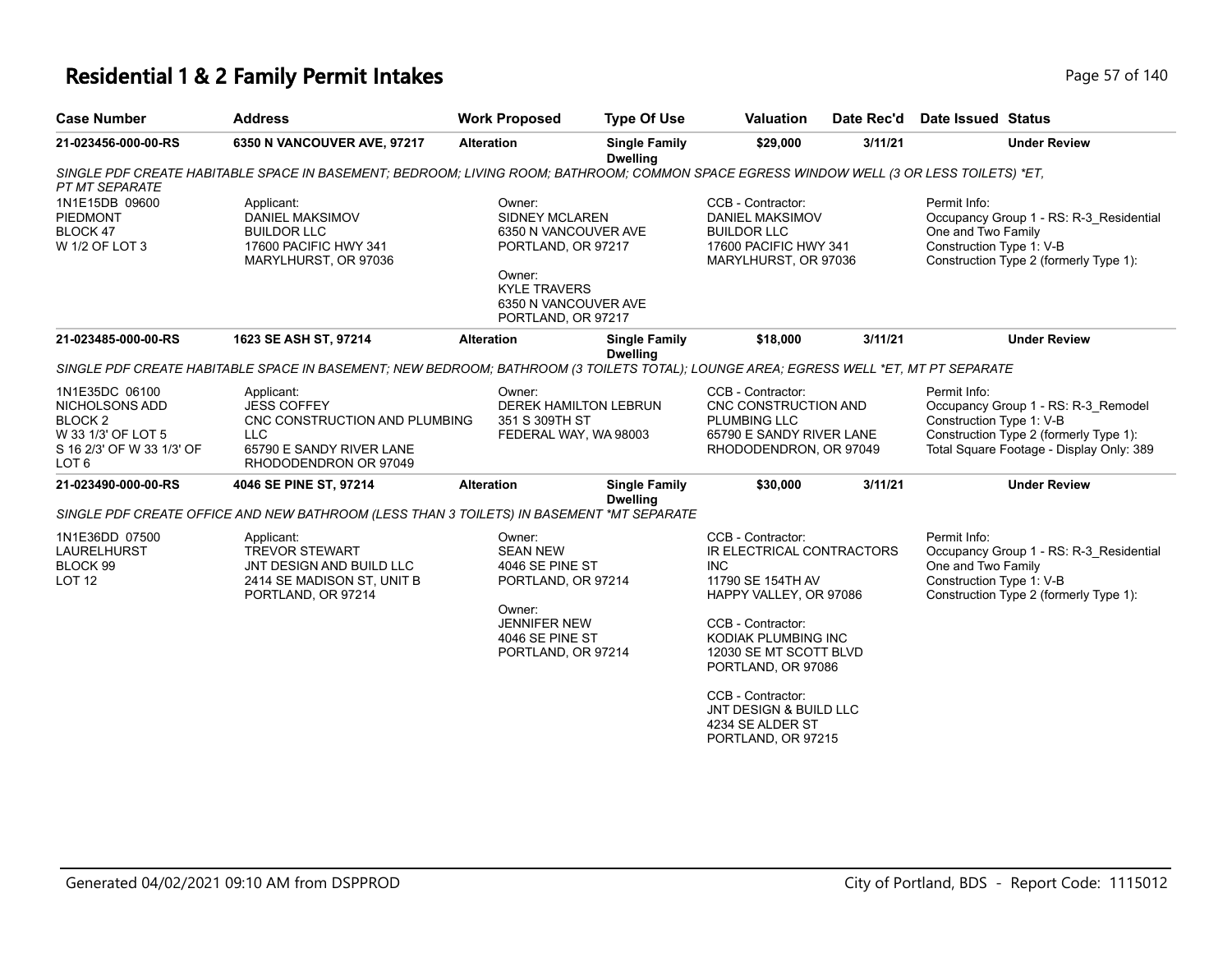# Residential 1 & 2 Family Permit Intakes

| Case Number | Address | Work Proposed | Type Of Use | Valuation | Date Rec'd | Date Issued | Status |
|---|---|---|---|---|---|---|---|
| 21-023456-000-00-RS | 6350 N VANCOUVER AVE, 97217 | Alteration | Single Family Dwelling | $29,000 | 3/11/21 | | Under Review |

*SINGLE PDF CREATE HABITABLE SPACE IN BASEMENT; BEDROOM; LIVING ROOM; BATHROOM; COMMON SPACE EGRESS WINDOW WELL (3 OR LESS TOILETS) *ET, PT MT SEPARATE*

1N1E15DB 09600
PIEDMONT
BLOCK 47
W 1/2 OF LOT 3

Applicant:
DANIEL MAKSIMOV
BUILDOR LLC
17600 PACIFIC HWY 341
MARYLHURST, OR 97036

Owner:
SIDNEY MCLAREN
6350 N VANCOUVER AVE
PORTLAND, OR 97217

Owner:
KYLE TRAVERS
6350 N VANCOUVER AVE
PORTLAND, OR 97217

CCB - Contractor:
DANIEL MAKSIMOV
BUILDOR LLC
17600 PACIFIC HWY 341
MARYLHURST, OR 97036

Permit Info:
Occupancy Group 1 - RS: R-3_Residential One and Two Family
Construction Type 1: V-B
Construction Type 2 (formerly Type 1):

| Case Number | Address | Work Proposed | Type Of Use | Valuation | Date Rec'd | Date Issued | Status |
|---|---|---|---|---|---|---|---|
| 21-023485-000-00-RS | 1623 SE ASH ST, 97214 | Alteration | Single Family Dwelling | $18,000 | 3/11/21 | | Under Review |

*SINGLE PDF CREATE HABITABLE SPACE IN BASEMENT; NEW BEDROOM; BATHROOM (3 TOILETS TOTAL); LOUNGE AREA; EGRESS WELL *ET, MT PT SEPARATE*

1N1E35DC 06100
NICHOLSONS ADD
BLOCK 2
W 33 1/3' OF LOT 5
S 16 2/3' OF W 33 1/3' OF LOT 6

Applicant:
JESS COFFEY
CNC CONSTRUCTION AND PLUMBING LLC
65790 E SANDY RIVER LANE
RHODODENDRON OR 97049

Owner:
DEREK HAMILTON LEBRUN
351 S 309TH ST
FEDERAL WAY, WA 98003

CCB - Contractor:
CNC CONSTRUCTION AND PLUMBING LLC
65790 E SANDY RIVER LANE
RHODODENDRON, OR 97049

Permit Info:
Occupancy Group 1 - RS: R-3_Remodel
Construction Type 1: V-B
Construction Type 2 (formerly Type 1):
Total Square Footage - Display Only: 389

| Case Number | Address | Work Proposed | Type Of Use | Valuation | Date Rec'd | Date Issued | Status |
|---|---|---|---|---|---|---|---|
| 21-023490-000-00-RS | 4046 SE PINE ST, 97214 | Alteration | Single Family Dwelling | $30,000 | 3/11/21 | | Under Review |

*SINGLE PDF CREATE OFFICE AND NEW BATHROOM (LESS THAN 3 TOILETS) IN BASEMENT *MT SEPARATE*

1N1E36DD 07500
LAURELHURST
BLOCK 99
LOT 12

Applicant:
TREVOR STEWART
JNT DESIGN AND BUILD LLC
2414 SE MADISON ST, UNIT B
PORTLAND, OR 97214

Owner:
SEAN NEW
4046 SE PINE ST
PORTLAND, OR 97214

Owner:
JENNIFER NEW
4046 SE PINE ST
PORTLAND, OR 97214

CCB - Contractor:
IR ELECTRICAL CONTRACTORS INC
11790 SE 154TH AV
HAPPY VALLEY, OR 97086

CCB - Contractor:
KODIAK PLUMBING INC
12030 SE MT SCOTT BLVD
PORTLAND, OR 97086

CCB - Contractor:
JNT DESIGN & BUILD LLC
4234 SE ALDER ST
PORTLAND, OR 97215

Permit Info:
Occupancy Group 1 - RS: R-3_Residential One and Two Family
Construction Type 1: V-B
Construction Type 2 (formerly Type 1):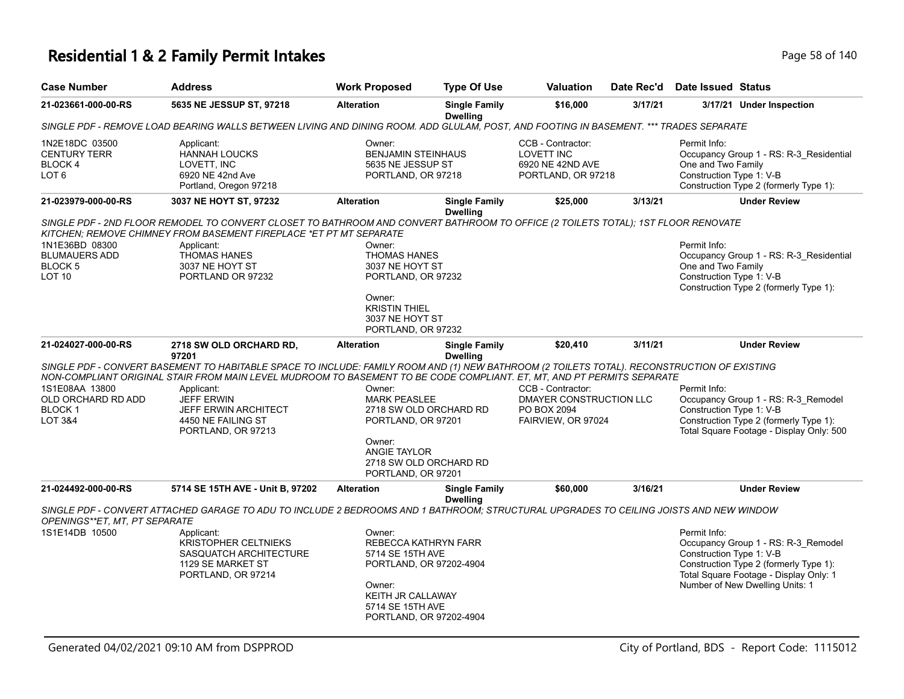# Residential 1 & 2 Family Permit Intakes

| Case Number | Address | Work Proposed | Type Of Use | Valuation | Date Rec'd | Date Issued | Status |
|---|---|---|---|---|---|---|---|
| 21-023661-000-00-RS | 5635 NE JESSUP ST, 97218 | Alteration | Single Family Dwelling | $16,000 | 3/17/21 | 3/17/21 | Under Inspection |

SINGLE PDF - REMOVE LOAD BEARING WALLS BETWEEN LIVING AND DINING ROOM. ADD GLULAM, POST, AND FOOTING IN BASEMENT. *** TRADES SEPARATE

1N2E18DC 03500
CENTURY TERR
BLOCK 4
LOT 6

Applicant:
HANNAH LOUCKS
LOVETT, INC
6920 NE 42nd Ave
Portland, Oregon 97218

Owner:
BENJAMIN STEINHAUS
5635 NE JESSUP ST
PORTLAND, OR 97218

CCB - Contractor:
LOVETT INC
6920 NE 42ND AVE
PORTLAND, OR 97218

Permit Info:
Occupancy Group 1 - RS: R-3_Residential One and Two Family
Construction Type 1: V-B
Construction Type 2 (formerly Type 1):

| Case Number | Address | Work Proposed | Type Of Use | Valuation | Date Rec'd | Date Issued | Status |
|---|---|---|---|---|---|---|---|
| 21-023979-000-00-RS | 3037 NE HOYT ST, 97232 | Alteration | Single Family Dwelling | $25,000 | 3/13/21 | | Under Review |

SINGLE PDF - 2ND FLOOR REMODEL TO CONVERT CLOSET TO BATHROOM AND CONVERT BATHROOM TO OFFICE (2 TOILETS TOTAL); 1ST FLOOR RENOVATE KITCHEN; REMOVE CHIMNEY FROM BASEMENT FIREPLACE *ET PT MT SEPARATE

1N1E36BD 08300
BLUMAUERS ADD
BLOCK 5
LOT 10

Applicant:
THOMAS HANES
3037 NE HOYT ST
PORTLAND OR 97232

Owner:
THOMAS HANES
3037 NE HOYT ST
PORTLAND, OR 97232

Owner:
KRISTIN THIEL
3037 NE HOYT ST
PORTLAND, OR 97232

Permit Info:
Occupancy Group 1 - RS: R-3_Residential One and Two Family
Construction Type 1: V-B
Construction Type 2 (formerly Type 1):

| Case Number | Address | Work Proposed | Type Of Use | Valuation | Date Rec'd | Date Issued | Status |
|---|---|---|---|---|---|---|---|
| 21-024027-000-00-RS | 2718 SW OLD ORCHARD RD, 97201 | Alteration | Single Family Dwelling | $20,410 | 3/11/21 | | Under Review |

SINGLE PDF - CONVERT BASEMENT TO HABITABLE SPACE TO INCLUDE: FAMILY ROOM AND (1) NEW BATHROOM (2 TOILETS TOTAL). RECONSTRUCTION OF EXISTING NON-COMPLIANT ORIGINAL STAIR FROM MAIN LEVEL MUDROOM TO BASEMENT TO BE CODE COMPLIANT. ET, MT, AND PT PERMITS SEPARATE

1S1E08AA 13800
OLD ORCHARD RD ADD
BLOCK 1
LOT 3&4

Applicant:
JEFF ERWIN
JEFF ERWIN ARCHITECT
4450 NE FAILING ST
PORTLAND, OR 97213

Owner:
MARK PEASLEE
2718 SW OLD ORCHARD RD
PORTLAND, OR 97201

Owner:
ANGIE TAYLOR
2718 SW OLD ORCHARD RD
PORTLAND, OR 97201

CCB - Contractor:
DMAYER CONSTRUCTION LLC
PO BOX 2094
FAIRVIEW, OR 97024

Permit Info:
Occupancy Group 1 - RS: R-3_Remodel
Construction Type 1: V-B
Construction Type 2 (formerly Type 1):
Total Square Footage - Display Only: 500

| Case Number | Address | Work Proposed | Type Of Use | Valuation | Date Rec'd | Date Issued | Status |
|---|---|---|---|---|---|---|---|
| 21-024492-000-00-RS | 5714 SE 15TH AVE - Unit B, 97202 | Alteration | Single Family Dwelling | $60,000 | 3/16/21 | | Under Review |

SINGLE PDF - CONVERT ATTACHED GARAGE TO ADU TO INCLUDE 2 BEDROOMS AND 1 BATHROOM; STRUCTURAL UPGRADES TO CEILING JOISTS AND NEW WINDOW OPENINGS**ET, MT, PT SEPARATE

1S1E14DB 10500

Applicant:
KRISTOPHER CELTNIEKS
SASQUATCH ARCHITECTURE
1129 SE MARKET ST
PORTLAND, OR 97214

Owner:
REBECCA KATHRYN FARR
5714 SE 15TH AVE
PORTLAND, OR 97202-4904

Owner:
KEITH JR CALLAWAY
5714 SE 15TH AVE
PORTLAND, OR 97202-4904

Permit Info:
Occupancy Group 1 - RS: R-3_Remodel
Construction Type 1: V-B
Construction Type 2 (formerly Type 1):
Total Square Footage - Display Only: 1
Number of New Dwelling Units: 1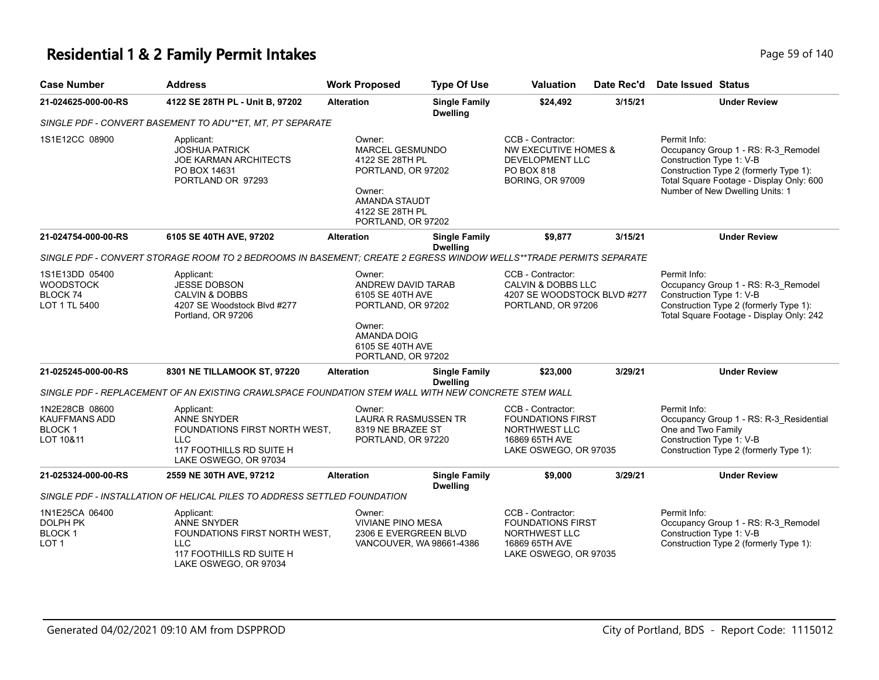# Residential 1 & 2 Family Permit Intakes

| Case Number | Address | Work Proposed | Type Of Use | Valuation | Date Rec'd | Date Issued | Status |
|---|---|---|---|---|---|---|---|
| 21-024625-000-00-RS | 4122 SE 28TH PL - Unit B, 97202 | Alteration | Single Family Dwelling | $24,492 | 3/15/21 | | Under Review |
| *SINGLE PDF - CONVERT BASEMENT TO ADU**ET, MT, PT SEPARATE* | | | | | | | |
| 1S1E12CC 08900 | Applicant: JOSHUA PATRICK JOE KARMAN ARCHITECTS PO BOX 14631 PORTLAND OR 97293 | Owner: MARCEL GESMUNDO 4122 SE 28TH PL PORTLAND, OR 97202 Owner: AMANDA STAUDT 4122 SE 28TH PL PORTLAND, OR 97202 | | CCB - Contractor: NW EXECUTIVE HOMES & DEVELOPMENT LLC PO BOX 818 BORING, OR 97009 | | Permit Info: Occupancy Group 1 - RS: R-3_Remodel Construction Type 1: V-B Construction Type 2 (formerly Type 1): Total Square Footage - Display Only: 600 Number of New Dwelling Units: 1 | |
| 21-024754-000-00-RS | 6105 SE 40TH AVE, 97202 | Alteration | Single Family Dwelling | $9,877 | 3/15/21 | | Under Review |
| *SINGLE PDF - CONVERT STORAGE ROOM TO 2 BEDROOMS IN BASEMENT; CREATE 2 EGRESS WINDOW WELLS**TRADE PERMITS SEPARATE* | | | | | | | |
| 1S1E13DD 05400 WOODSTOCK BLOCK 74 LOT 1 TL 5400 | Applicant: JESSE DOBSON CALVIN & DOBBS 4207 SE Woodstock Blvd #277 Portland, OR 97206 | Owner: ANDREW DAVID TARAB 6105 SE 40TH AVE PORTLAND, OR 97202 Owner: AMANDA DOIG 6105 SE 40TH AVE PORTLAND, OR 97202 | | CCB - Contractor: CALVIN & DOBBS LLC 4207 SE WOODSTOCK BLVD #277 PORTLAND, OR 97206 | | Permit Info: Occupancy Group 1 - RS: R-3_Remodel Construction Type 1: V-B Construction Type 2 (formerly Type 1): Total Square Footage - Display Only: 242 | |
| 21-025245-000-00-RS | 8301 NE TILLAMOOK ST, 97220 | Alteration | Single Family Dwelling | $23,000 | 3/29/21 | | Under Review |
| *SINGLE PDF - REPLACEMENT OF AN EXISTING CRAWLSPACE FOUNDATION STEM WALL WITH NEW CONCRETE STEM WALL* | | | | | | | |
| 1N2E28CB 08600 KAUFFMANS ADD BLOCK 1 LOT 10&11 | Applicant: ANNE SNYDER FOUNDATIONS FIRST NORTH WEST, LLC 117 FOOTHILLS RD SUITE H LAKE OSWEGO, OR 97034 | Owner: LAURA R RASMUSSEN TR 8319 NE BRAZEE ST PORTLAND, OR 97220 | | CCB - Contractor: FOUNDATIONS FIRST NORTHWEST LLC 16869 65TH AVE LAKE OSWEGO, OR 97035 | | Permit Info: Occupancy Group 1 - RS: R-3_Residential One and Two Family Construction Type 1: V-B Construction Type 2 (formerly Type 1): | |
| 21-025324-000-00-RS | 2559 NE 30TH AVE, 97212 | Alteration | Single Family Dwelling | $9,000 | 3/29/21 | | Under Review |
| *SINGLE PDF - INSTALLATION OF HELICAL PILES TO ADDRESS SETTLED FOUNDATION* | | | | | | | |
| 1N1E25CA 06400 DOLPH PK BLOCK 1 LOT 1 | Applicant: ANNE SNYDER FOUNDATIONS FIRST NORTH WEST, LLC 117 FOOTHILLS RD SUITE H LAKE OSWEGO, OR 97034 | Owner: VIVIANE PINO MESA 2306 E EVERGREEN BLVD VANCOUVER, WA 98661-4386 | | CCB - Contractor: FOUNDATIONS FIRST NORTHWEST LLC 16869 65TH AVE LAKE OSWEGO, OR 97035 | | Permit Info: Occupancy Group 1 - RS: R-3_Remodel Construction Type 1: V-B Construction Type 2 (formerly Type 1): | |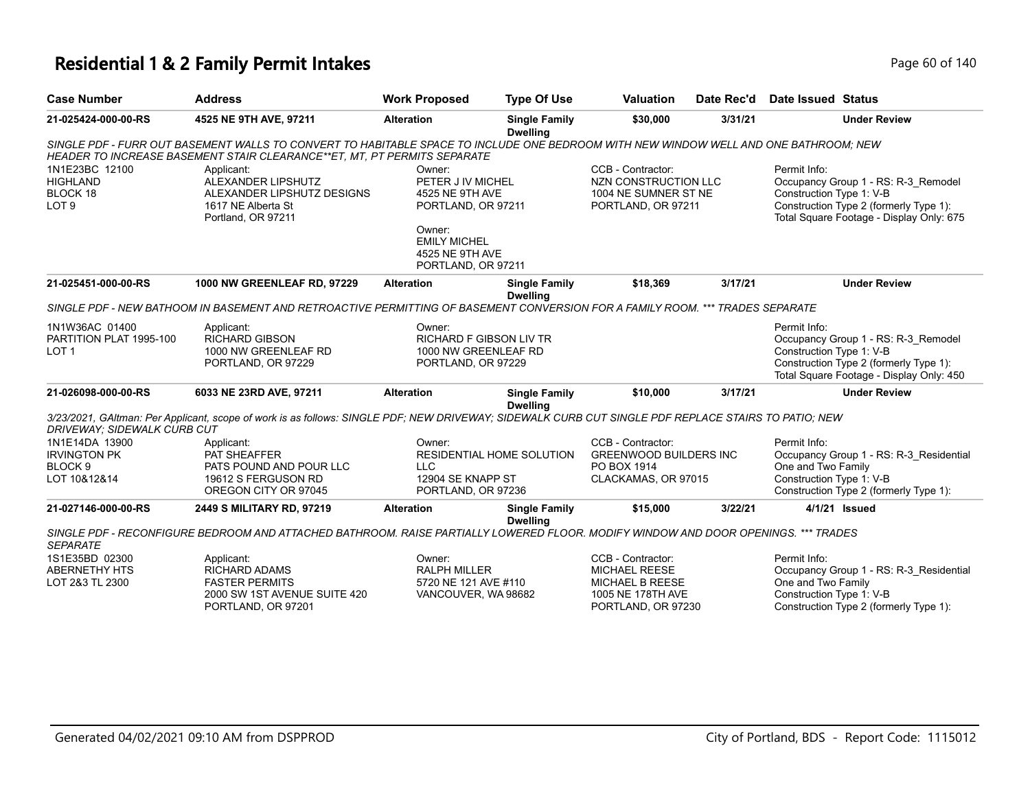# Residential 1 & 2 Family Permit Intakes

| Case Number | Address | Work Proposed | Type Of Use | Valuation | Date Rec'd | Date Issued | Status |
|---|---|---|---|---|---|---|---|
| 21-025424-000-00-RS | 4525 NE 9TH AVE, 97211 | Alteration | Single Family Dwelling | $30,000 | 3/31/21 | | Under Review |

SINGLE PDF - FURR OUT BASEMENT WALLS TO CONVERT TO HABITABLE SPACE TO INCLUDE ONE BEDROOM WITH NEW WINDOW WELL AND ONE BATHROOM; NEW HEADER TO INCREASE BASEMENT STAIR CLEARANCE**ET, MT, PT PERMITS SEPARATE

1N1E23BC 12100
HIGHLAND
BLOCK 18
LOT 9

Applicant:
ALEXANDER LIPSHUTZ
ALEXANDER LIPSHUTZ DESIGNS
1617 NE Alberta St
Portland, OR 97211

Owner:
PETER J IV MICHEL
4525 NE 9TH AVE
PORTLAND, OR 97211

Owner:
EMILY MICHEL
4525 NE 9TH AVE
PORTLAND, OR 97211

CCB - Contractor:
NZN CONSTRUCTION LLC
1004 NE SUMNER ST NE
PORTLAND, OR 97211

Permit Info:
Occupancy Group 1 - RS: R-3_Remodel
Construction Type 1: V-B
Construction Type 2 (formerly Type 1):
Total Square Footage - Display Only: 675

| Case Number | Address | Work Proposed | Type Of Use | Valuation | Date Rec'd | Date Issued | Status |
|---|---|---|---|---|---|---|---|
| 21-025451-000-00-RS | 1000 NW GREENLEAF RD, 97229 | Alteration | Single Family Dwelling | $18,369 | 3/17/21 | | Under Review |

SINGLE PDF - NEW BATHOOM IN BASEMENT AND RETROACTIVE PERMITTING OF BASEMENT CONVERSION FOR A FAMILY ROOM. *** TRADES SEPARATE

1N1W36AC 01400
PARTITION PLAT 1995-100
LOT 1

Applicant:
RICHARD GIBSON
1000 NW GREENLEAF RD
PORTLAND, OR 97229

Owner:
RICHARD F GIBSON LIV TR
1000 NW GREENLEAF RD
PORTLAND, OR 97229

Permit Info:
Occupancy Group 1 - RS: R-3_Remodel
Construction Type 1: V-B
Construction Type 2 (formerly Type 1):
Total Square Footage - Display Only: 450

| Case Number | Address | Work Proposed | Type Of Use | Valuation | Date Rec'd | Date Issued | Status |
|---|---|---|---|---|---|---|---|
| 21-026098-000-00-RS | 6033 NE 23RD AVE, 97211 | Alteration | Single Family Dwelling | $10,000 | 3/17/21 | | Under Review |

3/23/2021, GAltman: Per Applicant, scope of work is as follows: SINGLE PDF; NEW DRIVEWAY; SIDEWALK CURB CUT SINGLE PDF REPLACE STAIRS TO PATIO; NEW DRIVEWAY; SIDEWALK CURB CUT

1N1E14DA 13900
IRVINGTON PK
BLOCK 9
LOT 10&12&14

Applicant:
PAT SHEAFFER
PATS POUND AND POUR LLC
19612 S FERGUSON RD
OREGON CITY OR 97045

Owner:
RESIDENTIAL HOME SOLUTION LLC
12904 SE KNAPP ST
PORTLAND, OR 97236

CCB - Contractor:
GREENWOOD BUILDERS INC
PO BOX 1914
CLACKAMAS, OR 97015

Permit Info:
Occupancy Group 1 - RS: R-3_Residential One and Two Family
Construction Type 1: V-B
Construction Type 2 (formerly Type 1):

| Case Number | Address | Work Proposed | Type Of Use | Valuation | Date Rec'd | Date Issued | Status |
|---|---|---|---|---|---|---|---|
| 21-027146-000-00-RS | 2449 S MILITARY RD, 97219 | Alteration | Single Family Dwelling | $15,000 | 3/22/21 | 4/1/21 | Issued |

SINGLE PDF - RECONFIGURE BEDROOM AND ATTACHED BATHROOM. RAISE PARTIALLY LOWERED FLOOR. MODIFY WINDOW AND DOOR OPENINGS. *** TRADES SEPARATE

1S1E35BD 02300
ABERNETHY HTS
LOT 2&3 TL 2300

Applicant:
RICHARD ADAMS
FASTER PERMITS
2000 SW 1ST AVENUE SUITE 420
PORTLAND, OR 97201

Owner:
RALPH MILLER
5720 NE 121 AVE #110
VANCOUVER, WA 98682

CCB - Contractor:
MICHAEL REESE
MICHAEL B REESE
1005 NE 178TH AVE
PORTLAND, OR 97230

Permit Info:
Occupancy Group 1 - RS: R-3_Residential One and Two Family
Construction Type 1: V-B
Construction Type 2 (formerly Type 1):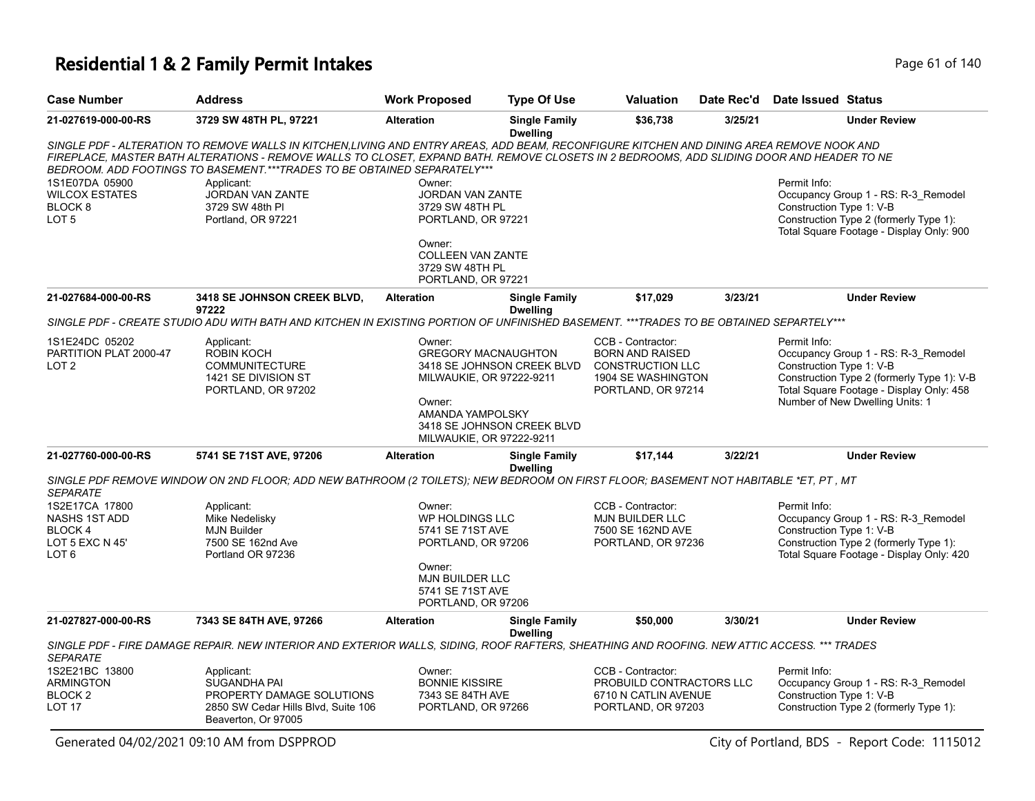# Residential 1 & 2 Family Permit Intakes

| Case Number | Address | Work Proposed | Type Of Use | Valuation | Date Rec'd | Date Issued | Status |
|---|---|---|---|---|---|---|---|
| 21-027619-000-00-RS | 3729 SW 48TH PL, 97221 | Alteration | Single Family Dwelling | $36,738 | 3/25/21 | | Under Review |

*SINGLE PDF - ALTERATION TO REMOVE WALLS IN KITCHEN,LIVING AND ENTRY AREAS, ADD BEAM, RECONFIGURE KITCHEN AND DINING AREA REMOVE NOOK AND FIREPLACE, MASTER BATH ALTERATIONS - REMOVE WALLS TO CLOSET, EXPAND BATH. REMOVE CLOSETS IN 2 BEDROOMS, ADD SLIDING DOOR AND HEADER TO NE BEDROOM. ADD FOOTINGS TO BASEMENT.***TRADES TO BE OBTAINED SEPARATELY****

1S1E07DA 05900
WILCOX ESTATES
BLOCK 8
LOT 5

Applicant:
JORDAN VAN ZANTE
3729 SW 48th Pl
Portland, OR 97221

Owner:
JORDAN VAN ZANTE
3729 SW 48TH PL
PORTLAND, OR 97221

Owner:
COLLEEN VAN ZANTE
3729 SW 48TH PL
PORTLAND, OR 97221

Permit Info:
Occupancy Group 1 - RS: R-3_Remodel
Construction Type 1: V-B
Construction Type 2 (formerly Type 1):
Total Square Footage - Display Only: 900

| Case Number | Address | Work Proposed | Type Of Use | Valuation | Date Rec'd | Date Issued | Status |
|---|---|---|---|---|---|---|---|
| 21-027684-000-00-RS | 3418 SE JOHNSON CREEK BLVD, 97222 | Alteration | Single Family Dwelling | $17,029 | 3/23/21 | | Under Review |

*SINGLE PDF - CREATE STUDIO ADU WITH BATH AND KITCHEN IN EXISTING PORTION OF UNFINISHED BASEMENT. ***TRADES TO BE OBTAINED SEPARTELY****

1S1E24DC 05202
PARTITION PLAT 2000-47
LOT 2

Applicant:
ROBIN KOCH
COMMUNITECTURE
1421 SE DIVISION ST
PORTLAND, OR 97202

Owner:
GREGORY MACNAUGHTON
3418 SE JOHNSON CREEK BLVD
MILWAUKIE, OR 97222-9211

Owner:
AMANDA YAMPOLSKY
3418 SE JOHNSON CREEK BLVD
MILWAUKIE, OR 97222-9211

CCB - Contractor:
BORN AND RAISED
CONSTRUCTION LLC
1904 SE WASHINGTON
PORTLAND, OR 97214

Permit Info:
Occupancy Group 1 - RS: R-3_Remodel
Construction Type 1: V-B
Construction Type 2 (formerly Type 1): V-B
Total Square Footage - Display Only: 458
Number of New Dwelling Units: 1

| Case Number | Address | Work Proposed | Type Of Use | Valuation | Date Rec'd | Date Issued | Status |
|---|---|---|---|---|---|---|---|
| 21-027760-000-00-RS | 5741 SE 71ST AVE, 97206 | Alteration | Single Family Dwelling | $17,144 | 3/22/21 | | Under Review |

*SINGLE PDF REMOVE WINDOW ON 2ND FLOOR; ADD NEW BATHROOM (2 TOILETS); NEW BEDROOM ON FIRST FLOOR; BASEMENT NOT HABITABLE *ET, PT , MT SEPARATE*

1S2E17CA 17800
NASHS 1ST ADD
BLOCK 4
LOT 5 EXC N 45'
LOT 6

Applicant:
Mike Nedelisky
MJN Builder
7500 SE 162nd Ave
Portland OR 97236

Owner:
WP HOLDINGS LLC
5741 SE 71ST AVE
PORTLAND, OR 97206

Owner:
MJN BUILDER LLC
5741 SE 71ST AVE
PORTLAND, OR 97206

CCB - Contractor:
MJN BUILDER LLC
7500 SE 162ND AVE
PORTLAND, OR 97236

Permit Info:
Occupancy Group 1 - RS: R-3_Remodel
Construction Type 1: V-B
Construction Type 2 (formerly Type 1):
Total Square Footage - Display Only: 420

| Case Number | Address | Work Proposed | Type Of Use | Valuation | Date Rec'd | Date Issued | Status |
|---|---|---|---|---|---|---|---|
| 21-027827-000-00-RS | 7343 SE 84TH AVE, 97266 | Alteration | Single Family Dwelling | $50,000 | 3/30/21 | | Under Review |

*SINGLE PDF - FIRE DAMAGE REPAIR. NEW INTERIOR AND EXTERIOR WALLS, SIDING, ROOF RAFTERS, SHEATHING AND ROOFING. NEW ATTIC ACCESS. *** TRADES SEPARATE*

1S2E21BC 13800
ARMINGTON
BLOCK 2
LOT 17

Applicant:
SUGANDHA PAI
PROPERTY DAMAGE SOLUTIONS
2850 SW Cedar Hills Blvd, Suite 106
Beaverton, Or 97005

Owner:
BONNIE KISSIRE
7343 SE 84TH AVE
PORTLAND, OR 97266

CCB - Contractor:
PROBUILD CONTRACTORS LLC
6710 N CATLIN AVENUE
PORTLAND, OR 97203

Permit Info:
Occupancy Group 1 - RS: R-3_Remodel
Construction Type 1: V-B
Construction Type 2 (formerly Type 1):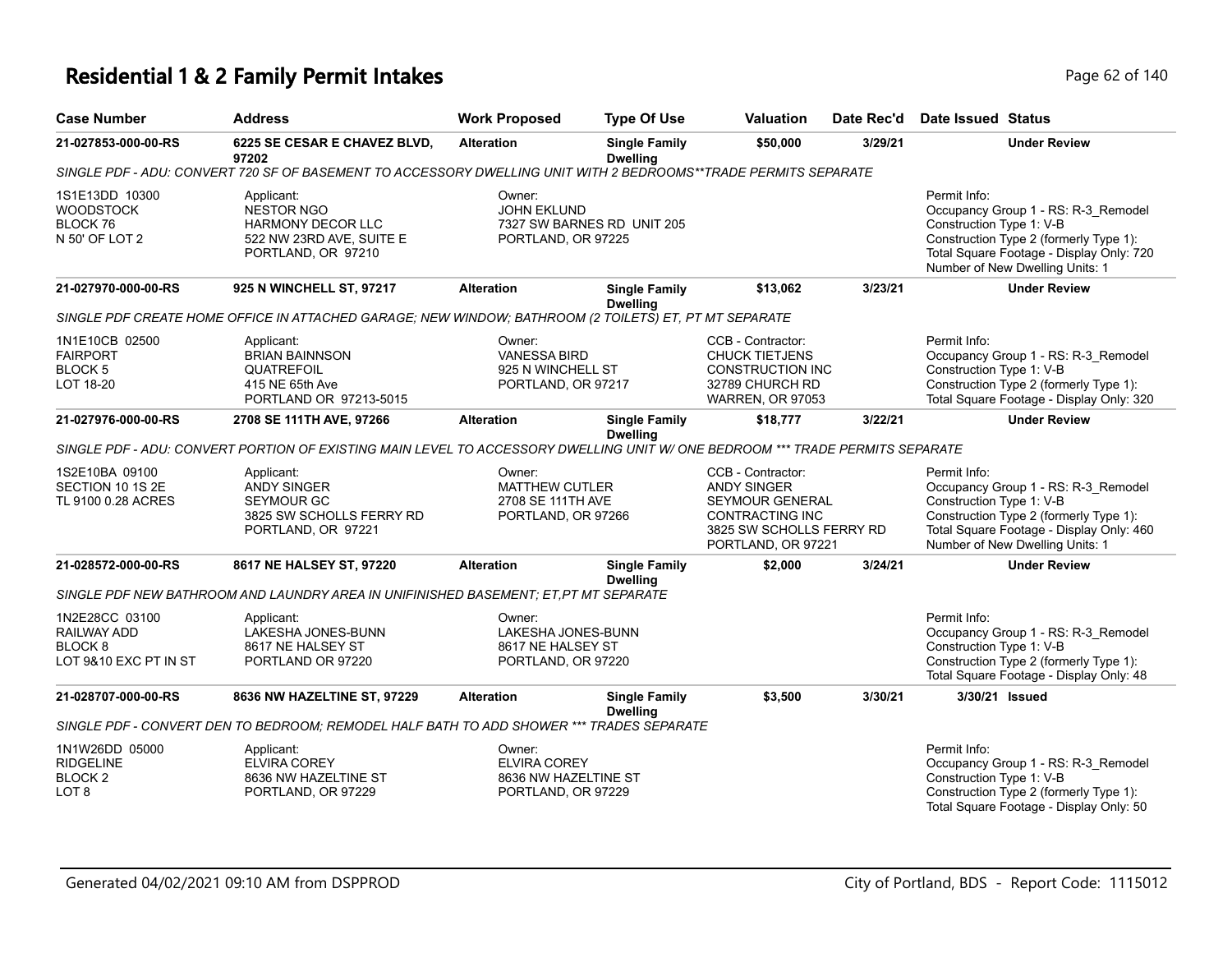# Residential 1 & 2 Family Permit Intakes

| Case Number | Address | Work Proposed | Type Of Use | Valuation | Date Rec'd | Date Issued | Status |
|---|---|---|---|---|---|---|---|
| 21-027853-000-00-RS | 6225 SE CESAR E CHAVEZ BLVD, 97202 | Alteration | Single Family Dwelling | $50,000 | 3/29/21 | | Under Review |

*SINGLE PDF - ADU: CONVERT 720 SF OF BASEMENT TO ACCESSORY DWELLING UNIT WITH 2 BEDROOMS**TRADE PERMITS SEPARATE*

1S1E13DD 10300
WOODSTOCK
BLOCK 76
N 50' OF LOT 2

Applicant:
NESTOR NGO
HARMONY DECOR LLC
522 NW 23RD AVE, SUITE E
PORTLAND, OR 97210

Owner:
JOHN EKLUND
7327 SW BARNES RD UNIT 205
PORTLAND, OR 97225

Permit Info:
Occupancy Group 1 - RS: R-3_Remodel
Construction Type 1: V-B
Construction Type 2 (formerly Type 1):
Total Square Footage - Display Only: 720
Number of New Dwelling Units: 1

| Case Number | Address | Work Proposed | Type Of Use | Valuation | Date Rec'd | Date Issued | Status |
|---|---|---|---|---|---|---|---|
| 21-027970-000-00-RS | 925 N WINCHELL ST, 97217 | Alteration | Single Family Dwelling | $13,062 | 3/23/21 | | Under Review |

*SINGLE PDF CREATE HOME OFFICE IN ATTACHED GARAGE; NEW WINDOW; BATHROOM (2 TOILETS) ET, PT MT SEPARATE*

1N1E10CB 02500
FAIRPORT
BLOCK 5
LOT 18-20

Applicant:
BRIAN BAINNSON
QUATREFOIL
415 NE 65th Ave
PORTLAND OR 97213-5015

Owner:
VANESSA BIRD
925 N WINCHELL ST
PORTLAND, OR 97217

CCB - Contractor:
CHUCK TIETJENS
CONSTRUCTION INC
32789 CHURCH RD
WARREN, OR 97053

Permit Info:
Occupancy Group 1 - RS: R-3_Remodel
Construction Type 1: V-B
Construction Type 2 (formerly Type 1):
Total Square Footage - Display Only: 320

| Case Number | Address | Work Proposed | Type Of Use | Valuation | Date Rec'd | Date Issued | Status |
|---|---|---|---|---|---|---|---|
| 21-027976-000-00-RS | 2708 SE 111TH AVE, 97266 | Alteration | Single Family Dwelling | $18,777 | 3/22/21 | | Under Review |

*SINGLE PDF - ADU: CONVERT PORTION OF EXISTING MAIN LEVEL TO ACCESSORY DWELLING UNIT W/ ONE BEDROOM *** TRADE PERMITS SEPARATE*

1S2E10BA 09100
SECTION 10 1S 2E
TL 9100 0.28 ACRES

Applicant:
ANDY SINGER
SEYMOUR GC
3825 SW SCHOLLS FERRY RD
PORTLAND, OR 97221

Owner:
MATTHEW CUTLER
2708 SE 111TH AVE
PORTLAND, OR 97266

CCB - Contractor:
ANDY SINGER
SEYMOUR GENERAL
CONTRACTING INC
3825 SW SCHOLLS FERRY RD
PORTLAND, OR 97221

Permit Info:
Occupancy Group 1 - RS: R-3_Remodel
Construction Type 1: V-B
Construction Type 2 (formerly Type 1):
Total Square Footage - Display Only: 460
Number of New Dwelling Units: 1

| Case Number | Address | Work Proposed | Type Of Use | Valuation | Date Rec'd | Date Issued | Status |
|---|---|---|---|---|---|---|---|
| 21-028572-000-00-RS | 8617 NE HALSEY ST, 97220 | Alteration | Single Family Dwelling | $2,000 | 3/24/21 | | Under Review |

*SINGLE PDF NEW BATHROOM AND LAUNDRY AREA IN UNIFINISHED BASEMENT; ET,PT MT SEPARATE*

1N2E28CC 03100
RAILWAY ADD
BLOCK 8
LOT 9&10 EXC PT IN ST

Applicant:
LAKESHA JONES-BUNN
8617 NE HALSEY ST
PORTLAND OR 97220

Owner:
LAKESHA JONES-BUNN
8617 NE HALSEY ST
PORTLAND, OR 97220

Permit Info:
Occupancy Group 1 - RS: R-3_Remodel
Construction Type 1: V-B
Construction Type 2 (formerly Type 1):
Total Square Footage - Display Only: 48

| Case Number | Address | Work Proposed | Type Of Use | Valuation | Date Rec'd | Date Issued | Status |
|---|---|---|---|---|---|---|---|
| 21-028707-000-00-RS | 8636 NW HAZELTINE ST, 97229 | Alteration | Single Family Dwelling | $3,500 | 3/30/21 | 3/30/21 | Issued |

*SINGLE PDF - CONVERT DEN TO BEDROOM; REMODEL HALF BATH TO ADD SHOWER *** TRADES SEPARATE*

1N1W26DD 05000
RIDGELINE
BLOCK 2
LOT 8

Applicant:
ELVIRA COREY
8636 NW HAZELTINE ST
PORTLAND, OR 97229

Owner:
ELVIRA COREY
8636 NW HAZELTINE ST
PORTLAND, OR 97229

Permit Info:
Occupancy Group 1 - RS: R-3_Remodel
Construction Type 1: V-B
Construction Type 2 (formerly Type 1):
Total Square Footage - Display Only: 50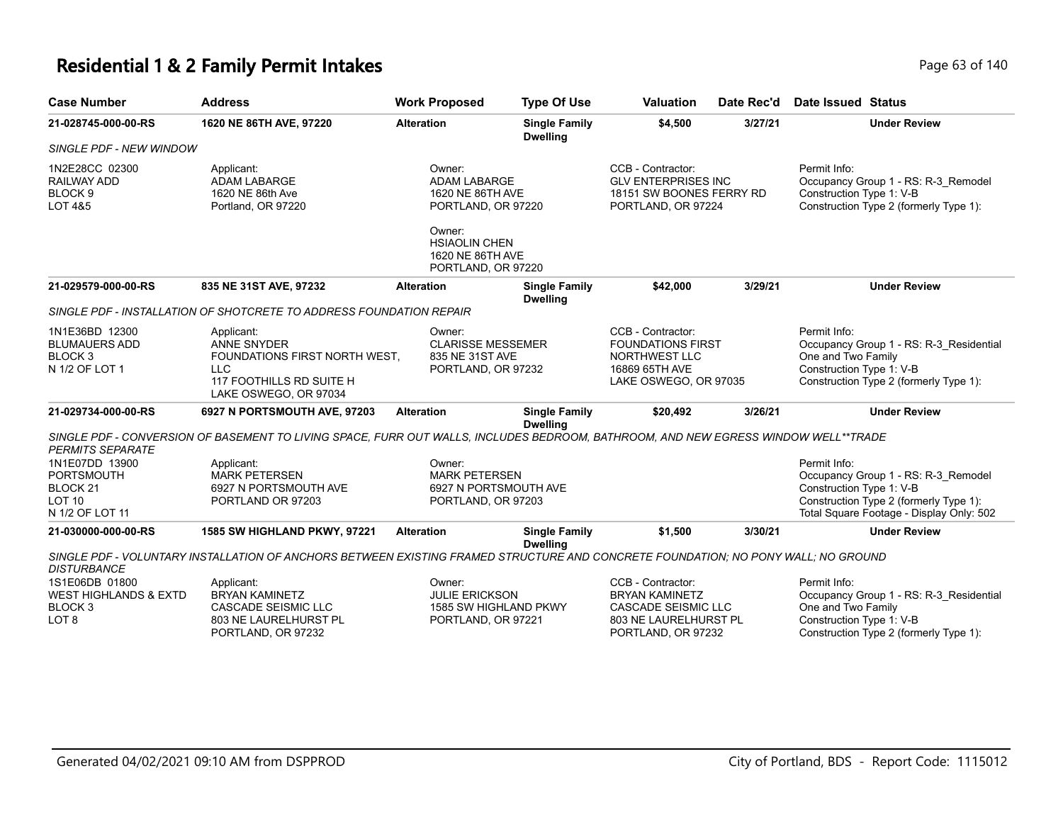# Residential 1 & 2 Family Permit Intakes

| Case Number | Address | Work Proposed | Type Of Use | Valuation | Date Rec'd | Date Issued | Status |
|---|---|---|---|---|---|---|---|
| 21-028745-000-00-RS | 1620 NE 86TH AVE, 97220 | Alteration | Single Family Dwelling | $4,500 | 3/27/21 | | Under Review |

*SINGLE PDF - NEW WINDOW*

1N2E28CC 02300
RAILWAY ADD
BLOCK 9
LOT 4&5

Applicant:
ADAM LABARGE
1620 NE 86th Ave
Portland, OR 97220

Owner:
ADAM LABARGE
1620 NE 86TH AVE
PORTLAND, OR 97220

Owner:
HSIAOLIN CHEN
1620 NE 86TH AVE
PORTLAND, OR 97220

CCB - Contractor:
GLV ENTERPRISES INC
18151 SW BOONES FERRY RD
PORTLAND, OR 97224

Permit Info:
Occupancy Group 1 - RS: R-3_Remodel
Construction Type 1: V-B
Construction Type 2 (formerly Type 1):

| Case Number | Address | Work Proposed | Type Of Use | Valuation | Date Rec'd | Date Issued | Status |
|---|---|---|---|---|---|---|---|
| 21-029579-000-00-RS | 835 NE 31ST AVE, 97232 | Alteration | Single Family Dwelling | $42,000 | 3/29/21 | | Under Review |

*SINGLE PDF - INSTALLATION OF SHOTCRETE TO ADDRESS FOUNDATION REPAIR*

1N1E36BD 12300
BLUMAUERS ADD
BLOCK 3
N 1/2 OF LOT 1

Applicant:
ANNE SNYDER
FOUNDATIONS FIRST NORTH WEST, LLC
117 FOOTHILLS RD SUITE H
LAKE OSWEGO, OR 97034

Owner:
CLARISSE MESSEMER
835 NE 31ST AVE
PORTLAND, OR 97232

CCB - Contractor:
FOUNDATIONS FIRST NORTHWEST LLC
16869 65TH AVE
LAKE OSWEGO, OR 97035

Permit Info:
Occupancy Group 1 - RS: R-3_Residential One and Two Family
Construction Type 1: V-B
Construction Type 2 (formerly Type 1):

| Case Number | Address | Work Proposed | Type Of Use | Valuation | Date Rec'd | Date Issued | Status |
|---|---|---|---|---|---|---|---|
| 21-029734-000-00-RS | 6927 N PORTSMOUTH AVE, 97203 | Alteration | Single Family Dwelling | $20,492 | 3/26/21 | | Under Review |

*SINGLE PDF - CONVERSION OF BASEMENT TO LIVING SPACE, FURR OUT WALLS, INCLUDES BEDROOM, BATHROOM, AND NEW EGRESS WINDOW WELL**TRADE PERMITS SEPARATE*

1N1E07DD 13900
PORTSMOUTH
BLOCK 21
LOT 10
N 1/2 OF LOT 11

Applicant:
MARK PETERSEN
6927 N PORTSMOUTH AVE
PORTLAND OR 97203

Owner:
MARK PETERSEN
6927 N PORTSMOUTH AVE
PORTLAND, OR 97203

Permit Info:
Occupancy Group 1 - RS: R-3_Remodel
Construction Type 1: V-B
Construction Type 2 (formerly Type 1):
Total Square Footage - Display Only: 502

| Case Number | Address | Work Proposed | Type Of Use | Valuation | Date Rec'd | Date Issued | Status |
|---|---|---|---|---|---|---|---|
| 21-030000-000-00-RS | 1585 SW HIGHLAND PKWY, 97221 | Alteration | Single Family Dwelling | $1,500 | 3/30/21 | | Under Review |

*SINGLE PDF - VOLUNTARY INSTALLATION OF ANCHORS BETWEEN EXISTING FRAMED STRUCTURE AND CONCRETE FOUNDATION; NO PONY WALL; NO GROUND DISTURBANCE*

1S1E06DB 01800
WEST HIGHLANDS & EXTD
BLOCK 3
LOT 8

Applicant:
BRYAN KAMINETZ
CASCADE SEISMIC LLC
803 NE LAURELHURST PL
PORTLAND, OR 97232

Owner:
JULIE ERICKSON
1585 SW HIGHLAND PKWY
PORTLAND, OR 97221

CCB - Contractor:
BRYAN KAMINETZ
CASCADE SEISMIC LLC
803 NE LAURELHURST PL
PORTLAND, OR 97232

Permit Info:
Occupancy Group 1 - RS: R-3_Residential One and Two Family
Construction Type 1: V-B
Construction Type 2 (formerly Type 1):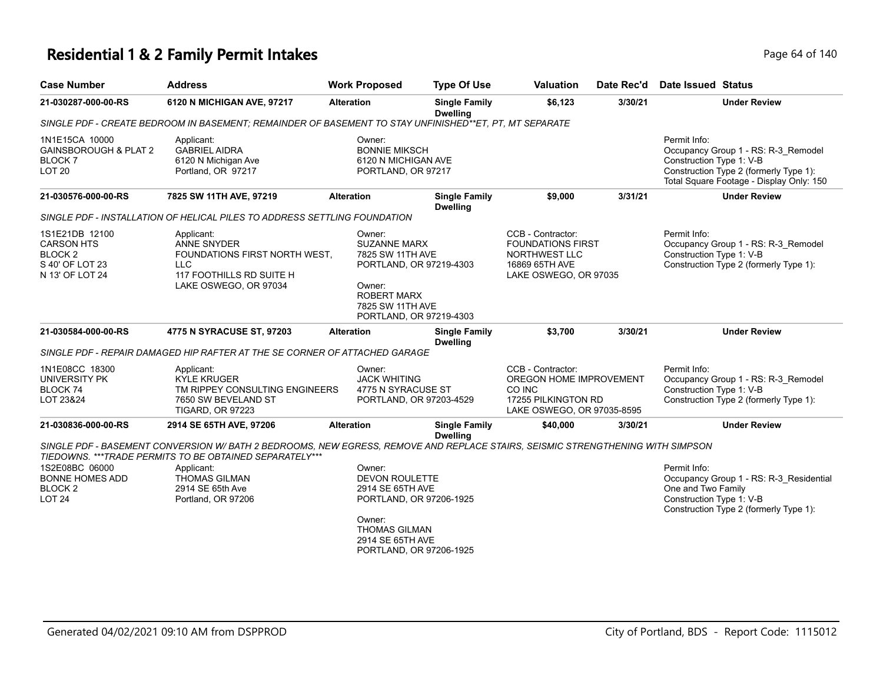# Residential 1 & 2 Family Permit Intakes

| Case Number | Address | Work Proposed | Type Of Use | Valuation | Date Rec'd | Date Issued | Status |
|---|---|---|---|---|---|---|---|
| 21-030287-000-00-RS | 6120 N MICHIGAN AVE, 97217 | Alteration | Single Family Dwelling | $6,123 | 3/30/21 | | Under Review |

*SINGLE PDF - CREATE BEDROOM IN BASEMENT; REMAINDER OF BASEMENT TO STAY UNFINISHED**ET, PT, MT SEPARATE*

| | | | | |
|---|---|---|---|---|
| 1N1E15CA 10000<br>GAINSBOROUGH & PLAT 2<br>BLOCK 7<br>LOT 20 | Applicant:<br>GABRIEL AIDRA<br>6120 N Michigan Ave<br>Portland, OR 97217 | Owner:<br>BONNIE MIKSCH<br>6120 N MICHIGAN AVE<br>PORTLAND, OR 97217 | | Permit Info:<br>Occupancy Group 1 - RS: R-3_Remodel<br>Construction Type 1: V-B<br>Construction Type 2 (formerly Type 1):<br>Total Square Footage - Display Only: 150 |

| Case Number | Address | Work Proposed | Type Of Use | Valuation | Date Rec'd | Date Issued | Status |
|---|---|---|---|---|---|---|---|
| 21-030576-000-00-RS | 7825 SW 11TH AVE, 97219 | Alteration | Single Family Dwelling | $9,000 | 3/31/21 | | Under Review |

*SINGLE PDF - INSTALLATION OF HELICAL PILES TO ADDRESS SETTLING FOUNDATION*

| | | | | |
|---|---|---|---|---|
| 1S1E21DB 12100<br>CARSON HTS<br>BLOCK 2<br>S 40' OF LOT 23<br>N 13' OF LOT 24 | Applicant:<br>ANNE SNYDER<br>FOUNDATIONS FIRST NORTH WEST, LLC<br>117 FOOTHILLS RD SUITE H<br>LAKE OSWEGO, OR 97034 | Owner:<br>SUZANNE MARX<br>7825 SW 11TH AVE<br>PORTLAND, OR 97219-4303<br><br>Owner:<br>ROBERT MARX<br>7825 SW 11TH AVE<br>PORTLAND, OR 97219-4303 | CCB - Contractor:<br>FOUNDATIONS FIRST NORTHWEST LLC<br>16869 65TH AVE<br>LAKE OSWEGO, OR 97035 | Permit Info:<br>Occupancy Group 1 - RS: R-3_Remodel<br>Construction Type 1: V-B<br>Construction Type 2 (formerly Type 1): |

| Case Number | Address | Work Proposed | Type Of Use | Valuation | Date Rec'd | Date Issued | Status |
|---|---|---|---|---|---|---|---|
| 21-030584-000-00-RS | 4775 N SYRACUSE ST, 97203 | Alteration | Single Family Dwelling | $3,700 | 3/30/21 | | Under Review |

*SINGLE PDF - REPAIR DAMAGED HIP RAFTER AT THE SE CORNER OF ATTACHED GARAGE*

| | | | | |
|---|---|---|---|---|
| 1N1E08CC 18300<br>UNIVERSITY PK<br>BLOCK 74<br>LOT 23&24 | Applicant:<br>KYLE KRUGER<br>TM RIPPEY CONSULTING ENGINEERS<br>7650 SW BEVELAND ST<br>TIGARD, OR 97223 | Owner:<br>JACK WHITING<br>4775 N SYRACUSE ST<br>PORTLAND, OR 97203-4529 | CCB - Contractor:<br>OREGON HOME IMPROVEMENT CO INC<br>17255 PILKINGTON RD<br>LAKE OSWEGO, OR 97035-8595 | Permit Info:<br>Occupancy Group 1 - RS: R-3_Remodel<br>Construction Type 1: V-B<br>Construction Type 2 (formerly Type 1): |

| Case Number | Address | Work Proposed | Type Of Use | Valuation | Date Rec'd | Date Issued | Status |
|---|---|---|---|---|---|---|---|
| 21-030836-000-00-RS | 2914 SE 65TH AVE, 97206 | Alteration | Single Family Dwelling | $40,000 | 3/30/21 | | Under Review |

*SINGLE PDF - BASEMENT CONVERSION W/ BATH 2 BEDROOMS, NEW EGRESS, REMOVE AND REPLACE STAIRS, SEISMIC STRENGTHENING WITH SIMPSON TIEDOWNS. ***TRADE PERMITS TO BE OBTAINED SEPARATELY****

| | | | | |
|---|---|---|---|---|
| 1S2E08BC 06000<br>BONNE HOMES ADD<br>BLOCK 2<br>LOT 24 | Applicant:<br>THOMAS GILMAN<br>2914 SE 65th Ave<br>Portland, OR 97206 | Owner:<br>DEVON ROULETTE<br>2914 SE 65TH AVE<br>PORTLAND, OR 97206-1925<br><br>Owner:<br>THOMAS GILMAN<br>2914 SE 65TH AVE<br>PORTLAND, OR 97206-1925 | | Permit Info:<br>Occupancy Group 1 - RS: R-3_Residential One and Two Family<br>Construction Type 1: V-B<br>Construction Type 2 (formerly Type 1): |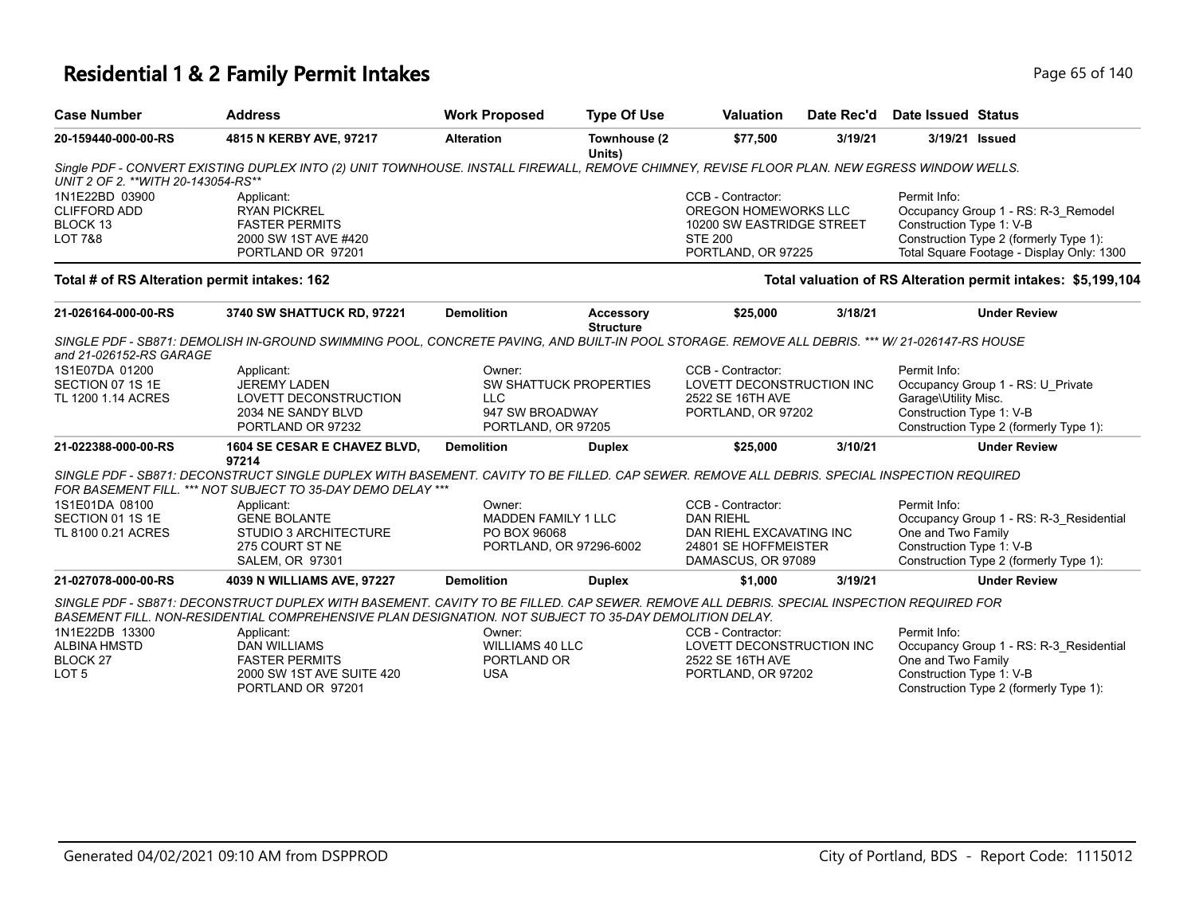# Residential 1 & 2 Family Permit Intakes

| Case Number | Address | Work Proposed | Type Of Use | Valuation | Date Rec'd | Date Issued | Status |
|---|---|---|---|---|---|---|---|
| 20-159440-000-00-RS | 4815 N KERBY AVE, 97217 | Alteration | Townhouse (2 Units) | $77,500 | 3/19/21 | 3/19/21 | Issued |

*Single PDF - CONVERT EXISTING DUPLEX INTO (2) UNIT TOWNHOUSE. INSTALL FIREWALL, REMOVE CHIMNEY, REVISE FLOOR PLAN. NEW EGRESS WINDOW WELLS. UNIT 2 OF 2. **WITH 20-143054-RS***

1N1E22BD 03900
CLIFFORD ADD
BLOCK 13
LOT 7&8

Applicant:
RYAN PICKREL
FASTER PERMITS
2000 SW 1ST AVE #420
PORTLAND OR 97201

CCB - Contractor:
OREGON HOMEWORKS LLC
10200 SW EASTRIDGE STREET
STE 200
PORTLAND, OR 97225

Permit Info:
Occupancy Group 1 - RS: R-3_Remodel
Construction Type 1: V-B
Construction Type 2 (formerly Type 1):
Total Square Footage - Display Only: 1300

**Total # of RS Alteration permit intakes: 162**

**Total valuation of RS Alteration permit intakes: $5,199,104**

| Case Number | Address | Work Proposed | Type Of Use | Valuation | Date Rec'd | Date Issued | Status |
|---|---|---|---|---|---|---|---|
| 21-026164-000-00-RS | 3740 SW SHATTUCK RD, 97221 | Demolition | Accessory Structure | $25,000 | 3/18/21 | | Under Review |

*SINGLE PDF - SB871: DEMOLISH IN-GROUND SWIMMING POOL, CONCRETE PAVING, AND BUILT-IN POOL STORAGE. REMOVE ALL DEBRIS. *** W/ 21-026147-RS HOUSE and 21-026152-RS GARAGE*

1S1E07DA 01200
SECTION 07 1S 1E
TL 1200 1.14 ACRES

Applicant:
JEREMY LADEN
LOVETT DECONSTRUCTION
2034 NE SANDY BLVD
PORTLAND OR 97232

Owner:
SW SHATTUCK PROPERTIES LLC
947 SW BROADWAY
PORTLAND, OR 97205

CCB - Contractor:
LOVETT DECONSTRUCTION INC
2522 SE 16TH AVE
PORTLAND, OR 97202

Permit Info:
Occupancy Group 1 - RS: U_Private Garage\Utility Misc.
Construction Type 1: V-B
Construction Type 2 (formerly Type 1):

| Case Number | Address | Work Proposed | Type Of Use | Valuation | Date Rec'd | Date Issued | Status |
|---|---|---|---|---|---|---|---|
| 21-022388-000-00-RS | 1604 SE CESAR E CHAVEZ BLVD, 97214 | Demolition | Duplex | $25,000 | 3/10/21 | | Under Review |

*SINGLE PDF - SB871: DECONSTRUCT SINGLE DUPLEX WITH BASEMENT. CAVITY TO BE FILLED. CAP SEWER. REMOVE ALL DEBRIS. SPECIAL INSPECTION REQUIRED FOR BASEMENT FILL. *** NOT SUBJECT TO 35-DAY DEMO DELAY ****

1S1E01DA 08100
SECTION 01 1S 1E
TL 8100 0.21 ACRES

Applicant:
GENE BOLANTE
STUDIO 3 ARCHITECTURE
275 COURT ST NE
SALEM, OR 97301

Owner:
MADDEN FAMILY 1 LLC
PO BOX 96068
PORTLAND, OR 97296-6002

CCB - Contractor:
DAN RIEHL
DAN RIEHL EXCAVATING INC
24801 SE HOFFMEISTER
DAMASCUS, OR 97089

Permit Info:
Occupancy Group 1 - RS: R-3_Residential One and Two Family
Construction Type 1: V-B
Construction Type 2 (formerly Type 1):

| Case Number | Address | Work Proposed | Type Of Use | Valuation | Date Rec'd | Date Issued | Status |
|---|---|---|---|---|---|---|---|
| 21-027078-000-00-RS | 4039 N WILLIAMS AVE, 97227 | Demolition | Duplex | $1,000 | 3/19/21 | | Under Review |

*SINGLE PDF - SB871: DECONSTRUCT DUPLEX WITH BASEMENT. CAVITY TO BE FILLED. CAP SEWER. REMOVE ALL DEBRIS. SPECIAL INSPECTION REQUIRED FOR BASEMENT FILL. NON-RESIDENTIAL COMPREHENSIVE PLAN DESIGNATION. NOT SUBJECT TO 35-DAY DEMOLITION DELAY.*

1N1E22DB 13300
ALBINA HMSTD
BLOCK 27
LOT 5

Applicant:
DAN WILLIAMS
FASTER PERMITS
2000 SW 1ST AVE SUITE 420
PORTLAND OR 97201

Owner:
WILLIAMS 40 LLC
PORTLAND OR
USA

CCB - Contractor:
LOVETT DECONSTRUCTION INC
2522 SE 16TH AVE
PORTLAND, OR 97202

Permit Info:
Occupancy Group 1 - RS: R-3_Residential One and Two Family
Construction Type 1: V-B
Construction Type 2 (formerly Type 1):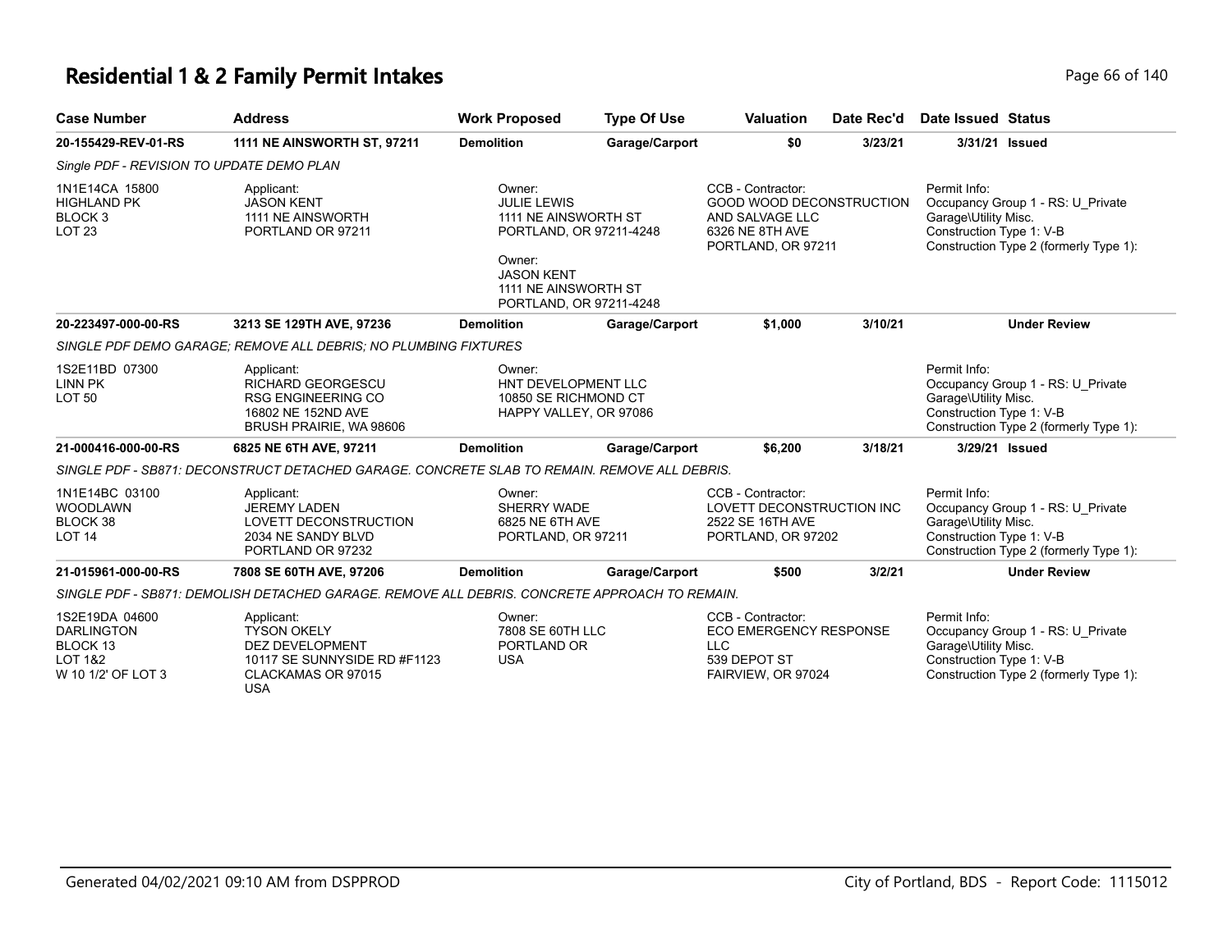# Residential 1 & 2 Family Permit Intakes

| Case Number | Address | Work Proposed | Type Of Use | Valuation | Date Rec'd | Date Issued | Status |
|---|---|---|---|---|---|---|---|
| 20-155429-REV-01-RS | 1111 NE AINSWORTH ST, 97211 | Demolition | Garage/Carport | $0 | 3/23/21 | 3/31/21 | Issued |
| *Single PDF - REVISION TO UPDATE DEMO PLAN* | | | | | | | |
| 1N1E14CA 15800<br>HIGHLAND PK<br>BLOCK 3<br>LOT 23 | Applicant:<br>JASON KENT<br>1111 NE AINSWORTH<br>PORTLAND OR 97211 | Owner:<br>JULIE LEWIS<br>1111 NE AINSWORTH ST<br>PORTLAND, OR 97211-4248<br>Owner:<br>JASON KENT<br>1111 NE AINSWORTH ST<br>PORTLAND, OR 97211-4248 | | CCB - Contractor:<br>GOOD WOOD DECONSTRUCTION AND SALVAGE LLC<br>6326 NE 8TH AVE<br>PORTLAND, OR 97211 | | Permit Info:<br>Occupancy Group 1 - RS: U_Private Garage\Utility Misc.<br>Construction Type 1: V-B<br>Construction Type 2 (formerly Type 1): | |
| 20-223497-000-00-RS | 3213 SE 129TH AVE, 97236 | Demolition | Garage/Carport | $1,000 | 3/10/21 | | Under Review |
| *SINGLE PDF DEMO GARAGE; REMOVE ALL DEBRIS; NO PLUMBING FIXTURES* | | | | | | | |
| 1S2E11BD 07300<br>LINN PK<br>LOT 50 | Applicant:<br>RICHARD GEORGESCU<br>RSG ENGINEERING CO<br>16802 NE 152ND AVE<br>BRUSH PRAIRIE, WA 98606 | Owner:<br>HNT DEVELOPMENT LLC<br>10850 SE RICHMOND CT<br>HAPPY VALLEY, OR 97086 | | | | Permit Info:<br>Occupancy Group 1 - RS: U_Private Garage\Utility Misc.<br>Construction Type 1: V-B<br>Construction Type 2 (formerly Type 1): | |
| 21-000416-000-00-RS | 6825 NE 6TH AVE, 97211 | Demolition | Garage/Carport | $6,200 | 3/18/21 | 3/29/21 | Issued |
| *SINGLE PDF - SB871: DECONSTRUCT DETACHED GARAGE. CONCRETE SLAB TO REMAIN. REMOVE ALL DEBRIS.* | | | | | | | |
| 1N1E14BC 03100<br>WOODLAWN<br>BLOCK 38<br>LOT 14 | Applicant:<br>JEREMY LADEN<br>LOVETT DECONSTRUCTION<br>2034 NE SANDY BLVD<br>PORTLAND OR 97232 | Owner:<br>SHERRY WADE<br>6825 NE 6TH AVE<br>PORTLAND, OR 97211 | | CCB - Contractor:<br>LOVETT DECONSTRUCTION INC<br>2522 SE 16TH AVE<br>PORTLAND, OR 97202 | | Permit Info:<br>Occupancy Group 1 - RS: U_Private Garage\Utility Misc.<br>Construction Type 1: V-B<br>Construction Type 2 (formerly Type 1): | |
| 21-015961-000-00-RS | 7808 SE 60TH AVE, 97206 | Demolition | Garage/Carport | $500 | 3/2/21 | | Under Review |
| *SINGLE PDF - SB871: DEMOLISH DETACHED GARAGE. REMOVE ALL DEBRIS. CONCRETE APPROACH TO REMAIN.* | | | | | | | |
| 1S2E19DA 04600<br>DARLINGTON<br>BLOCK 13<br>LOT 1&2<br>W 10 1/2' OF LOT 3 | Applicant:<br>TYSON OKELY<br>DEZ DEVELOPMENT<br>10117 SE SUNNYSIDE RD #F1123<br>CLACKAMAS OR 97015<br>USA | Owner:<br>7808 SE 60TH LLC<br>PORTLAND OR<br>USA | | CCB - Contractor:<br>ECO EMERGENCY RESPONSE LLC<br>539 DEPOT ST<br>FAIRVIEW, OR 97024 | | Permit Info:<br>Occupancy Group 1 - RS: U_Private Garage\Utility Misc.<br>Construction Type 1: V-B<br>Construction Type 2 (formerly Type 1): | |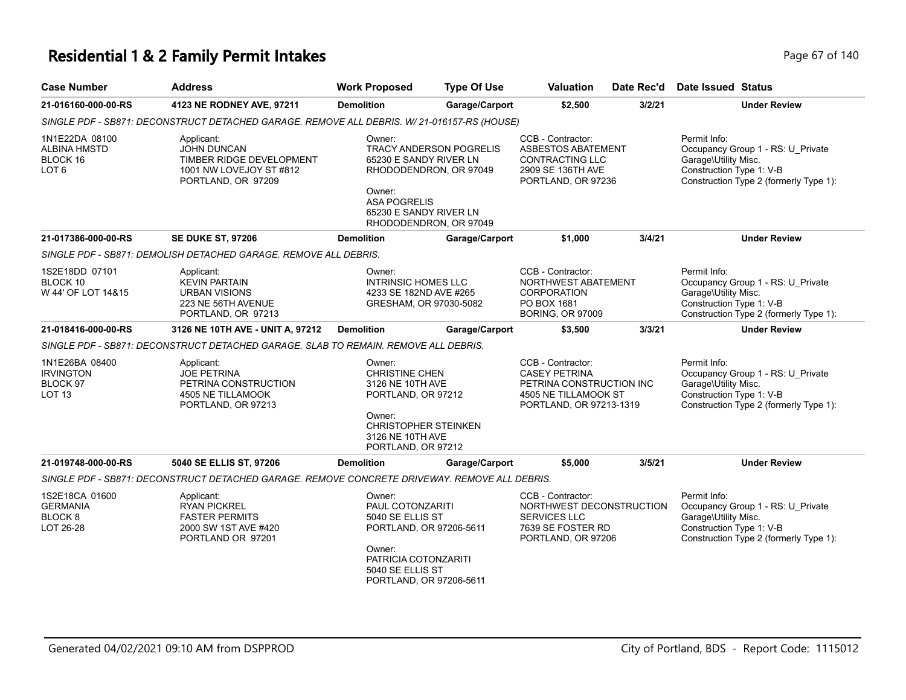# Residential 1 & 2 Family Permit Intakes

| Case Number | Address | Work Proposed | Type Of Use | Valuation | Date Rec'd | Date Issued | Status |
|---|---|---|---|---|---|---|---|
| 21-016160-000-00-RS | 4123 NE RODNEY AVE, 97211 | Demolition | Garage/Carport | $2,500 | 3/2/21 | | Under Review |

*SINGLE PDF - SB871: DECONSTRUCT DETACHED GARAGE. REMOVE ALL DEBRIS. W/ 21-016157-RS (HOUSE)*

1N1E22DA 08100
ALBINA HMSTD
BLOCK 16
LOT 6

Applicant:
JOHN DUNCAN
TIMBER RIDGE DEVELOPMENT
1001 NW LOVEJOY ST #812
PORTLAND, OR 97209

Owner:
TRACY ANDERSON POGRELIS
65230 E SANDY RIVER LN
RHODODENDRON, OR 97049

Owner:
ASA POGRELIS
65230 E SANDY RIVER LN
RHODODENDRON, OR 97049

CCB - Contractor:
ASBESTOS ABATEMENT
CONTRACTING LLC
2909 SE 136TH AVE
PORTLAND, OR 97236

Permit Info:
Occupancy Group 1 - RS: U_Private Garage\Utility Misc.
Construction Type 1: V-B
Construction Type 2 (formerly Type 1):

| Case Number | Address | Work Proposed | Type Of Use | Valuation | Date Rec'd | Date Issued | Status |
|---|---|---|---|---|---|---|---|
| 21-017386-000-00-RS | SE DUKE ST, 97206 | Demolition | Garage/Carport | $1,000 | 3/4/21 | | Under Review |

*SINGLE PDF - SB871: DEMOLISH DETACHED GARAGE. REMOVE ALL DEBRIS.*

1S2E18DD 07101
BLOCK 10
W 44' OF LOT 14&15

Applicant:
KEVIN PARTAIN
URBAN VISIONS
223 NE 56TH AVENUE
PORTLAND, OR 97213

Owner:
INTRINSIC HOMES LLC
4233 SE 182ND AVE #265
GRESHAM, OR 97030-5082

CCB - Contractor:
NORTHWEST ABATEMENT
CORPORATION
PO BOX 1681
BORING, OR 97009

Permit Info:
Occupancy Group 1 - RS: U_Private Garage\Utility Misc.
Construction Type 1: V-B
Construction Type 2 (formerly Type 1):

| Case Number | Address | Work Proposed | Type Of Use | Valuation | Date Rec'd | Date Issued | Status |
|---|---|---|---|---|---|---|---|
| 21-018416-000-00-RS | 3126 NE 10TH AVE - UNIT A, 97212 | Demolition | Garage/Carport | $3,500 | 3/3/21 | | Under Review |

*SINGLE PDF - SB871: DECONSTRUCT DETACHED GARAGE. SLAB TO REMAIN. REMOVE ALL DEBRIS.*

1N1E26BA 08400
IRVINGTON
BLOCK 97
LOT 13

Applicant:
JOE PETRINA
PETRINA CONSTRUCTION
4505 NE TILLAMOOK
PORTLAND, OR 97213

Owner:
CHRISTINE CHEN
3126 NE 10TH AVE
PORTLAND, OR 97212

Owner:
CHRISTOPHER STEINKEN
3126 NE 10TH AVE
PORTLAND, OR 97212

CCB - Contractor:
CASEY PETRINA
PETRINA CONSTRUCTION INC
4505 NE TILLAMOOK ST
PORTLAND, OR 97213-1319

Permit Info:
Occupancy Group 1 - RS: U_Private Garage\Utility Misc.
Construction Type 1: V-B
Construction Type 2 (formerly Type 1):

| Case Number | Address | Work Proposed | Type Of Use | Valuation | Date Rec'd | Date Issued | Status |
|---|---|---|---|---|---|---|---|
| 21-019748-000-00-RS | 5040 SE ELLIS ST, 97206 | Demolition | Garage/Carport | $5,000 | 3/5/21 | | Under Review |

*SINGLE PDF - SB871: DECONSTRUCT DETACHED GARAGE. REMOVE CONCRETE DRIVEWAY. REMOVE ALL DEBRIS.*

1S2E18CA 01600
GERMANIA
BLOCK 8
LOT 26-28

Applicant:
RYAN PICKREL
FASTER PERMITS
2000 SW 1ST AVE #420
PORTLAND OR 97201

Owner:
PAUL COTONZARITI
5040 SE ELLIS ST
PORTLAND, OR 97206-5611

Owner:
PATRICIA COTONZARITI
5040 SE ELLIS ST
PORTLAND, OR 97206-5611

CCB - Contractor:
NORTHWEST DECONSTRUCTION
SERVICES LLC
7639 SE FOSTER RD
PORTLAND, OR 97206

Permit Info:
Occupancy Group 1 - RS: U_Private Garage\Utility Misc.
Construction Type 1: V-B
Construction Type 2 (formerly Type 1):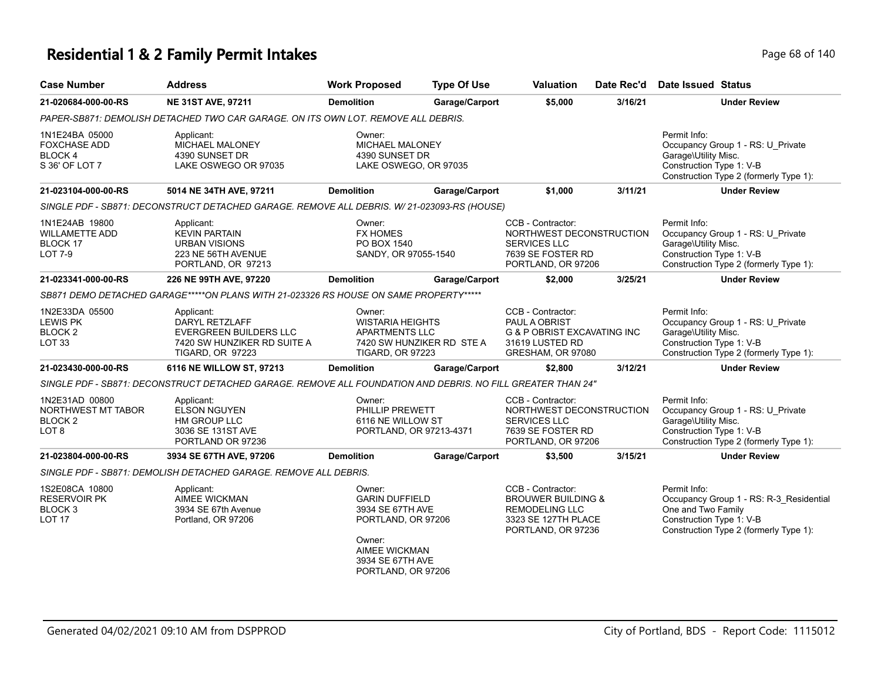# Residential 1 & 2 Family Permit Intakes

| Case Number | Address | Work Proposed | Type Of Use | Valuation | Date Rec'd | Date Issued | Status |
|---|---|---|---|---|---|---|---|
| **21-020684-000-00-RS** | **NE 31ST AVE, 97211** | **Demolition** | **Garage/Carport** | **$5,000** | **3/16/21** | | **Under Review** |
| *PAPER-SB871: DEMOLISH DETACHED TWO CAR GARAGE. ON ITS OWN LOT. REMOVE ALL DEBRIS.* | | | | | | | |
| 1N1E24BA 05000<br>FOXCHASE ADD<br>BLOCK 4<br>S 36' OF LOT 7 | Applicant:<br>MICHAEL MALONEY<br>4390 SUNSET DR<br>LAKE OSWEGO OR 97035 | Owner:<br>MICHAEL MALONEY<br>4390 SUNSET DR<br>LAKE OSWEGO, OR 97035 | | | | Permit Info:<br>Occupancy Group 1 - RS: U_Private Garage\Utility Misc.<br>Construction Type 1: V-B<br>Construction Type 2 (formerly Type 1): | |
| **21-023104-000-00-RS** | **5014 NE 34TH AVE, 97211** | **Demolition** | **Garage/Carport** | **$1,000** | **3/11/21** | | **Under Review** |
| *SINGLE PDF - SB871: DECONSTRUCT DETACHED GARAGE. REMOVE ALL DEBRIS. W/ 21-023093-RS (HOUSE)* | | | | | | | |
| 1N1E24AB 19800<br>WILLAMETTE ADD<br>BLOCK 17<br>LOT 7-9 | Applicant:<br>KEVIN PARTAIN<br>URBAN VISIONS<br>223 NE 56TH AVENUE<br>PORTLAND, OR 97213 | Owner:<br>FX HOMES<br>PO BOX 1540<br>SANDY, OR 97055-1540 | | CCB - Contractor:<br>NORTHWEST DECONSTRUCTION SERVICES LLC<br>7639 SE FOSTER RD<br>PORTLAND, OR 97206 | | Permit Info:<br>Occupancy Group 1 - RS: U_Private Garage\Utility Misc.<br>Construction Type 1: V-B<br>Construction Type 2 (formerly Type 1): | |
| **21-023341-000-00-RS** | **226 NE 99TH AVE, 97220** | **Demolition** | **Garage/Carport** | **$2,000** | **3/25/21** | | **Under Review** |
| *SB871 DEMO DETACHED GARAGE*****ON PLANS WITH 21-023326 RS HOUSE ON SAME PROPERTY****** | | | | | | | |
| 1N2E33DA 05500<br>LEWIS PK<br>BLOCK 2<br>LOT 33 | Applicant:<br>DARYL RETZLAFF<br>EVERGREEN BUILDERS LLC<br>7420 SW HUNZIKER RD SUITE A<br>TIGARD, OR 97223 | Owner:<br>WISTARIA HEIGHTS APARTMENTS LLC<br>7420 SW HUNZIKER RD STE A<br>TIGARD, OR 97223 | | CCB - Contractor:<br>PAUL A OBRIST<br>G & P OBRIST EXCAVATING INC<br>31619 LUSTED RD<br>GRESHAM, OR 97080 | | Permit Info:<br>Occupancy Group 1 - RS: U_Private Garage\Utility Misc.<br>Construction Type 1: V-B<br>Construction Type 2 (formerly Type 1): | |
| **21-023430-000-00-RS** | **6116 NE WILLOW ST, 97213** | **Demolition** | **Garage/Carport** | **$2,800** | **3/12/21** | | **Under Review** |
| *SINGLE PDF - SB871: DECONSTRUCT DETACHED GARAGE. REMOVE ALL FOUNDATION AND DEBRIS. NO FILL GREATER THAN 24"* | | | | | | | |
| 1N2E31AD 00800<br>NORTHWEST MT TABOR<br>BLOCK 2<br>LOT 8 | Applicant:<br>ELSON NGUYEN<br>HM GROUP LLC<br>3036 SE 131ST AVE<br>PORTLAND OR 97236 | Owner:<br>PHILLIP PREWETT<br>6116 NE WILLOW ST<br>PORTLAND, OR 97213-4371 | | CCB - Contractor:<br>NORTHWEST DECONSTRUCTION SERVICES LLC<br>7639 SE FOSTER RD<br>PORTLAND, OR 97206 | | Permit Info:<br>Occupancy Group 1 - RS: U_Private Garage\Utility Misc.<br>Construction Type 1: V-B<br>Construction Type 2 (formerly Type 1): | |
| **21-023804-000-00-RS** | **3934 SE 67TH AVE, 97206** | **Demolition** | **Garage/Carport** | **$3,500** | **3/15/21** | | **Under Review** |
| *SINGLE PDF - SB871: DEMOLISH DETACHED GARAGE. REMOVE ALL DEBRIS.* | | | | | | | |
| 1S2E08CA 10800<br>RESERVOIR PK<br>BLOCK 3<br>LOT 17 | Applicant:<br>AIMEE WICKMAN<br>3934 SE 67th Avenue<br>Portland, OR 97206 | Owner:<br>GARIN DUFFIELD<br>3934 SE 67TH AVE<br>PORTLAND, OR 97206<br>Owner:<br>AIMEE WICKMAN<br>3934 SE 67TH AVE<br>PORTLAND, OR 97206 | | CCB - Contractor:<br>BROUWER BUILDING & REMODELING LLC<br>3323 SE 127TH PLACE<br>PORTLAND, OR 97236 | | Permit Info:<br>Occupancy Group 1 - RS: R-3_Residential One and Two Family<br>Construction Type 1: V-B<br>Construction Type 2 (formerly Type 1): | |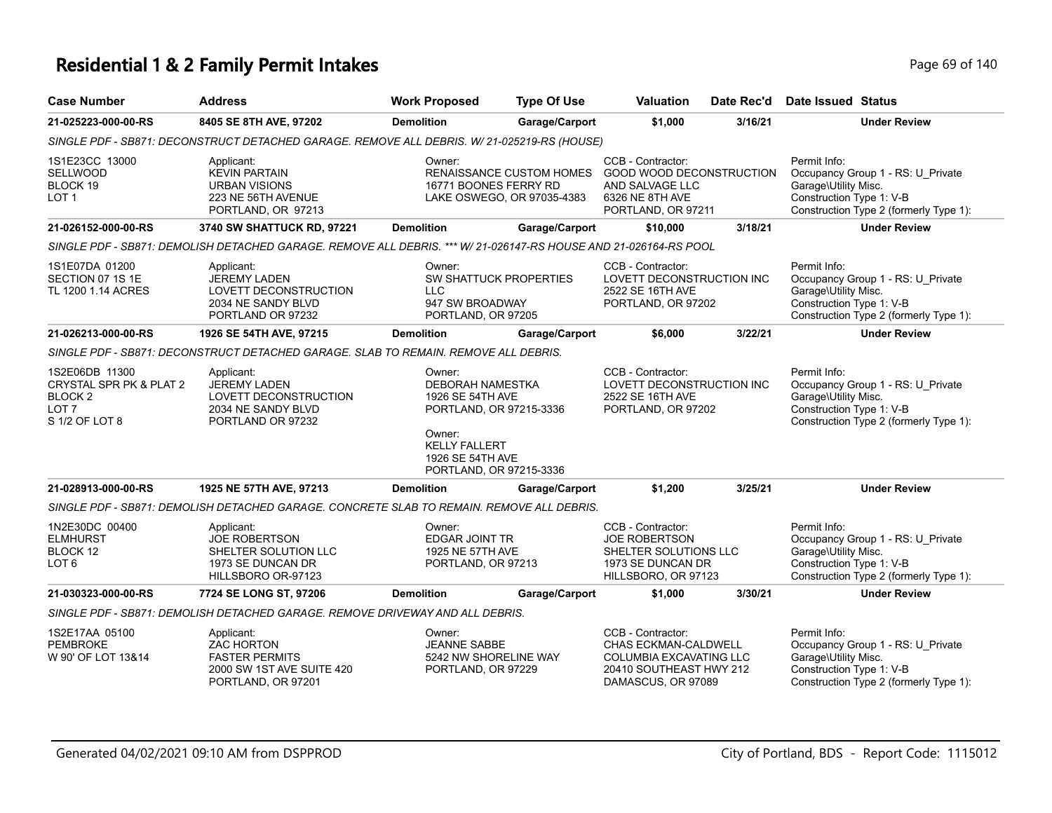# Residential 1 & 2 Family Permit Intakes

| Case Number | Address | Work Proposed | Type Of Use | Valuation | Date Rec'd | Date Issued | Status |
|---|---|---|---|---|---|---|---|
| **21-025223-000-00-RS** | **8405 SE 8TH AVE, 97202** | **Demolition** | **Garage/Carport** | **$1,000** | **3/16/21** | | **Under Review** |

*SINGLE PDF - SB871: DECONSTRUCT DETACHED GARAGE. REMOVE ALL DEBRIS. W/ 21-025219-RS (HOUSE)*

| | Applicant | Owner | CCB - Contractor | Permit Info |
|---|---|---|---|---|
| 1S1E23CC 13000<br>SELLWOOD<br>BLOCK 19<br>LOT 1 | KEVIN PARTAIN<br>URBAN VISIONS<br>223 NE 56TH AVENUE<br>PORTLAND, OR 97213 | RENAISSANCE CUSTOM HOMES<br>16771 BOONES FERRY RD<br>LAKE OSWEGO, OR 97035-4383 | GOOD WOOD DECONSTRUCTION AND SALVAGE LLC<br>6326 NE 8TH AVE<br>PORTLAND, OR 97211 | Occupancy Group 1 - RS: U_Private Garage\Utility Misc.<br>Construction Type 1: V-B<br>Construction Type 2 (formerly Type 1): |

| Case Number | Address | Work Proposed | Type Of Use | Valuation | Date Rec'd | Date Issued | Status |
|---|---|---|---|---|---|---|---|
| **21-026152-000-00-RS** | **3740 SW SHATTUCK RD, 97221** | **Demolition** | **Garage/Carport** | **$10,000** | **3/18/21** | | **Under Review** |

*SINGLE PDF - SB871: DEMOLISH DETACHED GARAGE. REMOVE ALL DEBRIS. \*\*\* W/ 21-026147-RS HOUSE AND 21-026164-RS POOL*

| | Applicant | Owner | CCB - Contractor | Permit Info |
|---|---|---|---|---|
| 1S1E07DA 01200<br>SECTION 07 1S 1E<br>TL 1200 1.14 ACRES | JEREMY LADEN<br>LOVETT DECONSTRUCTION<br>2034 NE SANDY BLVD<br>PORTLAND OR 97232 | SW SHATTUCK PROPERTIES LLC<br>947 SW BROADWAY<br>PORTLAND, OR 97205 | LOVETT DECONSTRUCTION INC<br>2522 SE 16TH AVE<br>PORTLAND, OR 97202 | Occupancy Group 1 - RS: U_Private Garage\Utility Misc.<br>Construction Type 1: V-B<br>Construction Type 2 (formerly Type 1): |

| Case Number | Address | Work Proposed | Type Of Use | Valuation | Date Rec'd | Date Issued | Status |
|---|---|---|---|---|---|---|---|
| **21-026213-000-00-RS** | **1926 SE 54TH AVE, 97215** | **Demolition** | **Garage/Carport** | **$6,000** | **3/22/21** | | **Under Review** |

*SINGLE PDF - SB871: DECONSTRUCT DETACHED GARAGE. SLAB TO REMAIN. REMOVE ALL DEBRIS.*

| | Applicant | Owner | CCB - Contractor | Permit Info |
|---|---|---|---|---|
| 1S2E06DB 11300<br>CRYSTAL SPR PK & PLAT 2<br>BLOCK 2<br>LOT 7<br>S 1/2 OF LOT 8 | JEREMY LADEN<br>LOVETT DECONSTRUCTION<br>2034 NE SANDY BLVD<br>PORTLAND OR 97232 | DEBORAH NAMESTKA<br>1926 SE 54TH AVE<br>PORTLAND, OR 97215-3336<br><br>Owner:<br>KELLY FALLERT<br>1926 SE 54TH AVE<br>PORTLAND, OR 97215-3336 | LOVETT DECONSTRUCTION INC<br>2522 SE 16TH AVE<br>PORTLAND, OR 97202 | Occupancy Group 1 - RS: U_Private Garage\Utility Misc.<br>Construction Type 1: V-B<br>Construction Type 2 (formerly Type 1): |

| Case Number | Address | Work Proposed | Type Of Use | Valuation | Date Rec'd | Date Issued | Status |
|---|---|---|---|---|---|---|---|
| **21-028913-000-00-RS** | **1925 NE 57TH AVE, 97213** | **Demolition** | **Garage/Carport** | **$1,200** | **3/25/21** | | **Under Review** |

*SINGLE PDF - SB871: DEMOLISH DETACHED GARAGE. CONCRETE SLAB TO REMAIN. REMOVE ALL DEBRIS.*

| | Applicant | Owner | CCB - Contractor | Permit Info |
|---|---|---|---|---|
| 1N2E30DC 00400<br>ELMHURST<br>BLOCK 12<br>LOT 6 | JOE ROBERTSON<br>SHELTER SOLUTION LLC<br>1973 SE DUNCAN DR<br>HILLSBORO OR-97123 | EDGAR JOINT TR<br>1925 NE 57TH AVE<br>PORTLAND, OR 97213 | JOE ROBERTSON<br>SHELTER SOLUTIONS LLC<br>1973 SE DUNCAN DR<br>HILLSBORO, OR 97123 | Occupancy Group 1 - RS: U_Private Garage\Utility Misc.<br>Construction Type 1: V-B<br>Construction Type 2 (formerly Type 1): |

| Case Number | Address | Work Proposed | Type Of Use | Valuation | Date Rec'd | Date Issued | Status |
|---|---|---|---|---|---|---|---|
| **21-030323-000-00-RS** | **7724 SE LONG ST, 97206** | **Demolition** | **Garage/Carport** | **$1,000** | **3/30/21** | | **Under Review** |

*SINGLE PDF - SB871: DEMOLISH DETACHED GARAGE. REMOVE DRIVEWAY AND ALL DEBRIS.*

| | Applicant | Owner | CCB - Contractor | Permit Info |
|---|---|---|---|---|
| 1S2E17AA 05100<br>PEMBROKE<br>W 90' OF LOT 13&14 | ZAC HORTON<br>FASTER PERMITS<br>2000 SW 1ST AVE SUITE 420<br>PORTLAND, OR 97201 | JEANNE SABBE<br>5242 NW SHORELINE WAY<br>PORTLAND, OR 97229 | CHAS ECKMAN-CALDWELL<br>COLUMBIA EXCAVATING LLC<br>20410 SOUTHEAST HWY 212<br>DAMASCUS, OR 97089 | Occupancy Group 1 - RS: U_Private Garage\Utility Misc.<br>Construction Type 1: V-B<br>Construction Type 2 (formerly Type 1): |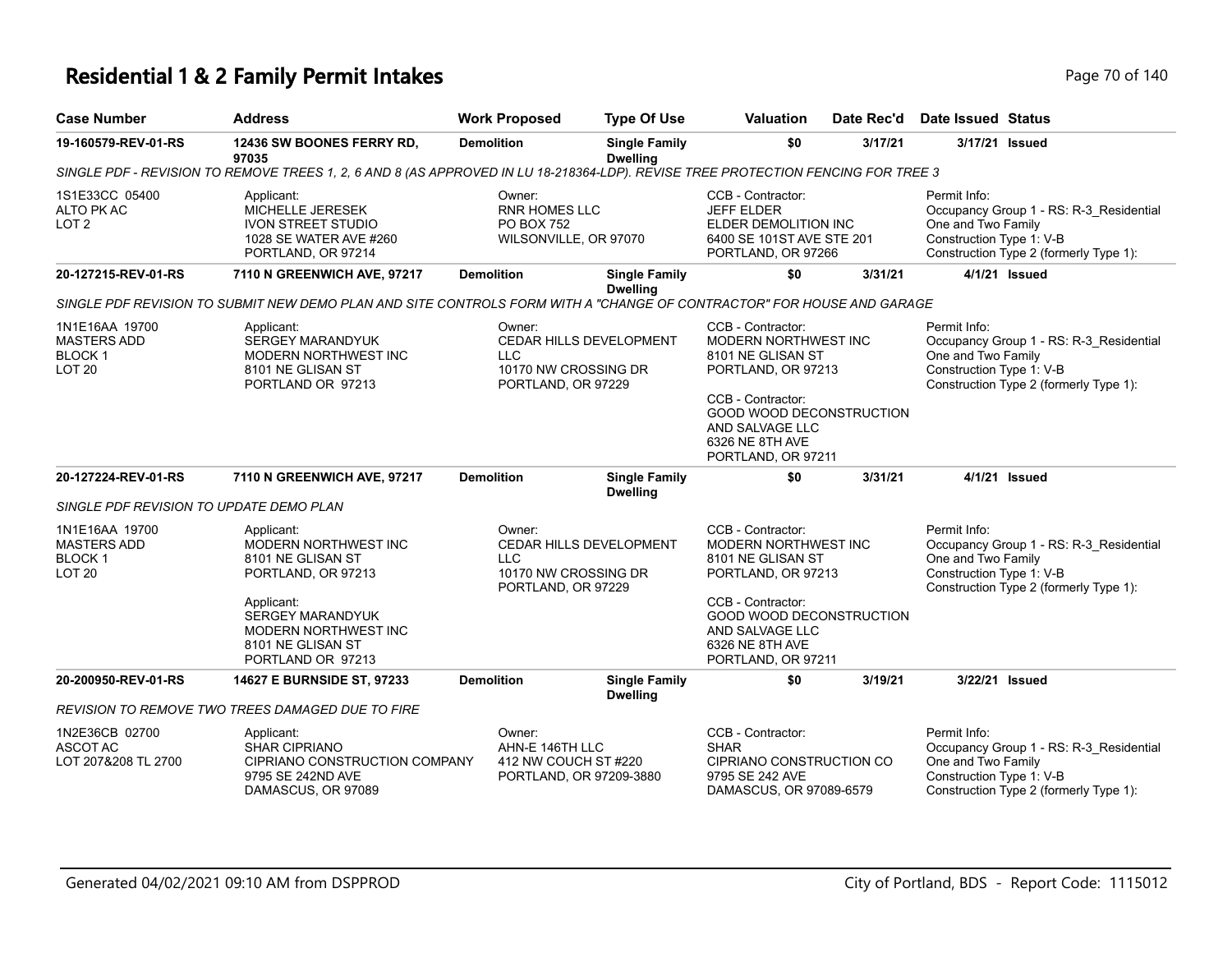# Residential 1 & 2 Family Permit Intakes

| Case Number | Address | Work Proposed | Type Of Use | Valuation | Date Rec'd | Date Issued | Status |
|---|---|---|---|---|---|---|---|
| 19-160579-REV-01-RS | 12436 SW BOONES FERRY RD, 97035 | Demolition | Single Family Dwelling | $0 | 3/17/21 | 3/17/21 | Issued |

SINGLE PDF - REVISION TO REMOVE TREES 1, 2, 6 AND 8 (AS APPROVED IN LU 18-218364-LDP). REVISE TREE PROTECTION FENCING FOR TREE 3

1S1E33CC 05400
ALTO PK AC
LOT 2

Applicant:
MICHELLE JERESEK
IVON STREET STUDIO
1028 SE WATER AVE #260
PORTLAND, OR 97214

Owner:
RNR HOMES LLC
PO BOX 752
WILSONVILLE, OR 97070

CCB - Contractor:
JEFF ELDER
ELDER DEMOLITION INC
6400 SE 101ST AVE STE 201
PORTLAND, OR 97266

Permit Info:
Occupancy Group 1 - RS: R-3_Residential One and Two Family
Construction Type 1: V-B
Construction Type 2 (formerly Type 1):

| Case Number | Address | Work Proposed | Type Of Use | Valuation | Date Rec'd | Date Issued | Status |
|---|---|---|---|---|---|---|---|
| 20-127215-REV-01-RS | 7110 N GREENWICH AVE, 97217 | Demolition | Single Family Dwelling | $0 | 3/31/21 | 4/1/21 | Issued |

SINGLE PDF REVISION TO SUBMIT NEW DEMO PLAN AND SITE CONTROLS FORM WITH A "CHANGE OF CONTRACTOR" FOR HOUSE AND GARAGE

1N1E16AA 19700
MASTERS ADD
BLOCK 1
LOT 20

Applicant:
SERGEY MARANDYUK
MODERN NORTHWEST INC
8101 NE GLISAN ST
PORTLAND OR 97213

Owner:
CEDAR HILLS DEVELOPMENT LLC
10170 NW CROSSING DR
PORTLAND, OR 97229

CCB - Contractor:
MODERN NORTHWEST INC
8101 NE GLISAN ST
PORTLAND, OR 97213

CCB - Contractor:
GOOD WOOD DECONSTRUCTION AND SALVAGE LLC
6326 NE 8TH AVE
PORTLAND, OR 97211

Permit Info:
Occupancy Group 1 - RS: R-3_Residential One and Two Family
Construction Type 1: V-B
Construction Type 2 (formerly Type 1):

| Case Number | Address | Work Proposed | Type Of Use | Valuation | Date Rec'd | Date Issued | Status |
|---|---|---|---|---|---|---|---|
| 20-127224-REV-01-RS | 7110 N GREENWICH AVE, 97217 | Demolition | Single Family Dwelling | $0 | 3/31/21 | 4/1/21 | Issued |

SINGLE PDF REVISION TO UPDATE DEMO PLAN

1N1E16AA 19700
MASTERS ADD
BLOCK 1
LOT 20

Applicant:
MODERN NORTHWEST INC
8101 NE GLISAN ST
PORTLAND, OR 97213

Applicant:
SERGEY MARANDYUK
MODERN NORTHWEST INC
8101 NE GLISAN ST
PORTLAND OR 97213

Owner:
CEDAR HILLS DEVELOPMENT LLC
10170 NW CROSSING DR
PORTLAND, OR 97229

CCB - Contractor:
MODERN NORTHWEST INC
8101 NE GLISAN ST
PORTLAND, OR 97213

CCB - Contractor:
GOOD WOOD DECONSTRUCTION AND SALVAGE LLC
6326 NE 8TH AVE
PORTLAND, OR 97211

Permit Info:
Occupancy Group 1 - RS: R-3_Residential One and Two Family
Construction Type 1: V-B
Construction Type 2 (formerly Type 1):

| Case Number | Address | Work Proposed | Type Of Use | Valuation | Date Rec'd | Date Issued | Status |
|---|---|---|---|---|---|---|---|
| 20-200950-REV-01-RS | 14627 E BURNSIDE ST, 97233 | Demolition | Single Family Dwelling | $0 | 3/19/21 | 3/22/21 | Issued |

REVISION TO REMOVE TWO TREES DAMAGED DUE TO FIRE

1N2E36CB 02700
ASCOT AC
LOT 207&208 TL 2700

Applicant:
SHAR CIPRIANO
CIPRIANO CONSTRUCTION COMPANY
9795 SE 242ND AVE
DAMASCUS, OR 97089

Owner:
AHN-E 146TH LLC
412 NW COUCH ST #220
PORTLAND, OR 97209-3880

CCB - Contractor:
SHAR
CIPRIANO CONSTRUCTION CO
9795 SE 242 AVE
DAMASCUS, OR 97089-6579

Permit Info:
Occupancy Group 1 - RS: R-3_Residential One and Two Family
Construction Type 1: V-B
Construction Type 2 (formerly Type 1):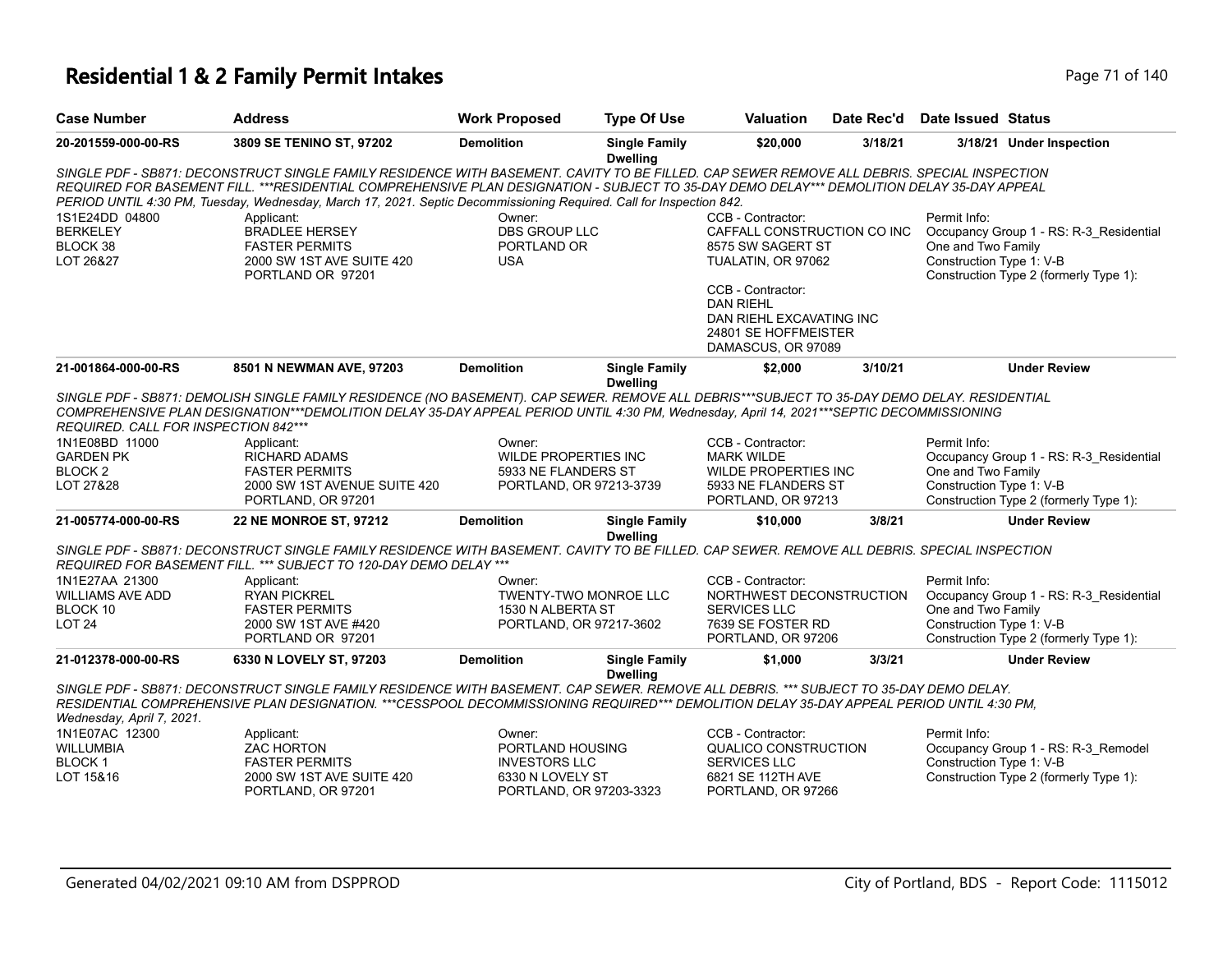# Residential 1 & 2 Family Permit Intakes

| Case Number | Address | Work Proposed | Type Of Use | Valuation | Date Rec'd | Date Issued | Status |
|---|---|---|---|---|---|---|---|
| 20-201559-000-00-RS | 3809 SE TENINO ST, 97202 | Demolition | Single Family Dwelling | $20,000 | 3/18/21 | 3/18/21 | Under Inspection |

*SINGLE PDF - SB871: DECONSTRUCT SINGLE FAMILY RESIDENCE WITH BASEMENT. CAVITY TO BE FILLED. CAP SEWER REMOVE ALL DEBRIS. SPECIAL INSPECTION REQUIRED FOR BASEMENT FILL. ***RESIDENTIAL COMPREHENSIVE PLAN DESIGNATION - SUBJECT TO 35-DAY DEMO DELAY*** DEMOLITION DELAY 35-DAY APPEAL PERIOD UNTIL 4:30 PM, Tuesday, Wednesday, March 17, 2021. Septic Decommissioning Required. Call for Inspection 842.*

1S1E24DD 04800
BERKELEY
BLOCK 38
LOT 26&27

Applicant:
BRADLEE HERSEY
FASTER PERMITS
2000 SW 1ST AVE SUITE 420
PORTLAND OR 97201

Owner:
DBS GROUP LLC
PORTLAND OR
USA

CCB - Contractor:
CAFFALL CONSTRUCTION CO INC
8575 SW SAGERT ST
TUALATIN, OR 97062

CCB - Contractor:
DAN RIEHL
DAN RIEHL EXCAVATING INC
24801 SE HOFFMEISTER
DAMASCUS, OR 97089

Permit Info:
Occupancy Group 1 - RS: R-3_Residential One and Two Family
Construction Type 1: V-B
Construction Type 2 (formerly Type 1):

| Case Number | Address | Work Proposed | Type Of Use | Valuation | Date Rec'd | Date Issued | Status |
|---|---|---|---|---|---|---|---|
| 21-001864-000-00-RS | 8501 N NEWMAN AVE, 97203 | Demolition | Single Family Dwelling | $2,000 | 3/10/21 | | Under Review |

*SINGLE PDF - SB871: DEMOLISH SINGLE FAMILY RESIDENCE (NO BASEMENT). CAP SEWER. REMOVE ALL DEBRIS***SUBJECT TO 35-DAY DEMO DELAY. RESIDENTIAL COMPREHENSIVE PLAN DESIGNATION***DEMOLITION DELAY 35-DAY APPEAL PERIOD UNTIL 4:30 PM, Wednesday, April 14, 2021***SEPTIC DECOMMISSIONING REQUIRED. CALL FOR INSPECTION 842****

1N1E08BD 11000
GARDEN PK
BLOCK 2
LOT 27&28

Applicant:
RICHARD ADAMS
FASTER PERMITS
2000 SW 1ST AVENUE SUITE 420
PORTLAND, OR 97201

Owner:
WILDE PROPERTIES INC
5933 NE FLANDERS ST
PORTLAND, OR 97213-3739

CCB - Contractor:
MARK WILDE
WILDE PROPERTIES INC
5933 NE FLANDERS ST
PORTLAND, OR 97213

Permit Info:
Occupancy Group 1 - RS: R-3_Residential One and Two Family
Construction Type 1: V-B
Construction Type 2 (formerly Type 1):

| Case Number | Address | Work Proposed | Type Of Use | Valuation | Date Rec'd | Date Issued | Status |
|---|---|---|---|---|---|---|---|
| 21-005774-000-00-RS | 22 NE MONROE ST, 97212 | Demolition | Single Family Dwelling | $10,000 | 3/8/21 | | Under Review |

*SINGLE PDF - SB871: DECONSTRUCT SINGLE FAMILY RESIDENCE WITH BASEMENT. CAVITY TO BE FILLED. CAP SEWER. REMOVE ALL DEBRIS. SPECIAL INSPECTION REQUIRED FOR BASEMENT FILL. *** SUBJECT TO 120-DAY DEMO DELAY ****

1N1E27AA 21300
WILLIAMS AVE ADD
BLOCK 10
LOT 24

Applicant:
RYAN PICKREL
FASTER PERMITS
2000 SW 1ST AVE #420
PORTLAND OR 97201

Owner:
TWENTY-TWO MONROE LLC
1530 N ALBERTA ST
PORTLAND, OR 97217-3602

CCB - Contractor:
NORTHWEST DECONSTRUCTION SERVICES LLC
7639 SE FOSTER RD
PORTLAND, OR 97206

Permit Info:
Occupancy Group 1 - RS: R-3_Residential One and Two Family
Construction Type 1: V-B
Construction Type 2 (formerly Type 1):

| Case Number | Address | Work Proposed | Type Of Use | Valuation | Date Rec'd | Date Issued | Status |
|---|---|---|---|---|---|---|---|
| 21-012378-000-00-RS | 6330 N LOVELY ST, 97203 | Demolition | Single Family Dwelling | $1,000 | 3/3/21 | | Under Review |

*SINGLE PDF - SB871: DECONSTRUCT SINGLE FAMILY RESIDENCE WITH BASEMENT. CAP SEWER. REMOVE ALL DEBRIS. *** SUBJECT TO 35-DAY DEMO DELAY. RESIDENTIAL COMPREHENSIVE PLAN DESIGNATION. ***CESSPOOL DECOMMISSIONING REQUIRED*** DEMOLITION DELAY 35-DAY APPEAL PERIOD UNTIL 4:30 PM, Wednesday, April 7, 2021.*

1N1E07AC 12300
WILLUMBIA
BLOCK 1
LOT 15&16

Applicant:
ZAC HORTON
FASTER PERMITS
2000 SW 1ST AVE SUITE 420
PORTLAND, OR 97201

Owner:
PORTLAND HOUSING INVESTORS LLC
6330 N LOVELY ST
PORTLAND, OR 97203-3323

CCB - Contractor:
QUALICO CONSTRUCTION SERVICES LLC
6821 SE 112TH AVE
PORTLAND, OR 97266

Permit Info:
Occupancy Group 1 - RS: R-3_Remodel
Construction Type 1: V-B
Construction Type 2 (formerly Type 1):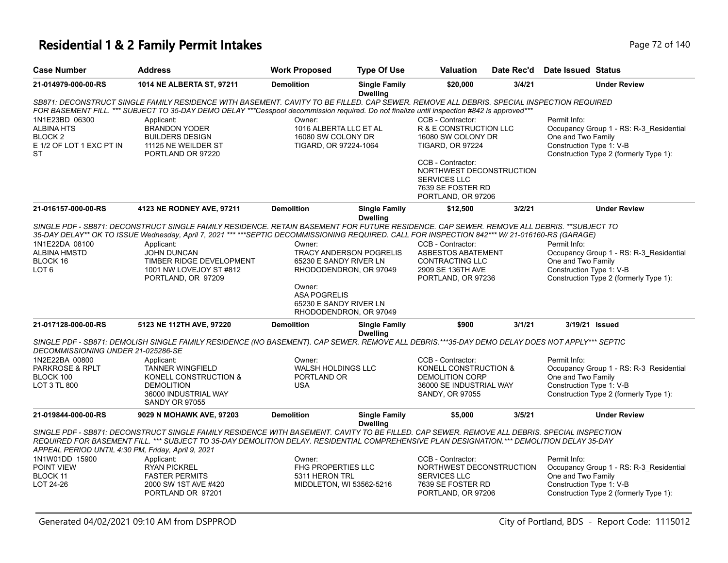# Residential 1 & 2 Family Permit Intakes

| Case Number | Address | Work Proposed | Type Of Use | Valuation | Date Rec'd | Date Issued | Status |
|---|---|---|---|---|---|---|---|
| 21-014979-000-00-RS | 1014 NE ALBERTA ST, 97211 | Demolition | Single Family Dwelling | $20,000 | 3/4/21 | | Under Review |

*SB871: DECONSTRUCT SINGLE FAMILY RESIDENCE WITH BASEMENT. CAVITY TO BE FILLED. CAP SEWER. REMOVE ALL DEBRIS. SPECIAL INSPECTION REQUIRED FOR BASEMENT FILL. *** SUBJECT TO 35-DAY DEMO DELAY ***Cesspool decommission required. Do not finalize until inspection #842 is approved****

1N1E23BD 06300
ALBINA HTS
BLOCK 2
E 1/2 OF LOT 1 EXC PT IN ST

Applicant:
BRANDON YODER
BUILDERS DESIGN
11125 NE WEILDER ST
PORTLAND OR 97220

Owner:
1016 ALBERTA LLC ET AL
16080 SW COLONY DR
TIGARD, OR 97224-1064

CCB - Contractor:
R & E CONSTRUCTION LLC
16080 SW COLONY DR
TIGARD, OR 97224

CCB - Contractor:
NORTHWEST DECONSTRUCTION SERVICES LLC
7639 SE FOSTER RD
PORTLAND, OR 97206

Permit Info:
Occupancy Group 1 - RS: R-3_Residential One and Two Family
Construction Type 1: V-B
Construction Type 2 (formerly Type 1):

| Case Number | Address | Work Proposed | Type Of Use | Valuation | Date Rec'd | Date Issued | Status |
|---|---|---|---|---|---|---|---|
| 21-016157-000-00-RS | 4123 NE RODNEY AVE, 97211 | Demolition | Single Family Dwelling | $12,500 | 3/2/21 | | Under Review |

*SINGLE PDF - SB871: DECONSTRUCT SINGLE FAMILY RESIDENCE. RETAIN BASEMENT FOR FUTURE RESIDENCE. CAP SEWER. REMOVE ALL DEBRIS. **SUBJECT TO 35-DAY DELAY** OK TO ISSUE Wednesday, April 7, 2021 *** ***SEPTIC DECOMMISSIONING REQUIRED. CALL FOR INSPECTION 842*** W/ 21-016160-RS (GARAGE)*

1N1E22DA 08100
ALBINA HMSTD
BLOCK 16
LOT 6

Applicant:
JOHN DUNCAN
TIMBER RIDGE DEVELOPMENT
1001 NW LOVEJOY ST #812
PORTLAND, OR 97209

Owner:
TRACY ANDERSON POGRELIS
65230 E SANDY RIVER LN
RHODODENDRON, OR 97049

Owner:
ASA POGRELIS
65230 E SANDY RIVER LN
RHODODENDRON, OR 97049

CCB - Contractor:
ASBESTOS ABATEMENT CONTRACTING LLC
2909 SE 136TH AVE
PORTLAND, OR 97236

Permit Info:
Occupancy Group 1 - RS: R-3_Residential One and Two Family
Construction Type 1: V-B
Construction Type 2 (formerly Type 1):

| Case Number | Address | Work Proposed | Type Of Use | Valuation | Date Rec'd | Date Issued | Status |
|---|---|---|---|---|---|---|---|
| 21-017128-000-00-RS | 5123 NE 112TH AVE, 97220 | Demolition | Single Family Dwelling | $900 | 3/1/21 | 3/19/21 | Issued |

*SINGLE PDF - SB871: DEMOLISH SINGLE FAMILY RESIDENCE (NO BASEMENT). CAP SEWER. REMOVE ALL DEBRIS.***35-DAY DEMO DELAY DOES NOT APPLY*** SEPTIC DECOMMISSIONING UNDER 21-025286-SE*

1N2E22BA 00800
PARKROSE & RPLT
BLOCK 100
LOT 3 TL 800

Applicant:
TANNER WINGFIELD
KONELL CONSTRUCTION & DEMOLITION
36000 INDUSTRIAL WAY
SANDY OR 97055

Owner:
WALSH HOLDINGS LLC
PORTLAND OR
USA

CCB - Contractor:
KONELL CONSTRUCTION & DEMOLITION CORP
36000 SE INDUSTRIAL WAY
SANDY, OR 97055

Permit Info:
Occupancy Group 1 - RS: R-3_Residential One and Two Family
Construction Type 1: V-B
Construction Type 2 (formerly Type 1):

| Case Number | Address | Work Proposed | Type Of Use | Valuation | Date Rec'd | Date Issued | Status |
|---|---|---|---|---|---|---|---|
| 21-019844-000-00-RS | 9029 N MOHAWK AVE, 97203 | Demolition | Single Family Dwelling | $5,000 | 3/5/21 | | Under Review |

*SINGLE PDF - SB871: DECONSTRUCT SINGLE FAMILY RESIDENCE WITH BASEMENT. CAVITY TO BE FILLED. CAP SEWER. REMOVE ALL DEBRIS. SPECIAL INSPECTION REQUIRED FOR BASEMENT FILL. *** SUBJECT TO 35-DAY DEMOLITION DELAY. RESIDENTIAL COMPREHENSIVE PLAN DESIGNATION.*** DEMOLITION DELAY 35-DAY APPEAL PERIOD UNTIL 4:30 PM, Friday, April 9, 2021*

1N1W01DD 15900
POINT VIEW
BLOCK 11
LOT 24-26

Applicant:
RYAN PICKREL
FASTER PERMITS
2000 SW 1ST AVE #420
PORTLAND OR 97201

Owner:
FHG PROPERTIES LLC
5311 HERON TRL
MIDDLETON, WI 53562-5216

CCB - Contractor:
NORTHWEST DECONSTRUCTION SERVICES LLC
7639 SE FOSTER RD
PORTLAND, OR 97206

Permit Info:
Occupancy Group 1 - RS: R-3_Residential One and Two Family
Construction Type 1: V-B
Construction Type 2 (formerly Type 1):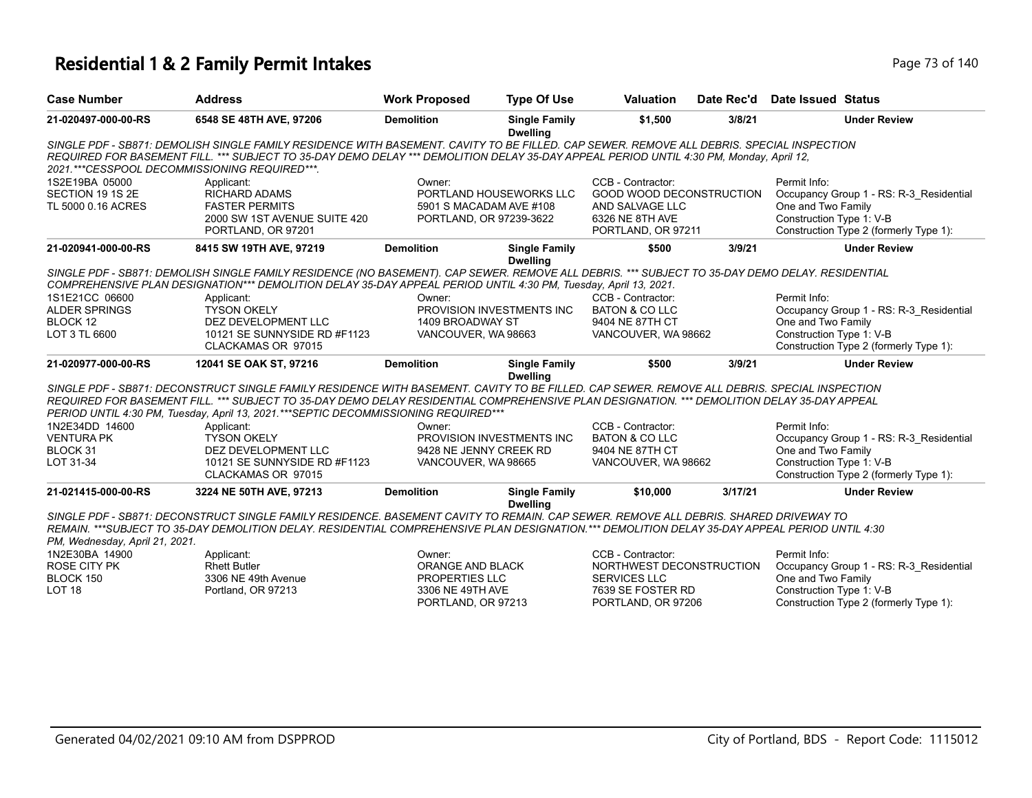# Residential 1 & 2 Family Permit Intakes

| Case Number | Address | Work Proposed | Type Of Use | Valuation | Date Rec'd | Date Issued | Status |
|---|---|---|---|---|---|---|---|
| 21-020497-000-00-RS | 6548 SE 48TH AVE, 97206 | Demolition | Single Family Dwelling | $1,500 | 3/8/21 | | Under Review |

*SINGLE PDF - SB871: DEMOLISH SINGLE FAMILY RESIDENCE WITH BASEMENT. CAVITY TO BE FILLED. CAP SEWER. REMOVE ALL DEBRIS. SPECIAL INSPECTION REQUIRED FOR BASEMENT FILL. *** SUBJECT TO 35-DAY DEMO DELAY *** DEMOLITION DELAY 35-DAY APPEAL PERIOD UNTIL 4:30 PM, Monday, April 12, 2021.***CESSPOOL DECOMMISSIONING REQUIRED***.*

| | Applicant: | Owner: | CCB - Contractor: | Permit Info: |
|---|---|---|---|---|
| 1S2E19BA 05000 | RICHARD ADAMS | PORTLAND HOUSEWORKS LLC | GOOD WOOD DECONSTRUCTION | Occupancy Group 1 - RS: R-3_Residential |
| SECTION 19 1S 2E | FASTER PERMITS | 5901 S MACADAM AVE #108 | AND SALVAGE LLC | One and Two Family |
| TL 5000 0.16 ACRES | 2000 SW 1ST AVENUE SUITE 420 | PORTLAND, OR 97239-3622 | 6326 NE 8TH AVE | Construction Type 1: V-B |
| | PORTLAND, OR 97201 | | PORTLAND, OR 97211 | Construction Type 2 (formerly Type 1): |

| Case Number | Address | Work Proposed | Type Of Use | Valuation | Date Rec'd | Date Issued | Status |
|---|---|---|---|---|---|---|---|
| 21-020941-000-00-RS | 8415 SW 19TH AVE, 97219 | Demolition | Single Family Dwelling | $500 | 3/9/21 | | Under Review |

*SINGLE PDF - SB871: DEMOLISH SINGLE FAMILY RESIDENCE (NO BASEMENT). CAP SEWER. REMOVE ALL DEBRIS. *** SUBJECT TO 35-DAY DEMO DELAY. RESIDENTIAL COMPREHENSIVE PLAN DESIGNATION*** DEMOLITION DELAY 35-DAY APPEAL PERIOD UNTIL 4:30 PM, Tuesday, April 13, 2021.*

| | Applicant: | Owner: | CCB - Contractor: | Permit Info: |
|---|---|---|---|---|
| 1S1E21CC 06600 | TYSON OKELY | PROVISION INVESTMENTS INC | BATON & CO LLC | Occupancy Group 1 - RS: R-3_Residential |
| ALDER SPRINGS | DEZ DEVELOPMENT LLC | 1409 BROADWAY ST | 9404 NE 87TH CT | One and Two Family |
| BLOCK 12 | 10121 SE SUNNYSIDE RD #F1123 | VANCOUVER, WA 98663 | VANCOUVER, WA 98662 | Construction Type 1: V-B |
| LOT 3 TL 6600 | CLACKAMAS OR 97015 | | | Construction Type 2 (formerly Type 1): |

| Case Number | Address | Work Proposed | Type Of Use | Valuation | Date Rec'd | Date Issued | Status |
|---|---|---|---|---|---|---|---|
| 21-020977-000-00-RS | 12041 SE OAK ST, 97216 | Demolition | Single Family Dwelling | $500 | 3/9/21 | | Under Review |

*SINGLE PDF - SB871: DECONSTRUCT SINGLE FAMILY RESIDENCE WITH BASEMENT. CAVITY TO BE FILLED. CAP SEWER. REMOVE ALL DEBRIS. SPECIAL INSPECTION REQUIRED FOR BASEMENT FILL. *** SUBJECT TO 35-DAY DEMO DELAY RESIDENTIAL COMPREHENSIVE PLAN DESIGNATION. *** DEMOLITION DELAY 35-DAY APPEAL PERIOD UNTIL 4:30 PM, Tuesday, April 13, 2021.***SEPTIC DECOMMISSIONING REQUIRED****

| | Applicant: | Owner: | CCB - Contractor: | Permit Info: |
|---|---|---|---|---|
| 1N2E34DD 14600 | TYSON OKELY | PROVISION INVESTMENTS INC | BATON & CO LLC | Occupancy Group 1 - RS: R-3_Residential |
| VENTURA PK | DEZ DEVELOPMENT LLC | 9428 NE JENNY CREEK RD | 9404 NE 87TH CT | One and Two Family |
| BLOCK 31 | 10121 SE SUNNYSIDE RD #F1123 | VANCOUVER, WA 98665 | VANCOUVER, WA 98662 | Construction Type 1: V-B |
| LOT 31-34 | CLACKAMAS OR 97015 | | | Construction Type 2 (formerly Type 1): |

| Case Number | Address | Work Proposed | Type Of Use | Valuation | Date Rec'd | Date Issued | Status |
|---|---|---|---|---|---|---|---|
| 21-021415-000-00-RS | 3224 NE 50TH AVE, 97213 | Demolition | Single Family Dwelling | $10,000 | 3/17/21 | | Under Review |

*SINGLE PDF - SB871: DECONSTRUCT SINGLE FAMILY RESIDENCE. BASEMENT CAVITY TO REMAIN. CAP SEWER. REMOVE ALL DEBRIS. SHARED DRIVEWAY TO REMAIN. ***SUBJECT TO 35-DAY DEMOLITION DELAY. RESIDENTIAL COMPREHENSIVE PLAN DESIGNATION.*** DEMOLITION DELAY 35-DAY APPEAL PERIOD UNTIL 4:30 PM, Wednesday, April 21, 2021.*

| | Applicant: | Owner: | CCB - Contractor: | Permit Info: |
|---|---|---|---|---|
| 1N2E30BA 14900 | Rhett Butler | ORANGE AND BLACK | NORTHWEST DECONSTRUCTION | Occupancy Group 1 - RS: R-3_Residential |
| ROSE CITY PK | 3306 NE 49th Avenue | PROPERTIES LLC | SERVICES LLC | One and Two Family |
| BLOCK 150 | Portland, OR 97213 | 3306 NE 49TH AVE | 7639 SE FOSTER RD | Construction Type 1: V-B |
| LOT 18 | | PORTLAND, OR 97213 | PORTLAND, OR 97206 | Construction Type 2 (formerly Type 1): |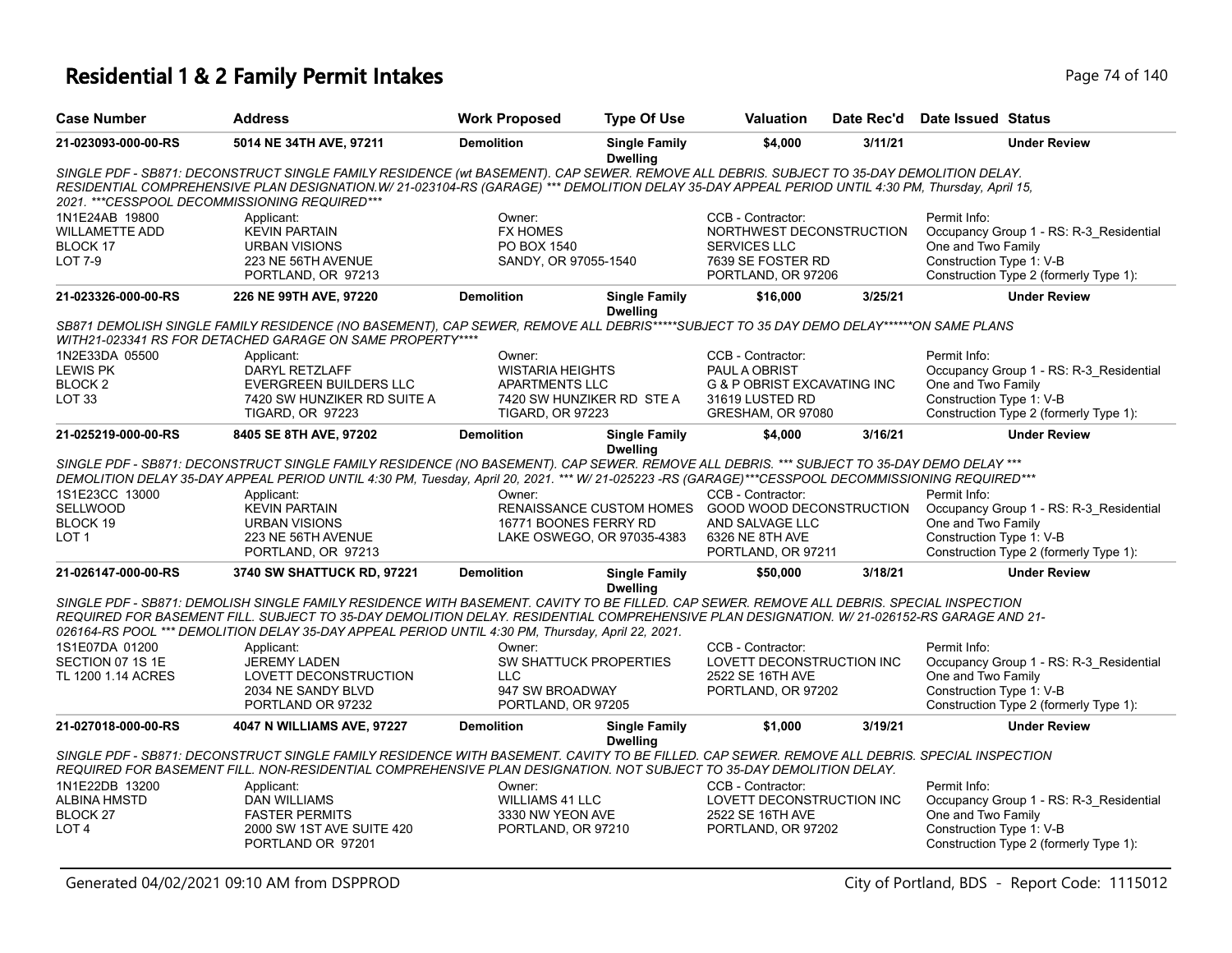# Residential 1 & 2 Family Permit Intakes

| Case Number | Address | Work Proposed | Type Of Use | Valuation | Date Rec'd | Date Issued | Status |
|---|---|---|---|---|---|---|---|
| **21-023093-000-00-RS** | **5014 NE 34TH AVE, 97211** | **Demolition** | **Single Family Dwelling** | **$4,000** | **3/11/21** | | **Under Review** |

*SINGLE PDF - SB871: DECONSTRUCT SINGLE FAMILY RESIDENCE (wt BASEMENT). CAP SEWER. REMOVE ALL DEBRIS. SUBJECT TO 35-DAY DEMOLITION DELAY. RESIDENTIAL COMPREHENSIVE PLAN DESIGNATION.W/ 21-023104-RS (GARAGE) *** DEMOLITION DELAY 35-DAY APPEAL PERIOD UNTIL 4:30 PM, Thursday, April 15, 2021. ***CESSPOOL DECOMMISSIONING REQUIRED****

1N1E24AB 19800
WILLAMETTE ADD
BLOCK 17
LOT 7-9

Applicant:
KEVIN PARTAIN
URBAN VISIONS
223 NE 56TH AVENUE
PORTLAND, OR 97213

Owner:
FX HOMES
PO BOX 1540
SANDY, OR 97055-1540

CCB - Contractor:
NORTHWEST DECONSTRUCTION SERVICES LLC
7639 SE FOSTER RD
PORTLAND, OR 97206

Permit Info:
Occupancy Group 1 - RS: R-3_Residential One and Two Family
Construction Type 1: V-B
Construction Type 2 (formerly Type 1):

| Case Number | Address | Work Proposed | Type Of Use | Valuation | Date Rec'd | Date Issued | Status |
|---|---|---|---|---|---|---|---|
| **21-023326-000-00-RS** | **226 NE 99TH AVE, 97220** | **Demolition** | **Single Family Dwelling** | **$16,000** | **3/25/21** | | **Under Review** |

*SB871 DEMOLISH SINGLE FAMILY RESIDENCE (NO BASEMENT), CAP SEWER, REMOVE ALL DEBRIS*****SUBJECT TO 35 DAY DEMO DELAY******ON SAME PLANS WITH21-023341 RS FOR DETACHED GARAGE ON SAME PROPERTY*****

1N2E33DA 05500
LEWIS PK
BLOCK 2
LOT 33

Applicant:
DARYL RETZLAFF
EVERGREEN BUILDERS LLC
7420 SW HUNZIKER RD SUITE A
TIGARD, OR 97223

Owner:
WISTARIA HEIGHTS APARTMENTS LLC
7420 SW HUNZIKER RD STE A
TIGARD, OR 97223

CCB - Contractor:
PAUL A OBRIST
G & P OBRIST EXCAVATING INC
31619 LUSTED RD
GRESHAM, OR 97080

Permit Info:
Occupancy Group 1 - RS: R-3_Residential One and Two Family
Construction Type 1: V-B
Construction Type 2 (formerly Type 1):

| Case Number | Address | Work Proposed | Type Of Use | Valuation | Date Rec'd | Date Issued | Status |
|---|---|---|---|---|---|---|---|
| **21-025219-000-00-RS** | **8405 SE 8TH AVE, 97202** | **Demolition** | **Single Family Dwelling** | **$4,000** | **3/16/21** | | **Under Review** |

*SINGLE PDF - SB871: DECONSTRUCT SINGLE FAMILY RESIDENCE (NO BASEMENT). CAP SEWER. REMOVE ALL DEBRIS. *** SUBJECT TO 35-DAY DEMO DELAY *** DEMOLITION DELAY 35-DAY APPEAL PERIOD UNTIL 4:30 PM, Tuesday, April 20, 2021. *** W/ 21-025223 -RS (GARAGE)***CESSPOOL DECOMMISSIONING REQUIRED****

1S1E23CC 13000
SELLWOOD
BLOCK 19
LOT 1

Applicant:
KEVIN PARTAIN
URBAN VISIONS
223 NE 56TH AVENUE
PORTLAND, OR 97213

Owner:
RENAISSANCE CUSTOM HOMES
16771 BOONES FERRY RD
LAKE OSWEGO, OR 97035-4383

CCB - Contractor:
GOOD WOOD DECONSTRUCTION AND SALVAGE LLC
6326 NE 8TH AVE
PORTLAND, OR 97211

Permit Info:
Occupancy Group 1 - RS: R-3_Residential One and Two Family
Construction Type 1: V-B
Construction Type 2 (formerly Type 1):

| Case Number | Address | Work Proposed | Type Of Use | Valuation | Date Rec'd | Date Issued | Status |
|---|---|---|---|---|---|---|---|
| **21-026147-000-00-RS** | **3740 SW SHATTUCK RD, 97221** | **Demolition** | **Single Family Dwelling** | **$50,000** | **3/18/21** | | **Under Review** |

*SINGLE PDF - SB871: DEMOLISH SINGLE FAMILY RESIDENCE WITH BASEMENT. CAVITY TO BE FILLED. CAP SEWER. REMOVE ALL DEBRIS. SPECIAL INSPECTION REQUIRED FOR BASEMENT FILL. SUBJECT TO 35-DAY DEMOLITION DELAY. RESIDENTIAL COMPREHENSIVE PLAN DESIGNATION. W/ 21-026152-RS GARAGE AND 21-026164-RS POOL *** DEMOLITION DELAY 35-DAY APPEAL PERIOD UNTIL 4:30 PM, Thursday, April 22, 2021.*

1S1E07DA 01200
SECTION 07 1S 1E
TL 1200 1.14 ACRES

Applicant:
JEREMY LADEN
LOVETT DECONSTRUCTION
2034 NE SANDY BLVD
PORTLAND OR 97232

Owner:
SW SHATTUCK PROPERTIES LLC
947 SW BROADWAY
PORTLAND, OR 97205

CCB - Contractor:
LOVETT DECONSTRUCTION INC
2522 SE 16TH AVE
PORTLAND, OR 97202

Permit Info:
Occupancy Group 1 - RS: R-3_Residential One and Two Family
Construction Type 1: V-B
Construction Type 2 (formerly Type 1):

| Case Number | Address | Work Proposed | Type Of Use | Valuation | Date Rec'd | Date Issued | Status |
|---|---|---|---|---|---|---|---|
| **21-027018-000-00-RS** | **4047 N WILLIAMS AVE, 97227** | **Demolition** | **Single Family Dwelling** | **$1,000** | **3/19/21** | | **Under Review** |

*SINGLE PDF - SB871: DECONSTRUCT SINGLE FAMILY RESIDENCE WITH BASEMENT. CAVITY TO BE FILLED. CAP SEWER. REMOVE ALL DEBRIS. SPECIAL INSPECTION REQUIRED FOR BASEMENT FILL. NON-RESIDENTIAL COMPREHENSIVE PLAN DESIGNATION. NOT SUBJECT TO 35-DAY DEMOLITION DELAY.*

1N1E22DB 13200
ALBINA HMSTD
BLOCK 27
LOT 4

Applicant:
DAN WILLIAMS
FASTER PERMITS
2000 SW 1ST AVE SUITE 420
PORTLAND OR 97201

Owner:
WILLIAMS 41 LLC
3330 NW YEON AVE
PORTLAND, OR 97210

CCB - Contractor:
LOVETT DECONSTRUCTION INC
2522 SE 16TH AVE
PORTLAND, OR 97202

Permit Info:
Occupancy Group 1 - RS: R-3_Residential One and Two Family
Construction Type 1: V-B
Construction Type 2 (formerly Type 1):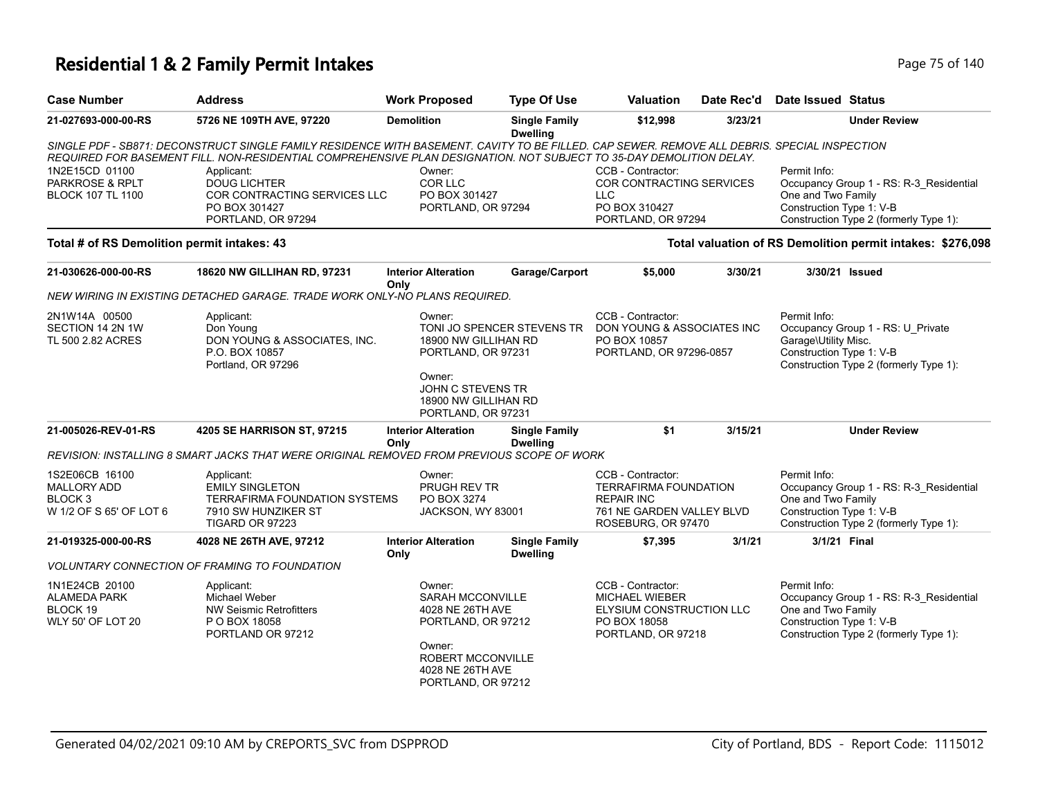# Residential 1 & 2 Family Permit Intakes

| Case Number | Address | Work Proposed | Type Of Use | Valuation | Date Rec'd | Date Issued | Status |
|---|---|---|---|---|---|---|---|
| 21-027693-000-00-RS | 5726 NE 109TH AVE, 97220 | Demolition | Single Family Dwelling | $12,998 | 3/23/21 | | Under Review |

*SINGLE PDF - SB871: DECONSTRUCT SINGLE FAMILY RESIDENCE WITH BASEMENT. CAVITY TO BE FILLED. CAP SEWER. REMOVE ALL DEBRIS. SPECIAL INSPECTION REQUIRED FOR BASEMENT FILL. NON-RESIDENTIAL COMPREHENSIVE PLAN DESIGNATION. NOT SUBJECT TO 35-DAY DEMOLITION DELAY.*

1N2E15CD 01100
PARKROSE & RPLT
BLOCK 107 TL 1100

Applicant:
DOUG LICHTER
COR CONTRACTING SERVICES LLC
PO BOX 301427
PORTLAND, OR 97294

Owner:
COR LLC
PO BOX 301427
PORTLAND, OR 97294

CCB - Contractor:
COR CONTRACTING SERVICES LLC
PO BOX 310427
PORTLAND, OR 97294

Permit Info:
Occupancy Group 1 - RS: R-3_Residential One and Two Family
Construction Type 1: V-B
Construction Type 2 (formerly Type 1):

**Total # of RS Demolition permit intakes: 43**

**Total valuation of RS Demolition permit intakes: $276,098**

| Case Number | Address | Work Proposed | Type Of Use | Valuation | Date Rec'd | Date Issued | Status |
|---|---|---|---|---|---|---|---|
| 21-030626-000-00-RS | 18620 NW GILLIHAN RD, 97231 | Interior Alteration Only | Garage/Carport | $5,000 | 3/30/21 | 3/30/21 | Issued |

*NEW WIRING IN EXISTING DETACHED GARAGE. TRADE WORK ONLY-NO PLANS REQUIRED.*

2N1W14A 00500
SECTION 14 2N 1W
TL 500 2.82 ACRES

Applicant:
Don Young
DON YOUNG & ASSOCIATES, INC.
P.O. BOX 10857
Portland, OR 97296

Owner:
TONI JO SPENCER STEVENS TR
18900 NW GILLIHAN RD
PORTLAND, OR 97231

Owner:
JOHN C STEVENS TR
18900 NW GILLIHAN RD
PORTLAND, OR 97231

CCB - Contractor:
DON YOUNG & ASSOCIATES INC
PO BOX 10857
PORTLAND, OR 97296-0857

Permit Info:
Occupancy Group 1 - RS: U_Private Garage\Utility Misc.
Construction Type 1: V-B
Construction Type 2 (formerly Type 1):

| Case Number | Address | Work Proposed | Type Of Use | Valuation | Date Rec'd | Date Issued | Status |
|---|---|---|---|---|---|---|---|
| 21-005026-REV-01-RS | 4205 SE HARRISON ST, 97215 | Interior Alteration Only | Single Family Dwelling | $1 | 3/15/21 | | Under Review |

*REVISION: INSTALLING 8 SMART JACKS THAT WERE ORIGINAL REMOVED FROM PREVIOUS SCOPE OF WORK*

1S2E06CB 16100
MALLORY ADD
BLOCK 3
W 1/2 OF S 65' OF LOT 6

Applicant:
EMILY SINGLETON
TERRAFIRMA FOUNDATION SYSTEMS
7910 SW HUNZIKER ST
TIGARD OR 97223

Owner:
PRUGH REV TR
PO BOX 3274
JACKSON, WY 83001

CCB - Contractor:
TERRAFIRMA FOUNDATION REPAIR INC
761 NE GARDEN VALLEY BLVD
ROSEBURG, OR 97470

Permit Info:
Occupancy Group 1 - RS: R-3_Residential One and Two Family
Construction Type 1: V-B
Construction Type 2 (formerly Type 1):

| Case Number | Address | Work Proposed | Type Of Use | Valuation | Date Rec'd | Date Issued | Status |
|---|---|---|---|---|---|---|---|
| 21-019325-000-00-RS | 4028 NE 26TH AVE, 97212 | Interior Alteration Only | Single Family Dwelling | $7,395 | 3/1/21 | 3/1/21 | Final |

*VOLUNTARY CONNECTION OF FRAMING TO FOUNDATION*

1N1E24CB 20100
ALAMEDA PARK
BLOCK 19
WLY 50' OF LOT 20

Applicant:
Michael Weber
NW Seismic Retrofitters
P O BOX 18058
PORTLAND OR 97212

Owner:
SARAH MCCONVILLE
4028 NE 26TH AVE
PORTLAND, OR 97212

Owner:
ROBERT MCCONVILLE
4028 NE 26TH AVE
PORTLAND, OR 97212

CCB - Contractor:
MICHAEL WIEBER
ELYSIUM CONSTRUCTION LLC
PO BOX 18058
PORTLAND, OR 97218

Permit Info:
Occupancy Group 1 - RS: R-3_Residential One and Two Family
Construction Type 1: V-B
Construction Type 2 (formerly Type 1):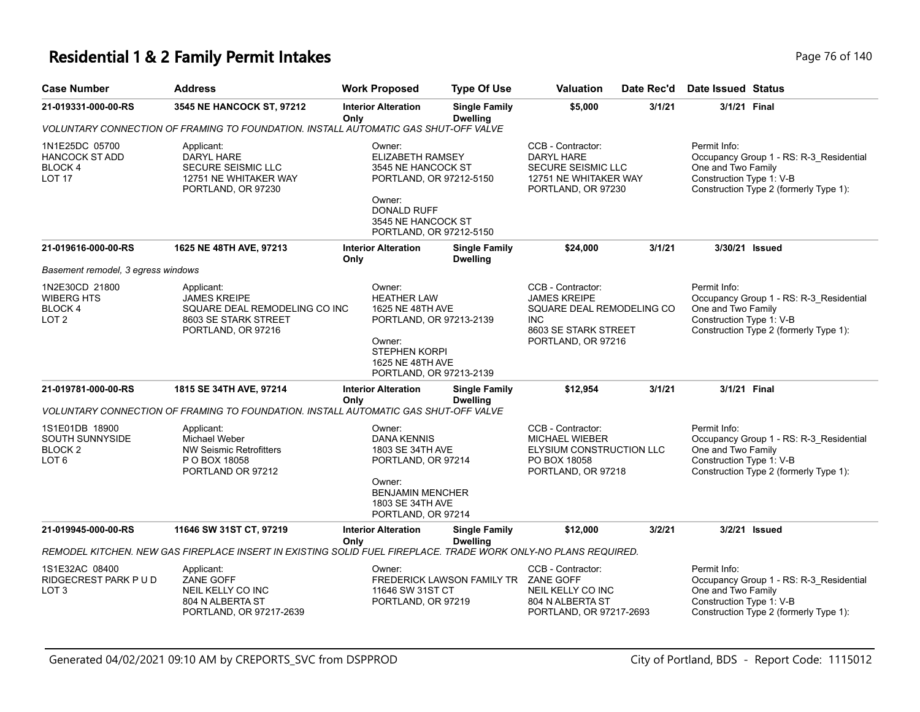# Residential 1 & 2 Family Permit Intakes

| Case Number | Address | Work Proposed | Type Of Use | Valuation | Date Rec'd | Date Issued | Status |
|---|---|---|---|---|---|---|---|
| 21-019331-000-00-RS | 3545 NE HANCOCK ST, 97212 | Interior Alteration Only | Single Family Dwelling | $5,000 | 3/1/21 | 3/1/21 | Final |

VOLUNTARY CONNECTION OF FRAMING TO FOUNDATION. INSTALL AUTOMATIC GAS SHUT-OFF VALVE

1N1E25DC 05700
HANCOCK ST ADD
BLOCK 4
LOT 17

Applicant:
DARYL HARE
SECURE SEISMIC LLC
12751 NE WHITAKER WAY
PORTLAND, OR 97230

Owner:
ELIZABETH RAMSEY
3545 NE HANCOCK ST
PORTLAND, OR 97212-5150

Owner:
DONALD RUFF
3545 NE HANCOCK ST
PORTLAND, OR 97212-5150

CCB - Contractor:
DARYL HARE
SECURE SEISMIC LLC
12751 NE WHITAKER WAY
PORTLAND, OR 97230

Permit Info:
Occupancy Group 1 - RS: R-3_Residential One and Two Family
Construction Type 1: V-B
Construction Type 2 (formerly Type 1):

| Case Number | Address | Work Proposed | Type Of Use | Valuation | Date Rec'd | Date Issued | Status |
|---|---|---|---|---|---|---|---|
| 21-019616-000-00-RS | 1625 NE 48TH AVE, 97213 | Interior Alteration Only | Single Family Dwelling | $24,000 | 3/1/21 | 3/30/21 | Issued |

*Basement remodel, 3 egress windows*

1N2E30CD 21800
WIBERG HTS
BLOCK 4
LOT 2

Applicant:
JAMES KREIPE
SQUARE DEAL REMODELING CO INC
8603 SE STARK STREET
PORTLAND, OR 97216

Owner:
HEATHER LAW
1625 NE 48TH AVE
PORTLAND, OR 97213-2139

Owner:
STEPHEN KORPI
1625 NE 48TH AVE
PORTLAND, OR 97213-2139

CCB - Contractor:
JAMES KREIPE
SQUARE DEAL REMODELING CO INC
8603 SE STARK STREET
PORTLAND, OR 97216

Permit Info:
Occupancy Group 1 - RS: R-3_Residential One and Two Family
Construction Type 1: V-B
Construction Type 2 (formerly Type 1):

| Case Number | Address | Work Proposed | Type Of Use | Valuation | Date Rec'd | Date Issued | Status |
|---|---|---|---|---|---|---|---|
| 21-019781-000-00-RS | 1815 SE 34TH AVE, 97214 | Interior Alteration Only | Single Family Dwelling | $12,954 | 3/1/21 | 3/1/21 | Final |

VOLUNTARY CONNECTION OF FRAMING TO FOUNDATION. INSTALL AUTOMATIC GAS SHUT-OFF VALVE

1S1E01DB 18900
SOUTH SUNNYSIDE
BLOCK 2
LOT 6

Applicant:
Michael Weber
NW Seismic Retrofitters
P O BOX 18058
PORTLAND OR 97212

Owner:
DANA KENNIS
1803 SE 34TH AVE
PORTLAND, OR 97214

Owner:
BENJAMIN MENCHER
1803 SE 34TH AVE
PORTLAND, OR 97214

CCB - Contractor:
MICHAEL WIEBER
ELYSIUM CONSTRUCTION LLC
PO BOX 18058
PORTLAND, OR 97218

Permit Info:
Occupancy Group 1 - RS: R-3_Residential One and Two Family
Construction Type 1: V-B
Construction Type 2 (formerly Type 1):

| Case Number | Address | Work Proposed | Type Of Use | Valuation | Date Rec'd | Date Issued | Status |
|---|---|---|---|---|---|---|---|
| 21-019945-000-00-RS | 11646 SW 31ST CT, 97219 | Interior Alteration Only | Single Family Dwelling | $12,000 | 3/2/21 | 3/2/21 | Issued |

REMODEL KITCHEN. NEW GAS FIREPLACE INSERT IN EXISTING SOLID FUEL FIREPLACE. TRADE WORK ONLY-NO PLANS REQUIRED.

1S1E32AC 08400
RIDGECREST PARK P U D
LOT 3

Applicant:
ZANE GOFF
NEIL KELLY CO INC
804 N ALBERTA ST
PORTLAND, OR 97217-2639

Owner:
FREDERICK LAWSON FAMILY TR
11646 SW 31ST CT
PORTLAND, OR 97219

CCB - Contractor:
ZANE GOFF
NEIL KELLY CO INC
804 N ALBERTA ST
PORTLAND, OR 97217-2693

Permit Info:
Occupancy Group 1 - RS: R-3_Residential One and Two Family
Construction Type 1: V-B
Construction Type 2 (formerly Type 1):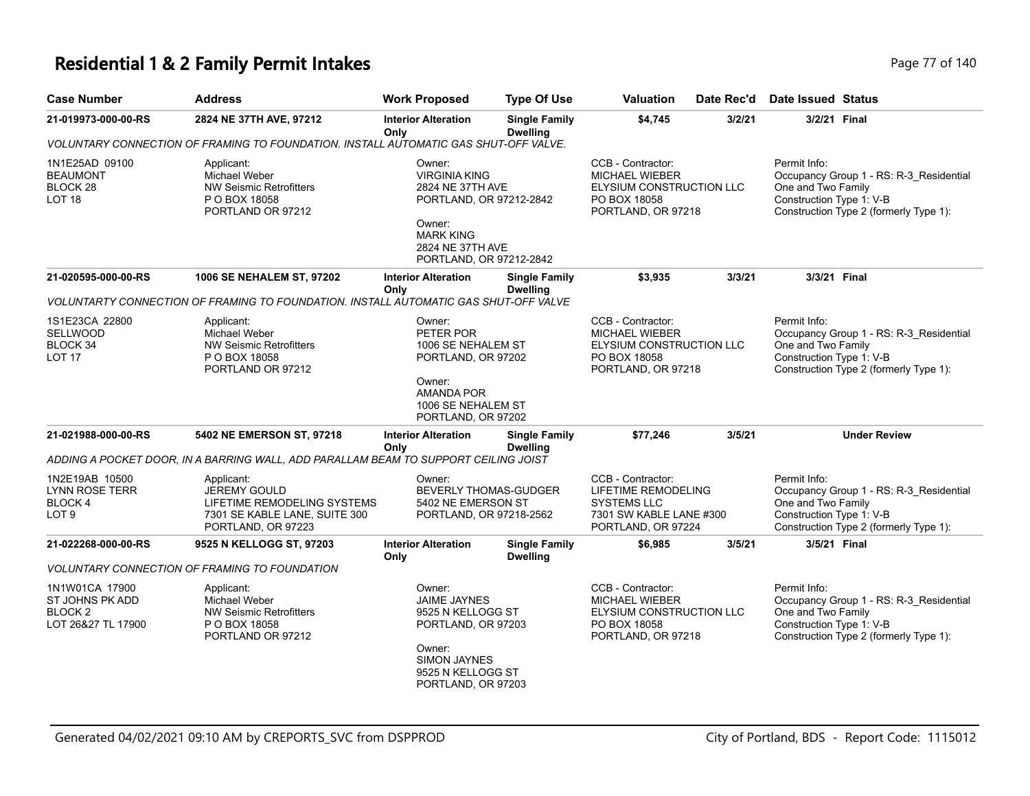# Residential 1 & 2 Family Permit Intakes

| Case Number | Address | Work Proposed | Type Of Use | Valuation | Date Rec'd | Date Issued | Status |
|---|---|---|---|---|---|---|---|
| 21-019973-000-00-RS | 2824 NE 37TH AVE, 97212 | Interior Alteration Only | Single Family Dwelling | $4,745 | 3/2/21 | 3/2/21 | Final |

VOLUNTARY CONNECTION OF FRAMING TO FOUNDATION. INSTALL AUTOMATIC GAS SHUT-OFF VALVE.

| | | | | |
|---|---|---|---|---|
| 1N1E25AD 09100<br>BEAUMONT<br>BLOCK 28<br>LOT 18 | Applicant:<br>Michael Weber<br>NW Seismic Retrofitters<br>P O BOX 18058<br>PORTLAND OR 97212 | Owner:<br>VIRGINIA KING<br>2824 NE 37TH AVE<br>PORTLAND, OR 97212-2842<br>Owner:<br>MARK KING<br>2824 NE 37TH AVE<br>PORTLAND, OR 97212-2842 | CCB - Contractor:<br>MICHAEL WIEBER<br>ELYSIUM CONSTRUCTION LLC<br>PO BOX 18058<br>PORTLAND, OR 97218 | Permit Info:<br>Occupancy Group 1 - RS: R-3_Residential One and Two Family<br>Construction Type 1: V-B<br>Construction Type 2 (formerly Type 1): |

| Case Number | Address | Work Proposed | Type Of Use | Valuation | Date Rec'd | Date Issued | Status |
|---|---|---|---|---|---|---|---|
| 21-020595-000-00-RS | 1006 SE NEHALEM ST, 97202 | Interior Alteration Only | Single Family Dwelling | $3,935 | 3/3/21 | 3/3/21 | Final |

VOLUNTARTY CONNECTION OF FRAMING TO FOUNDATION. INSTALL AUTOMATIC GAS SHUT-OFF VALVE

| | | | | |
|---|---|---|---|---|
| 1S1E23CA 22800<br>SELLWOOD<br>BLOCK 34<br>LOT 17 | Applicant:<br>Michael Weber<br>NW Seismic Retrofitters<br>P O BOX 18058<br>PORTLAND OR 97212 | Owner:<br>PETER POR<br>1006 SE NEHALEM ST<br>PORTLAND, OR 97202<br>Owner:<br>AMANDA POR<br>1006 SE NEHALEM ST<br>PORTLAND, OR 97202 | CCB - Contractor:<br>MICHAEL WIEBER<br>ELYSIUM CONSTRUCTION LLC<br>PO BOX 18058<br>PORTLAND, OR 97218 | Permit Info:<br>Occupancy Group 1 - RS: R-3_Residential One and Two Family<br>Construction Type 1: V-B<br>Construction Type 2 (formerly Type 1): |

| Case Number | Address | Work Proposed | Type Of Use | Valuation | Date Rec'd | Date Issued | Status |
|---|---|---|---|---|---|---|---|
| 21-021988-000-00-RS | 5402 NE EMERSON ST, 97218 | Interior Alteration Only | Single Family Dwelling | $77,246 | 3/5/21 | | Under Review |

ADDING A POCKET DOOR, IN A BARRING WALL, ADD PARALLAM BEAM TO SUPPORT CEILING JOIST

| | | | | |
|---|---|---|---|---|
| 1N2E19AB 10500<br>LYNN ROSE TERR<br>BLOCK 4<br>LOT 9 | Applicant:<br>JEREMY GOULD<br>LIFETIME REMODELING SYSTEMS<br>7301 SE KABLE LANE, SUITE 300<br>PORTLAND, OR 97223 | Owner:<br>BEVERLY THOMAS-GUDGER<br>5402 NE EMERSON ST<br>PORTLAND, OR 97218-2562 | CCB - Contractor:<br>LIFETIME REMODELING SYSTEMS LLC<br>7301 SW KABLE LANE #300<br>PORTLAND, OR 97224 | Permit Info:<br>Occupancy Group 1 - RS: R-3_Residential One and Two Family<br>Construction Type 1: V-B<br>Construction Type 2 (formerly Type 1): |

| Case Number | Address | Work Proposed | Type Of Use | Valuation | Date Rec'd | Date Issued | Status |
|---|---|---|---|---|---|---|---|
| 21-022268-000-00-RS | 9525 N KELLOGG ST, 97203 | Interior Alteration Only | Single Family Dwelling | $6,985 | 3/5/21 | 3/5/21 | Final |

VOLUNTARY CONNECTION OF FRAMING TO FOUNDATION

| | | | | |
|---|---|---|---|---|
| 1N1W01CA 17900<br>ST JOHNS PK ADD<br>BLOCK 2<br>LOT 26&27 TL 17900 | Applicant:<br>Michael Weber<br>NW Seismic Retrofitters<br>P O BOX 18058<br>PORTLAND OR 97212 | Owner:<br>JAIME JAYNES<br>9525 N KELLOGG ST<br>PORTLAND, OR 97203<br>Owner:<br>SIMON JAYNES<br>9525 N KELLOGG ST<br>PORTLAND, OR 97203 | CCB - Contractor:<br>MICHAEL WIEBER<br>ELYSIUM CONSTRUCTION LLC<br>PO BOX 18058<br>PORTLAND, OR 97218 | Permit Info:<br>Occupancy Group 1 - RS: R-3_Residential One and Two Family<br>Construction Type 1: V-B<br>Construction Type 2 (formerly Type 1): |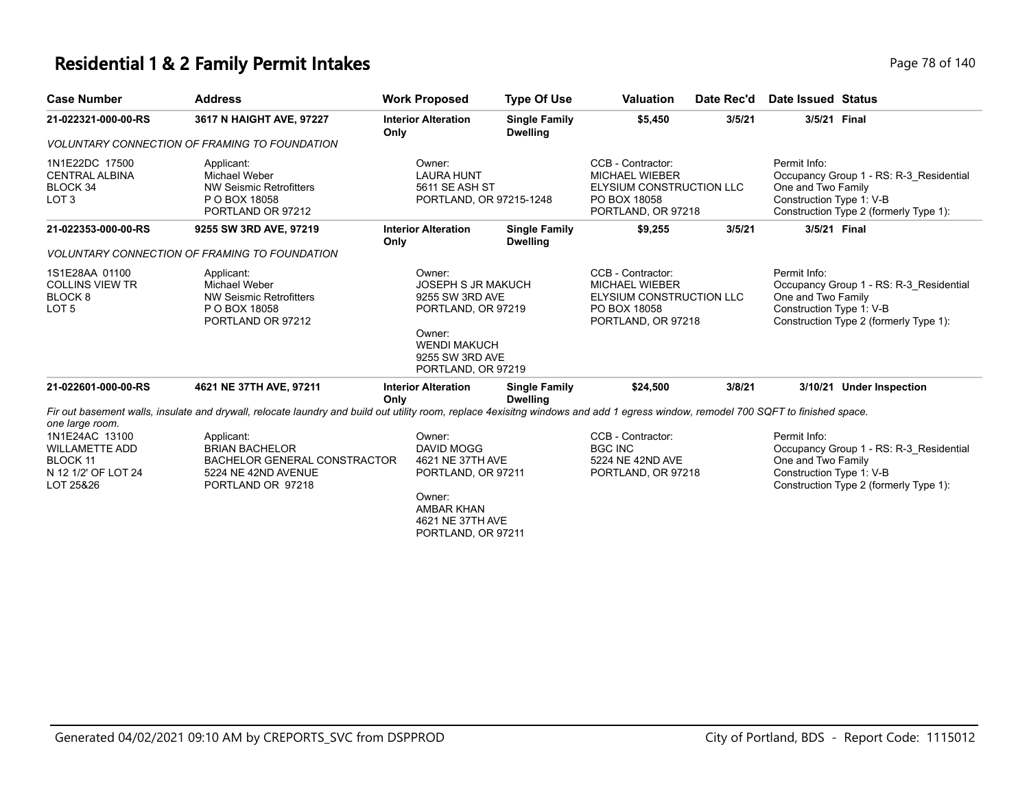# Residential 1 & 2 Family Permit Intakes

| Case Number | Address | Work Proposed | Type Of Use | Valuation | Date Rec'd | Date Issued | Status |
|---|---|---|---|---|---|---|---|
| **21-022321-000-00-RS** | **3617 N HAIGHT AVE, 97227** | **Interior Alteration Only** | **Single Family Dwelling** | **$5,450** | **3/5/21** | **3/5/21** | **Final** |

*VOLUNTARY CONNECTION OF FRAMING TO FOUNDATION*

| | | | | |
|---|---|---|---|---|
| 1N1E22DC 17500<br>CENTRAL ALBINA<br>BLOCK 34<br>LOT 3 | Applicant:<br>Michael Weber<br>NW Seismic Retrofitters<br>P O BOX 18058<br>PORTLAND OR 97212 | Owner:<br>LAURA HUNT<br>5611 SE ASH ST<br>PORTLAND, OR 97215-1248 | CCB - Contractor:<br>MICHAEL WIEBER<br>ELYSIUM CONSTRUCTION LLC<br>PO BOX 18058<br>PORTLAND, OR 97218 | Permit Info:<br>Occupancy Group 1 - RS: R-3_Residential One and Two Family<br>Construction Type 1: V-B<br>Construction Type 2 (formerly Type 1): |

| Case Number | Address | Work Proposed | Type Of Use | Valuation | Date Rec'd | Date Issued | Status |
|---|---|---|---|---|---|---|---|
| **21-022353-000-00-RS** | **9255 SW 3RD AVE, 97219** | **Interior Alteration Only** | **Single Family Dwelling** | **$9,255** | **3/5/21** | **3/5/21** | **Final** |

*VOLUNTARY CONNECTION OF FRAMING TO FOUNDATION*

| | | | | |
|---|---|---|---|---|
| 1S1E28AA 01100<br>COLLINS VIEW TR<br>BLOCK 8<br>LOT 5 | Applicant:<br>Michael Weber<br>NW Seismic Retrofitters<br>P O BOX 18058<br>PORTLAND OR 97212 | Owner:<br>JOSEPH S JR MAKUCH<br>9255 SW 3RD AVE<br>PORTLAND, OR 97219<br><br>Owner:<br>WENDI MAKUCH<br>9255 SW 3RD AVE<br>PORTLAND, OR 97219 | CCB - Contractor:<br>MICHAEL WIEBER<br>ELYSIUM CONSTRUCTION LLC<br>PO BOX 18058<br>PORTLAND, OR 97218 | Permit Info:<br>Occupancy Group 1 - RS: R-3_Residential One and Two Family<br>Construction Type 1: V-B<br>Construction Type 2 (formerly Type 1): |

| Case Number | Address | Work Proposed | Type Of Use | Valuation | Date Rec'd | Date Issued | Status |
|---|---|---|---|---|---|---|---|
| **21-022601-000-00-RS** | **4621 NE 37TH AVE, 97211** | **Interior Alteration Only** | **Single Family Dwelling** | **$24,500** | **3/8/21** | **3/10/21** | **Under Inspection** |

*Fir out basement walls, insulate and drywall, relocate laundry and build out utility room, replace 4exisitng windows and add 1 egress window, remodel 700 SQFT to finished space. one large room.*

| | | | | |
|---|---|---|---|---|
| 1N1E24AC 13100<br>WILLAMETTE ADD<br>BLOCK 11<br>N 12 1/2' OF LOT 24<br>LOT 25&26 | Applicant:<br>BRIAN BACHELOR<br>BACHELOR GENERAL CONSTRACTOR<br>5224 NE 42ND AVENUE<br>PORTLAND OR 97218 | Owner:<br>DAVID MOGG<br>4621 NE 37TH AVE<br>PORTLAND, OR 97211<br><br>Owner:<br>AMBAR KHAN<br>4621 NE 37TH AVE<br>PORTLAND, OR 97211 | CCB - Contractor:<br>BGC INC<br>5224 NE 42ND AVE<br>PORTLAND, OR 97218 | Permit Info:<br>Occupancy Group 1 - RS: R-3_Residential One and Two Family<br>Construction Type 1: V-B<br>Construction Type 2 (formerly Type 1): |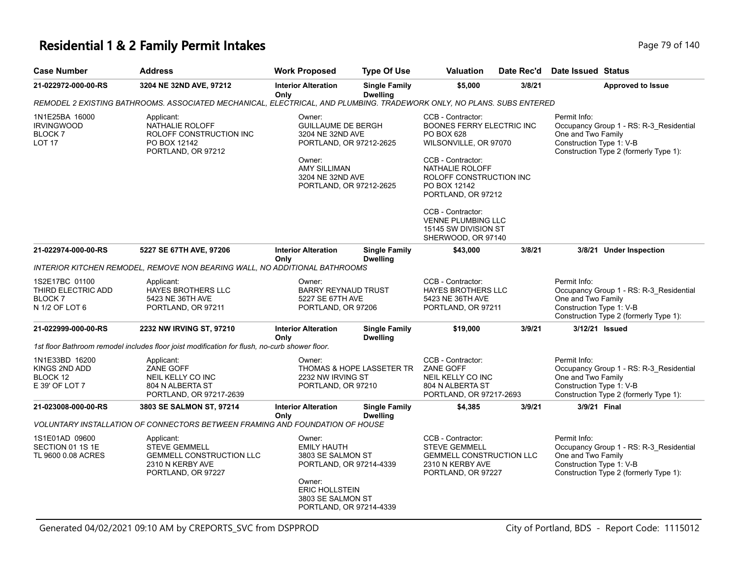# Residential 1 & 2 Family Permit Intakes

| Case Number | Address | Work Proposed | Type Of Use | Valuation | Date Rec'd | Date Issued | Status |
|---|---|---|---|---|---|---|---|
| 21-022972-000-00-RS | 3204 NE 32ND AVE, 97212 | Interior Alteration Only | Single Family Dwelling | $5,000 | 3/8/21 | | Approved to Issue |

*REMODEL 2 EXISTING BATHROOMS. ASSOCIATED MECHANICAL, ELECTRICAL, AND PLUMBING. TRADEWORK ONLY, NO PLANS. SUBS ENTERED*

1N1E25BA 16000
IRVINGWOOD
BLOCK 7
LOT 17

Applicant:
NATHALIE ROLOFF
ROLOFF CONSTRUCTION INC
PO BOX 12142
PORTLAND, OR 97212

Owner:
GUILLAUME DE BERGH
3204 NE 32ND AVE
PORTLAND, OR 97212-2625

Owner:
AMY SILLIMAN
3204 NE 32ND AVE
PORTLAND, OR 97212-2625

CCB - Contractor:
BOONES FERRY ELECTRIC INC
PO BOX 628
WILSONVILLE, OR 97070

CCB - Contractor:
NATHALIE ROLOFF
ROLOFF CONSTRUCTION INC
PO BOX 12142
PORTLAND, OR 97212

CCB - Contractor:
VENNE PLUMBING LLC
15145 SW DIVISION ST
SHERWOOD, OR 97140

Permit Info:
Occupancy Group 1 - RS: R-3_Residential One and Two Family
Construction Type 1: V-B
Construction Type 2 (formerly Type 1):

| Case Number | Address | Work Proposed | Type Of Use | Valuation | Date Rec'd | Date Issued | Status |
|---|---|---|---|---|---|---|---|
| 21-022974-000-00-RS | 5227 SE 67TH AVE, 97206 | Interior Alteration Only | Single Family Dwelling | $43,000 | 3/8/21 | 3/8/21 | Under Inspection |

*INTERIOR KITCHEN REMODEL, REMOVE NON BEARING WALL, NO ADDITIONAL BATHROOMS*

1S2E17BC 01100
THIRD ELECTRIC ADD
BLOCK 7
N 1/2 OF LOT 6

Applicant:
HAYES BROTHERS LLC
5423 NE 36TH AVE
PORTLAND, OR 97211

Owner:
BARRY REYNAUD TRUST
5227 SE 67TH AVE
PORTLAND, OR 97206

CCB - Contractor:
HAYES BROTHERS LLC
5423 NE 36TH AVE
PORTLAND, OR 97211

Permit Info:
Occupancy Group 1 - RS: R-3_Residential One and Two Family
Construction Type 1: V-B
Construction Type 2 (formerly Type 1):

| Case Number | Address | Work Proposed | Type Of Use | Valuation | Date Rec'd | Date Issued | Status |
|---|---|---|---|---|---|---|---|
| 21-022999-000-00-RS | 2232 NW IRVING ST, 97210 | Interior Alteration Only | Single Family Dwelling | $19,000 | 3/9/21 | 3/12/21 | Issued |

*1st floor Bathroom remodel includes floor joist modification for flush, no-curb shower floor.*

1N1E33BD 16200
KINGS 2ND ADD
BLOCK 12
E 39' OF LOT 7

Applicant:
ZANE GOFF
NEIL KELLY CO INC
804 N ALBERTA ST
PORTLAND, OR 97217-2639

Owner:
THOMAS & HOPE LASSETER TR
2232 NW IRVING ST
PORTLAND, OR 97210

CCB - Contractor:
ZANE GOFF
NEIL KELLY CO INC
804 N ALBERTA ST
PORTLAND, OR 97217-2693

Permit Info:
Occupancy Group 1 - RS: R-3_Residential One and Two Family
Construction Type 1: V-B
Construction Type 2 (formerly Type 1):

| Case Number | Address | Work Proposed | Type Of Use | Valuation | Date Rec'd | Date Issued | Status |
|---|---|---|---|---|---|---|---|
| 21-023008-000-00-RS | 3803 SE SALMON ST, 97214 | Interior Alteration Only | Single Family Dwelling | $4,385 | 3/9/21 | 3/9/21 | Final |

*VOLUNTARY INSTALLATION OF CONNECTORS BETWEEN FRAMING AND FOUNDATION OF HOUSE*

1S1E01AD 09600
SECTION 01 1S 1E
TL 9600 0.08 ACRES

Applicant:
STEVE GEMMELL
GEMMELL CONSTRUCTION LLC
2310 N KERBY AVE
PORTLAND, OR 97227

Owner:
EMILY HAUTH
3803 SE SALMON ST
PORTLAND, OR 97214-4339

Owner:
ERIC HOLLSTEIN
3803 SE SALMON ST
PORTLAND, OR 97214-4339

CCB - Contractor:
STEVE GEMMELL
GEMMELL CONSTRUCTION LLC
2310 N KERBY AVE
PORTLAND, OR 97227

Permit Info:
Occupancy Group 1 - RS: R-3_Residential One and Two Family
Construction Type 1: V-B
Construction Type 2 (formerly Type 1):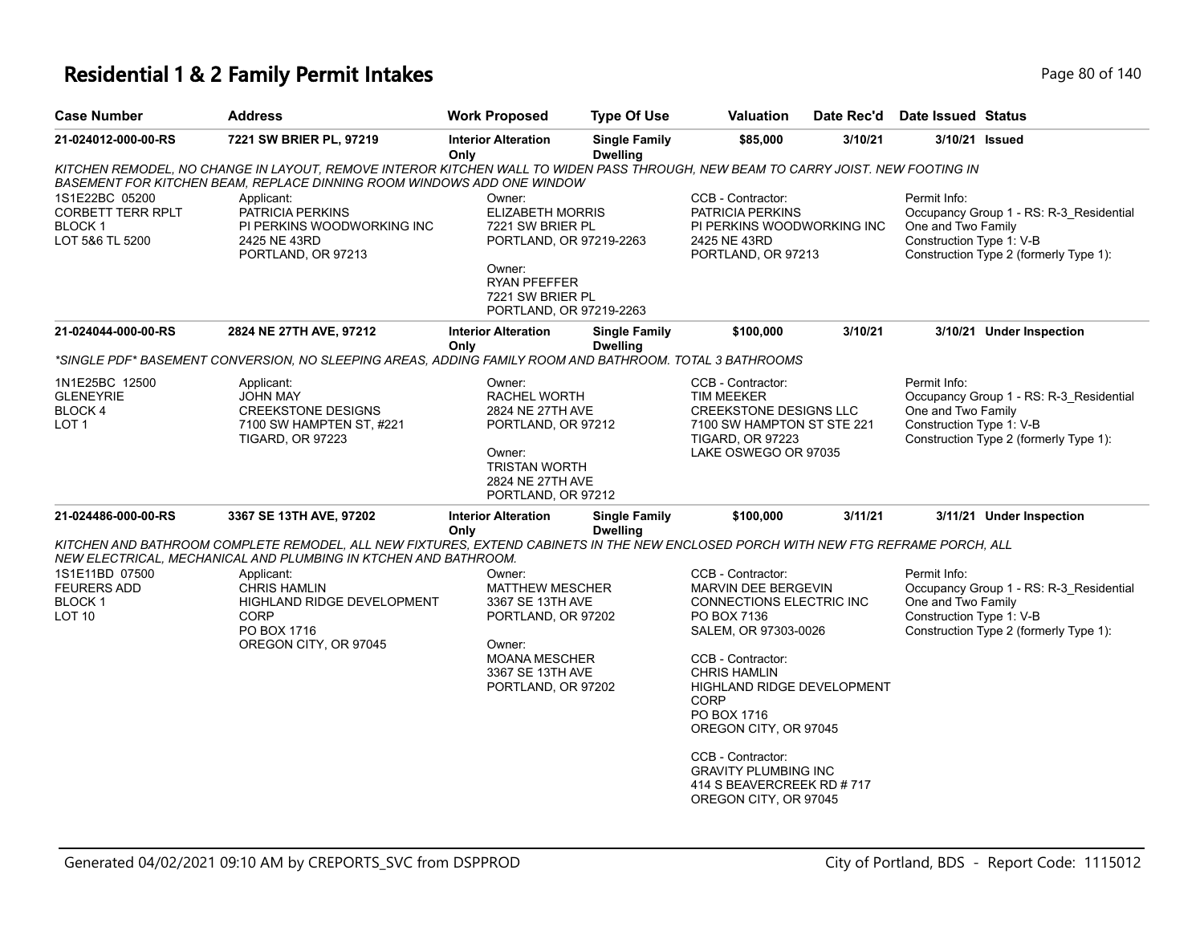# Residential 1 & 2 Family Permit Intakes

| Case Number | Address | Work Proposed | Type Of Use | Valuation | Date Rec'd | Date Issued | Status |
|---|---|---|---|---|---|---|---|
| 21-024012-000-00-RS | 7221 SW BRIER PL, 97219 | Interior Alteration Only | Single Family Dwelling | $85,000 | 3/10/21 | 3/10/21 | Issued |

*KITCHEN REMODEL, NO CHANGE IN LAYOUT, REMOVE INTEROR KITCHEN WALL TO WIDEN PASS THROUGH, NEW BEAM TO CARRY JOIST. NEW FOOTING IN BASEMENT FOR KITCHEN BEAM, REPLACE DINNING ROOM WINDOWS ADD ONE WINDOW*

1S1E22BC 05200
CORBETT TERR RPLT
BLOCK 1
LOT 5&6 TL 5200

Applicant:
PATRICIA PERKINS
PI PERKINS WOODWORKING INC
2425 NE 43RD
PORTLAND, OR 97213

Owner:
ELIZABETH MORRIS
7221 SW BRIER PL
PORTLAND, OR 97219-2263

Owner:
RYAN PFEFFER
7221 SW BRIER PL
PORTLAND, OR 97219-2263

CCB - Contractor:
PATRICIA PERKINS
PI PERKINS WOODWORKING INC
2425 NE 43RD
PORTLAND, OR 97213

Permit Info:
Occupancy Group 1 - RS: R-3_Residential One and Two Family
Construction Type 1: V-B
Construction Type 2 (formerly Type 1):

| Case Number | Address | Work Proposed | Type Of Use | Valuation | Date Rec'd | Date Issued | Status |
|---|---|---|---|---|---|---|---|
| 21-024044-000-00-RS | 2824 NE 27TH AVE, 97212 | Interior Alteration Only | Single Family Dwelling | $100,000 | 3/10/21 | 3/10/21 | Under Inspection |

*\*SINGLE PDF\* BASEMENT CONVERSION, NO SLEEPING AREAS, ADDING FAMILY ROOM AND BATHROOM. TOTAL 3 BATHROOMS*

1N1E25BC 12500
GLENEYRIE
BLOCK 4
LOT 1

Applicant:
JOHN MAY
CREEKSTONE DESIGNS
7100 SW HAMPTEN ST, #221
TIGARD, OR 97223

Owner:
RACHEL WORTH
2824 NE 27TH AVE
PORTLAND, OR 97212

Owner:
TRISTAN WORTH
2824 NE 27TH AVE
PORTLAND, OR 97212

CCB - Contractor:
TIM MEEKER
CREEKSTONE DESIGNS LLC
7100 SW HAMPTON ST STE 221
TIGARD, OR 97223
LAKE OSWEGO OR 97035

Permit Info:
Occupancy Group 1 - RS: R-3_Residential One and Two Family
Construction Type 1: V-B
Construction Type 2 (formerly Type 1):

| Case Number | Address | Work Proposed | Type Of Use | Valuation | Date Rec'd | Date Issued | Status |
|---|---|---|---|---|---|---|---|
| 21-024486-000-00-RS | 3367 SE 13TH AVE, 97202 | Interior Alteration Only | Single Family Dwelling | $100,000 | 3/11/21 | 3/11/21 | Under Inspection |

*KITCHEN AND BATHROOM COMPLETE REMODEL, ALL NEW FIXTURES, EXTEND CABINETS IN THE NEW ENCLOSED PORCH WITH NEW FTG REFRAME PORCH, ALL NEW ELECTRICAL, MECHANICAL AND PLUMBING IN KTCHEN AND BATHROOM.*

1S1E11BD 07500
FEURERS ADD
BLOCK 1
LOT 10

Applicant:
CHRIS HAMLIN
HIGHLAND RIDGE DEVELOPMENT CORP
PO BOX 1716
OREGON CITY, OR 97045

Owner:
MATTHEW MESCHER
3367 SE 13TH AVE
PORTLAND, OR 97202

Owner:
MOANA MESCHER
3367 SE 13TH AVE
PORTLAND, OR 97202

CCB - Contractor:
MARVIN DEE BERGEVIN
CONNECTIONS ELECTRIC INC
PO BOX 7136
SALEM, OR 97303-0026

CCB - Contractor:
CHRIS HAMLIN
HIGHLAND RIDGE DEVELOPMENT CORP
PO BOX 1716
OREGON CITY, OR 97045

CCB - Contractor:
GRAVITY PLUMBING INC
414 S BEAVERCREEK RD # 717
OREGON CITY, OR 97045

Permit Info:
Occupancy Group 1 - RS: R-3_Residential One and Two Family
Construction Type 1: V-B
Construction Type 2 (formerly Type 1):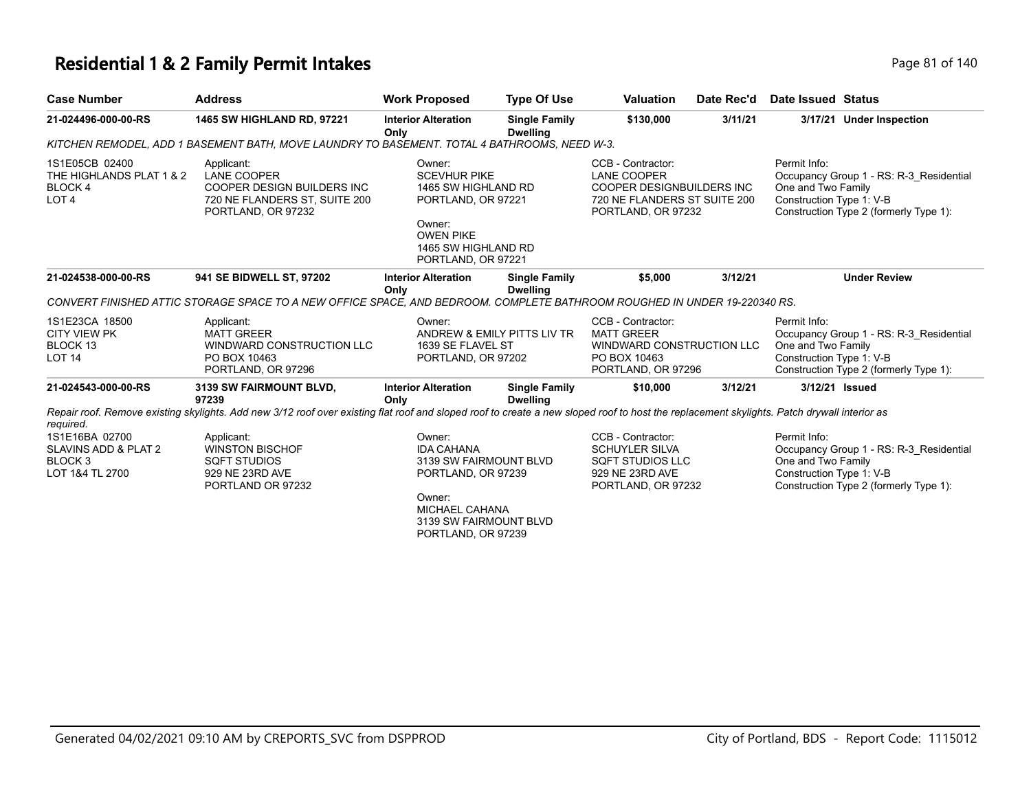# Residential 1 & 2 Family Permit Intakes

| Case Number | Address | Work Proposed | Type Of Use | Valuation | Date Rec'd | Date Issued | Status |
|---|---|---|---|---|---|---|---|
| 21-024496-000-00-RS | 1465 SW HIGHLAND RD, 97221 | Interior Alteration Only | Single Family Dwelling | $130,000 | 3/11/21 | 3/17/21 | Under Inspection |

*KITCHEN REMODEL, ADD 1 BASEMENT BATH, MOVE LAUNDRY TO BASEMENT. TOTAL 4 BATHROOMS, NEED W-3.*

1S1E05CB 02400
THE HIGHLANDS PLAT 1 & 2
BLOCK 4
LOT 4

Applicant:
LANE COOPER
COOPER DESIGN BUILDERS INC
720 NE FLANDERS ST, SUITE 200
PORTLAND, OR 97232

Owner:
SCEVHUR PIKE
1465 SW HIGHLAND RD
PORTLAND, OR 97221

Owner:
OWEN PIKE
1465 SW HIGHLAND RD
PORTLAND, OR 97221

CCB - Contractor:
LANE COOPER
COOPER DESIGNBUILDERS INC
720 NE FLANDERS ST SUITE 200
PORTLAND, OR 97232

Permit Info:
Occupancy Group 1 - RS: R-3_Residential One and Two Family
Construction Type 1: V-B
Construction Type 2 (formerly Type 1):

| Case Number | Address | Work Proposed | Type Of Use | Valuation | Date Rec'd | Date Issued | Status |
|---|---|---|---|---|---|---|---|
| 21-024538-000-00-RS | 941 SE BIDWELL ST, 97202 | Interior Alteration Only | Single Family Dwelling | $5,000 | 3/12/21 | | Under Review |

*CONVERT FINISHED ATTIC STORAGE SPACE TO A NEW OFFICE SPACE, AND BEDROOM. COMPLETE BATHROOM ROUGHED IN UNDER 19-220340 RS.*

1S1E23CA 18500
CITY VIEW PK
BLOCK 13
LOT 14

Applicant:
MATT GREER
WINDWARD CONSTRUCTION LLC
PO BOX 10463
PORTLAND, OR 97296

Owner:
ANDREW & EMILY PITTS LIV TR
1639 SE FLAVEL ST
PORTLAND, OR 97202

CCB - Contractor:
MATT GREER
WINDWARD CONSTRUCTION LLC
PO BOX 10463
PORTLAND, OR 97296

Permit Info:
Occupancy Group 1 - RS: R-3_Residential One and Two Family
Construction Type 1: V-B
Construction Type 2 (formerly Type 1):

| Case Number | Address | Work Proposed | Type Of Use | Valuation | Date Rec'd | Date Issued | Status |
|---|---|---|---|---|---|---|---|
| 21-024543-000-00-RS | 3139 SW FAIRMOUNT BLVD, 97239 | Interior Alteration Only | Single Family Dwelling | $10,000 | 3/12/21 | 3/12/21 | Issued |

*Repair roof. Remove existing skylights. Add new 3/12 roof over existing flat roof and sloped roof to create a new sloped roof to host the replacement skylights. Patch drywall interior as required.*

1S1E16BA 02700
SLAVINS ADD & PLAT 2
BLOCK 3
LOT 1&4 TL 2700

Applicant:
WINSTON BISCHOF
SQFT STUDIOS
929 NE 23RD AVE
PORTLAND OR 97232

Owner:
IDA CAHANA
3139 SW FAIRMOUNT BLVD
PORTLAND, OR 97239

Owner:
MICHAEL CAHANA
3139 SW FAIRMOUNT BLVD
PORTLAND, OR 97239

CCB - Contractor:
SCHUYLER SILVA
SQFT STUDIOS LLC
929 NE 23RD AVE
PORTLAND, OR 97232

Permit Info:
Occupancy Group 1 - RS: R-3_Residential One and Two Family
Construction Type 1: V-B
Construction Type 2 (formerly Type 1):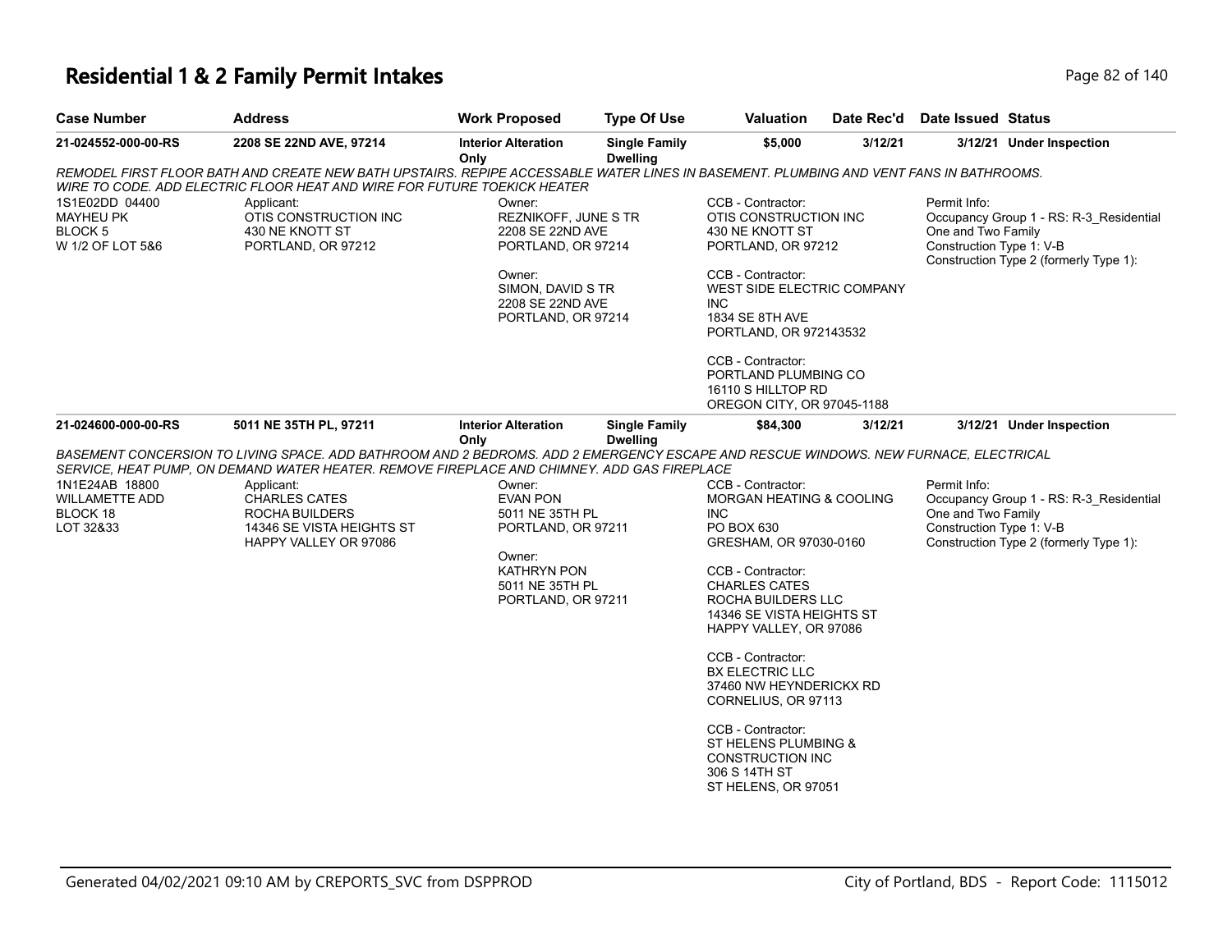# Residential 1 & 2 Family Permit Intakes

| Case Number | Address | Work Proposed | Type Of Use | Valuation | Date Rec'd | Date Issued | Status |
|---|---|---|---|---|---|---|---|
| 21-024552-000-00-RS | 2208 SE 22ND AVE, 97214 | Interior Alteration Only | Single Family Dwelling | $5,000 | 3/12/21 | 3/12/21 | Under Inspection |

*REMODEL FIRST FLOOR BATH AND CREATE NEW BATH UPSTAIRS. REPIPE ACCESSABLE WATER LINES IN BASEMENT. PLUMBING AND VENT FANS IN BATHROOMS. WIRE TO CODE. ADD ELECTRIC FLOOR HEAT AND WIRE FOR FUTURE TOEKICK HEATER*

1S1E02DD 04400
MAYHEU PK
BLOCK 5
W 1/2 OF LOT 5&6

Applicant:
OTIS CONSTRUCTION INC
430 NE KNOTT ST
PORTLAND, OR 97212

Owner:
REZNIKOFF, JUNE S TR
2208 SE 22ND AVE
PORTLAND, OR 97214

Owner:
SIMON, DAVID S TR
2208 SE 22ND AVE
PORTLAND, OR 97214

CCB - Contractor:
OTIS CONSTRUCTION INC
430 NE KNOTT ST
PORTLAND, OR 97212

CCB - Contractor:
WEST SIDE ELECTRIC COMPANY INC
1834 SE 8TH AVE
PORTLAND, OR 972143532

CCB - Contractor:
PORTLAND PLUMBING CO
16110 S HILLTOP RD
OREGON CITY, OR 97045-1188

Permit Info:
Occupancy Group 1 - RS: R-3_Residential One and Two Family
Construction Type 1: V-B
Construction Type 2 (formerly Type 1):

| Case Number | Address | Work Proposed | Type Of Use | Valuation | Date Rec'd | Date Issued | Status |
|---|---|---|---|---|---|---|---|
| 21-024600-000-00-RS | 5011 NE 35TH PL, 97211 | Interior Alteration Only | Single Family Dwelling | $84,300 | 3/12/21 | 3/12/21 | Under Inspection |

*BASEMENT CONCERSION TO LIVING SPACE. ADD BATHROOM AND 2 BEDROMS. ADD 2 EMERGENCY ESCAPE AND RESCUE WINDOWS. NEW FURNACE, ELECTRICAL SERVICE, HEAT PUMP, ON DEMAND WATER HEATER. REMOVE FIREPLACE AND CHIMNEY. ADD GAS FIREPLACE*

1N1E24AB 18800
WILLAMETTE ADD
BLOCK 18
LOT 32&33

Applicant:
CHARLES CATES
ROCHA BUILDERS
14346 SE VISTA HEIGHTS ST
HAPPY VALLEY OR 97086

Owner:
EVAN PON
5011 NE 35TH PL
PORTLAND, OR 97211

Owner:
KATHRYN PON
5011 NE 35TH PL
PORTLAND, OR 97211

CCB - Contractor:
MORGAN HEATING & COOLING INC
PO BOX 630
GRESHAM, OR 97030-0160

CCB - Contractor:
CHARLES CATES
ROCHA BUILDERS LLC
14346 SE VISTA HEIGHTS ST
HAPPY VALLEY, OR 97086

CCB - Contractor:
BX ELECTRIC LLC
37460 NW HEYNDERICKX RD
CORNELIUS, OR 97113

CCB - Contractor:
ST HELENS PLUMBING & CONSTRUCTION INC
306 S 14TH ST
ST HELENS, OR 97051

Permit Info:
Occupancy Group 1 - RS: R-3_Residential One and Two Family
Construction Type 1: V-B
Construction Type 2 (formerly Type 1):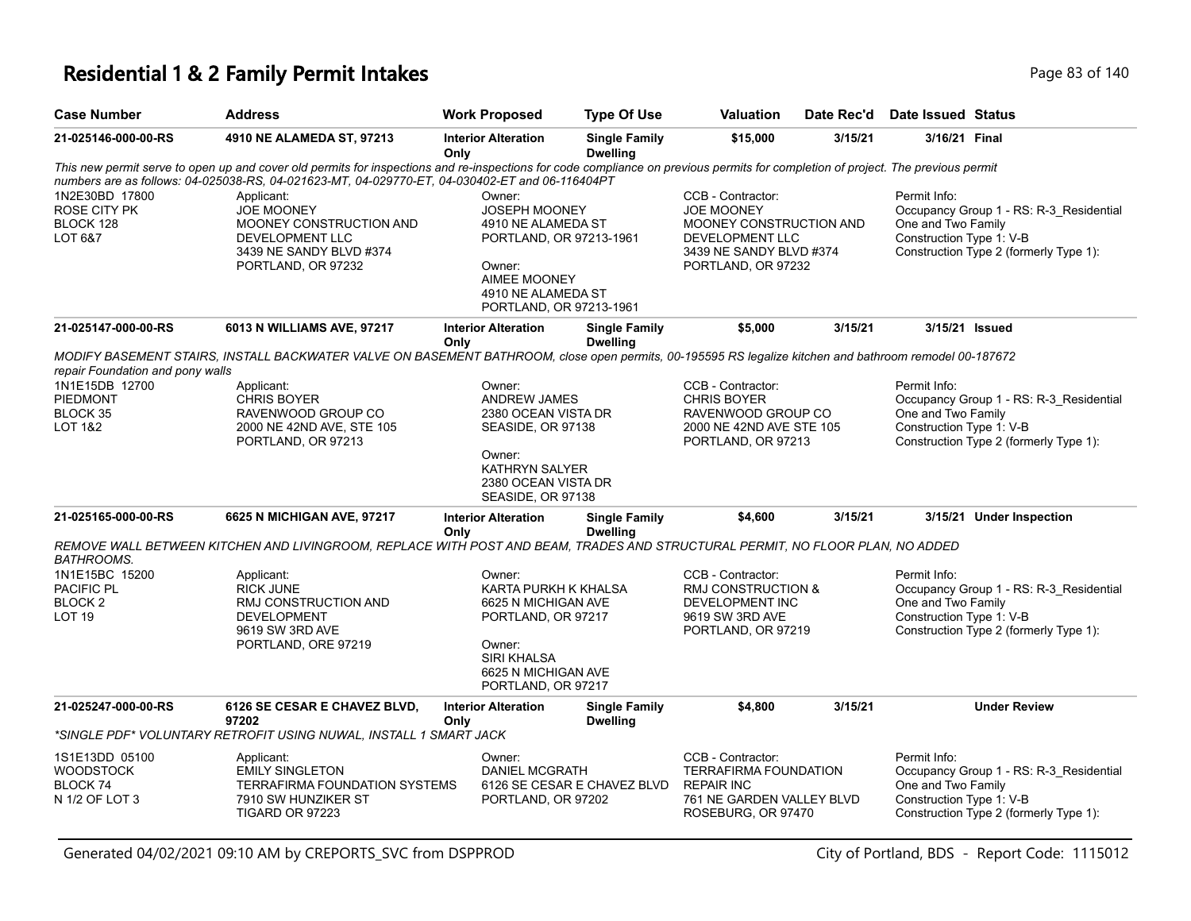# Residential 1 & 2 Family Permit Intakes

| Case Number | Address | Work Proposed | Type Of Use | Valuation | Date Rec'd | Date Issued | Status |
|---|---|---|---|---|---|---|---|
| 21-025146-000-00-RS | 4910 NE ALAMEDA ST, 97213 | Interior Alteration Only | Single Family Dwelling | $15,000 | 3/15/21 | 3/16/21 | Final |

*This new permit serve to open up and cover old permits for inspections and re-inspections for code compliance on previous permits for completion of project. The previous permit numbers are as follows: 04-025038-RS, 04-021623-MT, 04-029770-ET, 04-030402-ET and 06-116404PT*

1N2E30BD 17800
ROSE CITY PK
BLOCK 128
LOT 6&7

Applicant:
JOE MOONEY
MOONEY CONSTRUCTION AND DEVELOPMENT LLC
3439 NE SANDY BLVD #374
PORTLAND, OR 97232

Owner:
JOSEPH MOONEY
4910 NE ALAMEDA ST
PORTLAND, OR 97213-1961

Owner:
AIMEE MOONEY
4910 NE ALAMEDA ST
PORTLAND, OR 97213-1961

CCB - Contractor:
JOE MOONEY
MOONEY CONSTRUCTION AND DEVELOPMENT LLC
3439 NE SANDY BLVD #374
PORTLAND, OR 97232

Permit Info:
Occupancy Group 1 - RS: R-3_Residential One and Two Family
Construction Type 1: V-B
Construction Type 2 (formerly Type 1):

| Case Number | Address | Work Proposed | Type Of Use | Valuation | Date Rec'd | Date Issued | Status |
|---|---|---|---|---|---|---|---|
| 21-025147-000-00-RS | 6013 N WILLIAMS AVE, 97217 | Interior Alteration Only | Single Family Dwelling | $5,000 | 3/15/21 | 3/15/21 | Issued |

*MODIFY BASEMENT STAIRS, INSTALL BACKWATER VALVE ON BASEMENT BATHROOM, close open permits, 00-195595 RS legalize kitchen and bathroom remodel 00-187672 repair Foundation and pony walls*

1N1E15DB 12700
PIEDMONT
BLOCK 35
LOT 1&2

Applicant:
CHRIS BOYER
RAVENWOOD GROUP CO
2000 NE 42ND AVE, STE 105
PORTLAND, OR 97213

Owner:
ANDREW JAMES
2380 OCEAN VISTA DR
SEASIDE, OR 97138

Owner:
KATHRYN SALYER
2380 OCEAN VISTA DR
SEASIDE, OR 97138

CCB - Contractor:
CHRIS BOYER
RAVENWOOD GROUP CO
2000 NE 42ND AVE STE 105
PORTLAND, OR 97213

Permit Info:
Occupancy Group 1 - RS: R-3_Residential One and Two Family
Construction Type 1: V-B
Construction Type 2 (formerly Type 1):

| Case Number | Address | Work Proposed | Type Of Use | Valuation | Date Rec'd | Date Issued | Status |
|---|---|---|---|---|---|---|---|
| 21-025165-000-00-RS | 6625 N MICHIGAN AVE, 97217 | Interior Alteration Only | Single Family Dwelling | $4,600 | 3/15/21 | 3/15/21 | Under Inspection |

*REMOVE WALL BETWEEN KITCHEN AND LIVINGROOM, REPLACE WITH POST AND BEAM, TRADES AND STRUCTURAL PERMIT, NO FLOOR PLAN, NO ADDED BATHROOMS.*

1N1E15BC 15200
PACIFIC PL
BLOCK 2
LOT 19

Applicant:
RICK JUNE
RMJ CONSTRUCTION AND DEVELOPMENT
9619 SW 3RD AVE
PORTLAND, ORE 97219

Owner:
KARTA PURKH K KHALSA
6625 N MICHIGAN AVE
PORTLAND, OR 97217

Owner:
SIRI KHALSA
6625 N MICHIGAN AVE
PORTLAND, OR 97217

CCB - Contractor:
RMJ CONSTRUCTION & DEVELOPMENT INC
9619 SW 3RD AVE
PORTLAND, OR 97219

Permit Info:
Occupancy Group 1 - RS: R-3_Residential One and Two Family
Construction Type 1: V-B
Construction Type 2 (formerly Type 1):

| Case Number | Address | Work Proposed | Type Of Use | Valuation | Date Rec'd | Date Issued | Status |
|---|---|---|---|---|---|---|---|
| 21-025247-000-00-RS | 6126 SE CESAR E CHAVEZ BLVD, 97202 | Interior Alteration Only | Single Family Dwelling | $4,800 | 3/15/21 | | Under Review |

*\*SINGLE PDF\* VOLUNTARY RETROFIT USING NUWAL, INSTALL 1 SMART JACK*

1S1E13DD 05100
WOODSTOCK
BLOCK 74
N 1/2 OF LOT 3

Applicant:
EMILY SINGLETON
TERRAFIRMA FOUNDATION SYSTEMS
7910 SW HUNZIKER ST
TIGARD OR 97223

Owner:
DANIEL MCGRATH
6126 SE CESAR E CHAVEZ BLVD
PORTLAND, OR 97202

CCB - Contractor:
TERRAFIRMA FOUNDATION REPAIR INC
761 NE GARDEN VALLEY BLVD
ROSEBURG, OR 97470

Permit Info:
Occupancy Group 1 - RS: R-3_Residential One and Two Family
Construction Type 1: V-B
Construction Type 2 (formerly Type 1):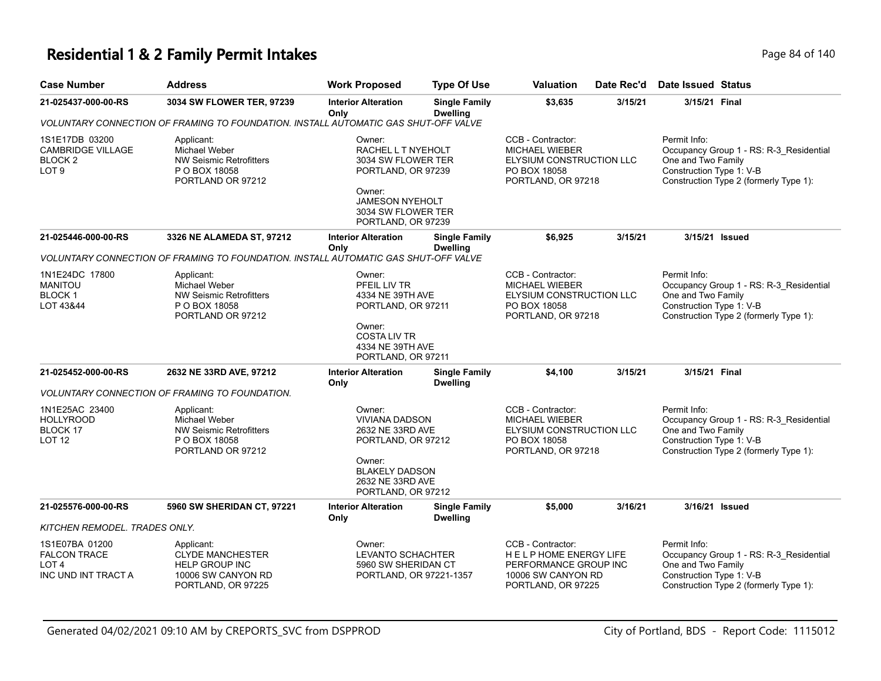# Residential 1 & 2 Family Permit Intakes

| Case Number | Address | Work Proposed | Type Of Use | Valuation | Date Rec'd | Date Issued | Status |
|---|---|---|---|---|---|---|---|
| 21-025437-000-00-RS | 3034 SW FLOWER TER, 97239 | Interior Alteration Only | Single Family Dwelling | $3,635 | 3/15/21 | 3/15/21 | Final |

*VOLUNTARY CONNECTION OF FRAMING TO FOUNDATION. INSTALL AUTOMATIC GAS SHUT-OFF VALVE*

1S1E17DB 03200
CAMBRIDGE VILLAGE
BLOCK 2
LOT 9

Applicant:
Michael Weber
NW Seismic Retrofitters
P O BOX 18058
PORTLAND OR 97212

Owner:
RACHEL L T NYEHOLT
3034 SW FLOWER TER
PORTLAND, OR 97239

Owner:
JAMESON NYEHOLT
3034 SW FLOWER TER
PORTLAND, OR 97239

CCB - Contractor:
MICHAEL WIEBER
ELYSIUM CONSTRUCTION LLC
PO BOX 18058
PORTLAND, OR 97218

Permit Info:
Occupancy Group 1 - RS: R-3_Residential One and Two Family
Construction Type 1: V-B
Construction Type 2 (formerly Type 1):

| Case Number | Address | Work Proposed | Type Of Use | Valuation | Date Rec'd | Date Issued | Status |
|---|---|---|---|---|---|---|---|
| 21-025446-000-00-RS | 3326 NE ALAMEDA ST, 97212 | Interior Alteration Only | Single Family Dwelling | $6,925 | 3/15/21 | 3/15/21 | Issued |

*VOLUNTARY CONNECTION OF FRAMING TO FOUNDATION. INSTALL AUTOMATIC GAS SHUT-OFF VALVE*

1N1E24DC 17800
MANITOU
BLOCK 1
LOT 43&44

Applicant:
Michael Weber
NW Seismic Retrofitters
P O BOX 18058
PORTLAND OR 97212

Owner:
PFEIL LIV TR
4334 NE 39TH AVE
PORTLAND, OR 97211

Owner:
COSTA LIV TR
4334 NE 39TH AVE
PORTLAND, OR 97211

CCB - Contractor:
MICHAEL WIEBER
ELYSIUM CONSTRUCTION LLC
PO BOX 18058
PORTLAND, OR 97218

Permit Info:
Occupancy Group 1 - RS: R-3_Residential One and Two Family
Construction Type 1: V-B
Construction Type 2 (formerly Type 1):

| Case Number | Address | Work Proposed | Type Of Use | Valuation | Date Rec'd | Date Issued | Status |
|---|---|---|---|---|---|---|---|
| 21-025452-000-00-RS | 2632 NE 33RD AVE, 97212 | Interior Alteration Only | Single Family Dwelling | $4,100 | 3/15/21 | 3/15/21 | Final |

*VOLUNTARY CONNECTION OF FRAMING TO FOUNDATION.*

1N1E25AC 23400
HOLLYROOD
BLOCK 17
LOT 12

Applicant:
Michael Weber
NW Seismic Retrofitters
P O BOX 18058
PORTLAND OR 97212

Owner:
VIVIANA DADSON
2632 NE 33RD AVE
PORTLAND, OR 97212

Owner:
BLAKELY DADSON
2632 NE 33RD AVE
PORTLAND, OR 97212

CCB - Contractor:
MICHAEL WIEBER
ELYSIUM CONSTRUCTION LLC
PO BOX 18058
PORTLAND, OR 97218

Permit Info:
Occupancy Group 1 - RS: R-3_Residential One and Two Family
Construction Type 1: V-B
Construction Type 2 (formerly Type 1):

| Case Number | Address | Work Proposed | Type Of Use | Valuation | Date Rec'd | Date Issued | Status |
|---|---|---|---|---|---|---|---|
| 21-025576-000-00-RS | 5960 SW SHERIDAN CT, 97221 | Interior Alteration Only | Single Family Dwelling | $5,000 | 3/16/21 | 3/16/21 | Issued |

*KITCHEN REMODEL. TRADES ONLY.*

1S1E07BA 01200
FALCON TRACE
LOT 4
INC UND INT TRACT A

Applicant:
CLYDE MANCHESTER
HELP GROUP INC
10006 SW CANYON RD
PORTLAND, OR 97225

Owner:
LEVANTO SCHACHTER
5960 SW SHERIDAN CT
PORTLAND, OR 97221-1357

CCB - Contractor:
H E L P HOME ENERGY LIFE PERFORMANCE GROUP INC
10006 SW CANYON RD
PORTLAND, OR 97225

Permit Info:
Occupancy Group 1 - RS: R-3_Residential One and Two Family
Construction Type 1: V-B
Construction Type 2 (formerly Type 1):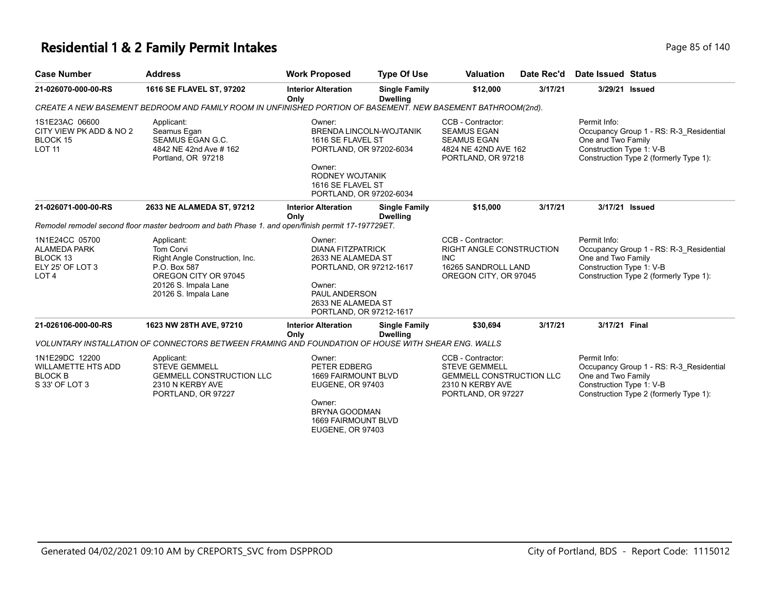# Residential 1 & 2 Family Permit Intakes

| Case Number | Address | Work Proposed | Type Of Use | Valuation | Date Rec'd | Date Issued | Status |
|---|---|---|---|---|---|---|---|
| 21-026070-000-00-RS | 1616 SE FLAVEL ST, 97202 | Interior Alteration Only | Single Family Dwelling | $12,000 | 3/17/21 | 3/29/21 | Issued |

*CREATE A NEW BASEMENT BEDROOM AND FAMILY ROOM IN UNFINISHED PORTION OF BASEMENT. NEW BASEMENT BATHROOM(2nd).*

1S1E23AC 06600
CITY VIEW PK ADD & NO 2
BLOCK 15
LOT 11

Applicant:
Seamus Egan
SEAMUS EGAN G.C.
4842 NE 42nd Ave # 162
Portland, OR 97218

Owner:
BRENDA LINCOLN-WOJTANIK
1616 SE FLAVEL ST
PORTLAND, OR 97202-6034

Owner:
RODNEY WOJTANIK
1616 SE FLAVEL ST
PORTLAND, OR 97202-6034

CCB - Contractor:
SEAMUS EGAN
SEAMUS EGAN
4824 NE 42ND AVE 162
PORTLAND, OR 97218

Permit Info:
Occupancy Group 1 - RS: R-3_Residential One and Two Family
Construction Type 1: V-B
Construction Type 2 (formerly Type 1):

| Case Number | Address | Work Proposed | Type Of Use | Valuation | Date Rec'd | Date Issued | Status |
|---|---|---|---|---|---|---|---|
| 21-026071-000-00-RS | 2633 NE ALAMEDA ST, 97212 | Interior Alteration Only | Single Family Dwelling | $15,000 | 3/17/21 | 3/17/21 | Issued |

*Remodel remodel second floor master bedroom and bath Phase 1. and open/finish permit 17-197729ET.*

1N1E24CC 05700
ALAMEDA PARK
BLOCK 13
ELY 25' OF LOT 3
LOT 4

Applicant:
Tom Corvi
Right Angle Construction, Inc.
P.O. Box 587
OREGON CITY OR 97045
20126 S. Impala Lane
20126 S. Impala Lane

Owner:
DIANA FITZPATRICK
2633 NE ALAMEDA ST
PORTLAND, OR 97212-1617

Owner:
PAUL ANDERSON
2633 NE ALAMEDA ST
PORTLAND, OR 97212-1617

CCB - Contractor:
RIGHT ANGLE CONSTRUCTION INC
16265 SANDROLL LAND
OREGON CITY, OR 97045

Permit Info:
Occupancy Group 1 - RS: R-3_Residential One and Two Family
Construction Type 1: V-B
Construction Type 2 (formerly Type 1):

| Case Number | Address | Work Proposed | Type Of Use | Valuation | Date Rec'd | Date Issued | Status |
|---|---|---|---|---|---|---|---|
| 21-026106-000-00-RS | 1623 NW 28TH AVE, 97210 | Interior Alteration Only | Single Family Dwelling | $30,694 | 3/17/21 | 3/17/21 | Final |

*VOLUNTARY INSTALLATION OF CONNECTORS BETWEEN FRAMING AND FOUNDATION OF HOUSE WITH SHEAR ENG. WALLS*

1N1E29DC 12200
WILLAMETTE HTS ADD
BLOCK B
S 33' OF LOT 3

Applicant:
STEVE GEMMELL
GEMMELL CONSTRUCTION LLC
2310 N KERBY AVE
PORTLAND, OR 97227

Owner:
PETER EDBERG
1669 FAIRMOUNT BLVD
EUGENE, OR 97403

Owner:
BRYNA GOODMAN
1669 FAIRMOUNT BLVD
EUGENE, OR 97403

CCB - Contractor:
STEVE GEMMELL
GEMMELL CONSTRUCTION LLC
2310 N KERBY AVE
PORTLAND, OR 97227

Permit Info:
Occupancy Group 1 - RS: R-3_Residential One and Two Family
Construction Type 1: V-B
Construction Type 2 (formerly Type 1):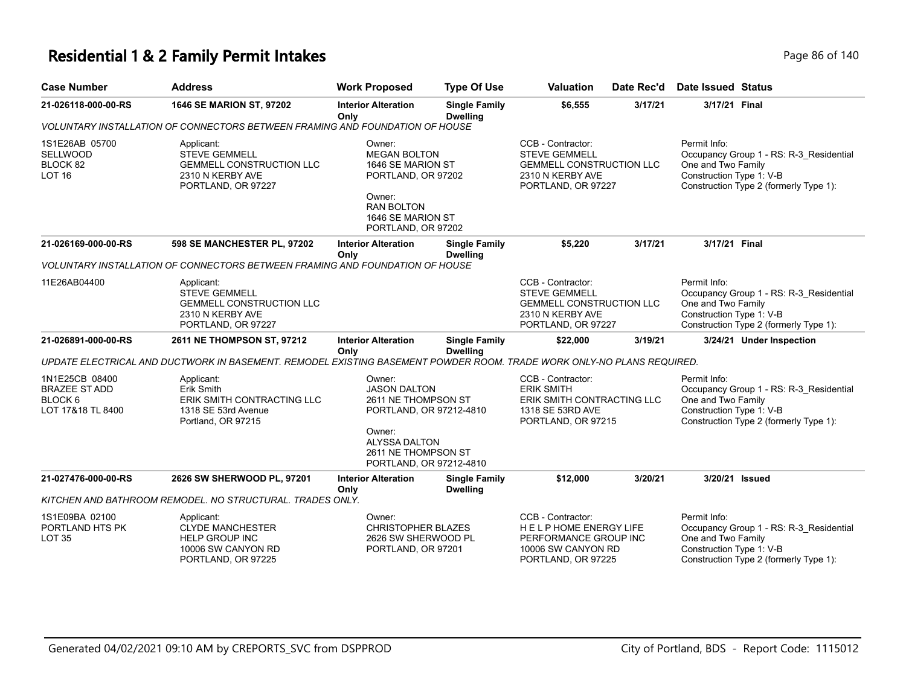# Residential 1 & 2 Family Permit Intakes

| Case Number | Address | Work Proposed | Type Of Use | Valuation | Date Rec'd | Date Issued | Status |
|---|---|---|---|---|---|---|---|
| 21-026118-000-00-RS | 1646 SE MARION ST, 97202 | Interior Alteration Only | Single Family Dwelling | $6,555 | 3/17/21 | 3/17/21 | Final |

*VOLUNTARY INSTALLATION OF CONNECTORS BETWEEN FRAMING AND FOUNDATION OF HOUSE*

1S1E26AB 05700
SELLWOOD
BLOCK 82
LOT 16

Applicant:
STEVE GEMMELL
GEMMELL CONSTRUCTION LLC
2310 N KERBY AVE
PORTLAND, OR 97227

Owner:
MEGAN BOLTON
1646 SE MARION ST
PORTLAND, OR 97202

Owner:
RAN BOLTON
1646 SE MARION ST
PORTLAND, OR 97202

CCB - Contractor:
STEVE GEMMELL
GEMMELL CONSTRUCTION LLC
2310 N KERBY AVE
PORTLAND, OR 97227

Permit Info:
Occupancy Group 1 - RS: R-3_Residential One and Two Family
Construction Type 1: V-B
Construction Type 2 (formerly Type 1):

| Case Number | Address | Work Proposed | Type Of Use | Valuation | Date Rec'd | Date Issued | Status |
|---|---|---|---|---|---|---|---|
| 21-026169-000-00-RS | 598 SE MANCHESTER PL, 97202 | Interior Alteration Only | Single Family Dwelling | $5,220 | 3/17/21 | 3/17/21 | Final |

*VOLUNTARY INSTALLATION OF CONNECTORS BETWEEN FRAMING AND FOUNDATION OF HOUSE*

11E26AB04400

Applicant:
STEVE GEMMELL
GEMMELL CONSTRUCTION LLC
2310 N KERBY AVE
PORTLAND, OR 97227

CCB - Contractor:
STEVE GEMMELL
GEMMELL CONSTRUCTION LLC
2310 N KERBY AVE
PORTLAND, OR 97227

Permit Info:
Occupancy Group 1 - RS: R-3_Residential One and Two Family
Construction Type 1: V-B
Construction Type 2 (formerly Type 1):

| Case Number | Address | Work Proposed | Type Of Use | Valuation | Date Rec'd | Date Issued | Status |
|---|---|---|---|---|---|---|---|
| 21-026891-000-00-RS | 2611 NE THOMPSON ST, 97212 | Interior Alteration Only | Single Family Dwelling | $22,000 | 3/19/21 | 3/24/21 | Under Inspection |

*UPDATE ELECTRICAL AND DUCTWORK IN BASEMENT. REMODEL EXISTING BASEMENT POWDER ROOM. TRADE WORK ONLY-NO PLANS REQUIRED.*

1N1E25CB 08400
BRAZEE ST ADD
BLOCK 6
LOT 17&18 TL 8400

Applicant:
Erik Smith
ERIK SMITH CONTRACTING LLC
1318 SE 53rd Avenue
Portland, OR 97215

Owner:
JASON DALTON
2611 NE THOMPSON ST
PORTLAND, OR 97212-4810

Owner:
ALYSSA DALTON
2611 NE THOMPSON ST
PORTLAND, OR 97212-4810

CCB - Contractor:
ERIK SMITH
ERIK SMITH CONTRACTING LLC
1318 SE 53RD AVE
PORTLAND, OR 97215

Permit Info:
Occupancy Group 1 - RS: R-3_Residential One and Two Family
Construction Type 1: V-B
Construction Type 2 (formerly Type 1):

| Case Number | Address | Work Proposed | Type Of Use | Valuation | Date Rec'd | Date Issued | Status |
|---|---|---|---|---|---|---|---|
| 21-027476-000-00-RS | 2626 SW SHERWOOD PL, 97201 | Interior Alteration Only | Single Family Dwelling | $12,000 | 3/20/21 | 3/20/21 | Issued |

*KITCHEN AND BATHROOM REMODEL. NO STRUCTURAL. TRADES ONLY.*

1S1E09BA 02100
PORTLAND HTS PK
LOT 35

Applicant:
CLYDE MANCHESTER
HELP GROUP INC
10006 SW CANYON RD
PORTLAND, OR 97225

Owner:
CHRISTOPHER BLAZES
2626 SW SHERWOOD PL
PORTLAND, OR 97201

CCB - Contractor:
H E L P HOME ENERGY LIFE PERFORMANCE GROUP INC
10006 SW CANYON RD
PORTLAND, OR 97225

Permit Info:
Occupancy Group 1 - RS: R-3_Residential One and Two Family
Construction Type 1: V-B
Construction Type 2 (formerly Type 1):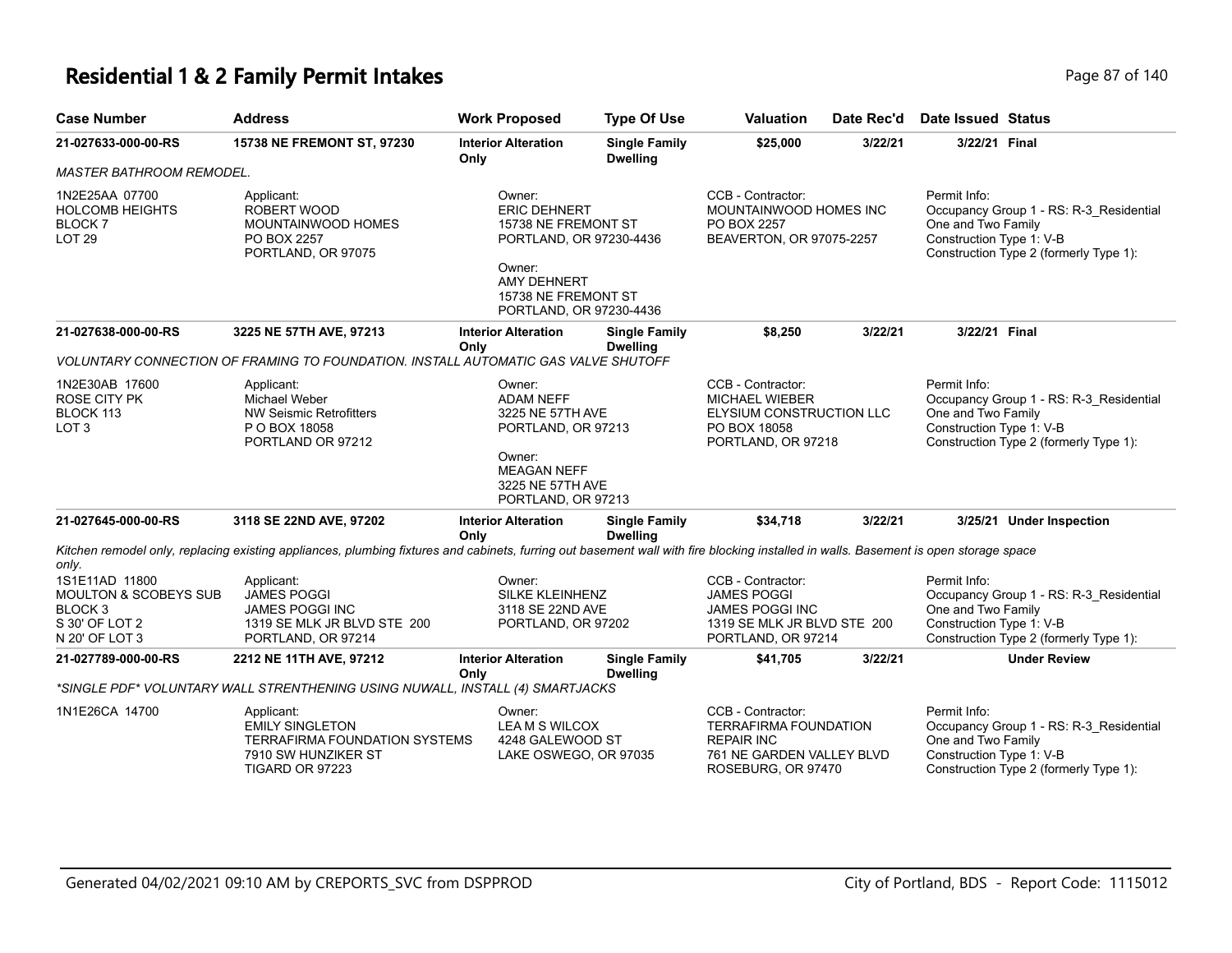# Residential 1 & 2 Family Permit Intakes

| Case Number | Address | Work Proposed | Type Of Use | Valuation | Date Rec'd | Date Issued | Status |
|---|---|---|---|---|---|---|---|
| **21-027633-000-00-RS** | **15738 NE FREMONT ST, 97230** | **Interior Alteration Only** | **Single Family Dwelling** | **$25,000** | **3/22/21** | **3/22/21** | **Final** |

*MASTER BATHROOM REMODEL.*

1N2E25AA 07700
HOLCOMB HEIGHTS
BLOCK 7
LOT 29

Applicant:
ROBERT WOOD
MOUNTAINWOOD HOMES
PO BOX 2257
PORTLAND, OR 97075

Owner:
ERIC DEHNERT
15738 NE FREMONT ST
PORTLAND, OR 97230-4436

Owner:
AMY DEHNERT
15738 NE FREMONT ST
PORTLAND, OR 97230-4436

CCB - Contractor:
MOUNTAINWOOD HOMES INC
PO BOX 2257
BEAVERTON, OR 97075-2257

Permit Info:
Occupancy Group 1 - RS: R-3_Residential One and Two Family
Construction Type 1: V-B
Construction Type 2 (formerly Type 1):

| Case Number | Address | Work Proposed | Type Of Use | Valuation | Date Rec'd | Date Issued | Status |
|---|---|---|---|---|---|---|---|
| **21-027638-000-00-RS** | **3225 NE 57TH AVE, 97213** | **Interior Alteration Only** | **Single Family Dwelling** | **$8,250** | **3/22/21** | **3/22/21** | **Final** |

*VOLUNTARY CONNECTION OF FRAMING TO FOUNDATION. INSTALL AUTOMATIC GAS VALVE SHUTOFF*

1N2E30AB 17600
ROSE CITY PK
BLOCK 113
LOT 3

Applicant:
Michael Weber
NW Seismic Retrofitters
P O BOX 18058
PORTLAND OR 97212

Owner:
ADAM NEFF
3225 NE 57TH AVE
PORTLAND, OR 97213

Owner:
MEAGAN NEFF
3225 NE 57TH AVE
PORTLAND, OR 97213

CCB - Contractor:
MICHAEL WIEBER
ELYSIUM CONSTRUCTION LLC
PO BOX 18058
PORTLAND, OR 97218

Permit Info:
Occupancy Group 1 - RS: R-3_Residential One and Two Family
Construction Type 1: V-B
Construction Type 2 (formerly Type 1):

| Case Number | Address | Work Proposed | Type Of Use | Valuation | Date Rec'd | Date Issued | Status |
|---|---|---|---|---|---|---|---|
| **21-027645-000-00-RS** | **3118 SE 22ND AVE, 97202** | **Interior Alteration Only** | **Single Family Dwelling** | **$34,718** | **3/22/21** | **3/25/21** | **Under Inspection** |

*Kitchen remodel only, replacing existing appliances, plumbing fixtures and cabinets, furring out basement wall with fire blocking installed in walls. Basement is open storage space only.*

1S1E11AD 11800
MOULTON & SCOBEYS SUB
BLOCK 3
S 30' OF LOT 2
N 20' OF LOT 3

Applicant:
JAMES POGGI
JAMES POGGI INC
1319 SE MLK JR BLVD STE 200
PORTLAND, OR 97214

Owner:
SILKE KLEINHENZ
3118 SE 22ND AVE
PORTLAND, OR 97202

CCB - Contractor:
JAMES POGGI
JAMES POGGI INC
1319 SE MLK JR BLVD STE 200
PORTLAND, OR 97214

Permit Info:
Occupancy Group 1 - RS: R-3_Residential One and Two Family
Construction Type 1: V-B
Construction Type 2 (formerly Type 1):

| Case Number | Address | Work Proposed | Type Of Use | Valuation | Date Rec'd | Date Issued | Status |
|---|---|---|---|---|---|---|---|
| **21-027789-000-00-RS** | **2212 NE 11TH AVE, 97212** | **Interior Alteration Only** | **Single Family Dwelling** | **$41,705** | **3/22/21** | | **Under Review** |

*\*SINGLE PDF\* VOLUNTARY WALL STRENTHENING USING NUWALL, INSTALL (4) SMARTJACKS*

1N1E26CA 14700

Applicant:
EMILY SINGLETON
TERRAFIRMA FOUNDATION SYSTEMS
7910 SW HUNZIKER ST
TIGARD OR 97223

Owner:
LEA M S WILCOX
4248 GALEWOOD ST
LAKE OSWEGO, OR 97035

CCB - Contractor:
TERRAFIRMA FOUNDATION REPAIR INC
761 NE GARDEN VALLEY BLVD
ROSEBURG, OR 97470

Permit Info:
Occupancy Group 1 - RS: R-3_Residential One and Two Family
Construction Type 1: V-B
Construction Type 2 (formerly Type 1):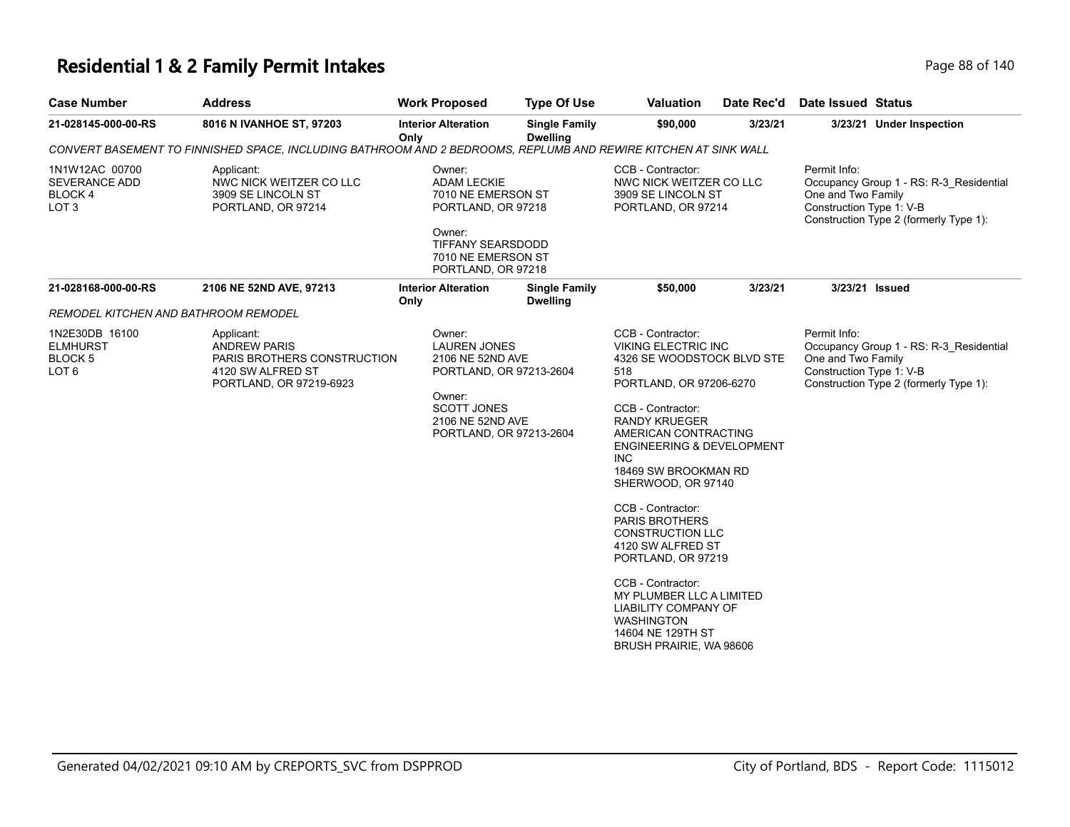# Residential 1 & 2 Family Permit Intakes

| Case Number | Address | Work Proposed | Type Of Use | Valuation | Date Rec'd | Date Issued | Status |
|---|---|---|---|---|---|---|---|
| 21-028145-000-00-RS | 8016 N IVANHOE ST, 97203 | Interior Alteration Only | Single Family Dwelling | $90,000 | 3/23/21 | 3/23/21 | Under Inspection |

*CONVERT BASEMENT TO FINNISHED SPACE, INCLUDING BATHROOM AND 2 BEDROOMS, REPLUMB AND REWIRE KITCHEN AT SINK WALL*

1N1W12AC 00700
SEVERANCE ADD
BLOCK 4
LOT 3

Applicant:
NWC NICK WEITZER CO LLC
3909 SE LINCOLN ST
PORTLAND, OR 97214

Owner:
ADAM LECKIE
7010 NE EMERSON ST
PORTLAND, OR 97218

Owner:
TIFFANY SEARSDODD
7010 NE EMERSON ST
PORTLAND, OR 97218

CCB - Contractor:
NWC NICK WEITZER CO LLC
3909 SE LINCOLN ST
PORTLAND, OR 97214

Permit Info:
Occupancy Group 1 - RS: R-3_Residential One and Two Family
Construction Type 1: V-B
Construction Type 2 (formerly Type 1):

| Case Number | Address | Work Proposed | Type Of Use | Valuation | Date Rec'd | Date Issued | Status |
|---|---|---|---|---|---|---|---|
| 21-028168-000-00-RS | 2106 NE 52ND AVE, 97213 | Interior Alteration Only | Single Family Dwelling | $50,000 | 3/23/21 | 3/23/21 | Issued |

*REMODEL KITCHEN AND BATHROOM REMODEL*

1N2E30DB 16100
ELMHURST
BLOCK 5
LOT 6

Applicant:
ANDREW PARIS
PARIS BROTHERS CONSTRUCTION
4120 SW ALFRED ST
PORTLAND, OR 97219-6923

Owner:
LAUREN JONES
2106 NE 52ND AVE
PORTLAND, OR 97213-2604

Owner:
SCOTT JONES
2106 NE 52ND AVE
PORTLAND, OR 97213-2604

CCB - Contractor:
VIKING ELECTRIC INC
4326 SE WOODSTOCK BLVD STE 518
PORTLAND, OR 97206-6270

CCB - Contractor:
RANDY KRUEGER
AMERICAN CONTRACTING ENGINEERING & DEVELOPMENT INC
18469 SW BROOKMAN RD
SHERWOOD, OR 97140

CCB - Contractor:
PARIS BROTHERS CONSTRUCTION LLC
4120 SW ALFRED ST
PORTLAND, OR 97219

CCB - Contractor:
MY PLUMBER LLC A LIMITED LIABILITY COMPANY OF WASHINGTON
14604 NE 129TH ST
BRUSH PRAIRIE, WA 98606

Permit Info:
Occupancy Group 1 - RS: R-3_Residential One and Two Family
Construction Type 1: V-B
Construction Type 2 (formerly Type 1):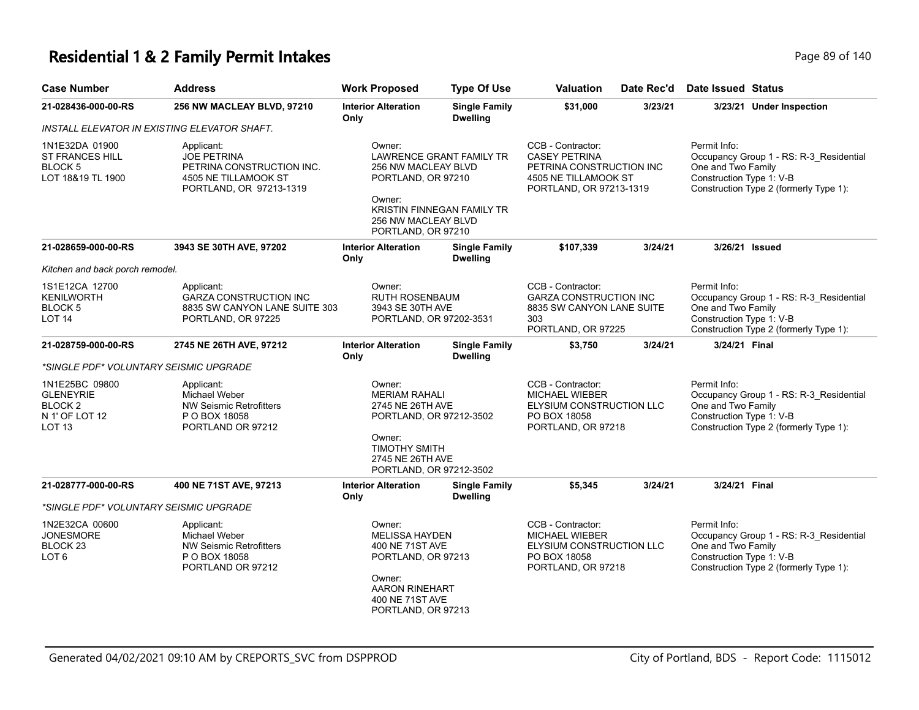# Residential 1 & 2 Family Permit Intakes

| Case Number | Address | Work Proposed | Type Of Use | Valuation | Date Rec'd | Date Issued | Status |
|---|---|---|---|---|---|---|---|
| 21-028436-000-00-RS | 256 NW MACLEAY BLVD, 97210 | Interior Alteration Only | Single Family Dwelling | $31,000 | 3/23/21 | 3/23/21 | Under Inspection |

*INSTALL ELEVATOR IN EXISTING ELEVATOR SHAFT.*

1N1E32DA 01900
ST FRANCES HILL
BLOCK 5
LOT 18&19 TL 1900

Applicant:
JOE PETRINA
PETRINA CONSTRUCTION INC.
4505 NE TILLAMOOK ST
PORTLAND, OR 97213-1319

Owner:
LAWRENCE GRANT FAMILY TR
256 NW MACLEAY BLVD
PORTLAND, OR 97210

Owner:
KRISTIN FINNEGAN FAMILY TR
256 NW MACLEAY BLVD
PORTLAND, OR 97210

CCB - Contractor:
CASEY PETRINA
PETRINA CONSTRUCTION INC
4505 NE TILLAMOOK ST
PORTLAND, OR 97213-1319

Permit Info:
Occupancy Group 1 - RS: R-3_Residential One and Two Family
Construction Type 1: V-B
Construction Type 2 (formerly Type 1):

| Case Number | Address | Work Proposed | Type Of Use | Valuation | Date Rec'd | Date Issued | Status |
|---|---|---|---|---|---|---|---|
| 21-028659-000-00-RS | 3943 SE 30TH AVE, 97202 | Interior Alteration Only | Single Family Dwelling | $107,339 | 3/24/21 | 3/26/21 | Issued |

*Kitchen and back porch remodel.*

1S1E12CA 12700
KENILWORTH
BLOCK 5
LOT 14

Applicant:
GARZA CONSTRUCTION INC
8835 SW CANYON LANE SUITE 303
PORTLAND, OR 97225

Owner:
RUTH ROSENBAUM
3943 SE 30TH AVE
PORTLAND, OR 97202-3531

CCB - Contractor:
GARZA CONSTRUCTION INC
8835 SW CANYON LANE SUITE 303
PORTLAND, OR 97225

Permit Info:
Occupancy Group 1 - RS: R-3_Residential One and Two Family
Construction Type 1: V-B
Construction Type 2 (formerly Type 1):

| Case Number | Address | Work Proposed | Type Of Use | Valuation | Date Rec'd | Date Issued | Status |
|---|---|---|---|---|---|---|---|
| 21-028759-000-00-RS | 2745 NE 26TH AVE, 97212 | Interior Alteration Only | Single Family Dwelling | $3,750 | 3/24/21 | 3/24/21 | Final |

*\*SINGLE PDF\* VOLUNTARY SEISMIC UPGRADE*

1N1E25BC 09800
GLENEYRIE
BLOCK 2
N 1' OF LOT 12
LOT 13

Applicant:
Michael Weber
NW Seismic Retrofitters
P O BOX 18058
PORTLAND OR 97212

Owner:
MERIAM RAHALI
2745 NE 26TH AVE
PORTLAND, OR 97212-3502

Owner:
TIMOTHY SMITH
2745 NE 26TH AVE
PORTLAND, OR 97212-3502

CCB - Contractor:
MICHAEL WIEBER
ELYSIUM CONSTRUCTION LLC
PO BOX 18058
PORTLAND, OR 97218

Permit Info:
Occupancy Group 1 - RS: R-3_Residential One and Two Family
Construction Type 1: V-B
Construction Type 2 (formerly Type 1):

| Case Number | Address | Work Proposed | Type Of Use | Valuation | Date Rec'd | Date Issued | Status |
|---|---|---|---|---|---|---|---|
| 21-028777-000-00-RS | 400 NE 71ST AVE, 97213 | Interior Alteration Only | Single Family Dwelling | $5,345 | 3/24/21 | 3/24/21 | Final |

*\*SINGLE PDF\* VOLUNTARY SEISMIC UPGRADE*

1N2E32CA 00600
JONESMORE
BLOCK 23
LOT 6

Applicant:
Michael Weber
NW Seismic Retrofitters
P O BOX 18058
PORTLAND OR 97212

Owner:
MELISSA HAYDEN
400 NE 71ST AVE
PORTLAND, OR 97213

Owner:
AARON RINEHART
400 NE 71ST AVE
PORTLAND, OR 97213

CCB - Contractor:
MICHAEL WIEBER
ELYSIUM CONSTRUCTION LLC
PO BOX 18058
PORTLAND, OR 97218

Permit Info:
Occupancy Group 1 - RS: R-3_Residential One and Two Family
Construction Type 1: V-B
Construction Type 2 (formerly Type 1):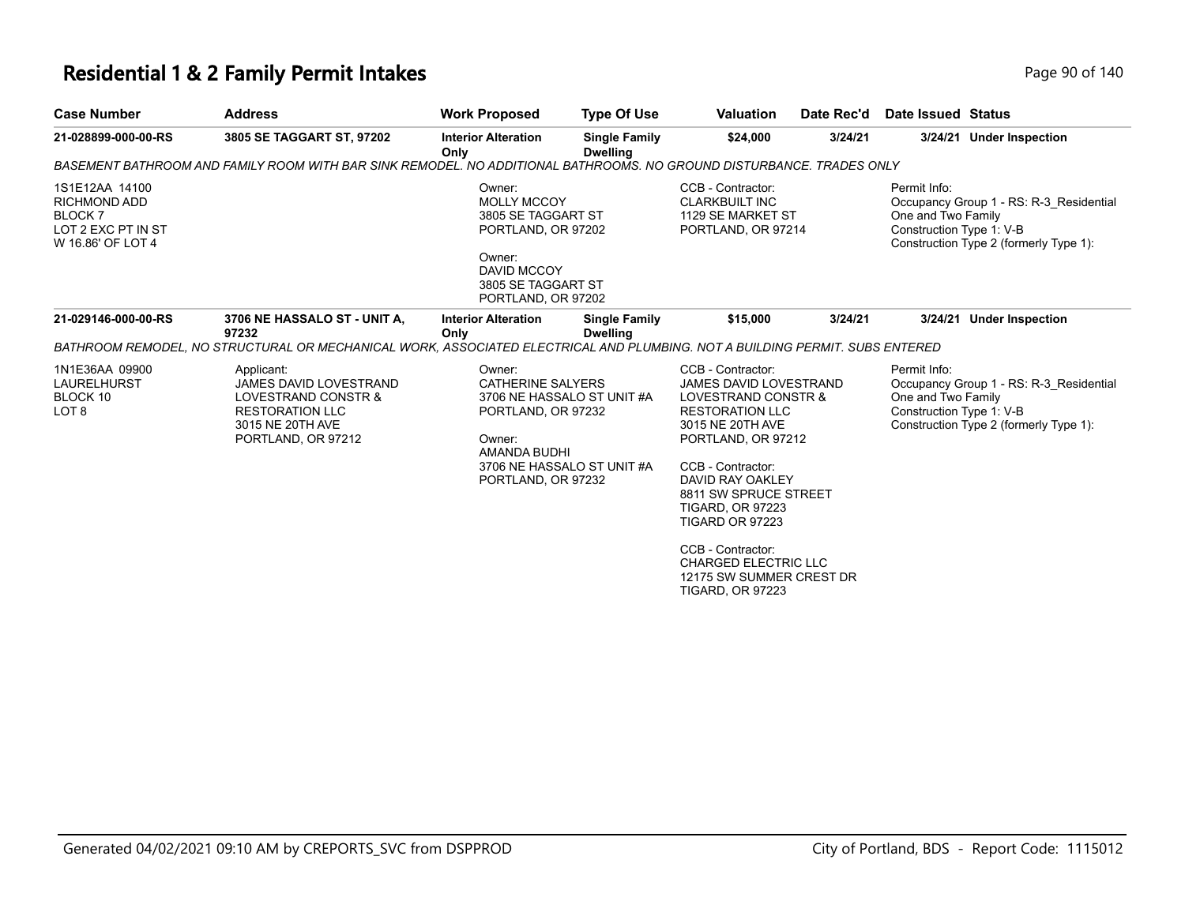# Residential 1 & 2 Family Permit Intakes

| Case Number | Address | Work Proposed | Type Of Use | Valuation | Date Rec'd | Date Issued | Status |
|---|---|---|---|---|---|---|---|
| 21-028899-000-00-RS | 3805 SE TAGGART ST, 97202 | Interior Alteration Only | Single Family Dwelling | $24,000 | 3/24/21 | 3/24/21 | Under Inspection |

*BASEMENT BATHROOM AND FAMILY ROOM WITH BAR SINK REMODEL. NO ADDITIONAL BATHROOMS. NO GROUND DISTURBANCE. TRADES ONLY*

1S1E12AA 14100
RICHMOND ADD
BLOCK 7
LOT 2 EXC PT IN ST
W 16.86' OF LOT 4

Owner:
MOLLY MCCOY
3805 SE TAGGART ST
PORTLAND, OR 97202

Owner:
DAVID MCCOY
3805 SE TAGGART ST
PORTLAND, OR 97202

CCB - Contractor:
CLARKBUILT INC
1129 SE MARKET ST
PORTLAND, OR 97214

Permit Info:
Occupancy Group 1 - RS: R-3_Residential One and Two Family
Construction Type 1: V-B
Construction Type 2 (formerly Type 1):

| Case Number | Address | Work Proposed | Type Of Use | Valuation | Date Rec'd | Date Issued | Status |
|---|---|---|---|---|---|---|---|
| 21-029146-000-00-RS | 3706 NE HASSALO ST - UNIT A, 97232 | Interior Alteration Only | Single Family Dwelling | $15,000 | 3/24/21 | 3/24/21 | Under Inspection |

*BATHROOM REMODEL, NO STRUCTURAL OR MECHANICAL WORK, ASSOCIATED ELECTRICAL AND PLUMBING. NOT A BUILDING PERMIT. SUBS ENTERED*

1N1E36AA 09900
LAURELHURST
BLOCK 10
LOT 8

Applicant:
JAMES DAVID LOVESTRAND
LOVESTRAND CONSTR & RESTORATION LLC
3015 NE 20TH AVE
PORTLAND, OR 97212

Owner:
CATHERINE SALYERS
3706 NE HASSALO ST UNIT #A
PORTLAND, OR 97232

Owner:
AMANDA BUDHI
3706 NE HASSALO ST UNIT #A
PORTLAND, OR 97232

CCB - Contractor:
JAMES DAVID LOVESTRAND
LOVESTRAND CONSTR & RESTORATION LLC
3015 NE 20TH AVE
PORTLAND, OR 97212

CCB - Contractor:
DAVID RAY OAKLEY
8811 SW SPRUCE STREET
TIGARD, OR 97223
TIGARD OR 97223

CCB - Contractor:
CHARGED ELECTRIC LLC
12175 SW SUMMER CREST DR
TIGARD, OR 97223

Permit Info:
Occupancy Group 1 - RS: R-3_Residential One and Two Family
Construction Type 1: V-B
Construction Type 2 (formerly Type 1):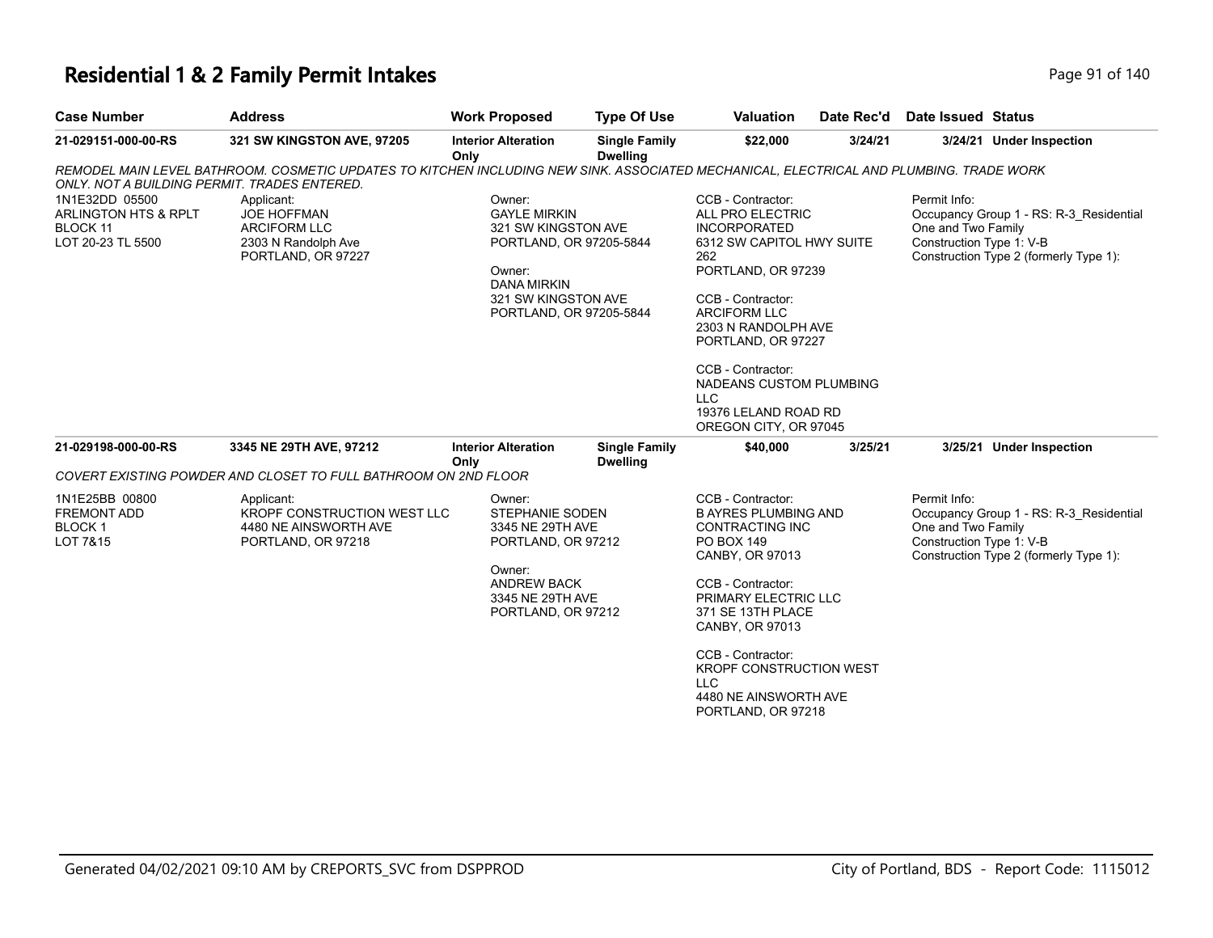# Residential 1 & 2 Family Permit Intakes

| Case Number | Address | Work Proposed | Type Of Use | Valuation | Date Rec'd | Date Issued | Status |
|---|---|---|---|---|---|---|---|
| **21-029151-000-00-RS** | **321 SW KINGSTON AVE, 97205** | **Interior Alteration Only** | **Single Family Dwelling** | **$22,000** | **3/24/21** | **3/24/21** | **Under Inspection** |

*REMODEL MAIN LEVEL BATHROOM. COSMETIC UPDATES TO KITCHEN INCLUDING NEW SINK. ASSOCIATED MECHANICAL, ELECTRICAL AND PLUMBING. TRADE WORK ONLY. NOT A BUILDING PERMIT. TRADES ENTERED.*

1N1E32DD 05500
ARLINGTON HTS & RPLT
BLOCK 11
LOT 20-23 TL 5500

Applicant:
JOE HOFFMAN
ARCIFORM LLC
2303 N Randolph Ave
PORTLAND, OR 97227

Owner:
GAYLE MIRKIN
321 SW KINGSTON AVE
PORTLAND, OR 97205-5844

Owner:
DANA MIRKIN
321 SW KINGSTON AVE
PORTLAND, OR 97205-5844

CCB - Contractor:
ALL PRO ELECTRIC INCORPORATED
6312 SW CAPITOL HWY SUITE 262
PORTLAND, OR 97239

CCB - Contractor:
ARCIFORM LLC
2303 N RANDOLPH AVE
PORTLAND, OR 97227

CCB - Contractor:
NADEANS CUSTOM PLUMBING LLC
19376 LELAND ROAD RD
OREGON CITY, OR 97045

Permit Info:
Occupancy Group 1 - RS: R-3_Residential One and Two Family
Construction Type 1: V-B
Construction Type 2 (formerly Type 1):

| Case Number | Address | Work Proposed | Type Of Use | Valuation | Date Rec'd | Date Issued | Status |
|---|---|---|---|---|---|---|---|
| **21-029198-000-00-RS** | **3345 NE 29TH AVE, 97212** | **Interior Alteration Only** | **Single Family Dwelling** | **$40,000** | **3/25/21** | **3/25/21** | **Under Inspection** |

*COVERT EXISTING POWDER AND CLOSET TO FULL BATHROOM ON 2ND FLOOR*

1N1E25BB 00800
FREMONT ADD
BLOCK 1
LOT 7&15

Applicant:
KROPF CONSTRUCTION WEST LLC
4480 NE AINSWORTH AVE
PORTLAND, OR 97218

Owner:
STEPHANIE SODEN
3345 NE 29TH AVE
PORTLAND, OR 97212

Owner:
ANDREW BACK
3345 NE 29TH AVE
PORTLAND, OR 97212

CCB - Contractor:
B AYRES PLUMBING AND CONTRACTING INC
PO BOX 149
CANBY, OR 97013

CCB - Contractor:
PRIMARY ELECTRIC LLC
371 SE 13TH PLACE
CANBY, OR 97013

CCB - Contractor:
KROPF CONSTRUCTION WEST LLC
4480 NE AINSWORTH AVE
PORTLAND, OR 97218

Permit Info:
Occupancy Group 1 - RS: R-3_Residential One and Two Family
Construction Type 1: V-B
Construction Type 2 (formerly Type 1):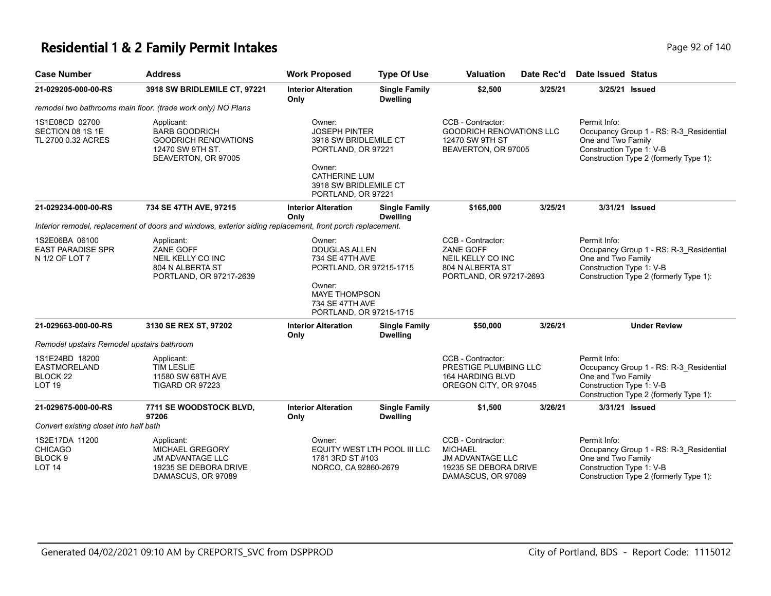# Residential 1 & 2 Family Permit Intakes

| Case Number | Address | Work Proposed | Type Of Use | Valuation | Date Rec'd | Date Issued | Status |
|---|---|---|---|---|---|---|---|
| 21-029205-000-00-RS | 3918 SW BRIDLEMILE CT, 97221 | Interior Alteration Only | Single Family Dwelling | $2,500 | 3/25/21 | 3/25/21 | Issued |

*remodel two bathrooms main floor. (trade work only) NO Plans*

1S1E08CD 02700
SECTION 08 1S 1E
TL 2700 0.32 ACRES

Applicant:
BARB GOODRICH
GOODRICH RENOVATIONS
12470 SW 9TH ST.
BEAVERTON, OR 97005

Owner:
JOSEPH PINTER
3918 SW BRIDLEMILE CT
PORTLAND, OR 97221

Owner:
CATHERINE LUM
3918 SW BRIDLEMILE CT
PORTLAND, OR 97221

CCB - Contractor:
GOODRICH RENOVATIONS LLC
12470 SW 9TH ST
BEAVERTON, OR 97005

Permit Info:
Occupancy Group 1 - RS: R-3_Residential One and Two Family
Construction Type 1: V-B
Construction Type 2 (formerly Type 1):

| Case Number | Address | Work Proposed | Type Of Use | Valuation | Date Rec'd | Date Issued | Status |
|---|---|---|---|---|---|---|---|
| 21-029234-000-00-RS | 734 SE 47TH AVE, 97215 | Interior Alteration Only | Single Family Dwelling | $165,000 | 3/25/21 | 3/31/21 | Issued |

*Interior remodel, replacement of doors and windows, exterior siding replacement, front porch replacement.*

1S2E06BA 06100
EAST PARADISE SPR
N 1/2 OF LOT 7

Applicant:
ZANE GOFF
NEIL KELLY CO INC
804 N ALBERTA ST
PORTLAND, OR 97217-2639

Owner:
DOUGLAS ALLEN
734 SE 47TH AVE
PORTLAND, OR 97215-1715

Owner:
MAYE THOMPSON
734 SE 47TH AVE
PORTLAND, OR 97215-1715

CCB - Contractor:
ZANE GOFF
NEIL KELLY CO INC
804 N ALBERTA ST
PORTLAND, OR 97217-2693

Permit Info:
Occupancy Group 1 - RS: R-3_Residential One and Two Family
Construction Type 1: V-B
Construction Type 2 (formerly Type 1):

| Case Number | Address | Work Proposed | Type Of Use | Valuation | Date Rec'd | Date Issued | Status |
|---|---|---|---|---|---|---|---|
| 21-029663-000-00-RS | 3130 SE REX ST, 97202 | Interior Alteration Only | Single Family Dwelling | $50,000 | 3/26/21 | | Under Review |

*Remodel upstairs Remodel upstairs bathroom*

1S1E24BD 18200
EASTMORELAND
BLOCK 22
LOT 19

Applicant:
TIM LESLIE
11580 SW 68TH AVE
TIGARD OR 97223

CCB - Contractor:
PRESTIGE PLUMBING LLC
164 HARDING BLVD
OREGON CITY, OR 97045

Permit Info:
Occupancy Group 1 - RS: R-3_Residential One and Two Family
Construction Type 1: V-B
Construction Type 2 (formerly Type 1):

| Case Number | Address | Work Proposed | Type Of Use | Valuation | Date Rec'd | Date Issued | Status |
|---|---|---|---|---|---|---|---|
| 21-029675-000-00-RS | 7711 SE WOODSTOCK BLVD, 97206 | Interior Alteration Only | Single Family Dwelling | $1,500 | 3/26/21 | 3/31/21 | Issued |

*Convert existing closet into half bath*

1S2E17DA 11200
CHICAGO
BLOCK 9
LOT 14

Applicant:
MICHAEL GREGORY
JM ADVANTAGE LLC
19235 SE DEBORA DRIVE
DAMASCUS, OR 97089

Owner:
EQUITY WEST LTH POOL III LLC
1761 3RD ST #103
NORCO, CA 92860-2679

CCB - Contractor:
MICHAEL
JM ADVANTAGE LLC
19235 SE DEBORA DRIVE
DAMASCUS, OR 97089

Permit Info:
Occupancy Group 1 - RS: R-3_Residential One and Two Family
Construction Type 1: V-B
Construction Type 2 (formerly Type 1):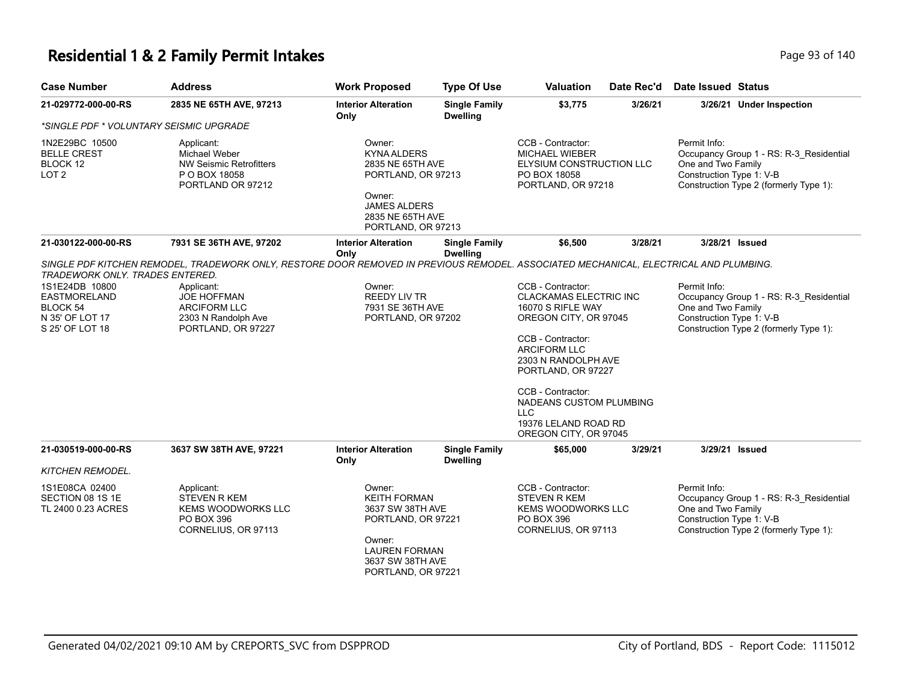# Residential 1 & 2 Family Permit Intakes

| Case Number | Address | Work Proposed | Type Of Use | Valuation | Date Rec'd | Date Issued | Status |
|---|---|---|---|---|---|---|---|
| 21-029772-000-00-RS | 2835 NE 65TH AVE, 97213 | Interior Alteration Only | Single Family Dwelling | $3,775 | 3/26/21 | 3/26/21 | Under Inspection |

*SINGLE PDF * VOLUNTARY SEISMIC UPGRADE*

1N2E29BC 10500
BELLE CREST
BLOCK 12
LOT 2

Applicant:
Michael Weber
NW Seismic Retrofitters
P O BOX 18058
PORTLAND OR 97212

Owner:
KYNA ALDERS
2835 NE 65TH AVE
PORTLAND, OR 97213

Owner:
JAMES ALDERS
2835 NE 65TH AVE
PORTLAND, OR 97213

CCB - Contractor:
MICHAEL WIEBER
ELYSIUM CONSTRUCTION LLC
PO BOX 18058
PORTLAND, OR 97218

Permit Info:
Occupancy Group 1 - RS: R-3_Residential One and Two Family
Construction Type 1: V-B
Construction Type 2 (formerly Type 1):

| Case Number | Address | Work Proposed | Type Of Use | Valuation | Date Rec'd | Date Issued | Status |
|---|---|---|---|---|---|---|---|
| 21-030122-000-00-RS | 7931 SE 36TH AVE, 97202 | Interior Alteration Only | Single Family Dwelling | $6,500 | 3/28/21 | 3/28/21 | Issued |

*SINGLE PDF KITCHEN REMODEL, TRADEWORK ONLY, RESTORE DOOR REMOVED IN PREVIOUS REMODEL. ASSOCIATED MECHANICAL, ELECTRICAL AND PLUMBING. TRADEWORK ONLY. TRADES ENTERED.*

1S1E24DB 10800
EASTMORELAND
BLOCK 54
N 35' OF LOT 17
S 25' OF LOT 18

Applicant:
JOE HOFFMAN
ARCIFORM LLC
2303 N Randolph Ave
PORTLAND, OR 97227

Owner:
REEDY LIV TR
7931 SE 36TH AVE
PORTLAND, OR 97202

CCB - Contractor:
CLACKAMAS ELECTRIC INC
16070 S RIFLE WAY
OREGON CITY, OR 97045

CCB - Contractor:
ARCIFORM LLC
2303 N RANDOLPH AVE
PORTLAND, OR 97227

CCB - Contractor:
NADEANS CUSTOM PLUMBING LLC
19376 LELAND ROAD RD
OREGON CITY, OR 97045

Permit Info:
Occupancy Group 1 - RS: R-3_Residential One and Two Family
Construction Type 1: V-B
Construction Type 2 (formerly Type 1):

| Case Number | Address | Work Proposed | Type Of Use | Valuation | Date Rec'd | Date Issued | Status |
|---|---|---|---|---|---|---|---|
| 21-030519-000-00-RS | 3637 SW 38TH AVE, 97221 | Interior Alteration Only | Single Family Dwelling | $65,000 | 3/29/21 | 3/29/21 | Issued |

*KITCHEN REMODEL.*

1S1E08CA 02400
SECTION 08 1S 1E
TL 2400 0.23 ACRES

Applicant:
STEVEN R KEM
KEMS WOODWORKS LLC
PO BOX 396
CORNELIUS, OR 97113

Owner:
KEITH FORMAN
3637 SW 38TH AVE
PORTLAND, OR 97221

Owner:
LAUREN FORMAN
3637 SW 38TH AVE
PORTLAND, OR 97221

CCB - Contractor:
STEVEN R KEM
KEMS WOODWORKS LLC
PO BOX 396
CORNELIUS, OR 97113

Permit Info:
Occupancy Group 1 - RS: R-3_Residential One and Two Family
Construction Type 1: V-B
Construction Type 2 (formerly Type 1):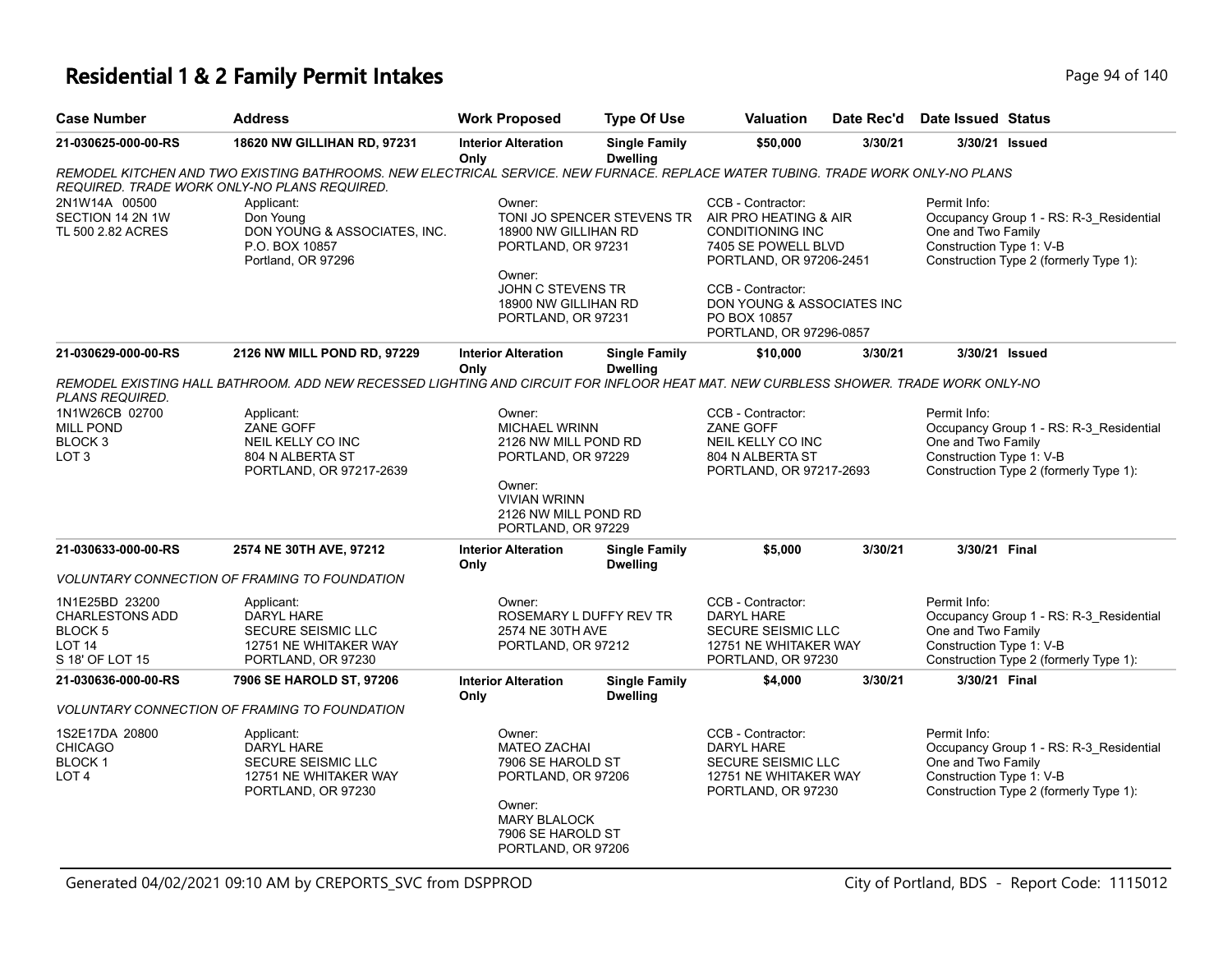# Residential 1 & 2 Family Permit Intakes

| Case Number | Address | Work Proposed | Type Of Use | Valuation | Date Rec'd | Date Issued | Status |
|---|---|---|---|---|---|---|---|
| 21-030625-000-00-RS | 18620 NW GILLIHAN RD, 97231 | Interior Alteration Only | Single Family Dwelling | $50,000 | 3/30/21 | 3/30/21 | Issued |

*REMODEL KITCHEN AND TWO EXISTING BATHROOMS. NEW ELECTRICAL SERVICE. NEW FURNACE. REPLACE WATER TUBING. TRADE WORK ONLY-NO PLANS REQUIRED. TRADE WORK ONLY-NO PLANS REQUIRED.*

2N1W14A 00500
SECTION 14 2N 1W
TL 500 2.82 ACRES

Applicant:
Don Young
DON YOUNG & ASSOCIATES, INC.
P.O. BOX 10857
Portland, OR 97296

Owner:
TONI JO SPENCER STEVENS TR
18900 NW GILLIHAN RD
PORTLAND, OR 97231

Owner:
JOHN C STEVENS TR
18900 NW GILLIHAN RD
PORTLAND, OR 97231

CCB - Contractor:
AIR PRO HEATING & AIR CONDITIONING INC
7405 SE POWELL BLVD
PORTLAND, OR 97206-2451

CCB - Contractor:
DON YOUNG & ASSOCIATES INC
PO BOX 10857
PORTLAND, OR 97296-0857

Permit Info:
Occupancy Group 1 - RS: R-3_Residential One and Two Family
Construction Type 1: V-B
Construction Type 2 (formerly Type 1):

| Case Number | Address | Work Proposed | Type Of Use | Valuation | Date Rec'd | Date Issued | Status |
|---|---|---|---|---|---|---|---|
| 21-030629-000-00-RS | 2126 NW MILL POND RD, 97229 | Interior Alteration Only | Single Family Dwelling | $10,000 | 3/30/21 | 3/30/21 | Issued |

*REMODEL EXISTING HALL BATHROOM. ADD NEW RECESSED LIGHTING AND CIRCUIT FOR INFLOOR HEAT MAT. NEW CURBLESS SHOWER. TRADE WORK ONLY-NO PLANS REQUIRED.*

1N1W26CB 02700
MILL POND
BLOCK 3
LOT 3

Applicant:
ZANE GOFF
NEIL KELLY CO INC
804 N ALBERTA ST
PORTLAND, OR 97217-2639

Owner:
MICHAEL WRINN
2126 NW MILL POND RD
PORTLAND, OR 97229

Owner:
VIVIAN WRINN
2126 NW MILL POND RD
PORTLAND, OR 97229

CCB - Contractor:
ZANE GOFF
NEIL KELLY CO INC
804 N ALBERTA ST
PORTLAND, OR 97217-2693

Permit Info:
Occupancy Group 1 - RS: R-3_Residential One and Two Family
Construction Type 1: V-B
Construction Type 2 (formerly Type 1):

| Case Number | Address | Work Proposed | Type Of Use | Valuation | Date Rec'd | Date Issued | Status |
|---|---|---|---|---|---|---|---|
| 21-030633-000-00-RS | 2574 NE 30TH AVE, 97212 | Interior Alteration Only | Single Family Dwelling | $5,000 | 3/30/21 | 3/30/21 | Final |

*VOLUNTARY CONNECTION OF FRAMING TO FOUNDATION*

1N1E25BD 23200
CHARLESTONS ADD
BLOCK 5
LOT 14
S 18' OF LOT 15

Applicant:
DARYL HARE
SECURE SEISMIC LLC
12751 NE WHITAKER WAY
PORTLAND, OR 97230

Owner:
ROSEMARY L DUFFY REV TR
2574 NE 30TH AVE
PORTLAND, OR 97212

CCB - Contractor:
DARYL HARE
SECURE SEISMIC LLC
12751 NE WHITAKER WAY
PORTLAND, OR 97230

Permit Info:
Occupancy Group 1 - RS: R-3_Residential One and Two Family
Construction Type 1: V-B
Construction Type 2 (formerly Type 1):

| Case Number | Address | Work Proposed | Type Of Use | Valuation | Date Rec'd | Date Issued | Status |
|---|---|---|---|---|---|---|---|
| 21-030636-000-00-RS | 7906 SE HAROLD ST, 97206 | Interior Alteration Only | Single Family Dwelling | $4,000 | 3/30/21 | 3/30/21 | Final |

*VOLUNTARY CONNECTION OF FRAMING TO FOUNDATION*

1S2E17DA 20800
CHICAGO
BLOCK 1
LOT 4

Applicant:
DARYL HARE
SECURE SEISMIC LLC
12751 NE WHITAKER WAY
PORTLAND, OR 97230

Owner:
MATEO ZACHAI
7906 SE HAROLD ST
PORTLAND, OR 97206

Owner:
MARY BLALOCK
7906 SE HAROLD ST
PORTLAND, OR 97206

CCB - Contractor:
DARYL HARE
SECURE SEISMIC LLC
12751 NE WHITAKER WAY
PORTLAND, OR 97230

Permit Info:
Occupancy Group 1 - RS: R-3_Residential One and Two Family
Construction Type 1: V-B
Construction Type 2 (formerly Type 1):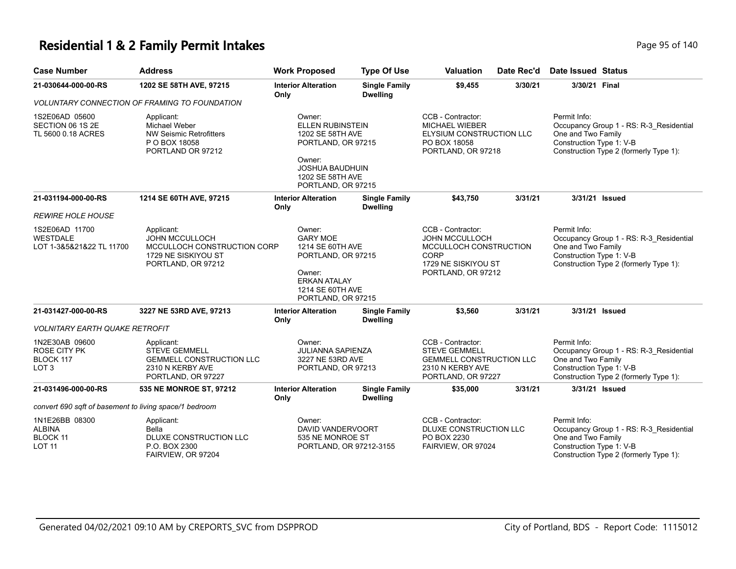# Residential 1 & 2 Family Permit Intakes

| Case Number | Address | Work Proposed | Type Of Use | Valuation | Date Rec'd | Date Issued | Status |
|---|---|---|---|---|---|---|---|
| **21-030644-000-00-RS** | **1202 SE 58TH AVE, 97215** | **Interior Alteration Only** | **Single Family Dwelling** | **$9,455** | **3/30/21** | **3/30/21** | **Final** |
| *VOLUNTARY CONNECTION OF FRAMING TO FOUNDATION* | | | | | | | |
| 1S2E06AD 05600 SECTION 06 1S 2E TL 5600 0.18 ACRES | Applicant: Michael Weber NW Seismic Retrofitters P O BOX 18058 PORTLAND OR 97212 | Owner: ELLEN RUBINSTEIN 1202 SE 58TH AVE PORTLAND, OR 97215 Owner: JOSHUA BAUDHUIN 1202 SE 58TH AVE PORTLAND, OR 97215 | | CCB - Contractor: MICHAEL WIEBER ELYSIUM CONSTRUCTION LLC PO BOX 18058 PORTLAND, OR 97218 | | Permit Info: Occupancy Group 1 - RS: R-3_Residential One and Two Family Construction Type 1: V-B Construction Type 2 (formerly Type 1): | |
| **21-031194-000-00-RS** | **1214 SE 60TH AVE, 97215** | **Interior Alteration Only** | **Single Family Dwelling** | **$43,750** | **3/31/21** | **3/31/21** | **Issued** |
| *REWIRE HOLE HOUSE* | | | | | | | |
| 1S2E06AD 11700 WESTDALE LOT 1-3&5&21&22 TL 11700 | Applicant: JOHN MCCULLOCH MCCULLOCH CONSTRUCTION CORP 1729 NE SISKIYOU ST PORTLAND, OR 97212 | Owner: GARY MOE 1214 SE 60TH AVE PORTLAND, OR 97215 Owner: ERKAN ATALAY 1214 SE 60TH AVE PORTLAND, OR 97215 | | CCB - Contractor: JOHN MCCULLOCH MCCULLOCH CONSTRUCTION CORP 1729 NE SISKIYOU ST PORTLAND, OR 97212 | | Permit Info: Occupancy Group 1 - RS: R-3_Residential One and Two Family Construction Type 1: V-B Construction Type 2 (formerly Type 1): | |
| **21-031427-000-00-RS** | **3227 NE 53RD AVE, 97213** | **Interior Alteration Only** | **Single Family Dwelling** | **$3,560** | **3/31/21** | **3/31/21** | **Issued** |
| *VOLNITARY EARTH QUAKE RETROFIT* | | | | | | | |
| 1N2E30AB 09600 ROSE CITY PK BLOCK 117 LOT 3 | Applicant: STEVE GEMMELL GEMMELL CONSTRUCTION LLC 2310 N KERBY AVE PORTLAND, OR 97227 | Owner: JULIANNA SAPIENZA 3227 NE 53RD AVE PORTLAND, OR 97213 | | CCB - Contractor: STEVE GEMMELL GEMMELL CONSTRUCTION LLC 2310 N KERBY AVE PORTLAND, OR 97227 | | Permit Info: Occupancy Group 1 - RS: R-3_Residential One and Two Family Construction Type 1: V-B Construction Type 2 (formerly Type 1): | |
| **21-031496-000-00-RS** | **535 NE MONROE ST, 97212** | **Interior Alteration Only** | **Single Family Dwelling** | **$35,000** | **3/31/21** | **3/31/21** | **Issued** |
| *convert 690 sqft of basement to living space/1 bedroom* | | | | | | | |
| 1N1E26BB 08300 ALBINA BLOCK 11 LOT 11 | Applicant: Bella DLUXE CONSTRUCTION LLC P.O. BOX 2300 FAIRVIEW, OR 97204 | Owner: DAVID VANDERVOORT 535 NE MONROE ST PORTLAND, OR 97212-3155 | | CCB - Contractor: DLUXE CONSTRUCTION LLC PO BOX 2230 FAIRVIEW, OR 97024 | | Permit Info: Occupancy Group 1 - RS: R-3_Residential One and Two Family Construction Type 1: V-B Construction Type 2 (formerly Type 1): | |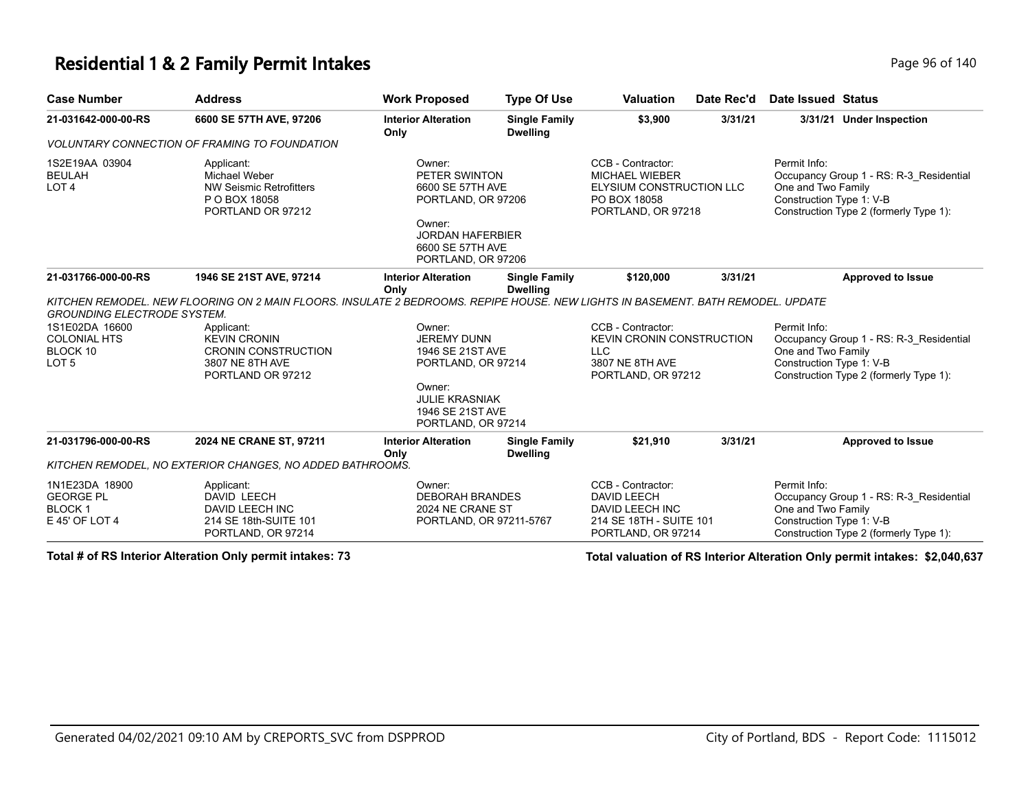# Residential 1 & 2 Family Permit Intakes

| Case Number | Address | Work Proposed | Type Of Use | Valuation | Date Rec'd | Date Issued | Status |
|---|---|---|---|---|---|---|---|
| 21-031642-000-00-RS | 6600 SE 57TH AVE, 97206 | Interior Alteration Only | Single Family Dwelling | $3,900 | 3/31/21 | 3/31/21 | Under Inspection |

*VOLUNTARY CONNECTION OF FRAMING TO FOUNDATION*

| | | | | |
|---|---|---|---|---|
| 1S2E19AA 03904<br>BEULAH<br>LOT 4 | Applicant:<br>Michael Weber<br>NW Seismic Retrofitters<br>P O BOX 18058<br>PORTLAND OR 97212 | Owner:<br>PETER SWINTON<br>6600 SE 57TH AVE<br>PORTLAND, OR 97206<br>Owner:<br>JORDAN HAFERBIER<br>6600 SE 57TH AVE<br>PORTLAND, OR 97206 | CCB - Contractor:<br>MICHAEL WIEBER<br>ELYSIUM CONSTRUCTION LLC<br>PO BOX 18058<br>PORTLAND, OR 97218 | Permit Info:<br>Occupancy Group 1 - RS: R-3_Residential One and Two Family<br>Construction Type 1: V-B<br>Construction Type 2 (formerly Type 1): |

| Case Number | Address | Work Proposed | Type Of Use | Valuation | Date Rec'd | Date Issued | Status |
|---|---|---|---|---|---|---|---|
| 21-031766-000-00-RS | 1946 SE 21ST AVE, 97214 | Interior Alteration Only | Single Family Dwelling | $120,000 | 3/31/21 | | Approved to Issue |

*KITCHEN REMODEL. NEW FLOORING ON 2 MAIN FLOORS. INSULATE 2 BEDROOMS. REPIPE HOUSE. NEW LIGHTS IN BASEMENT. BATH REMODEL. UPDATE GROUNDING ELECTRODE SYSTEM.*

| | | | | |
|---|---|---|---|---|
| 1S1E02DA 16600<br>COLONIAL HTS<br>BLOCK 10<br>LOT 5 | Applicant:<br>KEVIN CRONIN<br>CRONIN CONSTRUCTION<br>3807 NE 8TH AVE<br>PORTLAND OR 97212 | Owner:<br>JEREMY DUNN<br>1946 SE 21ST AVE<br>PORTLAND, OR 97214<br>Owner:<br>JULIE KRASNIAK<br>1946 SE 21ST AVE<br>PORTLAND, OR 97214 | CCB - Contractor:<br>KEVIN CRONIN CONSTRUCTION LLC<br>3807 NE 8TH AVE<br>PORTLAND, OR 97212 | Permit Info:<br>Occupancy Group 1 - RS: R-3_Residential One and Two Family<br>Construction Type 1: V-B<br>Construction Type 2 (formerly Type 1): |

| Case Number | Address | Work Proposed | Type Of Use | Valuation | Date Rec'd | Date Issued | Status |
|---|---|---|---|---|---|---|---|
| 21-031796-000-00-RS | 2024 NE CRANE ST, 97211 | Interior Alteration Only | Single Family Dwelling | $21,910 | 3/31/21 | | Approved to Issue |

*KITCHEN REMODEL, NO EXTERIOR CHANGES, NO ADDED BATHROOMS.*

| | | | | |
|---|---|---|---|---|
| 1N1E23DA 18900<br>GEORGE PL<br>BLOCK 1<br>E 45' OF LOT 4 | Applicant:<br>DAVID LEECH<br>DAVID LEECH INC<br>214 SE 18th-SUITE 101<br>PORTLAND, OR 97214 | Owner:<br>DEBORAH BRANDES<br>2024 NE CRANE ST<br>PORTLAND, OR 97211-5767 | CCB - Contractor:<br>DAVID LEECH<br>DAVID LEECH INC<br>214 SE 18TH - SUITE 101<br>PORTLAND, OR 97214 | Permit Info:<br>Occupancy Group 1 - RS: R-3_Residential One and Two Family<br>Construction Type 1: V-B<br>Construction Type 2 (formerly Type 1): |

**Total # of RS Interior Alteration Only permit intakes: 73**

**Total valuation of RS Interior Alteration Only permit intakes: $2,040,637**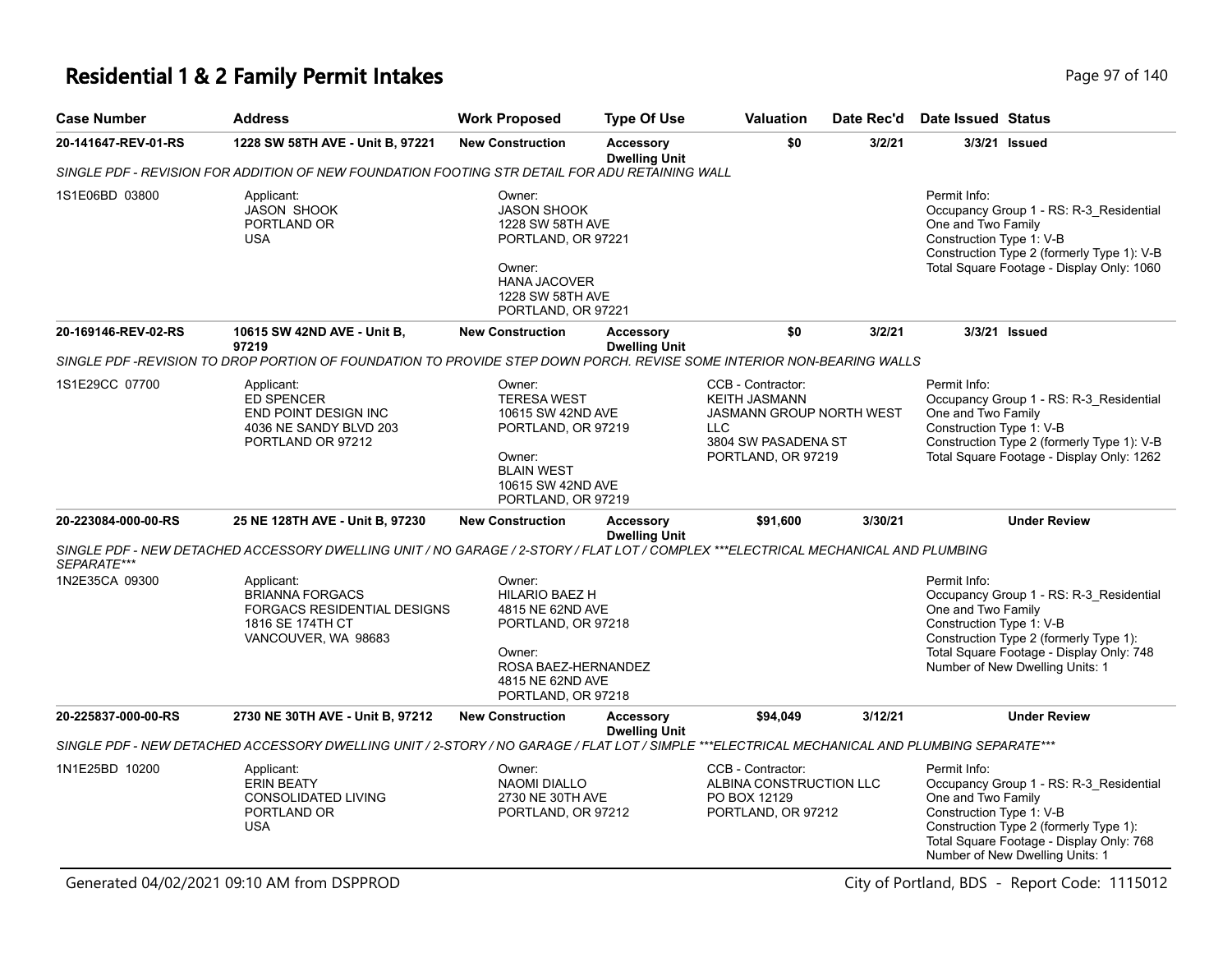# Residential 1 & 2 Family Permit Intakes

| Case Number | Address | Work Proposed | Type Of Use | Valuation | Date Rec'd | Date Issued | Status |
|---|---|---|---|---|---|---|---|
| 20-141647-REV-01-RS | 1228 SW 58TH AVE - Unit B, 97221 | New Construction | Accessory Dwelling Unit | $0 | 3/2/21 | 3/3/21 | Issued |

SINGLE PDF - REVISION FOR ADDITION OF NEW FOUNDATION FOOTING STR DETAIL FOR ADU RETAINING WALL

1S1E06BD 03800

Applicant:
JASON SHOOK
PORTLAND OR
USA

Owner:
JASON SHOOK
1228 SW 58TH AVE
PORTLAND, OR 97221

Owner:
HANA JACOVER
1228 SW 58TH AVE
PORTLAND, OR 97221

Permit Info:
Occupancy Group 1 - RS: R-3_Residential One and Two Family
Construction Type 1: V-B
Construction Type 2 (formerly Type 1): V-B
Total Square Footage - Display Only: 1060

| Case Number | Address | Work Proposed | Type Of Use | Valuation | Date Rec'd | Date Issued | Status |
|---|---|---|---|---|---|---|---|
| 20-169146-REV-02-RS | 10615 SW 42ND AVE - Unit B, 97219 | New Construction | Accessory Dwelling Unit | $0 | 3/2/21 | 3/3/21 | Issued |

SINGLE PDF -REVISION TO DROP PORTION OF FOUNDATION TO PROVIDE STEP DOWN PORCH. REVISE SOME INTERIOR NON-BEARING WALLS

1S1E29CC 07700

Applicant:
ED SPENCER
END POINT DESIGN INC
4036 NE SANDY BLVD 203
PORTLAND OR 97212

Owner:
TERESA WEST
10615 SW 42ND AVE
PORTLAND, OR 97219

Owner:
BLAIN WEST
10615 SW 42ND AVE
PORTLAND, OR 97219

CCB - Contractor:
KEITH JASMANN
JASMANN GROUP NORTH WEST LLC
3804 SW PASADENA ST
PORTLAND, OR 97219

Permit Info:
Occupancy Group 1 - RS: R-3_Residential One and Two Family
Construction Type 1: V-B
Construction Type 2 (formerly Type 1): V-B
Total Square Footage - Display Only: 1262

| Case Number | Address | Work Proposed | Type Of Use | Valuation | Date Rec'd | Date Issued | Status |
|---|---|---|---|---|---|---|---|
| 20-223084-000-00-RS | 25 NE 128TH AVE - Unit B, 97230 | New Construction | Accessory Dwelling Unit | $91,600 | 3/30/21 | | Under Review |

SINGLE PDF - NEW DETACHED ACCESSORY DWELLING UNIT / NO GARAGE / 2-STORY / FLAT LOT / COMPLEX ***ELECTRICAL MECHANICAL AND PLUMBING SEPARATE***

1N2E35CA 09300

Applicant:
BRIANNA FORGACS
FORGACS RESIDENTIAL DESIGNS
1816 SE 174TH CT
VANCOUVER, WA 98683

Owner:
HILARIO BAEZ H
4815 NE 62ND AVE
PORTLAND, OR 97218

Owner:
ROSA BAEZ-HERNANDEZ
4815 NE 62ND AVE
PORTLAND, OR 97218

Permit Info:
Occupancy Group 1 - RS: R-3_Residential One and Two Family
Construction Type 1: V-B
Construction Type 2 (formerly Type 1):
Total Square Footage - Display Only: 748
Number of New Dwelling Units: 1

| Case Number | Address | Work Proposed | Type Of Use | Valuation | Date Rec'd | Date Issued | Status |
|---|---|---|---|---|---|---|---|
| 20-225837-000-00-RS | 2730 NE 30TH AVE - Unit B, 97212 | New Construction | Accessory Dwelling Unit | $94,049 | 3/12/21 | | Under Review |

SINGLE PDF - NEW DETACHED ACCESSORY DWELLING UNIT / 2-STORY / NO GARAGE / FLAT LOT / SIMPLE ***ELECTRICAL MECHANICAL AND PLUMBING SEPARATE***

1N1E25BD 10200

Applicant:
ERIN BEATY
CONSOLIDATED LIVING
PORTLAND OR
USA

Owner:
NAOMI DIALLO
2730 NE 30TH AVE
PORTLAND, OR 97212

CCB - Contractor:
ALBINA CONSTRUCTION LLC
PO BOX 12129
PORTLAND, OR 97212

Permit Info:
Occupancy Group 1 - RS: R-3_Residential One and Two Family
Construction Type 1: V-B
Construction Type 2 (formerly Type 1):
Total Square Footage - Display Only: 768
Number of New Dwelling Units: 1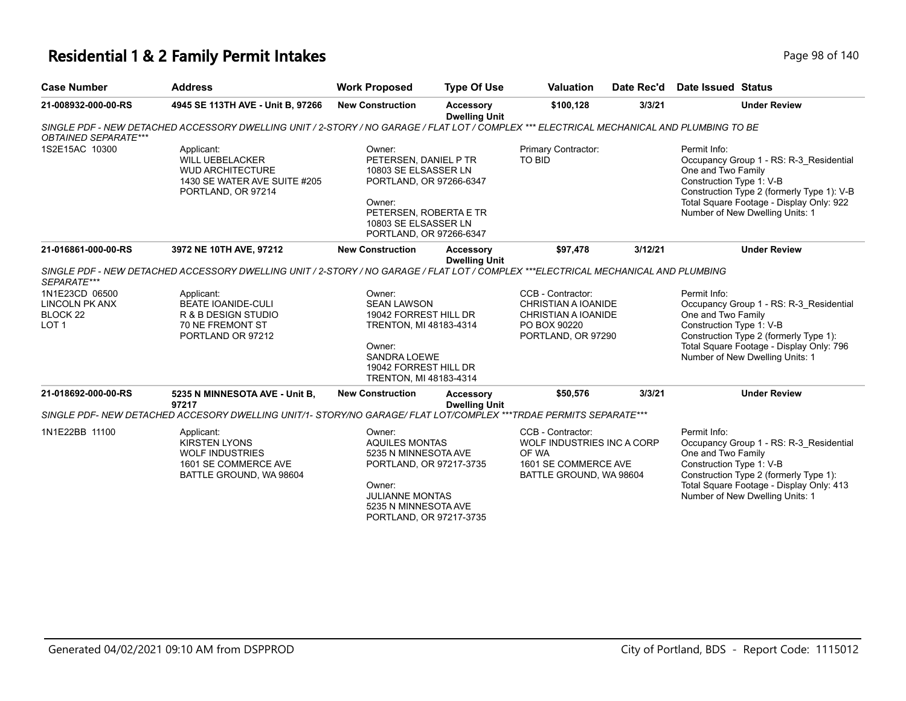# Residential 1 & 2 Family Permit Intakes

| Case Number | Address | Work Proposed | Type Of Use | Valuation | Date Rec'd | Date Issued | Status |
|---|---|---|---|---|---|---|---|
| 21-008932-000-00-RS | 4945 SE 113TH AVE - Unit B, 97266 | New Construction | Accessory Dwelling Unit | $100,128 | 3/3/21 | | Under Review |

*SINGLE PDF - NEW DETACHED ACCESSORY DWELLING UNIT / 2-STORY / NO GARAGE / FLAT LOT / COMPLEX *** ELECTRICAL MECHANICAL AND PLUMBING TO BE OBTAINED SEPARATE****

1S2E15AC 10300

Applicant:
WILL UEBELACKER
WUD ARCHITECTURE
1430 SE WATER AVE SUITE #205
PORTLAND, OR 97214

Owner:
PETERSEN, DANIEL P TR
10803 SE ELSASSER LN
PORTLAND, OR 97266-6347

Owner:
PETERSEN, ROBERTA E TR
10803 SE ELSASSER LN
PORTLAND, OR 97266-6347

Primary Contractor:
TO BID

Permit Info:
Occupancy Group 1 - RS: R-3_Residential One and Two Family
Construction Type 1: V-B
Construction Type 2 (formerly Type 1): V-B
Total Square Footage - Display Only: 922
Number of New Dwelling Units: 1

| Case Number | Address | Work Proposed | Type Of Use | Valuation | Date Rec'd | Date Issued | Status |
|---|---|---|---|---|---|---|---|
| 21-016861-000-00-RS | 3972 NE 10TH AVE, 97212 | New Construction | Accessory Dwelling Unit | $97,478 | 3/12/21 | | Under Review |

*SINGLE PDF - NEW DETACHED ACCESSORY DWELLING UNIT / 2-STORY / NO GARAGE / FLAT LOT / COMPLEX ***ELECTRICAL MECHANICAL AND PLUMBING SEPARATE****

1N1E23CD 06500
LINCOLN PK ANX
BLOCK 22
LOT 1

Applicant:
BEATE IOANIDE-CULI
R & B DESIGN STUDIO
70 NE FREMONT ST
PORTLAND OR 97212

Owner:
SEAN LAWSON
19042 FORREST HILL DR
TRENTON, MI 48183-4314

Owner:
SANDRA LOEWE
19042 FORREST HILL DR
TRENTON, MI 48183-4314

CCB - Contractor:
CHRISTIAN A IOANIDE
CHRISTIAN A IOANIDE
PO BOX 90220
PORTLAND, OR 97290

Permit Info:
Occupancy Group 1 - RS: R-3_Residential One and Two Family
Construction Type 1: V-B
Construction Type 2 (formerly Type 1):
Total Square Footage - Display Only: 796
Number of New Dwelling Units: 1

| Case Number | Address | Work Proposed | Type Of Use | Valuation | Date Rec'd | Date Issued | Status |
|---|---|---|---|---|---|---|---|
| 21-018692-000-00-RS | 5235 N MINNESOTA AVE - Unit B, 97217 | New Construction | Accessory Dwelling Unit | $50,576 | 3/3/21 | | Under Review |

*SINGLE PDF- NEW DETACHED ACCESORY DWELLING UNIT/1- STORY/NO GARAGE/ FLAT LOT/COMPLEX ***TRDAE PERMITS SEPARATE****

1N1E22BB 11100

Applicant:
KIRSTEN LYONS
WOLF INDUSTRIES
1601 SE COMMERCE AVE
BATTLE GROUND, WA 98604

Owner:
AQUILES MONTAS
5235 N MINNESOTA AVE
PORTLAND, OR 97217-3735

Owner:
JULIANNE MONTAS
5235 N MINNESOTA AVE
PORTLAND, OR 97217-3735

CCB - Contractor:
WOLF INDUSTRIES INC A CORP OF WA
1601 SE COMMERCE AVE
BATTLE GROUND, WA 98604

Permit Info:
Occupancy Group 1 - RS: R-3_Residential One and Two Family
Construction Type 1: V-B
Construction Type 2 (formerly Type 1):
Total Square Footage - Display Only: 413
Number of New Dwelling Units: 1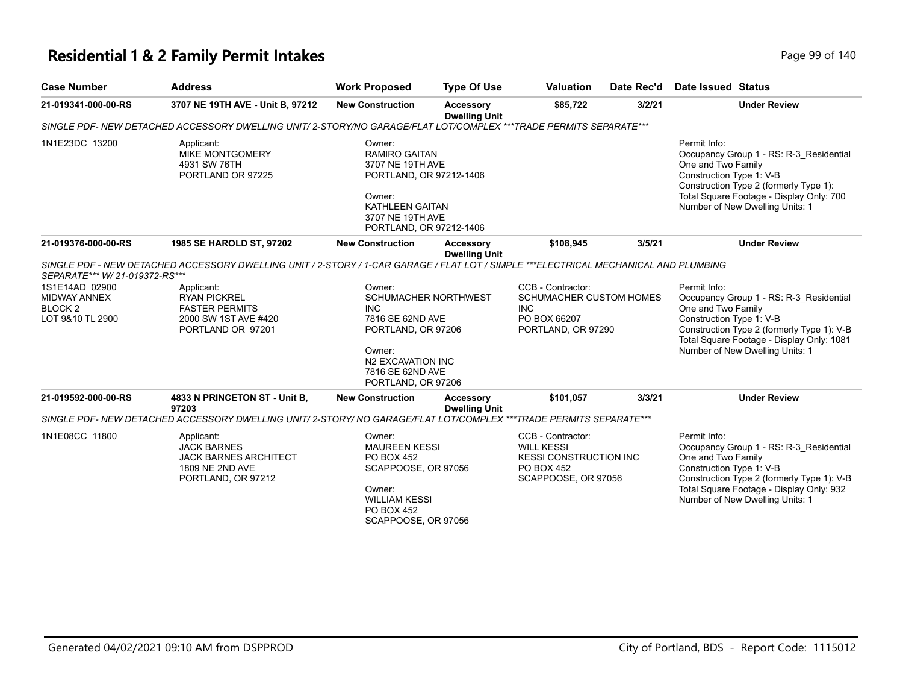# Residential 1 & 2 Family Permit Intakes

| Case Number | Address | Work Proposed | Type Of Use | Valuation | Date Rec'd | Date Issued | Status |
|---|---|---|---|---|---|---|---|
| 21-019341-000-00-RS | 3707 NE 19TH AVE - Unit B, 97212 | New Construction | Accessory Dwelling Unit | $85,722 | 3/2/21 | | Under Review |

*SINGLE PDF- NEW DETACHED ACCESSORY DWELLING UNIT/ 2-STORY/NO GARAGE/FLAT LOT/COMPLEX \*\*\*TRADE PERMITS SEPARATE\*\*\**

1N1E23DC 13200

Applicant:
MIKE MONTGOMERY
4931 SW 76TH
PORTLAND OR 97225

Owner:
RAMIRO GAITAN
3707 NE 19TH AVE
PORTLAND, OR 97212-1406

Owner:
KATHLEEN GAITAN
3707 NE 19TH AVE
PORTLAND, OR 97212-1406

Permit Info:
Occupancy Group 1 - RS: R-3_Residential One and Two Family
Construction Type 1: V-B
Construction Type 2 (formerly Type 1):
Total Square Footage - Display Only: 700
Number of New Dwelling Units: 1

| Case Number | Address | Work Proposed | Type Of Use | Valuation | Date Rec'd | Date Issued | Status |
|---|---|---|---|---|---|---|---|
| 21-019376-000-00-RS | 1985 SE HAROLD ST, 97202 | New Construction | Accessory Dwelling Unit | $108,945 | 3/5/21 | | Under Review |

*SINGLE PDF - NEW DETACHED ACCESSORY DWELLING UNIT / 2-STORY / 1-CAR GARAGE / FLAT LOT / SIMPLE \*\*\*ELECTRICAL MECHANICAL AND PLUMBING SEPARATE\*\*\* W/ 21-019372-RS\*\*\**

1S1E14AD 02900
MIDWAY ANNEX
BLOCK 2
LOT 9&10 TL 2900

Applicant:
RYAN PICKREL
FASTER PERMITS
2000 SW 1ST AVE #420
PORTLAND OR 97201

Owner:
SCHUMACHER NORTHWEST INC
7816 SE 62ND AVE
PORTLAND, OR 97206

Owner:
N2 EXCAVATION INC
7816 SE 62ND AVE
PORTLAND, OR 97206

CCB - Contractor:
SCHUMACHER CUSTOM HOMES INC
PO BOX 66207
PORTLAND, OR 97290

Permit Info:
Occupancy Group 1 - RS: R-3_Residential One and Two Family
Construction Type 1: V-B
Construction Type 2 (formerly Type 1): V-B
Total Square Footage - Display Only: 1081
Number of New Dwelling Units: 1

| Case Number | Address | Work Proposed | Type Of Use | Valuation | Date Rec'd | Date Issued | Status |
|---|---|---|---|---|---|---|---|
| 21-019592-000-00-RS | 4833 N PRINCETON ST - Unit B, 97203 | New Construction | Accessory Dwelling Unit | $101,057 | 3/3/21 | | Under Review |

*SINGLE PDF- NEW DETACHED ACCESSORY DWELLING UNIT/ 2-STORY/ NO GARAGE/FLAT LOT/COMPLEX \*\*\*TRADE PERMITS SEPARATE\*\*\**

1N1E08CC 11800

Applicant:
JACK BARNES
JACK BARNES ARCHITECT
1809 NE 2ND AVE
PORTLAND, OR 97212

Owner:
MAUREEN KESSI
PO BOX 452
SCAPPOOSE, OR 97056

Owner:
WILLIAM KESSI
PO BOX 452
SCAPPOOSE, OR 97056

CCB - Contractor:
WILL KESSI
KESSI CONSTRUCTION INC
PO BOX 452
SCAPPOOSE, OR 97056

Permit Info:
Occupancy Group 1 - RS: R-3_Residential One and Two Family
Construction Type 1: V-B
Construction Type 2 (formerly Type 1): V-B
Total Square Footage - Display Only: 932
Number of New Dwelling Units: 1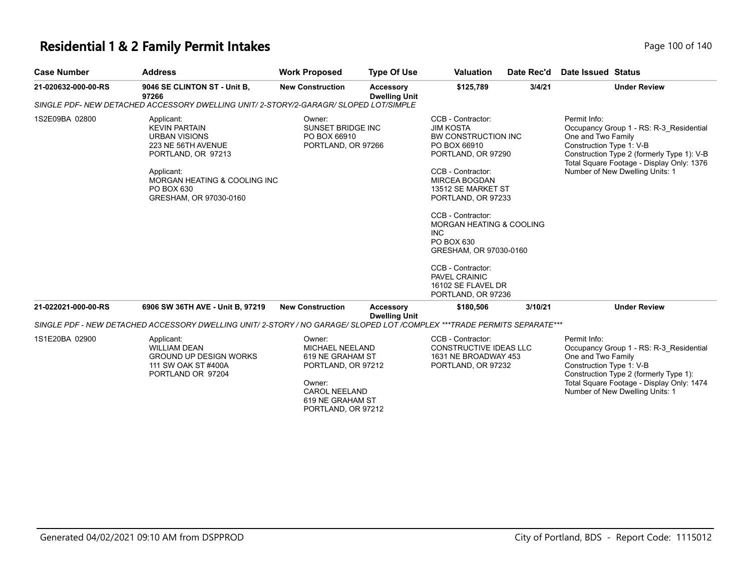# Residential 1 & 2 Family Permit Intakes

| Case Number | Address | Work Proposed | Type Of Use | Valuation | Date Rec'd | Date Issued | Status |
|---|---|---|---|---|---|---|---|
| 21-020632-000-00-RS | 9046 SE CLINTON ST - Unit B, 97266 | New Construction | Accessory Dwelling Unit | $125,789 | 3/4/21 | | Under Review |

*SINGLE PDF- NEW DETACHED ACCESSORY DWELLING UNIT/ 2-STORY/2-GARAGR/ SLOPED LOT/SIMPLE*

1S2E09BA 02800

Applicant:
KEVIN PARTAIN
URBAN VISIONS
223 NE 56TH AVENUE
PORTLAND, OR 97213

Applicant:
MORGAN HEATING & COOLING INC
PO BOX 630
GRESHAM, OR 97030-0160

Owner:
SUNSET BRIDGE INC
PO BOX 66910
PORTLAND, OR 97266

CCB - Contractor:
JIM KOSTA
BW CONSTRUCTION INC
PO BOX 66910
PORTLAND, OR 97290

CCB - Contractor:
MIRCEA BOGDAN
13512 SE MARKET ST
PORTLAND, OR 97233

CCB - Contractor:
MORGAN HEATING & COOLING INC
PO BOX 630
GRESHAM, OR 97030-0160

CCB - Contractor:
PAVEL CRAINIC
16102 SE FLAVEL DR
PORTLAND, OR 97236

Permit Info:
Occupancy Group 1 - RS: R-3_Residential One and Two Family
Construction Type 1: V-B
Construction Type 2 (formerly Type 1): V-B
Total Square Footage - Display Only: 1376
Number of New Dwelling Units: 1

| Case Number | Address | Work Proposed | Type Of Use | Valuation | Date Rec'd | Date Issued | Status |
|---|---|---|---|---|---|---|---|
| 21-022021-000-00-RS | 6906 SW 36TH AVE - Unit B, 97219 | New Construction | Accessory Dwelling Unit | $180,506 | 3/10/21 | | Under Review |

*SINGLE PDF - NEW DETACHED ACCESSORY DWELLING UNIT/ 2-STORY / NO GARAGE/ SLOPED LOT /COMPLEX ***TRADE PERMITS SEPARATE****

1S1E20BA 02900

Applicant:
WILLIAM DEAN
GROUND UP DESIGN WORKS
111 SW OAK ST #400A
PORTLAND OR 97204

Owner:
MICHAEL NEELAND
619 NE GRAHAM ST
PORTLAND, OR 97212

Owner:
CAROL NEELAND
619 NE GRAHAM ST
PORTLAND, OR 97212

CCB - Contractor:
CONSTRUCTIVE IDEAS LLC
1631 NE BROADWAY 453
PORTLAND, OR 97232

Permit Info:
Occupancy Group 1 - RS: R-3_Residential One and Two Family
Construction Type 1: V-B
Construction Type 2 (formerly Type 1):
Total Square Footage - Display Only: 1474
Number of New Dwelling Units: 1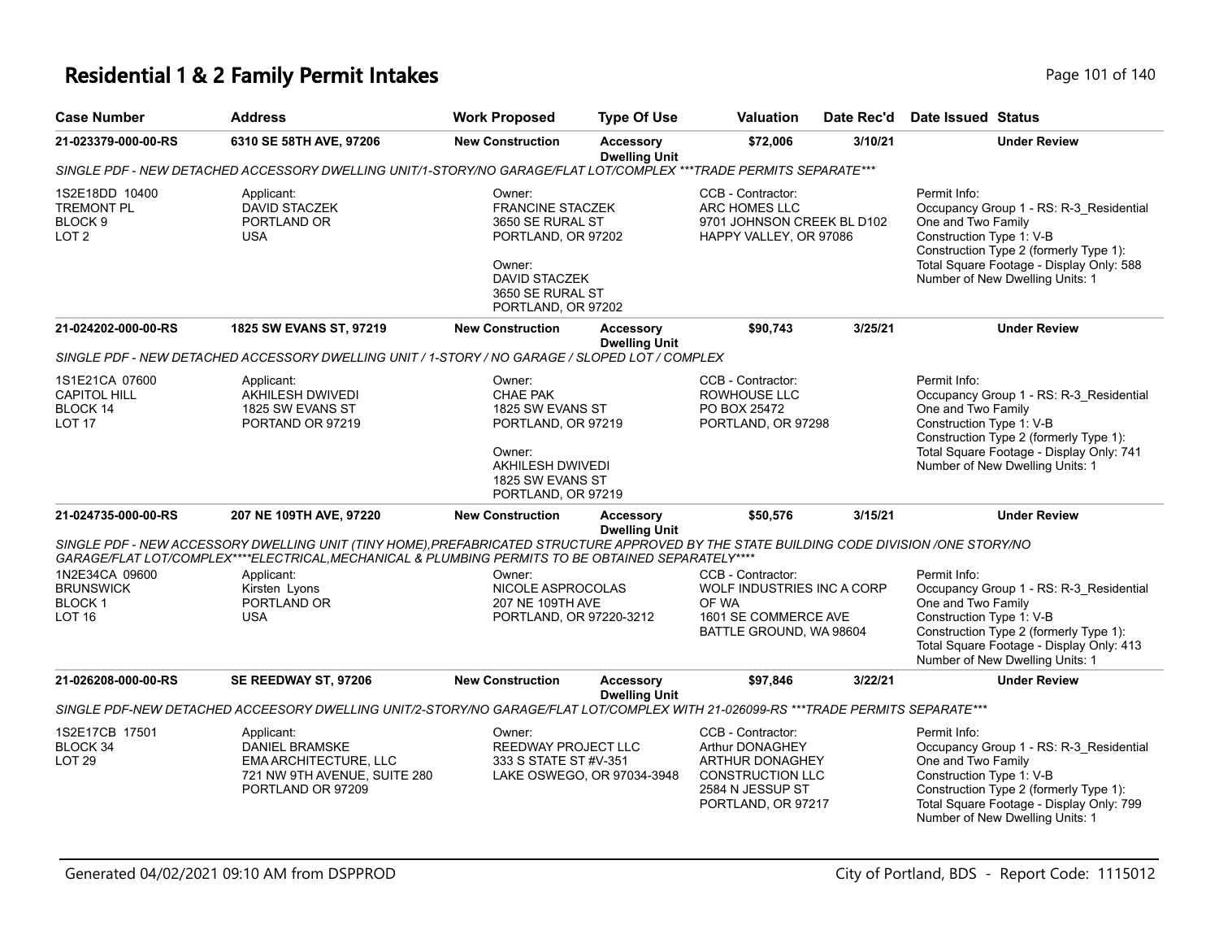# Residential 1 & 2 Family Permit Intakes

| Case Number | Address | Work Proposed | Type Of Use | Valuation | Date Rec'd | Date Issued | Status |
|---|---|---|---|---|---|---|---|
| 21-023379-000-00-RS | 6310 SE 58TH AVE, 97206 | New Construction | Accessory Dwelling Unit | $72,006 | 3/10/21 | | Under Review |

*SINGLE PDF - NEW DETACHED ACCESSORY DWELLING UNIT/1-STORY/NO GARAGE/FLAT LOT/COMPLEX ***TRADE PERMITS SEPARATE****

| | | | | |
|---|---|---|---|---|
| 1S2E18DD 10400<br>TREMONT PL<br>BLOCK 9<br>LOT 2 | Applicant:<br>DAVID STACZEK<br>PORTLAND OR<br>USA | Owner:<br>FRANCINE STACZEK<br>3650 SE RURAL ST<br>PORTLAND, OR 97202<br><br>Owner:<br>DAVID STACZEK<br>3650 SE RURAL ST<br>PORTLAND, OR 97202 | CCB - Contractor:<br>ARC HOMES LLC<br>9701 JOHNSON CREEK BL D102<br>HAPPY VALLEY, OR 97086 | Permit Info:<br>Occupancy Group 1 - RS: R-3_Residential One and Two Family<br>Construction Type 1: V-B<br>Construction Type 2 (formerly Type 1):<br>Total Square Footage - Display Only: 588<br>Number of New Dwelling Units: 1 |

| Case Number | Address | Work Proposed | Type Of Use | Valuation | Date Rec'd | Date Issued | Status |
|---|---|---|---|---|---|---|---|
| 21-024202-000-00-RS | 1825 SW EVANS ST, 97219 | New Construction | Accessory Dwelling Unit | $90,743 | 3/25/21 | | Under Review |

*SINGLE PDF - NEW DETACHED ACCESSORY DWELLING UNIT / 1-STORY / NO GARAGE / SLOPED LOT / COMPLEX*

| | | | | |
|---|---|---|---|---|
| 1S1E21CA 07600<br>CAPITOL HILL<br>BLOCK 14<br>LOT 17 | Applicant:<br>AKHILESH DWIVEDI<br>1825 SW EVANS ST<br>PORTAND OR 97219 | Owner:<br>CHAE PAK<br>1825 SW EVANS ST<br>PORTLAND, OR 97219<br><br>Owner:<br>AKHILESH DWIVEDI<br>1825 SW EVANS ST<br>PORTLAND, OR 97219 | CCB - Contractor:<br>ROWHOUSE LLC<br>PO BOX 25472<br>PORTLAND, OR 97298 | Permit Info:<br>Occupancy Group 1 - RS: R-3_Residential One and Two Family<br>Construction Type 1: V-B<br>Construction Type 2 (formerly Type 1):<br>Total Square Footage - Display Only: 741<br>Number of New Dwelling Units: 1 |

| Case Number | Address | Work Proposed | Type Of Use | Valuation | Date Rec'd | Date Issued | Status |
|---|---|---|---|---|---|---|---|
| 21-024735-000-00-RS | 207 NE 109TH AVE, 97220 | New Construction | Accessory Dwelling Unit | $50,576 | 3/15/21 | | Under Review |

*SINGLE PDF - NEW ACCESSORY DWELLING UNIT (TINY HOME),PREFABRICATED STRUCTURE APPROVED BY THE STATE BUILDING CODE DIVISION /ONE STORY/NO GARAGE/FLAT LOT/COMPLEX****ELECTRICAL,MECHANICAL & PLUMBING PERMITS TO BE OBTAINED SEPARATELY*****

| | | | | |
|---|---|---|---|---|
| 1N2E34CA 09600<br>BRUNSWICK<br>BLOCK 1<br>LOT 16 | Applicant:<br>Kirsten Lyons<br>PORTLAND OR<br>USA | Owner:<br>NICOLE ASPROCOLAS<br>207 NE 109TH AVE<br>PORTLAND, OR 97220-3212 | CCB - Contractor:<br>WOLF INDUSTRIES INC A CORP OF WA<br>1601 SE COMMERCE AVE<br>BATTLE GROUND, WA 98604 | Permit Info:<br>Occupancy Group 1 - RS: R-3_Residential One and Two Family<br>Construction Type 1: V-B<br>Construction Type 2 (formerly Type 1):<br>Total Square Footage - Display Only: 413<br>Number of New Dwelling Units: 1 |

| Case Number | Address | Work Proposed | Type Of Use | Valuation | Date Rec'd | Date Issued | Status |
|---|---|---|---|---|---|---|---|
| 21-026208-000-00-RS | SE REEDWAY ST, 97206 | New Construction | Accessory Dwelling Unit | $97,846 | 3/22/21 | | Under Review |

*SINGLE PDF-NEW DETACHED ACCEESORY DWELLING UNIT/2-STORY/NO GARAGE/FLAT LOT/COMPLEX WITH 21-026099-RS ***TRADE PERMITS SEPARATE****

| | | | | |
|---|---|---|---|---|
| 1S2E17CB 17501<br>BLOCK 34<br>LOT 29 | Applicant:<br>DANIEL BRAMSKE<br>EMA ARCHITECTURE, LLC<br>721 NW 9TH AVENUE, SUITE 280<br>PORTLAND OR 97209 | Owner:<br>REEDWAY PROJECT LLC<br>333 S STATE ST #V-351<br>LAKE OSWEGO, OR 97034-3948 | CCB - Contractor:<br>Arthur DONAGHEY<br>ARTHUR DONAGHEY<br>CONSTRUCTION LLC<br>2584 N JESSUP ST<br>PORTLAND, OR 97217 | Permit Info:<br>Occupancy Group 1 - RS: R-3_Residential One and Two Family<br>Construction Type 1: V-B<br>Construction Type 2 (formerly Type 1):<br>Total Square Footage - Display Only: 799<br>Number of New Dwelling Units: 1 |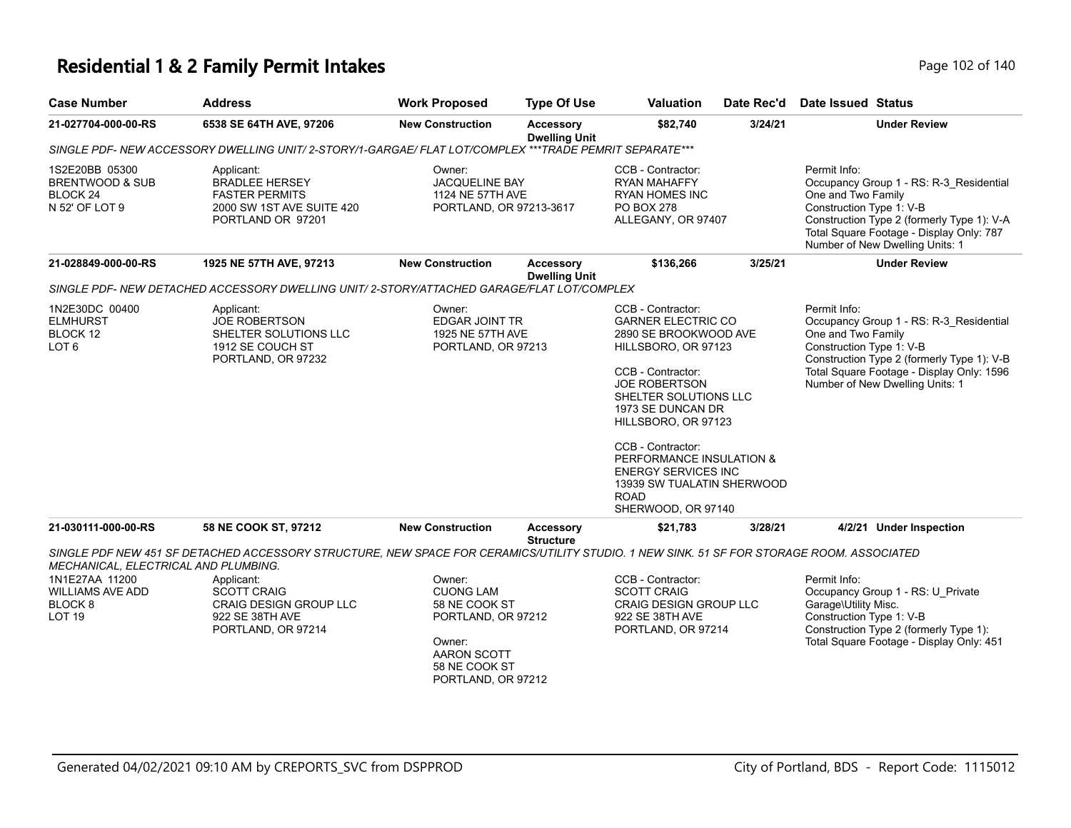# Residential 1 & 2 Family Permit Intakes

| Case Number | Address | Work Proposed | Type Of Use | Valuation | Date Rec'd | Date Issued | Status |
|---|---|---|---|---|---|---|---|
| 21-027704-000-00-RS | 6538 SE 64TH AVE, 97206 | New Construction | Accessory Dwelling Unit | $82,740 | 3/24/21 | | Under Review |

SINGLE PDF- NEW ACCESSORY DWELLING UNIT/ 2-STORY/1-GARGAE/ FLAT LOT/COMPLEX ***TRADE PEMRIT SEPARATE***

1S2E20BB 05300
BRENTWOOD & SUB
BLOCK 24
N 52' OF LOT 9

Applicant:
BRADLEE HERSEY
FASTER PERMITS
2000 SW 1ST AVE SUITE 420
PORTLAND OR 97201

Owner:
JACQUELINE BAY
1124 NE 57TH AVE
PORTLAND, OR 97213-3617

CCB - Contractor:
RYAN MAHAFFY
RYAN HOMES INC
PO BOX 278
ALLEGANY, OR 97407

Permit Info:
Occupancy Group 1 - RS: R-3_Residential One and Two Family
Construction Type 1: V-B
Construction Type 2 (formerly Type 1): V-A
Total Square Footage - Display Only: 787
Number of New Dwelling Units: 1

| Case Number | Address | Work Proposed | Type Of Use | Valuation | Date Rec'd | Date Issued | Status |
|---|---|---|---|---|---|---|---|
| 21-028849-000-00-RS | 1925 NE 57TH AVE, 97213 | New Construction | Accessory Dwelling Unit | $136,266 | 3/25/21 | | Under Review |

SINGLE PDF- NEW DETACHED ACCESSORY DWELLING UNIT/ 2-STORY/ATTACHED GARAGE/FLAT LOT/COMPLEX

1N2E30DC 00400
ELMHURST
BLOCK 12
LOT 6

Applicant:
JOE ROBERTSON
SHELTER SOLUTIONS LLC
1912 SE COUCH ST
PORTLAND, OR 97232

Owner:
EDGAR JOINT TR
1925 NE 57TH AVE
PORTLAND, OR 97213

CCB - Contractor:
GARNER ELECTRIC CO
2890 SE BROOKWOOD AVE
HILLSBORO, OR 97123

CCB - Contractor:
JOE ROBERTSON
SHELTER SOLUTIONS LLC
1973 SE DUNCAN DR
HILLSBORO, OR 97123

CCB - Contractor:
PERFORMANCE INSULATION & ENERGY SERVICES INC
13939 SW TUALATIN SHERWOOD ROAD
SHERWOOD, OR 97140

Permit Info:
Occupancy Group 1 - RS: R-3_Residential One and Two Family
Construction Type 1: V-B
Construction Type 2 (formerly Type 1): V-B
Total Square Footage - Display Only: 1596
Number of New Dwelling Units: 1

| Case Number | Address | Work Proposed | Type Of Use | Valuation | Date Rec'd | Date Issued | Status |
|---|---|---|---|---|---|---|---|
| 21-030111-000-00-RS | 58 NE COOK ST, 97212 | New Construction | Accessory Structure | $21,783 | 3/28/21 | 4/2/21 | Under Inspection |

SINGLE PDF NEW 451 SF DETACHED ACCESSORY STRUCTURE, NEW SPACE FOR CERAMICS/UTILITY STUDIO. 1 NEW SINK. 51 SF FOR STORAGE ROOM. ASSOCIATED MECHANICAL, ELECTRICAL AND PLUMBING.

1N1E27AA 11200
WILLIAMS AVE ADD
BLOCK 8
LOT 19

Applicant:
SCOTT CRAIG
CRAIG DESIGN GROUP LLC
922 SE 38TH AVE
PORTLAND, OR 97214

Owner:
CUONG LAM
58 NE COOK ST
PORTLAND, OR 97212

Owner:
AARON SCOTT
58 NE COOK ST
PORTLAND, OR 97212

CCB - Contractor:
SCOTT CRAIG
CRAIG DESIGN GROUP LLC
922 SE 38TH AVE
PORTLAND, OR 97214

Permit Info:
Occupancy Group 1 - RS: U_Private Garage\Utility Misc.
Construction Type 1: V-B
Construction Type 2 (formerly Type 1):
Total Square Footage - Display Only: 451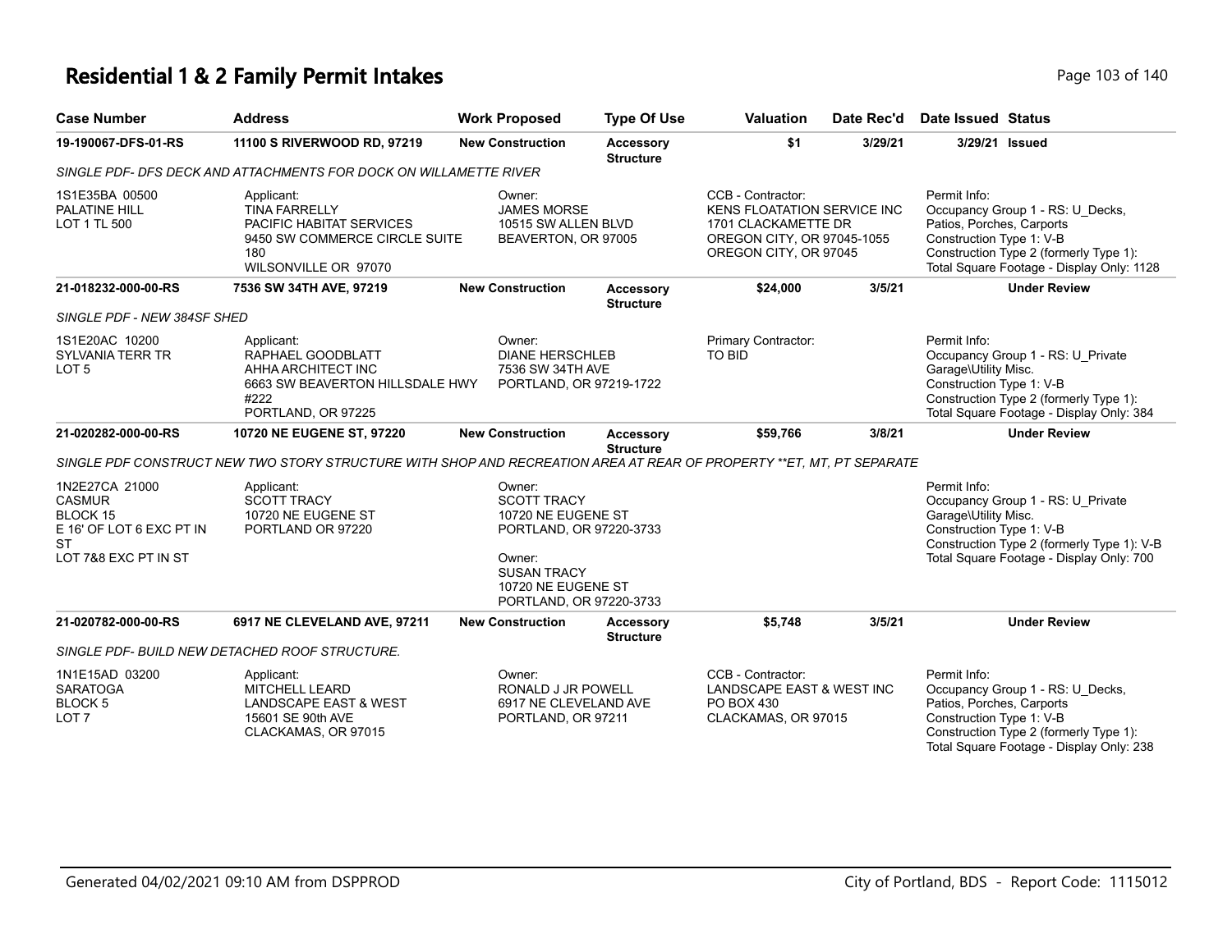# Residential 1 & 2 Family Permit Intakes

| Case Number | Address | Work Proposed | Type Of Use | Valuation | Date Rec'd | Date Issued | Status |
|---|---|---|---|---|---|---|---|
| **19-190067-DFS-01-RS** | **11100 S RIVERWOOD RD, 97219** | **New Construction** | **Accessory Structure** | **$1** | **3/29/21** | **3/29/21** | **Issued** |

*SINGLE PDF- DFS DECK AND ATTACHMENTS FOR DOCK ON WILLAMETTE RIVER*

| | | | | |
|---|---|---|---|---|
| 1S1E35BA 00500<br>PALATINE HILL<br>LOT 1 TL 500 | Applicant:<br>TINA FARRELLY<br>PACIFIC HABITAT SERVICES<br>9450 SW COMMERCE CIRCLE SUITE 180<br>WILSONVILLE OR 97070 | Owner:<br>JAMES MORSE<br>10515 SW ALLEN BLVD<br>BEAVERTON, OR 97005 | CCB - Contractor:<br>KENS FLOATATION SERVICE INC<br>1701 CLACKAMETTE DR<br>OREGON CITY, OR 97045-1055<br>OREGON CITY, OR 97045 | Permit Info:<br>Occupancy Group 1 - RS: U_Decks, Patios, Porches, Carports<br>Construction Type 1: V-B<br>Construction Type 2 (formerly Type 1):<br>Total Square Footage - Display Only: 1128 |

| Case Number | Address | Work Proposed | Type Of Use | Valuation | Date Rec'd | Date Issued | Status |
|---|---|---|---|---|---|---|---|
| **21-018232-000-00-RS** | **7536 SW 34TH AVE, 97219** | **New Construction** | **Accessory Structure** | **$24,000** | **3/5/21** | | **Under Review** |

*SINGLE PDF - NEW 384SF SHED*

| | | | | |
|---|---|---|---|---|
| 1S1E20AC 10200<br>SYLVANIA TERR TR<br>LOT 5 | Applicant:<br>RAPHAEL GOODBLATT<br>AHHA ARCHITECT INC<br>6663 SW BEAVERTON HILLSDALE HWY #222<br>PORTLAND, OR 97225 | Owner:<br>DIANE HERSCHLEB<br>7536 SW 34TH AVE<br>PORTLAND, OR 97219-1722 | Primary Contractor:<br>TO BID | Permit Info:<br>Occupancy Group 1 - RS: U_Private Garage\Utility Misc.<br>Construction Type 1: V-B<br>Construction Type 2 (formerly Type 1):<br>Total Square Footage - Display Only: 384 |

| Case Number | Address | Work Proposed | Type Of Use | Valuation | Date Rec'd | Date Issued | Status |
|---|---|---|---|---|---|---|---|
| **21-020282-000-00-RS** | **10720 NE EUGENE ST, 97220** | **New Construction** | **Accessory Structure** | **$59,766** | **3/8/21** | | **Under Review** |

*SINGLE PDF CONSTRUCT NEW TWO STORY STRUCTURE WITH SHOP AND RECREATION AREA AT REAR OF PROPERTY **ET, MT, PT SEPARATE*

| | | | | |
|---|---|---|---|---|
| 1N2E27CA 21000<br>CASMUR<br>BLOCK 15<br>E 16' OF LOT 6 EXC PT IN ST<br>LOT 7&8 EXC PT IN ST | Applicant:<br>SCOTT TRACY<br>10720 NE EUGENE ST<br>PORTLAND OR 97220 | Owner:<br>SCOTT TRACY<br>10720 NE EUGENE ST<br>PORTLAND, OR 97220-3733<br><br>Owner:<br>SUSAN TRACY<br>10720 NE EUGENE ST<br>PORTLAND, OR 97220-3733 | | Permit Info:<br>Occupancy Group 1 - RS: U_Private Garage\Utility Misc.<br>Construction Type 1: V-B<br>Construction Type 2 (formerly Type 1): V-B<br>Total Square Footage - Display Only: 700 |

| Case Number | Address | Work Proposed | Type Of Use | Valuation | Date Rec'd | Date Issued | Status |
|---|---|---|---|---|---|---|---|
| **21-020782-000-00-RS** | **6917 NE CLEVELAND AVE, 97211** | **New Construction** | **Accessory Structure** | **$5,748** | **3/5/21** | | **Under Review** |

*SINGLE PDF- BUILD NEW DETACHED ROOF STRUCTURE.*

| | | | | |
|---|---|---|---|---|
| 1N1E15AD 03200<br>SARATOGA<br>BLOCK 5<br>LOT 7 | Applicant:<br>MITCHELL LEARD<br>LANDSCAPE EAST & WEST<br>15601 SE 90th AVE<br>CLACKAMAS, OR 97015 | Owner:<br>RONALD J JR POWELL<br>6917 NE CLEVELAND AVE<br>PORTLAND, OR 97211 | CCB - Contractor:<br>LANDSCAPE EAST & WEST INC<br>PO BOX 430<br>CLACKAMAS, OR 97015 | Permit Info:<br>Occupancy Group 1 - RS: U_Decks, Patios, Porches, Carports<br>Construction Type 1: V-B<br>Construction Type 2 (formerly Type 1):<br>Total Square Footage - Display Only: 238 |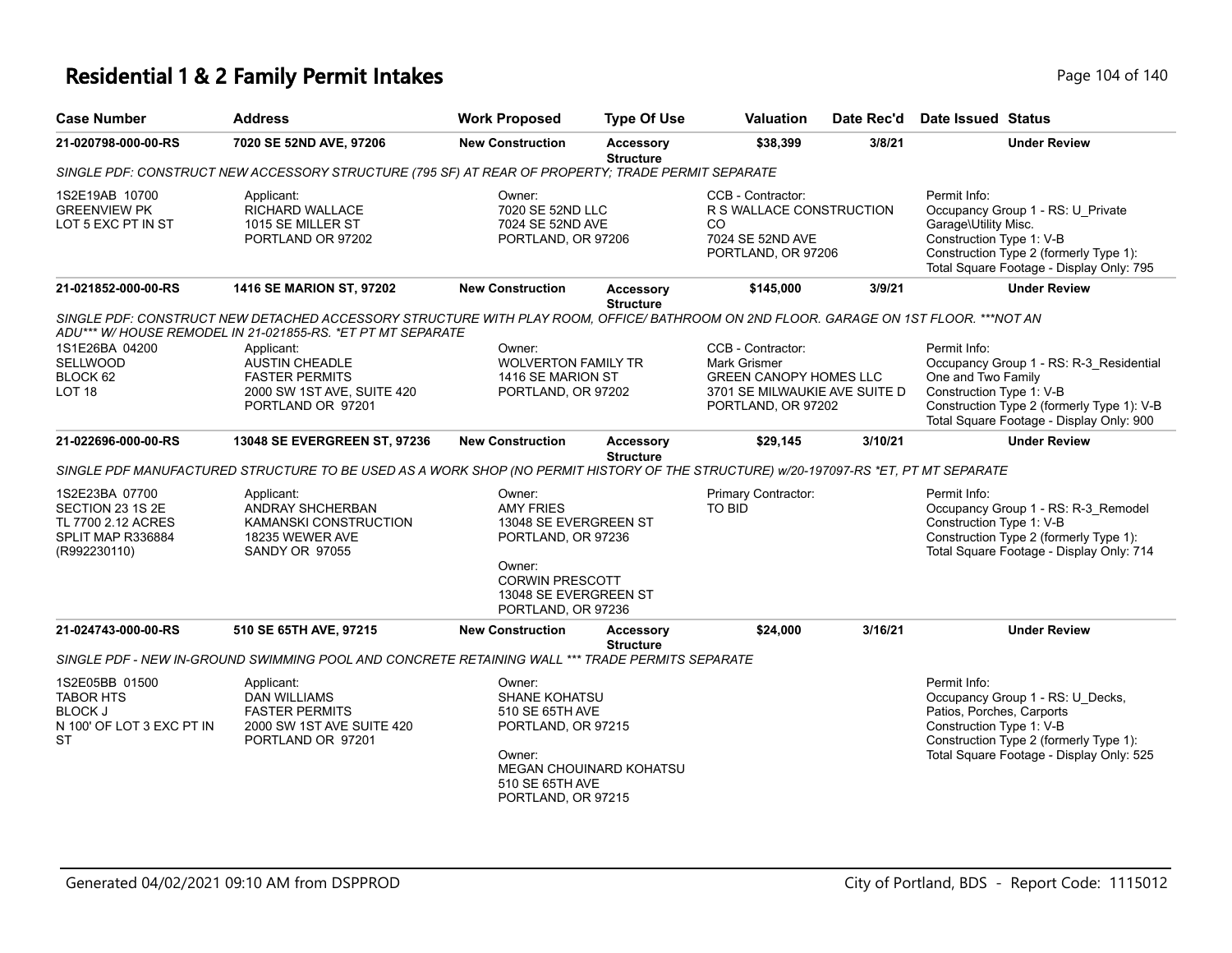# Residential 1 & 2 Family Permit Intakes

| Case Number | Address | Work Proposed | Type Of Use | Valuation | Date Rec'd | Date Issued | Status |
|---|---|---|---|---|---|---|---|
| 21-020798-000-00-RS | 7020 SE 52ND AVE, 97206 | New Construction | Accessory Structure | $38,399 | 3/8/21 | | Under Review |
| SINGLE PDF: CONSTRUCT NEW ACCESSORY STRUCTURE (795 SF) AT REAR OF PROPERTY; TRADE PERMIT SEPARATE | | | | | | | |
| 1S2E19AB 10700<br>GREENVIEW PK<br>LOT 5 EXC PT IN ST | Applicant:<br>RICHARD WALLACE<br>1015 SE MILLER ST<br>PORTLAND OR 97202 | Owner:<br>7020 SE 52ND LLC<br>7024 SE 52ND AVE<br>PORTLAND, OR 97206 | | CCB - Contractor:<br>R S WALLACE CONSTRUCTION CO<br>7024 SE 52ND AVE<br>PORTLAND, OR 97206 | | Permit Info:<br>Occupancy Group 1 - RS: U_Private Garage\Utility Misc.<br>Construction Type 1: V-B<br>Construction Type 2 (formerly Type 1):<br>Total Square Footage - Display Only: 795 | |
| 21-021852-000-00-RS | 1416 SE MARION ST, 97202 | New Construction | Accessory Structure | $145,000 | 3/9/21 | | Under Review |
| SINGLE PDF: CONSTRUCT NEW DETACHED ACCESSORY STRUCTURE WITH PLAY ROOM, OFFICE/ BATHROOM ON 2ND FLOOR. GARAGE ON 1ST FLOOR. ***NOT AN ADU*** W/ HOUSE REMODEL IN 21-021855-RS. *ET PT MT SEPARATE | | | | | | | |
| 1S1E26BA 04200<br>SELLWOOD<br>BLOCK 62<br>LOT 18 | Applicant:<br>AUSTIN CHEADLE<br>FASTER PERMITS<br>2000 SW 1ST AVE, SUITE 420<br>PORTLAND OR 97201 | Owner:<br>WOLVERTON FAMILY TR<br>1416 SE MARION ST<br>PORTLAND, OR 97202 | | CCB - Contractor:<br>Mark Grismer<br>GREEN CANOPY HOMES LLC<br>3701 SE MILWAUKIE AVE SUITE D<br>PORTLAND, OR 97202 | | Permit Info:<br>Occupancy Group 1 - RS: R-3_Residential One and Two Family<br>Construction Type 1: V-B<br>Construction Type 2 (formerly Type 1): V-B<br>Total Square Footage - Display Only: 900 | |
| 21-022696-000-00-RS | 13048 SE EVERGREEN ST, 97236 | New Construction | Accessory Structure | $29,145 | 3/10/21 | | Under Review |
| SINGLE PDF MANUFACTURED STRUCTURE TO BE USED AS A WORK SHOP (NO PERMIT HISTORY OF THE STRUCTURE) w/20-197097-RS *ET, PT MT SEPARATE | | | | | | | |
| 1S2E23BA 07700<br>SECTION 23 1S 2E<br>TL 7700 2.12 ACRES<br>SPLIT MAP R336884<br>(R992230110) | Applicant:<br>ANDRAY SHCHERBAN<br>KAMANSKI CONSTRUCTION<br>18235 WEWER AVE<br>SANDY OR 97055 | Owner:<br>AMY FRIES<br>13048 SE EVERGREEN ST<br>PORTLAND, OR 97236<br><br>Owner:<br>CORWIN PRESCOTT<br>13048 SE EVERGREEN ST<br>PORTLAND, OR 97236 | | Primary Contractor:<br>TO BID | | Permit Info:<br>Occupancy Group 1 - RS: R-3_Remodel<br>Construction Type 1: V-B<br>Construction Type 2 (formerly Type 1):<br>Total Square Footage - Display Only: 714 | |
| 21-024743-000-00-RS | 510 SE 65TH AVE, 97215 | New Construction | Accessory Structure | $24,000 | 3/16/21 | | Under Review |
| SINGLE PDF - NEW IN-GROUND SWIMMING POOL AND CONCRETE RETAINING WALL *** TRADE PERMITS SEPARATE | | | | | | | |
| 1S2E05BB 01500<br>TABOR HTS<br>BLOCK J<br>N 100' OF LOT 3 EXC PT IN ST | Applicant:<br>DAN WILLIAMS<br>FASTER PERMITS<br>2000 SW 1ST AVE SUITE 420<br>PORTLAND OR 97201 | Owner:<br>SHANE KOHATSU<br>510 SE 65TH AVE<br>PORTLAND, OR 97215<br><br>Owner:<br>MEGAN CHOUINARD KOHATSU<br>510 SE 65TH AVE<br>PORTLAND, OR 97215 | | | | Permit Info:<br>Occupancy Group 1 - RS: U_Decks, Patios, Porches, Carports<br>Construction Type 1: V-B<br>Construction Type 2 (formerly Type 1):<br>Total Square Footage - Display Only: 525 | |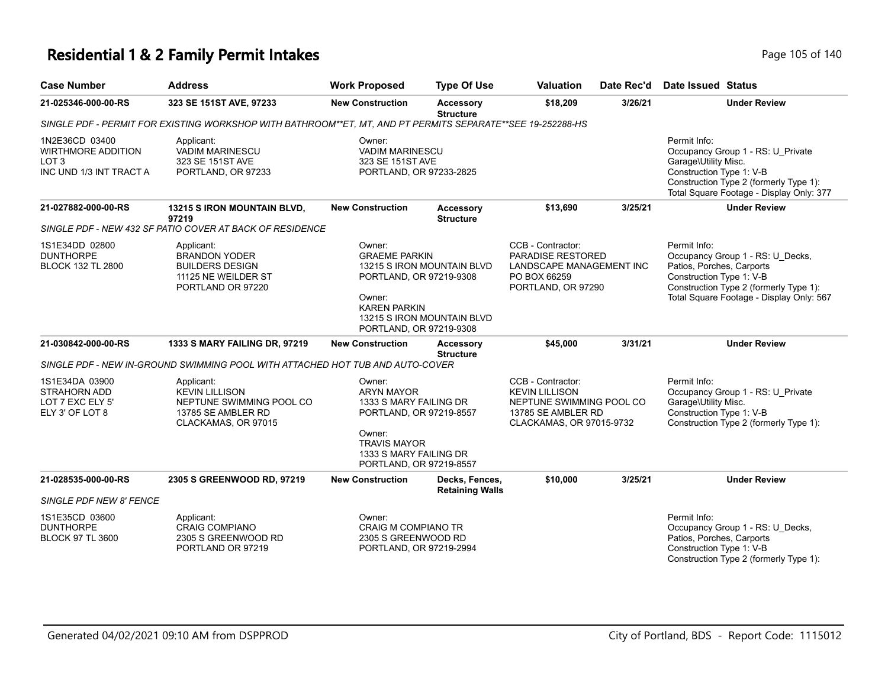# Residential 1 & 2 Family Permit Intakes

| Case Number | Address | Work Proposed | Type Of Use | Valuation | Date Rec'd | Date Issued | Status |
|---|---|---|---|---|---|---|---|
| 21-025346-000-00-RS | 323 SE 151ST AVE, 97233 | New Construction | Accessory Structure | $18,209 | 3/26/21 | | Under Review |

*SINGLE PDF - PERMIT FOR EXISTING WORKSHOP WITH BATHROOM**ET, MT, AND PT PERMITS SEPARATE**SEE 19-252288-HS*

1N2E36CD 03400
WIRTHMORE ADDITION
LOT 3
INC UND 1/3 INT TRACT A

Applicant:
VADIM MARINESCU
323 SE 151ST AVE
PORTLAND, OR 97233

Owner:
VADIM MARINESCU
323 SE 151ST AVE
PORTLAND, OR 97233-2825

Permit Info:
Occupancy Group 1 - RS: U_Private Garage\Utility Misc.
Construction Type 1: V-B
Construction Type 2 (formerly Type 1):
Total Square Footage - Display Only: 377

| Case Number | Address | Work Proposed | Type Of Use | Valuation | Date Rec'd | Date Issued | Status |
|---|---|---|---|---|---|---|---|
| 21-027882-000-00-RS | 13215 S IRON MOUNTAIN BLVD, 97219 | New Construction | Accessory Structure | $13,690 | 3/25/21 | | Under Review |

*SINGLE PDF - NEW 432 SF PATIO COVER AT BACK OF RESIDENCE*

1S1E34DD 02800
DUNTHORPE
BLOCK 132 TL 2800

Applicant:
BRANDON YODER
BUILDERS DESIGN
11125 NE WEILDER ST
PORTLAND OR 97220

Owner:
GRAEME PARKIN
13215 S IRON MOUNTAIN BLVD
PORTLAND, OR 97219-9308

Owner:
KAREN PARKIN
13215 S IRON MOUNTAIN BLVD
PORTLAND, OR 97219-9308

CCB - Contractor:
PARADISE RESTORED
LANDSCAPE MANAGEMENT INC
PO BOX 66259
PORTLAND, OR 97290

Permit Info:
Occupancy Group 1 - RS: U_Decks, Patios, Porches, Carports
Construction Type 1: V-B
Construction Type 2 (formerly Type 1):
Total Square Footage - Display Only: 567

| Case Number | Address | Work Proposed | Type Of Use | Valuation | Date Rec'd | Date Issued | Status |
|---|---|---|---|---|---|---|---|
| 21-030842-000-00-RS | 1333 S MARY FAILING DR, 97219 | New Construction | Accessory Structure | $45,000 | 3/31/21 | | Under Review |

*SINGLE PDF - NEW IN-GROUND SWIMMING POOL WITH ATTACHED HOT TUB AND AUTO-COVER*

1S1E34DA 03900
STRAHORN ADD
LOT 7 EXC ELY 5'
ELY 3' OF LOT 8

Applicant:
KEVIN LILLISON
NEPTUNE SWIMMING POOL CO
13785 SE AMBLER RD
CLACKAMAS, OR 97015

Owner:
ARYN MAYOR
1333 S MARY FAILING DR
PORTLAND, OR 97219-8557

Owner:
TRAVIS MAYOR
1333 S MARY FAILING DR
PORTLAND, OR 97219-8557

CCB - Contractor:
KEVIN LILLISON
NEPTUNE SWIMMING POOL CO
13785 SE AMBLER RD
CLACKAMAS, OR 97015-9732

Permit Info:
Occupancy Group 1 - RS: U_Private Garage\Utility Misc.
Construction Type 1: V-B
Construction Type 2 (formerly Type 1):

| Case Number | Address | Work Proposed | Type Of Use | Valuation | Date Rec'd | Date Issued | Status |
|---|---|---|---|---|---|---|---|
| 21-028535-000-00-RS | 2305 S GREENWOOD RD, 97219 | New Construction | Decks, Fences, Retaining Walls | $10,000 | 3/25/21 | | Under Review |

*SINGLE PDF NEW 8' FENCE*

1S1E35CD 03600
DUNTHORPE
BLOCK 97 TL 3600

Applicant:
CRAIG COMPIANO
2305 S GREENWOOD RD
PORTLAND OR 97219

Owner:
CRAIG M COMPIANO TR
2305 S GREENWOOD RD
PORTLAND, OR 97219-2994

Permit Info:
Occupancy Group 1 - RS: U_Decks, Patios, Porches, Carports
Construction Type 1: V-B
Construction Type 2 (formerly Type 1):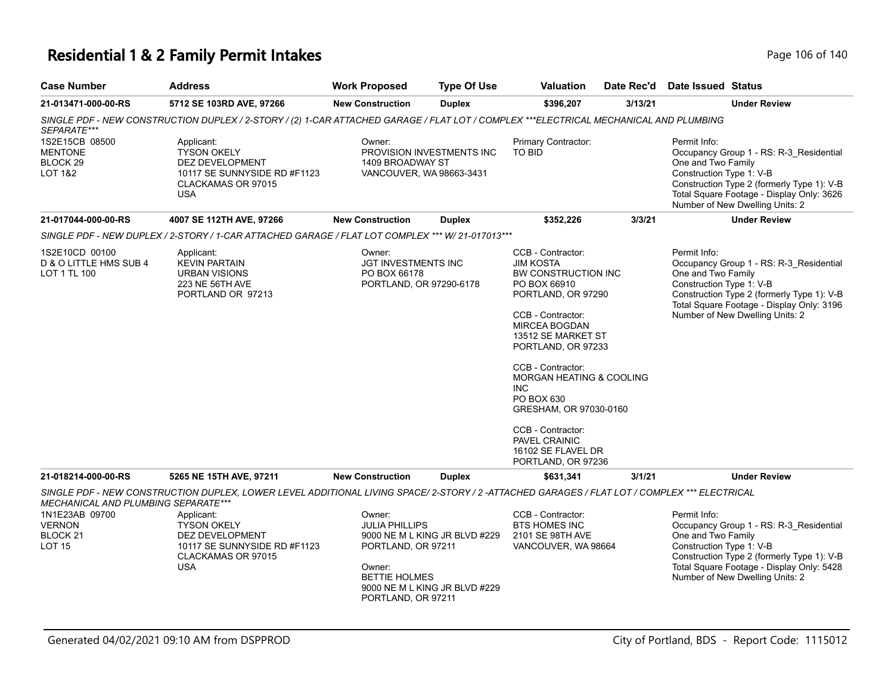# Residential 1 & 2 Family Permit Intakes

| Case Number | Address | Work Proposed | Type Of Use | Valuation | Date Rec'd | Date Issued | Status |
|---|---|---|---|---|---|---|---|
| 21-013471-000-00-RS | 5712 SE 103RD AVE, 97266 | New Construction | Duplex | $396,207 | 3/13/21 | | Under Review |

*SINGLE PDF - NEW CONSTRUCTION DUPLEX / 2-STORY / (2) 1-CAR ATTACHED GARAGE / FLAT LOT / COMPLEX \*\*\*ELECTRICAL MECHANICAL AND PLUMBING SEPARATE\*\*\**

1S2E15CB 08500
MENTONE
BLOCK 29
LOT 1&2

Applicant:
TYSON OKELY
DEZ DEVELOPMENT
10117 SE SUNNYSIDE RD #F1123
CLACKAMAS OR 97015
USA

Owner:
PROVISION INVESTMENTS INC
1409 BROADWAY ST
VANCOUVER, WA 98663-3431

Primary Contractor:
TO BID

Permit Info:
Occupancy Group 1 - RS: R-3_Residential One and Two Family
Construction Type 1: V-B
Construction Type 2 (formerly Type 1): V-B
Total Square Footage - Display Only: 3626
Number of New Dwelling Units: 2

| Case Number | Address | Work Proposed | Type Of Use | Valuation | Date Rec'd | Date Issued | Status |
|---|---|---|---|---|---|---|---|
| 21-017044-000-00-RS | 4007 SE 112TH AVE, 97266 | New Construction | Duplex | $352,226 | 3/3/21 | | Under Review |

*SINGLE PDF - NEW DUPLEX / 2-STORY / 1-CAR ATTACHED GARAGE / FLAT LOT COMPLEX \*\*\* W/ 21-017013\*\*\**

1S2E10CD 00100
D & O LITTLE HMS SUB 4
LOT 1 TL 100

Applicant:
KEVIN PARTAIN
URBAN VISIONS
223 NE 56TH AVE
PORTLAND OR 97213

Owner:
JGT INVESTMENTS INC
PO BOX 66178
PORTLAND, OR 97290-6178

CCB - Contractor:
JIM KOSTA
BW CONSTRUCTION INC
PO BOX 66910
PORTLAND, OR 97290

CCB - Contractor:
MIRCEA BOGDAN
13512 SE MARKET ST
PORTLAND, OR 97233

CCB - Contractor:
MORGAN HEATING & COOLING INC
PO BOX 630
GRESHAM, OR 97030-0160

CCB - Contractor:
PAVEL CRAINIC
16102 SE FLAVEL DR
PORTLAND, OR 97236

Permit Info:
Occupancy Group 1 - RS: R-3_Residential One and Two Family
Construction Type 1: V-B
Construction Type 2 (formerly Type 1): V-B
Total Square Footage - Display Only: 3196
Number of New Dwelling Units: 2

| Case Number | Address | Work Proposed | Type Of Use | Valuation | Date Rec'd | Date Issued | Status |
|---|---|---|---|---|---|---|---|
| 21-018214-000-00-RS | 5265 NE 15TH AVE, 97211 | New Construction | Duplex | $631,341 | 3/1/21 | | Under Review |

*SINGLE PDF - NEW CONSTRUCTION DUPLEX, LOWER LEVEL ADDITIONAL LIVING SPACE/ 2-STORY / 2 -ATTACHED GARAGES / FLAT LOT / COMPLEX \*\*\* ELECTRICAL MECHANICAL AND PLUMBING SEPARATE\*\*\**

1N1E23AB 09700
VERNON
BLOCK 21
LOT 15

Applicant:
TYSON OKELY
DEZ DEVELOPMENT
10117 SE SUNNYSIDE RD #F1123
CLACKAMAS OR 97015
USA

Owner:
JULIA PHILLIPS
9000 NE M L KING JR BLVD #229
PORTLAND, OR 97211

Owner:
BETTIE HOLMES
9000 NE M L KING JR BLVD #229
PORTLAND, OR 97211

CCB - Contractor:
BTS HOMES INC
2101 SE 98TH AVE
VANCOUVER, WA 98664

Permit Info:
Occupancy Group 1 - RS: R-3_Residential One and Two Family
Construction Type 1: V-B
Construction Type 2 (formerly Type 1): V-B
Total Square Footage - Display Only: 5428
Number of New Dwelling Units: 2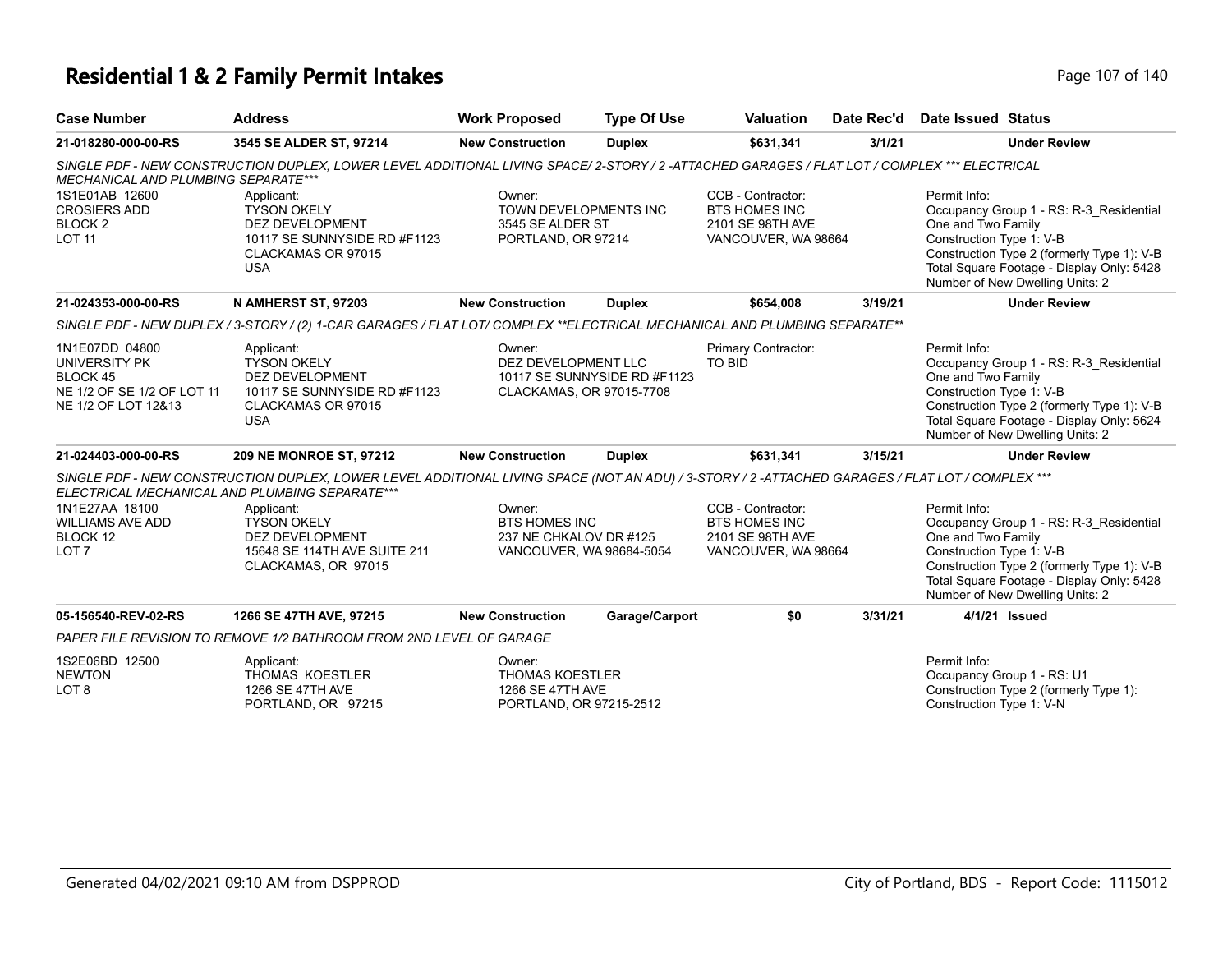# Residential 1 & 2 Family Permit Intakes

| Case Number | Address | Work Proposed | Type Of Use | Valuation | Date Rec'd | Date Issued | Status |
|---|---|---|---|---|---|---|---|
| 21-018280-000-00-RS | 3545 SE ALDER ST, 97214 | New Construction | Duplex | $631,341 | 3/1/21 | | Under Review |

*SINGLE PDF - NEW CONSTRUCTION DUPLEX, LOWER LEVEL ADDITIONAL LIVING SPACE/ 2-STORY / 2 -ATTACHED GARAGES / FLAT LOT / COMPLEX *** ELECTRICAL MECHANICAL AND PLUMBING SEPARATE****

1S1E01AB 12600
CROSIERS ADD
BLOCK 2
LOT 11

Applicant:
TYSON OKELY
DEZ DEVELOPMENT
10117 SE SUNNYSIDE RD #F1123
CLACKAMAS OR 97015
USA

Owner:
TOWN DEVELOPMENTS INC
3545 SE ALDER ST
PORTLAND, OR 97214

CCB - Contractor:
BTS HOMES INC
2101 SE 98TH AVE
VANCOUVER, WA 98664

Permit Info:
Occupancy Group 1 - RS: R-3_Residential One and Two Family
Construction Type 1: V-B
Construction Type 2 (formerly Type 1): V-B
Total Square Footage - Display Only: 5428
Number of New Dwelling Units: 2

| Case Number | Address | Work Proposed | Type Of Use | Valuation | Date Rec'd | Date Issued | Status |
|---|---|---|---|---|---|---|---|
| 21-024353-000-00-RS | N AMHERST ST, 97203 | New Construction | Duplex | $654,008 | 3/19/21 | | Under Review |

*SINGLE PDF - NEW DUPLEX / 3-STORY / (2) 1-CAR GARAGES / FLAT LOT/ COMPLEX **ELECTRICAL MECHANICAL AND PLUMBING SEPARATE***

1N1E07DD 04800
UNIVERSITY PK
BLOCK 45
NE 1/2 OF SE 1/2 OF LOT 11
NE 1/2 OF LOT 12&13

Applicant:
TYSON OKELY
DEZ DEVELOPMENT
10117 SE SUNNYSIDE RD #F1123
CLACKAMAS OR 97015
USA

Owner:
DEZ DEVELOPMENT LLC
10117 SE SUNNYSIDE RD #F1123
CLACKAMAS, OR 97015-7708

Primary Contractor:
TO BID

Permit Info:
Occupancy Group 1 - RS: R-3_Residential One and Two Family
Construction Type 1: V-B
Construction Type 2 (formerly Type 1): V-B
Total Square Footage - Display Only: 5624
Number of New Dwelling Units: 2

| Case Number | Address | Work Proposed | Type Of Use | Valuation | Date Rec'd | Date Issued | Status |
|---|---|---|---|---|---|---|---|
| 21-024403-000-00-RS | 209 NE MONROE ST, 97212 | New Construction | Duplex | $631,341 | 3/15/21 | | Under Review |

*SINGLE PDF - NEW CONSTRUCTION DUPLEX, LOWER LEVEL ADDITIONAL LIVING SPACE (NOT AN ADU) / 3-STORY / 2 -ATTACHED GARAGES / FLAT LOT / COMPLEX *** ELECTRICAL MECHANICAL AND PLUMBING SEPARATE****

1N1E27AA 18100
WILLIAMS AVE ADD
BLOCK 12
LOT 7

Applicant:
TYSON OKELY
DEZ DEVELOPMENT
15648 SE 114TH AVE SUITE 211
CLACKAMAS, OR 97015

Owner:
BTS HOMES INC
237 NE CHKALOV DR #125
VANCOUVER, WA 98684-5054

CCB - Contractor:
BTS HOMES INC
2101 SE 98TH AVE
VANCOUVER, WA 98664

Permit Info:
Occupancy Group 1 - RS: R-3_Residential One and Two Family
Construction Type 1: V-B
Construction Type 2 (formerly Type 1): V-B
Total Square Footage - Display Only: 5428
Number of New Dwelling Units: 2

| Case Number | Address | Work Proposed | Type Of Use | Valuation | Date Rec'd | Date Issued | Status |
|---|---|---|---|---|---|---|---|
| 05-156540-REV-02-RS | 1266 SE 47TH AVE, 97215 | New Construction | Garage/Carport | $0 | 3/31/21 | 4/1/21 | Issued |

*PAPER FILE REVISION TO REMOVE 1/2 BATHROOM FROM 2ND LEVEL OF GARAGE*

1S2E06BD 12500
NEWTON
LOT 8

Applicant:
THOMAS KOESTLER
1266 SE 47TH AVE
PORTLAND, OR 97215

Owner:
THOMAS KOESTLER
1266 SE 47TH AVE
PORTLAND, OR 97215-2512

Permit Info:
Occupancy Group 1 - RS: U1
Construction Type 2 (formerly Type 1):
Construction Type 1: V-N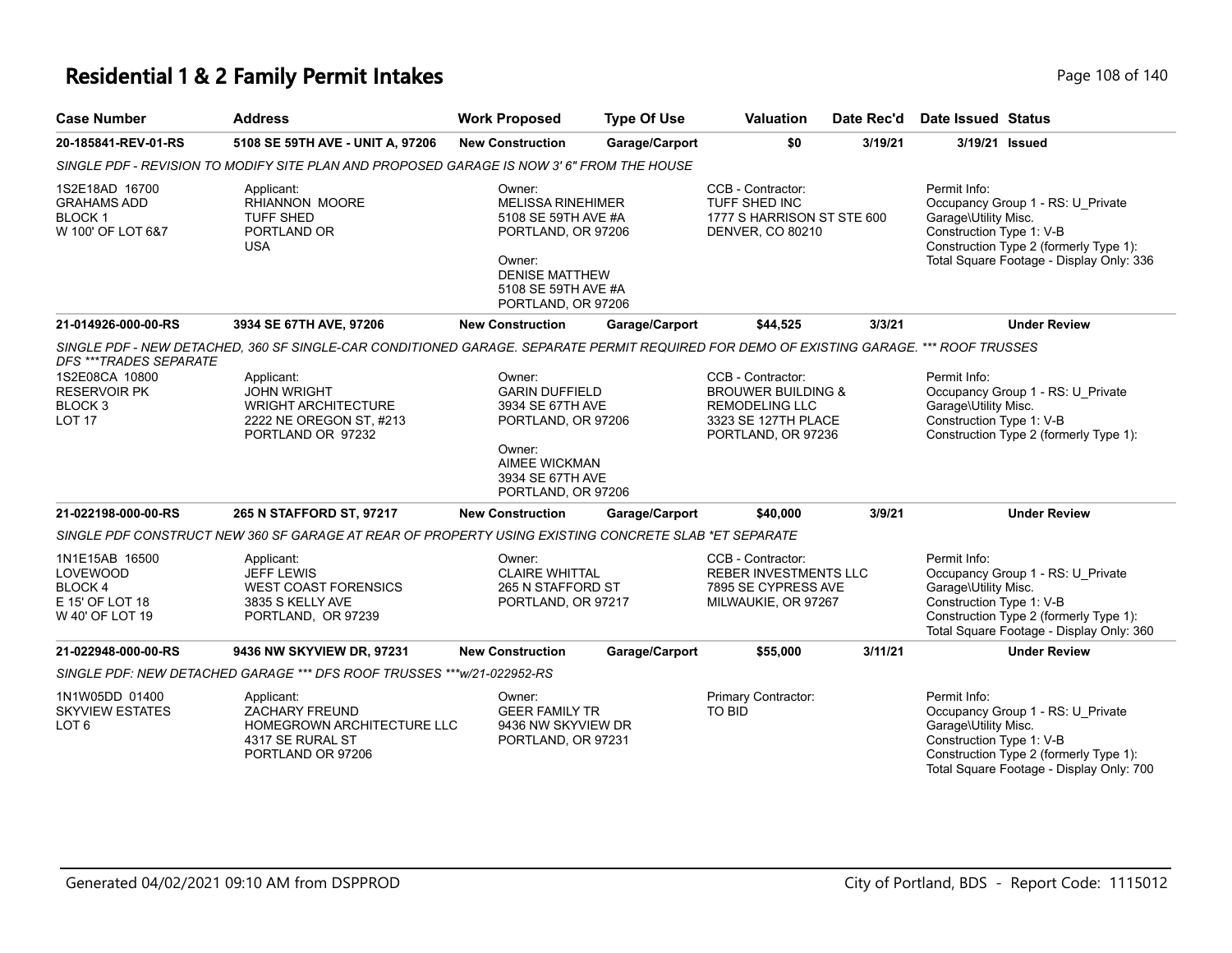# Residential 1 & 2 Family Permit Intakes

| Case Number | Address | Work Proposed | Type Of Use | Valuation | Date Rec'd | Date Issued | Status |
|---|---|---|---|---|---|---|---|
| 20-185841-REV-01-RS | 5108 SE 59TH AVE - UNIT A, 97206 | New Construction | Garage/Carport | $0 | 3/19/21 | 3/19/21 | Issued |

SINGLE PDF - REVISION TO MODIFY SITE PLAN AND PROPOSED GARAGE IS NOW 3' 6" FROM THE HOUSE

1S2E18AD 16700
GRAHAMS ADD
BLOCK 1
W 100' OF LOT 6&7

Applicant:
RHIANNON MOORE
TUFF SHED
PORTLAND OR
USA

Owner:
MELISSA RINEHIMER
5108 SE 59TH AVE #A
PORTLAND, OR 97206

Owner:
DENISE MATTHEW
5108 SE 59TH AVE #A
PORTLAND, OR 97206

CCB - Contractor:
TUFF SHED INC
1777 S HARRISON ST STE 600
DENVER, CO 80210

Permit Info:
Occupancy Group 1 - RS: U_Private Garage\Utility Misc.
Construction Type 1: V-B
Construction Type 2 (formerly Type 1):
Total Square Footage - Display Only: 336

| Case Number | Address | Work Proposed | Type Of Use | Valuation | Date Rec'd | Date Issued | Status |
|---|---|---|---|---|---|---|---|
| 21-014926-000-00-RS | 3934 SE 67TH AVE, 97206 | New Construction | Garage/Carport | $44,525 | 3/3/21 | | Under Review |

SINGLE PDF - NEW DETACHED, 360 SF SINGLE-CAR CONDITIONED GARAGE. SEPARATE PERMIT REQUIRED FOR DEMO OF EXISTING GARAGE. *** ROOF TRUSSES DFS ***TRADES SEPARATE

1S2E08CA 10800
RESERVOIR PK
BLOCK 3
LOT 17

Applicant:
JOHN WRIGHT
WRIGHT ARCHITECTURE
2222 NE OREGON ST, #213
PORTLAND OR 97232

Owner:
GARIN DUFFIELD
3934 SE 67TH AVE
PORTLAND, OR 97206

Owner:
AIMEE WICKMAN
3934 SE 67TH AVE
PORTLAND, OR 97206

CCB - Contractor:
BROUWER BUILDING & REMODELING LLC
3323 SE 127TH PLACE
PORTLAND, OR 97236

Permit Info:
Occupancy Group 1 - RS: U_Private Garage\Utility Misc.
Construction Type 1: V-B
Construction Type 2 (formerly Type 1):

| Case Number | Address | Work Proposed | Type Of Use | Valuation | Date Rec'd | Date Issued | Status |
|---|---|---|---|---|---|---|---|
| 21-022198-000-00-RS | 265 N STAFFORD ST, 97217 | New Construction | Garage/Carport | $40,000 | 3/9/21 | | Under Review |

SINGLE PDF CONSTRUCT NEW 360 SF GARAGE AT REAR OF PROPERTY USING EXISTING CONCRETE SLAB *ET SEPARATE

1N1E15AB 16500
LOVEWOOD
BLOCK 4
E 15' OF LOT 18
W 40' OF LOT 19

Applicant:
JEFF LEWIS
WEST COAST FORENSICS
3835 S KELLY AVE
PORTLAND, OR 97239

Owner:
CLAIRE WHITTAL
265 N STAFFORD ST
PORTLAND, OR 97217

CCB - Contractor:
REBER INVESTMENTS LLC
7895 SE CYPRESS AVE
MILWAUKIE, OR 97267

Permit Info:
Occupancy Group 1 - RS: U_Private Garage\Utility Misc.
Construction Type 1: V-B
Construction Type 2 (formerly Type 1):
Total Square Footage - Display Only: 360

| Case Number | Address | Work Proposed | Type Of Use | Valuation | Date Rec'd | Date Issued | Status |
|---|---|---|---|---|---|---|---|
| 21-022948-000-00-RS | 9436 NW SKYVIEW DR, 97231 | New Construction | Garage/Carport | $55,000 | 3/11/21 | | Under Review |

SINGLE PDF: NEW DETACHED GARAGE *** DFS ROOF TRUSSES ***w/21-022952-RS

1N1W05DD 01400
SKYVIEW ESTATES
LOT 6

Applicant:
ZACHARY FREUND
HOMEGROWN ARCHITECTURE LLC
4317 SE RURAL ST
PORTLAND OR 97206

Owner:
GEER FAMILY TR
9436 NW SKYVIEW DR
PORTLAND, OR 97231

Primary Contractor:
TO BID

Permit Info:
Occupancy Group 1 - RS: U_Private Garage\Utility Misc.
Construction Type 1: V-B
Construction Type 2 (formerly Type 1):
Total Square Footage - Display Only: 700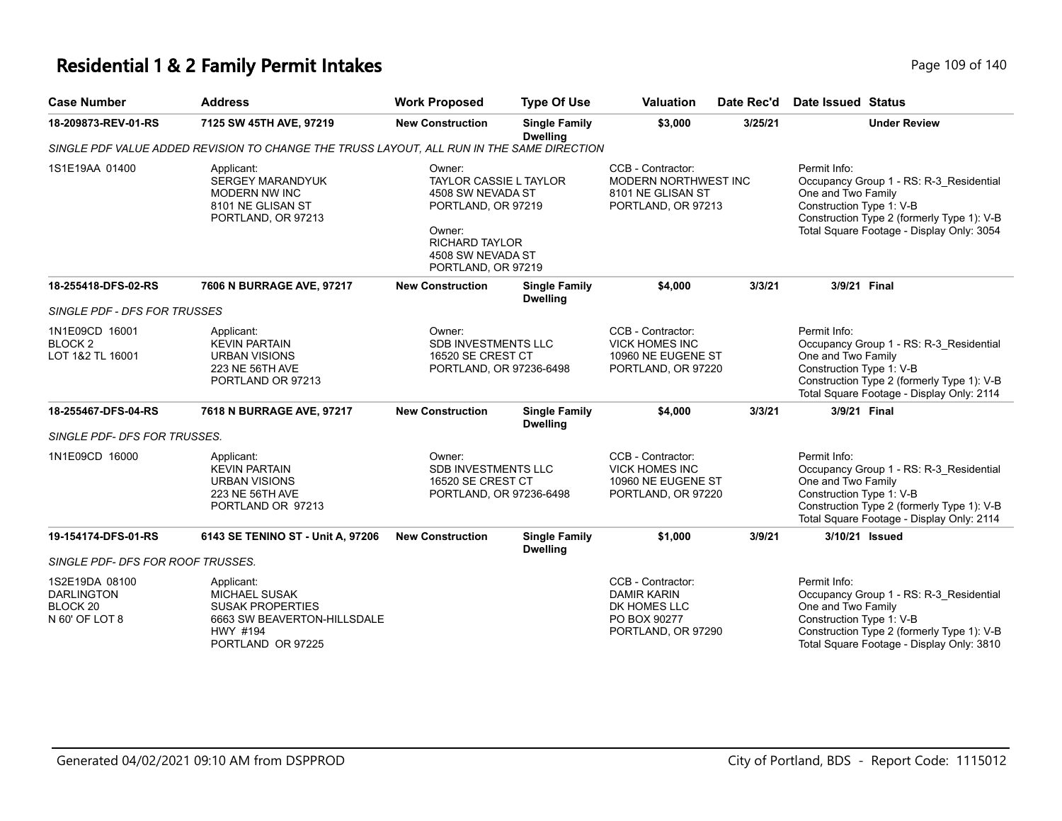# Residential 1 & 2 Family Permit Intakes

| Case Number | Address | Work Proposed | Type Of Use | Valuation | Date Rec'd | Date Issued | Status |
|---|---|---|---|---|---|---|---|
| **18-209873-REV-01-RS** | **7125 SW 45TH AVE, 97219** | **New Construction** | **Single Family Dwelling** | **$3,000** | **3/25/21** | | **Under Review** |

*SINGLE PDF VALUE ADDED REVISION TO CHANGE THE TRUSS LAYOUT, ALL RUN IN THE SAME DIRECTION*

| | | | | |
|---|---|---|---|---|
| 1S1E19AA 01400 | Applicant:<br>SERGEY MARANDYUK<br>MODERN NW INC<br>8101 NE GLISAN ST<br>PORTLAND, OR 97213 | Owner:<br>TAYLOR CASSIE L TAYLOR<br>4508 SW NEVADA ST<br>PORTLAND, OR 97219<br><br>Owner:<br>RICHARD TAYLOR<br>4508 SW NEVADA ST<br>PORTLAND, OR 97219 | CCB - Contractor:<br>MODERN NORTHWEST INC<br>8101 NE GLISAN ST<br>PORTLAND, OR 97213 | Permit Info:<br>Occupancy Group 1 - RS: R-3_Residential One and Two Family<br>Construction Type 1: V-B<br>Construction Type 2 (formerly Type 1): V-B<br>Total Square Footage - Display Only: 3054 |

| Case Number | Address | Work Proposed | Type Of Use | Valuation | Date Rec'd | Date Issued | Status |
|---|---|---|---|---|---|---|---|
| **18-255418-DFS-02-RS** | **7606 N BURRAGE AVE, 97217** | **New Construction** | **Single Family Dwelling** | **$4,000** | **3/3/21** | **3/9/21** | **Final** |

*SINGLE PDF - DFS FOR TRUSSES*

| | | | | |
|---|---|---|---|---|
| 1N1E09CD 16001<br>BLOCK 2<br>LOT 1&2 TL 16001 | Applicant:<br>KEVIN PARTAIN<br>URBAN VISIONS<br>223 NE 56TH AVE<br>PORTLAND OR 97213 | Owner:<br>SDB INVESTMENTS LLC<br>16520 SE CREST CT<br>PORTLAND, OR 97236-6498 | CCB - Contractor:<br>VICK HOMES INC<br>10960 NE EUGENE ST<br>PORTLAND, OR 97220 | Permit Info:<br>Occupancy Group 1 - RS: R-3_Residential One and Two Family<br>Construction Type 1: V-B<br>Construction Type 2 (formerly Type 1): V-B<br>Total Square Footage - Display Only: 2114 |

| Case Number | Address | Work Proposed | Type Of Use | Valuation | Date Rec'd | Date Issued | Status |
|---|---|---|---|---|---|---|---|
| **18-255467-DFS-04-RS** | **7618 N BURRAGE AVE, 97217** | **New Construction** | **Single Family Dwelling** | **$4,000** | **3/3/21** | **3/9/21** | **Final** |

*SINGLE PDF- DFS FOR TRUSSES.*

| | | | | |
|---|---|---|---|---|
| 1N1E09CD 16000 | Applicant:<br>KEVIN PARTAIN<br>URBAN VISIONS<br>223 NE 56TH AVE<br>PORTLAND OR 97213 | Owner:<br>SDB INVESTMENTS LLC<br>16520 SE CREST CT<br>PORTLAND, OR 97236-6498 | CCB - Contractor:<br>VICK HOMES INC<br>10960 NE EUGENE ST<br>PORTLAND, OR 97220 | Permit Info:<br>Occupancy Group 1 - RS: R-3_Residential One and Two Family<br>Construction Type 1: V-B<br>Construction Type 2 (formerly Type 1): V-B<br>Total Square Footage - Display Only: 2114 |

| Case Number | Address | Work Proposed | Type Of Use | Valuation | Date Rec'd | Date Issued | Status |
|---|---|---|---|---|---|---|---|
| **19-154174-DFS-01-RS** | **6143 SE TENINO ST - Unit A, 97206** | **New Construction** | **Single Family Dwelling** | **$1,000** | **3/9/21** | **3/10/21** | **Issued** |

*SINGLE PDF- DFS FOR ROOF TRUSSES.*

| | | | | |
|---|---|---|---|---|
| 1S2E19DA 08100<br>DARLINGTON<br>BLOCK 20<br>N 60' OF LOT 8 | Applicant:<br>MICHAEL SUSAK<br>SUSAK PROPERTIES<br>6663 SW BEAVERTON-HILLSDALE HWY #194<br>PORTLAND OR 97225 | | CCB - Contractor:<br>DAMIR KARIN<br>DK HOMES LLC<br>PO BOX 90277<br>PORTLAND, OR 97290 | Permit Info:<br>Occupancy Group 1 - RS: R-3_Residential One and Two Family<br>Construction Type 1: V-B<br>Construction Type 2 (formerly Type 1): V-B<br>Total Square Footage - Display Only: 3810 |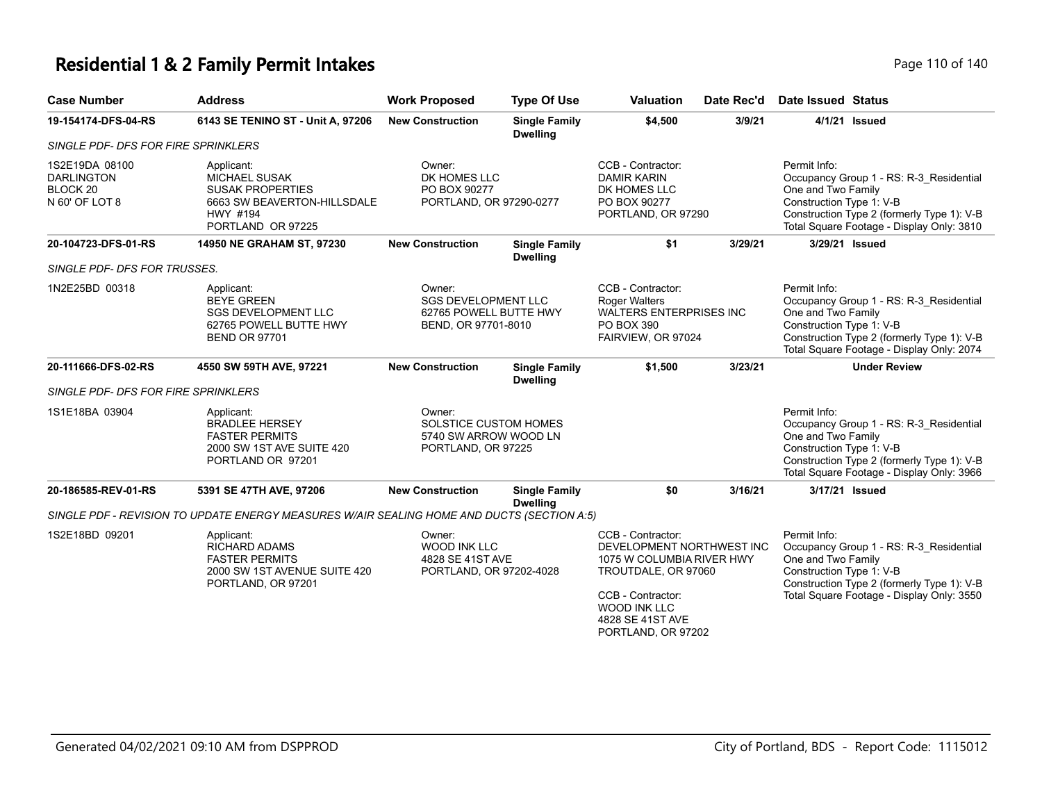# Residential 1 & 2 Family Permit Intakes

| Case Number | Address | Work Proposed | Type Of Use | Valuation | Date Rec'd | Date Issued | Status |
|---|---|---|---|---|---|---|---|
| 19-154174-DFS-04-RS | 6143 SE TENINO ST - Unit A, 97206 | New Construction | Single Family Dwelling | $4,500 | 3/9/21 | 4/1/21 | Issued |
| SINGLE PDF- DFS FOR FIRE SPRINKLERS | | | | | | | |
| 1S2E19DA 08100 DARLINGTON BLOCK 20 N 60' OF LOT 8 | Applicant: MICHAEL SUSAK SUSAK PROPERTIES 6663 SW BEAVERTON-HILLSDALE HWY #194 PORTLAND OR 97225 | Owner: DK HOMES LLC PO BOX 90277 PORTLAND, OR 97290-0277 | | CCB - Contractor: DAMIR KARIN DK HOMES LLC PO BOX 90277 PORTLAND, OR 97290 | | Permit Info: Occupancy Group 1 - RS: R-3_Residential One and Two Family Construction Type 1: V-B Construction Type 2 (formerly Type 1): V-B Total Square Footage - Display Only: 3810 | |
| 20-104723-DFS-01-RS | 14950 NE GRAHAM ST, 97230 | New Construction | Single Family Dwelling | $1 | 3/29/21 | 3/29/21 | Issued |
| SINGLE PDF- DFS FOR TRUSSES. | | | | | | | |
| 1N2E25BD 00318 | Applicant: BEYE GREEN SGS DEVELOPMENT LLC 62765 POWELL BUTTE HWY BEND OR 97701 | Owner: SGS DEVELOPMENT LLC 62765 POWELL BUTTE HWY BEND, OR 97701-8010 | | CCB - Contractor: Roger Walters WALTERS ENTERPRISES INC PO BOX 390 FAIRVIEW, OR 97024 | | Permit Info: Occupancy Group 1 - RS: R-3_Residential One and Two Family Construction Type 1: V-B Construction Type 2 (formerly Type 1): V-B Total Square Footage - Display Only: 2074 | |
| 20-111666-DFS-02-RS | 4550 SW 59TH AVE, 97221 | New Construction | Single Family Dwelling | $1,500 | 3/23/21 | | Under Review |
| SINGLE PDF- DFS FOR FIRE SPRINKLERS | | | | | | | |
| 1S1E18BA 03904 | Applicant: BRADLEE HERSEY FASTER PERMITS 2000 SW 1ST AVE SUITE 420 PORTLAND OR 97201 | Owner: SOLSTICE CUSTOM HOMES 5740 SW ARROW WOOD LN PORTLAND, OR 97225 | | | | Permit Info: Occupancy Group 1 - RS: R-3_Residential One and Two Family Construction Type 1: V-B Construction Type 2 (formerly Type 1): V-B Total Square Footage - Display Only: 3966 | |
| 20-186585-REV-01-RS | 5391 SE 47TH AVE, 97206 | New Construction | Single Family Dwelling | $0 | 3/16/21 | 3/17/21 | Issued |
| SINGLE PDF - REVISION TO UPDATE ENERGY MEASURES W/AIR SEALING HOME AND DUCTS (SECTION A:5) | | | | | | | |
| 1S2E18BD 09201 | Applicant: RICHARD ADAMS FASTER PERMITS 2000 SW 1ST AVENUE SUITE 420 PORTLAND, OR 97201 | Owner: WOOD INK LLC 4828 SE 41ST AVE PORTLAND, OR 97202-4028 | | CCB - Contractor: DEVELOPMENT NORTHWEST INC 1075 W COLUMBIA RIVER HWY TROUTDALE, OR 97060<br>CCB - Contractor: WOOD INK LLC 4828 SE 41ST AVE PORTLAND, OR 97202 | | Permit Info: Occupancy Group 1 - RS: R-3_Residential One and Two Family Construction Type 1: V-B Construction Type 2 (formerly Type 1): V-B Total Square Footage - Display Only: 3550 | |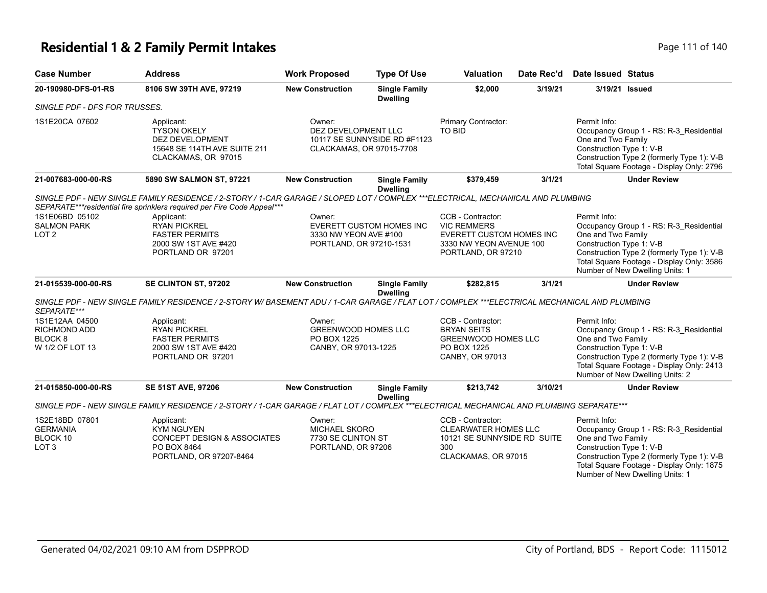# Residential 1 & 2 Family Permit Intakes

| Case Number | Address | Work Proposed | Type Of Use | Valuation | Date Rec'd | Date Issued | Status |
|---|---|---|---|---|---|---|---|
| 20-190980-DFS-01-RS | 8106 SW 39TH AVE, 97219 | New Construction | Single Family Dwelling | $2,000 | 3/19/21 | 3/19/21 | Issued |

*SINGLE PDF - DFS FOR TRUSSES.*

1S1E20CA 07602

Applicant:
TYSON OKELY
DEZ DEVELOPMENT
15648 SE 114TH AVE SUITE 211
CLACKAMAS, OR 97015

Owner:
DEZ DEVELOPMENT LLC
10117 SE SUNNYSIDE RD #F1123
CLACKAMAS, OR 97015-7708

Primary Contractor:
TO BID

Permit Info:
Occupancy Group 1 - RS: R-3_Residential One and Two Family
Construction Type 1: V-B
Construction Type 2 (formerly Type 1): V-B
Total Square Footage - Display Only: 2796

---

| Case Number | Address | Work Proposed | Type Of Use | Valuation | Date Rec'd | Date Issued | Status |
|---|---|---|---|---|---|---|---|
| 21-007683-000-00-RS | 5890 SW SALMON ST, 97221 | New Construction | Single Family Dwelling | $379,459 | 3/1/21 | | Under Review |

*SINGLE PDF - NEW SINGLE FAMILY RESIDENCE / 2-STORY / 1-CAR GARAGE / SLOPED LOT / COMPLEX ***ELECTRICAL, MECHANICAL AND PLUMBING SEPARATE***residential fire sprinklers required per Fire Code Appeal****

1S1E06BD 05102
SALMON PARK
LOT 2

Applicant:
RYAN PICKREL
FASTER PERMITS
2000 SW 1ST AVE #420
PORTLAND OR 97201

Owner:
EVERETT CUSTOM HOMES INC
3330 NW YEON AVE #100
PORTLAND, OR 97210-1531

CCB - Contractor:
VIC REMMERS
EVERETT CUSTOM HOMES INC
3330 NW YEON AVENUE 100
PORTLAND, OR 97210

Permit Info:
Occupancy Group 1 - RS: R-3_Residential One and Two Family
Construction Type 1: V-B
Construction Type 2 (formerly Type 1): V-B
Total Square Footage - Display Only: 3586
Number of New Dwelling Units: 1

---

| Case Number | Address | Work Proposed | Type Of Use | Valuation | Date Rec'd | Date Issued | Status |
|---|---|---|---|---|---|---|---|
| 21-015539-000-00-RS | SE CLINTON ST, 97202 | New Construction | Single Family Dwelling | $282,815 | 3/1/21 | | Under Review |

*SINGLE PDF - NEW SINGLE FAMILY RESIDENCE / 2-STORY W/ BASEMENT ADU / 1-CAR GARAGE / FLAT LOT / COMPLEX ***ELECTRICAL MECHANICAL AND PLUMBING SEPARATE****

1S1E12AA 04500
RICHMOND ADD
BLOCK 8
W 1/2 OF LOT 13

Applicant:
RYAN PICKREL
FASTER PERMITS
2000 SW 1ST AVE #420
PORTLAND OR 97201

Owner:
GREENWOOD HOMES LLC
PO BOX 1225
CANBY, OR 97013-1225

CCB - Contractor:
BRYAN SEITS
GREENWOOD HOMES LLC
PO BOX 1225
CANBY, OR 97013

Permit Info:
Occupancy Group 1 - RS: R-3_Residential One and Two Family
Construction Type 1: V-B
Construction Type 2 (formerly Type 1): V-B
Total Square Footage - Display Only: 2413
Number of New Dwelling Units: 2

---

| Case Number | Address | Work Proposed | Type Of Use | Valuation | Date Rec'd | Date Issued | Status |
|---|---|---|---|---|---|---|---|
| 21-015850-000-00-RS | SE 51ST AVE, 97206 | New Construction | Single Family Dwelling | $213,742 | 3/10/21 | | Under Review |

*SINGLE PDF - NEW SINGLE FAMILY RESIDENCE / 2-STORY / 1-CAR GARAGE / FLAT LOT / COMPLEX ***ELECTRICAL MECHANICAL AND PLUMBING SEPARATE****

1S2E18BD 07801
GERMANIA
BLOCK 10
LOT 3

Applicant:
KYM NGUYEN
CONCEPT DESIGN & ASSOCIATES
PO BOX 8464
PORTLAND, OR 97207-8464

Owner:
MICHAEL SKORO
7730 SE CLINTON ST
PORTLAND, OR 97206

CCB - Contractor:
CLEARWATER HOMES LLC
10121 SE SUNNYSIDE RD SUITE 300
CLACKAMAS, OR 97015

Permit Info:
Occupancy Group 1 - RS: R-3_Residential One and Two Family
Construction Type 1: V-B
Construction Type 2 (formerly Type 1): V-B
Total Square Footage - Display Only: 1875
Number of New Dwelling Units: 1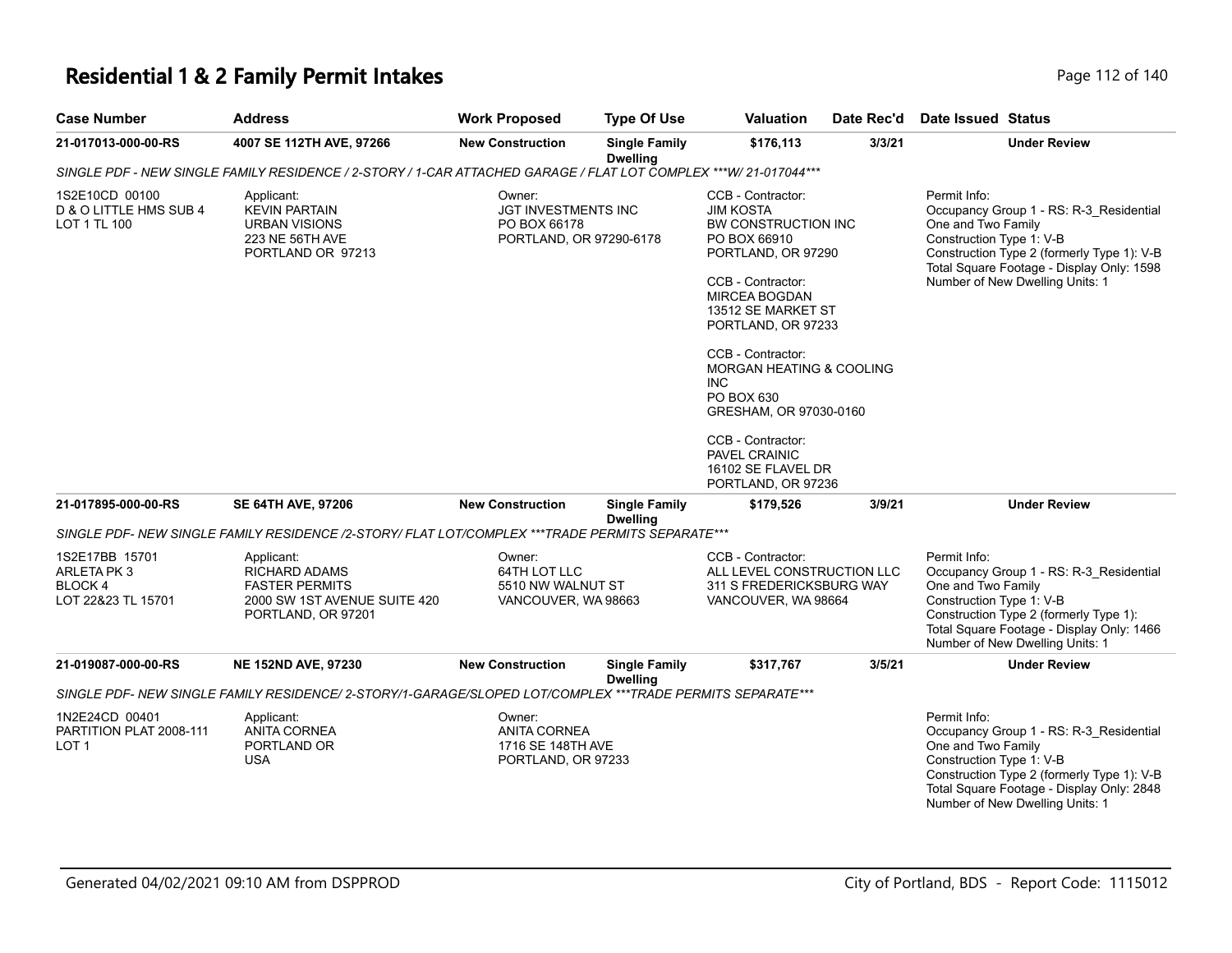# Residential 1 & 2 Family Permit Intakes

| Case Number | Address | Work Proposed | Type Of Use | Valuation | Date Rec'd | Date Issued | Status |
|---|---|---|---|---|---|---|---|
| 21-017013-000-00-RS | 4007 SE 112TH AVE, 97266 | New Construction | Single Family Dwelling | $176,113 | 3/3/21 | | Under Review |

*SINGLE PDF - NEW SINGLE FAMILY RESIDENCE / 2-STORY / 1-CAR ATTACHED GARAGE / FLAT LOT COMPLEX \*\*\*W/ 21-017044\*\*\**

1S2E10CD 00100
D & O LITTLE HMS SUB 4
LOT 1 TL 100

Applicant:
KEVIN PARTAIN
URBAN VISIONS
223 NE 56TH AVE
PORTLAND OR 97213

Owner:
JGT INVESTMENTS INC
PO BOX 66178
PORTLAND, OR 97290-6178

CCB - Contractor:
JIM KOSTA
BW CONSTRUCTION INC
PO BOX 66910
PORTLAND, OR 97290

CCB - Contractor:
MIRCEA BOGDAN
13512 SE MARKET ST
PORTLAND, OR 97233

CCB - Contractor:
MORGAN HEATING & COOLING INC
PO BOX 630
GRESHAM, OR 97030-0160

CCB - Contractor:
PAVEL CRAINIC
16102 SE FLAVEL DR
PORTLAND, OR 97236

Permit Info:
Occupancy Group 1 - RS: R-3_Residential One and Two Family
Construction Type 1: V-B
Construction Type 2 (formerly Type 1): V-B
Total Square Footage - Display Only: 1598
Number of New Dwelling Units: 1

| Case Number | Address | Work Proposed | Type Of Use | Valuation | Date Rec'd | Date Issued | Status |
|---|---|---|---|---|---|---|---|
| 21-017895-000-00-RS | SE 64TH AVE, 97206 | New Construction | Single Family Dwelling | $179,526 | 3/9/21 | | Under Review |

*SINGLE PDF- NEW SINGLE FAMILY RESIDENCE /2-STORY/ FLAT LOT/COMPLEX \*\*\*TRADE PERMITS SEPARATE\*\*\**

1S2E17BB 15701
ARLETA PK 3
BLOCK 4
LOT 22&23 TL 15701

Applicant:
RICHARD ADAMS
FASTER PERMITS
2000 SW 1ST AVENUE SUITE 420
PORTLAND, OR 97201

Owner:
64TH LOT LLC
5510 NW WALNUT ST
VANCOUVER, WA 98663

CCB - Contractor:
ALL LEVEL CONSTRUCTION LLC
311 S FREDERICKSBURG WAY
VANCOUVER, WA 98664

Permit Info:
Occupancy Group 1 - RS: R-3_Residential One and Two Family
Construction Type 1: V-B
Construction Type 2 (formerly Type 1):
Total Square Footage - Display Only: 1466
Number of New Dwelling Units: 1

| Case Number | Address | Work Proposed | Type Of Use | Valuation | Date Rec'd | Date Issued | Status |
|---|---|---|---|---|---|---|---|
| 21-019087-000-00-RS | NE 152ND AVE, 97230 | New Construction | Single Family Dwelling | $317,767 | 3/5/21 | | Under Review |

*SINGLE PDF- NEW SINGLE FAMILY RESIDENCE/ 2-STORY/1-GARAGE/SLOPED LOT/COMPLEX \*\*\*TRADE PERMITS SEPARATE\*\*\**

1N2E24CD 00401
PARTITION PLAT 2008-111
LOT 1

Applicant:
ANITA CORNEA
PORTLAND OR
USA

Owner:
ANITA CORNEA
1716 SE 148TH AVE
PORTLAND, OR 97233

Permit Info:
Occupancy Group 1 - RS: R-3_Residential One and Two Family
Construction Type 1: V-B
Construction Type 2 (formerly Type 1): V-B
Total Square Footage - Display Only: 2848
Number of New Dwelling Units: 1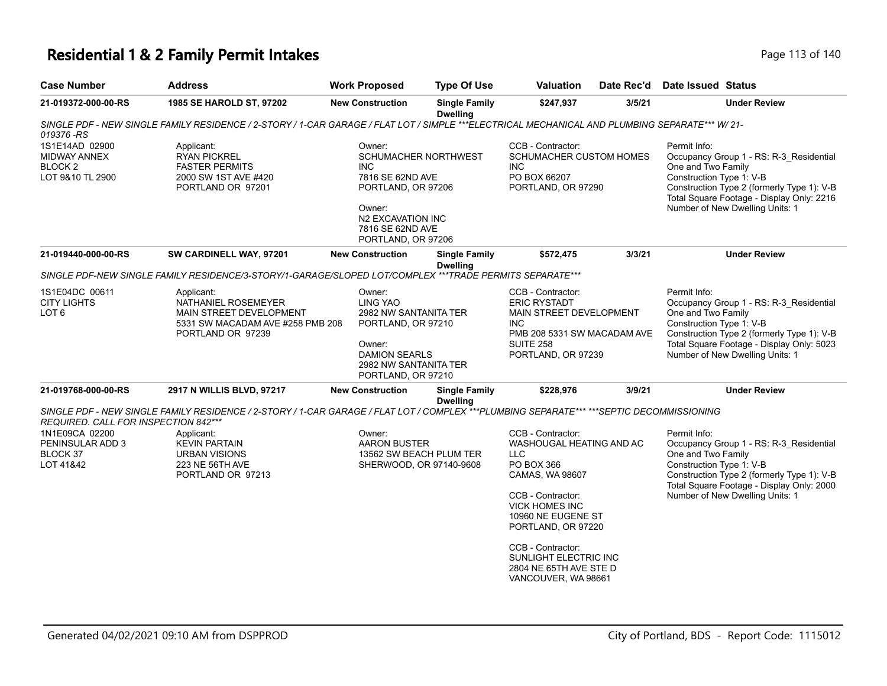# Residential 1 & 2 Family Permit Intakes

| Case Number | Address | Work Proposed | Type Of Use | Valuation | Date Rec'd | Date Issued | Status |
|---|---|---|---|---|---|---|---|
| 21-019372-000-00-RS | 1985 SE HAROLD ST, 97202 | New Construction | Single Family Dwelling | $247,937 | 3/5/21 | | Under Review |

*SINGLE PDF - NEW SINGLE FAMILY RESIDENCE / 2-STORY / 1-CAR GARAGE / FLAT LOT / SIMPLE ***ELECTRICAL MECHANICAL AND PLUMBING SEPARATE*** W/ 21-019376 -RS*

1S1E14AD 02900
MIDWAY ANNEX
BLOCK 2
LOT 9&10 TL 2900

Applicant:
RYAN PICKREL
FASTER PERMITS
2000 SW 1ST AVE #420
PORTLAND OR 97201

Owner:
SCHUMACHER NORTHWEST INC
7816 SE 62ND AVE
PORTLAND, OR 97206

Owner:
N2 EXCAVATION INC
7816 SE 62ND AVE
PORTLAND, OR 97206

CCB - Contractor:
SCHUMACHER CUSTOM HOMES INC
PO BOX 66207
PORTLAND, OR 97290

Permit Info:
Occupancy Group 1 - RS: R-3_Residential One and Two Family
Construction Type 1: V-B
Construction Type 2 (formerly Type 1): V-B
Total Square Footage - Display Only: 2216
Number of New Dwelling Units: 1

| Case Number | Address | Work Proposed | Type Of Use | Valuation | Date Rec'd | Date Issued | Status |
|---|---|---|---|---|---|---|---|
| 21-019440-000-00-RS | SW CARDINELL WAY, 97201 | New Construction | Single Family Dwelling | $572,475 | 3/3/21 | | Under Review |

*SINGLE PDF-NEW SINGLE FAMILY RESIDENCE/3-STORY/1-GARAGE/SLOPED LOT/COMPLEX ***TRADE PERMITS SEPARATE****

1S1E04DC 00611
CITY LIGHTS
LOT 6

Applicant:
NATHANIEL ROSEMEYER
MAIN STREET DEVELOPMENT
5331 SW MACADAM AVE #258 PMB 208
PORTLAND OR 97239

Owner:
LING YAO
2982 NW SANTANITA TER
PORTLAND, OR 97210

Owner:
DAMION SEARLS
2982 NW SANTANITA TER
PORTLAND, OR 97210

CCB - Contractor:
ERIC RYSTADT
MAIN STREET DEVELOPMENT INC
PMB 208 5331 SW MACADAM AVE SUITE 258
PORTLAND, OR 97239

Permit Info:
Occupancy Group 1 - RS: R-3_Residential One and Two Family
Construction Type 1: V-B
Construction Type 2 (formerly Type 1): V-B
Total Square Footage - Display Only: 5023
Number of New Dwelling Units: 1

| Case Number | Address | Work Proposed | Type Of Use | Valuation | Date Rec'd | Date Issued | Status |
|---|---|---|---|---|---|---|---|
| 21-019768-000-00-RS | 2917 N WILLIS BLVD, 97217 | New Construction | Single Family Dwelling | $228,976 | 3/9/21 | | Under Review |

*SINGLE PDF - NEW SINGLE FAMILY RESIDENCE / 2-STORY / 1-CAR GARAGE / FLAT LOT / COMPLEX ***PLUMBING SEPARATE*** ***SEPTIC DECOMMISSIONING REQUIRED. CALL FOR INSPECTION 842****

1N1E09CA 02200
PENINSULAR ADD 3
BLOCK 37
LOT 41&42

Applicant:
KEVIN PARTAIN
URBAN VISIONS
223 NE 56TH AVE
PORTLAND OR 97213

Owner:
AARON BUSTER
13562 SW BEACH PLUM TER
SHERWOOD, OR 97140-9608

CCB - Contractor:
WASHOUGAL HEATING AND AC LLC
PO BOX 366
CAMAS, WA 98607

CCB - Contractor:
VICK HOMES INC
10960 NE EUGENE ST
PORTLAND, OR 97220

CCB - Contractor:
SUNLIGHT ELECTRIC INC
2804 NE 65TH AVE STE D
VANCOUVER, WA 98661

Permit Info:
Occupancy Group 1 - RS: R-3_Residential One and Two Family
Construction Type 1: V-B
Construction Type 2 (formerly Type 1): V-B
Total Square Footage - Display Only: 2000
Number of New Dwelling Units: 1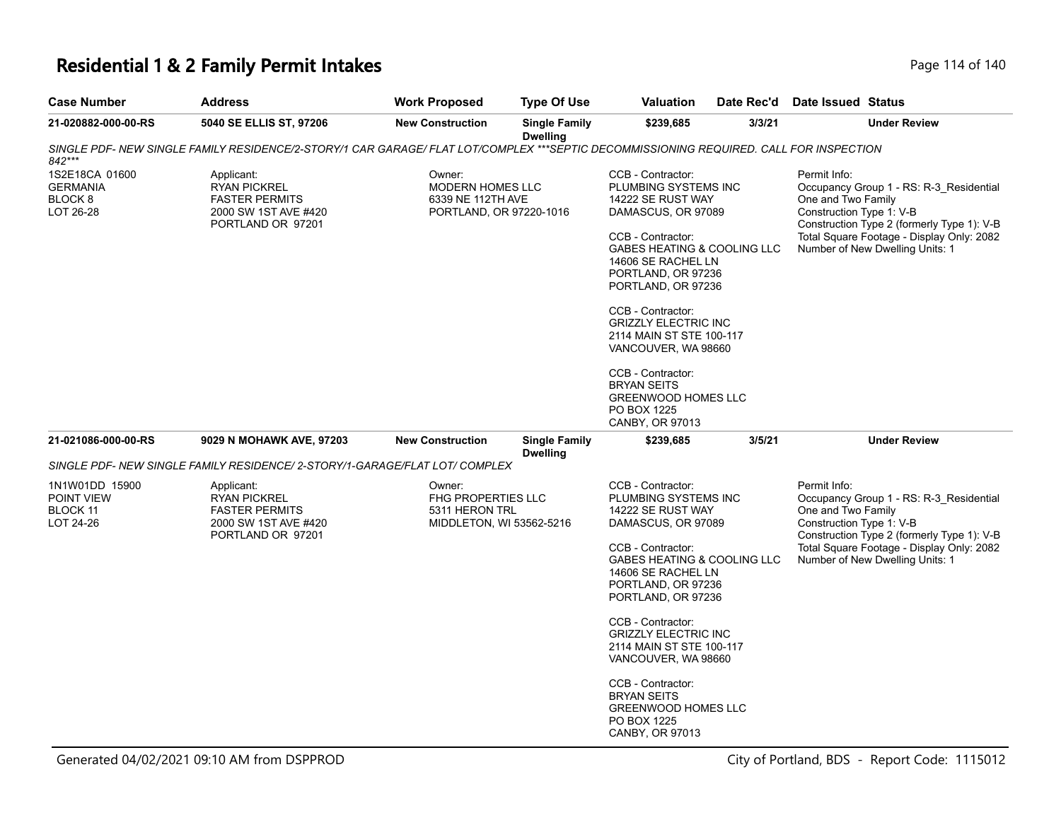# Residential 1 & 2 Family Permit Intakes

| Case Number | Address | Work Proposed | Type Of Use | Valuation | Date Rec'd | Date Issued | Status |
|---|---|---|---|---|---|---|---|
| 21-020882-000-00-RS | 5040 SE ELLIS ST, 97206 | New Construction | Single Family Dwelling | $239,685 | 3/3/21 | | Under Review |

*SINGLE PDF- NEW SINGLE FAMILY RESIDENCE/2-STORY/1 CAR GARAGE/ FLAT LOT/COMPLEX ***SEPTIC DECOMMISSIONING REQUIRED. CALL FOR INSPECTION 842****

1S2E18CA 01600
GERMANIA
BLOCK 8
LOT 26-28

Applicant:
RYAN PICKREL
FASTER PERMITS
2000 SW 1ST AVE #420
PORTLAND OR 97201

Owner:
MODERN HOMES LLC
6339 NE 112TH AVE
PORTLAND, OR 97220-1016

CCB - Contractor:
PLUMBING SYSTEMS INC
14222 SE RUST WAY
DAMASCUS, OR 97089

CCB - Contractor:
GABES HEATING & COOLING LLC
14606 SE RACHEL LN
PORTLAND, OR 97236
PORTLAND, OR 97236

CCB - Contractor:
GRIZZLY ELECTRIC INC
2114 MAIN ST STE 100-117
VANCOUVER, WA 98660

CCB - Contractor:
BRYAN SEITS
GREENWOOD HOMES LLC
PO BOX 1225
CANBY, OR 97013

Permit Info:
Occupancy Group 1 - RS: R-3_Residential One and Two Family
Construction Type 1: V-B
Construction Type 2 (formerly Type 1): V-B
Total Square Footage - Display Only: 2082
Number of New Dwelling Units: 1

| Case Number | Address | Work Proposed | Type Of Use | Valuation | Date Rec'd | Date Issued | Status |
|---|---|---|---|---|---|---|---|
| 21-021086-000-00-RS | 9029 N MOHAWK AVE, 97203 | New Construction | Single Family Dwelling | $239,685 | 3/5/21 | | Under Review |

*SINGLE PDF- NEW SINGLE FAMILY RESIDENCE/ 2-STORY/1-GARAGE/FLAT LOT/ COMPLEX*

1N1W01DD 15900
POINT VIEW
BLOCK 11
LOT 24-26

Applicant:
RYAN PICKREL
FASTER PERMITS
2000 SW 1ST AVE #420
PORTLAND OR 97201

Owner:
FHG PROPERTIES LLC
5311 HERON TRL
MIDDLETON, WI 53562-5216

CCB - Contractor:
PLUMBING SYSTEMS INC
14222 SE RUST WAY
DAMASCUS, OR 97089

CCB - Contractor:
GABES HEATING & COOLING LLC
14606 SE RACHEL LN
PORTLAND, OR 97236
PORTLAND, OR 97236

CCB - Contractor:
GRIZZLY ELECTRIC INC
2114 MAIN ST STE 100-117
VANCOUVER, WA 98660

CCB - Contractor:
BRYAN SEITS
GREENWOOD HOMES LLC
PO BOX 1225
CANBY, OR 97013

Permit Info:
Occupancy Group 1 - RS: R-3_Residential One and Two Family
Construction Type 1: V-B
Construction Type 2 (formerly Type 1): V-B
Total Square Footage - Display Only: 2082
Number of New Dwelling Units: 1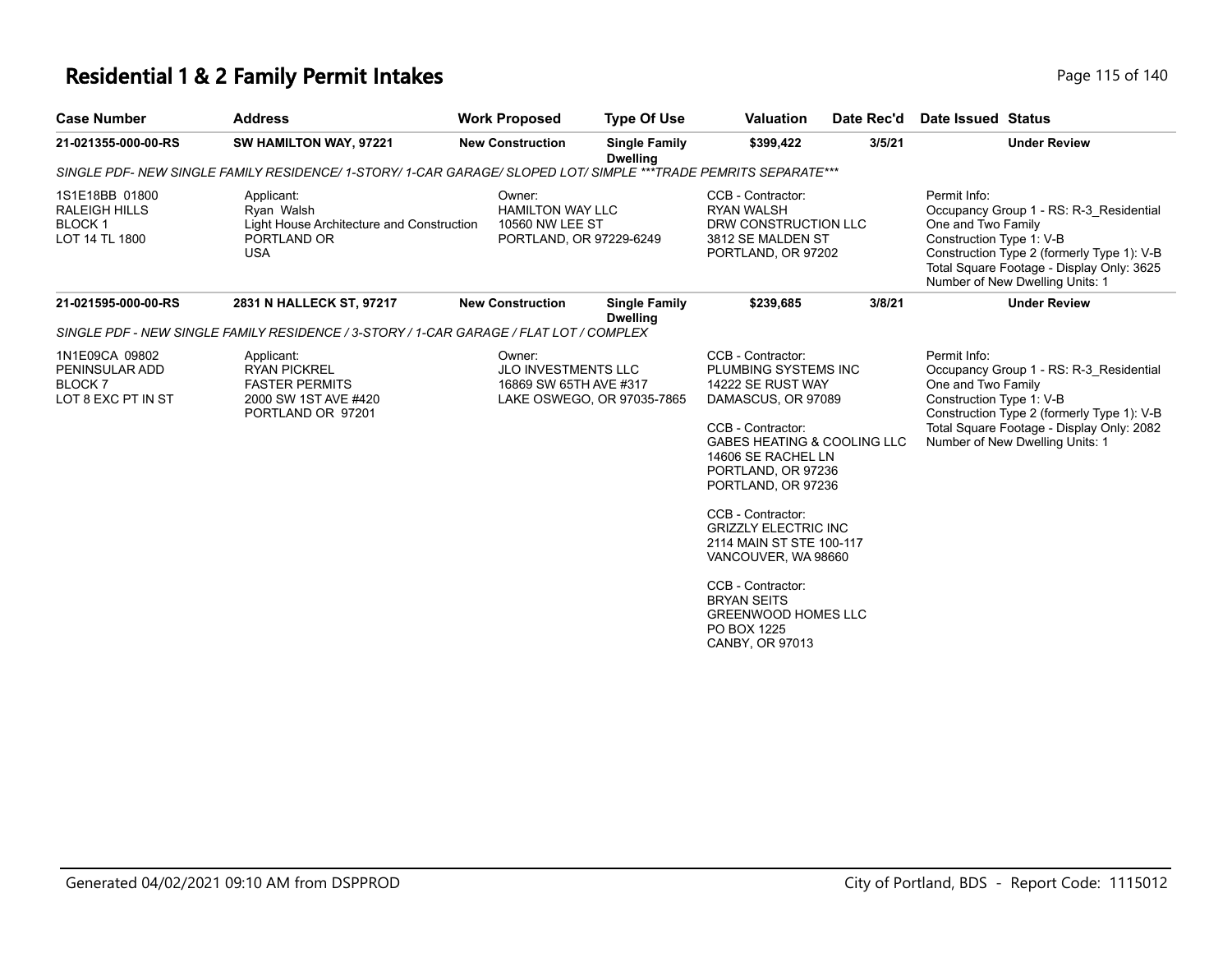# Residential 1 & 2 Family Permit Intakes

| Case Number | Address | Work Proposed | Type Of Use | Valuation | Date Rec'd | Date Issued | Status |
|---|---|---|---|---|---|---|---|
| 21-021355-000-00-RS | SW HAMILTON WAY, 97221 | New Construction | Single Family Dwelling | $399,422 | 3/5/21 | | Under Review |

*SINGLE PDF- NEW SINGLE FAMILY RESIDENCE/ 1-STORY/ 1-CAR GARAGE/ SLOPED LOT/ SIMPLE ***TRADE PEMRITS SEPARATE****

1S1E18BB 01800
RALEIGH HILLS
BLOCK 1
LOT 14 TL 1800

Applicant:
Ryan Walsh
Light House Architecture and Construction
PORTLAND OR
USA

Owner:
HAMILTON WAY LLC
10560 NW LEE ST
PORTLAND, OR 97229-6249

CCB - Contractor:
RYAN WALSH
DRW CONSTRUCTION LLC
3812 SE MALDEN ST
PORTLAND, OR 97202

Permit Info:
Occupancy Group 1 - RS: R-3_Residential One and Two Family
Construction Type 1: V-B
Construction Type 2 (formerly Type 1): V-B
Total Square Footage - Display Only: 3625
Number of New Dwelling Units: 1

| Case Number | Address | Work Proposed | Type Of Use | Valuation | Date Rec'd | Date Issued | Status |
|---|---|---|---|---|---|---|---|
| 21-021595-000-00-RS | 2831 N HALLECK ST, 97217 | New Construction | Single Family Dwelling | $239,685 | 3/8/21 | | Under Review |

*SINGLE PDF - NEW SINGLE FAMILY RESIDENCE / 3-STORY / 1-CAR GARAGE / FLAT LOT / COMPLEX*

1N1E09CA 09802
PENINSULAR ADD
BLOCK 7
LOT 8 EXC PT IN ST

Applicant:
RYAN PICKREL
FASTER PERMITS
2000 SW 1ST AVE #420
PORTLAND OR 97201

Owner:
JLO INVESTMENTS LLC
16869 SW 65TH AVE #317
LAKE OSWEGO, OR 97035-7865

CCB - Contractor:
PLUMBING SYSTEMS INC
14222 SE RUST WAY
DAMASCUS, OR 97089

CCB - Contractor:
GABES HEATING & COOLING LLC
14606 SE RACHEL LN
PORTLAND, OR 97236
PORTLAND, OR 97236

CCB - Contractor:
GRIZZLY ELECTRIC INC
2114 MAIN ST STE 100-117
VANCOUVER, WA 98660

CCB - Contractor:
BRYAN SEITS
GREENWOOD HOMES LLC
PO BOX 1225
CANBY, OR 97013

Permit Info:
Occupancy Group 1 - RS: R-3_Residential One and Two Family
Construction Type 1: V-B
Construction Type 2 (formerly Type 1): V-B
Total Square Footage - Display Only: 2082
Number of New Dwelling Units: 1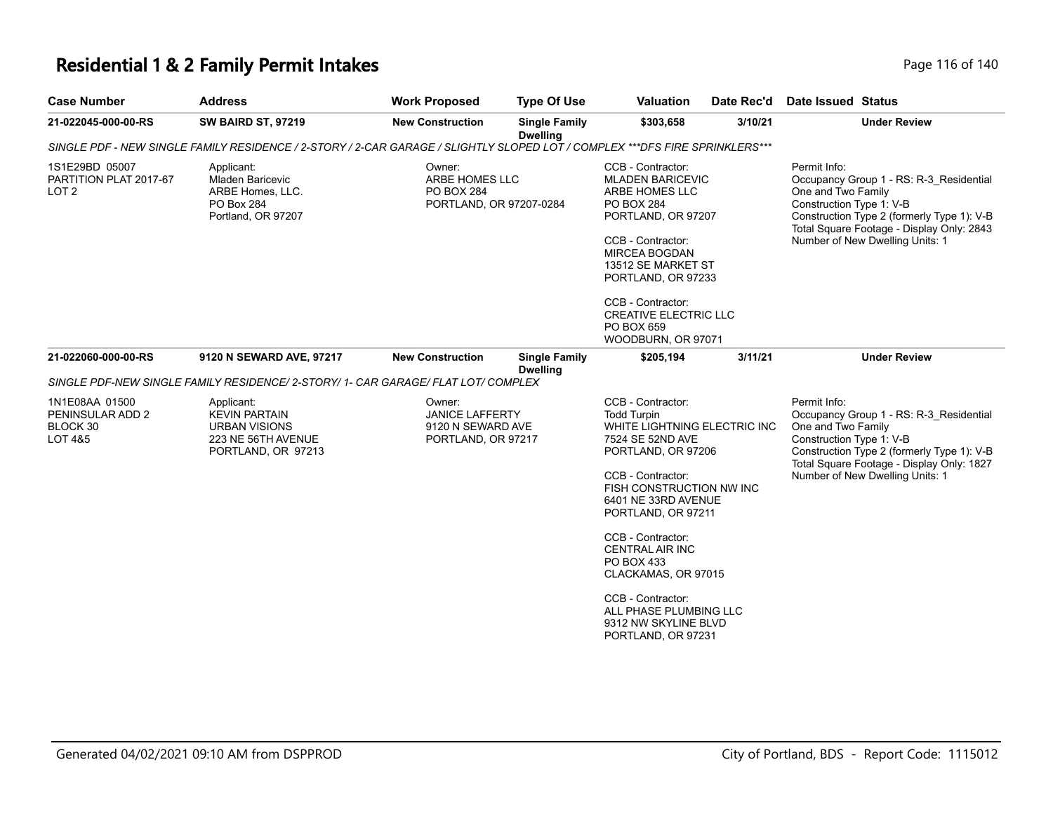# Residential 1 & 2 Family Permit Intakes

| Case Number | Address | Work Proposed | Type Of Use | Valuation | Date Rec'd | Date Issued | Status |
|---|---|---|---|---|---|---|---|
| 21-022045-000-00-RS | SW BAIRD ST, 97219 | New Construction | Single Family Dwelling | $303,658 | 3/10/21 | | Under Review |

*SINGLE PDF - NEW SINGLE FAMILY RESIDENCE / 2-STORY / 2-CAR GARAGE / SLIGHTLY SLOPED LOT / COMPLEX ***DFS FIRE SPRINKLERS****

1S1E29BD 05007
PARTITION PLAT 2017-67
LOT 2

Applicant:
Mladen Baricevic
ARBE Homes, LLC.
PO Box 284
Portland, OR 97207

Owner:
ARBE HOMES LLC
PO BOX 284
PORTLAND, OR 97207-0284

CCB - Contractor:
MLADEN BARICEVIC
ARBE HOMES LLC
PO BOX 284
PORTLAND, OR 97207

CCB - Contractor:
MIRCEA BOGDAN
13512 SE MARKET ST
PORTLAND, OR 97233

CCB - Contractor:
CREATIVE ELECTRIC LLC
PO BOX 659
WOODBURN, OR 97071

Permit Info:
Occupancy Group 1 - RS: R-3_Residential One and Two Family
Construction Type 1: V-B
Construction Type 2 (formerly Type 1): V-B
Total Square Footage - Display Only: 2843
Number of New Dwelling Units: 1

| Case Number | Address | Work Proposed | Type Of Use | Valuation | Date Rec'd | Date Issued | Status |
|---|---|---|---|---|---|---|---|
| 21-022060-000-00-RS | 9120 N SEWARD AVE, 97217 | New Construction | Single Family Dwelling | $205,194 | 3/11/21 | | Under Review |

*SINGLE PDF-NEW SINGLE FAMILY RESIDENCE/ 2-STORY/ 1- CAR GARAGE/ FLAT LOT/ COMPLEX*

1N1E08AA 01500
PENINSULAR ADD 2
BLOCK 30
LOT 4&5

Applicant:
KEVIN PARTAIN
URBAN VISIONS
223 NE 56TH AVENUE
PORTLAND, OR 97213

Owner:
JANICE LAFFERTY
9120 N SEWARD AVE
PORTLAND, OR 97217

CCB - Contractor:
Todd Turpin
WHITE LIGHTNING ELECTRIC INC
7524 SE 52ND AVE
PORTLAND, OR 97206

CCB - Contractor:
FISH CONSTRUCTION NW INC
6401 NE 33RD AVENUE
PORTLAND, OR 97211

CCB - Contractor:
CENTRAL AIR INC
PO BOX 433
CLACKAMAS, OR 97015

CCB - Contractor:
ALL PHASE PLUMBING LLC
9312 NW SKYLINE BLVD
PORTLAND, OR 97231

Permit Info:
Occupancy Group 1 - RS: R-3_Residential One and Two Family
Construction Type 1: V-B
Construction Type 2 (formerly Type 1): V-B
Total Square Footage - Display Only: 1827
Number of New Dwelling Units: 1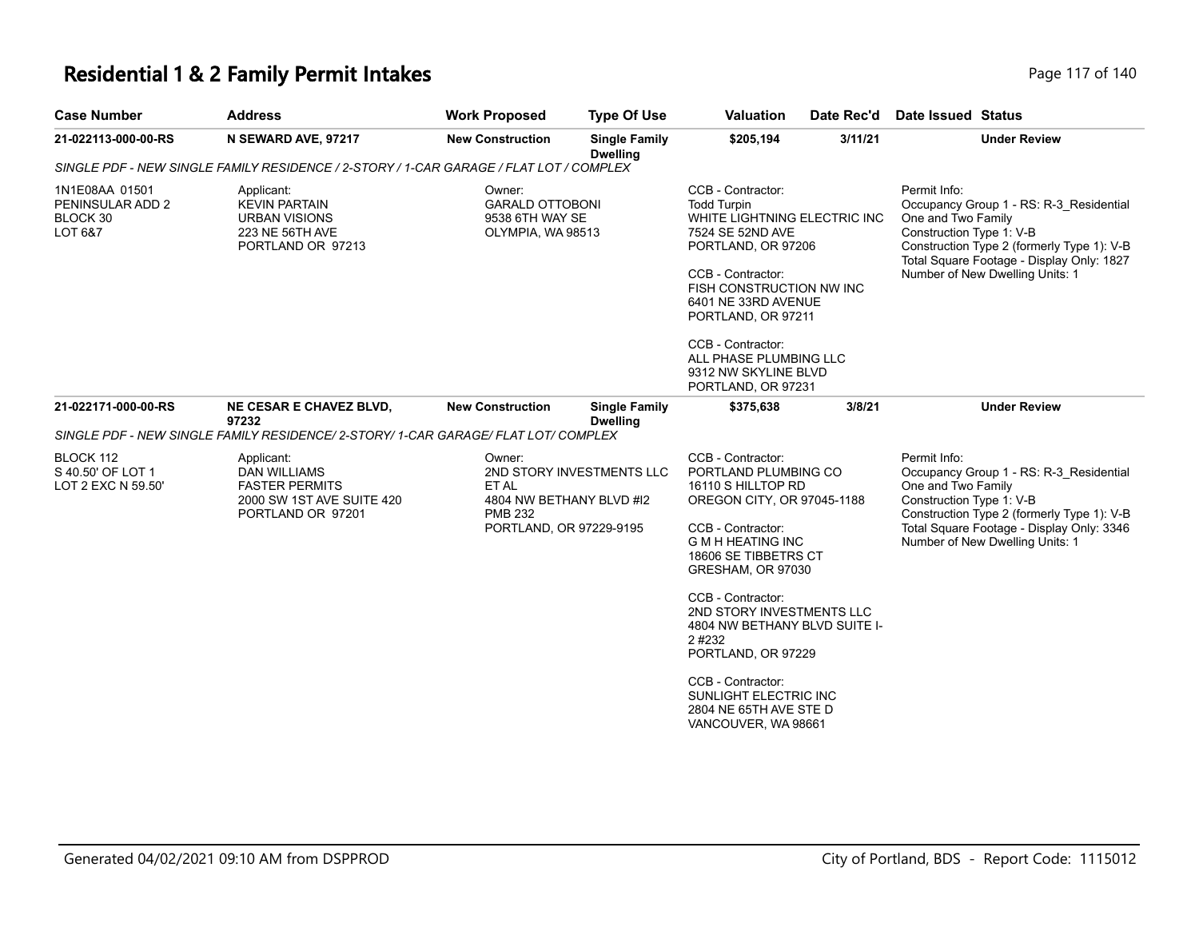# Residential 1 & 2 Family Permit Intakes

| Case Number | Address | Work Proposed | Type Of Use | Valuation | Date Rec'd | Date Issued | Status |
|---|---|---|---|---|---|---|---|
| 21-022113-000-00-RS | N SEWARD AVE, 97217 | New Construction | Single Family Dwelling | $205,194 | 3/11/21 | | Under Review |

SINGLE PDF - NEW SINGLE FAMILY RESIDENCE / 2-STORY / 1-CAR GARAGE / FLAT LOT / COMPLEX

1N1E08AA 01501
PENINSULAR ADD 2
BLOCK 30
LOT 6&7

Applicant:
KEVIN PARTAIN
URBAN VISIONS
223 NE 56TH AVE
PORTLAND OR 97213

Owner:
GARALD OTTOBONI
9538 6TH WAY SE
OLYMPIA, WA 98513

CCB - Contractor:
Todd Turpin
WHITE LIGHTNING ELECTRIC INC
7524 SE 52ND AVE
PORTLAND, OR 97206

CCB - Contractor:
FISH CONSTRUCTION NW INC
6401 NE 33RD AVENUE
PORTLAND, OR 97211

CCB - Contractor:
ALL PHASE PLUMBING LLC
9312 NW SKYLINE BLVD
PORTLAND, OR 97231

Permit Info:
Occupancy Group 1 - RS: R-3_Residential One and Two Family
Construction Type 1: V-B
Construction Type 2 (formerly Type 1): V-B
Total Square Footage - Display Only: 1827
Number of New Dwelling Units: 1

| Case Number | Address | Work Proposed | Type Of Use | Valuation | Date Rec'd | Date Issued | Status |
|---|---|---|---|---|---|---|---|
| 21-022171-000-00-RS | NE CESAR E CHAVEZ BLVD, 97232 | New Construction | Single Family Dwelling | $375,638 | 3/8/21 | | Under Review |

SINGLE PDF - NEW SINGLE FAMILY RESIDENCE/ 2-STORY/ 1-CAR GARAGE/ FLAT LOT/ COMPLEX

BLOCK 112
S 40.50' OF LOT 1
LOT 2 EXC N 59.50'

Applicant:
DAN WILLIAMS
FASTER PERMITS
2000 SW 1ST AVE SUITE 420
PORTLAND OR 97201

Owner:
2ND STORY INVESTMENTS LLC
ET AL
4804 NW BETHANY BLVD #I2
PMB 232
PORTLAND, OR 97229-9195

CCB - Contractor:
PORTLAND PLUMBING CO
16110 S HILLTOP RD
OREGON CITY, OR 97045-1188

CCB - Contractor:
G M H HEATING INC
18606 SE TIBBETRS CT
GRESHAM, OR 97030

CCB - Contractor:
2ND STORY INVESTMENTS LLC
4804 NW BETHANY BLVD SUITE I-2 #232
PORTLAND, OR 97229

CCB - Contractor:
SUNLIGHT ELECTRIC INC
2804 NE 65TH AVE STE D
VANCOUVER, WA 98661

Permit Info:
Occupancy Group 1 - RS: R-3_Residential One and Two Family
Construction Type 1: V-B
Construction Type 2 (formerly Type 1): V-B
Total Square Footage - Display Only: 3346
Number of New Dwelling Units: 1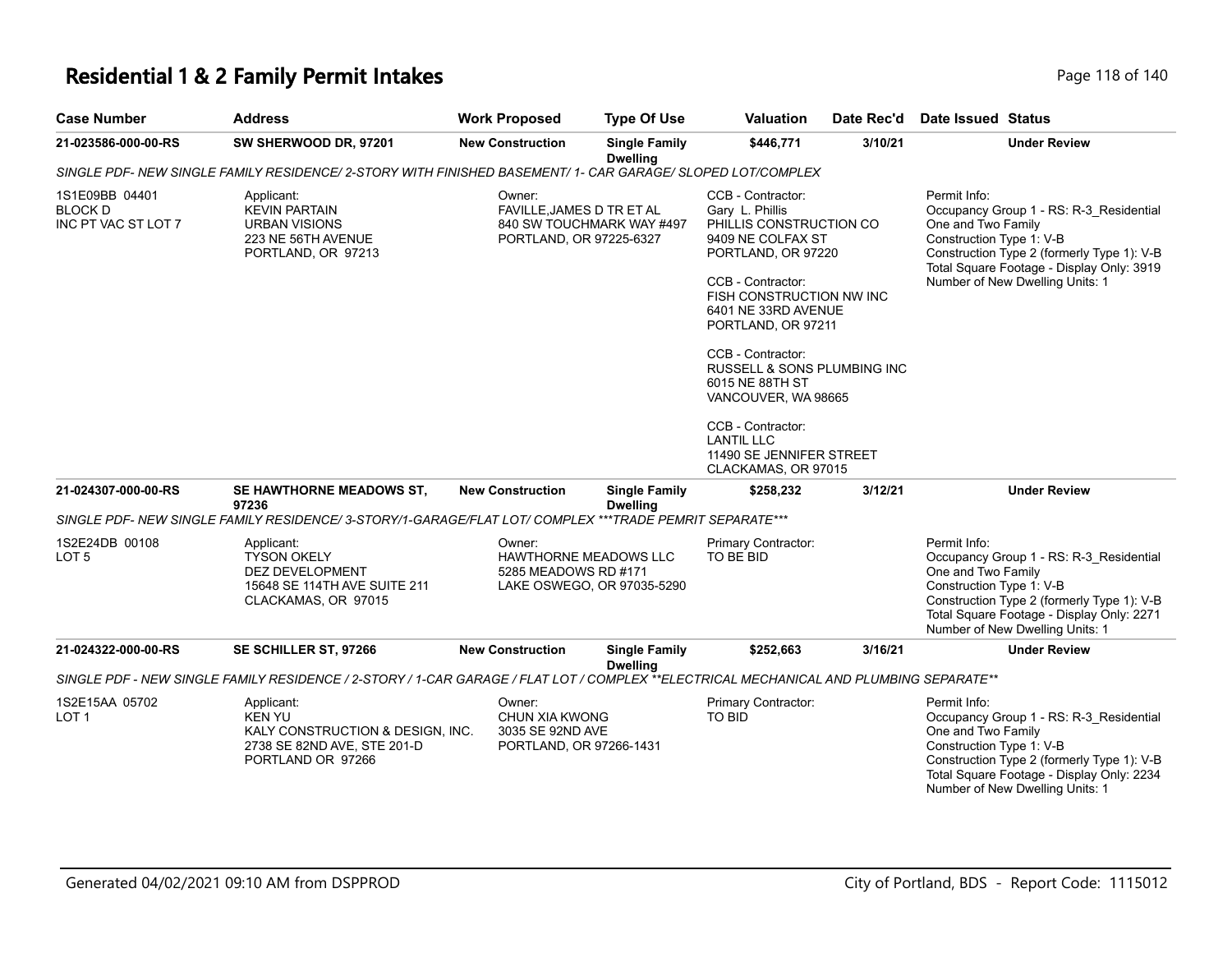# Residential 1 & 2 Family Permit Intakes

| Case Number | Address | Work Proposed | Type Of Use | Valuation | Date Rec'd | Date Issued | Status |
|---|---|---|---|---|---|---|---|
| 21-023586-000-00-RS | SW SHERWOOD DR, 97201 | New Construction | Single Family Dwelling | $446,771 | 3/10/21 | | Under Review |

*SINGLE PDF- NEW SINGLE FAMILY RESIDENCE/ 2-STORY WITH FINISHED BASEMENT/ 1- CAR GARAGE/ SLOPED LOT/COMPLEX*

1S1E09BB 04401
BLOCK D
INC PT VAC ST LOT 7

Applicant:
KEVIN PARTAIN
URBAN VISIONS
223 NE 56TH AVENUE
PORTLAND, OR 97213

Owner:
FAVILLE,JAMES D TR ET AL
840 SW TOUCHMARK WAY #497
PORTLAND, OR 97225-6327

CCB - Contractor:
Gary L. Phillis
PHILLIS CONSTRUCTION CO
9409 NE COLFAX ST
PORTLAND, OR 97220

CCB - Contractor:
FISH CONSTRUCTION NW INC
6401 NE 33RD AVENUE
PORTLAND, OR 97211

CCB - Contractor:
RUSSELL & SONS PLUMBING INC
6015 NE 88TH ST
VANCOUVER, WA 98665

CCB - Contractor:
LANTIL LLC
11490 SE JENNIFER STREET
CLACKAMAS, OR 97015

Permit Info:
Occupancy Group 1 - RS: R-3_Residential One and Two Family
Construction Type 1: V-B
Construction Type 2 (formerly Type 1): V-B
Total Square Footage - Display Only: 3919
Number of New Dwelling Units: 1

| Case Number | Address | Work Proposed | Type Of Use | Valuation | Date Rec'd | Date Issued | Status |
|---|---|---|---|---|---|---|---|
| 21-024307-000-00-RS | SE HAWTHORNE MEADOWS ST, 97236 | New Construction | Single Family Dwelling | $258,232 | 3/12/21 | | Under Review |

*SINGLE PDF- NEW SINGLE FAMILY RESIDENCE/ 3-STORY/1-GARAGE/FLAT LOT/ COMPLEX ***TRADE PEMRIT SEPARATE****

1S2E24DB 00108
LOT 5

Applicant:
TYSON OKELY
DEZ DEVELOPMENT
15648 SE 114TH AVE SUITE 211
CLACKAMAS, OR 97015

Owner:
HAWTHORNE MEADOWS LLC
5285 MEADOWS RD #171
LAKE OSWEGO, OR 97035-5290

Primary Contractor:
TO BE BID

Permit Info:
Occupancy Group 1 - RS: R-3_Residential One and Two Family
Construction Type 1: V-B
Construction Type 2 (formerly Type 1): V-B
Total Square Footage - Display Only: 2271
Number of New Dwelling Units: 1

| Case Number | Address | Work Proposed | Type Of Use | Valuation | Date Rec'd | Date Issued | Status |
|---|---|---|---|---|---|---|---|
| 21-024322-000-00-RS | SE SCHILLER ST, 97266 | New Construction | Single Family Dwelling | $252,663 | 3/16/21 | | Under Review |

*SINGLE PDF - NEW SINGLE FAMILY RESIDENCE / 2-STORY / 1-CAR GARAGE / FLAT LOT / COMPLEX **ELECTRICAL MECHANICAL AND PLUMBING SEPARATE***

1S2E15AA 05702
LOT 1

Applicant:
KEN YU
KALY CONSTRUCTION & DESIGN, INC.
2738 SE 82ND AVE, STE 201-D
PORTLAND OR 97266

Owner:
CHUN XIA KWONG
3035 SE 92ND AVE
PORTLAND, OR 97266-1431

Primary Contractor:
TO BID

Permit Info:
Occupancy Group 1 - RS: R-3_Residential One and Two Family
Construction Type 1: V-B
Construction Type 2 (formerly Type 1): V-B
Total Square Footage - Display Only: 2234
Number of New Dwelling Units: 1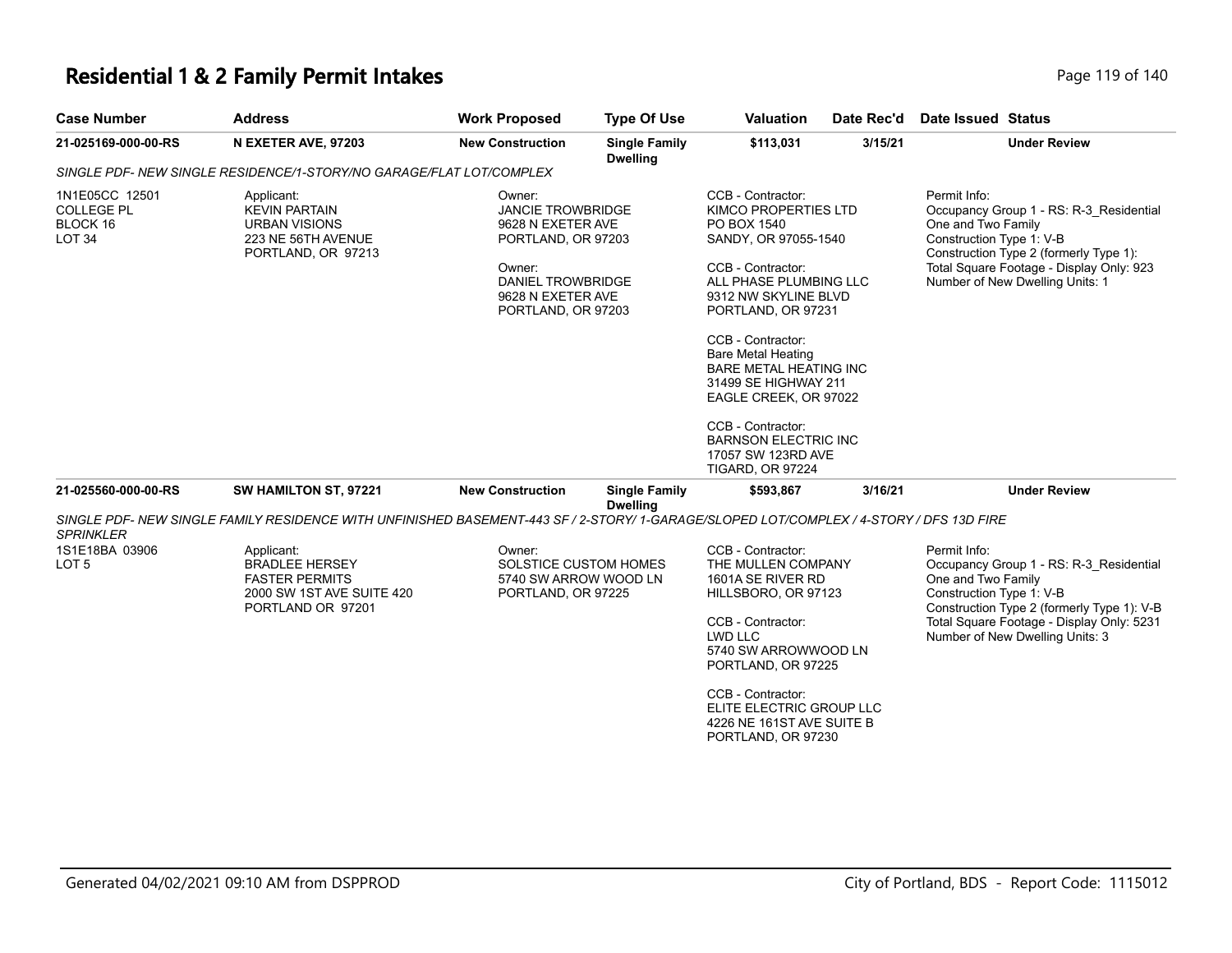# Residential 1 & 2 Family Permit Intakes

| Case Number | Address | Work Proposed | Type Of Use | Valuation | Date Rec'd | Date Issued | Status |
|---|---|---|---|---|---|---|---|
| **21-025169-000-00-RS** | **N EXETER AVE, 97203** | **New Construction** | **Single Family Dwelling** | **$113,031** | **3/15/21** | | **Under Review** |

*SINGLE PDF- NEW SINGLE RESIDENCE/1-STORY/NO GARAGE/FLAT LOT/COMPLEX*

1N1E05CC 12501
COLLEGE PL
BLOCK 16
LOT 34

Applicant:
KEVIN PARTAIN
URBAN VISIONS
223 NE 56TH AVENUE
PORTLAND, OR 97213

Owner:
JANCIE TROWBRIDGE
9628 N EXETER AVE
PORTLAND, OR 97203

Owner:
DANIEL TROWBRIDGE
9628 N EXETER AVE
PORTLAND, OR 97203

CCB - Contractor:
KIMCO PROPERTIES LTD
PO BOX 1540
SANDY, OR 97055-1540

CCB - Contractor:
ALL PHASE PLUMBING LLC
9312 NW SKYLINE BLVD
PORTLAND, OR 97231

CCB - Contractor:
Bare Metal Heating
BARE METAL HEATING INC
31499 SE HIGHWAY 211
EAGLE CREEK, OR 97022

CCB - Contractor:
BARNSON ELECTRIC INC
17057 SW 123RD AVE
TIGARD, OR 97224

Permit Info:
Occupancy Group 1 - RS: R-3_Residential One and Two Family
Construction Type 1: V-B
Construction Type 2 (formerly Type 1):
Total Square Footage - Display Only: 923
Number of New Dwelling Units: 1

| Case Number | Address | Work Proposed | Type Of Use | Valuation | Date Rec'd | Date Issued | Status |
|---|---|---|---|---|---|---|---|
| **21-025560-000-00-RS** | **SW HAMILTON ST, 97221** | **New Construction** | **Single Family Dwelling** | **$593,867** | **3/16/21** | | **Under Review** |

*SINGLE PDF- NEW SINGLE FAMILY RESIDENCE WITH UNFINISHED BASEMENT-443 SF / 2-STORY/ 1-GARAGE/SLOPED LOT/COMPLEX / 4-STORY / DFS 13D FIRE SPRINKLER*

1S1E18BA 03906
LOT 5

Applicant:
BRADLEE HERSEY
FASTER PERMITS
2000 SW 1ST AVE SUITE 420
PORTLAND OR 97201

Owner:
SOLSTICE CUSTOM HOMES
5740 SW ARROW WOOD LN
PORTLAND, OR 97225

CCB - Contractor:
THE MULLEN COMPANY
1601A SE RIVER RD
HILLSBORO, OR 97123

CCB - Contractor:
LWD LLC
5740 SW ARROWWOOD LN
PORTLAND, OR 97225

CCB - Contractor:
ELITE ELECTRIC GROUP LLC
4226 NE 161ST AVE SUITE B
PORTLAND, OR 97230

Permit Info:
Occupancy Group 1 - RS: R-3_Residential One and Two Family
Construction Type 1: V-B
Construction Type 2 (formerly Type 1): V-B
Total Square Footage - Display Only: 5231
Number of New Dwelling Units: 3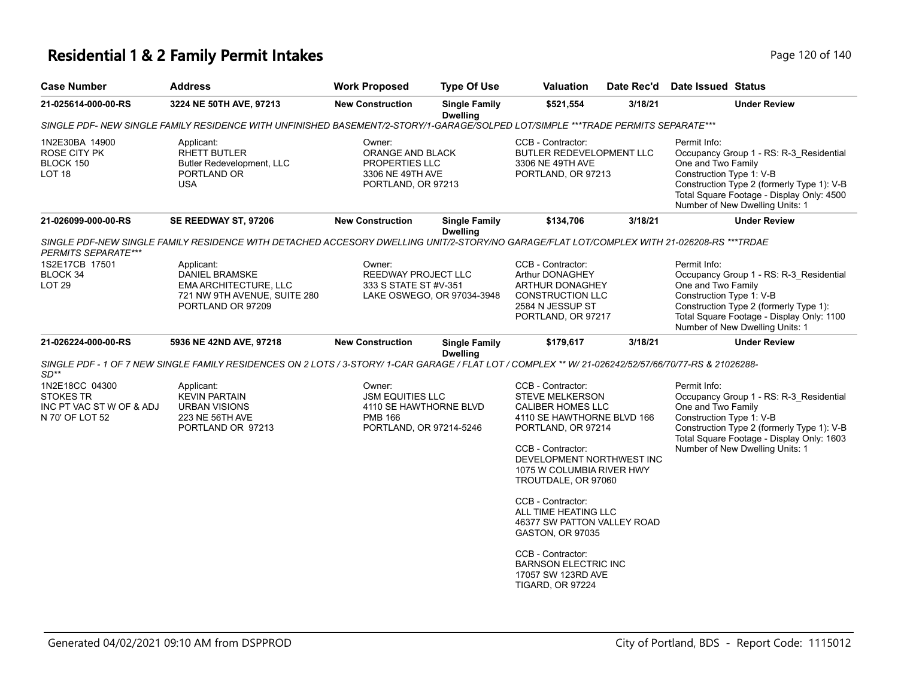# Residential 1 & 2 Family Permit Intakes

| Case Number | Address | Work Proposed | Type Of Use | Valuation | Date Rec'd | Date Issued | Status |
|---|---|---|---|---|---|---|---|
| 21-025614-000-00-RS | 3224 NE 50TH AVE, 97213 | New Construction | Single Family Dwelling | $521,554 | 3/18/21 | | Under Review |

*SINGLE PDF- NEW SINGLE FAMILY RESIDENCE WITH UNFINISHED BASEMENT/2-STORY/1-GARAGE/SOLPED LOT/SIMPLE ***TRADE PERMITS SEPARATE****

1N2E30BA 14900
ROSE CITY PK
BLOCK 150
LOT 18

Applicant:
RHETT BUTLER
Butler Redevelopment, LLC
PORTLAND OR
USA

Owner:
ORANGE AND BLACK PROPERTIES LLC
3306 NE 49TH AVE
PORTLAND, OR 97213

CCB - Contractor:
BUTLER REDEVELOPMENT LLC
3306 NE 49TH AVE
PORTLAND, OR 97213

Permit Info:
Occupancy Group 1 - RS: R-3_Residential One and Two Family
Construction Type 1: V-B
Construction Type 2 (formerly Type 1): V-B
Total Square Footage - Display Only: 4500
Number of New Dwelling Units: 1

| Case Number | Address | Work Proposed | Type Of Use | Valuation | Date Rec'd | Date Issued | Status |
|---|---|---|---|---|---|---|---|
| 21-026099-000-00-RS | SE REEDWAY ST, 97206 | New Construction | Single Family Dwelling | $134,706 | 3/18/21 | | Under Review |

*SINGLE PDF-NEW SINGLE FAMILY RESIDENCE WITH DETACHED ACCESORY DWELLING UNIT/2-STORY/NO GARAGE/FLAT LOT/COMPLEX WITH 21-026208-RS ***TRDAE PERMITS SEPARATE****

1S2E17CB 17501
BLOCK 34
LOT 29

Applicant:
DANIEL BRAMSKE
EMA ARCHITECTURE, LLC
721 NW 9TH AVENUE, SUITE 280
PORTLAND OR 97209

Owner:
REEDWAY PROJECT LLC
333 S STATE ST #V-351
LAKE OSWEGO, OR 97034-3948

CCB - Contractor:
Arthur DONAGHEY
ARTHUR DONAGHEY CONSTRUCTION LLC
2584 N JESSUP ST
PORTLAND, OR 97217

Permit Info:
Occupancy Group 1 - RS: R-3_Residential One and Two Family
Construction Type 1: V-B
Construction Type 2 (formerly Type 1):
Total Square Footage - Display Only: 1100
Number of New Dwelling Units: 1

| Case Number | Address | Work Proposed | Type Of Use | Valuation | Date Rec'd | Date Issued | Status |
|---|---|---|---|---|---|---|---|
| 21-026224-000-00-RS | 5936 NE 42ND AVE, 97218 | New Construction | Single Family Dwelling | $179,617 | 3/18/21 | | Under Review |

*SINGLE PDF - 1 OF 7 NEW SINGLE FAMILY RESIDENCES ON 2 LOTS / 3-STORY/ 1-CAR GARAGE / FLAT LOT / COMPLEX ** W/ 21-026242/52/57/66/70/77-RS & 21026288-SD***

1N2E18CC 04300
STOKES TR
INC PT VAC ST W OF & ADJ
N 70' OF LOT 52

Applicant:
KEVIN PARTAIN
URBAN VISIONS
223 NE 56TH AVE
PORTLAND OR 97213

Owner:
JSM EQUITIES LLC
4110 SE HAWTHORNE BLVD
PMB 166
PORTLAND, OR 97214-5246

CCB - Contractor:
STEVE MELKERSON
CALIBER HOMES LLC
4110 SE HAWTHORNE BLVD 166
PORTLAND, OR 97214

CCB - Contractor:
DEVELOPMENT NORTHWEST INC
1075 W COLUMBIA RIVER HWY
TROUTDALE, OR 97060

CCB - Contractor:
ALL TIME HEATING LLC
46377 SW PATTON VALLEY ROAD
GASTON, OR 97035

CCB - Contractor:
BARNSON ELECTRIC INC
17057 SW 123RD AVE
TIGARD, OR 97224

Permit Info:
Occupancy Group 1 - RS: R-3_Residential One and Two Family
Construction Type 1: V-B
Construction Type 2 (formerly Type 1): V-B
Total Square Footage - Display Only: 1603
Number of New Dwelling Units: 1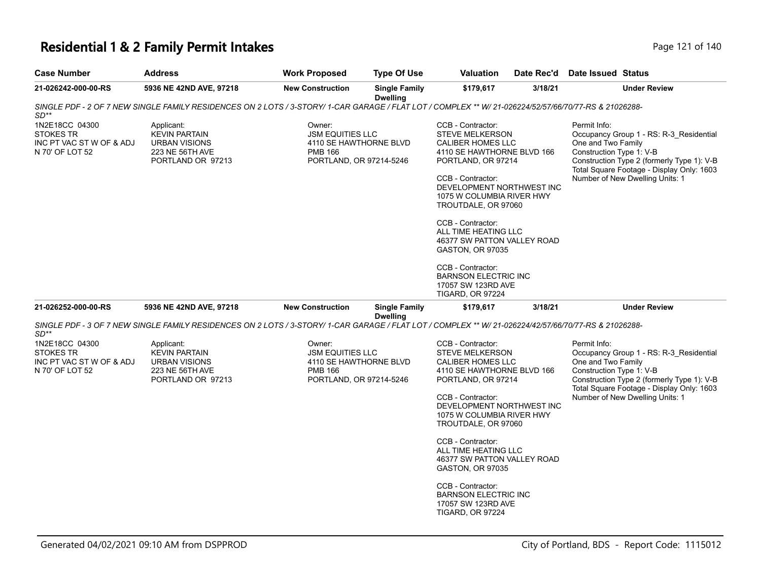# Residential 1 & 2 Family Permit Intakes

| Case Number | Address | Work Proposed | Type Of Use | Valuation | Date Rec'd | Date Issued | Status |
|---|---|---|---|---|---|---|---|
| 21-026242-000-00-RS | 5936 NE 42ND AVE, 97218 | New Construction | Single Family Dwelling | $179,617 | 3/18/21 | | Under Review |

*SINGLE PDF - 2 OF 7 NEW SINGLE FAMILY RESIDENCES ON 2 LOTS / 3-STORY/ 1-CAR GARAGE / FLAT LOT / COMPLEX ** W/ 21-026224/52/57/66/70/77-RS & 21026288-SD***

1N2E18CC 04300
STOKES TR
INC PT VAC ST W OF & ADJ
N 70' OF LOT 52

Applicant:
KEVIN PARTAIN
URBAN VISIONS
223 NE 56TH AVE
PORTLAND OR 97213

Owner:
JSM EQUITIES LLC
4110 SE HAWTHORNE BLVD
PMB 166
PORTLAND, OR 97214-5246

CCB - Contractor:
STEVE MELKERSON
CALIBER HOMES LLC
4110 SE HAWTHORNE BLVD 166
PORTLAND, OR 97214

CCB - Contractor:
DEVELOPMENT NORTHWEST INC
1075 W COLUMBIA RIVER HWY
TROUTDALE, OR 97060

CCB - Contractor:
ALL TIME HEATING LLC
46377 SW PATTON VALLEY ROAD
GASTON, OR 97035

CCB - Contractor:
BARNSON ELECTRIC INC
17057 SW 123RD AVE
TIGARD, OR 97224

Permit Info:
Occupancy Group 1 - RS: R-3_Residential One and Two Family
Construction Type 1: V-B
Construction Type 2 (formerly Type 1): V-B
Total Square Footage - Display Only: 1603
Number of New Dwelling Units: 1

| Case Number | Address | Work Proposed | Type Of Use | Valuation | Date Rec'd | Date Issued | Status |
|---|---|---|---|---|---|---|---|
| 21-026252-000-00-RS | 5936 NE 42ND AVE, 97218 | New Construction | Single Family Dwelling | $179,617 | 3/18/21 | | Under Review |

*SINGLE PDF - 3 OF 7 NEW SINGLE FAMILY RESIDENCES ON 2 LOTS / 3-STORY/ 1-CAR GARAGE / FLAT LOT / COMPLEX ** W/ 21-026224/42/57/66/70/77-RS & 21026288-SD***

1N2E18CC 04300
STOKES TR
INC PT VAC ST W OF & ADJ
N 70' OF LOT 52

Applicant:
KEVIN PARTAIN
URBAN VISIONS
223 NE 56TH AVE
PORTLAND OR 97213

Owner:
JSM EQUITIES LLC
4110 SE HAWTHORNE BLVD
PMB 166
PORTLAND, OR 97214-5246

CCB - Contractor:
STEVE MELKERSON
CALIBER HOMES LLC
4110 SE HAWTHORNE BLVD 166
PORTLAND, OR 97214

CCB - Contractor:
DEVELOPMENT NORTHWEST INC
1075 W COLUMBIA RIVER HWY
TROUTDALE, OR 97060

CCB - Contractor:
ALL TIME HEATING LLC
46377 SW PATTON VALLEY ROAD
GASTON, OR 97035

CCB - Contractor:
BARNSON ELECTRIC INC
17057 SW 123RD AVE
TIGARD, OR 97224

Permit Info:
Occupancy Group 1 - RS: R-3_Residential One and Two Family
Construction Type 1: V-B
Construction Type 2 (formerly Type 1): V-B
Total Square Footage - Display Only: 1603
Number of New Dwelling Units: 1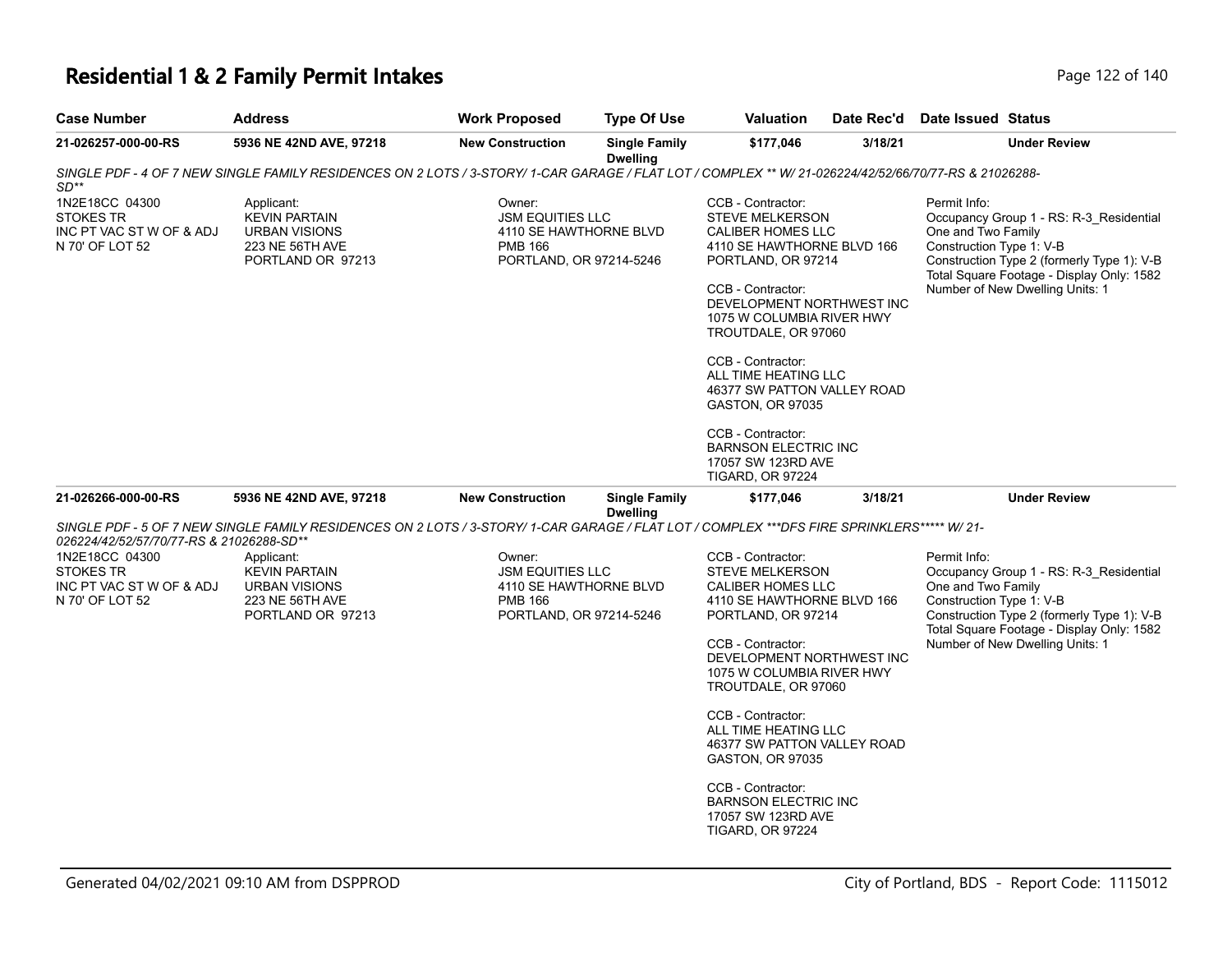# Residential 1 & 2 Family Permit Intakes

| Case Number | Address | Work Proposed | Type Of Use | Valuation | Date Rec'd | Date Issued | Status |
|---|---|---|---|---|---|---|---|
| 21-026257-000-00-RS | 5936 NE 42ND AVE, 97218 | New Construction | Single Family Dwelling | $177,046 | 3/18/21 | | Under Review |

*SINGLE PDF - 4 OF 7 NEW SINGLE FAMILY RESIDENCES ON 2 LOTS / 3-STORY/ 1-CAR GARAGE / FLAT LOT / COMPLEX \*\* W/ 21-026224/42/52/66/70/77-RS & 21026288-SD\*\**

1N2E18CC 04300
STOKES TR
INC PT VAC ST W OF & ADJ
N 70' OF LOT 52

Applicant:
KEVIN PARTAIN
URBAN VISIONS
223 NE 56TH AVE
PORTLAND OR 97213

Owner:
JSM EQUITIES LLC
4110 SE HAWTHORNE BLVD
PMB 166
PORTLAND, OR 97214-5246

CCB - Contractor:
STEVE MELKERSON
CALIBER HOMES LLC
4110 SE HAWTHORNE BLVD 166
PORTLAND, OR 97214

CCB - Contractor:
DEVELOPMENT NORTHWEST INC
1075 W COLUMBIA RIVER HWY
TROUTDALE, OR 97060

CCB - Contractor:
ALL TIME HEATING LLC
46377 SW PATTON VALLEY ROAD
GASTON, OR 97035

CCB - Contractor:
BARNSON ELECTRIC INC
17057 SW 123RD AVE
TIGARD, OR 97224

Permit Info:
Occupancy Group 1 - RS: R-3_Residential One and Two Family
Construction Type 1: V-B
Construction Type 2 (formerly Type 1): V-B
Total Square Footage - Display Only: 1582
Number of New Dwelling Units: 1

| Case Number | Address | Work Proposed | Type Of Use | Valuation | Date Rec'd | Date Issued | Status |
|---|---|---|---|---|---|---|---|
| 21-026266-000-00-RS | 5936 NE 42ND AVE, 97218 | New Construction | Single Family Dwelling | $177,046 | 3/18/21 | | Under Review |

*SINGLE PDF - 5 OF 7 NEW SINGLE FAMILY RESIDENCES ON 2 LOTS / 3-STORY/ 1-CAR GARAGE / FLAT LOT / COMPLEX \*\*\*DFS FIRE SPRINKLERS\*\*\*\*\* W/ 21-026224/42/52/57/70/77-RS & 21026288-SD\*\**

1N2E18CC 04300
STOKES TR
INC PT VAC ST W OF & ADJ
N 70' OF LOT 52

Applicant:
KEVIN PARTAIN
URBAN VISIONS
223 NE 56TH AVE
PORTLAND OR 97213

Owner:
JSM EQUITIES LLC
4110 SE HAWTHORNE BLVD
PMB 166
PORTLAND, OR 97214-5246

CCB - Contractor:
STEVE MELKERSON
CALIBER HOMES LLC
4110 SE HAWTHORNE BLVD 166
PORTLAND, OR 97214

CCB - Contractor:
DEVELOPMENT NORTHWEST INC
1075 W COLUMBIA RIVER HWY
TROUTDALE, OR 97060

CCB - Contractor:
ALL TIME HEATING LLC
46377 SW PATTON VALLEY ROAD
GASTON, OR 97035

CCB - Contractor:
BARNSON ELECTRIC INC
17057 SW 123RD AVE
TIGARD, OR 97224

Permit Info:
Occupancy Group 1 - RS: R-3_Residential One and Two Family
Construction Type 1: V-B
Construction Type 2 (formerly Type 1): V-B
Total Square Footage - Display Only: 1582
Number of New Dwelling Units: 1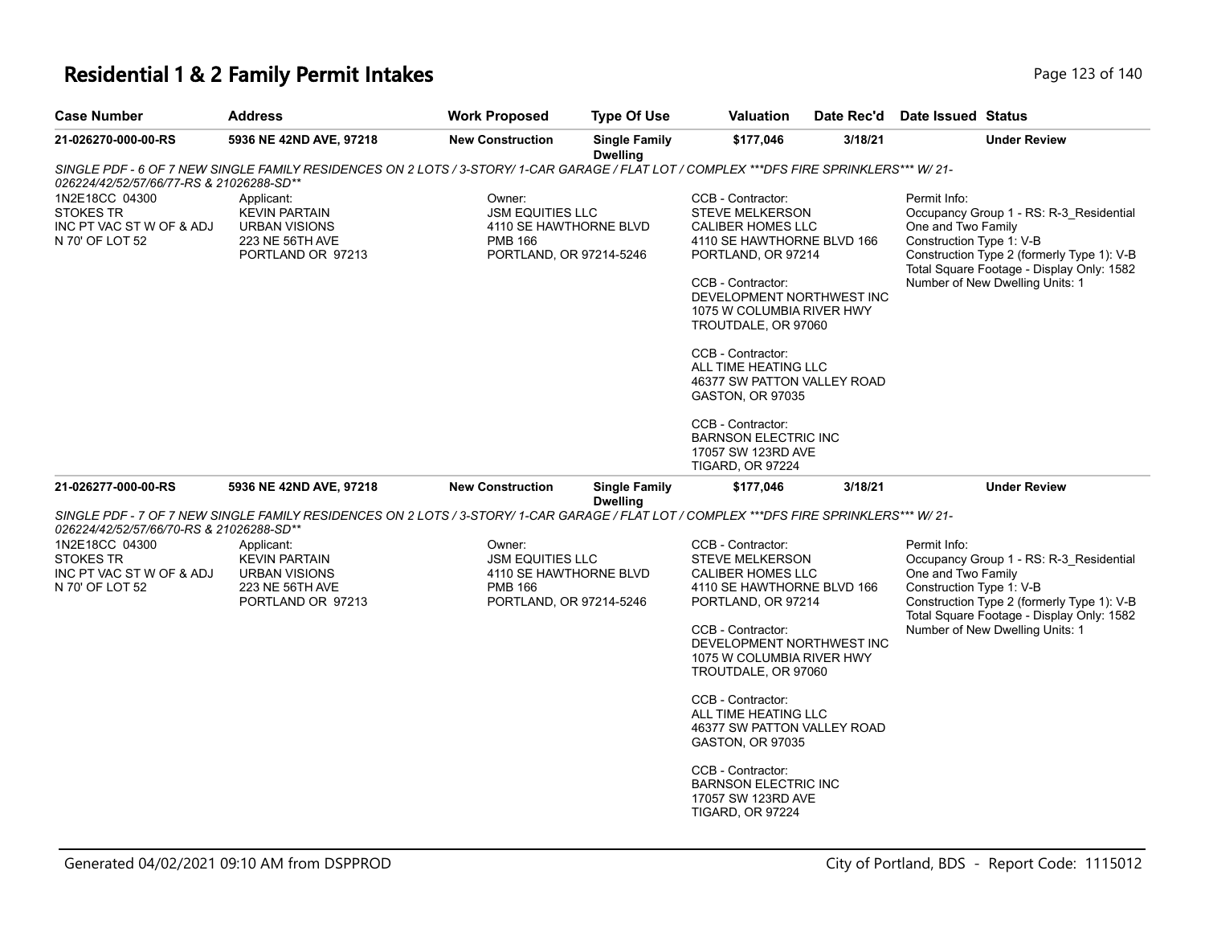# Residential 1 & 2 Family Permit Intakes

| Case Number | Address | Work Proposed | Type Of Use | Valuation | Date Rec'd | Date Issued | Status |
|---|---|---|---|---|---|---|---|
| 21-026270-000-00-RS | 5936 NE 42ND AVE, 97218 | New Construction | Single Family Dwelling | $177,046 | 3/18/21 | | Under Review |

*SINGLE PDF - 6 OF 7 NEW SINGLE FAMILY RESIDENCES ON 2 LOTS / 3-STORY/ 1-CAR GARAGE / FLAT LOT / COMPLEX ***DFS FIRE SPRINKLERS*** W/ 21-026224/42/52/57/66/77-RS & 21026288-SD***

1N2E18CC 04300
STOKES TR
INC PT VAC ST W OF & ADJ
N 70' OF LOT 52

Applicant:
KEVIN PARTAIN
URBAN VISIONS
223 NE 56TH AVE
PORTLAND OR 97213

Owner:
JSM EQUITIES LLC
4110 SE HAWTHORNE BLVD
PMB 166
PORTLAND, OR 97214-5246

CCB - Contractor:
STEVE MELKERSON
CALIBER HOMES LLC
4110 SE HAWTHORNE BLVD 166
PORTLAND, OR 97214

CCB - Contractor:
DEVELOPMENT NORTHWEST INC
1075 W COLUMBIA RIVER HWY
TROUTDALE, OR 97060

CCB - Contractor:
ALL TIME HEATING LLC
46377 SW PATTON VALLEY ROAD
GASTON, OR 97035

CCB - Contractor:
BARNSON ELECTRIC INC
17057 SW 123RD AVE
TIGARD, OR 97224

Permit Info:
Occupancy Group 1 - RS: R-3_Residential One and Two Family
Construction Type 1: V-B
Construction Type 2 (formerly Type 1): V-B
Total Square Footage - Display Only: 1582
Number of New Dwelling Units: 1

| Case Number | Address | Work Proposed | Type Of Use | Valuation | Date Rec'd | Date Issued | Status |
|---|---|---|---|---|---|---|---|
| 21-026277-000-00-RS | 5936 NE 42ND AVE, 97218 | New Construction | Single Family Dwelling | $177,046 | 3/18/21 | | Under Review |

*SINGLE PDF - 7 OF 7 NEW SINGLE FAMILY RESIDENCES ON 2 LOTS / 3-STORY/ 1-CAR GARAGE / FLAT LOT / COMPLEX ***DFS FIRE SPRINKLERS*** W/ 21-026224/42/52/57/66/70-RS & 21026288-SD***

1N2E18CC 04300
STOKES TR
INC PT VAC ST W OF & ADJ
N 70' OF LOT 52

Applicant:
KEVIN PARTAIN
URBAN VISIONS
223 NE 56TH AVE
PORTLAND OR 97213

Owner:
JSM EQUITIES LLC
4110 SE HAWTHORNE BLVD
PMB 166
PORTLAND, OR 97214-5246

CCB - Contractor:
STEVE MELKERSON
CALIBER HOMES LLC
4110 SE HAWTHORNE BLVD 166
PORTLAND, OR 97214

CCB - Contractor:
DEVELOPMENT NORTHWEST INC
1075 W COLUMBIA RIVER HWY
TROUTDALE, OR 97060

CCB - Contractor:
ALL TIME HEATING LLC
46377 SW PATTON VALLEY ROAD
GASTON, OR 97035

CCB - Contractor:
BARNSON ELECTRIC INC
17057 SW 123RD AVE
TIGARD, OR 97224

Permit Info:
Occupancy Group 1 - RS: R-3_Residential One and Two Family
Construction Type 1: V-B
Construction Type 2 (formerly Type 1): V-B
Total Square Footage - Display Only: 1582
Number of New Dwelling Units: 1

Generated 04/02/2021 09:10 AM from DSPPROD — City of Portland, BDS - Report Code: 1115012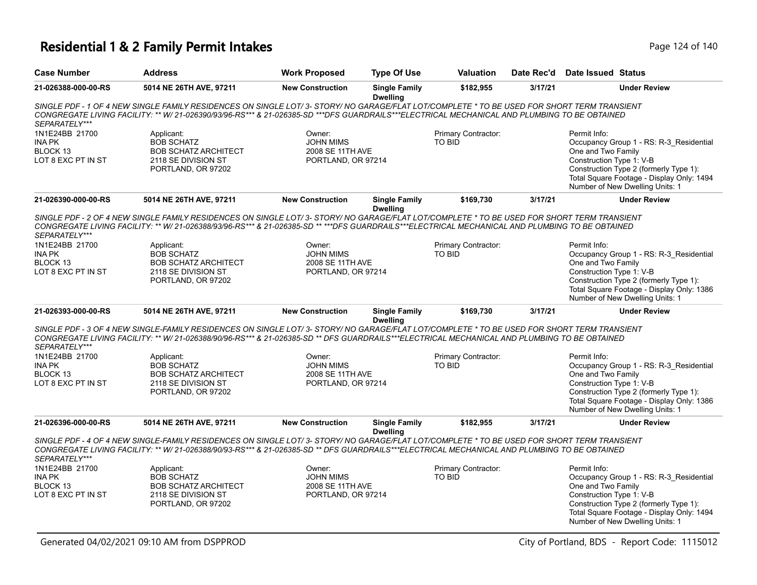# Residential 1 & 2 Family Permit Intakes

| Case Number | Address | Work Proposed | Type Of Use | Valuation | Date Rec'd | Date Issued | Status |
|---|---|---|---|---|---|---|---|
| 21-026388-000-00-RS | 5014 NE 26TH AVE, 97211 | New Construction | Single Family Dwelling | $182,955 | 3/17/21 | | Under Review |

*SINGLE PDF - 1 OF 4 NEW SINGLE FAMILY RESIDENCES ON SINGLE LOT/ 3- STORY/ NO GARAGE/FLAT LOT/COMPLETE * TO BE USED FOR SHORT TERM TRANSIENT CONGREGATE LIVING FACILITY: ** W/ 21-026390/93/96-RS*** & 21-026385-SD ***DFS GUARDRAILS***ELECTRICAL MECHANICAL AND PLUMBING TO BE OBTAINED SEPARATELY****

1N1E24BB 21700
INA PK
BLOCK 13
LOT 8 EXC PT IN ST

Applicant:
BOB SCHATZ
BOB SCHATZ ARCHITECT
2118 SE DIVISION ST
PORTLAND, OR 97202

Owner:
JOHN MIMS
2008 SE 11TH AVE
PORTLAND, OR 97214

Primary Contractor:
TO BID

Permit Info:
Occupancy Group 1 - RS: R-3_Residential One and Two Family
Construction Type 1: V-B
Construction Type 2 (formerly Type 1):
Total Square Footage - Display Only: 1494
Number of New Dwelling Units: 1

| Case Number | Address | Work Proposed | Type Of Use | Valuation | Date Rec'd | Date Issued | Status |
|---|---|---|---|---|---|---|---|
| 21-026390-000-00-RS | 5014 NE 26TH AVE, 97211 | New Construction | Single Family Dwelling | $169,730 | 3/17/21 | | Under Review |

*SINGLE PDF - 2 OF 4 NEW SINGLE FAMILY RESIDENCES ON SINGLE LOT/ 3- STORY/ NO GARAGE/FLAT LOT/COMPLETE * TO BE USED FOR SHORT TERM TRANSIENT CONGREGATE LIVING FACILITY: ** W/ 21-026388/93/96-RS*** & 21-026385-SD ** ***DFS GUARDRAILS***ELECTRICAL MECHANICAL AND PLUMBING TO BE OBTAINED SEPARATELY****

1N1E24BB 21700
INA PK
BLOCK 13
LOT 8 EXC PT IN ST

Applicant:
BOB SCHATZ
BOB SCHATZ ARCHITECT
2118 SE DIVISION ST
PORTLAND, OR 97202

Owner:
JOHN MIMS
2008 SE 11TH AVE
PORTLAND, OR 97214

Primary Contractor:
TO BID

Permit Info:
Occupancy Group 1 - RS: R-3_Residential One and Two Family
Construction Type 1: V-B
Construction Type 2 (formerly Type 1):
Total Square Footage - Display Only: 1386
Number of New Dwelling Units: 1

| Case Number | Address | Work Proposed | Type Of Use | Valuation | Date Rec'd | Date Issued | Status |
|---|---|---|---|---|---|---|---|
| 21-026393-000-00-RS | 5014 NE 26TH AVE, 97211 | New Construction | Single Family Dwelling | $169,730 | 3/17/21 | | Under Review |

*SINGLE PDF - 3 OF 4 NEW SINGLE-FAMILY RESIDENCES ON SINGLE LOT/ 3- STORY/ NO GARAGE/FLAT LOT/COMPLETE * TO BE USED FOR SHORT TERM TRANSIENT CONGREGATE LIVING FACILITY: ** W/ 21-026388/90/96-RS*** & 21-026385-SD ** DFS GUARDRAILS***ELECTRICAL MECHANICAL AND PLUMBING TO BE OBTAINED SEPARATELY****

1N1E24BB 21700
INA PK
BLOCK 13
LOT 8 EXC PT IN ST

Applicant:
BOB SCHATZ
BOB SCHATZ ARCHITECT
2118 SE DIVISION ST
PORTLAND, OR 97202

Owner:
JOHN MIMS
2008 SE 11TH AVE
PORTLAND, OR 97214

Primary Contractor:
TO BID

Permit Info:
Occupancy Group 1 - RS: R-3_Residential One and Two Family
Construction Type 1: V-B
Construction Type 2 (formerly Type 1):
Total Square Footage - Display Only: 1386
Number of New Dwelling Units: 1

| Case Number | Address | Work Proposed | Type Of Use | Valuation | Date Rec'd | Date Issued | Status |
|---|---|---|---|---|---|---|---|
| 21-026396-000-00-RS | 5014 NE 26TH AVE, 97211 | New Construction | Single Family Dwelling | $182,955 | 3/17/21 | | Under Review |

*SINGLE PDF - 4 OF 4 NEW SINGLE-FAMILY RESIDENCES ON SINGLE LOT/ 3- STORY/ NO GARAGE/FLAT LOT/COMPLETE * TO BE USED FOR SHORT TERM TRANSIENT CONGREGATE LIVING FACILITY: ** W/ 21-026388/90/93-RS*** & 21-026385-SD ** DFS GUARDRAILS***ELECTRICAL MECHANICAL AND PLUMBING TO BE OBTAINED SEPARATELY****

1N1E24BB 21700
INA PK
BLOCK 13
LOT 8 EXC PT IN ST

Applicant:
BOB SCHATZ
BOB SCHATZ ARCHITECT
2118 SE DIVISION ST
PORTLAND, OR 97202

Owner:
JOHN MIMS
2008 SE 11TH AVE
PORTLAND, OR 97214

Primary Contractor:
TO BID

Permit Info:
Occupancy Group 1 - RS: R-3_Residential One and Two Family
Construction Type 1: V-B
Construction Type 2 (formerly Type 1):
Total Square Footage - Display Only: 1494
Number of New Dwelling Units: 1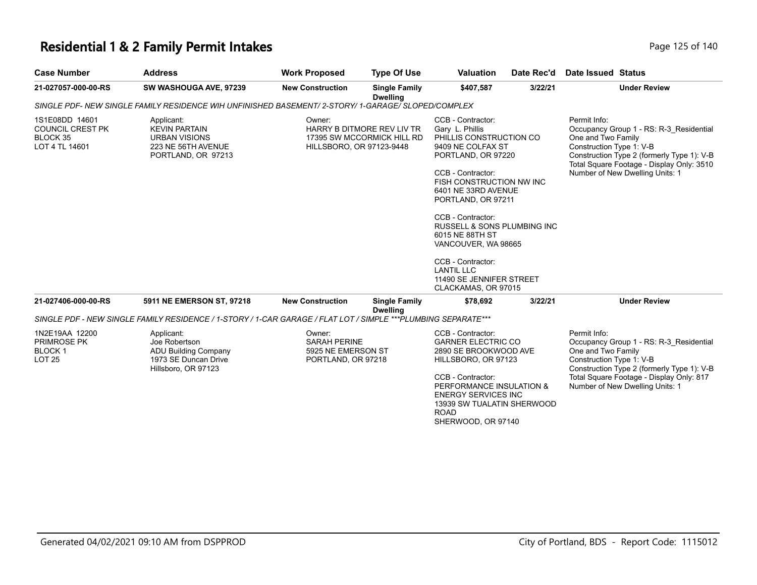# Residential 1 & 2 Family Permit Intakes

| Case Number | Address | Work Proposed | Type Of Use | Valuation | Date Rec'd | Date Issued | Status |
|---|---|---|---|---|---|---|---|
| 21-027057-000-00-RS | SW WASHOUGA AVE, 97239 | New Construction | Single Family Dwelling | $407,587 | 3/22/21 | | Under Review |

*SINGLE PDF- NEW SINGLE FAMILY RESIDENCE WIH UNFINISHED BASEMENT/ 2-STORY/ 1-GARAGE/ SLOPED/COMPLEX*

1S1E08DD 14601
COUNCIL CREST PK
BLOCK 35
LOT 4 TL 14601

Applicant:
KEVIN PARTAIN
URBAN VISIONS
223 NE 56TH AVENUE
PORTLAND, OR 97213

Owner:
HARRY B DITMORE REV LIV TR
17395 SW MCCORMICK HILL RD
HILLSBORO, OR 97123-9448

CCB - Contractor:
Gary L. Phillis
PHILLIS CONSTRUCTION CO
9409 NE COLFAX ST
PORTLAND, OR 97220

CCB - Contractor:
FISH CONSTRUCTION NW INC
6401 NE 33RD AVENUE
PORTLAND, OR 97211

CCB - Contractor:
RUSSELL & SONS PLUMBING INC
6015 NE 88TH ST
VANCOUVER, WA 98665

CCB - Contractor:
LANTIL LLC
11490 SE JENNIFER STREET
CLACKAMAS, OR 97015

Permit Info:
Occupancy Group 1 - RS: R-3_Residential One and Two Family
Construction Type 1: V-B
Construction Type 2 (formerly Type 1): V-B
Total Square Footage - Display Only: 3510
Number of New Dwelling Units: 1

| Case Number | Address | Work Proposed | Type Of Use | Valuation | Date Rec'd | Date Issued | Status |
|---|---|---|---|---|---|---|---|
| 21-027406-000-00-RS | 5911 NE EMERSON ST, 97218 | New Construction | Single Family Dwelling | $78,692 | 3/22/21 | | Under Review |

*SINGLE PDF - NEW SINGLE FAMILY RESIDENCE / 1-STORY / 1-CAR GARAGE / FLAT LOT / SIMPLE \*\*\*PLUMBING SEPARATE\*\*\**

1N2E19AA 12200
PRIMROSE PK
BLOCK 1
LOT 25

Applicant:
Joe Robertson
ADU Building Company
1973 SE Duncan Drive
Hillsboro, OR 97123

Owner:
SARAH PERINE
5925 NE EMERSON ST
PORTLAND, OR 97218

CCB - Contractor:
GARNER ELECTRIC CO
2890 SE BROOKWOOD AVE
HILLSBORO, OR 97123

CCB - Contractor:
PERFORMANCE INSULATION & ENERGY SERVICES INC
13939 SW TUALATIN SHERWOOD ROAD
SHERWOOD, OR 97140

Permit Info:
Occupancy Group 1 - RS: R-3_Residential One and Two Family
Construction Type 1: V-B
Construction Type 2 (formerly Type 1): V-B
Total Square Footage - Display Only: 817
Number of New Dwelling Units: 1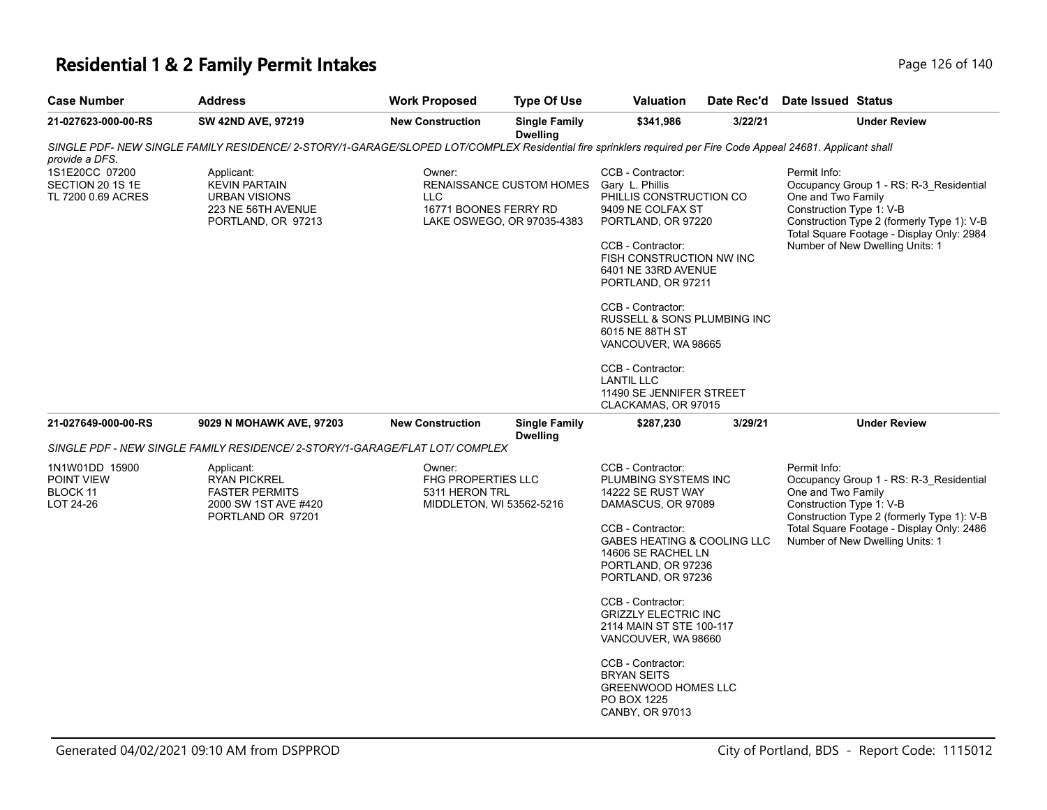# Residential 1 & 2 Family Permit Intakes

| Case Number | Address | Work Proposed | Type Of Use | Valuation | Date Rec'd | Date Issued | Status |
|---|---|---|---|---|---|---|---|
| 21-027623-000-00-RS | SW 42ND AVE, 97219 | New Construction | Single Family Dwelling | $341,986 | 3/22/21 | | Under Review |

*SINGLE PDF- NEW SINGLE FAMILY RESIDENCE/ 2-STORY/1-GARAGE/SLOPED LOT/COMPLEX Residential fire sprinklers required per Fire Code Appeal 24681. Applicant shall provide a DFS.*

1S1E20CC 07200
SECTION 20 1S 1E
TL 7200 0.69 ACRES

Applicant:
KEVIN PARTAIN
URBAN VISIONS
223 NE 56TH AVENUE
PORTLAND, OR 97213

Owner:
RENAISSANCE CUSTOM HOMES LLC
16771 BOONES FERRY RD
LAKE OSWEGO, OR 97035-4383

CCB - Contractor:
Gary L. Phillis
PHILLIS CONSTRUCTION CO
9409 NE COLFAX ST
PORTLAND, OR 97220

CCB - Contractor:
FISH CONSTRUCTION NW INC
6401 NE 33RD AVENUE
PORTLAND, OR 97211

CCB - Contractor:
RUSSELL & SONS PLUMBING INC
6015 NE 88TH ST
VANCOUVER, WA 98665

CCB - Contractor:
LANTIL LLC
11490 SE JENNIFER STREET
CLACKAMAS, OR 97015

Permit Info:
Occupancy Group 1 - RS: R-3_Residential One and Two Family
Construction Type 1: V-B
Construction Type 2 (formerly Type 1): V-B
Total Square Footage - Display Only: 2984
Number of New Dwelling Units: 1

| Case Number | Address | Work Proposed | Type Of Use | Valuation | Date Rec'd | Date Issued | Status |
|---|---|---|---|---|---|---|---|
| 21-027649-000-00-RS | 9029 N MOHAWK AVE, 97203 | New Construction | Single Family Dwelling | $287,230 | 3/29/21 | | Under Review |

*SINGLE PDF - NEW SINGLE FAMILY RESIDENCE/ 2-STORY/1-GARAGE/FLAT LOT/ COMPLEX*

1N1W01DD 15900
POINT VIEW
BLOCK 11
LOT 24-26

Applicant:
RYAN PICKREL
FASTER PERMITS
2000 SW 1ST AVE #420
PORTLAND OR 97201

Owner:
FHG PROPERTIES LLC
5311 HERON TRL
MIDDLETON, WI 53562-5216

CCB - Contractor:
PLUMBING SYSTEMS INC
14222 SE RUST WAY
DAMASCUS, OR 97089

CCB - Contractor:
GABES HEATING & COOLING LLC
14606 SE RACHEL LN
PORTLAND, OR 97236
PORTLAND, OR 97236

CCB - Contractor:
GRIZZLY ELECTRIC INC
2114 MAIN ST STE 100-117
VANCOUVER, WA 98660

CCB - Contractor:
BRYAN SEITS
GREENWOOD HOMES LLC
PO BOX 1225
CANBY, OR 97013

Permit Info:
Occupancy Group 1 - RS: R-3_Residential One and Two Family
Construction Type 1: V-B
Construction Type 2 (formerly Type 1): V-B
Total Square Footage - Display Only: 2486
Number of New Dwelling Units: 1

Generated 04/02/2021 09:10 AM from DSPPROD — City of Portland, BDS - Report Code: 1115012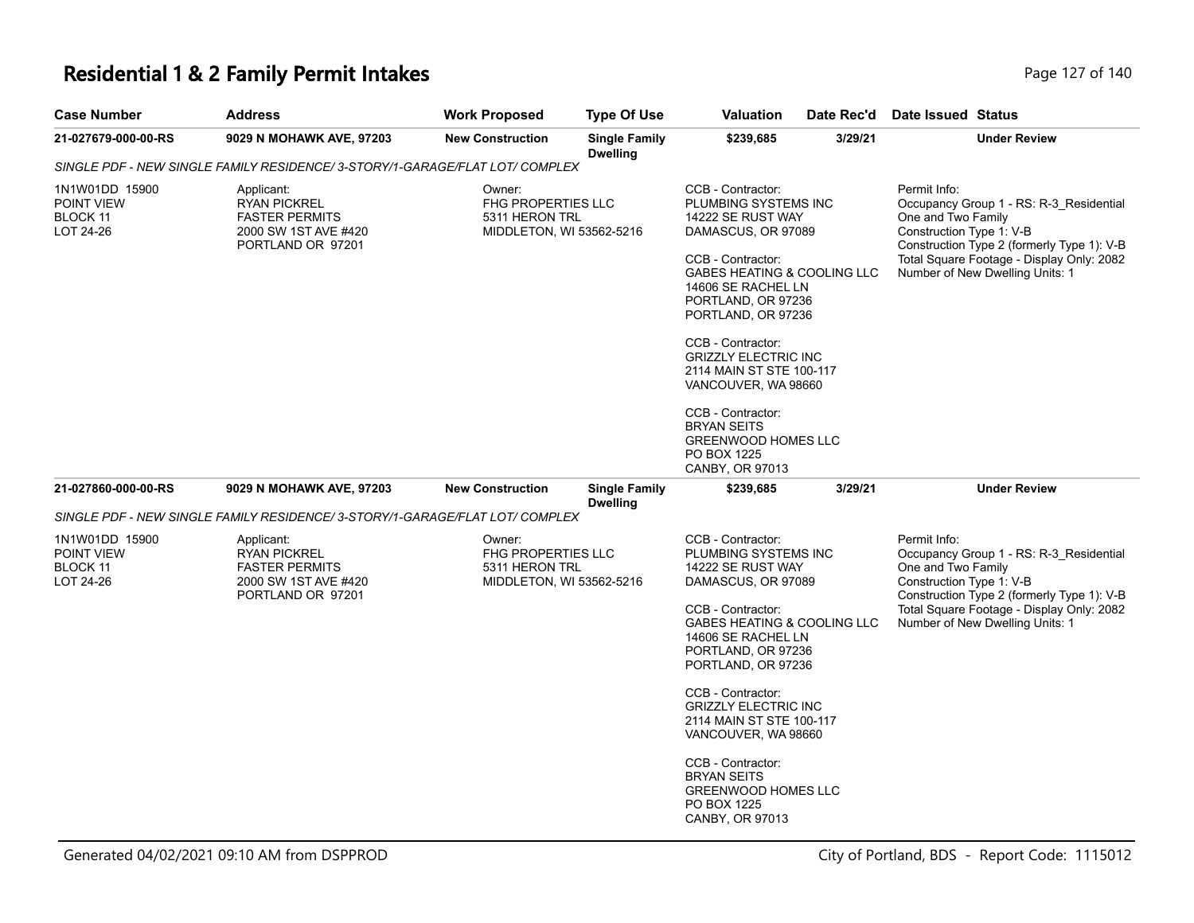# Residential 1 & 2 Family Permit Intakes

| Case Number | Address | Work Proposed | Type Of Use | Valuation | Date Rec'd | Date Issued | Status |
|---|---|---|---|---|---|---|---|
| 21-027679-000-00-RS | 9029 N MOHAWK AVE, 97203 | New Construction | Single Family Dwelling | $239,685 | 3/29/21 | | Under Review |

*SINGLE PDF - NEW SINGLE FAMILY RESIDENCE/ 3-STORY/1-GARAGE/FLAT LOT/ COMPLEX*

1N1W01DD 15900
POINT VIEW
BLOCK 11
LOT 24-26

Applicant:
RYAN PICKREL
FASTER PERMITS
2000 SW 1ST AVE #420
PORTLAND OR 97201

Owner:
FHG PROPERTIES LLC
5311 HERON TRL
MIDDLETON, WI 53562-5216

CCB - Contractor:
PLUMBING SYSTEMS INC
14222 SE RUST WAY
DAMASCUS, OR 97089

CCB - Contractor:
GABES HEATING & COOLING LLC
14606 SE RACHEL LN
PORTLAND, OR 97236
PORTLAND, OR 97236

CCB - Contractor:
GRIZZLY ELECTRIC INC
2114 MAIN ST STE 100-117
VANCOUVER, WA 98660

CCB - Contractor:
BRYAN SEITS
GREENWOOD HOMES LLC
PO BOX 1225
CANBY, OR 97013

Permit Info:
Occupancy Group 1 - RS: R-3_Residential One and Two Family
Construction Type 1: V-B
Construction Type 2 (formerly Type 1): V-B
Total Square Footage - Display Only: 2082
Number of New Dwelling Units: 1

| Case Number | Address | Work Proposed | Type Of Use | Valuation | Date Rec'd | Date Issued | Status |
|---|---|---|---|---|---|---|---|
| 21-027860-000-00-RS | 9029 N MOHAWK AVE, 97203 | New Construction | Single Family Dwelling | $239,685 | 3/29/21 | | Under Review |

*SINGLE PDF - NEW SINGLE FAMILY RESIDENCE/ 3-STORY/1-GARAGE/FLAT LOT/ COMPLEX*

1N1W01DD 15900
POINT VIEW
BLOCK 11
LOT 24-26

Applicant:
RYAN PICKREL
FASTER PERMITS
2000 SW 1ST AVE #420
PORTLAND OR 97201

Owner:
FHG PROPERTIES LLC
5311 HERON TRL
MIDDLETON, WI 53562-5216

CCB - Contractor:
PLUMBING SYSTEMS INC
14222 SE RUST WAY
DAMASCUS, OR 97089

CCB - Contractor:
GABES HEATING & COOLING LLC
14606 SE RACHEL LN
PORTLAND, OR 97236
PORTLAND, OR 97236

CCB - Contractor:
GRIZZLY ELECTRIC INC
2114 MAIN ST STE 100-117
VANCOUVER, WA 98660

CCB - Contractor:
BRYAN SEITS
GREENWOOD HOMES LLC
PO BOX 1225
CANBY, OR 97013

Permit Info:
Occupancy Group 1 - RS: R-3_Residential One and Two Family
Construction Type 1: V-B
Construction Type 2 (formerly Type 1): V-B
Total Square Footage - Display Only: 2082
Number of New Dwelling Units: 1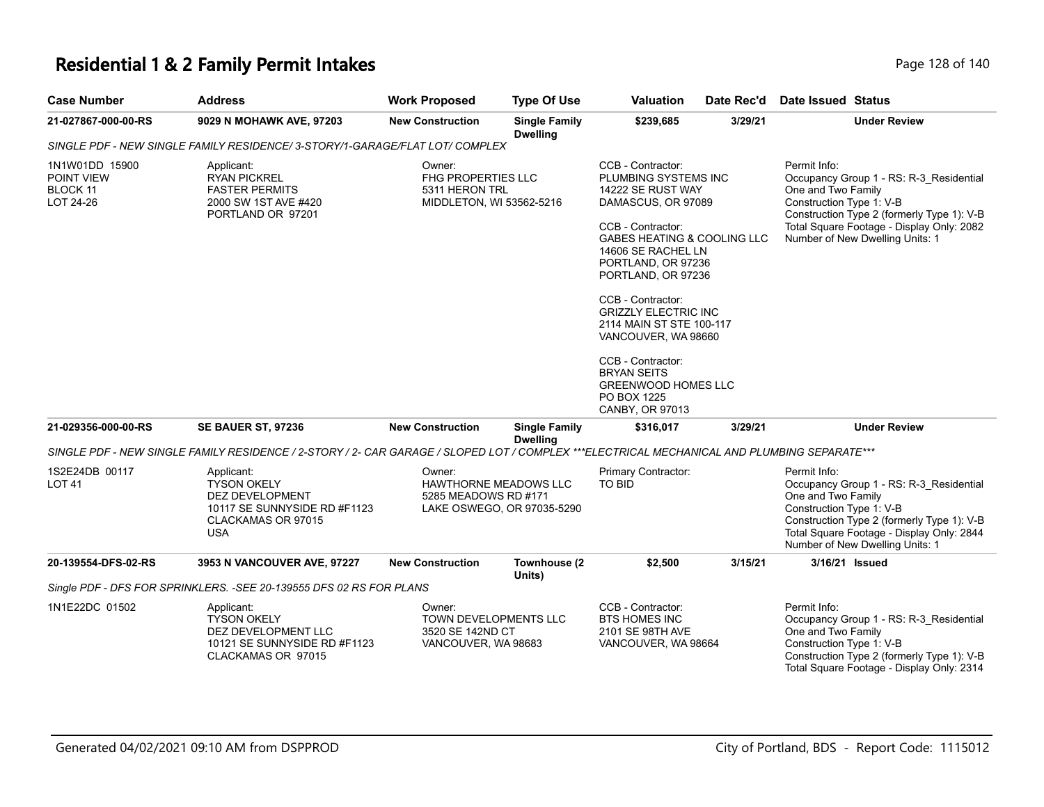# Residential 1 & 2 Family Permit Intakes

| Case Number | Address | Work Proposed | Type Of Use | Valuation | Date Rec'd | Date Issued | Status |
|---|---|---|---|---|---|---|---|
| 21-027867-000-00-RS | 9029 N MOHAWK AVE, 97203 | New Construction | Single Family Dwelling | $239,685 | 3/29/21 | | Under Review |

*SINGLE PDF - NEW SINGLE FAMILY RESIDENCE/ 3-STORY/1-GARAGE/FLAT LOT/ COMPLEX*

1N1W01DD 15900
POINT VIEW
BLOCK 11
LOT 24-26

Applicant:
RYAN PICKREL
FASTER PERMITS
2000 SW 1ST AVE #420
PORTLAND OR 97201

Owner:
FHG PROPERTIES LLC
5311 HERON TRL
MIDDLETON, WI 53562-5216

CCB - Contractor:
PLUMBING SYSTEMS INC
14222 SE RUST WAY
DAMASCUS, OR 97089

CCB - Contractor:
GABES HEATING & COOLING LLC
14606 SE RACHEL LN
PORTLAND, OR 97236
PORTLAND, OR 97236

CCB - Contractor:
GRIZZLY ELECTRIC INC
2114 MAIN ST STE 100-117
VANCOUVER, WA 98660

CCB - Contractor:
BRYAN SEITS
GREENWOOD HOMES LLC
PO BOX 1225
CANBY, OR 97013

Permit Info:
Occupancy Group 1 - RS: R-3_Residential One and Two Family
Construction Type 1: V-B
Construction Type 2 (formerly Type 1): V-B
Total Square Footage - Display Only: 2082
Number of New Dwelling Units: 1

| Case Number | Address | Work Proposed | Type Of Use | Valuation | Date Rec'd | Date Issued | Status |
|---|---|---|---|---|---|---|---|
| 21-029356-000-00-RS | SE BAUER ST, 97236 | New Construction | Single Family Dwelling | $316,017 | 3/29/21 | | Under Review |

*SINGLE PDF - NEW SINGLE FAMILY RESIDENCE / 2-STORY / 2- CAR GARAGE / SLOPED LOT / COMPLEX ***ELECTRICAL MECHANICAL AND PLUMBING SEPARATE****

1S2E24DB 00117
LOT 41

Applicant:
TYSON OKELY
DEZ DEVELOPMENT
10117 SE SUNNYSIDE RD #F1123
CLACKAMAS OR 97015
USA

Owner:
HAWTHORNE MEADOWS LLC
5285 MEADOWS RD #171
LAKE OSWEGO, OR 97035-5290

Primary Contractor:
TO BID

Permit Info:
Occupancy Group 1 - RS: R-3_Residential One and Two Family
Construction Type 1: V-B
Construction Type 2 (formerly Type 1): V-B
Total Square Footage - Display Only: 2844
Number of New Dwelling Units: 1

| Case Number | Address | Work Proposed | Type Of Use | Valuation | Date Rec'd | Date Issued | Status |
|---|---|---|---|---|---|---|---|
| 20-139554-DFS-02-RS | 3953 N VANCOUVER AVE, 97227 | New Construction | Townhouse (2 Units) | $2,500 | 3/15/21 | 3/16/21 | Issued |

*Single PDF - DFS FOR SPRINKLERS. -SEE 20-139555 DFS 02 RS FOR PLANS*

1N1E22DC 01502

Applicant:
TYSON OKELY
DEZ DEVELOPMENT LLC
10121 SE SUNNYSIDE RD #F1123
CLACKAMAS OR 97015

Owner:
TOWN DEVELOPMENTS LLC
3520 SE 142ND CT
VANCOUVER, WA 98683

CCB - Contractor:
BTS HOMES INC
2101 SE 98TH AVE
VANCOUVER, WA 98664

Permit Info:
Occupancy Group 1 - RS: R-3_Residential One and Two Family
Construction Type 1: V-B
Construction Type 2 (formerly Type 1): V-B
Total Square Footage - Display Only: 2314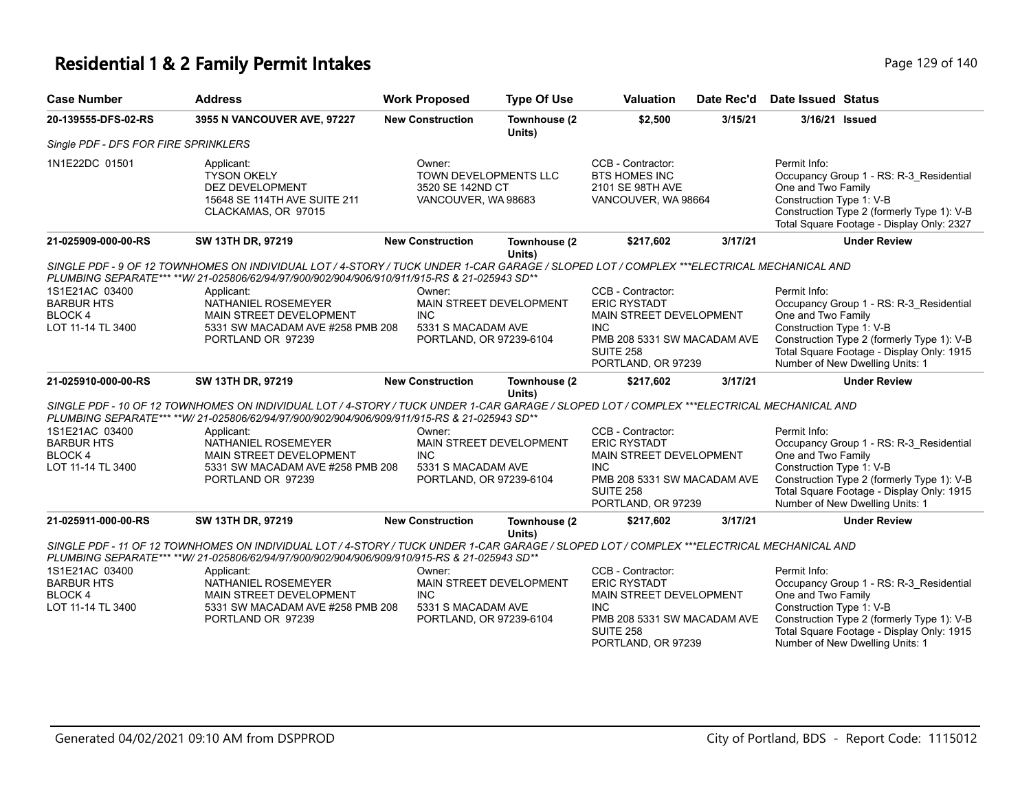# Residential 1 & 2 Family Permit Intakes

| Case Number | Address | Work Proposed | Type Of Use | Valuation | Date Rec'd | Date Issued | Status |
|---|---|---|---|---|---|---|---|
| 20-139555-DFS-02-RS | 3955 N VANCOUVER AVE, 97227 | New Construction | Townhouse (2 Units) | $2,500 | 3/15/21 | 3/16/21 | Issued |

*Single PDF - DFS FOR FIRE SPRINKLERS*

| | Applicant | Owner | CCB - Contractor | Permit Info |
|---|---|---|---|---|
| 1N1E22DC 01501 | TYSON OKELY<br>DEZ DEVELOPMENT<br>15648 SE 114TH AVE SUITE 211<br>CLACKAMAS, OR 97015 | TOWN DEVELOPMENTS LLC<br>3520 SE 142ND CT<br>VANCOUVER, WA 98683 | BTS HOMES INC<br>2101 SE 98TH AVE<br>VANCOUVER, WA 98664 | Occupancy Group 1 - RS: R-3_Residential One and Two Family<br>Construction Type 1: V-B<br>Construction Type 2 (formerly Type 1): V-B<br>Total Square Footage - Display Only: 2327 |

| Case Number | Address | Work Proposed | Type Of Use | Valuation | Date Rec'd | Date Issued | Status |
|---|---|---|---|---|---|---|---|
| 21-025909-000-00-RS | SW 13TH DR, 97219 | New Construction | Townhouse (2 Units) | $217,602 | 3/17/21 | | Under Review |

*SINGLE PDF - 9 OF 12 TOWNHOMES ON INDIVIDUAL LOT / 4-STORY / TUCK UNDER 1-CAR GARAGE / SLOPED LOT / COMPLEX ***ELECTRICAL MECHANICAL AND PLUMBING SEPARATE*** **W/ 21-025806/62/94/97/900/902/904/906/910/911/915-RS & 21-025943 SD***

| | Applicant | Owner | CCB - Contractor | Permit Info |
|---|---|---|---|---|
| 1S1E21AC 03400<br>BARBUR HTS<br>BLOCK 4<br>LOT 11-14 TL 3400 | NATHANIEL ROSEMEYER<br>MAIN STREET DEVELOPMENT<br>5331 SW MACADAM AVE #258 PMB 208<br>PORTLAND OR 97239 | MAIN STREET DEVELOPMENT INC<br>5331 S MACADAM AVE<br>PORTLAND, OR 97239-6104 | ERIC RYSTADT<br>MAIN STREET DEVELOPMENT INC<br>PMB 208 5331 SW MACADAM AVE SUITE 258<br>PORTLAND, OR 97239 | Occupancy Group 1 - RS: R-3_Residential One and Two Family<br>Construction Type 1: V-B<br>Construction Type 2 (formerly Type 1): V-B<br>Total Square Footage - Display Only: 1915<br>Number of New Dwelling Units: 1 |

| Case Number | Address | Work Proposed | Type Of Use | Valuation | Date Rec'd | Date Issued | Status |
|---|---|---|---|---|---|---|---|
| 21-025910-000-00-RS | SW 13TH DR, 97219 | New Construction | Townhouse (2 Units) | $217,602 | 3/17/21 | | Under Review |

*SINGLE PDF - 10 OF 12 TOWNHOMES ON INDIVIDUAL LOT / 4-STORY / TUCK UNDER 1-CAR GARAGE / SLOPED LOT / COMPLEX ***ELECTRICAL MECHANICAL AND PLUMBING SEPARATE*** **W/ 21-025806/62/94/97/900/902/904/906/909/911/915-RS & 21-025943 SD***

| | Applicant | Owner | CCB - Contractor | Permit Info |
|---|---|---|---|---|
| 1S1E21AC 03400<br>BARBUR HTS<br>BLOCK 4<br>LOT 11-14 TL 3400 | NATHANIEL ROSEMEYER<br>MAIN STREET DEVELOPMENT<br>5331 SW MACADAM AVE #258 PMB 208<br>PORTLAND OR 97239 | MAIN STREET DEVELOPMENT INC<br>5331 S MACADAM AVE<br>PORTLAND, OR 97239-6104 | ERIC RYSTADT<br>MAIN STREET DEVELOPMENT INC<br>PMB 208 5331 SW MACADAM AVE SUITE 258<br>PORTLAND, OR 97239 | Occupancy Group 1 - RS: R-3_Residential One and Two Family<br>Construction Type 1: V-B<br>Construction Type 2 (formerly Type 1): V-B<br>Total Square Footage - Display Only: 1915<br>Number of New Dwelling Units: 1 |

| Case Number | Address | Work Proposed | Type Of Use | Valuation | Date Rec'd | Date Issued | Status |
|---|---|---|---|---|---|---|---|
| 21-025911-000-00-RS | SW 13TH DR, 97219 | New Construction | Townhouse (2 Units) | $217,602 | 3/17/21 | | Under Review |

*SINGLE PDF - 11 OF 12 TOWNHOMES ON INDIVIDUAL LOT / 4-STORY / TUCK UNDER 1-CAR GARAGE / SLOPED LOT / COMPLEX ***ELECTRICAL MECHANICAL AND PLUMBING SEPARATE*** **W/ 21-025806/62/94/97/900/902/904/906/909/910/915-RS & 21-025943 SD***

| | Applicant | Owner | CCB - Contractor | Permit Info |
|---|---|---|---|---|
| 1S1E21AC 03400<br>BARBUR HTS<br>BLOCK 4<br>LOT 11-14 TL 3400 | NATHANIEL ROSEMEYER<br>MAIN STREET DEVELOPMENT<br>5331 SW MACADAM AVE #258 PMB 208<br>PORTLAND OR 97239 | MAIN STREET DEVELOPMENT INC<br>5331 S MACADAM AVE<br>PORTLAND, OR 97239-6104 | ERIC RYSTADT<br>MAIN STREET DEVELOPMENT INC<br>PMB 208 5331 SW MACADAM AVE SUITE 258<br>PORTLAND, OR 97239 | Occupancy Group 1 - RS: R-3_Residential One and Two Family<br>Construction Type 1: V-B<br>Construction Type 2 (formerly Type 1): V-B<br>Total Square Footage - Display Only: 1915<br>Number of New Dwelling Units: 1 |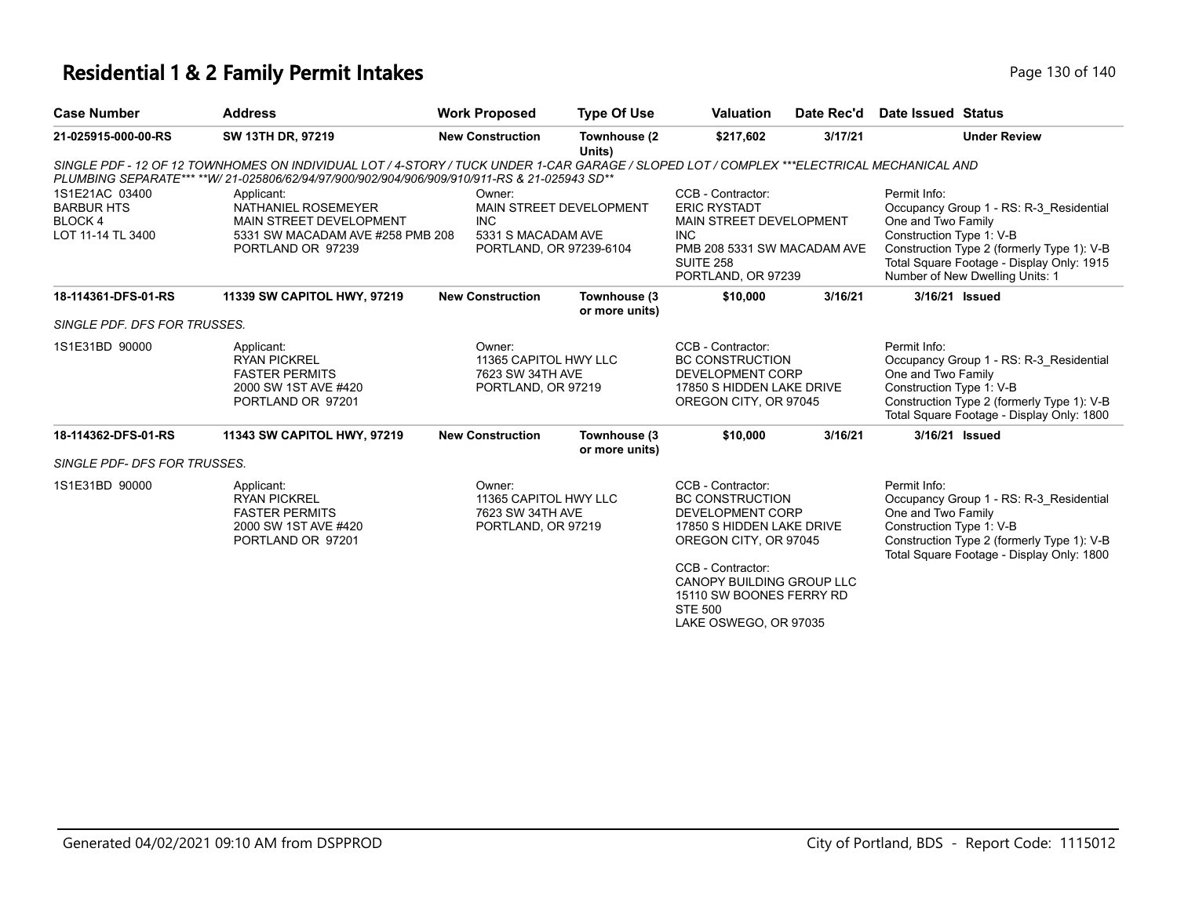# Residential 1 & 2 Family Permit Intakes

| Case Number | Address | Work Proposed | Type Of Use | Valuation | Date Rec'd | Date Issued | Status |
|---|---|---|---|---|---|---|---|
| 21-025915-000-00-RS | SW 13TH DR, 97219 | New Construction | Townhouse (2 Units) | $217,602 | 3/17/21 | | Under Review |

*SINGLE PDF - 12 OF 12 TOWNHOMES ON INDIVIDUAL LOT / 4-STORY / TUCK UNDER 1-CAR GARAGE / SLOPED LOT / COMPLEX ***ELECTRICAL MECHANICAL AND PLUMBING SEPARATE*** **W/ 21-025806/62/94/97/900/902/904/906/909/910/911-RS & 21-025943 SD***

1S1E21AC 03400
BARBUR HTS
BLOCK 4
LOT 11-14 TL 3400

Applicant:
NATHANIEL ROSEMEYER
MAIN STREET DEVELOPMENT
5331 SW MACADAM AVE #258 PMB 208
PORTLAND OR 97239

Owner:
MAIN STREET DEVELOPMENT INC
5331 S MACADAM AVE
PORTLAND, OR 97239-6104

CCB - Contractor:
ERIC RYSTADT
MAIN STREET DEVELOPMENT INC
PMB 208 5331 SW MACADAM AVE SUITE 258
PORTLAND, OR 97239

Permit Info:
Occupancy Group 1 - RS: R-3_Residential One and Two Family
Construction Type 1: V-B
Construction Type 2 (formerly Type 1): V-B
Total Square Footage - Display Only: 1915
Number of New Dwelling Units: 1

| Case Number | Address | Work Proposed | Type Of Use | Valuation | Date Rec'd | Date Issued | Status |
|---|---|---|---|---|---|---|---|
| 18-114361-DFS-01-RS | 11339 SW CAPITOL HWY, 97219 | New Construction | Townhouse (3 or more units) | $10,000 | 3/16/21 | 3/16/21 | Issued |

*SINGLE PDF. DFS FOR TRUSSES.*

1S1E31BD 90000

Applicant:
RYAN PICKREL
FASTER PERMITS
2000 SW 1ST AVE #420
PORTLAND OR 97201

Owner:
11365 CAPITOL HWY LLC
7623 SW 34TH AVE
PORTLAND, OR 97219

CCB - Contractor:
BC CONSTRUCTION DEVELOPMENT CORP
17850 S HIDDEN LAKE DRIVE
OREGON CITY, OR 97045

Permit Info:
Occupancy Group 1 - RS: R-3_Residential One and Two Family
Construction Type 1: V-B
Construction Type 2 (formerly Type 1): V-B
Total Square Footage - Display Only: 1800

| Case Number | Address | Work Proposed | Type Of Use | Valuation | Date Rec'd | Date Issued | Status |
|---|---|---|---|---|---|---|---|
| 18-114362-DFS-01-RS | 11343 SW CAPITOL HWY, 97219 | New Construction | Townhouse (3 or more units) | $10,000 | 3/16/21 | 3/16/21 | Issued |

*SINGLE PDF- DFS FOR TRUSSES.*

1S1E31BD 90000

Applicant:
RYAN PICKREL
FASTER PERMITS
2000 SW 1ST AVE #420
PORTLAND OR 97201

Owner:
11365 CAPITOL HWY LLC
7623 SW 34TH AVE
PORTLAND, OR 97219

CCB - Contractor:
BC CONSTRUCTION DEVELOPMENT CORP
17850 S HIDDEN LAKE DRIVE
OREGON CITY, OR 97045

CCB - Contractor:
CANOPY BUILDING GROUP LLC
15110 SW BOONES FERRY RD STE 500
LAKE OSWEGO, OR 97035

Permit Info:
Occupancy Group 1 - RS: R-3_Residential One and Two Family
Construction Type 1: V-B
Construction Type 2 (formerly Type 1): V-B
Total Square Footage - Display Only: 1800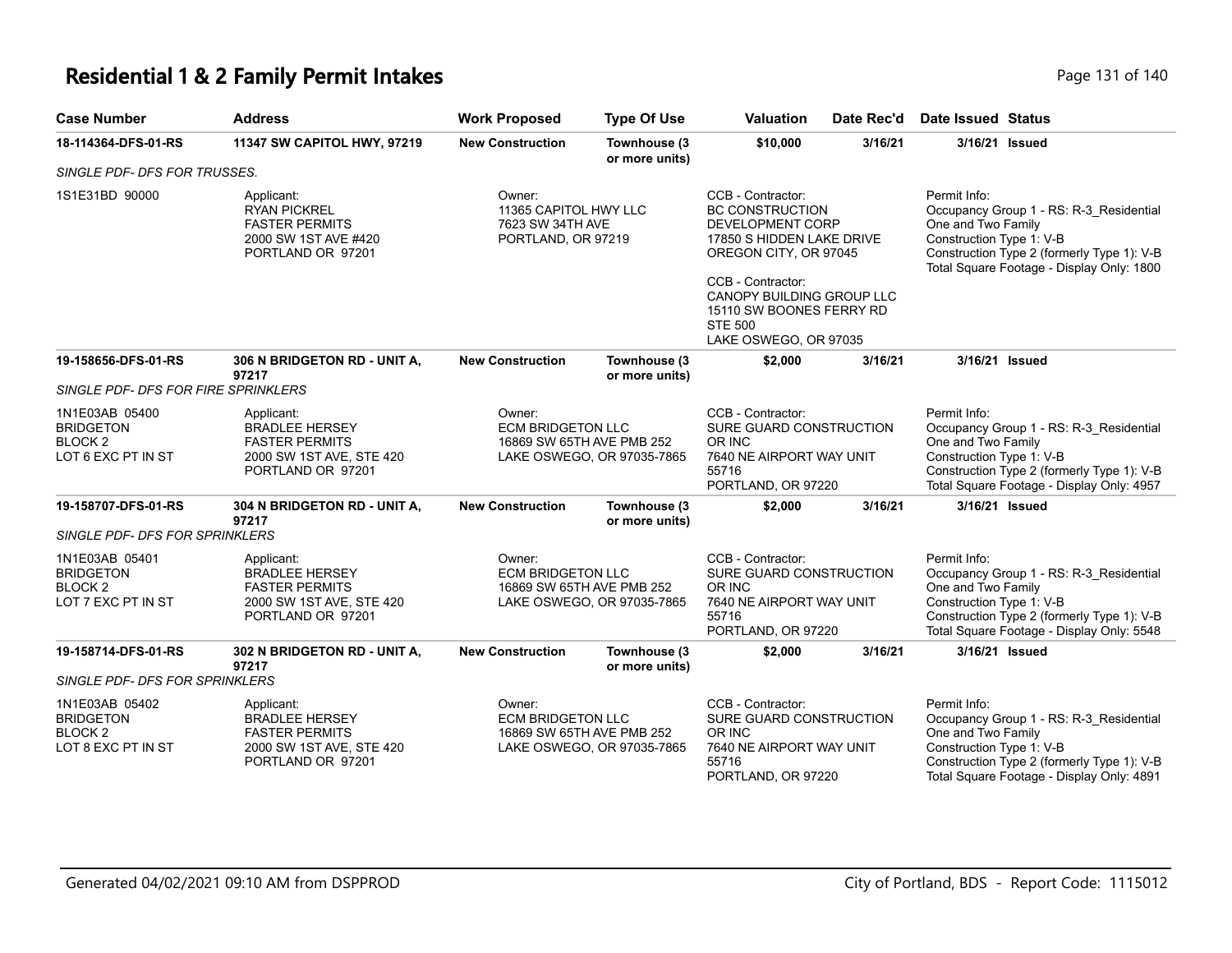## Residential 1 & 2 Family Permit Intakes

| Case Number | Address | Work Proposed | Type Of Use | Valuation | Date Rec'd | Date Issued | Status |
|---|---|---|---|---|---|---|---|
| **18-114364-DFS-01-RS** | **11347 SW CAPITOL HWY, 97219** | **New Construction** | **Townhouse (3 or more units)** | **$10,000** | **3/16/21** | **3/16/21** | **Issued** |

*SINGLE PDF- DFS FOR TRUSSES.*

| | | | | |
|---|---|---|---|---|
| 1S1E31BD 90000 | Applicant:<br>RYAN PICKREL<br>FASTER PERMITS<br>2000 SW 1ST AVE #420<br>PORTLAND OR 97201 | Owner:<br>11365 CAPITOL HWY LLC<br>7623 SW 34TH AVE<br>PORTLAND, OR 97219 | CCB - Contractor:<br>BC CONSTRUCTION DEVELOPMENT CORP<br>17850 S HIDDEN LAKE DRIVE<br>OREGON CITY, OR 97045<br><br>CCB - Contractor:<br>CANOPY BUILDING GROUP LLC<br>15110 SW BOONES FERRY RD STE 500<br>LAKE OSWEGO, OR 97035 | Permit Info:<br>Occupancy Group 1 - RS: R-3_Residential One and Two Family<br>Construction Type 1: V-B<br>Construction Type 2 (formerly Type 1): V-B<br>Total Square Footage - Display Only: 1800 |

| Case Number | Address | Work Proposed | Type Of Use | Valuation | Date Rec'd | Date Issued | Status |
|---|---|---|---|---|---|---|---|
| **19-158656-DFS-01-RS** | **306 N BRIDGETON RD - UNIT A, 97217** | **New Construction** | **Townhouse (3 or more units)** | **$2,000** | **3/16/21** | **3/16/21** | **Issued** |

*SINGLE PDF- DFS FOR FIRE SPRINKLERS*

| | | | | |
|---|---|---|---|---|
| 1N1E03AB 05400<br>BRIDGETON<br>BLOCK 2<br>LOT 6 EXC PT IN ST | Applicant:<br>BRADLEE HERSEY<br>FASTER PERMITS<br>2000 SW 1ST AVE, STE 420<br>PORTLAND OR 97201 | Owner:<br>ECM BRIDGETON LLC<br>16869 SW 65TH AVE PMB 252<br>LAKE OSWEGO, OR 97035-7865 | CCB - Contractor:<br>SURE GUARD CONSTRUCTION OR INC<br>7640 NE AIRPORT WAY UNIT 55716<br>PORTLAND, OR 97220 | Permit Info:<br>Occupancy Group 1 - RS: R-3_Residential One and Two Family<br>Construction Type 1: V-B<br>Construction Type 2 (formerly Type 1): V-B<br>Total Square Footage - Display Only: 4957 |

| Case Number | Address | Work Proposed | Type Of Use | Valuation | Date Rec'd | Date Issued | Status |
|---|---|---|---|---|---|---|---|
| **19-158707-DFS-01-RS** | **304 N BRIDGETON RD - UNIT A, 97217** | **New Construction** | **Townhouse (3 or more units)** | **$2,000** | **3/16/21** | **3/16/21** | **Issued** |

*SINGLE PDF- DFS FOR SPRINKLERS*

| | | | | |
|---|---|---|---|---|
| 1N1E03AB 05401<br>BRIDGETON<br>BLOCK 2<br>LOT 7 EXC PT IN ST | Applicant:<br>BRADLEE HERSEY<br>FASTER PERMITS<br>2000 SW 1ST AVE, STE 420<br>PORTLAND OR 97201 | Owner:<br>ECM BRIDGETON LLC<br>16869 SW 65TH AVE PMB 252<br>LAKE OSWEGO, OR 97035-7865 | CCB - Contractor:<br>SURE GUARD CONSTRUCTION OR INC<br>7640 NE AIRPORT WAY UNIT 55716<br>PORTLAND, OR 97220 | Permit Info:<br>Occupancy Group 1 - RS: R-3_Residential One and Two Family<br>Construction Type 1: V-B<br>Construction Type 2 (formerly Type 1): V-B<br>Total Square Footage - Display Only: 5548 |

| Case Number | Address | Work Proposed | Type Of Use | Valuation | Date Rec'd | Date Issued | Status |
|---|---|---|---|---|---|---|---|
| **19-158714-DFS-01-RS** | **302 N BRIDGETON RD - UNIT A, 97217** | **New Construction** | **Townhouse (3 or more units)** | **$2,000** | **3/16/21** | **3/16/21** | **Issued** |

*SINGLE PDF- DFS FOR SPRINKLERS*

| | | | | |
|---|---|---|---|---|
| 1N1E03AB 05402<br>BRIDGETON<br>BLOCK 2<br>LOT 8 EXC PT IN ST | Applicant:<br>BRADLEE HERSEY<br>FASTER PERMITS<br>2000 SW 1ST AVE, STE 420<br>PORTLAND OR 97201 | Owner:<br>ECM BRIDGETON LLC<br>16869 SW 65TH AVE PMB 252<br>LAKE OSWEGO, OR 97035-7865 | CCB - Contractor:<br>SURE GUARD CONSTRUCTION OR INC<br>7640 NE AIRPORT WAY UNIT 55716<br>PORTLAND, OR 97220 | Permit Info:<br>Occupancy Group 1 - RS: R-3_Residential One and Two Family<br>Construction Type 1: V-B<br>Construction Type 2 (formerly Type 1): V-B<br>Total Square Footage - Display Only: 4891 |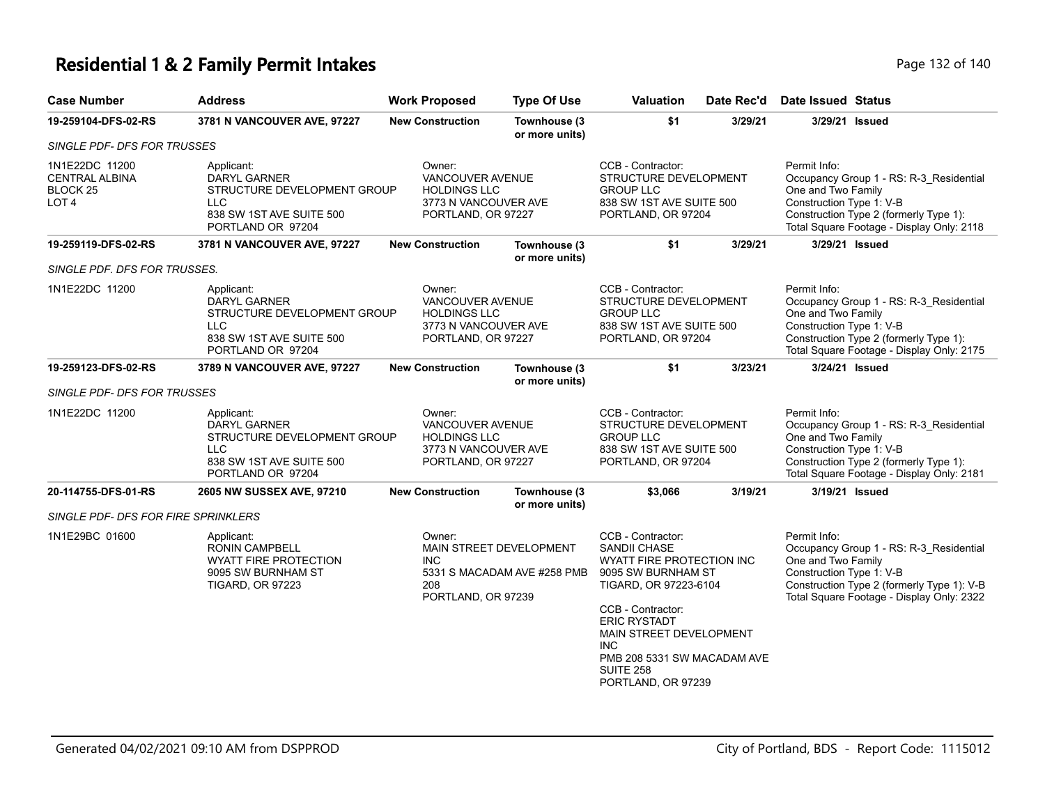# Residential 1 & 2 Family Permit Intakes

| Case Number | Address | Work Proposed | Type Of Use | Valuation | Date Rec'd | Date Issued | Status |
|---|---|---|---|---|---|---|---|
| **19-259104-DFS-02-RS** | **3781 N VANCOUVER AVE, 97227** | **New Construction** | **Townhouse (3 or more units)** | **$1** | **3/29/21** | **3/29/21** | **Issued** |

*SINGLE PDF- DFS FOR TRUSSES*

1N1E22DC 11200
CENTRAL ALBINA
BLOCK 25
LOT 4

Applicant:
DARYL GARNER
STRUCTURE DEVELOPMENT GROUP LLC
838 SW 1ST AVE SUITE 500
PORTLAND OR 97204

Owner:
VANCOUVER AVENUE HOLDINGS LLC
3773 N VANCOUVER AVE
PORTLAND, OR 97227

CCB - Contractor:
STRUCTURE DEVELOPMENT GROUP LLC
838 SW 1ST AVE SUITE 500
PORTLAND, OR 97204

Permit Info:
Occupancy Group 1 - RS: R-3_Residential One and Two Family
Construction Type 1: V-B
Construction Type 2 (formerly Type 1):
Total Square Footage - Display Only: 2118

| Case Number | Address | Work Proposed | Type Of Use | Valuation | Date Rec'd | Date Issued | Status |
|---|---|---|---|---|---|---|---|
| **19-259119-DFS-02-RS** | **3781 N VANCOUVER AVE, 97227** | **New Construction** | **Townhouse (3 or more units)** | **$1** | **3/29/21** | **3/29/21** | **Issued** |

*SINGLE PDF. DFS FOR TRUSSES.*

1N1E22DC 11200

Applicant:
DARYL GARNER
STRUCTURE DEVELOPMENT GROUP LLC
838 SW 1ST AVE SUITE 500
PORTLAND OR 97204

Owner:
VANCOUVER AVENUE HOLDINGS LLC
3773 N VANCOUVER AVE
PORTLAND, OR 97227

CCB - Contractor:
STRUCTURE DEVELOPMENT GROUP LLC
838 SW 1ST AVE SUITE 500
PORTLAND, OR 97204

Permit Info:
Occupancy Group 1 - RS: R-3_Residential One and Two Family
Construction Type 1: V-B
Construction Type 2 (formerly Type 1):
Total Square Footage - Display Only: 2175

| Case Number | Address | Work Proposed | Type Of Use | Valuation | Date Rec'd | Date Issued | Status |
|---|---|---|---|---|---|---|---|
| **19-259123-DFS-02-RS** | **3789 N VANCOUVER AVE, 97227** | **New Construction** | **Townhouse (3 or more units)** | **$1** | **3/23/21** | **3/24/21** | **Issued** |

*SINGLE PDF- DFS FOR TRUSSES*

1N1E22DC 11200

Applicant:
DARYL GARNER
STRUCTURE DEVELOPMENT GROUP LLC
838 SW 1ST AVE SUITE 500
PORTLAND OR 97204

Owner:
VANCOUVER AVENUE HOLDINGS LLC
3773 N VANCOUVER AVE
PORTLAND, OR 97227

CCB - Contractor:
STRUCTURE DEVELOPMENT GROUP LLC
838 SW 1ST AVE SUITE 500
PORTLAND, OR 97204

Permit Info:
Occupancy Group 1 - RS: R-3_Residential One and Two Family
Construction Type 1: V-B
Construction Type 2 (formerly Type 1):
Total Square Footage - Display Only: 2181

| Case Number | Address | Work Proposed | Type Of Use | Valuation | Date Rec'd | Date Issued | Status |
|---|---|---|---|---|---|---|---|
| **20-114755-DFS-01-RS** | **2605 NW SUSSEX AVE, 97210** | **New Construction** | **Townhouse (3 or more units)** | **$3,066** | **3/19/21** | **3/19/21** | **Issued** |

*SINGLE PDF- DFS FOR FIRE SPRINKLERS*

1N1E29BC 01600

Applicant:
RONIN CAMPBELL
WYATT FIRE PROTECTION
9095 SW BURNHAM ST
TIGARD, OR 97223

Owner:
MAIN STREET DEVELOPMENT INC
5331 S MACADAM AVE #258 PMB 208
PORTLAND, OR 97239

CCB - Contractor:
SANDII CHASE
WYATT FIRE PROTECTION INC
9095 SW BURNHAM ST
TIGARD, OR 97223-6104

CCB - Contractor:
ERIC RYSTADT
MAIN STREET DEVELOPMENT INC
PMB 208 5331 SW MACADAM AVE SUITE 258
PORTLAND, OR 97239

Permit Info:
Occupancy Group 1 - RS: R-3_Residential One and Two Family
Construction Type 1: V-B
Construction Type 2 (formerly Type 1): V-B
Total Square Footage - Display Only: 2322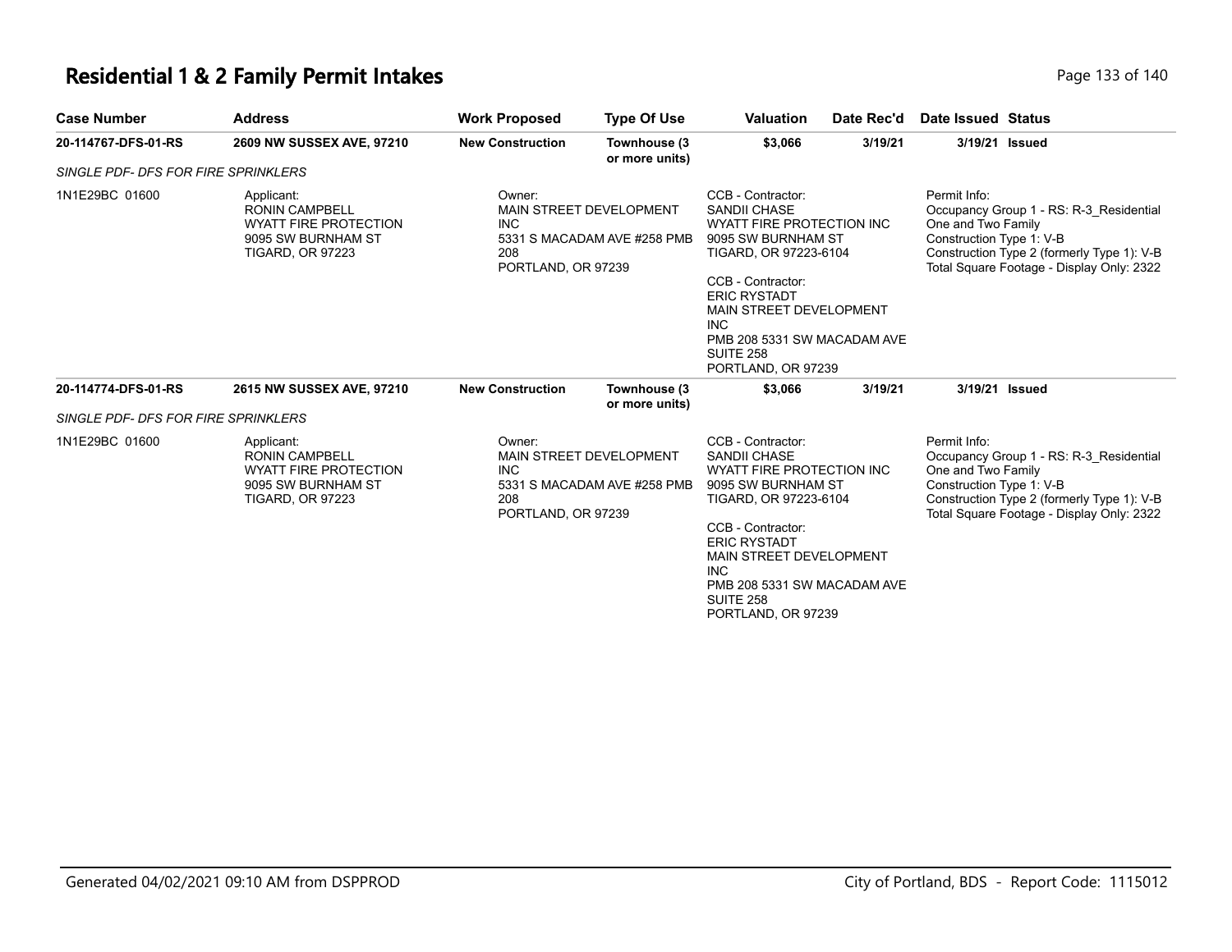# Residential 1 & 2 Family Permit Intakes

| Case Number | Address | Work Proposed | Type Of Use | Valuation | Date Rec'd | Date Issued | Status |
|---|---|---|---|---|---|---|---|
| 20-114767-DFS-01-RS | 2609 NW SUSSEX AVE, 97210 | New Construction | Townhouse (3 or more units) | $3,066 | 3/19/21 | 3/19/21 | Issued |
| SINGLE PDF- DFS FOR FIRE SPRINKLERS | | | | | | | |
| 1N1E29BC 01600 | Applicant: RONIN CAMPBELL WYATT FIRE PROTECTION 9095 SW BURNHAM ST TIGARD, OR 97223 | Owner: MAIN STREET DEVELOPMENT INC 5331 S MACADAM AVE #258 PMB 208 PORTLAND, OR 97239 | | CCB - Contractor: SANDII CHASE WYATT FIRE PROTECTION INC 9095 SW BURNHAM ST TIGARD, OR 97223-6104<br>CCB - Contractor: ERIC RYSTADT MAIN STREET DEVELOPMENT INC PMB 208 5331 SW MACADAM AVE SUITE 258 PORTLAND, OR 97239 | | Permit Info: Occupancy Group 1 - RS: R-3_Residential One and Two Family Construction Type 1: V-B Construction Type 2 (formerly Type 1): V-B Total Square Footage - Display Only: 2322 | |
| 20-114774-DFS-01-RS | 2615 NW SUSSEX AVE, 97210 | New Construction | Townhouse (3 or more units) | $3,066 | 3/19/21 | 3/19/21 | Issued |
| SINGLE PDF- DFS FOR FIRE SPRINKLERS | | | | | | | |
| 1N1E29BC 01600 | Applicant: RONIN CAMPBELL WYATT FIRE PROTECTION 9095 SW BURNHAM ST TIGARD, OR 97223 | Owner: MAIN STREET DEVELOPMENT INC 5331 S MACADAM AVE #258 PMB 208 PORTLAND, OR 97239 | | CCB - Contractor: SANDII CHASE WYATT FIRE PROTECTION INC 9095 SW BURNHAM ST TIGARD, OR 97223-6104<br>CCB - Contractor: ERIC RYSTADT MAIN STREET DEVELOPMENT INC PMB 208 5331 SW MACADAM AVE SUITE 258 PORTLAND, OR 97239 | | Permit Info: Occupancy Group 1 - RS: R-3_Residential One and Two Family Construction Type 1: V-B Construction Type 2 (formerly Type 1): V-B Total Square Footage - Display Only: 2322 | |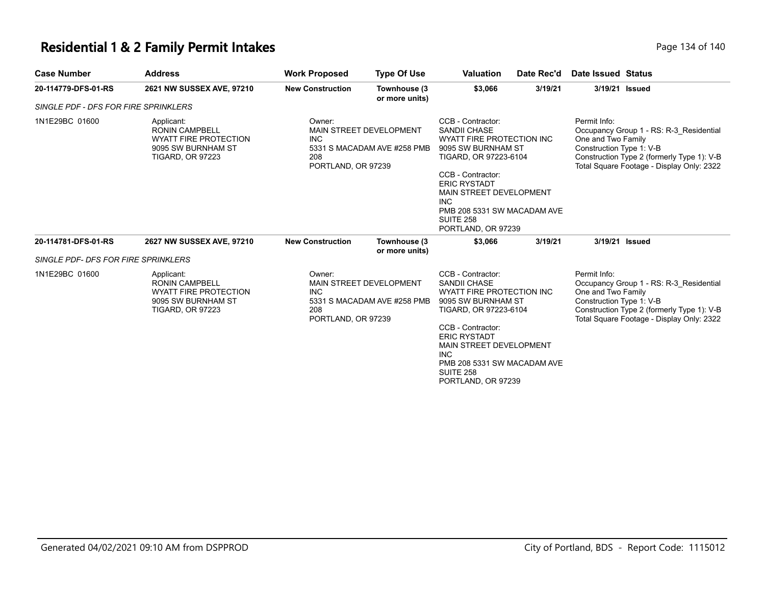# Residential 1 & 2 Family Permit Intakes

| Case Number | Address | Work Proposed | Type Of Use | Valuation | Date Rec'd | Date Issued | Status |
|---|---|---|---|---|---|---|---|
| 20-114779-DFS-01-RS | 2621 NW SUSSEX AVE, 97210 | New Construction | Townhouse (3 or more units) | $3,066 | 3/19/21 | 3/19/21 | Issued |

*SINGLE PDF - DFS FOR FIRE SPRINKLERS*

1N1E29BC 01600

Applicant:
RONIN CAMPBELL
WYATT FIRE PROTECTION
9095 SW BURNHAM ST
TIGARD, OR 97223

Owner:
MAIN STREET DEVELOPMENT INC
5331 S MACADAM AVE #258 PMB 208
PORTLAND, OR 97239

CCB - Contractor:
SANDII CHASE
WYATT FIRE PROTECTION INC
9095 SW BURNHAM ST
TIGARD, OR 97223-6104

CCB - Contractor:
ERIC RYSTADT
MAIN STREET DEVELOPMENT INC
PMB 208 5331 SW MACADAM AVE SUITE 258
PORTLAND, OR 97239

Permit Info:
Occupancy Group 1 - RS: R-3_Residential One and Two Family
Construction Type 1: V-B
Construction Type 2 (formerly Type 1): V-B
Total Square Footage - Display Only: 2322

| Case Number | Address | Work Proposed | Type Of Use | Valuation | Date Rec'd | Date Issued | Status |
|---|---|---|---|---|---|---|---|
| 20-114781-DFS-01-RS | 2627 NW SUSSEX AVE, 97210 | New Construction | Townhouse (3 or more units) | $3,066 | 3/19/21 | 3/19/21 | Issued |

*SINGLE PDF- DFS FOR FIRE SPRINKLERS*

1N1E29BC 01600

Applicant:
RONIN CAMPBELL
WYATT FIRE PROTECTION
9095 SW BURNHAM ST
TIGARD, OR 97223

Owner:
MAIN STREET DEVELOPMENT INC
5331 S MACADAM AVE #258 PMB 208
PORTLAND, OR 97239

CCB - Contractor:
SANDII CHASE
WYATT FIRE PROTECTION INC
9095 SW BURNHAM ST
TIGARD, OR 97223-6104

CCB - Contractor:
ERIC RYSTADT
MAIN STREET DEVELOPMENT INC
PMB 208 5331 SW MACADAM AVE SUITE 258
PORTLAND, OR 97239

Permit Info:
Occupancy Group 1 - RS: R-3_Residential One and Two Family
Construction Type 1: V-B
Construction Type 2 (formerly Type 1): V-B
Total Square Footage - Display Only: 2322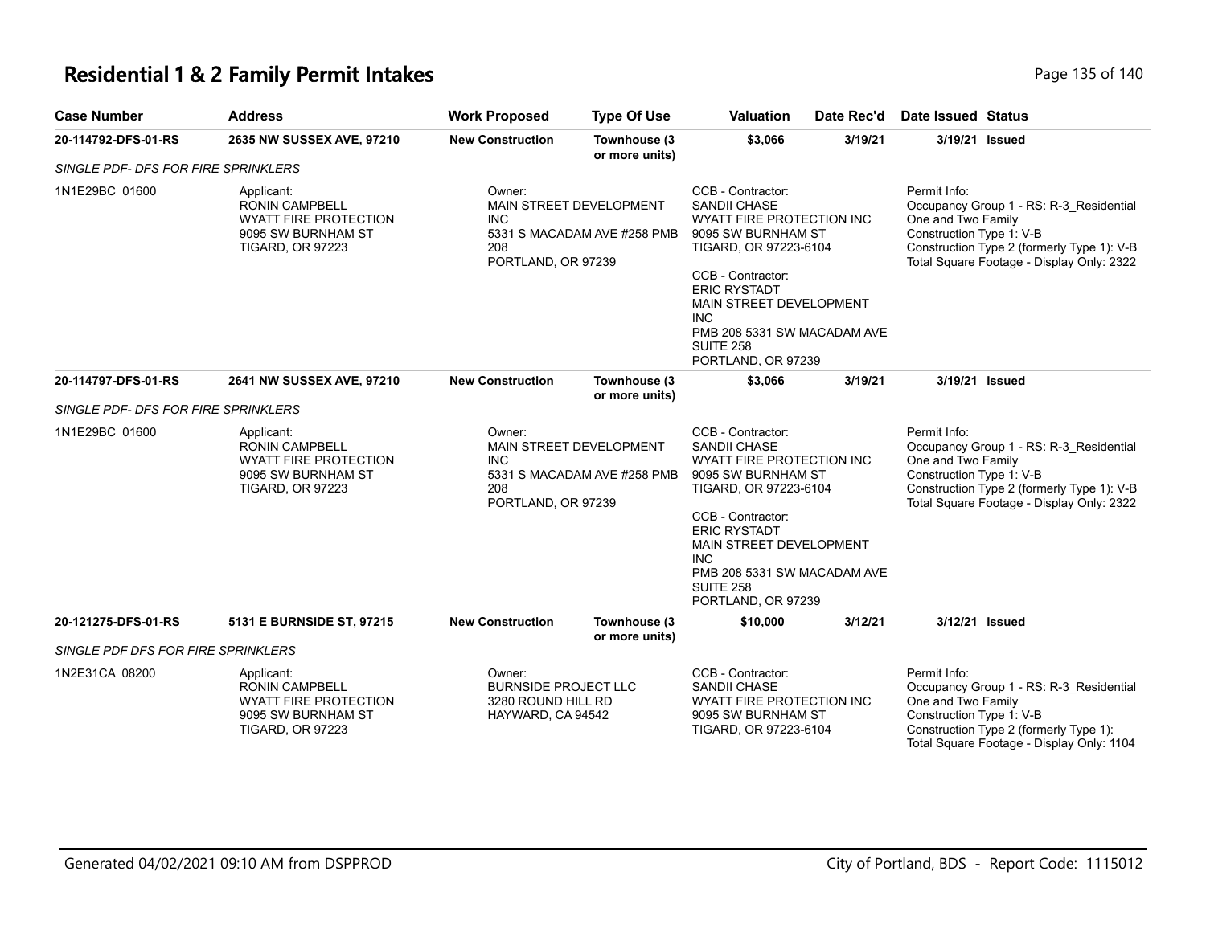# Residential 1 & 2 Family Permit Intakes

| Case Number | Address | Work Proposed | Type Of Use | Valuation | Date Rec'd | Date Issued | Status |
|---|---|---|---|---|---|---|---|
| **20-114792-DFS-01-RS** | **2635 NW SUSSEX AVE, 97210** | **New Construction** | **Townhouse (3 or more units)** | **$3,066** | **3/19/21** | **3/19/21** | **Issued** |
| *SINGLE PDF- DFS FOR FIRE SPRINKLERS* | | | | | | | |
| 1N1E29BC 01600 | Applicant: RONIN CAMPBELL WYATT FIRE PROTECTION 9095 SW BURNHAM ST TIGARD, OR 97223 | Owner: MAIN STREET DEVELOPMENT INC 5331 S MACADAM AVE #258 PMB 208 PORTLAND, OR 97239 | | CCB - Contractor: SANDII CHASE WYATT FIRE PROTECTION INC 9095 SW BURNHAM ST TIGARD, OR 97223-6104<br>CCB - Contractor: ERIC RYSTADT MAIN STREET DEVELOPMENT INC PMB 208 5331 SW MACADAM AVE SUITE 258 PORTLAND, OR 97239 | | Permit Info: Occupancy Group 1 - RS: R-3_Residential One and Two Family Construction Type 1: V-B Construction Type 2 (formerly Type 1): V-B Total Square Footage - Display Only: 2322 | |
| **20-114797-DFS-01-RS** | **2641 NW SUSSEX AVE, 97210** | **New Construction** | **Townhouse (3 or more units)** | **$3,066** | **3/19/21** | **3/19/21** | **Issued** |
| *SINGLE PDF- DFS FOR FIRE SPRINKLERS* | | | | | | | |
| 1N1E29BC 01600 | Applicant: RONIN CAMPBELL WYATT FIRE PROTECTION 9095 SW BURNHAM ST TIGARD, OR 97223 | Owner: MAIN STREET DEVELOPMENT INC 5331 S MACADAM AVE #258 PMB 208 PORTLAND, OR 97239 | | CCB - Contractor: SANDII CHASE WYATT FIRE PROTECTION INC 9095 SW BURNHAM ST TIGARD, OR 97223-6104<br>CCB - Contractor: ERIC RYSTADT MAIN STREET DEVELOPMENT INC PMB 208 5331 SW MACADAM AVE SUITE 258 PORTLAND, OR 97239 | | Permit Info: Occupancy Group 1 - RS: R-3_Residential One and Two Family Construction Type 1: V-B Construction Type 2 (formerly Type 1): V-B Total Square Footage - Display Only: 2322 | |
| **20-121275-DFS-01-RS** | **5131 E BURNSIDE ST, 97215** | **New Construction** | **Townhouse (3 or more units)** | **$10,000** | **3/12/21** | **3/12/21** | **Issued** |
| *SINGLE PDF DFS FOR FIRE SPRINKLERS* | | | | | | | |
| 1N2E31CA 08200 | Applicant: RONIN CAMPBELL WYATT FIRE PROTECTION 9095 SW BURNHAM ST TIGARD, OR 97223 | Owner: BURNSIDE PROJECT LLC 3280 ROUND HILL RD HAYWARD, CA 94542 | | CCB - Contractor: SANDII CHASE WYATT FIRE PROTECTION INC 9095 SW BURNHAM ST TIGARD, OR 97223-6104 | | Permit Info: Occupancy Group 1 - RS: R-3_Residential One and Two Family Construction Type 1: V-B Construction Type 2 (formerly Type 1): Total Square Footage - Display Only: 1104 | |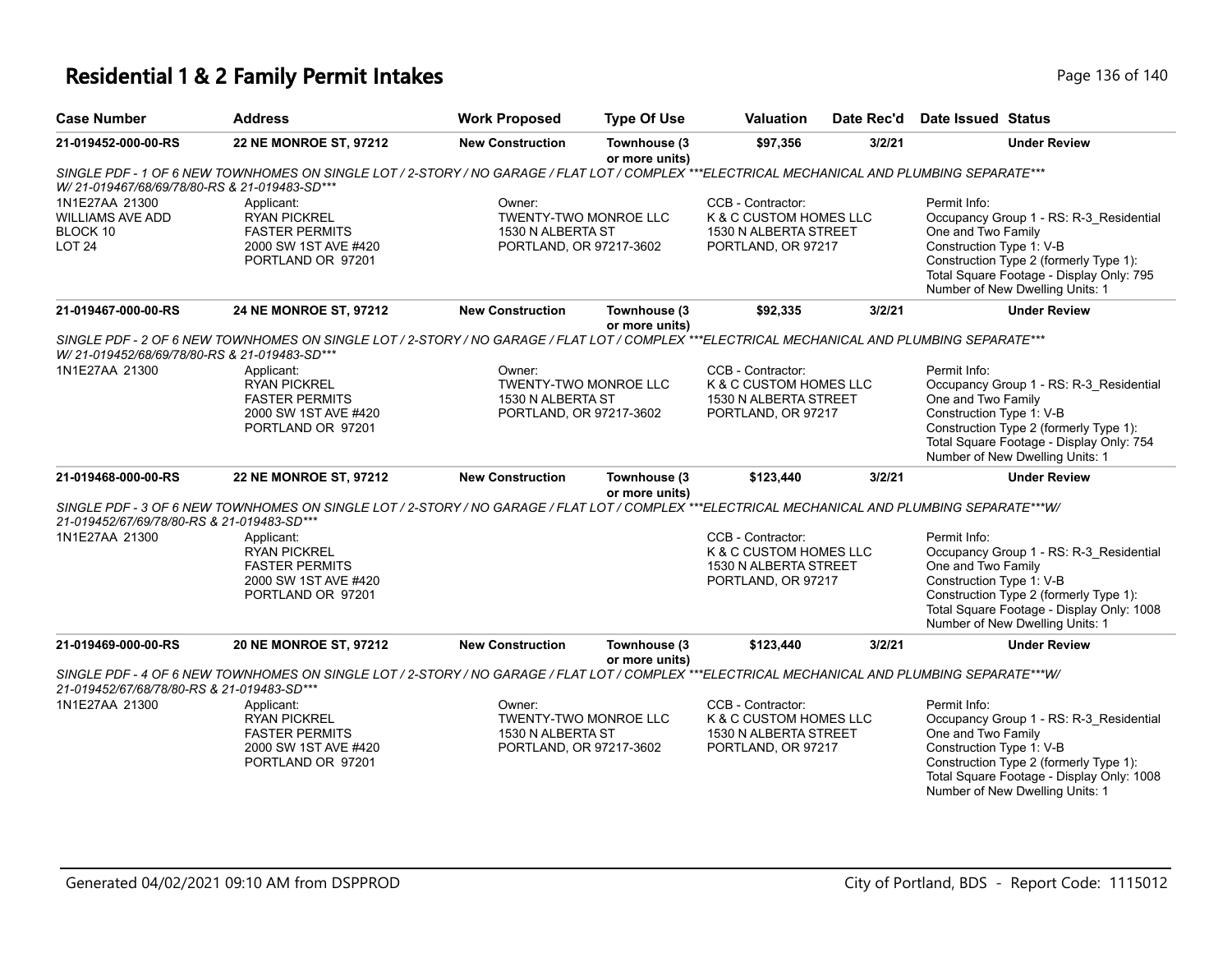# Residential 1 & 2 Family Permit Intakes

| Case Number | Address | Work Proposed | Type Of Use | Valuation | Date Rec'd | Date Issued | Status |
|---|---|---|---|---|---|---|---|
| 21-019452-000-00-RS | 22 NE MONROE ST, 97212 | New Construction | Townhouse (3 or more units) | $97,356 | 3/2/21 | | Under Review |

*SINGLE PDF - 1 OF 6 NEW TOWNHOMES ON SINGLE LOT / 2-STORY / NO GARAGE / FLAT LOT / COMPLEX ***ELECTRICAL MECHANICAL AND PLUMBING SEPARATE*** W/ 21-019467/68/69/78/80-RS & 21-019483-SD****

1N1E27AA 21300
WILLIAMS AVE ADD
BLOCK 10
LOT 24

Applicant:
RYAN PICKREL
FASTER PERMITS
2000 SW 1ST AVE #420
PORTLAND OR 97201

Owner:
TWENTY-TWO MONROE LLC
1530 N ALBERTA ST
PORTLAND, OR 97217-3602

CCB - Contractor:
K & C CUSTOM HOMES LLC
1530 N ALBERTA STREET
PORTLAND, OR 97217

Permit Info:
Occupancy Group 1 - RS: R-3_Residential One and Two Family
Construction Type 1: V-B
Construction Type 2 (formerly Type 1):
Total Square Footage - Display Only: 795
Number of New Dwelling Units: 1

| Case Number | Address | Work Proposed | Type Of Use | Valuation | Date Rec'd | Date Issued | Status |
|---|---|---|---|---|---|---|---|
| 21-019467-000-00-RS | 24 NE MONROE ST, 97212 | New Construction | Townhouse (3 or more units) | $92,335 | 3/2/21 | | Under Review |

*SINGLE PDF - 2 OF 6 NEW TOWNHOMES ON SINGLE LOT / 2-STORY / NO GARAGE / FLAT LOT / COMPLEX ***ELECTRICAL MECHANICAL AND PLUMBING SEPARATE*** W/ 21-019452/68/69/78/80-RS & 21-019483-SD****

1N1E27AA 21300

Applicant:
RYAN PICKREL
FASTER PERMITS
2000 SW 1ST AVE #420
PORTLAND OR 97201

Owner:
TWENTY-TWO MONROE LLC
1530 N ALBERTA ST
PORTLAND, OR 97217-3602

CCB - Contractor:
K & C CUSTOM HOMES LLC
1530 N ALBERTA STREET
PORTLAND, OR 97217

Permit Info:
Occupancy Group 1 - RS: R-3_Residential One and Two Family
Construction Type 1: V-B
Construction Type 2 (formerly Type 1):
Total Square Footage - Display Only: 754
Number of New Dwelling Units: 1

| Case Number | Address | Work Proposed | Type Of Use | Valuation | Date Rec'd | Date Issued | Status |
|---|---|---|---|---|---|---|---|
| 21-019468-000-00-RS | 22 NE MONROE ST, 97212 | New Construction | Townhouse (3 or more units) | $123,440 | 3/2/21 | | Under Review |

*SINGLE PDF - 3 OF 6 NEW TOWNHOMES ON SINGLE LOT / 2-STORY / NO GARAGE / FLAT LOT / COMPLEX ***ELECTRICAL MECHANICAL AND PLUMBING SEPARATE***W/ 21-019452/67/69/78/80-RS & 21-019483-SD****

1N1E27AA 21300

Applicant:
RYAN PICKREL
FASTER PERMITS
2000 SW 1ST AVE #420
PORTLAND OR 97201

CCB - Contractor:
K & C CUSTOM HOMES LLC
1530 N ALBERTA STREET
PORTLAND, OR 97217

Permit Info:
Occupancy Group 1 - RS: R-3_Residential One and Two Family
Construction Type 1: V-B
Construction Type 2 (formerly Type 1):
Total Square Footage - Display Only: 1008
Number of New Dwelling Units: 1

| Case Number | Address | Work Proposed | Type Of Use | Valuation | Date Rec'd | Date Issued | Status |
|---|---|---|---|---|---|---|---|
| 21-019469-000-00-RS | 20 NE MONROE ST, 97212 | New Construction | Townhouse (3 or more units) | $123,440 | 3/2/21 | | Under Review |

*SINGLE PDF - 4 OF 6 NEW TOWNHOMES ON SINGLE LOT / 2-STORY / NO GARAGE / FLAT LOT / COMPLEX ***ELECTRICAL MECHANICAL AND PLUMBING SEPARATE***W/ 21-019452/67/68/78/80-RS & 21-019483-SD****

1N1E27AA 21300

Applicant:
RYAN PICKREL
FASTER PERMITS
2000 SW 1ST AVE #420
PORTLAND OR 97201

Owner:
TWENTY-TWO MONROE LLC
1530 N ALBERTA ST
PORTLAND, OR 97217-3602

CCB - Contractor:
K & C CUSTOM HOMES LLC
1530 N ALBERTA STREET
PORTLAND, OR 97217

Permit Info:
Occupancy Group 1 - RS: R-3_Residential One and Two Family
Construction Type 1: V-B
Construction Type 2 (formerly Type 1):
Total Square Footage - Display Only: 1008
Number of New Dwelling Units: 1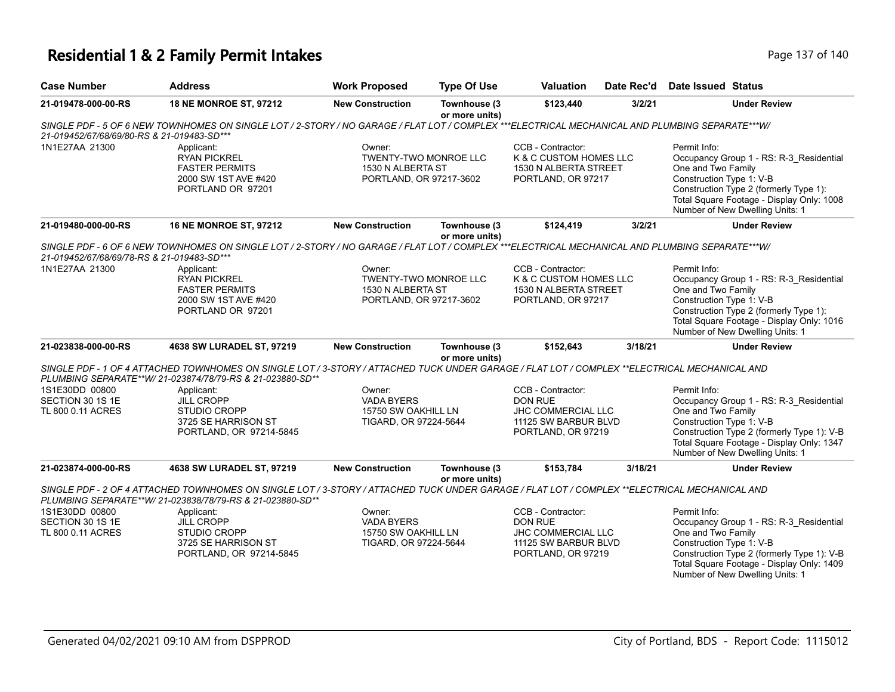# Residential 1 & 2 Family Permit Intakes

| Case Number | Address | Work Proposed | Type Of Use | Valuation | Date Rec'd | Date Issued | Status |
|---|---|---|---|---|---|---|---|
| 21-019478-000-00-RS | 18 NE MONROE ST, 97212 | New Construction | Townhouse (3 or more units) | $123,440 | 3/2/21 | | Under Review |

SINGLE PDF - 5 OF 6 NEW TOWNHOMES ON SINGLE LOT / 2-STORY / NO GARAGE / FLAT LOT / COMPLEX ***ELECTRICAL MECHANICAL AND PLUMBING SEPARATE***W/ 21-019452/67/68/69/80-RS & 21-019483-SD***

1N1E27AA 21300

Applicant:
RYAN PICKREL
FASTER PERMITS
2000 SW 1ST AVE #420
PORTLAND OR 97201

Owner:
TWENTY-TWO MONROE LLC
1530 N ALBERTA ST
PORTLAND, OR 97217-3602

CCB - Contractor:
K & C CUSTOM HOMES LLC
1530 N ALBERTA STREET
PORTLAND, OR 97217

Permit Info:
Occupancy Group 1 - RS: R-3_Residential One and Two Family
Construction Type 1: V-B
Construction Type 2 (formerly Type 1):
Total Square Footage - Display Only: 1008
Number of New Dwelling Units: 1

| Case Number | Address | Work Proposed | Type Of Use | Valuation | Date Rec'd | Date Issued | Status |
|---|---|---|---|---|---|---|---|
| 21-019480-000-00-RS | 16 NE MONROE ST, 97212 | New Construction | Townhouse (3 or more units) | $124,419 | 3/2/21 | | Under Review |

SINGLE PDF - 6 OF 6 NEW TOWNHOMES ON SINGLE LOT / 2-STORY / NO GARAGE / FLAT LOT / COMPLEX ***ELECTRICAL MECHANICAL AND PLUMBING SEPARATE***W/ 21-019452/67/68/69/78-RS & 21-019483-SD***

1N1E27AA 21300

Applicant:
RYAN PICKREL
FASTER PERMITS
2000 SW 1ST AVE #420
PORTLAND OR 97201

Owner:
TWENTY-TWO MONROE LLC
1530 N ALBERTA ST
PORTLAND, OR 97217-3602

CCB - Contractor:
K & C CUSTOM HOMES LLC
1530 N ALBERTA STREET
PORTLAND, OR 97217

Permit Info:
Occupancy Group 1 - RS: R-3_Residential One and Two Family
Construction Type 1: V-B
Construction Type 2 (formerly Type 1):
Total Square Footage - Display Only: 1016
Number of New Dwelling Units: 1

| Case Number | Address | Work Proposed | Type Of Use | Valuation | Date Rec'd | Date Issued | Status |
|---|---|---|---|---|---|---|---|
| 21-023838-000-00-RS | 4638 SW LURADEL ST, 97219 | New Construction | Townhouse (3 or more units) | $152,643 | 3/18/21 | | Under Review |

SINGLE PDF - 1 OF 4 ATTACHED TOWNHOMES ON SINGLE LOT / 3-STORY / ATTACHED TUCK UNDER GARAGE / FLAT LOT / COMPLEX **ELECTRICAL MECHANICAL AND PLUMBING SEPARATE**W/ 21-023874/78/79-RS & 21-023880-SD**

1S1E30DD 00800
SECTION 30 1S 1E
TL 800 0.11 ACRES

Applicant:
JILL CROPP
STUDIO CROPP
3725 SE HARRISON ST
PORTLAND, OR 97214-5845

Owner:
VADA BYERS
15750 SW OAKHILL LN
TIGARD, OR 97224-5644

CCB - Contractor:
DON RUE
JHC COMMERCIAL LLC
11125 SW BARBUR BLVD
PORTLAND, OR 97219

Permit Info:
Occupancy Group 1 - RS: R-3_Residential One and Two Family
Construction Type 1: V-B
Construction Type 2 (formerly Type 1): V-B
Total Square Footage - Display Only: 1347
Number of New Dwelling Units: 1

| Case Number | Address | Work Proposed | Type Of Use | Valuation | Date Rec'd | Date Issued | Status |
|---|---|---|---|---|---|---|---|
| 21-023874-000-00-RS | 4638 SW LURADEL ST, 97219 | New Construction | Townhouse (3 or more units) | $153,784 | 3/18/21 | | Under Review |

SINGLE PDF - 2 OF 4 ATTACHED TOWNHOMES ON SINGLE LOT / 3-STORY / ATTACHED TUCK UNDER GARAGE / FLAT LOT / COMPLEX **ELECTRICAL MECHANICAL AND PLUMBING SEPARATE**W/ 21-023838/78/79-RS & 21-023880-SD**

1S1E30DD 00800
SECTION 30 1S 1E
TL 800 0.11 ACRES

Applicant:
JILL CROPP
STUDIO CROPP
3725 SE HARRISON ST
PORTLAND, OR 97214-5845

Owner:
VADA BYERS
15750 SW OAKHILL LN
TIGARD, OR 97224-5644

CCB - Contractor:
DON RUE
JHC COMMERCIAL LLC
11125 SW BARBUR BLVD
PORTLAND, OR 97219

Permit Info:
Occupancy Group 1 - RS: R-3_Residential One and Two Family
Construction Type 1: V-B
Construction Type 2 (formerly Type 1): V-B
Total Square Footage - Display Only: 1409
Number of New Dwelling Units: 1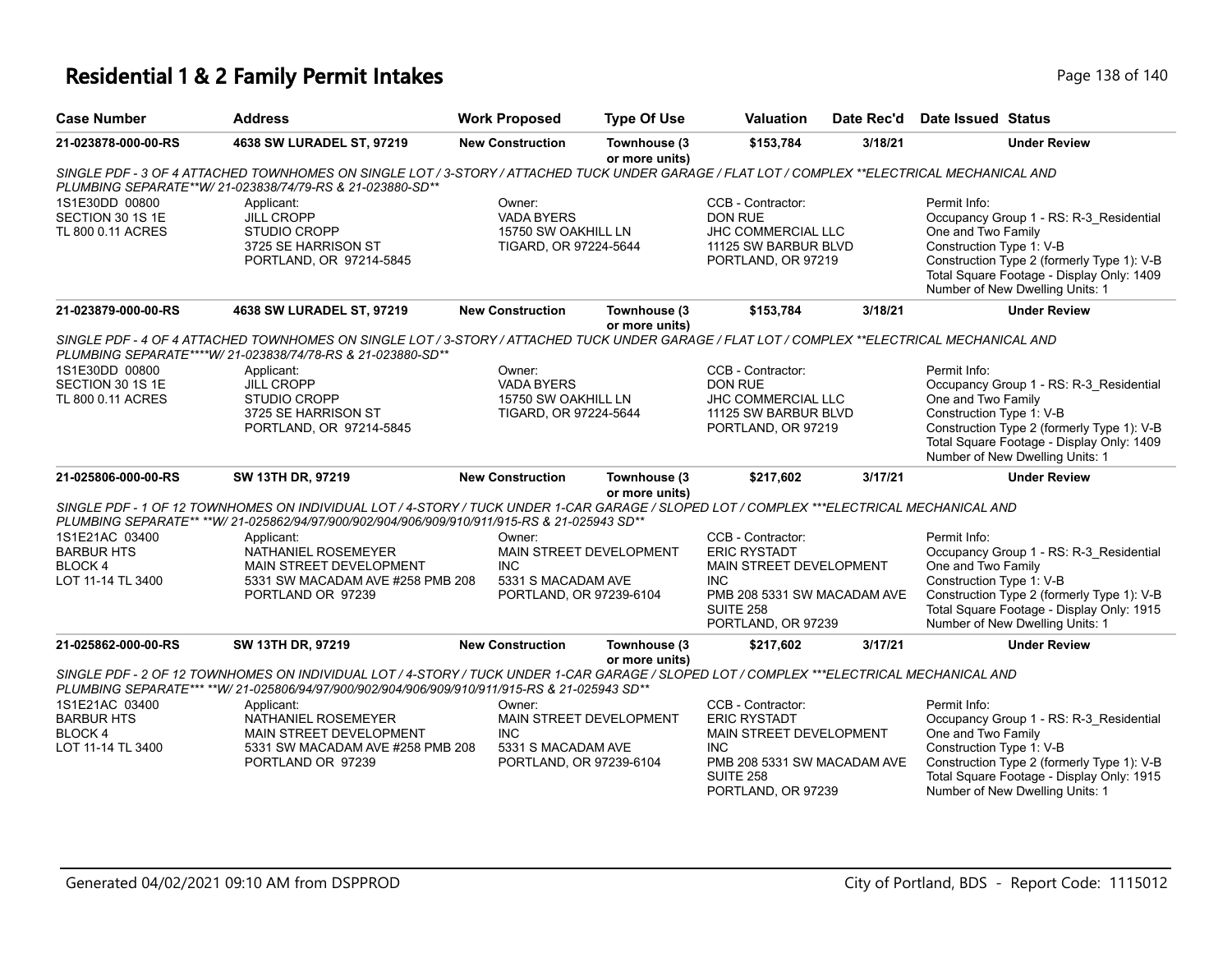# Residential 1 & 2 Family Permit Intakes

| Case Number | Address | Work Proposed | Type Of Use | Valuation | Date Rec'd | Date Issued | Status |
|---|---|---|---|---|---|---|---|
| 21-023878-000-00-RS | 4638 SW LURADEL ST, 97219 | New Construction | Townhouse (3 or more units) | $153,784 | 3/18/21 | | Under Review |

SINGLE PDF - 3 OF 4 ATTACHED TOWNHOMES ON SINGLE LOT / 3-STORY / ATTACHED TUCK UNDER GARAGE / FLAT LOT / COMPLEX **ELECTRICAL MECHANICAL AND PLUMBING SEPARATE**W/ 21-023838/74/79-RS & 21-023880-SD**

1S1E30DD 00800
SECTION 30 1S 1E
TL 800 0.11 ACRES

Applicant:
JILL CROPP
STUDIO CROPP
3725 SE HARRISON ST
PORTLAND, OR 97214-5845

Owner:
VADA BYERS
15750 SW OAKHILL LN
TIGARD, OR 97224-5644

CCB - Contractor:
DON RUE
JHC COMMERCIAL LLC
11125 SW BARBUR BLVD
PORTLAND, OR 97219

Permit Info:
Occupancy Group 1 - RS: R-3_Residential One and Two Family
Construction Type 1: V-B
Construction Type 2 (formerly Type 1): V-B
Total Square Footage - Display Only: 1409
Number of New Dwelling Units: 1

| Case Number | Address | Work Proposed | Type Of Use | Valuation | Date Rec'd | Date Issued | Status |
|---|---|---|---|---|---|---|---|
| 21-023879-000-00-RS | 4638 SW LURADEL ST, 97219 | New Construction | Townhouse (3 or more units) | $153,784 | 3/18/21 | | Under Review |

SINGLE PDF - 4 OF 4 ATTACHED TOWNHOMES ON SINGLE LOT / 3-STORY / ATTACHED TUCK UNDER GARAGE / FLAT LOT / COMPLEX **ELECTRICAL MECHANICAL AND PLUMBING SEPARATE****W/ 21-023838/74/78-RS & 21-023880-SD**

1S1E30DD 00800
SECTION 30 1S 1E
TL 800 0.11 ACRES

Applicant:
JILL CROPP
STUDIO CROPP
3725 SE HARRISON ST
PORTLAND, OR 97214-5845

Owner:
VADA BYERS
15750 SW OAKHILL LN
TIGARD, OR 97224-5644

CCB - Contractor:
DON RUE
JHC COMMERCIAL LLC
11125 SW BARBUR BLVD
PORTLAND, OR 97219

Permit Info:
Occupancy Group 1 - RS: R-3_Residential One and Two Family
Construction Type 1: V-B
Construction Type 2 (formerly Type 1): V-B
Total Square Footage - Display Only: 1409
Number of New Dwelling Units: 1

| Case Number | Address | Work Proposed | Type Of Use | Valuation | Date Rec'd | Date Issued | Status |
|---|---|---|---|---|---|---|---|
| 21-025806-000-00-RS | SW 13TH DR, 97219 | New Construction | Townhouse (3 or more units) | $217,602 | 3/17/21 | | Under Review |

SINGLE PDF - 1 OF 12 TOWNHOMES ON INDIVIDUAL LOT / 4-STORY / TUCK UNDER 1-CAR GARAGE / SLOPED LOT / COMPLEX ***ELECTRICAL MECHANICAL AND PLUMBING SEPARATE** **W/ 21-025862/94/97/900/902/904/906/909/910/911/915-RS & 21-025943 SD**

1S1E21AC 03400
BARBUR HTS
BLOCK 4
LOT 11-14 TL 3400

Applicant:
NATHANIEL ROSEMEYER
MAIN STREET DEVELOPMENT
5331 SW MACADAM AVE #258 PMB 208
PORTLAND OR 97239

Owner:
MAIN STREET DEVELOPMENT INC
5331 S MACADAM AVE
PORTLAND, OR 97239-6104

CCB - Contractor:
ERIC RYSTADT
MAIN STREET DEVELOPMENT INC
PMB 208 5331 SW MACADAM AVE SUITE 258
PORTLAND, OR 97239

Permit Info:
Occupancy Group 1 - RS: R-3_Residential One and Two Family
Construction Type 1: V-B
Construction Type 2 (formerly Type 1): V-B
Total Square Footage - Display Only: 1915
Number of New Dwelling Units: 1

| Case Number | Address | Work Proposed | Type Of Use | Valuation | Date Rec'd | Date Issued | Status |
|---|---|---|---|---|---|---|---|
| 21-025862-000-00-RS | SW 13TH DR, 97219 | New Construction | Townhouse (3 or more units) | $217,602 | 3/17/21 | | Under Review |

SINGLE PDF - 2 OF 12 TOWNHOMES ON INDIVIDUAL LOT / 4-STORY / TUCK UNDER 1-CAR GARAGE / SLOPED LOT / COMPLEX ***ELECTRICAL MECHANICAL AND PLUMBING SEPARATE*** **W/ 21-025806/94/97/900/902/904/906/909/910/911/915-RS & 21-025943 SD**

1S1E21AC 03400
BARBUR HTS
BLOCK 4
LOT 11-14 TL 3400

Applicant:
NATHANIEL ROSEMEYER
MAIN STREET DEVELOPMENT
5331 SW MACADAM AVE #258 PMB 208
PORTLAND OR 97239

Owner:
MAIN STREET DEVELOPMENT INC
5331 S MACADAM AVE
PORTLAND, OR 97239-6104

CCB - Contractor:
ERIC RYSTADT
MAIN STREET DEVELOPMENT INC
PMB 208 5331 SW MACADAM AVE SUITE 258
PORTLAND, OR 97239

Permit Info:
Occupancy Group 1 - RS: R-3_Residential One and Two Family
Construction Type 1: V-B
Construction Type 2 (formerly Type 1): V-B
Total Square Footage - Display Only: 1915
Number of New Dwelling Units: 1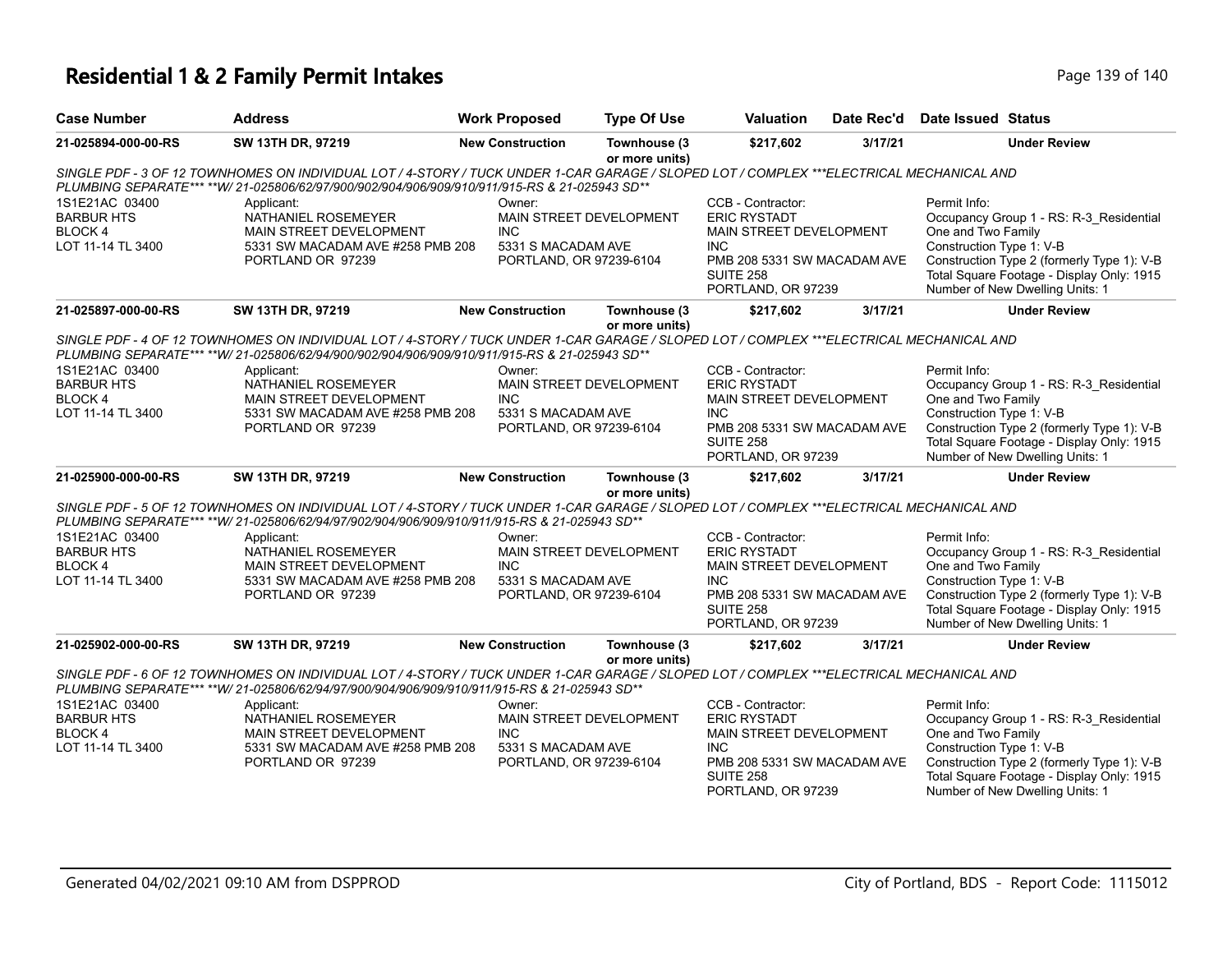# Residential 1 & 2 Family Permit Intakes

| Case Number | Address | Work Proposed | Type Of Use | Valuation | Date Rec'd | Date Issued | Status |
|---|---|---|---|---|---|---|---|
| 21-025894-000-00-RS | SW 13TH DR, 97219 | New Construction | Townhouse (3 or more units) | $217,602 | 3/17/21 | | Under Review |

SINGLE PDF - 3 OF 12 TOWNHOMES ON INDIVIDUAL LOT / 4-STORY / TUCK UNDER 1-CAR GARAGE / SLOPED LOT / COMPLEX ***ELECTRICAL MECHANICAL AND PLUMBING SEPARATE*** **W/ 21-025806/62/97/900/902/904/906/909/910/911/915-RS & 21-025943 SD**

1S1E21AC 03400
BARBUR HTS
BLOCK 4
LOT 11-14 TL 3400

Applicant:
NATHANIEL ROSEMEYER
MAIN STREET DEVELOPMENT
5331 SW MACADAM AVE #258 PMB 208
PORTLAND OR 97239

Owner:
MAIN STREET DEVELOPMENT INC
5331 S MACADAM AVE
PORTLAND, OR 97239-6104

CCB - Contractor:
ERIC RYSTADT
MAIN STREET DEVELOPMENT INC
PMB 208 5331 SW MACADAM AVE SUITE 258
PORTLAND, OR 97239

Permit Info:
Occupancy Group 1 - RS: R-3_Residential One and Two Family
Construction Type 1: V-B
Construction Type 2 (formerly Type 1): V-B
Total Square Footage - Display Only: 1915
Number of New Dwelling Units: 1

| Case Number | Address | Work Proposed | Type Of Use | Valuation | Date Rec'd | Date Issued | Status |
|---|---|---|---|---|---|---|---|
| 21-025897-000-00-RS | SW 13TH DR, 97219 | New Construction | Townhouse (3 or more units) | $217,602 | 3/17/21 | | Under Review |

SINGLE PDF - 4 OF 12 TOWNHOMES ON INDIVIDUAL LOT / 4-STORY / TUCK UNDER 1-CAR GARAGE / SLOPED LOT / COMPLEX ***ELECTRICAL MECHANICAL AND PLUMBING SEPARATE*** **W/ 21-025806/62/94/900/902/904/906/909/910/911/915-RS & 21-025943 SD**

1S1E21AC 03400
BARBUR HTS
BLOCK 4
LOT 11-14 TL 3400

Applicant:
NATHANIEL ROSEMEYER
MAIN STREET DEVELOPMENT
5331 SW MACADAM AVE #258 PMB 208
PORTLAND OR 97239

Owner:
MAIN STREET DEVELOPMENT INC
5331 S MACADAM AVE
PORTLAND, OR 97239-6104

CCB - Contractor:
ERIC RYSTADT
MAIN STREET DEVELOPMENT INC
PMB 208 5331 SW MACADAM AVE SUITE 258
PORTLAND, OR 97239

Permit Info:
Occupancy Group 1 - RS: R-3_Residential One and Two Family
Construction Type 1: V-B
Construction Type 2 (formerly Type 1): V-B
Total Square Footage - Display Only: 1915
Number of New Dwelling Units: 1

| Case Number | Address | Work Proposed | Type Of Use | Valuation | Date Rec'd | Date Issued | Status |
|---|---|---|---|---|---|---|---|
| 21-025900-000-00-RS | SW 13TH DR, 97219 | New Construction | Townhouse (3 or more units) | $217,602 | 3/17/21 | | Under Review |

SINGLE PDF - 5 OF 12 TOWNHOMES ON INDIVIDUAL LOT / 4-STORY / TUCK UNDER 1-CAR GARAGE / SLOPED LOT / COMPLEX ***ELECTRICAL MECHANICAL AND PLUMBING SEPARATE*** **W/ 21-025806/62/94/97/902/904/906/909/910/911/915-RS & 21-025943 SD**

1S1E21AC 03400
BARBUR HTS
BLOCK 4
LOT 11-14 TL 3400

Applicant:
NATHANIEL ROSEMEYER
MAIN STREET DEVELOPMENT
5331 SW MACADAM AVE #258 PMB 208
PORTLAND OR 97239

Owner:
MAIN STREET DEVELOPMENT INC
5331 S MACADAM AVE
PORTLAND, OR 97239-6104

CCB - Contractor:
ERIC RYSTADT
MAIN STREET DEVELOPMENT INC
PMB 208 5331 SW MACADAM AVE SUITE 258
PORTLAND, OR 97239

Permit Info:
Occupancy Group 1 - RS: R-3_Residential One and Two Family
Construction Type 1: V-B
Construction Type 2 (formerly Type 1): V-B
Total Square Footage - Display Only: 1915
Number of New Dwelling Units: 1

| Case Number | Address | Work Proposed | Type Of Use | Valuation | Date Rec'd | Date Issued | Status |
|---|---|---|---|---|---|---|---|
| 21-025902-000-00-RS | SW 13TH DR, 97219 | New Construction | Townhouse (3 or more units) | $217,602 | 3/17/21 | | Under Review |

SINGLE PDF - 6 OF 12 TOWNHOMES ON INDIVIDUAL LOT / 4-STORY / TUCK UNDER 1-CAR GARAGE / SLOPED LOT / COMPLEX ***ELECTRICAL MECHANICAL AND PLUMBING SEPARATE*** **W/ 21-025806/62/94/97/900/904/906/909/910/911/915-RS & 21-025943 SD**

1S1E21AC 03400
BARBUR HTS
BLOCK 4
LOT 11-14 TL 3400

Applicant:
NATHANIEL ROSEMEYER
MAIN STREET DEVELOPMENT
5331 SW MACADAM AVE #258 PMB 208
PORTLAND OR 97239

Owner:
MAIN STREET DEVELOPMENT INC
5331 S MACADAM AVE
PORTLAND, OR 97239-6104

CCB - Contractor:
ERIC RYSTADT
MAIN STREET DEVELOPMENT INC
PMB 208 5331 SW MACADAM AVE SUITE 258
PORTLAND, OR 97239

Permit Info:
Occupancy Group 1 - RS: R-3_Residential One and Two Family
Construction Type 1: V-B
Construction Type 2 (formerly Type 1): V-B
Total Square Footage - Display Only: 1915
Number of New Dwelling Units: 1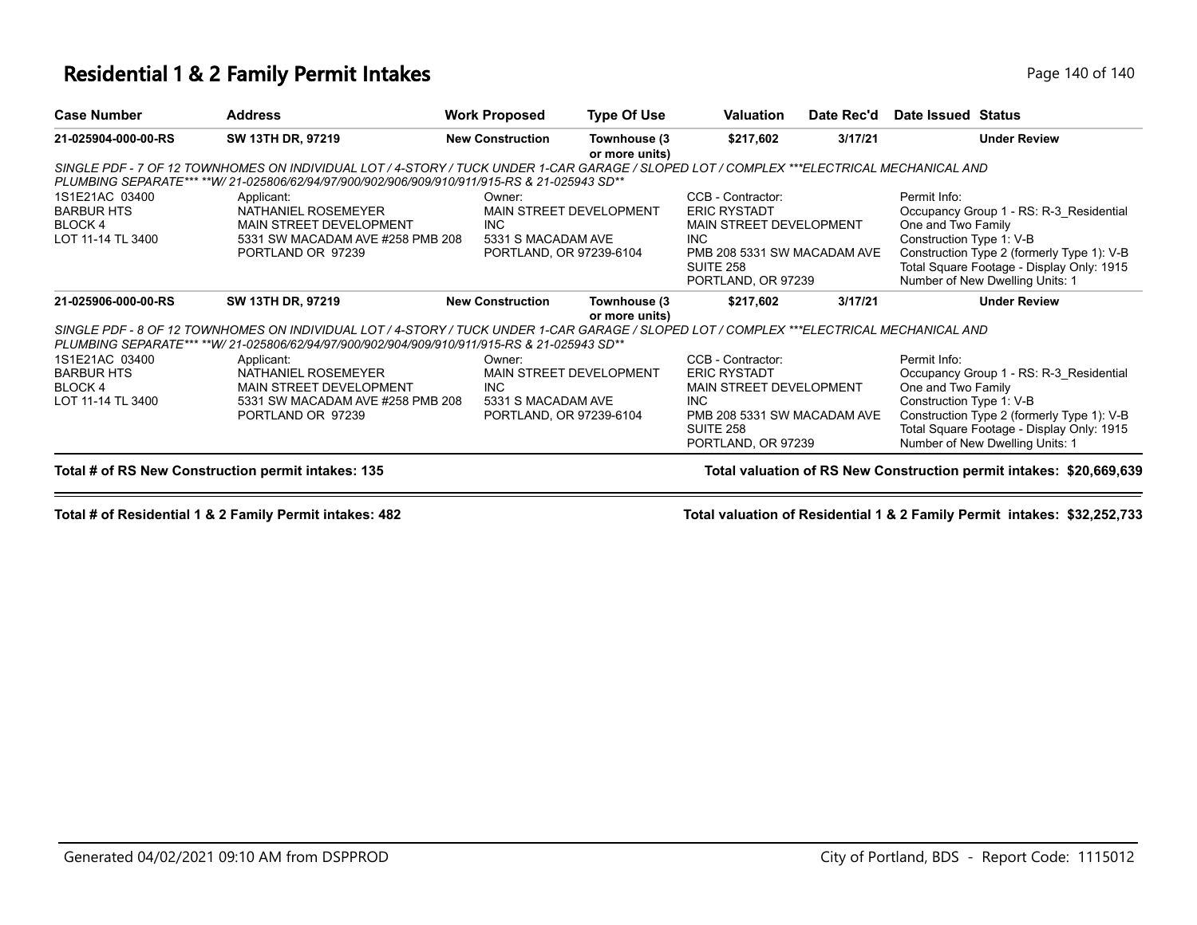## Residential 1 & 2 Family Permit Intakes

| Case Number | Address | Work Proposed | Type Of Use | Valuation | Date Rec'd | Date Issued | Status |
|---|---|---|---|---|---|---|---|
| 21-025904-000-00-RS | SW 13TH DR, 97219 | New Construction | Townhouse (3 or more units) | $217,602 | 3/17/21 | | Under Review |

*SINGLE PDF - 7 OF 12 TOWNHOMES ON INDIVIDUAL LOT / 4-STORY / TUCK UNDER 1-CAR GARAGE / SLOPED LOT / COMPLEX ***ELECTRICAL MECHANICAL AND PLUMBING SEPARATE*** **W/ 21-025806/62/94/97/900/902/906/909/910/911/915-RS & 21-025943 SD***

| | | | | |
|---|---|---|---|---|
| 1S1E21AC 03400<br>BARBUR HTS<br>BLOCK 4<br>LOT 11-14 TL 3400 | Applicant:<br>NATHANIEL ROSEMEYER<br>MAIN STREET DEVELOPMENT<br>5331 SW MACADAM AVE #258 PMB 208<br>PORTLAND OR 97239 | Owner:<br>MAIN STREET DEVELOPMENT INC<br>5331 S MACADAM AVE<br>PORTLAND, OR 97239-6104 | CCB - Contractor:<br>ERIC RYSTADT<br>MAIN STREET DEVELOPMENT INC<br>PMB 208 5331 SW MACADAM AVE SUITE 258<br>PORTLAND, OR 97239 | Permit Info:<br>Occupancy Group 1 - RS: R-3_Residential One and Two Family<br>Construction Type 1: V-B<br>Construction Type 2 (formerly Type 1): V-B<br>Total Square Footage - Display Only: 1915<br>Number of New Dwelling Units: 1 |

| Case Number | Address | Work Proposed | Type Of Use | Valuation | Date Rec'd | Date Issued | Status |
|---|---|---|---|---|---|---|---|
| 21-025906-000-00-RS | SW 13TH DR, 97219 | New Construction | Townhouse (3 or more units) | $217,602 | 3/17/21 | | Under Review |

*SINGLE PDF - 8 OF 12 TOWNHOMES ON INDIVIDUAL LOT / 4-STORY / TUCK UNDER 1-CAR GARAGE / SLOPED LOT / COMPLEX ***ELECTRICAL MECHANICAL AND PLUMBING SEPARATE*** **W/ 21-025806/62/94/97/900/902/904/909/910/911/915-RS & 21-025943 SD***

| | | | | |
|---|---|---|---|---|
| 1S1E21AC 03400<br>BARBUR HTS<br>BLOCK 4<br>LOT 11-14 TL 3400 | Applicant:<br>NATHANIEL ROSEMEYER<br>MAIN STREET DEVELOPMENT<br>5331 SW MACADAM AVE #258 PMB 208<br>PORTLAND OR 97239 | Owner:<br>MAIN STREET DEVELOPMENT INC<br>5331 S MACADAM AVE<br>PORTLAND, OR 97239-6104 | CCB - Contractor:<br>ERIC RYSTADT<br>MAIN STREET DEVELOPMENT INC<br>PMB 208 5331 SW MACADAM AVE SUITE 258<br>PORTLAND, OR 97239 | Permit Info:<br>Occupancy Group 1 - RS: R-3_Residential One and Two Family<br>Construction Type 1: V-B<br>Construction Type 2 (formerly Type 1): V-B<br>Total Square Footage - Display Only: 1915<br>Number of New Dwelling Units: 1 |

**Total # of RS New Construction permit intakes: 135**

**Total valuation of RS New Construction permit intakes: $20,669,639**

**Total # of Residential 1 & 2 Family Permit intakes: 482**

**Total valuation of Residential 1 & 2 Family Permit intakes: $32,252,733**

Generated 04/02/2021 09:10 AM from DSPPROD

City of Portland, BDS - Report Code: 1115012